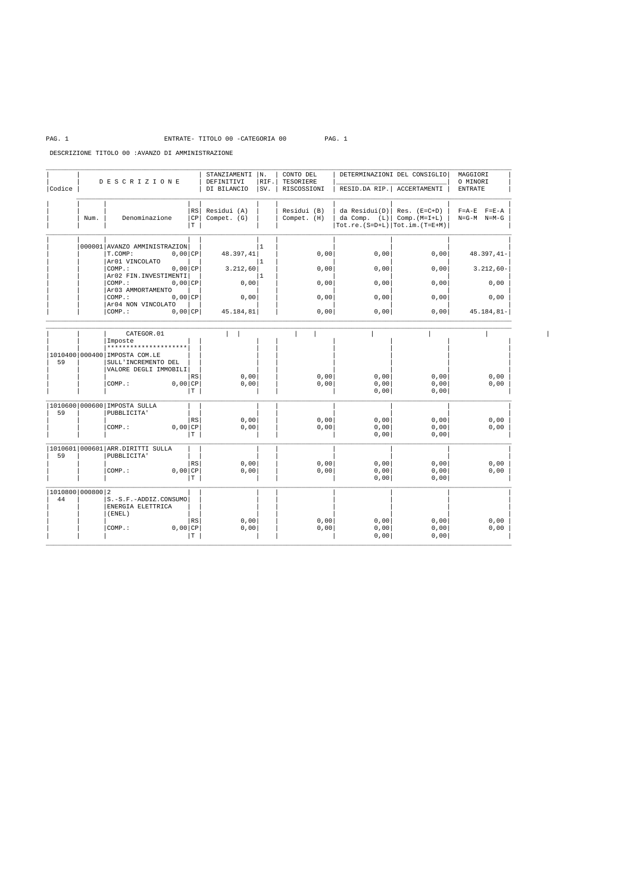ENTRATE- TITOLO 00 -CATEGORIA 00

DESCRIZIONE TITOLO 00 :AVANZO DI AMMINISTRAZIONE

| Codice | Num. | Denominazione | RS/CP/T | STANZIAMENTI DEFINITIVI DI BILANCIO<br>Residui (A)<br>Compet. (G) | N. RIF. SV. | CONTO DEL TESORIERE RISCOSSIONI<br>Residui (B)<br>Compet. (H) | DETERMINAZIONI DEL CONSIGLIO<br>RESID.DA RIP.<br>da Residui(D)<br>da Comp. (L)<br>Tot.re.(S=D+L) | DETERMINAZIONI DEL CONSIGLIO<br>ACCERTAMENTI<br>Res. (E=C+D)<br>Comp.(M=I+L)<br>Tot.im.(T=E+M) | MAGGIORI O MINORI ENTRATE<br>F=A-E F=E-A<br>N=G-M N=M-G |
|---|---|---|---|---|---|---|---|---|---|
| | 000001 | AVANZO AMMINISTRAZION | | | 1 | | | | |
| | | T.COMP: 0,00 | CP | 48.397,41 | | 0,00 | 0,00 | 0,00 | 48.397,41- |
| | | Ar01 VINCOLATO | | | 1 | | | | |
| | | COMP.: 0,00 | CP | 3.212,60 | | 0,00 | 0,00 | 0,00 | 3.212,60- |
| | | Ar02 FIN.INVESTIMENTI | | | 1 | | | | |
| | | COMP.: 0,00 | CP | 0,00 | | 0,00 | 0,00 | 0,00 | 0,00 |
| | | Ar03 AMMORTAMENTO | | | | | | | |
| | | COMP.: 0,00 | CP | 0,00 | | 0,00 | 0,00 | 0,00 | 0,00 |
| | | Ar04 NON VINCOLATO | | | | | | | |
| | | COMP.: 0,00 | CP | 45.184,81 | | 0,00 | 0,00 | 0,00 | 45.184,81- |
| | | CATEGOR.01<br>Imposte<br>******************** | | | | | | | |
| 1010400<br>59 | 000400 | IMPOSTA COM.LE SULL'INCREMENTO DEL VALORE DEGLI IMMOBILI | RS | 0,00 | | 0,00 | 0,00 | 0,00 | 0,00 |
| | | COMP.: 0,00 | CP | 0,00 | | 0,00 | 0,00 | 0,00 | 0,00 |
| | | | T | | | | 0,00 | 0,00 | |
| 1010600<br>59 | 000600 | IMPOSTA SULLA PUBBLICITA' | RS | 0,00 | | 0,00 | 0,00 | 0,00 | 0,00 |
| | | COMP.: 0,00 | CP | 0,00 | | 0,00 | 0,00 | 0,00 | 0,00 |
| | | | T | | | | 0,00 | 0,00 | |
| 1010601<br>59 | 000601 | ARR.DIRITTI SULLA PUBBLICITA' | RS | 0,00 | | 0,00 | 0,00 | 0,00 | 0,00 |
| | | COMP.: 0,00 | CP | 0,00 | | 0,00 | 0,00 | 0,00 | 0,00 |
| | | | T | | | | 0,00 | 0,00 | |
| 1010800<br>44 | 000800 | 2<br>S.-S.F.-ADDIZ.CONSUMO ENERGIA ELETTRICA (ENEL) | RS | 0,00 | | 0,00 | 0,00 | 0,00 | 0,00 |
| | | COMP.: 0,00 | CP | 0,00 | | 0,00 | 0,00 | 0,00 | 0,00 |
| | | | T | | | | 0,00 | 0,00 | |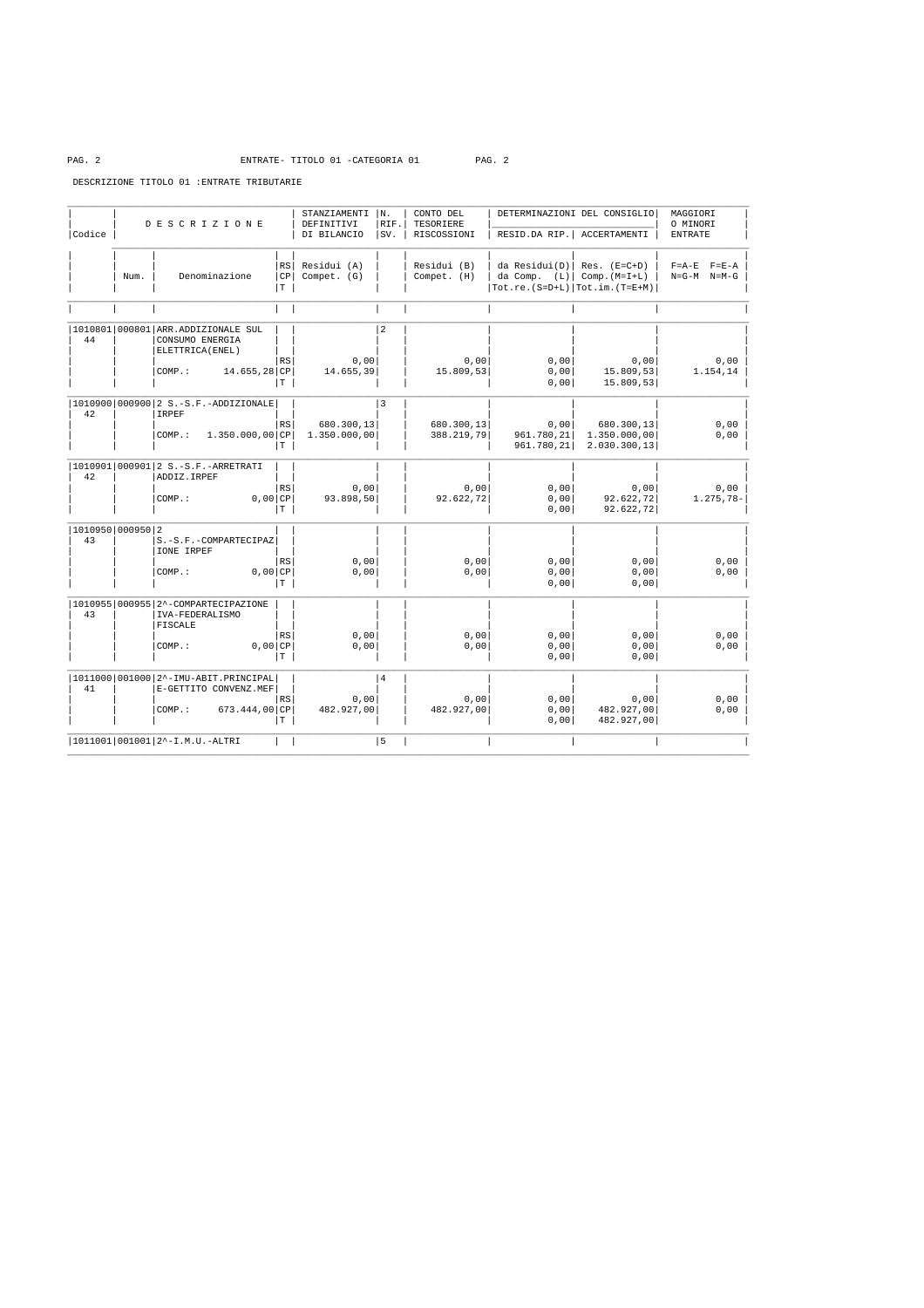ENTRATE- TITOLO 01 -CATEGORIA 01

DESCRIZIONE TITOLO 01 :ENTRATE TRIBUTARIE

| Codice | Num. | Denominazione | RS/CP/T | STANZIAMENTI DEFINITIVI DI BILANCIO Residui (A) Compet. (G) | N. RIF. SV. | CONTO DEL TESORIERE RISCOSSIONI Residui (B) Compet. (H) | DETERMINAZIONI DEL CONSIGLIO RESID.DA RIP. da Residui(D) da Comp. (L) Tot.re.(S=D+L) | DETERMINAZIONI DEL CONSIGLIO ACCERTAMENTI Res. (E=C+D) Comp.(M=I+L) Tot.im.(T=E+M) | MAGGIORI O MINORI ENTRATE F=A-E F=E-A N=G-M N=M-G |
|---|---|---|---|---|---|---|---|---|---|
| 1010801 44 | 000801 | ARR.ADDIZIONALE SUL CONSUMO ENERGIA ELETTRICA(ENEL) | | | 2 | | | | |
| | | | RS | 0,00 | | 0,00 | 0,00 | 0,00 | 0,00 |
| | | COMP.: 14.655,28 | CP | 14.655,39 | | 15.809,53 | 0,00 | 15.809,53 | 1.154,14 |
| | | | T | | | | 0,00 | 15.809,53 | |
| 1010900 42 | 000900 | 2 S.-S.F.-ADDIZIONALE IRPEF | | | 3 | | | | |
| | | | RS | 680.300,13 | | 680.300,13 | 0,00 | 680.300,13 | 0,00 |
| | | COMP.: 1.350.000,00 | CP | 1.350.000,00 | | 388.219,79 | 961.780,21 | 1.350.000,00 | 0,00 |
| | | | T | | | | 961.780,21 | 2.030.300,13 | |
| 1010901 42 | 000901 | 2 S.-S.F.-ARRETRATI ADDIZ.IRPEF | | | | | | | |
| | | | RS | 0,00 | | 0,00 | 0,00 | 0,00 | 0,00 |
| | | COMP.: 0,00 | CP | 93.898,50 | | 92.622,72 | 0,00 | 92.622,72 | 1.275,78- |
| | | | T | | | | 0,00 | 92.622,72 | |
| 1010950 43 | 000950 | 2 S.-S.F.-COMPARTECIPAZ IONE IRPEF | | | | | | | |
| | | | RS | 0,00 | | 0,00 | 0,00 | 0,00 | 0,00 |
| | | COMP.: 0,00 | CP | 0,00 | | 0,00 | 0,00 | 0,00 | 0,00 |
| | | | T | | | | 0,00 | 0,00 | |
| 1010955 43 | 000955 | 2^-COMPARTECIPAZIONE IVA-FEDERALISMO FISCALE | | | | | | | |
| | | | RS | 0,00 | | 0,00 | 0,00 | 0,00 | 0,00 |
| | | COMP.: 0,00 | CP | 0,00 | | 0,00 | 0,00 | 0,00 | 0,00 |
| | | | T | | | | 0,00 | 0,00 | |
| 1011000 41 | 001000 | 2^-IMU-ABIT.PRINCIPAL E-GETTITO CONVENZ.MEF | | | 4 | | | | |
| | | | RS | 0,00 | | 0,00 | 0,00 | 0,00 | 0,00 |
| | | COMP.: 673.444,00 | CP | 482.927,00 | | 482.927,00 | 0,00 | 482.927,00 | 0,00 |
| | | | T | | | | 0,00 | 482.927,00 | |
| 1011001 | 001001 | 2^-I.M.U.-ALTRI | | | 5 | | | | |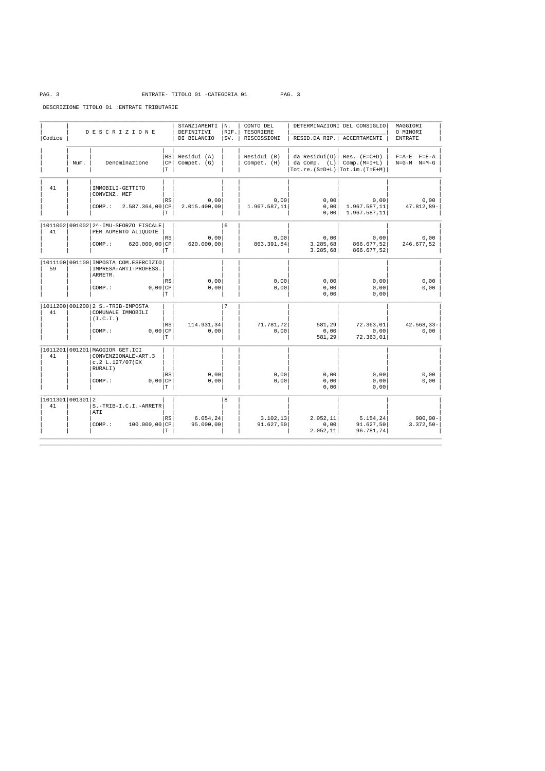ENTRATE- TITOLO 01 -CATEGORIA 01

DESCRIZIONE TITOLO 01 :ENTRATE TRIBUTARIE

| Codice | Num. | DESCRIZIONE Denominazione | | STANZIAMENTI DEFINITIVI DI BILANCIO Residui (A) Compet. (G) | N. RIF. SV. | CONTO DEL TESORIERE RISCOSSIONI Residui (B) Compet. (H) | DETERMINAZIONI DEL CONSIGLIO RESID.DA RIP. da Residui(D) da Comp. (L) Tot.re.(S=D+L) | DETERMINAZIONI DEL CONSIGLIO ACCERTAMENTI Res. (E=C+D) Comp.(M=I+L) Tot.im.(T=E+M) | MAGGIORI O MINORI ENTRATE F=A-E F=E-A N=G-M N=M-G |
|---|---|---|---|---|---|---|---|---|---|
| 41 | | IMMOBILI-GETTITO CONVENZ. MEF | | | | | | | |
| | | | RS | 0,00 | | 0,00 | 0,00 | 0,00 | 0,00 |
| | | COMP.: 2.587.364,00 | CP | 2.015.400,00 | | 1.967.587,11 | 0,00 | 1.967.587,11 | 47.812,89- |
| | | | T | | | | 0,00 | 1.967.587,11 | |
| 1011002 41 | 001002 | 2^-IMU-SFORZO FISCALE PER AUMENTO ALIQUOTE | | | 6 | | | | |
| | | | RS | 0,00 | | 0,00 | 0,00 | 0,00 | 0,00 |
| | | COMP.: 620.000,00 | CP | 620.000,00 | | 863.391,84 | 3.285,68 | 866.677,52 | 246.677,52 |
| | | | T | | | | 3.285,68 | 866.677,52 | |
| 1011100 59 | 001100 | IMPOSTA COM.ESERCIZIO IMPRESA-ARTI-PROFESS. ARRETR. | | | | | | | |
| | | | RS | 0,00 | | 0,00 | 0,00 | 0,00 | 0,00 |
| | | COMP.: 0,00 | CP | 0,00 | | 0,00 | 0,00 | 0,00 | 0,00 |
| | | | T | | | | 0,00 | 0,00 | |
| 1011200 41 | 001200 | 2 S.-TRIB-IMPOSTA COMUNALE IMMOBILI (I.C.I.) | | | 7 | | | | |
| | | | RS | 114.931,34 | | 71.781,72 | 581,29 | 72.363,01 | 42.568,33- |
| | | COMP.: 0,00 | CP | 0,00 | | 0,00 | 0,00 | 0,00 | 0,00 |
| | | | T | | | | 581,29 | 72.363,01 | |
| 1011201 41 | 001201 | MAGGIOR GET.ICI CONVENZIONALE-ART.3 c.2 L.127/07(EX RURALI) | | | | | | | |
| | | | RS | 0,00 | | 0,00 | 0,00 | 0,00 | 0,00 |
| | | COMP.: 0,00 | CP | 0,00 | | 0,00 | 0,00 | 0,00 | 0,00 |
| | | | T | | | | 0,00 | 0,00 | |
| 1011301 41 | 001301 | 2 S.-TRIB-I.C.I.-ARRETRATI | | | 8 | | | | |
| | | | RS | 6.054,24 | | 3.102,13 | 2.052,11 | 5.154,24 | 900,00- |
| | | COMP.: 100.000,00 | CP | 95.000,00 | | 91.627,50 | 0,00 | 91.627,50 | 3.372,50- |
| | | | T | | | | 2.052,11 | 96.781,74 | |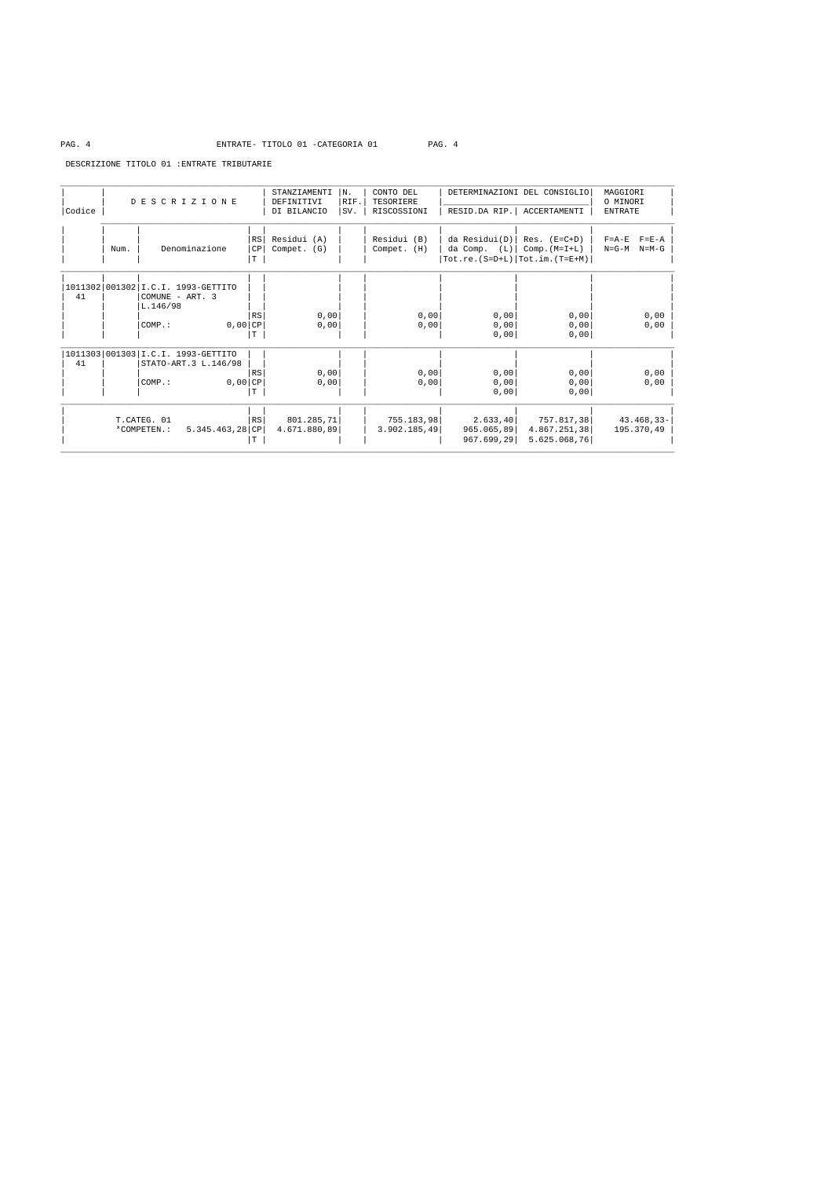ENTRATE- TITOLO 01 -CATEGORIA 01

DESCRIZIONE TITOLO 01 :ENTRATE TRIBUTARIE

| Codice | Num. | DESCRIZIONE Denominazione | RS/CP/T | STANZIAMENTI DEFINITIVI DI BILANCIO Residui (A) Compet. (G) | N. RIF. SV. | CONTO DEL TESORIERE RISCOSSIONI Residui (B) Compet. (H) | DETERMINAZIONI DEL CONSIGLIO RESID.DA RIP. da Residui(D) da Comp. (L) Tot.re.(S=D+L) | DETERMINAZIONI DEL CONSIGLIO ACCERTAMENTI Res. (E=C+D) Comp.(M=I+L) Tot.im.(T=E+M) | MAGGIORI O MINORI ENTRATE F=A-E F=E-A N=G-M N=M-G |
|---|---|---|---|---|---|---|---|---|---|
| 1011302 41 | 001302 | I.C.I. 1993-GETTITO COMUNE - ART. 3 L.146/98 | | | | | | | |
| | | | RS | 0,00 | | 0,00 | 0,00 | 0,00 | 0,00 |
| | | COMP.: 0,00 | CP | 0,00 | | 0,00 | 0,00 | 0,00 | 0,00 |
| | | | T | | | | 0,00 | 0,00 | |
| 1011303 41 | 001303 | I.C.I. 1993-GETTITO STATO-ART.3 L.146/98 | | | | | | | |
| | | | RS | 0,00 | | 0,00 | 0,00 | 0,00 | 0,00 |
| | | COMP.: 0,00 | CP | 0,00 | | 0,00 | 0,00 | 0,00 | 0,00 |
| | | | T | | | | 0,00 | 0,00 | |
| | | T.CATEG. 01 | RS | 801.285,71 | | 755.183,98 | 2.633,40 | 757.817,38 | 43.468,33- |
| | | *COMPETEN.: 5.345.463,28 | CP | 4.671.880,89 | | 3.902.185,49 | 965.065,89 | 4.867.251,38 | 195.370,49 |
| | | | T | | | | 967.699,29 | 5.625.068,76 | |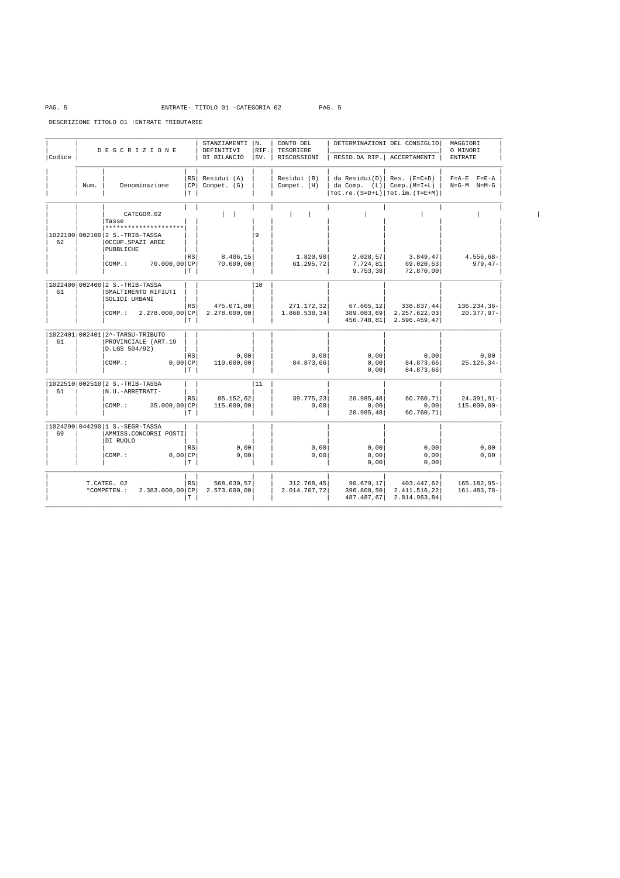ENTRATE- TITOLO 01 -CATEGORIA 02

DESCRIZIONE TITOLO 01 :ENTRATE TRIBUTARIE

| Codice | Num. | DESCRIZIONE / Denominazione | RS/CP/T | STANZIAMENTI DEFINITIVI DI BILANCIO / Residui (A) / Compet. (G) | N. RIF. SV. | CONTO DEL TESORIERE RISCOSSIONI / Residui (B) / Compet. (H) | DETERMINAZIONI DEL CONSIGLIO RESID.DA RIP. / da Residui(D) / da Comp. (L) / Tot.re.(S=D+L) | ACCERTAMENTI / Res. (E=C+D) / Comp.(M=I+L) / Tot.im.(T=E+M) | MAGGIORI O MINORI ENTRATE / F=A-E F=E-A / N=G-M N=M-G |
|---|---|---|---|---|---|---|---|---|---|
| | | CATEGOR.02 Tasse ******************** | | | | | | | |
| 1022100 62 | 002100 | 2 S.-TRIB-TASSA OCCUP.SPAZI AREE PUBBLICHE | | | 9 | | | | |
| | | | RS | 8.406,15 | | 1.820,90 | 2.028,57 | 3.849,47 | 4.556,68- |
| | | COMP.: 70.000,00 | CP | 70.000,00 | | 61.295,72 | 7.724,81 | 69.020,53 | 979,47- |
| | | | T | | | | 9.753,38 | 72.870,00 | |
| 1022400 61 | 002400 | 2 S.-TRIB-TASSA SMALTIMENTO RIFIUTI SOLIDI URBANI | | | 10 | | | | |
| | | | RS | 475.071,80 | | 271.172,32 | 67.665,12 | 338.837,44 | 136.234,36- |
| | | COMP.: 2.278.000,00 | CP | 2.278.000,00 | | 1.868.538,34 | 389.083,69 | 2.257.622,03 | 20.377,97- |
| | | | T | | | | 456.748,81 | 2.596.459,47 | |
| 1022401 61 | 002401 | 2^-TARSU-TRIBUTO PROVINCIALE (ART.19 D.LGS 504/92) | | | | | | | |
| | | | RS | 0,00 | | 0,00 | 0,00 | 0,00 | 0,00 |
| | | COMP.: 0,00 | CP | 110.000,00 | | 84.873,66 | 0,00 | 84.873,66 | 25.126,34- |
| | | | T | | | | 0,00 | 84.873,66 | |
| 1022510 61 | 002510 | 2 S.-TRIB-TASSA N.U.-ARRETRATI- | | | 11 | | | | |
| | | | RS | 85.152,62 | | 39.775,23 | 20.985,48 | 60.760,71 | 24.391,91- |
| | | COMP.: 35.000,00 | CP | 115.000,00 | | 0,00 | 0,00 | 0,00 | 115.000,00- |
| | | | T | | | | 20.985,48 | 60.760,71 | |
| 1024290 69 | 044290 | 1 S.-SEGR-TASSA AMMISS.CONCORSI POSTI DI RUOLO | | | | | | | |
| | | | RS | 0,00 | | 0,00 | 0,00 | 0,00 | 0,00 |
| | | COMP.: 0,00 | CP | 0,00 | | 0,00 | 0,00 | 0,00 | 0,00 |
| | | | T | | | | 0,00 | 0,00 | |
| | | T.CATEG. 02 | RS | 568.630,57 | | 312.768,45 | 90.679,17 | 403.447,62 | 165.182,95- |
| | | *COMPETEN.: 2.383.000,00 | CP | 2.573.000,00 | | 2.014.707,72 | 396.808,50 | 2.411.516,22 | 161.483,78- |
| | | | T | | | | 487.487,67 | 2.814.963,84 | |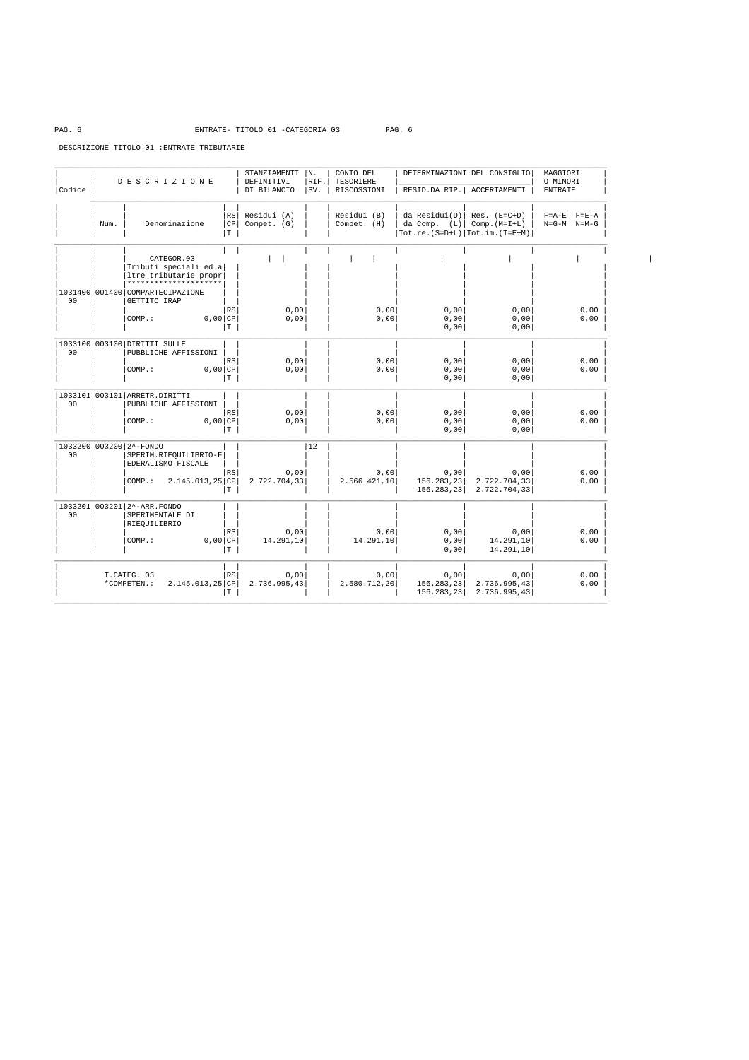ENTRATE- TITOLO 01 -CATEGORIA 03

DESCRIZIONE TITOLO 01 :ENTRATE TRIBUTARIE

| Codice | Num. | Denominazione | | STANZIAMENTI DEFINITIVI DI BILANCIO Residui (A) Compet. (G) | N. RIF. SV. | CONTO DEL TESORIERE RISCOSSIONI Residui (B) Compet. (H) | DETERMINAZIONI DEL CONSIGLIO RESID.DA RIP. da Residui(D) da Comp. (L) Tot.re.(S=D+L) | DETERMINAZIONI DEL CONSIGLIO ACCERTAMENTI Res. (E=C+D) Comp.(M=I+L) Tot.im.(T=E+M) | MAGGIORI O MINORI ENTRATE F=A-E F=E-A N=G-M N=M-G |
|---|---|---|---|---|---|---|---|---|---|
| | | CATEGOR.03 Tributi speciali ed altre tributarie propr ******************** | | | | | | | |
| 1031400 00 | 001400 | COMPARTECIPAZIONE GETTITO IRAP | RS | 0,00 | | 0,00 | 0,00 | 0,00 | 0,00 |
| | | COMP.: 0,00 | CP | 0,00 | | 0,00 | 0,00 | 0,00 | 0,00 |
| | | | T | | | | 0,00 | 0,00 | |
| 1033100 00 | 003100 | DIRITTI SULLE PUBBLICHE AFFISSIONI | RS | 0,00 | | 0,00 | 0,00 | 0,00 | 0,00 |
| | | COMP.: 0,00 | CP | 0,00 | | 0,00 | 0,00 | 0,00 | 0,00 |
| | | | T | | | | 0,00 | 0,00 | |
| 1033101 00 | 003101 | ARRETR.DIRITTI PUBBLICHE AFFISSIONI | RS | 0,00 | | 0,00 | 0,00 | 0,00 | 0,00 |
| | | COMP.: 0,00 | CP | 0,00 | | 0,00 | 0,00 | 0,00 | 0,00 |
| | | | T | | | | 0,00 | 0,00 | |
| 1033200 00 | 003200 | 2^-FONDO SPERIM.RIEQUILIBRIO-FEDERALISMO FISCALE | RS | 0,00 | 12 | 0,00 | 0,00 | 0,00 | 0,00 |
| | | COMP.: 2.145.013,25 | CP | 2.722.704,33 | | 2.566.421,10 | 156.283,23 | 2.722.704,33 | 0,00 |
| | | | T | | | | 156.283,23 | 2.722.704,33 | |
| 1033201 00 | 003201 | 2^-ARR.FONDO SPERIMENTALE DI RIEQUILIBRIO | RS | 0,00 | | 0,00 | 0,00 | 0,00 | 0,00 |
| | | COMP.: 0,00 | CP | 14.291,10 | | 14.291,10 | 0,00 | 14.291,10 | 0,00 |
| | | | T | | | | 0,00 | 14.291,10 | |
| | | T.CATEG. 03 | RS | 0,00 | | 0,00 | 0,00 | 0,00 | 0,00 |
| | | *COMPETEN.: 2.145.013,25 | CP | 2.736.995,43 | | 2.580.712,20 | 156.283,23 | 2.736.995,43 | 0,00 |
| | | | T | | | | 156.283,23 | 2.736.995,43 | |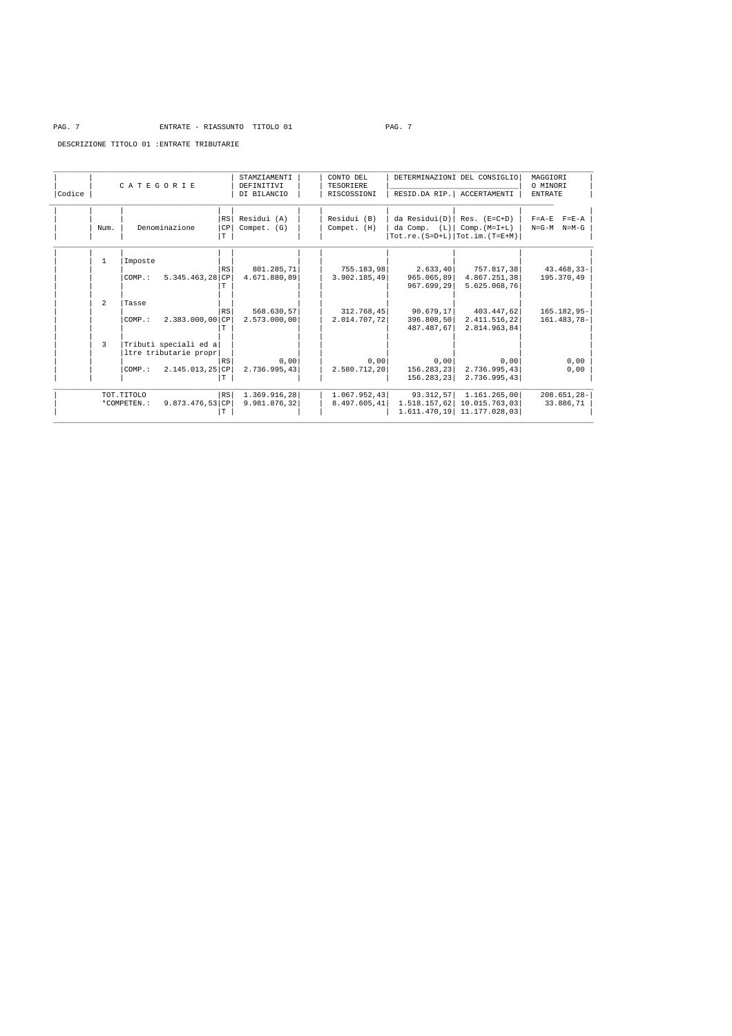ENTRATE - RIASSUNTO TITOLO 01

DESCRIZIONE TITOLO 01 :ENTRATE TRIBUTARIE

| Codice | CATEGORIE Num. | Denominazione | RS/CP/T | STAMZIAMENTI DEFINITIVI DI BILANCIO Residui (A) Compet. (G) | CONTO DEL TESORIERE RISCOSSIONI Residui (B) Compet. (H) | DETERMINAZIONI DEL CONSIGLIO RESID.DA RIP. da Residui(D) da Comp. (L) Tot.re.(S=D+L) | ACCERTAMENTI Res. (E=C+D) Comp.(M=I+L) Tot.im.(T=E+M) | MAGGIORI O MINORI ENTRATE F=A-E F=E-A N=G-M N=M-G |
|---|---|---|---|---|---|---|---|---|
| | 1 | Imposte | | | | | | |
| | | | RS | 801.285,71 | 755.183,98 | 2.633,40 | 757.817,38 | 43.468,33- |
| | | COMP.: 5.345.463,28 | CP | 4.671.880,89 | 3.902.185,49 | 965.065,89 | 4.867.251,38 | 195.370,49 |
| | | | T | | | 967.699,29 | 5.625.068,76 | |
| | 2 | Tasse | | | | | | |
| | | | RS | 568.630,57 | 312.768,45 | 90.679,17 | 403.447,62 | 165.182,95- |
| | | COMP.: 2.383.000,00 | CP | 2.573.000,00 | 2.014.707,72 | 396.808,50 | 2.411.516,22 | 161.483,78- |
| | | | T | | | 487.487,67 | 2.814.963,84 | |
| | 3 | Tributi speciali ed altre tributarie propr | | | | | | |
| | | | RS | 0,00 | 0,00 | 0,00 | 0,00 | 0,00 |
| | | COMP.: 2.145.013,25 | CP | 2.736.995,43 | 2.580.712,20 | 156.283,23 | 2.736.995,43 | 0,00 |
| | | | T | | | 156.283,23 | 2.736.995,43 | |
| | TOT.TITOLO | | RS | 1.369.916,28 | 1.067.952,43 | 93.312,57 | 1.161.265,00 | 208.651,28- |
| | *COMPETEN.: | 9.873.476,53 | CP | 9.981.876,32 | 8.497.605,41 | 1.518.157,62 | 10.015.763,03 | 33.886,71 |
| | | | T | | | 1.611.470,19 | 11.177.028,03 | |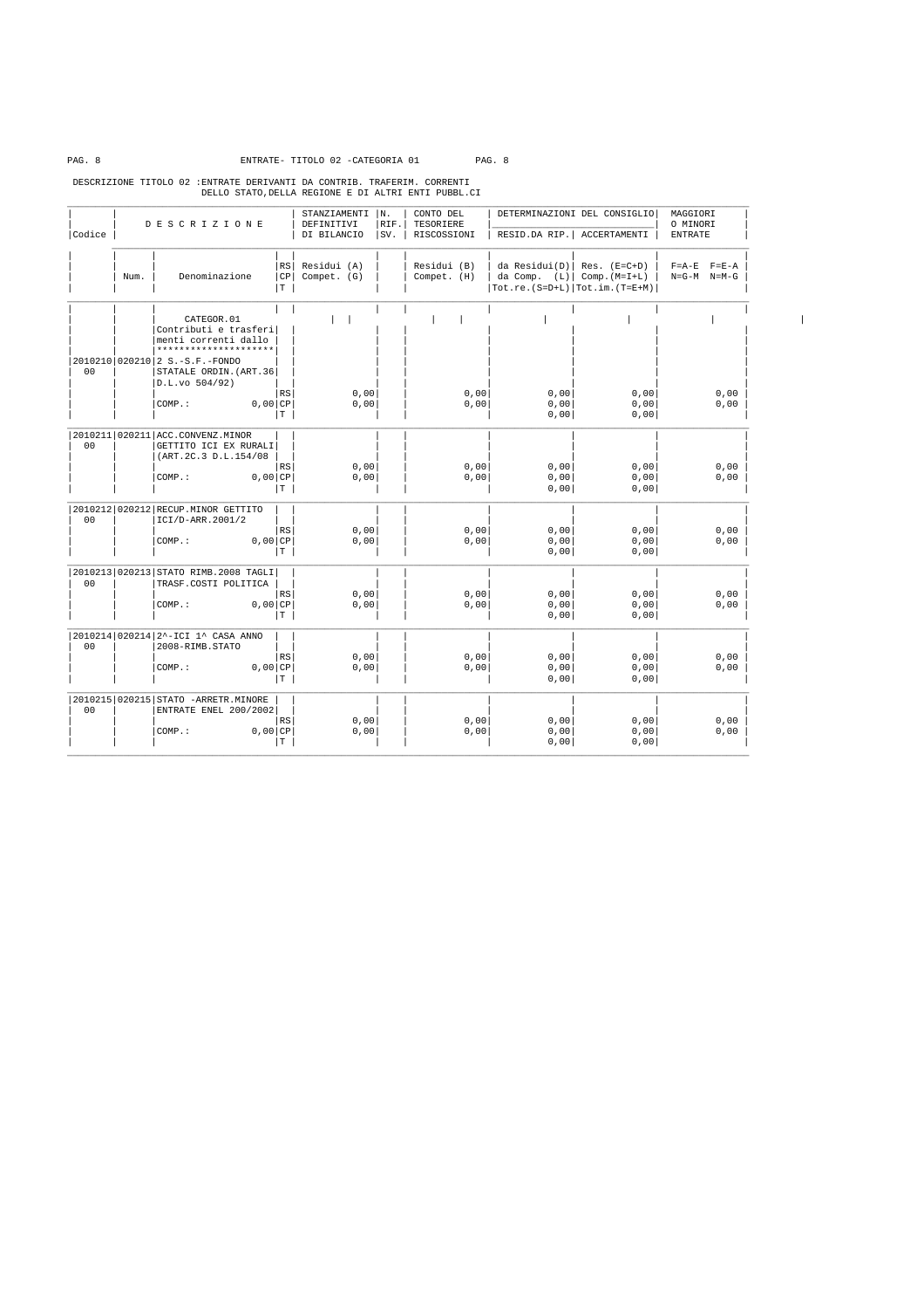ENTRATE- TITOLO 02 -CATEGORIA 01

DESCRIZIONE TITOLO 02 :ENTRATE DERIVANTI DA CONTRIB. TRAFERIM. CORRENTI DELLO STATO,DELLA REGIONE E DI ALTRI ENTI PUBBL.CI

| Codice | Num. | Denominazione | | STANZIAMENTI DEFINITIVI DI BILANCIO Residui (A) Compet. (G) | N. RIF. SV. | CONTO DEL TESORIERE RISCOSSIONI Residui (B) Compet. (H) | DETERMINAZIONI DEL CONSIGLIO RESID.DA RIP. da Residui(D) da Comp. (L) Tot.re.(S=D+L) | DETERMINAZIONI DEL CONSIGLIO ACCERTAMENTI Res. (E=C+D) Comp.(M=I+L) Tot.im.(T=E+M) | MAGGIORI O MINORI ENTRATE F=A-E F=E-A N=G-M N=M-G |
|---|---|---|---|---|---|---|---|---|---|
| | | CATEGOR.01 Contributi e trasferimenti correnti dallo ******************** | | | | | | | |
| 2010210 00 | 020210 | 2 S.-S.F.-FONDO STATALE ORDIN.(ART.36 D.L.vo 504/92) | RS | 0,00 | | 0,00 | 0,00 | 0,00 | 0,00 |
| | | COMP.: 0,00 | CP | 0,00 | | 0,00 | 0,00 | 0,00 | 0,00 |
| | | | T | | | | 0,00 | 0,00 | |
| 2010211 00 | 020211 | ACC.CONVENZ.MINOR GETTITO ICI EX RURALI (ART.2C.3 D.L.154/08 | RS | 0,00 | | 0,00 | 0,00 | 0,00 | 0,00 |
| | | COMP.: 0,00 | CP | 0,00 | | 0,00 | 0,00 | 0,00 | 0,00 |
| | | | T | | | | 0,00 | 0,00 | |
| 2010212 00 | 020212 | RECUP.MINOR GETTITO ICI/D-ARR.2001/2 | RS | 0,00 | | 0,00 | 0,00 | 0,00 | 0,00 |
| | | COMP.: 0,00 | CP | 0,00 | | 0,00 | 0,00 | 0,00 | 0,00 |
| | | | T | | | | 0,00 | 0,00 | |
| 2010213 00 | 020213 | STATO RIMB.2008 TAGLI TRASF.COSTI POLITICA | RS | 0,00 | | 0,00 | 0,00 | 0,00 | 0,00 |
| | | COMP.: 0,00 | CP | 0,00 | | 0,00 | 0,00 | 0,00 | 0,00 |
| | | | T | | | | 0,00 | 0,00 | |
| 2010214 00 | 020214 | 2^-ICI 1^ CASA ANNO 2008-RIMB.STATO | RS | 0,00 | | 0,00 | 0,00 | 0,00 | 0,00 |
| | | COMP.: 0,00 | CP | 0,00 | | 0,00 | 0,00 | 0,00 | 0,00 |
| | | | T | | | | 0,00 | 0,00 | |
| 2010215 00 | 020215 | STATO -ARRETR.MINORE ENTRATE ENEL 200/2002 | RS | 0,00 | | 0,00 | 0,00 | 0,00 | 0,00 |
| | | COMP.: 0,00 | CP | 0,00 | | 0,00 | 0,00 | 0,00 | 0,00 |
| | | | T | | | | 0,00 | 0,00 | |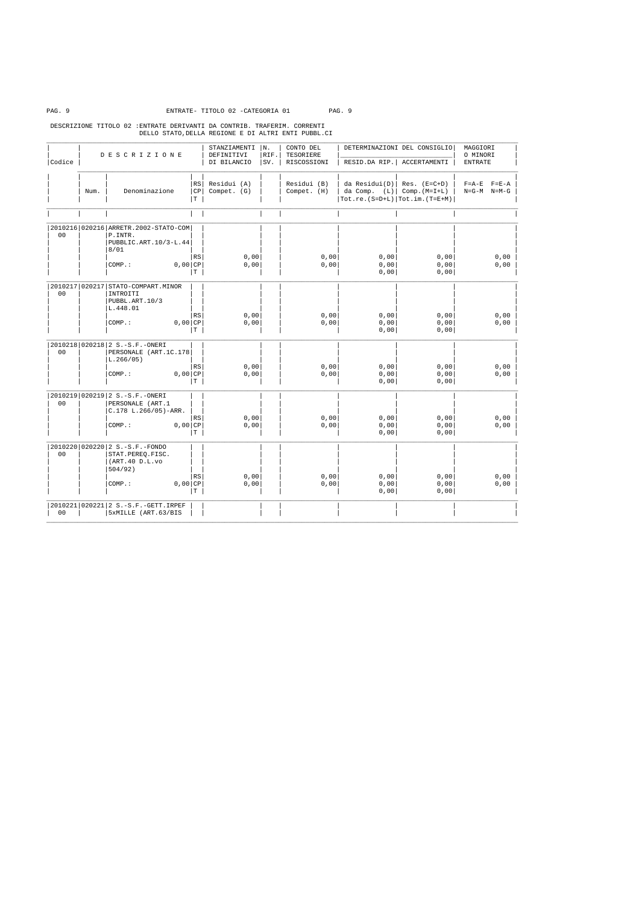ENTRATE- TITOLO 02 -CATEGORIA 01

DESCRIZIONE TITOLO 02 :ENTRATE DERIVANTI DA CONTRIB. TRAFERIM. CORRENTI DELLO STATO,DELLA REGIONE E DI ALTRI ENTI PUBBL.CI

| Codice | Num. | DESCRIZIONE - Denominazione | RS/CP/T | STANZIAMENTI DEFINITIVI DI BILANCIO - Residui (A) / Compet. (G) | N. RIF. SV. | CONTO DEL TESORIERE RISCOSSIONI - Residui (B) / Compet. (H) | DETERMINAZIONI DEL CONSIGLIO - RESID.DA RIP. - da Residui(D) / da Comp. (L) / Tot.re.(S=D+L) | DETERMINAZIONI DEL CONSIGLIO - ACCERTAMENTI - Res. (E=C+D) / Comp.(M=I+L) / Tot.im.(T=E+M) | MAGGIORI O MINORI ENTRATE - F=A-E F=E-A / N=G-M N=M-G |
|---|---|---|---|---|---|---|---|---|---|
| 2010216 00 | 020216 | ARRETR.2002-STATO-COM P.INTR. PUBBLIC.ART.10/3-L.44 8/01 | RS | 0,00 | | 0,00 | 0,00 | 0,00 | 0,00 |
| | | COMP.: 0,00 | CP | 0,00 | | 0,00 | 0,00 | 0,00 | 0,00 |
| | | | T | | | | 0,00 | 0,00 | |
| 2010217 00 | 020217 | STATO-COMPART.MINOR INTROITI PUBBL.ART.10/3 L.448.01 | RS | 0,00 | | 0,00 | 0,00 | 0,00 | 0,00 |
| | | COMP.: 0,00 | CP | 0,00 | | 0,00 | 0,00 | 0,00 | 0,00 |
| | | | T | | | | 0,00 | 0,00 | |
| 2010218 00 | 020218 | 2 S.-S.F.-ONERI PERSONALE (ART.1C.178 L.266/05) | RS | 0,00 | | 0,00 | 0,00 | 0,00 | 0,00 |
| | | COMP.: 0,00 | CP | 0,00 | | 0,00 | 0,00 | 0,00 | 0,00 |
| | | | T | | | | 0,00 | 0,00 | |
| 2010219 00 | 020219 | 2 S.-S.F.-ONERI PERSONALE (ART.1 C.178 L.266/05)-ARR. | RS | 0,00 | | 0,00 | 0,00 | 0,00 | 0,00 |
| | | COMP.: 0,00 | CP | 0,00 | | 0,00 | 0,00 | 0,00 | 0,00 |
| | | | T | | | | 0,00 | 0,00 | |
| 2010220 00 | 020220 | 2 S.-S.F.-FONDO STAT.PEREQ.FISC. (ART.40 D.L.vo 504/92) | RS | 0,00 | | 0,00 | 0,00 | 0,00 | 0,00 |
| | | COMP.: 0,00 | CP | 0,00 | | 0,00 | 0,00 | 0,00 | 0,00 |
| | | | T | | | | 0,00 | 0,00 | |
| 2010221 00 | 020221 | 2 S.-S.F.-GETT.IRPEF 5xMILLE (ART.63/BIS | | | | | | | |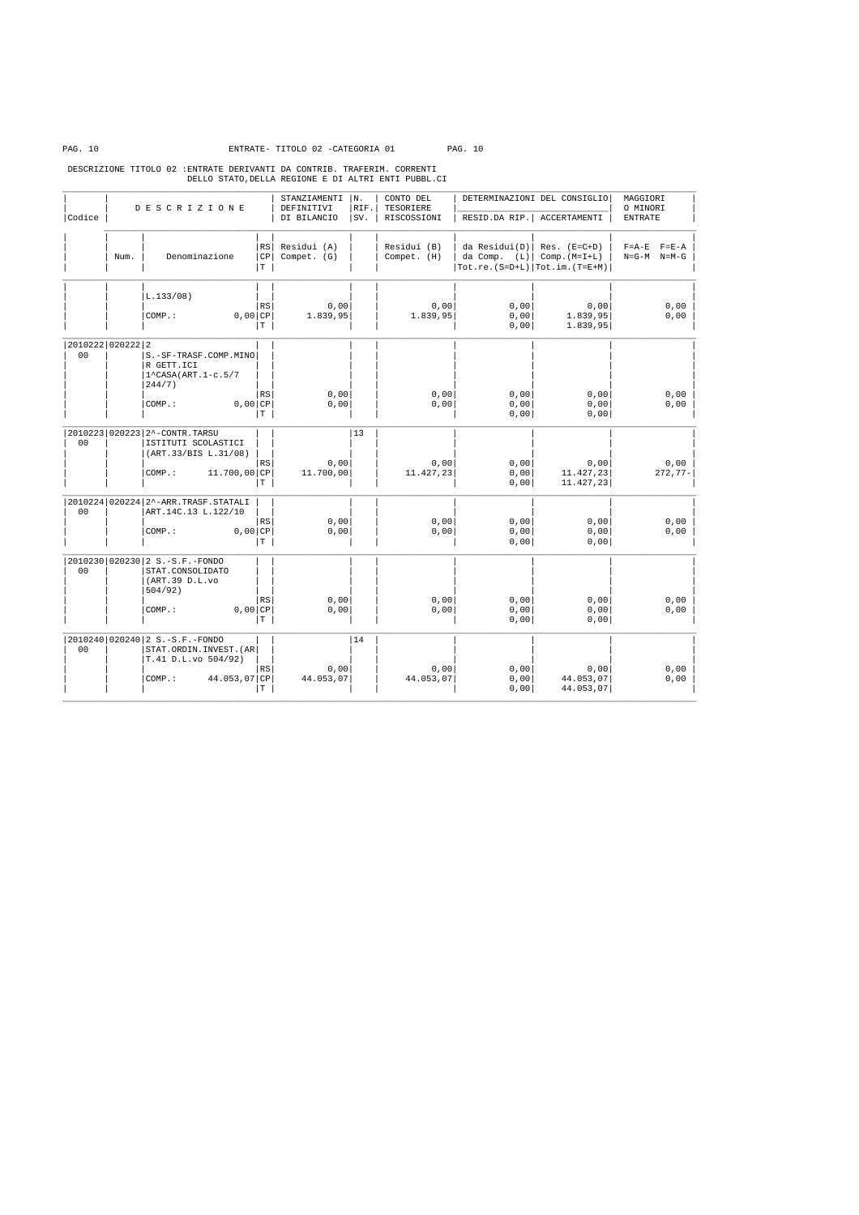ENTRATE- TITOLO 02 -CATEGORIA 01

DESCRIZIONE TITOLO 02 :ENTRATE DERIVANTI DA CONTRIB. TRAFERIM. CORRENTI DELLO STATO,DELLA REGIONE E DI ALTRI ENTI PUBBL.CI

| Codice | Num. | Denominazione | RS/CP/T | STANZIAMENTI DEFINITIVI DI BILANCIO - Residui (A) / Compet. (G) | N. RIF. SV. | CONTO DEL TESORIERE RISCOSSIONI - Residui (B) / Compet. (H) | DETERMINAZIONI DEL CONSIGLIO RESID.DA RIP. - da Residui(D) / da Comp. (L) / Tot.re.(S=D+L) | DETERMINAZIONI DEL CONSIGLIO ACCERTAMENTI - Res. (E=C+D) / Comp.(M=I+L) / Tot.im.(T=E+M) | MAGGIORI O MINORI ENTRATE F=A-E F=E-A / N=G-M N=M-G |
|---|---|---|---|---|---|---|---|---|---|
| | | L.133/08) | | | | | | | |
| | | | RS | 0,00 | | 0,00 | 0,00 | 0,00 | 0,00 |
| | | COMP.: 0,00 | CP | 1.839,95 | | 1.839,95 | 0,00 | 1.839,95 | 0,00 |
| | | | T | | | | 0,00 | 1.839,95 | |
| 2010222 00 | 020222 | 2 S.-SF-TRASF.COMP.MINO R GETT.ICI 1^CASA(ART.1-c.5/7 244/7) | | | | | | | |
| | | | RS | 0,00 | | 0,00 | 0,00 | 0,00 | 0,00 |
| | | COMP.: 0,00 | CP | 0,00 | | 0,00 | 0,00 | 0,00 | 0,00 |
| | | | T | | | | 0,00 | 0,00 | |
| 2010223 00 | 020223 | 2^-CONTR.TARSU ISTITUTI SCOLASTICI (ART.33/BIS L.31/08) | | | 13 | | | | |
| | | | RS | 0,00 | | 0,00 | 0,00 | 0,00 | 0,00 |
| | | COMP.: 11.700,00 | CP | 11.700,00 | | 11.427,23 | 0,00 | 11.427,23 | 272,77- |
| | | | T | | | | 0,00 | 11.427,23 | |
| 2010224 00 | 020224 | 2^-ARR.TRASF.STATALI ART.14C.13 L.122/10 | | | | | | | |
| | | | RS | 0,00 | | 0,00 | 0,00 | 0,00 | 0,00 |
| | | COMP.: 0,00 | CP | 0,00 | | 0,00 | 0,00 | 0,00 | 0,00 |
| | | | T | | | | 0,00 | 0,00 | |
| 2010230 00 | 020230 | 2 S.-S.F.-FONDO STAT.CONSOLIDATO (ART.39 D.L.vo 504/92) | | | | | | | |
| | | | RS | 0,00 | | 0,00 | 0,00 | 0,00 | 0,00 |
| | | COMP.: 0,00 | CP | 0,00 | | 0,00 | 0,00 | 0,00 | 0,00 |
| | | | T | | | | 0,00 | 0,00 | |
| 2010240 00 | 020240 | 2 S.-S.F.-FONDO STAT.ORDIN.INVEST.(ART.41 D.L.vo 504/92) | | | 14 | | | | |
| | | | RS | 0,00 | | 0,00 | 0,00 | 0,00 | 0,00 |
| | | COMP.: 44.053,07 | CP | 44.053,07 | | 44.053,07 | 0,00 | 44.053,07 | 0,00 |
| | | | T | | | | 0,00 | 44.053,07 | |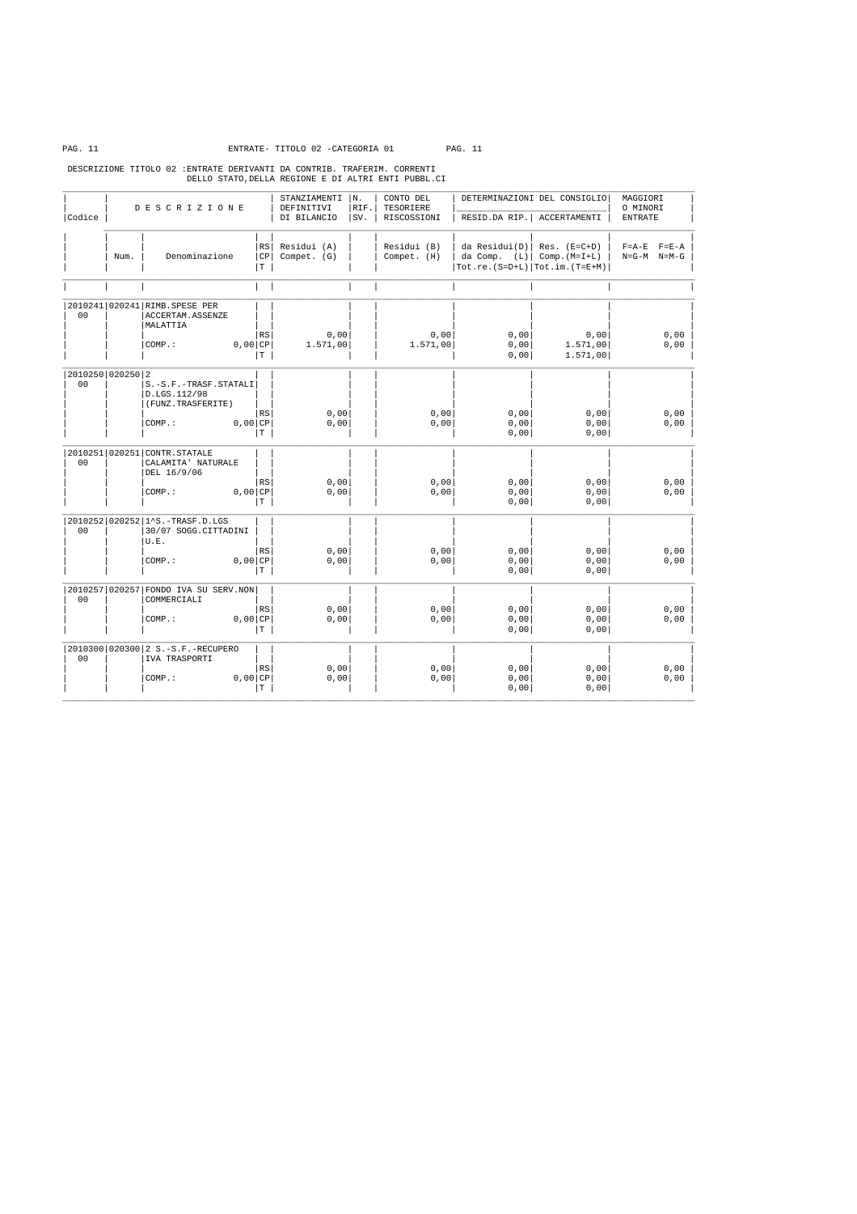ENTRATE- TITOLO 02 -CATEGORIA 01

DESCRIZIONE TITOLO 02 :ENTRATE DERIVANTI DA CONTRIB. TRAFERIM. CORRENTI DELLO STATO,DELLA REGIONE E DI ALTRI ENTI PUBBL.CI

| Codice | Num. | DESCRIZIONE Denominazione | | STANZIAMENTI DEFINITIVI DI BILANCIO Residui (A) Compet. (G) | N. RIF. SV. | CONTO DEL TESORIERE RISCOSSIONI Residui (B) Compet. (H) | DETERMINAZIONI DEL CONSIGLIO RESID.DA RIP. da Residui(D) da Comp. (L) Tot.re.(S=D+L) | DETERMINAZIONI DEL CONSIGLIO ACCERTAMENTI Res. (E=C+D) Comp.(M=I+L) Tot.im.(T=E+M) | MAGGIORI O MINORI ENTRATE F=A-E F=E-A N=G-M N=M-G |
|---|---|---|---|---|---|---|---|---|---|
| 2010241 00 | 020241 | RIMB.SPESE PER ACCERTAM.ASSENZE MALATTIA | RS | 0,00 | | 0,00 | 0,00 | 0,00 | 0,00 |
| | | COMP.: 0,00 | CP | 1.571,00 | | 1.571,00 | 0,00 | 1.571,00 | 0,00 |
| | | | T | | | | 0,00 | 1.571,00 | |
| 2010250 00 | 020250 | 2 S.-S.F.-TRASF.STATALI D.LGS.112/98 (FUNZ.TRASFERITE) | RS | 0,00 | | 0,00 | 0,00 | 0,00 | 0,00 |
| | | COMP.: 0,00 | CP | 0,00 | | 0,00 | 0,00 | 0,00 | 0,00 |
| | | | T | | | | 0,00 | 0,00 | |
| 2010251 00 | 020251 | CONTR.STATALE CALAMITA' NATURALE DEL 16/9/06 | RS | 0,00 | | 0,00 | 0,00 | 0,00 | 0,00 |
| | | COMP.: 0,00 | CP | 0,00 | | 0,00 | 0,00 | 0,00 | 0,00 |
| | | | T | | | | 0,00 | 0,00 | |
| 2010252 00 | 020252 | 1^S.-TRASF.D.LGS 30/07 SOGG.CITTADINI U.E. | RS | 0,00 | | 0,00 | 0,00 | 0,00 | 0,00 |
| | | COMP.: 0,00 | CP | 0,00 | | 0,00 | 0,00 | 0,00 | 0,00 |
| | | | T | | | | 0,00 | 0,00 | |
| 2010257 00 | 020257 | FONDO IVA SU SERV.NON COMMERCIALI | RS | 0,00 | | 0,00 | 0,00 | 0,00 | 0,00 |
| | | COMP.: 0,00 | CP | 0,00 | | 0,00 | 0,00 | 0,00 | 0,00 |
| | | | T | | | | 0,00 | 0,00 | |
| 2010300 00 | 020300 | 2 S.-S.F.-RECUPERO IVA TRASPORTI | RS | 0,00 | | 0,00 | 0,00 | 0,00 | 0,00 |
| | | COMP.: 0,00 | CP | 0,00 | | 0,00 | 0,00 | 0,00 | 0,00 |
| | | | T | | | | 0,00 | 0,00 | |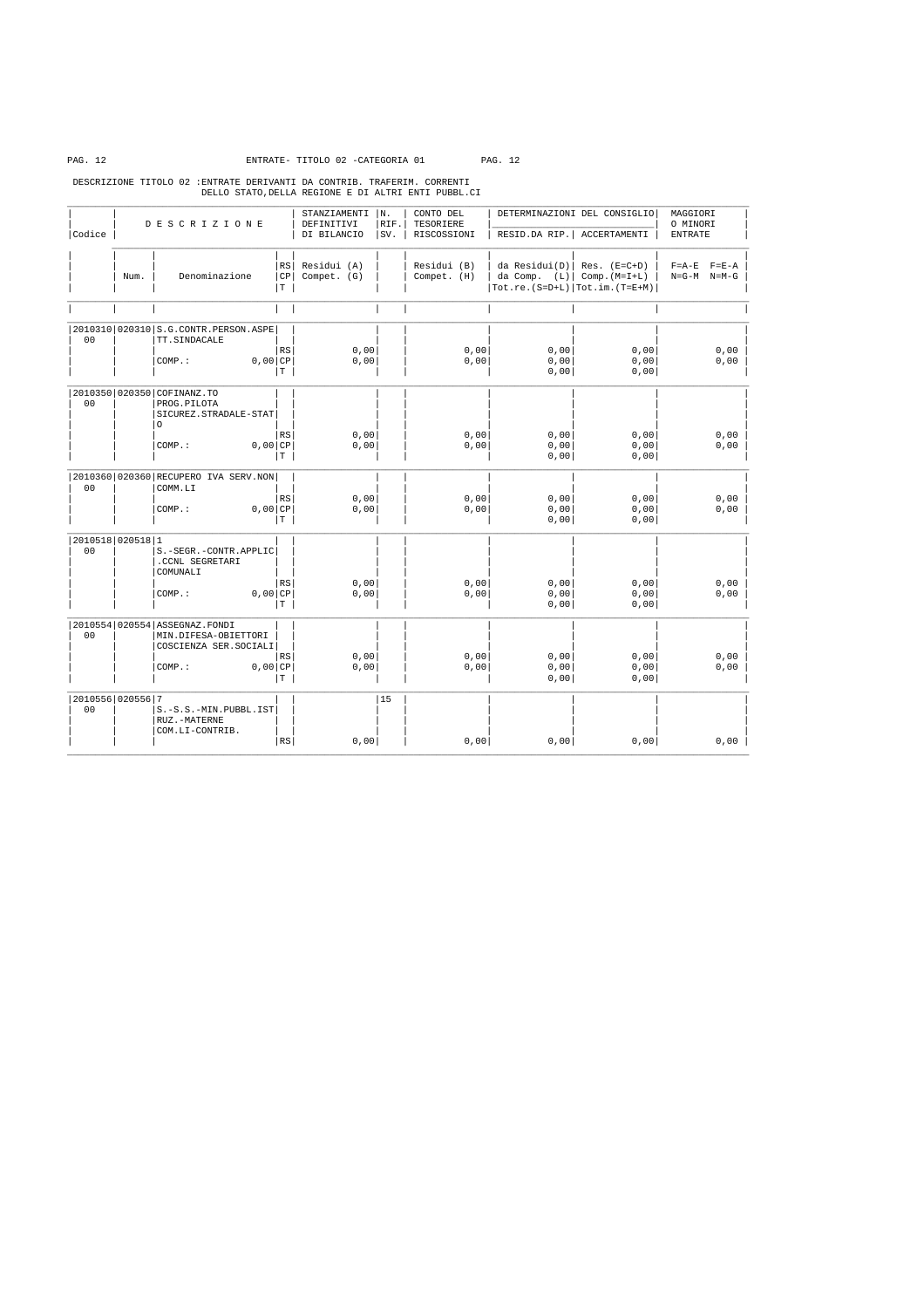ENTRATE- TITOLO 02 -CATEGORIA 01

DESCRIZIONE TITOLO 02 :ENTRATE DERIVANTI DA CONTRIB. TRAFERIM. CORRENTI DELLO STATO,DELLA REGIONE E DI ALTRI ENTI PUBBL.CI

| Codice | DESCRIZIONE | | | STANZIAMENTI DEFINITIVI DI BILANCIO | N. RIF. SV. | CONTO DEL TESORIERE RISCOSSIONI | DETERMINAZIONI DEL CONSIGLIO RESID.DA RIP. | ACCERTAMENTI | MAGGIORI O MINORI ENTRATE |
|---|---|---|---|---|---|---|---|---|---|
| | Num. | Denominazione | RS CP T | Residui (A) Compet. (G) | | Residui (B) Compet. (H) | da Residui(D) da Comp. (L) Tot.re.(S=D+L) | Res. (E=C+D) Comp.(M=I+L) Tot.im.(T=E+M) | F=A-E F=E-A N=G-M N=M-G |
| 2010310 00 | 020310 | S.G.CONTR.PERSON.ASPETT.SINDACALE | RS | 0,00 | | 0,00 | 0,00 | 0,00 | 0,00 |
| | | COMP.: 0,00 | CP | 0,00 | | 0,00 | 0,00 | 0,00 | 0,00 |
| | | | T | | | | 0,00 | 0,00 | |
| 2010350 00 | 020350 | COFINANZ.TO PROG.PILOTA SICUREZ.STRADALE-STATO | RS | 0,00 | | 0,00 | 0,00 | 0,00 | 0,00 |
| | | COMP.: 0,00 | CP | 0,00 | | 0,00 | 0,00 | 0,00 | 0,00 |
| | | | T | | | | 0,00 | 0,00 | |
| 2010360 00 | 020360 | RECUPERO IVA SERV.NON COMM.LI | RS | 0,00 | | 0,00 | 0,00 | 0,00 | 0,00 |
| | | COMP.: 0,00 | CP | 0,00 | | 0,00 | 0,00 | 0,00 | 0,00 |
| | | | T | | | | 0,00 | 0,00 | |
| 2010518 00 | 020518 | 1 S.-SEGR.-CONTR.APPLIC.CCNL SEGRETARI COMUNALI | RS | 0,00 | | 0,00 | 0,00 | 0,00 | 0,00 |
| | | COMP.: 0,00 | CP | 0,00 | | 0,00 | 0,00 | 0,00 | 0,00 |
| | | | T | | | | 0,00 | 0,00 | |
| 2010554 00 | 020554 | ASSEGNAZ.FONDI MIN.DIFESA-OBIETTORI COSCIENZA SER.SOCIALI | RS | 0,00 | | 0,00 | 0,00 | 0,00 | 0,00 |
| | | COMP.: 0,00 | CP | 0,00 | | 0,00 | 0,00 | 0,00 | 0,00 |
| | | | T | | | | 0,00 | 0,00 | |
| 2010556 00 | 020556 | 7 S.-S.S.-MIN.PUBBL.ISTRUZ.-MATERNE COM.LI-CONTRIB. | RS | 0,00 | 15 | 0,00 | 0,00 | 0,00 | 0,00 |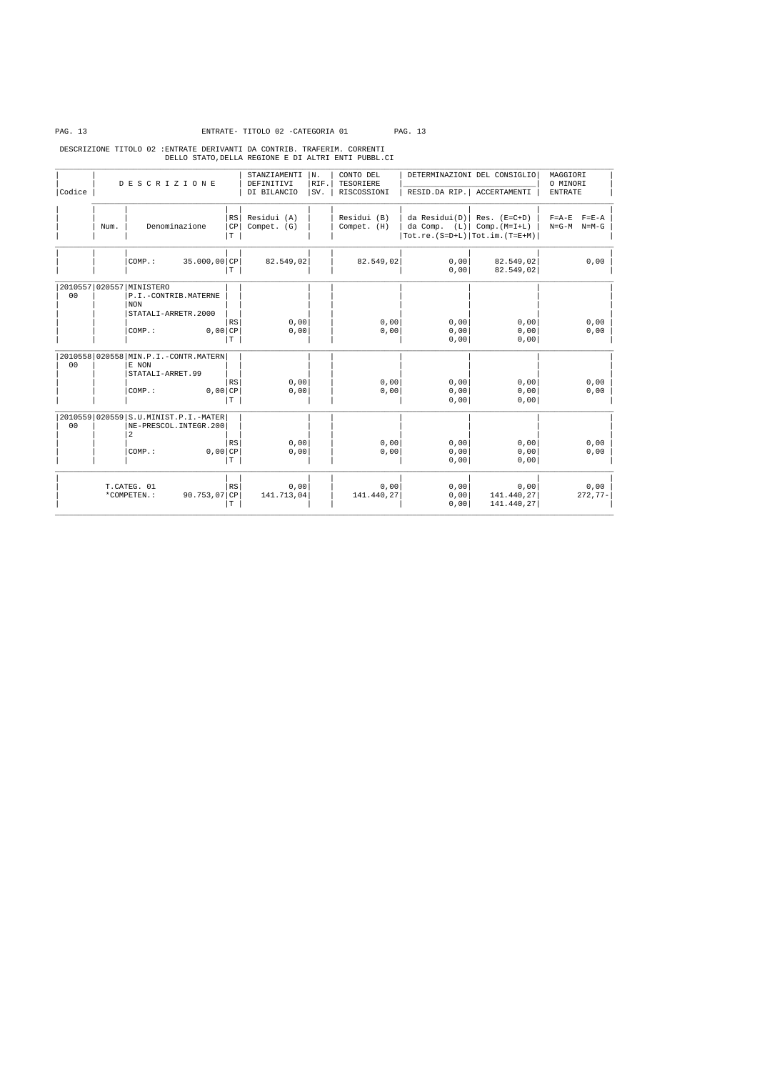ENTRATE- TITOLO 02 -CATEGORIA 01

DESCRIZIONE TITOLO 02 :ENTRATE DERIVANTI DA CONTRIB. TRAFERIM. CORRENTI DELLO STATO,DELLA REGIONE E DI ALTRI ENTI PUBBL.CI

| Codice | Num. | DESCRIZIONE Denominazione | RS CP T | STANZIAMENTI DEFINITIVI DI BILANCIO Residui (A) Compet. (G) | N. RIF. SV. | CONTO DEL TESORIERE RISCOSSIONI Residui (B) Compet. (H) | DETERMINAZIONI DEL CONSIGLIO RESID.DA RIP. da Residui(D) da Comp. (L) Tot.re.(S=D+L) | DETERMINAZIONI DEL CONSIGLIO ACCERTAMENTI Res. (E=C+D) Comp.(M=I+L) Tot.im.(T=E+M) | MAGGIORI O MINORI ENTRATE F=A-E F=E-A N=G-M N=M-G |
|---|---|---|---|---|---|---|---|---|---|
| | | COMP.: 35.000,00 | CP | 82.549,02 | | 82.549,02 | 0,00 | 82.549,02 | 0,00 |
| | | | T | | | | 0,00 | 82.549,02 | |
| 2010557 00 | 020557 | MINISTERO P.I.-CONTRIB.MATERNE NON STATALI-ARRETR.2000 | RS | 0,00 | | 0,00 | 0,00 | 0,00 | 0,00 |
| | | COMP.: 0,00 | CP | 0,00 | | 0,00 | 0,00 | 0,00 | 0,00 |
| | | | T | | | | 0,00 | 0,00 | |
| 2010558 00 | 020558 | MIN.P.I.-CONTR.MATERNE NON STATALI-ARRET.99 | RS | 0,00 | | 0,00 | 0,00 | 0,00 | 0,00 |
| | | COMP.: 0,00 | CP | 0,00 | | 0,00 | 0,00 | 0,00 | 0,00 |
| | | | T | | | | 0,00 | 0,00 | |
| 2010559 00 | 020559 | S.U.MINIST.P.I.-MATERNE-PRESCOL.INTEGR.2002 | RS | 0,00 | | 0,00 | 0,00 | 0,00 | 0,00 |
| | | COMP.: 0,00 | CP | 0,00 | | 0,00 | 0,00 | 0,00 | 0,00 |
| | | | T | | | | 0,00 | 0,00 | |
| | | T.CATEG. 01 | RS | 0,00 | | 0,00 | 0,00 | 0,00 | 0,00 |
| | | *COMPETEN.: 90.753,07 | CP | 141.713,04 | | 141.440,27 | 0,00 | 141.440,27 | 272,77- |
| | | | T | | | | 0,00 | 141.440,27 | |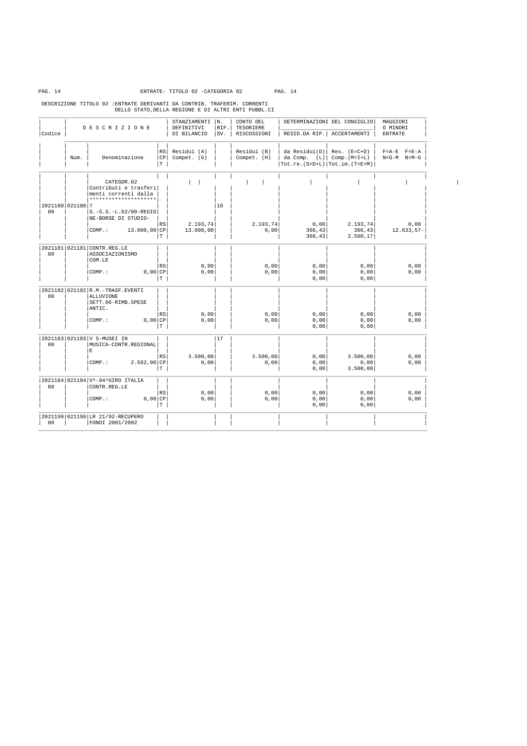ENTRATE- TITOLO 02 -CATEGORIA 02

DESCRIZIONE TITOLO 02 :ENTRATE DERIVANTI DA CONTRIB. TRAFERIM. CORRENTI DELLO STATO,DELLA REGIONE E DI ALTRI ENTI PUBBL.CI

| Codice | Num. | DESCRIZIONE Denominazione | RS/CP/T | STANZIAMENTI DEFINITIVI DI BILANCIO Residui (A) Compet. (G) | N. RIF. SV. | CONTO DEL TESORIERE RISCOSSIONI Residui (B) Compet. (H) | DETERMINAZIONI DEL CONSIGLIO RESID.DA RIP. da Residui(D) da Comp. (L) Tot.re.(S=D+L) | ACCERTAMENTI Res. (E=C+D) Comp.(M=I+L) Tot.im.(T=E+M) | MAGGIORI O MINORI ENTRATE F=A-E F=E-A N=G-M N=M-G |
|---|---|---|---|---|---|---|---|---|---|
| | | CATEGOR.02 Contributi e trasferi menti correnti dalla ******************** | | | | | | | |
| 2021180 00 | 021180 | 7 S.-S.S.-L.62/00-REGIO NE-BORSE DI STUDIO- | | | 16 | | | | |
| | | | RS | 2.193,74 | | 2.193,74 | 0,00 | 2.193,74 | 0,00 |
| | | COMP.: 13.000,00 | CP | 13.000,00 | | 0,00 | 366,43 | 366,43 | 12.633,57- |
| | | | T | | | | 366,43 | 2.560,17 | |
| 2021181 00 | 021181 | CONTR.REG.LE ASSOCIAZIONISMO COM.LE | | | | | | | |
| | | | RS | 0,00 | | 0,00 | 0,00 | 0,00 | 0,00 |
| | | COMP.: 0,00 | CP | 0,00 | | 0,00 | 0,00 | 0,00 | 0,00 |
| | | | T | | | | 0,00 | 0,00 | |
| 2021182 00 | 021182 | R.M.-TRASF.EVENTI ALLUVIONE SETT.06-RIMB.SPESE ANTIC. | | | | | | | |
| | | | RS | 0,00 | | 0,00 | 0,00 | 0,00 | 0,00 |
| | | COMP.: 0,00 | CP | 0,00 | | 0,00 | 0,00 | 0,00 | 0,00 |
| | | | T | | | | 0,00 | 0,00 | |
| 2021183 00 | 021183 | V S-MUSEI IN MUSICA-CONTR.REGIONAL E | | | 17 | | | | |
| | | | RS | 3.500,00 | | 3.500,00 | 0,00 | 3.500,00 | 0,00 |
| | | COMP.: 2.582,00 | CP | 0,00 | | 0,00 | 0,00 | 0,00 | 0,00 |
| | | | T | | | | 0,00 | 3.500,00 | |
| 2021184 00 | 021184 | V^-94^GIRO ITALIA CONTR.REG.LE | | | | | | | |
| | | | RS | 0,00 | | 0,00 | 0,00 | 0,00 | 0,00 |
| | | COMP.: 0,00 | CP | 0,00 | | 0,00 | 0,00 | 0,00 | 0,00 |
| | | | T | | | | 0,00 | 0,00 | |
| 2021199 00 | 021199 | LR 21/92-RECUPERO FONDI 2001/2002 | | | | | | | |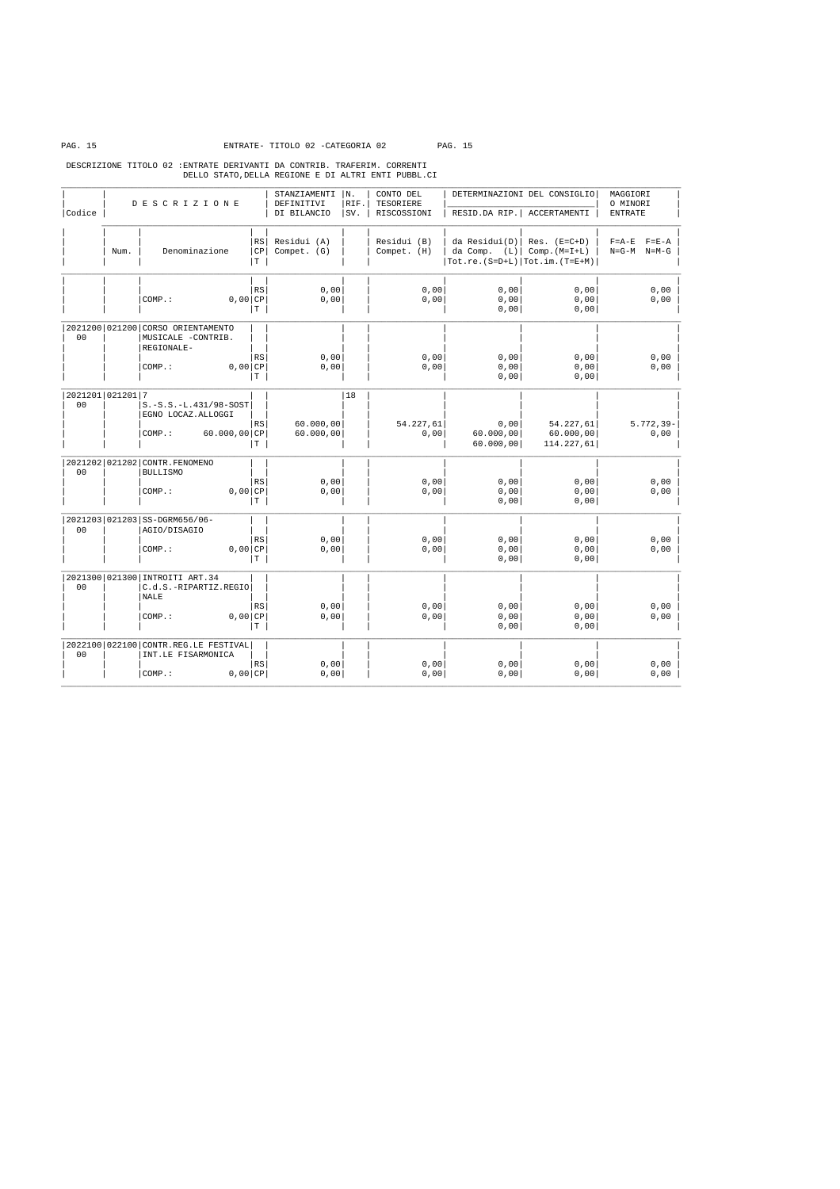ENTRATE- TITOLO 02 -CATEGORIA 02

DESCRIZIONE TITOLO 02 :ENTRATE DERIVANTI DA CONTRIB. TRAFERIM. CORRENTI DELLO STATO,DELLA REGIONE E DI ALTRI ENTI PUBBL.CI

| Codice | Num. | DESCRIZIONE / Denominazione | RS/CP/T | STANZIAMENTI DEFINITIVI DI BILANCIO - Residui (A) / Compet. (G) | N. RIF. SV. | CONTO DEL TESORIERE RISCOSSIONI - Residui (B) / Compet. (H) | DETERMINAZIONI DEL CONSIGLIO RESID.DA RIP. - da Residui(D) / da Comp. (L) / Tot.re.(S=D+L) | DETERMINAZIONI DEL CONSIGLIO ACCERTAMENTI - Res. (E=C+D) / Comp.(M=I+L) / Tot.im.(T=E+M) | MAGGIORI O MINORI ENTRATE F=A-E F=E-A / N=G-M N=M-G |
|---|---|---|---|---|---|---|---|---|---|
| | | | RS | 0,00 | | 0,00 | 0,00 | 0,00 | 0,00 |
| | | COMP.: 0,00 | CP | 0,00 | | 0,00 | 0,00 | 0,00 | 0,00 |
| | | | T | | | | 0,00 | 0,00 | |
| 2021200 00 | 021200 | CORSO ORIENTAMENTO MUSICALE -CONTRIB. REGIONALE- | | | | | | | |
| | | | RS | 0,00 | | 0,00 | 0,00 | 0,00 | 0,00 |
| | | COMP.: 0,00 | CP | 0,00 | | 0,00 | 0,00 | 0,00 | 0,00 |
| | | | T | | | | 0,00 | 0,00 | |
| 2021201 00 | 021201 | 7 S.-S.S.-L.431/98-SOSTEGNO LOCAZ.ALLOGGI | | | 18 | | | | |
| | | | RS | 60.000,00 | | 54.227,61 | 0,00 | 54.227,61 | 5.772,39- |
| | | COMP.: 60.000,00 | CP | 60.000,00 | | 0,00 | 60.000,00 | 60.000,00 | 0,00 |
| | | | T | | | | 60.000,00 | 114.227,61 | |
| 2021202 00 | 021202 | CONTR.FENOMENO BULLISMO | | | | | | | |
| | | | RS | 0,00 | | 0,00 | 0,00 | 0,00 | 0,00 |
| | | COMP.: 0,00 | CP | 0,00 | | 0,00 | 0,00 | 0,00 | 0,00 |
| | | | T | | | | 0,00 | 0,00 | |
| 2021203 00 | 021203 | SS-DGRM656/06-AGIO/DISAGIO | | | | | | | |
| | | | RS | 0,00 | | 0,00 | 0,00 | 0,00 | 0,00 |
| | | COMP.: 0,00 | CP | 0,00 | | 0,00 | 0,00 | 0,00 | 0,00 |
| | | | T | | | | 0,00 | 0,00 | |
| 2021300 00 | 021300 | INTROITI ART.34 C.d.S.-RIPARTIZ.REGIONALE | | | | | | | |
| | | | RS | 0,00 | | 0,00 | 0,00 | 0,00 | 0,00 |
| | | COMP.: 0,00 | CP | 0,00 | | 0,00 | 0,00 | 0,00 | 0,00 |
| | | | T | | | | 0,00 | 0,00 | |
| 2022100 00 | 022100 | CONTR.REG.LE FESTIVAL INT.LE FISARMONICA | | | | | | | |
| | | | RS | 0,00 | | 0,00 | 0,00 | 0,00 | 0,00 |
| | | COMP.: 0,00 | CP | 0,00 | | 0,00 | 0,00 | 0,00 | 0,00 |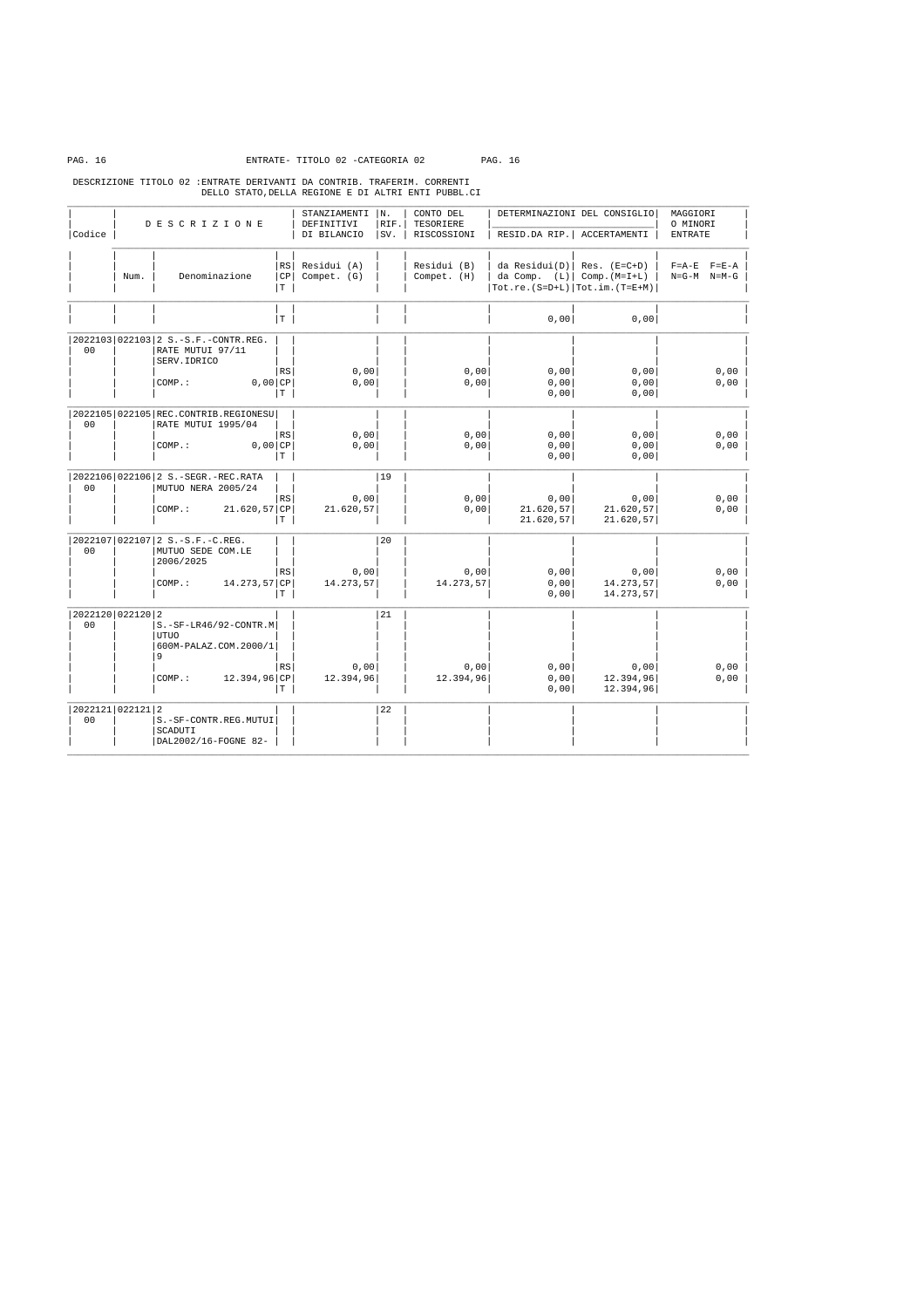ENTRATE- TITOLO 02 -CATEGORIA 02

DESCRIZIONE TITOLO 02 :ENTRATE DERIVANTI DA CONTRIB. TRAFERIM. CORRENTI DELLO STATO,DELLA REGIONE E DI ALTRI ENTI PUBBL.CI

| Codice | Num. | DESCRIZIONE - Denominazione | RS/CP/T | STANZIAMENTI DEFINITIVI DI BILANCIO - Residui (A) / Compet. (G) | N. RIF. SV. | CONTO DEL TESORIERE RISCOSSIONI - Residui (B) / Compet. (H) | DETERMINAZIONI DEL CONSIGLIO RESID.DA RIP. - da Residui(D) / da Comp. (L) / Tot.re.(S=D+L) | ACCERTAMENTI - Res. (E=C+D) / Comp.(M=I+L) / Tot.im.(T=E+M) | MAGGIORI O MINORI ENTRATE - F=A-E F=E-A / N=G-M N=M-G |
|---|---|---|---|---|---|---|---|---|---|
| | | | T | | | | 0,00 | 0,00 | |
| 2022103 00 | 022103 | 2 S.-S.F.-CONTR.REG. RATE MUTUI 97/11 SERV.IDRICO | RS | 0,00 | | 0,00 | 0,00 | 0,00 | 0,00 |
| | | COMP.: 0,00 | CP | 0,00 | | 0,00 | 0,00 | 0,00 | 0,00 |
| | | | T | | | | 0,00 | 0,00 | |
| 2022105 00 | 022105 | REC.CONTRIB.REGIONESU RATE MUTUI 1995/04 | RS | 0,00 | | 0,00 | 0,00 | 0,00 | 0,00 |
| | | COMP.: 0,00 | CP | 0,00 | | 0,00 | 0,00 | 0,00 | 0,00 |
| | | | T | | | | 0,00 | 0,00 | |
| 2022106 00 | 022106 | 2 S.-SEGR.-REC.RATA MUTUO NERA 2005/24 | RS | 0,00 | 19 | 0,00 | 0,00 | 0,00 | 0,00 |
| | | COMP.: 21.620,57 | CP | 21.620,57 | | 0,00 | 21.620,57 | 21.620,57 | 0,00 |
| | | | T | | | | 21.620,57 | 21.620,57 | |
| 2022107 00 | 022107 | 2 S.-S.F.-C.REG. MUTUO SEDE COM.LE 2006/2025 | RS | 0,00 | 20 | 0,00 | 0,00 | 0,00 | 0,00 |
| | | COMP.: 14.273,57 | CP | 14.273,57 | | 14.273,57 | 0,00 | 14.273,57 | 0,00 |
| | | | T | | | | 0,00 | 14.273,57 | |
| 2022120 00 | 022120 | 2 S.-SF-LR46/92-CONTR.M UTUO 600M-PALAZ.COM.2000/1 9 | RS | 0,00 | 21 | 0,00 | 0,00 | 0,00 | 0,00 |
| | | COMP.: 12.394,96 | CP | 12.394,96 | | 12.394,96 | 0,00 | 12.394,96 | 0,00 |
| | | | T | | | | 0,00 | 12.394,96 | |
| 2022121 00 | 022121 | 2 S.-SF-CONTR.REG.MUTUI SCADUTI DAL2002/16-FOGNE 82- | | | 22 | | | | |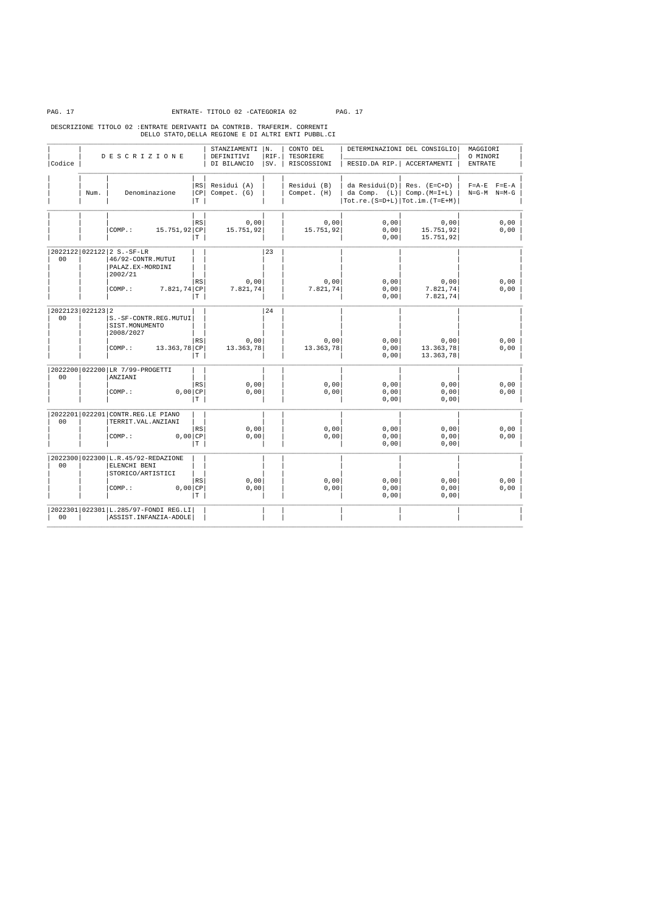ENTRATE- TITOLO 02 -CATEGORIA 02

DESCRIZIONE TITOLO 02 :ENTRATE DERIVANTI DA CONTRIB. TRAFERIM. CORRENTI DELLO STATO,DELLA REGIONE E DI ALTRI ENTI PUBBL.CI

| Codice | Num. | Denominazione | RS/CP/T | STANZIAMENTI DEFINITIVI DI BILANCIO Residui (A) Compet. (G) | N. RIF. SV. | CONTO DEL TESORIERE RISCOSSIONI Residui (B) Compet. (H) | DETERMINAZIONI DEL CONSIGLIO RESID.DA RIP. da Residui(D) da Comp. (L) Tot.re.(S=D+L) | ACCERTAMENTI Res. (E=C+D) Comp.(M=I+L) Tot.im.(T=E+M) | MAGGIORI O MINORI ENTRATE F=A-E F=E-A N=G-M N=M-G |
|---|---|---|---|---|---|---|---|---|---|
| | | | RS | 0,00 | | 0,00 | 0,00 | 0,00 | 0,00 |
| | | COMP.: 15.751,92 | CP | 15.751,92 | | 15.751,92 | 0,00 | 15.751,92 | 0,00 |
| | | | T | | | | 0,00 | 15.751,92 | |
| 2022122 00 | 022122 | 2 S.-SF-LR 46/92-CONTR.MUTUI PALAZ.EX-MORDINI 2002/21 | | | 23 | | | | |
| | | | RS | 0,00 | | 0,00 | 0,00 | 0,00 | 0,00 |
| | | COMP.: 7.821,74 | CP | 7.821,74 | | 7.821,74 | 0,00 | 7.821,74 | 0,00 |
| | | | T | | | | 0,00 | 7.821,74 | |
| 2022123 00 | 022123 | 2 S.-SF-CONTR.REG.MUTUI SIST.MONUMENTO 2008/2027 | | | 24 | | | | |
| | | | RS | 0,00 | | 0,00 | 0,00 | 0,00 | 0,00 |
| | | COMP.: 13.363,78 | CP | 13.363,78 | | 13.363,78 | 0,00 | 13.363,78 | 0,00 |
| | | | T | | | | 0,00 | 13.363,78 | |
| 2022200 00 | 022200 | LR 7/99-PROGETTI ANZIANI | | | | | | | |
| | | | RS | 0,00 | | 0,00 | 0,00 | 0,00 | 0,00 |
| | | COMP.: 0,00 | CP | 0,00 | | 0,00 | 0,00 | 0,00 | 0,00 |
| | | | T | | | | 0,00 | 0,00 | |
| 2022201 00 | 022201 | CONTR.REG.LE PIANO TERRIT.VAL.ANZIANI | | | | | | | |
| | | | RS | 0,00 | | 0,00 | 0,00 | 0,00 | 0,00 |
| | | COMP.: 0,00 | CP | 0,00 | | 0,00 | 0,00 | 0,00 | 0,00 |
| | | | T | | | | 0,00 | 0,00 | |
| 2022300 00 | 022300 | L.R.45/92-REDAZIONE ELENCHI BENI STORICO/ARTISTICI | | | | | | | |
| | | | RS | 0,00 | | 0,00 | 0,00 | 0,00 | 0,00 |
| | | COMP.: 0,00 | CP | 0,00 | | 0,00 | 0,00 | 0,00 | 0,00 |
| | | | T | | | | 0,00 | 0,00 | |
| 2022301 00 | 022301 | L.285/97-FONDI REG.LI ASSIST.INFANZIA-ADOLE | | | | | | | |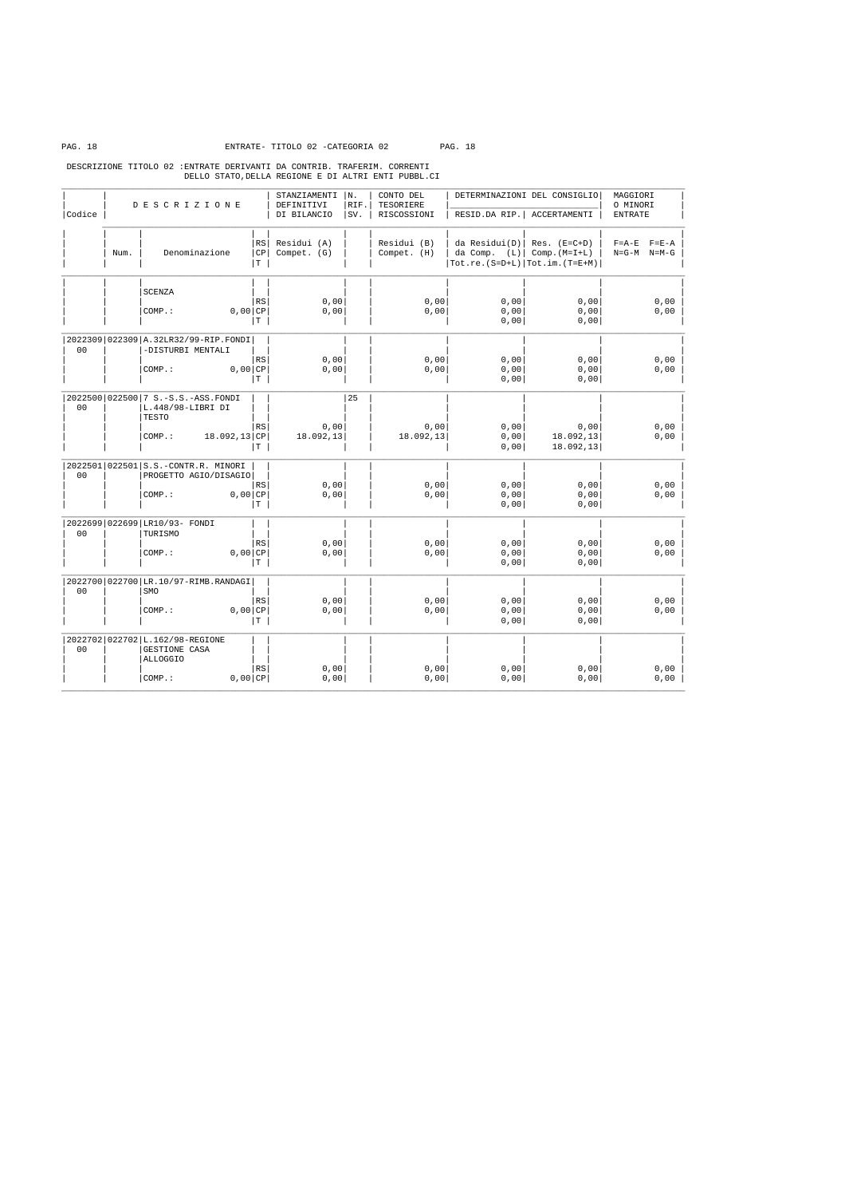ENTRATE- TITOLO 02 -CATEGORIA 02

DESCRIZIONE TITOLO 02 :ENTRATE DERIVANTI DA CONTRIB. TRAFERIM. CORRENTI DELLO STATO,DELLA REGIONE E DI ALTRI ENTI PUBBL.CI

| Codice | Num. | DESCRIZIONE Denominazione | RS/CP/T | STANZIAMENTI DEFINITIVI DI BILANCIO Residui (A) Compet. (G) | N. RIF. SV. | CONTO DEL TESORIERE RISCOSSIONI Residui (B) Compet. (H) | DETERMINAZIONI DEL CONSIGLIO RESID.DA RIP. da Residui(D) da Comp. (L) Tot.re.(S=D+L) | DETERMINAZIONI DEL CONSIGLIO ACCERTAMENTI Res. (E=C+D) Comp.(M=I+L) Tot.im.(T=E+M) | MAGGIORI O MINORI ENTRATE F=A-E F=E-A N=G-M N=M-G |
|---|---|---|---|---|---|---|---|---|---|
| | | SCENZA | | | | | | | |
| | | | RS | 0,00 | | 0,00 | 0,00 | 0,00 | 0,00 |
| | | COMP.: 0,00 | CP | 0,00 | | 0,00 | 0,00 | 0,00 | 0,00 |
| | | | T | | | | 0,00 | 0,00 | |
| 2022309 00 | 022309 | A.32LR32/99-RIP.FONDI -DISTURBI MENTALI | | | | | | | |
| | | | RS | 0,00 | | 0,00 | 0,00 | 0,00 | 0,00 |
| | | COMP.: 0,00 | CP | 0,00 | | 0,00 | 0,00 | 0,00 | 0,00 |
| | | | T | | | | 0,00 | 0,00 | |
| 2022500 00 | 022500 | 7 S.-S.S.-ASS.FONDI L.448/98-LIBRI DI TESTO | | | 25 | | | | |
| | | | RS | 0,00 | | 0,00 | 0,00 | 0,00 | 0,00 |
| | | COMP.: 18.092,13 | CP | 18.092,13 | | 18.092,13 | 0,00 | 18.092,13 | 0,00 |
| | | | T | | | | 0,00 | 18.092,13 | |
| 2022501 00 | 022501 | S.S.-CONTR.R. MINORI PROGETTO AGIO/DISAGIO | | | | | | | |
| | | | RS | 0,00 | | 0,00 | 0,00 | 0,00 | 0,00 |
| | | COMP.: 0,00 | CP | 0,00 | | 0,00 | 0,00 | 0,00 | 0,00 |
| | | | T | | | | 0,00 | 0,00 | |
| 2022699 00 | 022699 | LR10/93- FONDI TURISMO | | | | | | | |
| | | | RS | 0,00 | | 0,00 | 0,00 | 0,00 | 0,00 |
| | | COMP.: 0,00 | CP | 0,00 | | 0,00 | 0,00 | 0,00 | 0,00 |
| | | | T | | | | 0,00 | 0,00 | |
| 2022700 00 | 022700 | LR.10/97-RIMB.RANDAGI SMO | | | | | | | |
| | | | RS | 0,00 | | 0,00 | 0,00 | 0,00 | 0,00 |
| | | COMP.: 0,00 | CP | 0,00 | | 0,00 | 0,00 | 0,00 | 0,00 |
| | | | T | | | | 0,00 | 0,00 | |
| 2022702 00 | 022702 | L.162/98-REGIONE GESTIONE CASA ALLOGGIO | | | | | | | |
| | | | RS | 0,00 | | 0,00 | 0,00 | 0,00 | 0,00 |
| | | COMP.: 0,00 | CP | 0,00 | | 0,00 | 0,00 | 0,00 | 0,00 |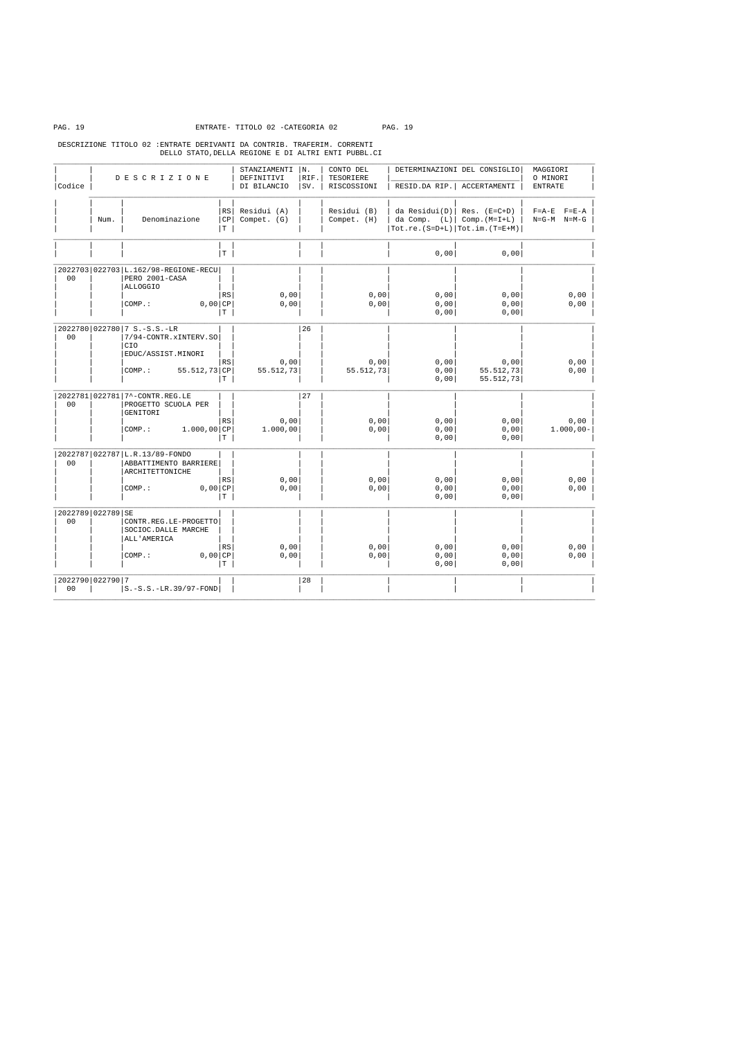ENTRATE- TITOLO 02 -CATEGORIA 02

DESCRIZIONE TITOLO 02 :ENTRATE DERIVANTI DA CONTRIB. TRAFERIM. CORRENTI DELLO STATO,DELLA REGIONE E DI ALTRI ENTI PUBBL.CI

| Codice | Num. | DESCRIZIONE / Denominazione | RS/CP/T | STANZIAMENTI DEFINITIVI DI BILANCIO / Residui (A) / Compet. (G) | N. RIF. SV. | CONTO DEL TESORIERE RISCOSSIONI / Residui (B) / Compet. (H) | DETERMINAZIONI DEL CONSIGLIO RESID.DA RIP. / da Residui(D) / da Comp. (L) / Tot.re.(S=D+L) | ACCERTAMENTI / Res. (E=C+D) / Comp.(M=I+L) / Tot.im.(T=E+M) | MAGGIORI O MINORI ENTRATE / F=A-E F=E-A / N=G-M N=M-G |
|---|---|---|---|---|---|---|---|---|---|
| | | | T | | | | 0,00 | 0,00 | |
| 2022703 00 | 022703 | L.162/98-REGIONE-RECUPERO 2001-CASA ALLOGGIO | | | | | | | |
| | | | RS | 0,00 | | 0,00 | 0,00 | 0,00 | 0,00 |
| | | COMP.: 0,00 | CP | 0,00 | | 0,00 | 0,00 | 0,00 | 0,00 |
| | | | T | | | | 0,00 | 0,00 | |
| 2022780 00 | 022780 | 7 S.-S.S.-LR 7/94-CONTR.xINTERV.SOCIO EDUC/ASSIST.MINORI | | | 26 | | | | |
| | | | RS | 0,00 | | 0,00 | 0,00 | 0,00 | 0,00 |
| | | COMP.: 55.512,73 | CP | 55.512,73 | | 55.512,73 | 0,00 | 55.512,73 | 0,00 |
| | | | T | | | | 0,00 | 55.512,73 | |
| 2022781 00 | 022781 | 7^-CONTR.REG.LE PROGETTO SCUOLA PER GENITORI | | | 27 | | | | |
| | | | RS | 0,00 | | 0,00 | 0,00 | 0,00 | 0,00 |
| | | COMP.: 1.000,00 | CP | 1.000,00 | | 0,00 | 0,00 | 0,00 | 1.000,00- |
| | | | T | | | | 0,00 | 0,00 | |
| 2022787 00 | 022787 | L.R.13/89-FONDO ABBATTIMENTO BARRIERE ARCHITETTONICHE | | | | | | | |
| | | | RS | 0,00 | | 0,00 | 0,00 | 0,00 | 0,00 |
| | | COMP.: 0,00 | CP | 0,00 | | 0,00 | 0,00 | 0,00 | 0,00 |
| | | | T | | | | 0,00 | 0,00 | |
| 2022789 00 | 022789 | SE CONTR.REG.LE-PROGETTO SOCIOC.DALLE MARCHE ALL'AMERICA | | | | | | | |
| | | | RS | 0,00 | | 0,00 | 0,00 | 0,00 | 0,00 |
| | | COMP.: 0,00 | CP | 0,00 | | 0,00 | 0,00 | 0,00 | 0,00 |
| | | | T | | | | 0,00 | 0,00 | |
| 2022790 00 | 022790 | 7 S.-S.S.-LR.39/97-FOND | | | 28 | | | | |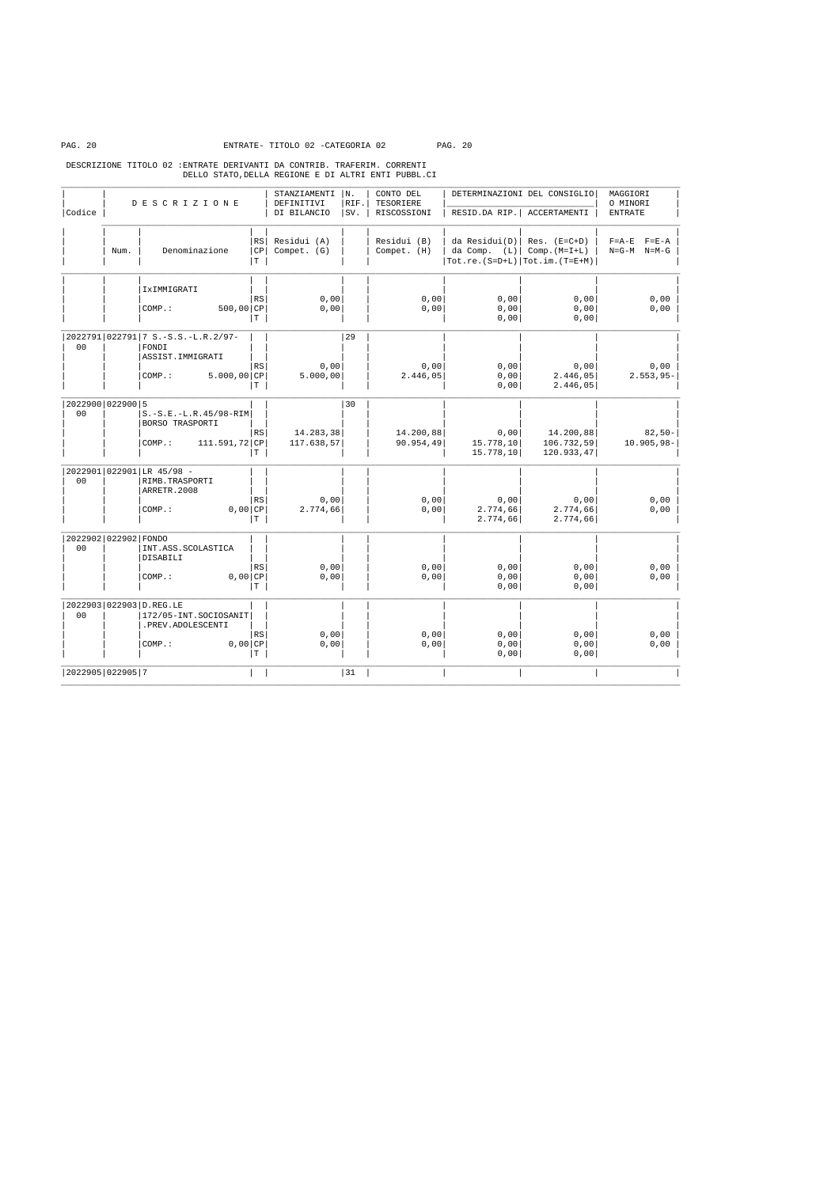ENTRATE- TITOLO 02 -CATEGORIA 02

DESCRIZIONE TITOLO 02 :ENTRATE DERIVANTI DA CONTRIB. TRAFERIM. CORRENTI DELLO STATO,DELLA REGIONE E DI ALTRI ENTI PUBBL.CI

| Codice | Num. | DESCRIZIONE Denominazione | RS/CP/T | STANZIAMENTI DEFINITIVI DI BILANCIO Residui (A) Compet. (G) | N. RIF. SV. | CONTO DEL TESORIERE RISCOSSIONI Residui (B) Compet. (H) | DETERMINAZIONI DEL CONSIGLIO RESID.DA RIP. da Residui(D) da Comp. (L) Tot.re.(S=D+L) | DETERMINAZIONI DEL CONSIGLIO ACCERTAMENTI Res. (E=C+D) Comp.(M=I+L) Tot.im.(T=E+M) | MAGGIORI O MINORI ENTRATE F=A-E F=E-A N=G-M N=M-G |
|---|---|---|---|---|---|---|---|---|---|
| | | IxIMMIGRATI | RS | 0,00 | | 0,00 | 0,00 | 0,00 | 0,00 |
| | | COMP.: 500,00 | CP | 0,00 | | 0,00 | 0,00 | 0,00 | 0,00 |
| | | | T | | | | 0,00 | 0,00 | |
| 2022791 00 | 022791 | 7 S.-S.S.-L.R.2/97- FONDI ASSIST.IMMIGRATI | | | 29 | | | | |
| | | | RS | 0,00 | | 0,00 | 0,00 | 0,00 | 0,00 |
| | | COMP.: 5.000,00 | CP | 5.000,00 | | 2.446,05 | 0,00 | 2.446,05 | 2.553,95- |
| | | | T | | | | 0,00 | 2.446,05 | |
| 2022900 00 | 022900 | 5 S.-S.E.-L.R.45/98-RIM BORSO TRASPORTI | | | 30 | | | | |
| | | | RS | 14.283,38 | | 14.200,88 | 0,00 | 14.200,88 | 82,50- |
| | | COMP.: 111.591,72 | CP | 117.638,57 | | 90.954,49 | 15.778,10 | 106.732,59 | 10.905,98- |
| | | | T | | | | 15.778,10 | 120.933,47 | |
| 2022901 00 | 022901 | LR 45/98 - RIMB.TRASPORTI ARRETR.2008 | | | | | | | |
| | | | RS | 0,00 | | 0,00 | 0,00 | 0,00 | 0,00 |
| | | COMP.: 0,00 | CP | 2.774,66 | | 0,00 | 2.774,66 | 2.774,66 | 0,00 |
| | | | T | | | | 2.774,66 | 2.774,66 | |
| 2022902 00 | 022902 | FONDO INT.ASS.SCOLASTICA DISABILI | | | | | | | |
| | | | RS | 0,00 | | 0,00 | 0,00 | 0,00 | 0,00 |
| | | COMP.: 0,00 | CP | 0,00 | | 0,00 | 0,00 | 0,00 | 0,00 |
| | | | T | | | | 0,00 | 0,00 | |
| 2022903 00 | 022903 | D.REG.LE 172/05-INT.SOCIOSANIT .PREV.ADOLESCENTI | | | | | | | |
| | | | RS | 0,00 | | 0,00 | 0,00 | 0,00 | 0,00 |
| | | COMP.: 0,00 | CP | 0,00 | | 0,00 | 0,00 | 0,00 | 0,00 |
| | | | T | | | | 0,00 | 0,00 | |
| 2022905 | 022905 | 7 | | | 31 | | | | |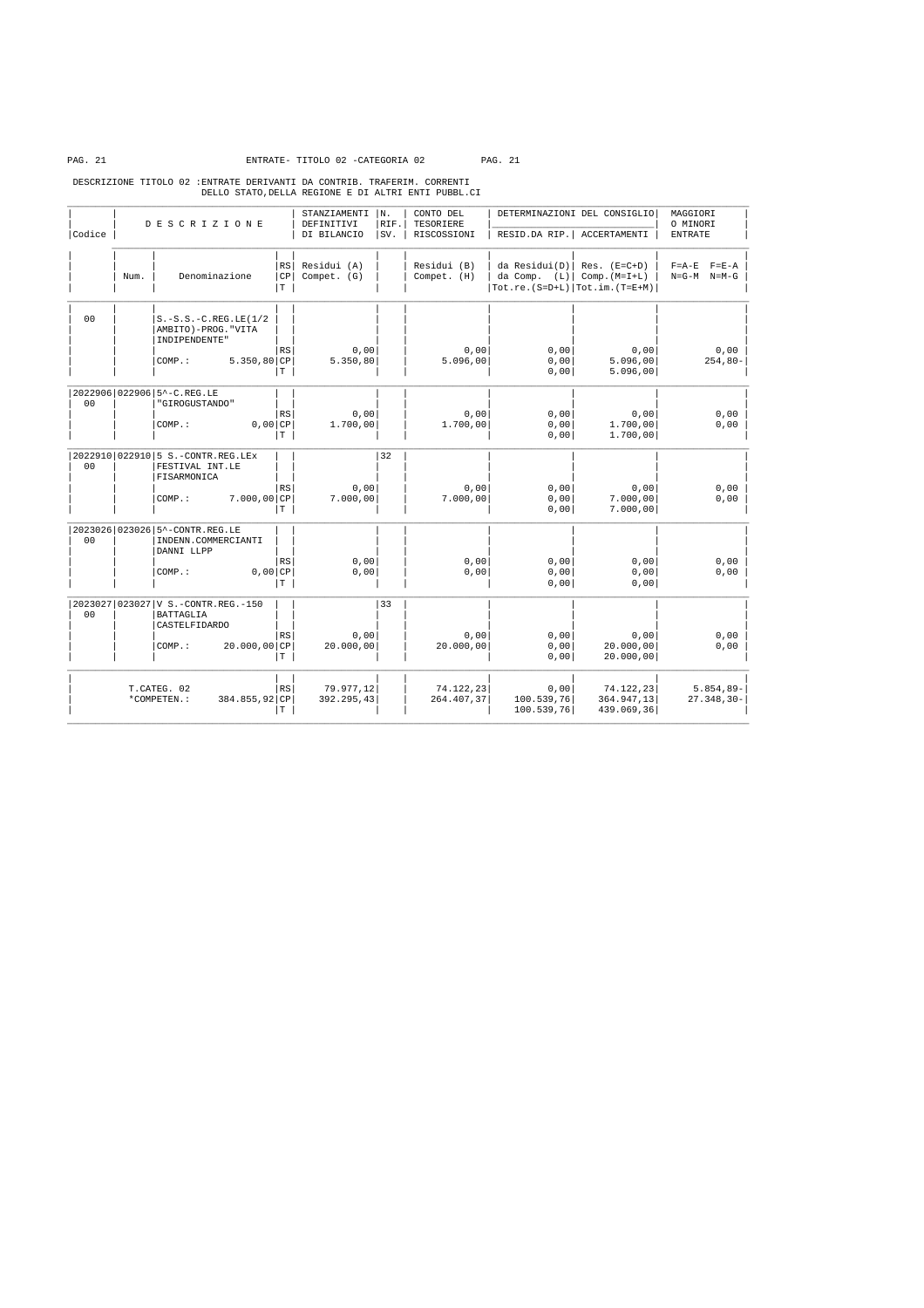ENTRATE- TITOLO 02 -CATEGORIA 02

DESCRIZIONE TITOLO 02 :ENTRATE DERIVANTI DA CONTRIB. TRAFERIM. CORRENTI DELLO STATO,DELLA REGIONE E DI ALTRI ENTI PUBBL.CI

| Codice | Num. | Denominazione | RS/CP/T | STANZIAMENTI DEFINITIVI DI BILANCIO Residui (A) Compet. (G) | N. RIF. SV. | CONTO DEL TESORIERE RISCOSSIONI Residui (B) Compet. (H) | DETERMINAZIONI DEL CONSIGLIO RESID.DA RIP. da Residui(D) da Comp. (L) Tot.re.(S=D+L) | ACCERTAMENTI Res. (E=C+D) Comp.(M=I+L) Tot.im.(T=E+M) | MAGGIORI O MINORI ENTRATE F=A-E F=E-A N=G-M N=M-G |
|---|---|---|---|---|---|---|---|---|---|
| 00 | | S.-S.S.-C.REG.LE(1/2 AMBITO)-PROG."VITA INDIPENDENTE" | RS | 0,00 | | 0,00 | 0,00 | 0,00 | 0,00 |
| | | COMP.: 5.350,80 | CP | 5.350,80 | | 5.096,00 | 0,00 | 5.096,00 | 254,80- |
| | | | T | | | | 0,00 | 5.096,00 | |
| 2022906 00 | 022906 | 5^-C.REG.LE "GIROGUSTANDO" | RS | 0,00 | | 0,00 | 0,00 | 0,00 | 0,00 |
| | | COMP.: 0,00 | CP | 1.700,00 | | 1.700,00 | 0,00 | 1.700,00 | 0,00 |
| | | | T | | | | 0,00 | 1.700,00 | |
| 2022910 00 | 022910 | 5 S.-CONTR.REG.LEx FESTIVAL INT.LE FISARMONICA | RS | 0,00 | 32 | 0,00 | 0,00 | 0,00 | 0,00 |
| | | COMP.: 7.000,00 | CP | 7.000,00 | | 7.000,00 | 0,00 | 7.000,00 | 0,00 |
| | | | T | | | | 0,00 | 7.000,00 | |
| 2023026 00 | 023026 | 5^-CONTR.REG.LE INDENN.COMMERCIANTI DANNI LLPP | RS | 0,00 | | 0,00 | 0,00 | 0,00 | 0,00 |
| | | COMP.: 0,00 | CP | 0,00 | | 0,00 | 0,00 | 0,00 | 0,00 |
| | | | T | | | | 0,00 | 0,00 | |
| 2023027 00 | 023027 | V S.-CONTR.REG.-150 BATTAGLIA CASTELFIDARDO | RS | 0,00 | 33 | 0,00 | 0,00 | 0,00 | 0,00 |
| | | COMP.: 20.000,00 | CP | 20.000,00 | | 20.000,00 | 0,00 | 20.000,00 | 0,00 |
| | | | T | | | | 0,00 | 20.000,00 | |
| | | T.CATEG. 02 | RS | 79.977,12 | | 74.122,23 | 0,00 | 74.122,23 | 5.854,89- |
| | | *COMPETEN.: 384.855,92 | CP | 392.295,43 | | 264.407,37 | 100.539,76 | 364.947,13 | 27.348,30- |
| | | | T | | | | 100.539,76 | 439.069,36 | |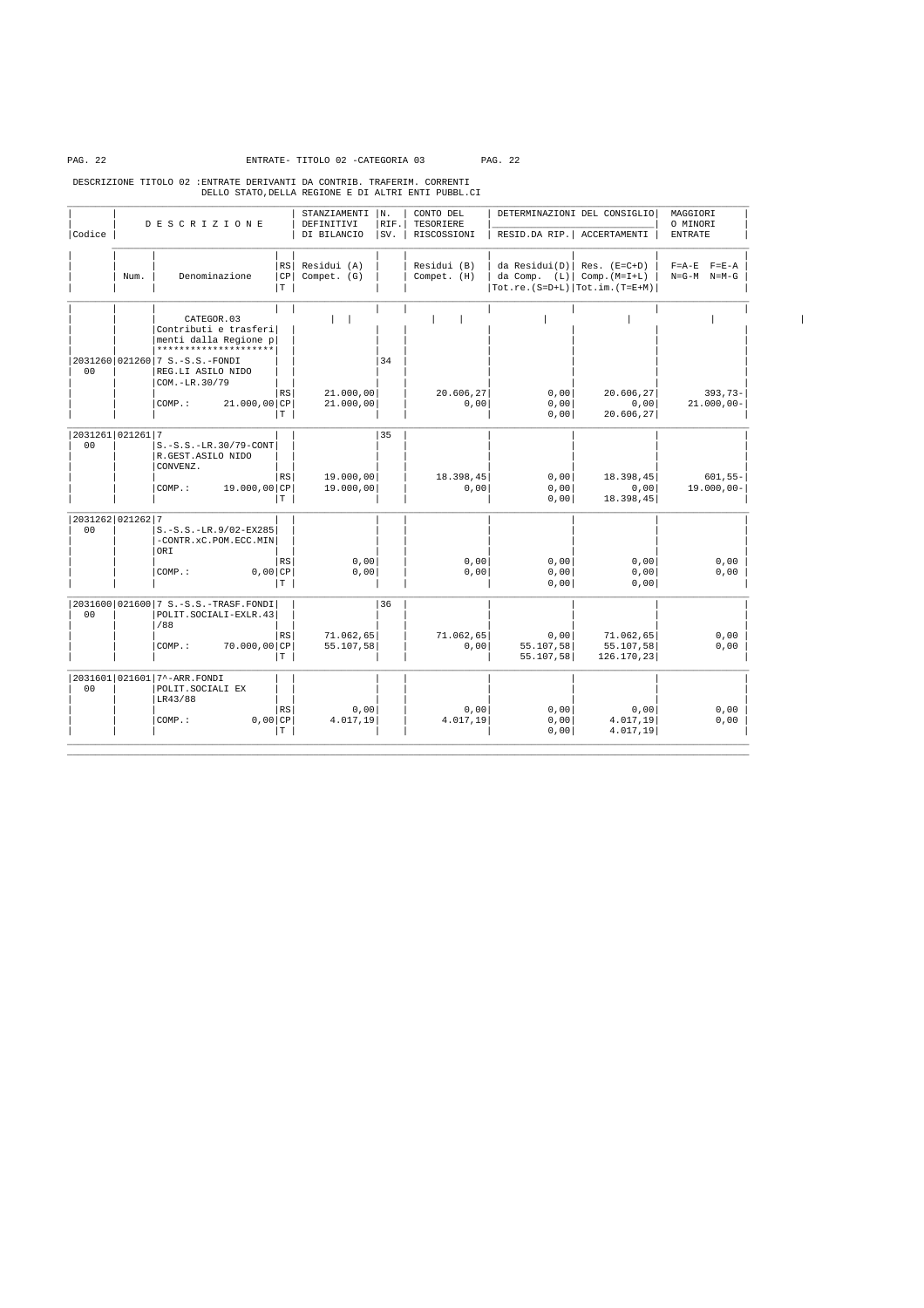ENTRATE- TITOLO 02 -CATEGORIA 03

DESCRIZIONE TITOLO 02 :ENTRATE DERIVANTI DA CONTRIB. TRAFERIM. CORRENTI DELLO STATO,DELLA REGIONE E DI ALTRI ENTI PUBBL.CI

| Codice | Num. | DESCRIZIONE - Denominazione | RS/CP/T | STANZIAMENTI DEFINITIVI DI BILANCIO - Residui (A) / Compet. (G) | N. RIF. SV. | CONTO DEL TESORIERE RISCOSSIONI - Residui (B) / Compet. (H) | DETERMINAZIONI DEL CONSIGLIO RESID.DA RIP. - da Residui(D) / da Comp. (L) / Tot.re.(S=D+L) | ACCERTAMENTI - Res. (E=C+D) / Comp.(M=I+L) / Tot.im.(T=E+M) | MAGGIORI O MINORI ENTRATE - F=A-E F=E-A / N=G-M N=M-G |
|---|---|---|---|---|---|---|---|---|---|
| | | CATEGOR.03 Contributi e trasferimenti dalla Regione p ******************** | | | | | | | |
| 2031260 00 | 021260 | 7 S.-S.S.-FONDI REG.LI ASILO NIDO COM.-LR.30/79 | RS | 21.000,00 | 34 | 20.606,27 | 0,00 | 20.606,27 | 393,73- |
| | | COMP.: 21.000,00 | CP | 21.000,00 | | 0,00 | 0,00 | 0,00 | 21.000,00- |
| | | | T | | | | 0,00 | 20.606,27 | |
| 2031261 00 | 021261 | 7 S.-S.S.-LR.30/79-CONT R.GEST.ASILO NIDO CONVENZ. | RS | 19.000,00 | 35 | 18.398,45 | 0,00 | 18.398,45 | 601,55- |
| | | COMP.: 19.000,00 | CP | 19.000,00 | | 0,00 | 0,00 | 0,00 | 19.000,00- |
| | | | T | | | | 0,00 | 18.398,45 | |
| 2031262 00 | 021262 | 7 S.-S.S.-LR.9/02-EX285 -CONTR.xC.POM.ECC.MIN ORI | RS | 0,00 | | 0,00 | 0,00 | 0,00 | 0,00 |
| | | COMP.: 0,00 | CP | 0,00 | | 0,00 | 0,00 | 0,00 | 0,00 |
| | | | T | | | | 0,00 | 0,00 | |
| 2031600 00 | 021600 | 7 S.-S.S.-TRASF.FONDI POLIT.SOCIALI-EXLR.43 /88 | RS | 71.062,65 | 36 | 71.062,65 | 0,00 | 71.062,65 | 0,00 |
| | | COMP.: 70.000,00 | CP | 55.107,58 | | 0,00 | 55.107,58 | 55.107,58 | 0,00 |
| | | | T | | | | 55.107,58 | 126.170,23 | |
| 2031601 00 | 021601 | 7^-ARR.FONDI POLIT.SOCIALI EX LR43/88 | RS | 0,00 | | 0,00 | 0,00 | 0,00 | 0,00 |
| | | COMP.: 0,00 | CP | 4.017,19 | | 4.017,19 | 0,00 | 4.017,19 | 0,00 |
| | | | T | | | | 0,00 | 4.017,19 | |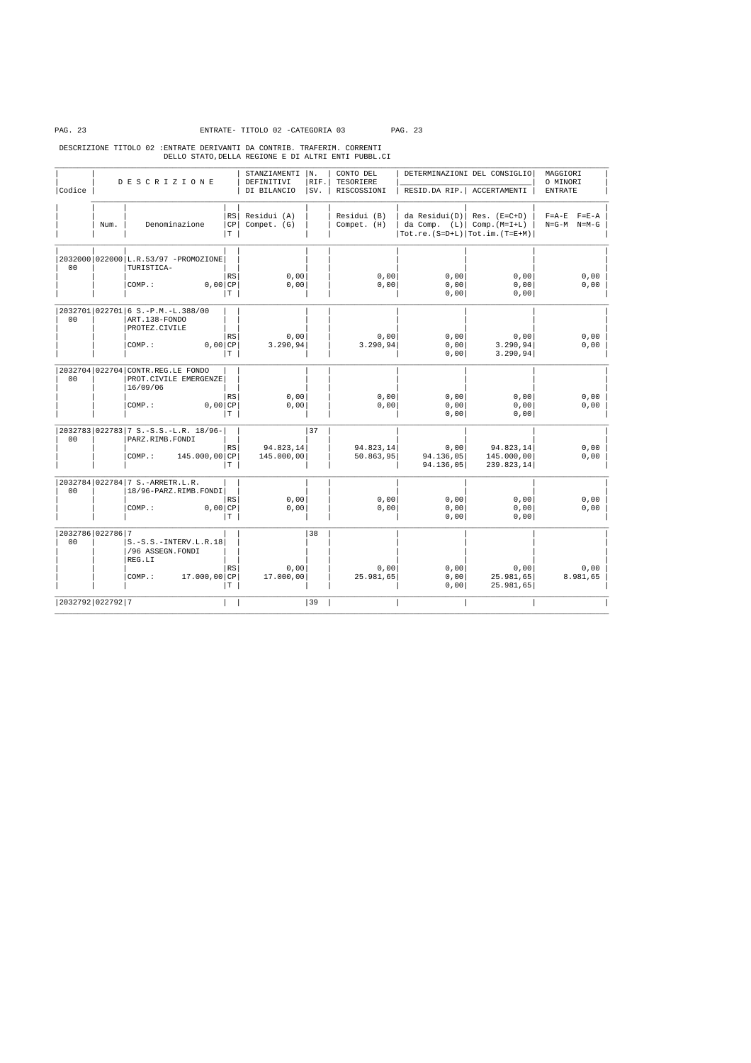ENTRATE- TITOLO 02 -CATEGORIA 03

DESCRIZIONE TITOLO 02 :ENTRATE DERIVANTI DA CONTRIB. TRAFERIM. CORRENTI DELLO STATO,DELLA REGIONE E DI ALTRI ENTI PUBBL.CI

| Codice | Num. | DESCRIZIONE Denominazione | | STANZIAMENTI DEFINITIVI DI BILANCIO Residui (A) Compet. (G) | N. RIF. SV. | CONTO DEL TESORIERE RISCOSSIONI Residui (B) Compet. (H) | DETERMINAZIONI DEL CONSIGLIO RESID.DA RIP. da Residui(D) da Comp. (L) Tot.re.(S=D+L) | DETERMINAZIONI DEL CONSIGLIO ACCERTAMENTI Res. (E=C+D) Comp.(M=I+L) Tot.im.(T=E+M) | MAGGIORI O MINORI ENTRATE F=A-E F=E-A N=G-M N=M-G |
|---|---|---|---|---|---|---|---|---|---|
| 2032000 00 | 022000 | L.R.53/97 -PROMOZIONE TURISTICA- | | | | | | | |
| | | | RS | 0,00 | | 0,00 | 0,00 | 0,00 | 0,00 |
| | | COMP.: 0,00 | CP | 0,00 | | 0,00 | 0,00 | 0,00 | 0,00 |
| | | | T | | | | 0,00 | 0,00 | |
| 2032701 00 | 022701 | 6 S.-P.M.-L.388/00 ART.138-FONDO PROTEZ.CIVILE | | | | | | | |
| | | | RS | 0,00 | | 0,00 | 0,00 | 0,00 | 0,00 |
| | | COMP.: 0,00 | CP | 3.290,94 | | 3.290,94 | 0,00 | 3.290,94 | 0,00 |
| | | | T | | | | 0,00 | 3.290,94 | |
| 2032704 00 | 022704 | CONTR.REG.LE FONDO PROT.CIVILE EMERGENZE 16/09/06 | | | | | | | |
| | | | RS | 0,00 | | 0,00 | 0,00 | 0,00 | 0,00 |
| | | COMP.: 0,00 | CP | 0,00 | | 0,00 | 0,00 | 0,00 | 0,00 |
| | | | T | | | | 0,00 | 0,00 | |
| 2032783 00 | 022783 | 7 S.-S.S.-L.R. 18/96-PARZ.RIMB.FONDI | | | 37 | | | | |
| | | | RS | 94.823,14 | | 94.823,14 | 0,00 | 94.823,14 | 0,00 |
| | | COMP.: 145.000,00 | CP | 145.000,00 | | 50.863,95 | 94.136,05 | 145.000,00 | 0,00 |
| | | | T | | | | 94.136,05 | 239.823,14 | |
| 2032784 00 | 022784 | 7 S.-ARRETR.L.R. 18/96-PARZ.RIMB.FONDI | | | | | | | |
| | | | RS | 0,00 | | 0,00 | 0,00 | 0,00 | 0,00 |
| | | COMP.: 0,00 | CP | 0,00 | | 0,00 | 0,00 | 0,00 | 0,00 |
| | | | T | | | | 0,00 | 0,00 | |
| 2032786 00 | 022786 | 7 S.-S.S.-INTERV.L.R.18/96 ASSEGN.FONDI REG.LI | | | 38 | | | | |
| | | | RS | 0,00 | | 0,00 | 0,00 | 0,00 | 0,00 |
| | | COMP.: 17.000,00 | CP | 17.000,00 | | 25.981,65 | 0,00 | 25.981,65 | 8.981,65 |
| | | | T | | | | 0,00 | 25.981,65 | |
| 2032792 | 022792 | 7 | | | 39 | | | | |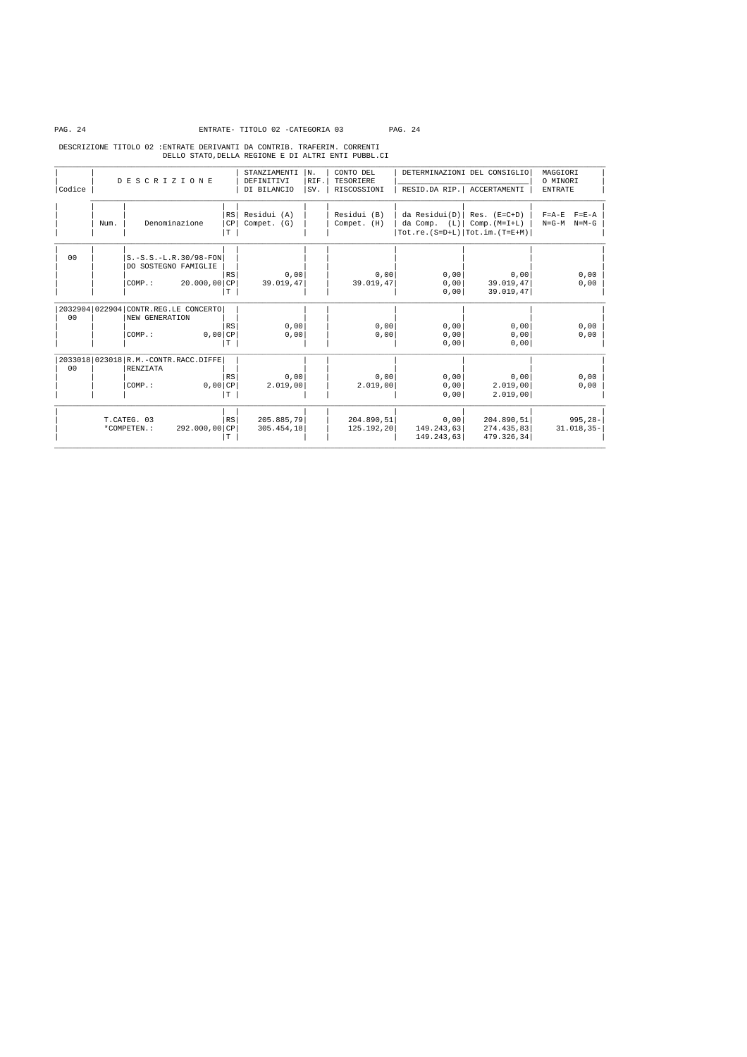ENTRATE- TITOLO 02 -CATEGORIA 03

DESCRIZIONE TITOLO 02 :ENTRATE DERIVANTI DA CONTRIB. TRAFERIM. CORRENTI DELLO STATO,DELLA REGIONE E DI ALTRI ENTI PUBBL.CI

| Codice | Num. | DESCRIZIONE Denominazione | RS CP T | STANZIAMENTI DEFINITIVI DI BILANCIO Residui (A) Compet. (G) | N. RIF. SV. | CONTO DEL TESORIERE RISCOSSIONI Residui (B) Compet. (H) | DETERMINAZIONI DEL CONSIGLIO RESID.DA RIP. da Residui(D) da Comp. (L) Tot.re.(S=D+L) | DETERMINAZIONI DEL CONSIGLIO ACCERTAMENTI Res. (E=C+D) Comp.(M=I+L) Tot.im.(T=E+M) | MAGGIORI O MINORI ENTRATE F=A-E F=E-A N=G-M N=M-G |
|---|---|---|---|---|---|---|---|---|---|
| 00 | | S.-S.S.-L.R.30/98-FONDO SOSTEGNO FAMIGLIE | | | | | | | |
| | | | RS | 0,00 | | 0,00 | 0,00 | 0,00 | 0,00 |
| | | COMP.: 20.000,00 | CP | 39.019,47 | | 39.019,47 | 0,00 | 39.019,47 | 0,00 |
| | | | T | | | | 0,00 | 39.019,47 | |
| 2032904 00 | 022904 | CONTR.REG.LE CONCERTO NEW GENERATION | | | | | | | |
| | | | RS | 0,00 | | 0,00 | 0,00 | 0,00 | 0,00 |
| | | COMP.: 0,00 | CP | 0,00 | | 0,00 | 0,00 | 0,00 | 0,00 |
| | | | T | | | | 0,00 | 0,00 | |
| 2033018 00 | 023018 | R.M.-CONTR.RACC.DIFFERENZIATA | | | | | | | |
| | | | RS | 0,00 | | 0,00 | 0,00 | 0,00 | 0,00 |
| | | COMP.: 0,00 | CP | 2.019,00 | | 2.019,00 | 0,00 | 2.019,00 | 0,00 |
| | | | T | | | | 0,00 | 2.019,00 | |
| | | T.CATEG. 03 | RS | 205.885,79 | | 204.890,51 | 0,00 | 204.890,51 | 995,28- |
| | | *COMPETEN.: 292.000,00 | CP | 305.454,18 | | 125.192,20 | 149.243,63 | 274.435,83 | 31.018,35- |
| | | | T | | | | 149.243,63 | 479.326,34 | |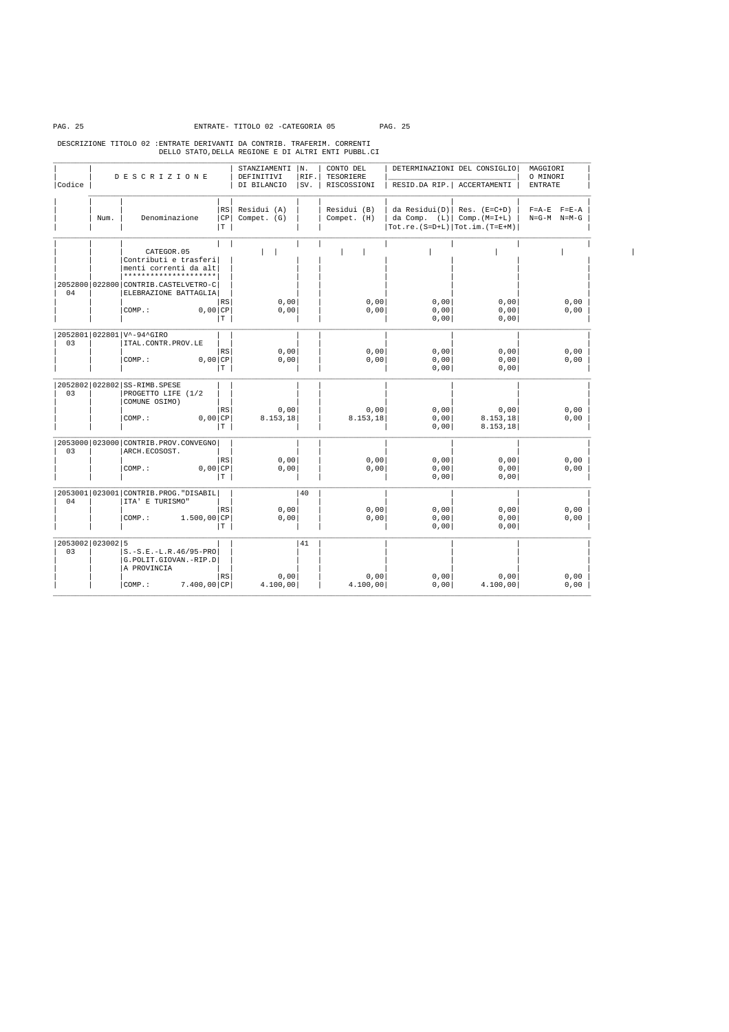ENTRATE- TITOLO 02 -CATEGORIA 05

DESCRIZIONE TITOLO 02 :ENTRATE DERIVANTI DA CONTRIB. TRAFERIM. CORRENTI DELLO STATO,DELLA REGIONE E DI ALTRI ENTI PUBBL.CI

| Codice | Num. | Denominazione | | RS/CP/T | STANZIAMENTI DEFINITIVI DI BILANCIO Residui (A) Compet. (G) | N. RIF. SV. | CONTO DEL TESORIERE RISCOSSIONI Residui (B) Compet. (H) | DETERMINAZIONI DEL CONSIGLIO RESID.DA RIP. da Residui(D) da Comp. (L) Tot.re.(S=D+L) | DETERMINAZIONI DEL CONSIGLIO ACCERTAMENTI Res. (E=C+D) Comp.(M=I+L) Tot.im.(T=E+M) | MAGGIORI O MINORI ENTRATE F=A-E F=E-A N=G-M N=M-G |
|---|---|---|---|---|---|---|---|---|---|---|
| | | CATEGOR.05 Contributi e trasferimenti correnti da alt ******************** | | | | | | | | |
| 2052800 04 | 022800 | CONTRIB.CASTELVETRO-CELEBRAZIONE BATTAGLIA | | RS | 0,00 | | 0,00 | 0,00 | 0,00 | 0,00 |
| | | COMP.: | 0,00 | CP | 0,00 | | 0,00 | 0,00 | 0,00 | 0,00 |
| | | | | T | | | | 0,00 | 0,00 | |
| 2052801 03 | 022801 | V^-94^GIRO ITAL.CONTR.PROV.LE | | RS | 0,00 | | 0,00 | 0,00 | 0,00 | 0,00 |
| | | COMP.: | 0,00 | CP | 0,00 | | 0,00 | 0,00 | 0,00 | 0,00 |
| | | | | T | | | | 0,00 | 0,00 | |
| 2052802 03 | 022802 | SS-RIMB.SPESE PROGETTO LIFE (1/2 COMUNE OSIMO) | | RS | 0,00 | | 0,00 | 0,00 | 0,00 | 0,00 |
| | | COMP.: | 0,00 | CP | 8.153,18 | | 8.153,18 | 0,00 | 8.153,18 | 0,00 |
| | | | | T | | | | 0,00 | 8.153,18 | |
| 2053000 03 | 023000 | CONTRIB.PROV.CONVEGNO ARCH.ECOSOST. | | RS | 0,00 | | 0,00 | 0,00 | 0,00 | 0,00 |
| | | COMP.: | 0,00 | CP | 0,00 | | 0,00 | 0,00 | 0,00 | 0,00 |
| | | | | T | | | | 0,00 | 0,00 | |
| 2053001 04 | 023001 | CONTRIB.PROG."DISABILITA' E TURISMO" | | RS | 0,00 | 40 | 0,00 | 0,00 | 0,00 | 0,00 |
| | | COMP.: | 1.500,00 | CP | 0,00 | | 0,00 | 0,00 | 0,00 | 0,00 |
| | | | | T | | | | 0,00 | 0,00 | |
| 2053002 03 | 023002 | 5 S.-S.E.-L.R.46/95-PROG.POLIT.GIOVAN.-RIP.DA PROVINCIA | | RS | 0,00 | 41 | 0,00 | 0,00 | 0,00 | 0,00 |
| | | COMP.: | 7.400,00 | CP | 4.100,00 | | 4.100,00 | 0,00 | 4.100,00 | 0,00 |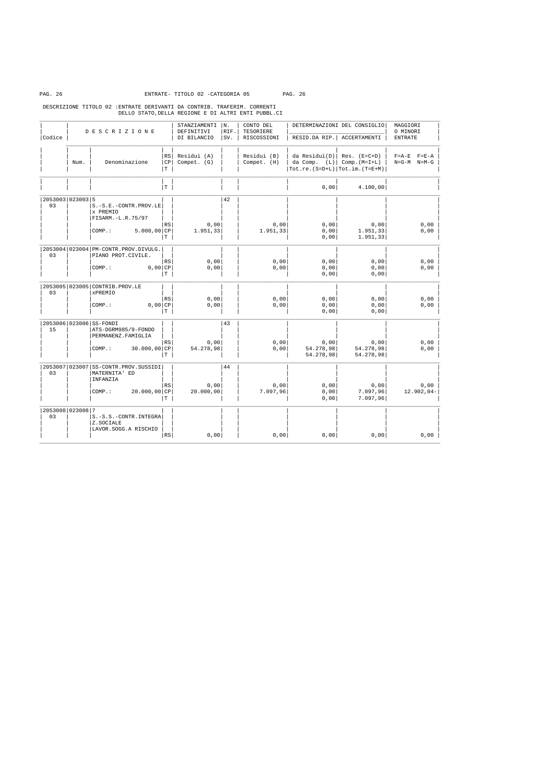ENTRATE- TITOLO 02 -CATEGORIA 05

DESCRIZIONE TITOLO 02 :ENTRATE DERIVANTI DA CONTRIB. TRAFERIM. CORRENTI DELLO STATO,DELLA REGIONE E DI ALTRI ENTI PUBBL.CI

| Codice | Num. | Denominazione | RS/CP/T | STANZIAMENTI DEFINITIVI DI BILANCIO Residui (A) Compet. (G) | N. RIF. SV. | CONTO DEL TESORIERE RISCOSSIONI Residui (B) Compet. (H) | DETERMINAZIONI DEL CONSIGLIO RESID.DA RIP. da Residui(D) da Comp. (L) Tot.re.(S=D+L) | DETERMINAZIONI DEL CONSIGLIO ACCERTAMENTI Res. (E=C+D) Comp.(M=I+L) Tot.im.(T=E+M) | MAGGIORI O MINORI ENTRATE F=A-E F=E-A N=G-M N=M-G |
|---|---|---|---|---|---|---|---|---|---|
| | | | T | | | | 0,00 | 4.100,00 | |
| 2053003 03 | 023003 | 5 S.-S.E.-CONTR.PROV.LE x PREMIO FISARM.-L.R.75/97 | | | 42 | | | | |
| | | | RS | 0,00 | | 0,00 | 0,00 | 0,00 | 0,00 |
| | | COMP.: 5.000,00 | CP | 1.951,33 | | 1.951,33 | 0,00 | 1.951,33 | 0,00 |
| | | | T | | | | 0,00 | 1.951,33 | |
| 2053004 03 | 023004 | PM-CONTR.PROV.DIVULG. PIANO PROT.CIVILE. | | | | | | | |
| | | | RS | 0,00 | | 0,00 | 0,00 | 0,00 | 0,00 |
| | | COMP.: 0,00 | CP | 0,00 | | 0,00 | 0,00 | 0,00 | 0,00 |
| | | | T | | | | 0,00 | 0,00 | |
| 2053005 03 | 023005 | CONTRIB.PROV.LE xPREMIO | | | | | | | |
| | | | RS | 0,00 | | 0,00 | 0,00 | 0,00 | 0,00 |
| | | COMP.: 0,00 | CP | 0,00 | | 0,00 | 0,00 | 0,00 | 0,00 |
| | | | T | | | | 0,00 | 0,00 | |
| 2053006 15 | 023006 | SS-FONDI ATS-DGRM985/9-FONDO PERMANENZ.FAMIGLIA | | | 43 | | | | |
| | | | RS | 0,00 | | 0,00 | 0,00 | 0,00 | 0,00 |
| | | COMP.: 30.000,00 | CP | 54.278,98 | | 0,00 | 54.278,98 | 54.278,98 | 0,00 |
| | | | T | | | | 54.278,98 | 54.278,98 | |
| 2053007 03 | 023007 | SS-CONTR.PROV.SUSSIDI MATERNITA' ED INFANZIA | | | 44 | | | | |
| | | | RS | 0,00 | | 0,00 | 0,00 | 0,00 | 0,00 |
| | | COMP.: 20.000,00 | CP | 20.000,00 | | 7.097,96 | 0,00 | 7.097,96 | 12.902,04- |
| | | | T | | | | 0,00 | 7.097,96 | |
| 2053008 03 | 023008 | 7 S.-S.S.-CONTR.INTEGRA Z.SOCIALE LAVOR.SOGG.A RISCHIO | | | | | | | |
| | | | RS | 0,00 | | 0,00 | 0,00 | 0,00 | 0,00 |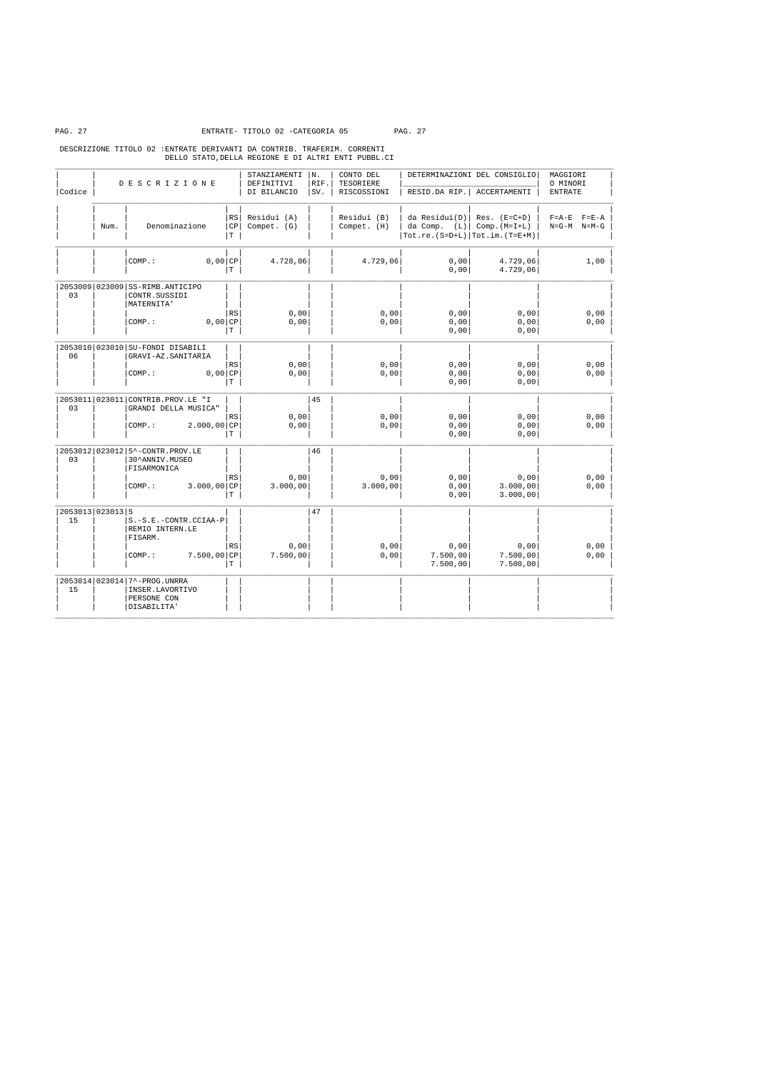ENTRATE- TITOLO 02 -CATEGORIA 05

DESCRIZIONE TITOLO 02 :ENTRATE DERIVANTI DA CONTRIB. TRAFERIM. CORRENTI DELLO STATO,DELLA REGIONE E DI ALTRI ENTI PUBBL.CI

| Codice | Num. | DESCRIZIONE Denominazione | RS CP T | STANZIAMENTI DEFINITIVI DI BILANCIO Residui (A) Compet. (G) | N. RIF. SV. | CONTO DEL TESORIERE RISCOSSIONI Residui (B) Compet. (H) | DETERMINAZIONI DEL CONSIGLIO RESID.DA RIP. da Residui(D) da Comp. (L) Tot.re.(S=D+L) | ACCERTAMENTI Res. (E=C+D) Comp.(M=I+L) Tot.im.(T=E+M) | MAGGIORI O MINORI ENTRATE F=A-E N=G-M | F=E-A N=M-G |
|---|---|---|---|---|---|---|---|---|---|---|
| | | COMP.: 0,00 | CP | 4.728,06 | | 4.729,06 | 0,00 | 4.729,06 | | 1,00 |
| | | | T | | | | 0,00 | 4.729,06 | | |
| 2053009 03 | 023009 | SS-RIMB.ANTICIPO CONTR.SUSSIDI MATERNITA' | | | | | | | | |
| | | | RS | 0,00 | | 0,00 | 0,00 | 0,00 | | 0,00 |
| | | COMP.: 0,00 | CP | 0,00 | | 0,00 | 0,00 | 0,00 | | 0,00 |
| | | | T | | | | 0,00 | 0,00 | | |
| 2053010 06 | 023010 | SU-FONDI DISABILI GRAVI-AZ.SANITARIA | | | | | | | | |
| | | | RS | 0,00 | | 0,00 | 0,00 | 0,00 | | 0,00 |
| | | COMP.: 0,00 | CP | 0,00 | | 0,00 | 0,00 | 0,00 | | 0,00 |
| | | | T | | | | 0,00 | 0,00 | | |
| 2053011 03 | 023011 | CONTRIB.PROV.LE "I GRANDI DELLA MUSICA" | | | 45 | | | | | |
| | | | RS | 0,00 | | 0,00 | 0,00 | 0,00 | | 0,00 |
| | | COMP.: 2.000,00 | CP | 0,00 | | 0,00 | 0,00 | 0,00 | | 0,00 |
| | | | T | | | | 0,00 | 0,00 | | |
| 2053012 03 | 023012 | 5^-CONTR.PROV.LE 30^ANNIV.MUSEO FISARMONICA | | | 46 | | | | | |
| | | | RS | 0,00 | | 0,00 | 0,00 | 0,00 | | 0,00 |
| | | COMP.: 3.000,00 | CP | 3.000,00 | | 3.000,00 | 0,00 | 3.000,00 | | 0,00 |
| | | | T | | | | 0,00 | 3.000,00 | | |
| 2053013 15 | 023013 | 5 S.-S.E.-CONTR.CCIAA-PREMIO INTERN.LE FISARM. | | | 47 | | | | | |
| | | | RS | 0,00 | | 0,00 | 0,00 | 0,00 | | 0,00 |
| | | COMP.: 7.500,00 | CP | 7.500,00 | | 0,00 | 7.500,00 | 7.500,00 | | 0,00 |
| | | | T | | | | 7.500,00 | 7.500,00 | | |
| 2053014 15 | 023014 | 7^-PROG.UNRRA INSER.LAVORTIVO PERSONE CON DISABILITA' | | | | | | | | |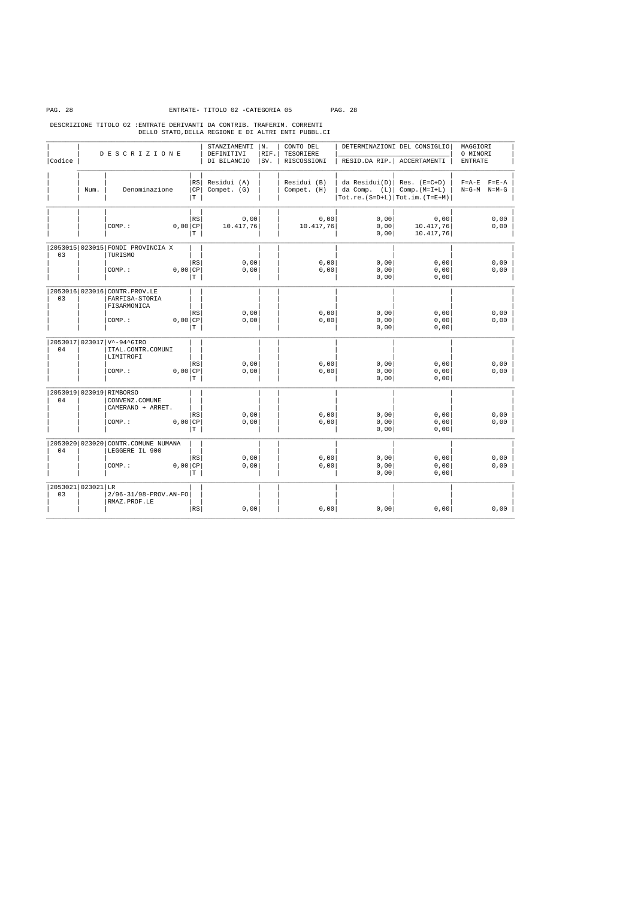ENTRATE- TITOLO 02 -CATEGORIA 05

DESCRIZIONE TITOLO 02 :ENTRATE DERIVANTI DA CONTRIB. TRAFERIM. CORRENTI DELLO STATO,DELLA REGIONE E DI ALTRI ENTI PUBBL.CI

| Codice | Num. | DESCRIZIONE Denominazione | RS CP T | STANZIAMENTI DEFINITIVI DI BILANCIO Residui (A) Compet. (G) | N. RIF. SV. | CONTO DEL TESORIERE RISCOSSIONI Residui (B) Compet. (H) | DETERMINAZIONI DEL CONSIGLIO RESID.DA RIP. da Residui(D) da Comp. (L) Tot.re.(S=D+L) | ACCERTAMENTI Res. (E=C+D) Comp.(M=I+L) Tot.im.(T=E+M) | MAGGIORI O MINORI ENTRATE F=A-E F=E-A N=G-M N=M-G |
|---|---|---|---|---|---|---|---|---|---|
| | | | RS | 0,00 | | 0,00 | 0,00 | 0,00 | 0,00 |
| | | COMP.: 0,00 | CP | 10.417,76 | | 10.417,76 | 0,00 | 10.417,76 | 0,00 |
| | | | T | | | | 0,00 | 10.417,76 | |
| 2053015 03 | 023015 | FONDI PROVINCIA X TURISMO | RS | 0,00 | | 0,00 | 0,00 | 0,00 | 0,00 |
| | | COMP.: 0,00 | CP | 0,00 | | 0,00 | 0,00 | 0,00 | 0,00 |
| | | | T | | | | 0,00 | 0,00 | |
| 2053016 03 | 023016 | CONTR.PROV.LE FARFISA-STORIA FISARMONICA | RS | 0,00 | | 0,00 | 0,00 | 0,00 | 0,00 |
| | | COMP.: 0,00 | CP | 0,00 | | 0,00 | 0,00 | 0,00 | 0,00 |
| | | | T | | | | 0,00 | 0,00 | |
| 2053017 04 | 023017 | V^-94^GIRO ITAL.CONTR.COMUNI LIMITROFI | RS | 0,00 | | 0,00 | 0,00 | 0,00 | 0,00 |
| | | COMP.: 0,00 | CP | 0,00 | | 0,00 | 0,00 | 0,00 | 0,00 |
| | | | T | | | | 0,00 | 0,00 | |
| 2053019 04 | 023019 | RIMBORSO CONVENZ.COMUNE CAMERANO + ARRET. | RS | 0,00 | | 0,00 | 0,00 | 0,00 | 0,00 |
| | | COMP.: 0,00 | CP | 0,00 | | 0,00 | 0,00 | 0,00 | 0,00 |
| | | | T | | | | 0,00 | 0,00 | |
| 2053020 04 | 023020 | CONTR.COMUNE NUMANA LEGGERE IL 900 | RS | 0,00 | | 0,00 | 0,00 | 0,00 | 0,00 |
| | | COMP.: 0,00 | CP | 0,00 | | 0,00 | 0,00 | 0,00 | 0,00 |
| | | | T | | | | 0,00 | 0,00 | |
| 2053021 03 | 023021 | LR 2/96-31/98-PROV.AN-FO RMAZ.PROF.LE | RS | 0,00 | | 0,00 | 0,00 | 0,00 | 0,00 |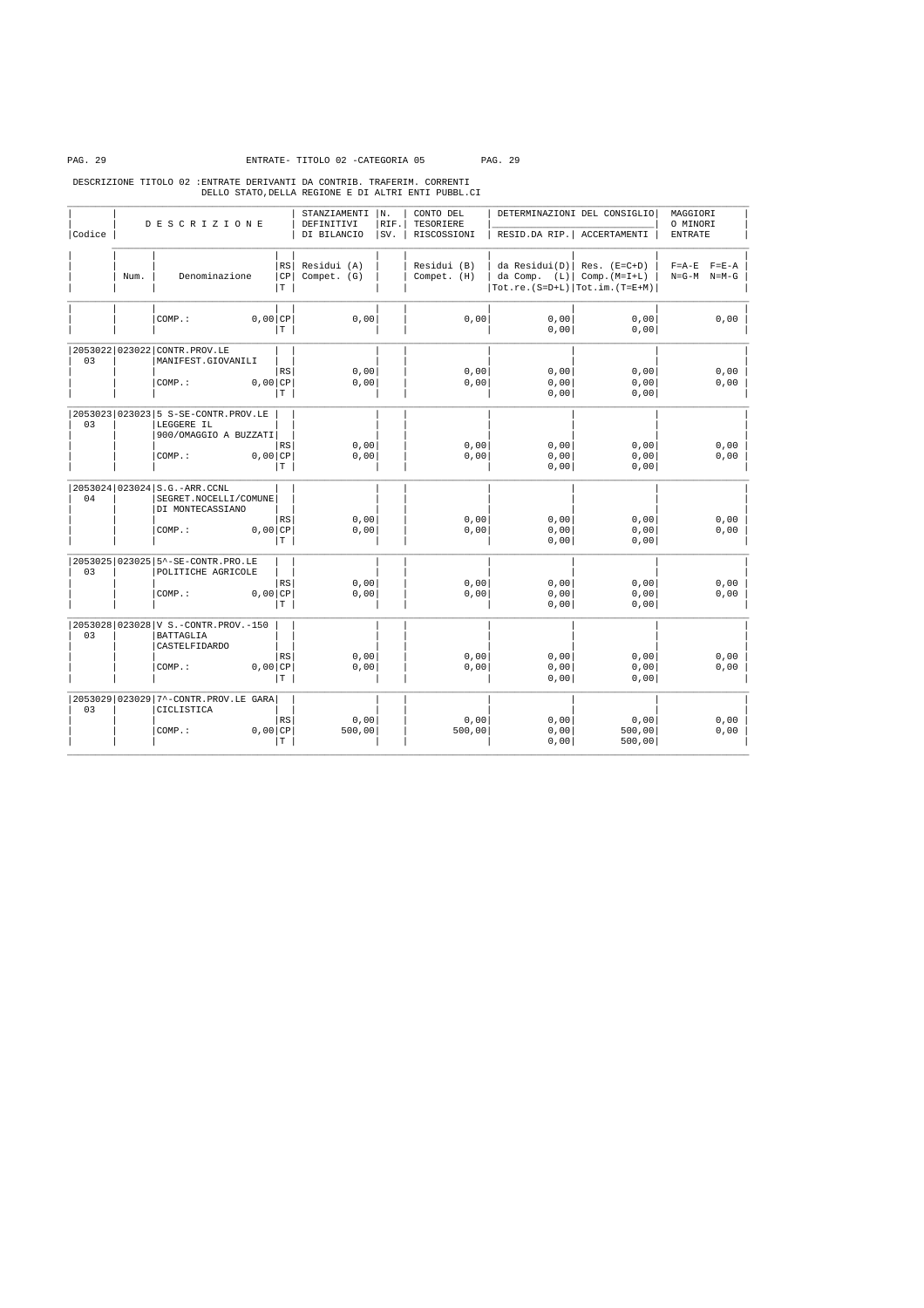ENTRATE- TITOLO 02 -CATEGORIA 05

DESCRIZIONE TITOLO 02 :ENTRATE DERIVANTI DA CONTRIB. TRAFERIM. CORRENTI DELLO STATO,DELLA REGIONE E DI ALTRI ENTI PUBBL.CI

| Codice | Num. | DESCRIZIONE Denominazione | RS CP T | STANZIAMENTI DEFINITIVI DI BILANCIO Residui (A) Compet. (G) | N. RIF. SV. | CONTO DEL TESORIERE RISCOSSIONI Residui (B) Compet. (H) | DETERMINAZIONI DEL CONSIGLIO RESID.DA RIP. da Residui(D) da Comp. (L) Tot.re.(S=D+L) | DETERMINAZIONI DEL CONSIGLIO ACCERTAMENTI Res. (E=C+D) Comp.(M=I+L) Tot.im.(T=E+M) | MAGGIORI O MINORI ENTRATE F=A-E F=E-A N=G-M N=M-G |
|---|---|---|---|---|---|---|---|---|---|
| | | COMP.: 0,00 | CP | 0,00 | | 0,00 | 0,00 | 0,00 | 0,00 |
| | | | T | | | | 0,00 | 0,00 | |
| 2053022 03 | 023022 | CONTR.PROV.LE MANIFEST.GIOVANILI | | | | | | | |
| | | | RS | 0,00 | | 0,00 | 0,00 | 0,00 | 0,00 |
| | | COMP.: 0,00 | CP | 0,00 | | 0,00 | 0,00 | 0,00 | 0,00 |
| | | | T | | | | 0,00 | 0,00 | |
| 2053023 03 | 023023 | 5 S-SE-CONTR.PROV.LE LEGGERE IL 900/OMAGGIO A BUZZATI | | | | | | | |
| | | | RS | 0,00 | | 0,00 | 0,00 | 0,00 | 0,00 |
| | | COMP.: 0,00 | CP | 0,00 | | 0,00 | 0,00 | 0,00 | 0,00 |
| | | | T | | | | 0,00 | 0,00 | |
| 2053024 04 | 023024 | S.G.-ARR.CCNL SEGRET.NOCELLI/COMUNE DI MONTECASSIANO | | | | | | | |
| | | | RS | 0,00 | | 0,00 | 0,00 | 0,00 | 0,00 |
| | | COMP.: 0,00 | CP | 0,00 | | 0,00 | 0,00 | 0,00 | 0,00 |
| | | | T | | | | 0,00 | 0,00 | |
| 2053025 03 | 023025 | 5^-SE-CONTR.PRO.LE POLITICHE AGRICOLE | | | | | | | |
| | | | RS | 0,00 | | 0,00 | 0,00 | 0,00 | 0,00 |
| | | COMP.: 0,00 | CP | 0,00 | | 0,00 | 0,00 | 0,00 | 0,00 |
| | | | T | | | | 0,00 | 0,00 | |
| 2053028 03 | 023028 | V S.-CONTR.PROV.-150 BATTAGLIA CASTELFIDARDO | | | | | | | |
| | | | RS | 0,00 | | 0,00 | 0,00 | 0,00 | 0,00 |
| | | COMP.: 0,00 | CP | 0,00 | | 0,00 | 0,00 | 0,00 | 0,00 |
| | | | T | | | | 0,00 | 0,00 | |
| 2053029 03 | 023029 | 7^-CONTR.PROV.LE GARA CICLISTICA | | | | | | | |
| | | | RS | 0,00 | | 0,00 | 0,00 | 0,00 | 0,00 |
| | | COMP.: 0,00 | CP | 500,00 | | 500,00 | 0,00 | 500,00 | 0,00 |
| | | | T | | | | 0,00 | 500,00 | |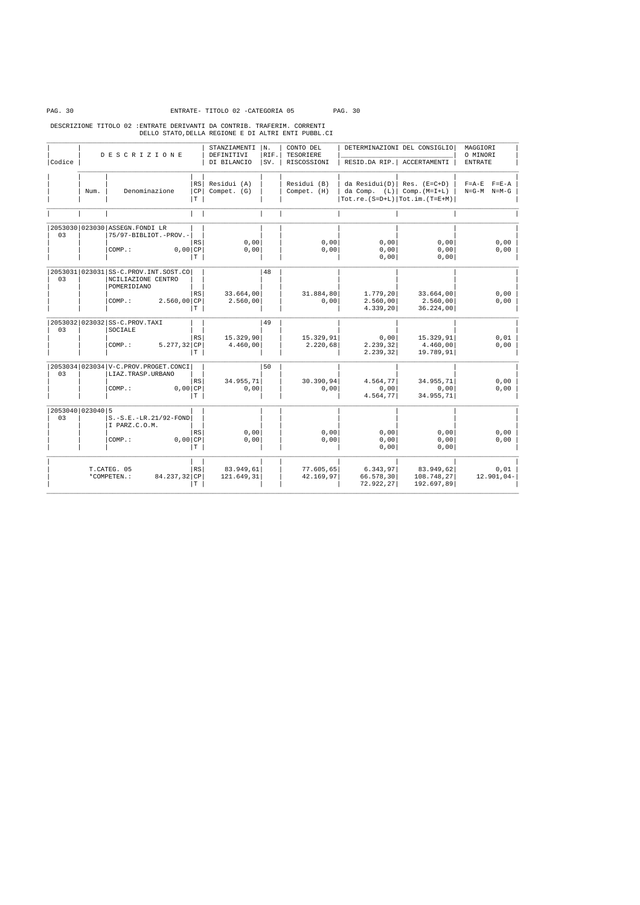ENTRATE- TITOLO 02 -CATEGORIA 05

DESCRIZIONE TITOLO 02 :ENTRATE DERIVANTI DA CONTRIB. TRAFERIM. CORRENTI DELLO STATO,DELLA REGIONE E DI ALTRI ENTI PUBBL.CI

| Codice | Num. | DESCRIZIONE / Denominazione | RS/CP/T | STANZIAMENTI DEFINITIVI DI BILANCIO Residui (A) Compet. (G) | N. RIF. SV. | CONTO DEL TESORIERE RISCOSSIONI Residui (B) Compet. (H) | DETERMINAZIONI DEL CONSIGLIO RESID.DA RIP. da Residui(D) da Comp. (L) Tot.re.(S=D+L) | ACCERTAMENTI Res. (E=C+D) Comp.(M=I+L) Tot.im.(T=E+M) | MAGGIORI O MINORI ENTRATE F=A-E F=E-A N=G-M N=M-G |
|---|---|---|---|---|---|---|---|---|---|
| 2053030 03 | 023030 | ASSEGN.FONDI LR 75/97-BIBLIOT.-PROV.- | RS | 0,00 | | 0,00 | 0,00 | 0,00 | 0,00 |
| | | COMP.: 0,00 | CP | 0,00 | | 0,00 | 0,00 | 0,00 | 0,00 |
| | | | T | | | | 0,00 | 0,00 | |
| 2053031 03 | 023031 | SS-C.PROV.INT.SOST.CONCILIAZIONE CENTRO POMERIDIANO | RS | 33.664,00 | 48 | 31.884,80 | 1.779,20 | 33.664,00 | 0,00 |
| | | COMP.: 2.560,00 | CP | 2.560,00 | | 0,00 | 2.560,00 | 2.560,00 | 0,00 |
| | | | T | | | | 4.339,20 | 36.224,00 | |
| 2053032 03 | 023032 | SS-C.PROV.TAXI SOCIALE | RS | 15.329,90 | 49 | 15.329,91 | 0,00 | 15.329,91 | 0,01 |
| | | COMP.: 5.277,32 | CP | 4.460,00 | | 2.220,68 | 2.239,32 | 4.460,00 | 0,00 |
| | | | T | | | | 2.239,32 | 19.789,91 | |
| 2053034 03 | 023034 | V-C.PROV.PROGET.CONCILIAZ.TRASP.URBANO | RS | 34.955,71 | 50 | 30.390,94 | 4.564,77 | 34.955,71 | 0,00 |
| | | COMP.: 0,00 | CP | 0,00 | | 0,00 | 0,00 | 0,00 | 0,00 |
| | | | T | | | | 4.564,77 | 34.955,71 | |
| 2053040 03 | 023040 | 5 S.-S.E.-LR.21/92-FONDI PARZ.C.O.M. | RS | 0,00 | | 0,00 | 0,00 | 0,00 | 0,00 |
| | | COMP.: 0,00 | CP | 0,00 | | 0,00 | 0,00 | 0,00 | 0,00 |
| | | | T | | | | 0,00 | 0,00 | |
| | | T.CATEG. 05 | RS | 83.949,61 | | 77.605,65 | 6.343,97 | 83.949,62 | 0,01 |
| | | *COMPETEN.: 84.237,32 | CP | 121.649,31 | | 42.169,97 | 66.578,30 | 108.748,27 | 12.901,04- |
| | | | T | | | | 72.922,27 | 192.697,89 | |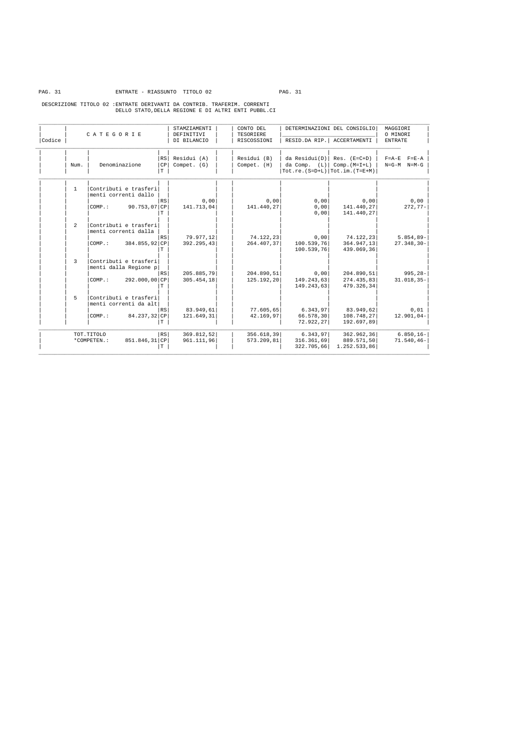ENTRATE - RIASSUNTO TITOLO 02

DESCRIZIONE TITOLO 02 :ENTRATE DERIVANTI DA CONTRIB. TRAFERIM. CORRENTI DELLO STATO,DELLA REGIONE E DI ALTRI ENTI PUBBL.CI

| Codice | CATEGORIE Num. | Denominazione | | STAMZIAMENTI DEFINITIVI DI BILANCIO Residui (A) Compet. (G) | CONTO DEL TESORIERE RISCOSSIONI Residui (B) Compet. (H) | DETERMINAZIONI DEL CONSIGLIO RESID.DA RIP. da Residui(D) da Comp. (L) Tot.re.(S=D+L) | ACCERTAMENTI Res. (E=C+D) Comp.(M=I+L) Tot.im.(T=E+M) | MAGGIORI O MINORI ENTRATE F=A-E F=E-A N=G-M N=M-G |
|---|---|---|---|---|---|---|---|---|
| | 1 | Contributi e trasferimenti correnti dallo | RS | 0,00 | 0,00 | 0,00 | 0,00 | 0,00 |
| | | COMP.: 90.753,07 | CP | 141.713,04 | 141.440,27 | 0,00 | 141.440,27 | 272,77- |
| | | | T | | | 0,00 | 141.440,27 | |
| | 2 | Contributi e trasferimenti correnti dalla | RS | 79.977,12 | 74.122,23 | 0,00 | 74.122,23 | 5.854,89- |
| | | COMP.: 384.855,92 | CP | 392.295,43 | 264.407,37 | 100.539,76 | 364.947,13 | 27.348,30- |
| | | | T | | | 100.539,76 | 439.069,36 | |
| | 3 | Contributi e trasferimenti dalla Regione p | RS | 205.885,79 | 204.890,51 | 0,00 | 204.890,51 | 995,28- |
| | | COMP.: 292.000,00 | CP | 305.454,18 | 125.192,20 | 149.243,63 | 274.435,83 | 31.018,35- |
| | | | T | | | 149.243,63 | 479.326,34 | |
| | 5 | Contributi e trasferimenti correnti da alt | RS | 83.949,61 | 77.605,65 | 6.343,97 | 83.949,62 | 0,01 |
| | | COMP.: 84.237,32 | CP | 121.649,31 | 42.169,97 | 66.578,30 | 108.748,27 | 12.901,04- |
| | | | T | | | 72.922,27 | 192.697,89 | |
| | TOT.TITOLO | | RS | 369.812,52 | 356.618,39 | 6.343,97 | 362.962,36 | 6.850,16- |
| | *COMPETEN.: 851.846,31 | | CP | 961.111,96 | 573.209,81 | 316.361,69 | 889.571,50 | 71.540,46- |
| | | | T | | | 322.705,66 | 1.252.533,86 | |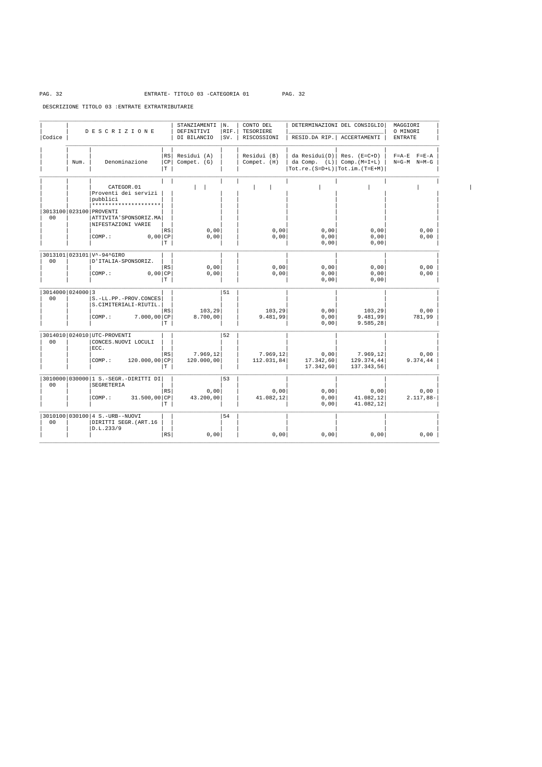ENTRATE- TITOLO 03 -CATEGORIA 01

DESCRIZIONE TITOLO 03 :ENTRATE EXTRATRIBUTARIE

| Codice | Num. | DESCRIZIONE - Denominazione | RS/CP/T | STANZIAMENTI DEFINITIVI DI BILANCIO - Residui (A) / Compet. (G) | N. RIF. SV. | CONTO DEL TESORIERE RISCOSSIONI - Residui (B) / Compet. (H) | DETERMINAZIONI DEL CONSIGLIO RESID.DA RIP. - da Residui(D) / da Comp. (L) / Tot.re.(S=D+L) | ACCERTAMENTI - Res. (E=C+D) / Comp.(M=I+L) / Tot.im.(T=E+M) | MAGGIORI O MINORI ENTRATE - F=A-E F=E-A / N=G-M N=M-G |
|---|---|---|---|---|---|---|---|---|---|
| | | CATEGOR.01 Proventi dei servizi pubblici ******************** | | | | | | | |
| 3013100 00 | 023100 | PROVENTI ATTIVITA'SPONSORIZ.MANIFESTAZIONI VARIE | RS | 0,00 | | 0,00 | 0,00 | 0,00 | 0,00 |
| | | COMP.: 0,00 | CP | 0,00 | | 0,00 | 0,00 | 0,00 | 0,00 |
| | | | T | | | | 0,00 | 0,00 | |
| 3013101 00 | 023101 | V^-94^GIRO D'ITALIA-SPONSORIZ. | RS | 0,00 | | 0,00 | 0,00 | 0,00 | 0,00 |
| | | COMP.: 0,00 | CP | 0,00 | | 0,00 | 0,00 | 0,00 | 0,00 |
| | | | T | | | | 0,00 | 0,00 | |
| 3014000 00 | 024000 | 3 S.-LL.PP.-PROV.CONCESS.CIMITERIALI-RIUTIL. | RS | 103,29 | 51 | 103,29 | 0,00 | 103,29 | 0,00 |
| | | COMP.: 7.000,00 | CP | 8.700,00 | | 9.481,99 | 0,00 | 9.481,99 | 781,99 |
| | | | T | | | | 0,00 | 9.585,28 | |
| 3014010 00 | 024010 | UTC-PROVENTI CONCES.NUOVI LOCULI ECC. | RS | 7.969,12 | 52 | 7.969,12 | 0,00 | 7.969,12 | 0,00 |
| | | COMP.: 120.000,00 | CP | 120.000,00 | | 112.031,84 | 17.342,60 | 129.374,44 | 9.374,44 |
| | | | T | | | | 17.342,60 | 137.343,56 | |
| 3010000 00 | 030000 | 1 S.-SEGR.-DIRITTI DI SEGRETERIA | RS | 0,00 | 53 | 0,00 | 0,00 | 0,00 | 0,00 |
| | | COMP.: 31.500,00 | CP | 43.200,00 | | 41.082,12 | 0,00 | 41.082,12 | 2.117,88- |
| | | | T | | | | 0,00 | 41.082,12 | |
| 3010100 00 | 030100 | 4 S.-URB--NUOVI DIRITTI SEGR.(ART.16 D.L.233/9 | RS | 0,00 | 54 | 0,00 | 0,00 | 0,00 | 0,00 |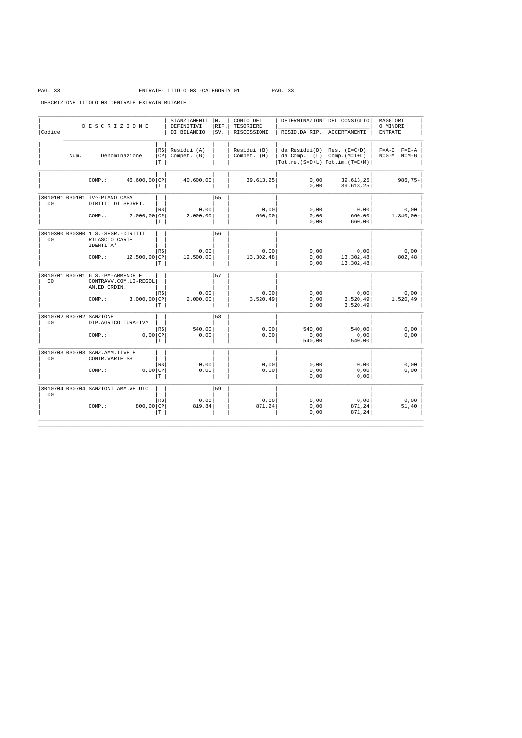ENTRATE- TITOLO 03 -CATEGORIA 01

DESCRIZIONE TITOLO 03 :ENTRATE EXTRATRIBUTARIE

| Codice | Num. | Denominazione | RS/CP/T | STANZIAMENTI DEFINITIVI DI BILANCIO Residui (A) Compet. (G) | N. RIF. SV. | CONTO DEL TESORIERE RISCOSSIONI Residui (B) Compet. (H) | DETERMINAZIONI DEL CONSIGLIO RESID.DA RIP. da Residui(D) da Comp. (L) Tot.re.(S=D+L) | ACCERTAMENTI Res. (E=C+D) Comp.(M=I+L) Tot.im.(T=E+M) | MAGGIORI O MINORI ENTRATE F=A-E F=E-A N=G-M N=M-G |
|---|---|---|---|---|---|---|---|---|---|
| | | COMP.: 46.600,00 | CP | 40.600,00 | | 39.613,25 | 0,00 | 39.613,25 | 986,75- |
| | | | T | | | | 0,00 | 39.613,25 | |
| 3010101 00 | 030101 | IV^-PIANO CASA DIRITTI DI SEGRET. | | | 55 | | | | |
| | | | RS | 0,00 | | 0,00 | 0,00 | 0,00 | 0,00 |
| | | COMP.: 2.000,00 | CP | 2.000,00 | | 660,00 | 0,00 | 660,00 | 1.340,00- |
| | | | T | | | | 0,00 | 660,00 | |
| 3010300 00 | 030300 | 1 S.-SEGR.-DIRITTI RILASCIO CARTE IDENTITA' | | | 56 | | | | |
| | | | RS | 0,00 | | 0,00 | 0,00 | 0,00 | 0,00 |
| | | COMP.: 12.500,00 | CP | 12.500,00 | | 13.302,48 | 0,00 | 13.302,48 | 802,48 |
| | | | T | | | | 0,00 | 13.302,48 | |
| 3010701 00 | 030701 | 6 S.-PM-AMMENDE E CONTRAVV.COM.LI-REGOL AM.ED ORDIN. | | | 57 | | | | |
| | | | RS | 0,00 | | 0,00 | 0,00 | 0,00 | 0,00 |
| | | COMP.: 3.000,00 | CP | 2.000,00 | | 3.520,49 | 0,00 | 3.520,49 | 1.520,49 |
| | | | T | | | | 0,00 | 3.520,49 | |
| 3010702 00 | 030702 | SANZIONE DIP.AGRICOLTURA-IV^ | | | 58 | | | | |
| | | | RS | 540,00 | | 0,00 | 540,00 | 540,00 | 0,00 |
| | | COMP.: 0,00 | CP | 0,00 | | 0,00 | 0,00 | 0,00 | 0,00 |
| | | | T | | | | 540,00 | 540,00 | |
| 3010703 00 | 030703 | SANZ.AMM.TIVE E CONTR.VARIE SS | | | | | | | |
| | | | RS | 0,00 | | 0,00 | 0,00 | 0,00 | 0,00 |
| | | COMP.: 0,00 | CP | 0,00 | | 0,00 | 0,00 | 0,00 | 0,00 |
| | | | T | | | | 0,00 | 0,00 | |
| 3010704 00 | 030704 | SANZIONI AMM.VE UTC | | | 59 | | | | |
| | | | RS | 0,00 | | 0,00 | 0,00 | 0,00 | 0,00 |
| | | COMP.: 800,00 | CP | 819,84 | | 871,24 | 0,00 | 871,24 | 51,40 |
| | | | T | | | | 0,00 | 871,24 | |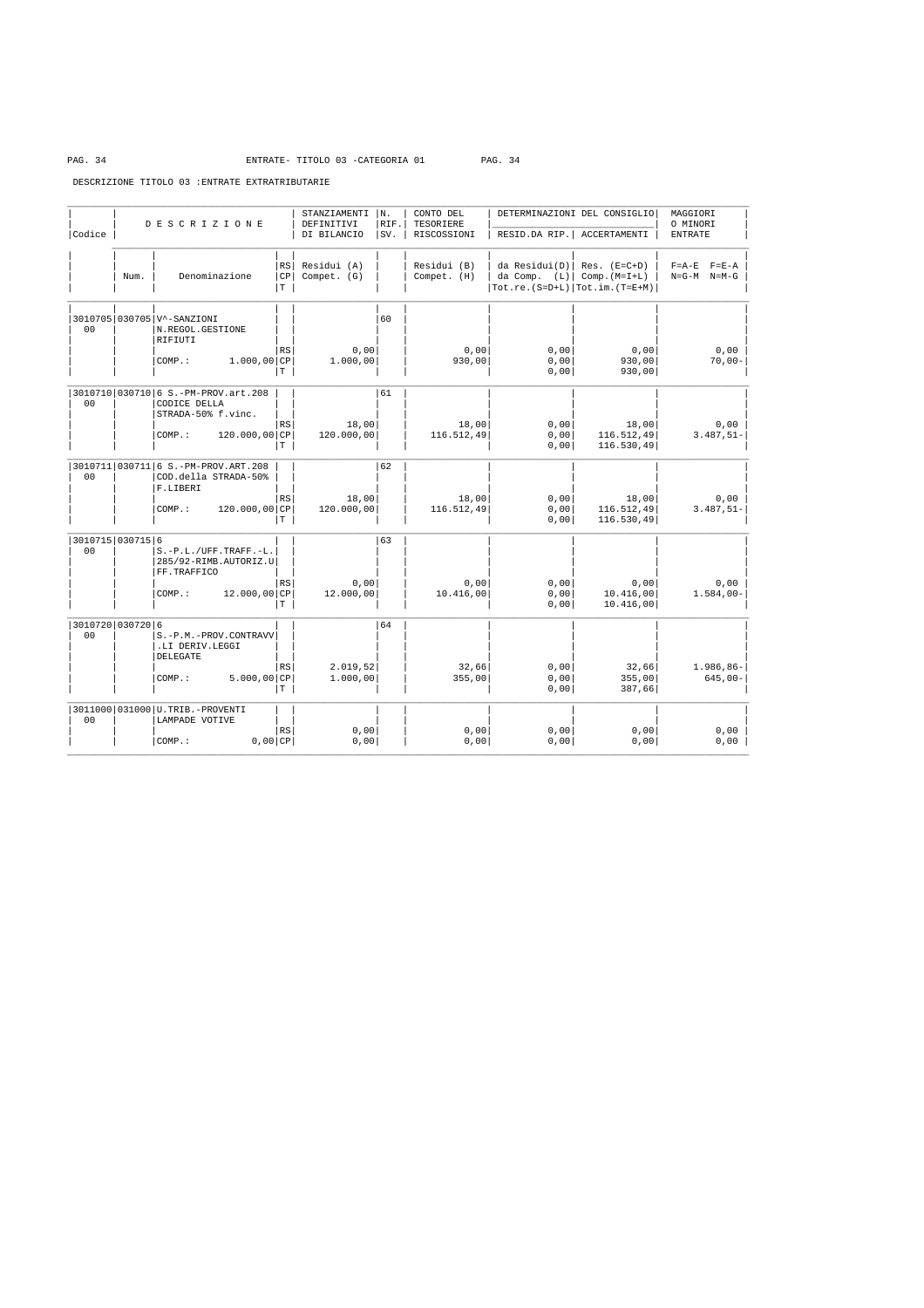ENTRATE- TITOLO 03 -CATEGORIA 01

DESCRIZIONE TITOLO 03 :ENTRATE EXTRATRIBUTARIE

| Codice | Num. | DESCRIZIONE Denominazione | RS CP T | STANZIAMENTI DEFINITIVI DI BILANCIO Residui (A) Compet. (G) | N. RIF. SV. | CONTO DEL TESORIERE RISCOSSIONI Residui (B) Compet. (H) | DETERMINAZIONI DEL CONSIGLIO RESID.DA RIP. da Residui(D) da Comp. (L) Tot.re.(S=D+L) | DETERMINAZIONI DEL CONSIGLIO ACCERTAMENTI Res. (E=C+D) Comp.(M=I+L) Tot.im.(T=E+M) | MAGGIORI O MINORI ENTRATE F=A-E F=E-A N=G-M N=M-G |
|---|---|---|---|---|---|---|---|---|---|
| 3010705 00 | 030705 | V^-SANZIONI N.REGOL.GESTIONE RIFIUTI | | | 60 | | | | |
| | | | RS | 0,00 | | 0,00 | 0,00 | 0,00 | 0,00 |
| | | COMP.: 1.000,00 | CP | 1.000,00 | | 930,00 | 0,00 | 930,00 | 70,00- |
| | | | T | | | | 0,00 | 930,00 | |
| 3010710 00 | 030710 | 6 S.-PM-PROV.art.208 CODICE DELLA STRADA-50% f.vinc. | | | 61 | | | | |
| | | | RS | 18,00 | | 18,00 | 0,00 | 18,00 | 0,00 |
| | | COMP.: 120.000,00 | CP | 120.000,00 | | 116.512,49 | 0,00 | 116.512,49 | 3.487,51- |
| | | | T | | | | 0,00 | 116.530,49 | |
| 3010711 00 | 030711 | 6 S.-PM-PROV.ART.208 COD.della STRADA-50% F.LIBERI | | | 62 | | | | |
| | | | RS | 18,00 | | 18,00 | 0,00 | 18,00 | 0,00 |
| | | COMP.: 120.000,00 | CP | 120.000,00 | | 116.512,49 | 0,00 | 116.512,49 | 3.487,51- |
| | | | T | | | | 0,00 | 116.530,49 | |
| 3010715 00 | 030715 | 6 S.-P.L./UFF.TRAFF.-L. 285/92-RIMB.AUTORIZ.U FF.TRAFFICO | | | 63 | | | | |
| | | | RS | 0,00 | | 0,00 | 0,00 | 0,00 | 0,00 |
| | | COMP.: 12.000,00 | CP | 12.000,00 | | 10.416,00 | 0,00 | 10.416,00 | 1.584,00- |
| | | | T | | | | 0,00 | 10.416,00 | |
| 3010720 00 | 030720 | 6 S.-P.M.-PROV.CONTRAVV .LI DERIV.LEGGI DELEGATE | | | 64 | | | | |
| | | | RS | 2.019,52 | | 32,66 | 0,00 | 32,66 | 1.986,86- |
| | | COMP.: 5.000,00 | CP | 1.000,00 | | 355,00 | 0,00 | 355,00 | 645,00- |
| | | | T | | | | 0,00 | 387,66 | |
| 3011000 00 | 031000 | U.TRIB.-PROVENTI LAMPADE VOTIVE | | | | | | | |
| | | | RS | 0,00 | | 0,00 | 0,00 | 0,00 | 0,00 |
| | | COMP.: 0,00 | CP | 0,00 | | 0,00 | 0,00 | 0,00 | 0,00 |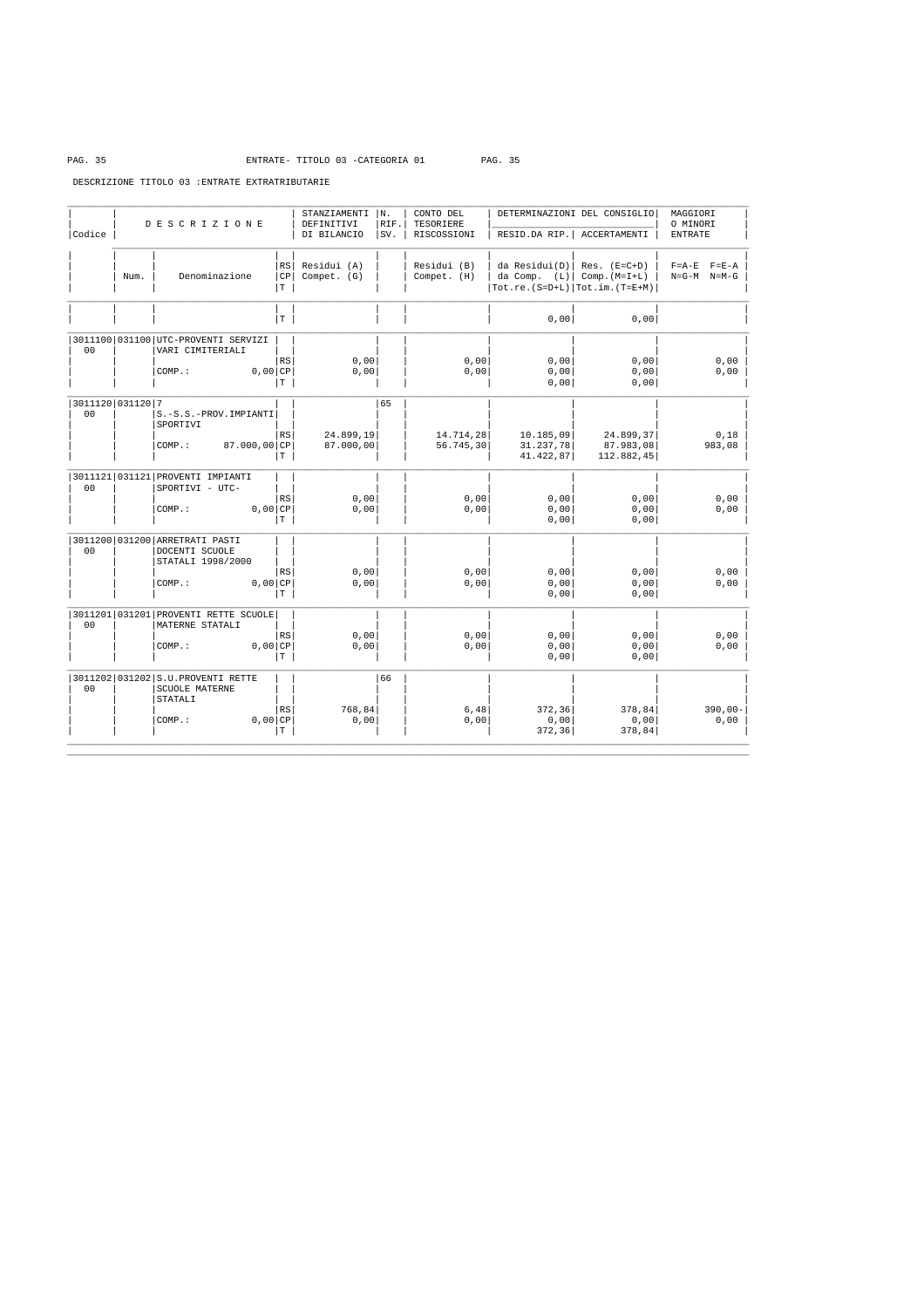ENTRATE- TITOLO 03 -CATEGORIA 01

DESCRIZIONE TITOLO 03 :ENTRATE EXTRATRIBUTARIE

| Codice | Num. | Denominazione | RS/CP/T | STANZIAMENTI DEFINITIVI DI BILANCIO Residui (A) Compet. (G) | N. RIF. SV. | CONTO DEL TESORIERE RISCOSSIONI Residui (B) Compet. (H) | DETERMINAZIONI DEL CONSIGLIO RESID.DA RIP. da Residui(D) da Comp. (L) Tot.re.(S=D+L) | DETERMINAZIONI DEL CONSIGLIO ACCERTAMENTI Res. (E=C+D) Comp.(M=I+L) Tot.im.(T=E+M) | MAGGIORI O MINORI ENTRATE F=A-E F=E-A N=G-M N=M-G |
|---|---|---|---|---|---|---|---|---|---|
| | | | T | | | | 0,00 | 0,00 | |
| 3011100 00 | 031100 | UTC-PROVENTI SERVIZI VARI CIMITERIALI | RS | 0,00 | | 0,00 | 0,00 | 0,00 | 0,00 |
| | | COMP.: 0,00 | CP | 0,00 | | 0,00 | 0,00 | 0,00 | 0,00 |
| | | | T | | | | 0,00 | 0,00 | |
| 3011120 00 | 031120 7 | S.-S.S.-PROV.IMPIANTI SPORTIVI | RS | 24.899,19 | 65 | 14.714,28 | 10.185,09 | 24.899,37 | 0,18 |
| | | COMP.: 87.000,00 | CP | 87.000,00 | | 56.745,30 | 31.237,78 | 87.983,08 | 983,08 |
| | | | T | | | | 41.422,87 | 112.882,45 | |
| 3011121 00 | 031121 | PROVENTI IMPIANTI SPORTIVI - UTC- | RS | 0,00 | | 0,00 | 0,00 | 0,00 | 0,00 |
| | | COMP.: 0,00 | CP | 0,00 | | 0,00 | 0,00 | 0,00 | 0,00 |
| | | | T | | | | 0,00 | 0,00 | |
| 3011200 00 | 031200 | ARRETRATI PASTI DOCENTI SCUOLE STATALI 1998/2000 | RS | 0,00 | | 0,00 | 0,00 | 0,00 | 0,00 |
| | | COMP.: 0,00 | CP | 0,00 | | 0,00 | 0,00 | 0,00 | 0,00 |
| | | | T | | | | 0,00 | 0,00 | |
| 3011201 00 | 031201 | PROVENTI RETTE SCUOLE MATERNE STATALI | RS | 0,00 | | 0,00 | 0,00 | 0,00 | 0,00 |
| | | COMP.: 0,00 | CP | 0,00 | | 0,00 | 0,00 | 0,00 | 0,00 |
| | | | T | | | | 0,00 | 0,00 | |
| 3011202 00 | 031202 | S.U.PROVENTI RETTE SCUOLE MATERNE STATALI | RS | 768,84 | 66 | 6,48 | 372,36 | 378,84 | 390,00- |
| | | COMP.: 0,00 | CP | 0,00 | | 0,00 | 0,00 | 0,00 | 0,00 |
| | | | T | | | | 372,36 | 378,84 | |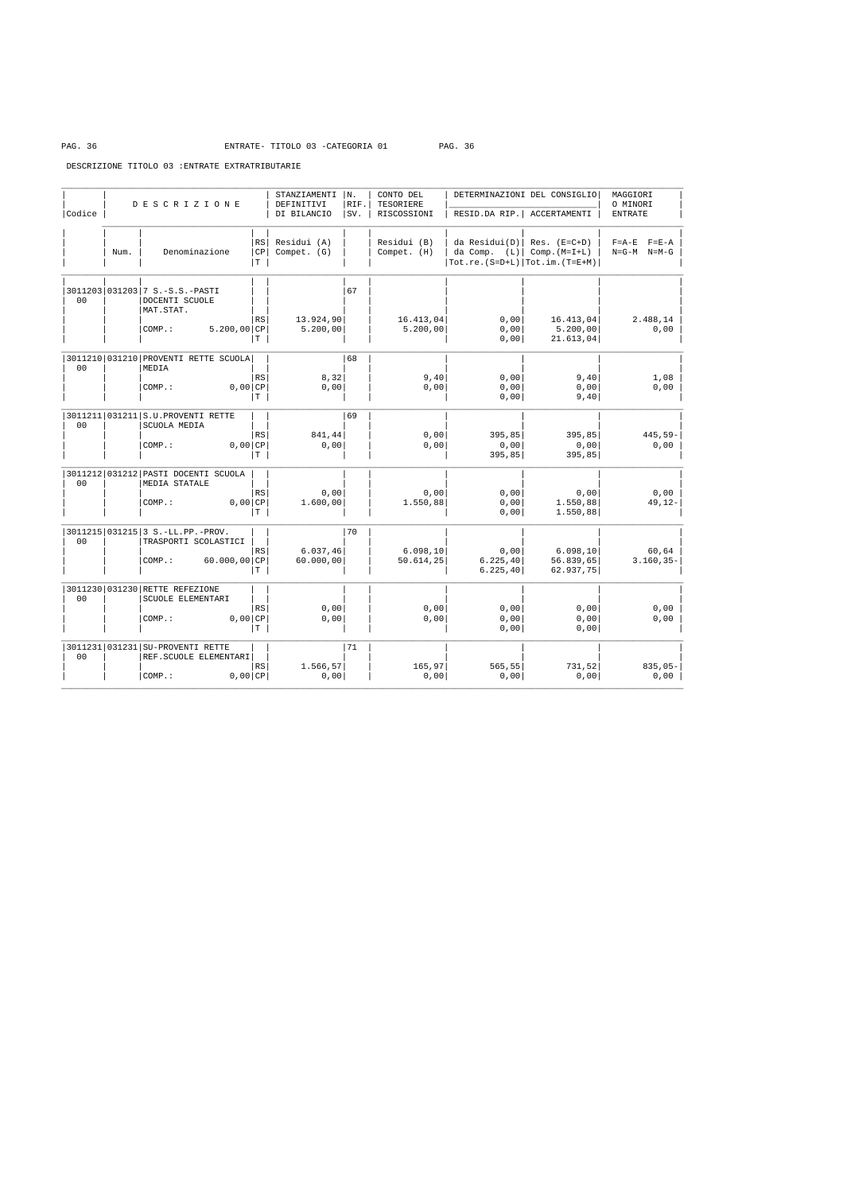ENTRATE- TITOLO 03 -CATEGORIA 01

DESCRIZIONE TITOLO 03 :ENTRATE EXTRATRIBUTARIE

| Codice | Num. | Denominazione | RS/CP/T | STANZIAMENTI DEFINITIVI DI BILANCIO Residui (A) Compet. (G) | N. RIF. SV. | CONTO DEL TESORIERE RISCOSSIONI Residui (B) Compet. (H) | DETERMINAZIONI DEL CONSIGLIO RESID.DA RIP. da Residui(D) da Comp. (L) Tot.re.(S=D+L) | ACCERTAMENTI Res. (E=C+D) Comp.(M=I+L) Tot.im.(T=E+M) | MAGGIORI O MINORI ENTRATE F=A-E F=E-A N=G-M N=M-G |
|---|---|---|---|---|---|---|---|---|---|
| 3011203 00 | 031203 | 7 S.-S.S.-PASTI DOCENTI SCUOLE MAT.STAT. | RS | 13.924,90 | 67 | 16.413,04 | 0,00 | 16.413,04 | 2.488,14 |
| | | COMP.: 5.200,00 | CP | 5.200,00 | | 5.200,00 | 0,00 | 5.200,00 | 0,00 |
| | | | T | | | | 0,00 | 21.613,04 | |
| 3011210 00 | 031210 | PROVENTI RETTE SCUOLA MEDIA | RS | 8,32 | 68 | 9,40 | 0,00 | 9,40 | 1,08 |
| | | COMP.: 0,00 | CP | 0,00 | | 0,00 | 0,00 | 0,00 | 0,00 |
| | | | T | | | | 0,00 | 9,40 | |
| 3011211 00 | 031211 | S.U.PROVENTI RETTE SCUOLA MEDIA | RS | 841,44 | 69 | 0,00 | 395,85 | 395,85 | 445,59- |
| | | COMP.: 0,00 | CP | 0,00 | | 0,00 | 0,00 | 0,00 | 0,00 |
| | | | T | | | | 395,85 | 395,85 | |
| 3011212 00 | 031212 | PASTI DOCENTI SCUOLA MEDIA STATALE | RS | 0,00 | | 0,00 | 0,00 | 0,00 | 0,00 |
| | | COMP.: 0,00 | CP | 1.600,00 | | 1.550,88 | 0,00 | 1.550,88 | 49,12- |
| | | | T | | | | 0,00 | 1.550,88 | |
| 3011215 00 | 031215 | 3 S.-LL.PP.-PROV. TRASPORTI SCOLASTICI | RS | 6.037,46 | 70 | 6.098,10 | 0,00 | 6.098,10 | 60,64 |
| | | COMP.: 60.000,00 | CP | 60.000,00 | | 50.614,25 | 6.225,40 | 56.839,65 | 3.160,35- |
| | | | T | | | | 6.225,40 | 62.937,75 | |
| 3011230 00 | 031230 | RETTE REFEZIONE SCUOLE ELEMENTARI | RS | 0,00 | | 0,00 | 0,00 | 0,00 | 0,00 |
| | | COMP.: 0,00 | CP | 0,00 | | 0,00 | 0,00 | 0,00 | 0,00 |
| | | | T | | | | 0,00 | 0,00 | |
| 3011231 00 | 031231 | SU-PROVENTI RETTE REF.SCUOLE ELEMENTARI | RS | 1.566,57 | 71 | 165,97 | 565,55 | 731,52 | 835,05- |
| | | COMP.: 0,00 | CP | 0,00 | | 0,00 | 0,00 | 0,00 | 0,00 |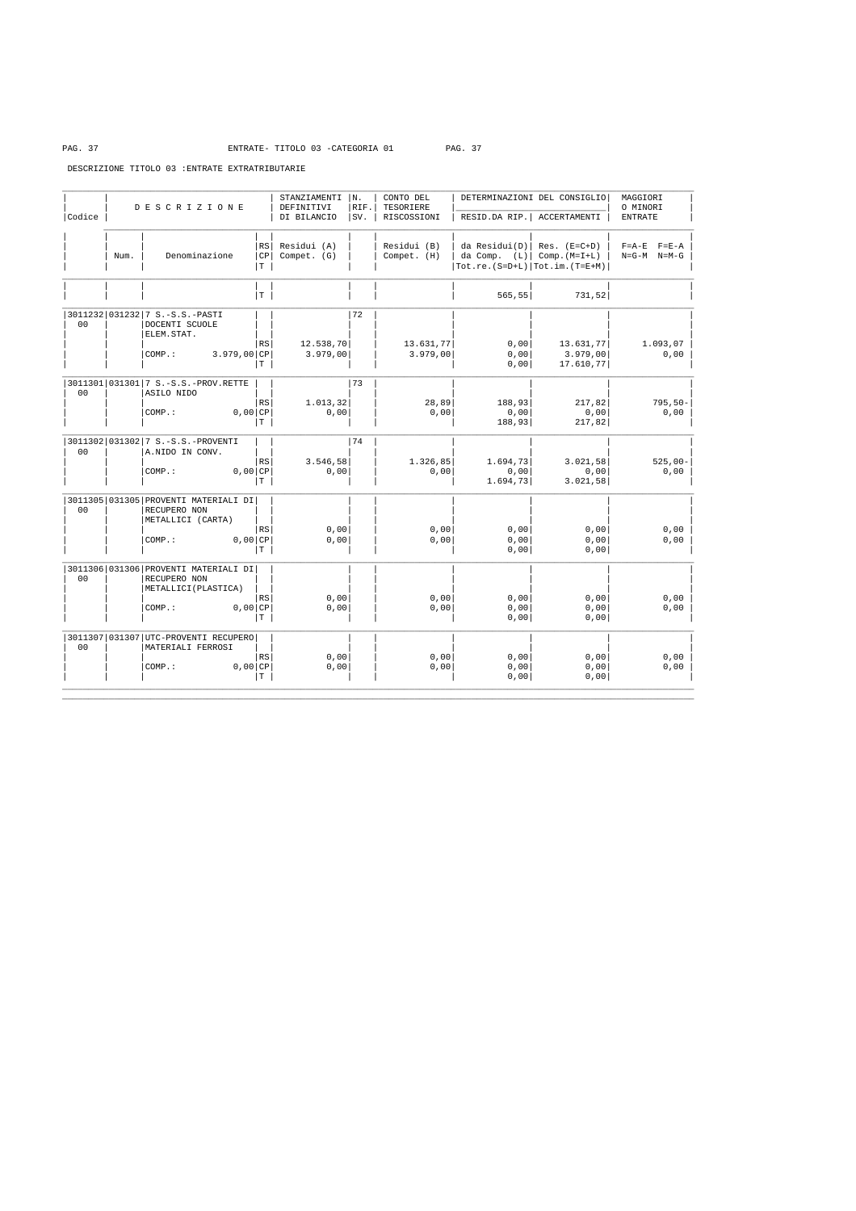ENTRATE- TITOLO 03 -CATEGORIA 01

DESCRIZIONE TITOLO 03 :ENTRATE EXTRATRIBUTARIE

| Codice | Num. | DESCRIZIONE Denominazione | RS CP T | STANZIAMENTI DEFINITIVI DI BILANCIO Residui (A) Compet. (G) | N. RIF. SV. | CONTO DEL TESORIERE RISCOSSIONI Residui (B) Compet. (H) | DETERMINAZIONI DEL CONSIGLIO RESID.DA RIP. da Residui(D) da Comp. (L) Tot.re.(S=D+L) | DETERMINAZIONI DEL CONSIGLIO ACCERTAMENTI Res. (E=C+D) Comp.(M=I+L) Tot.im.(T=E+M) | MAGGIORI O MINORI ENTRATE F=A-E F=E-A N=G-M N=M-G |
|---|---|---|---|---|---|---|---|---|---|
| | | | T | | | | 565,55 | 731,52 | |
| 3011232 00 | 031232 | 7 S.-S.S.-PASTI DOCENTI SCUOLE ELEM.STAT. | | | 72 | | | | |
| | | | RS | 12.538,70 | | 13.631,77 | 0,00 | 13.631,77 | 1.093,07 |
| | | COMP.: 3.979,00 | CP | 3.979,00 | | 3.979,00 | 0,00 | 3.979,00 | 0,00 |
| | | | T | | | | 0,00 | 17.610,77 | |
| 3011301 00 | 031301 | 7 S.-S.S.-PROV.RETTE ASILO NIDO | | | 73 | | | | |
| | | | RS | 1.013,32 | | 28,89 | 188,93 | 217,82 | 795,50- |
| | | COMP.: 0,00 | CP | 0,00 | | 0,00 | 0,00 | 0,00 | 0,00 |
| | | | T | | | | 188,93 | 217,82 | |
| 3011302 00 | 031302 | 7 S.-S.S.-PROVENTI A.NIDO IN CONV. | | | 74 | | | | |
| | | | RS | 3.546,58 | | 1.326,85 | 1.694,73 | 3.021,58 | 525,00- |
| | | COMP.: 0,00 | CP | 0,00 | | 0,00 | 0,00 | 0,00 | 0,00 |
| | | | T | | | | 1.694,73 | 3.021,58 | |
| 3011305 00 | 031305 | PROVENTI MATERIALI DI RECUPERO NON METALLICI (CARTA) | | | | | | | |
| | | | RS | 0,00 | | 0,00 | 0,00 | 0,00 | 0,00 |
| | | COMP.: 0,00 | CP | 0,00 | | 0,00 | 0,00 | 0,00 | 0,00 |
| | | | T | | | | 0,00 | 0,00 | |
| 3011306 00 | 031306 | PROVENTI MATERIALI DI RECUPERO NON METALLICI(PLASTICA) | | | | | | | |
| | | | RS | 0,00 | | 0,00 | 0,00 | 0,00 | 0,00 |
| | | COMP.: 0,00 | CP | 0,00 | | 0,00 | 0,00 | 0,00 | 0,00 |
| | | | T | | | | 0,00 | 0,00 | |
| 3011307 00 | 031307 | UTC-PROVENTI RECUPERO MATERIALI FERROSI | | | | | | | |
| | | | RS | 0,00 | | 0,00 | 0,00 | 0,00 | 0,00 |
| | | COMP.: 0,00 | CP | 0,00 | | 0,00 | 0,00 | 0,00 | 0,00 |
| | | | T | | | | 0,00 | 0,00 | |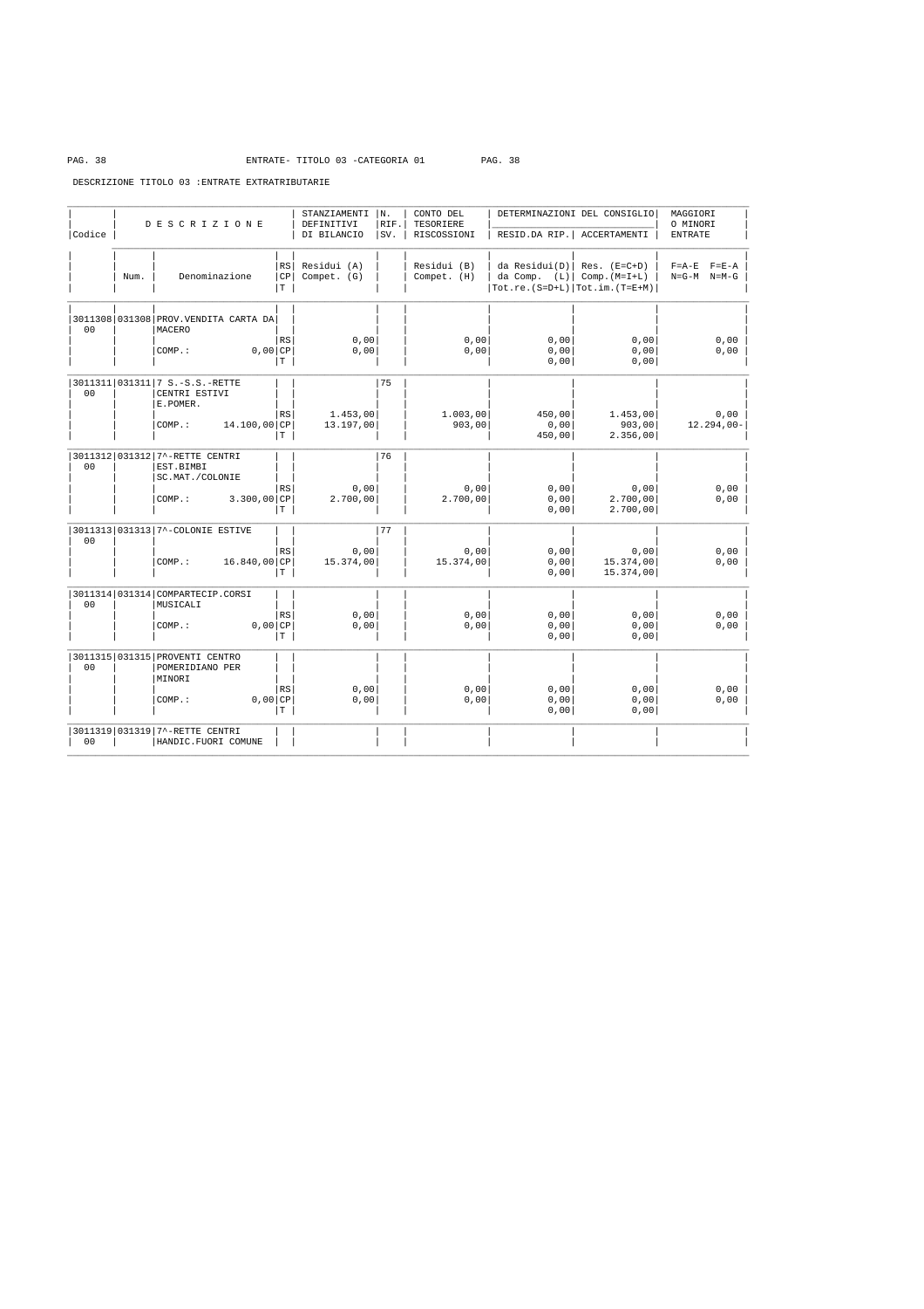ENTRATE- TITOLO 03 -CATEGORIA 01

DESCRIZIONE TITOLO 03 :ENTRATE EXTRATRIBUTARIE

| Codice | Num. | Denominazione | RS/CP/T | STANZIAMENTI DEFINITIVI DI BILANCIO Residui (A) Compet. (G) | N. RIF. SV. | CONTO DEL TESORIERE RISCOSSIONI Residui (B) Compet. (H) | DETERMINAZIONI DEL CONSIGLIO RESID.DA RIP. da Residui(D) da Comp. (L) Tot.re.(S=D+L) | DETERMINAZIONI DEL CONSIGLIO ACCERTAMENTI Res. (E=C+D) Comp.(M=I+L) Tot.im.(T=E+M) | MAGGIORI O MINORI ENTRATE F=A-E F=E-A N=G-M N=M-G |
|---|---|---|---|---|---|---|---|---|---|
| 3011308 00 | 031308 | PROV.VENDITA CARTA DA MACERO | RS | 0,00 | | 0,00 | 0,00 | 0,00 | 0,00 |
| | | COMP.: 0,00 | CP | 0,00 | | 0,00 | 0,00 | 0,00 | 0,00 |
| | | | T | | | | 0,00 | 0,00 | |
| 3011311 00 | 031311 | 7 S.-S.S.-RETTE CENTRI ESTIVI E.POMER. | RS | 1.453,00 | 75 | 1.003,00 | 450,00 | 1.453,00 | 0,00 |
| | | COMP.: 14.100,00 | CP | 13.197,00 | | 903,00 | 0,00 | 903,00 | 12.294,00- |
| | | | T | | | | 450,00 | 2.356,00 | |
| 3011312 00 | 031312 | 7^-RETTE CENTRI EST.BIMBI SC.MAT./COLONIE | RS | 0,00 | 76 | 0,00 | 0,00 | 0,00 | 0,00 |
| | | COMP.: 3.300,00 | CP | 2.700,00 | | 2.700,00 | 0,00 | 2.700,00 | 0,00 |
| | | | T | | | | 0,00 | 2.700,00 | |
| 3011313 00 | 031313 | 7^-COLONIE ESTIVE | RS | 0,00 | 77 | 0,00 | 0,00 | 0,00 | 0,00 |
| | | COMP.: 16.840,00 | CP | 15.374,00 | | 15.374,00 | 0,00 | 15.374,00 | 0,00 |
| | | | T | | | | 0,00 | 15.374,00 | |
| 3011314 00 | 031314 | COMPARTECIP.CORSI MUSICALI | RS | 0,00 | | 0,00 | 0,00 | 0,00 | 0,00 |
| | | COMP.: 0,00 | CP | 0,00 | | 0,00 | 0,00 | 0,00 | 0,00 |
| | | | T | | | | 0,00 | 0,00 | |
| 3011315 00 | 031315 | PROVENTI CENTRO POMERIDIANO PER MINORI | RS | 0,00 | | 0,00 | 0,00 | 0,00 | 0,00 |
| | | COMP.: 0,00 | CP | 0,00 | | 0,00 | 0,00 | 0,00 | 0,00 |
| | | | T | | | | 0,00 | 0,00 | |
| 3011319 00 | 031319 | 7^-RETTE CENTRI HANDIC.FUORI COMUNE | | | | | | | |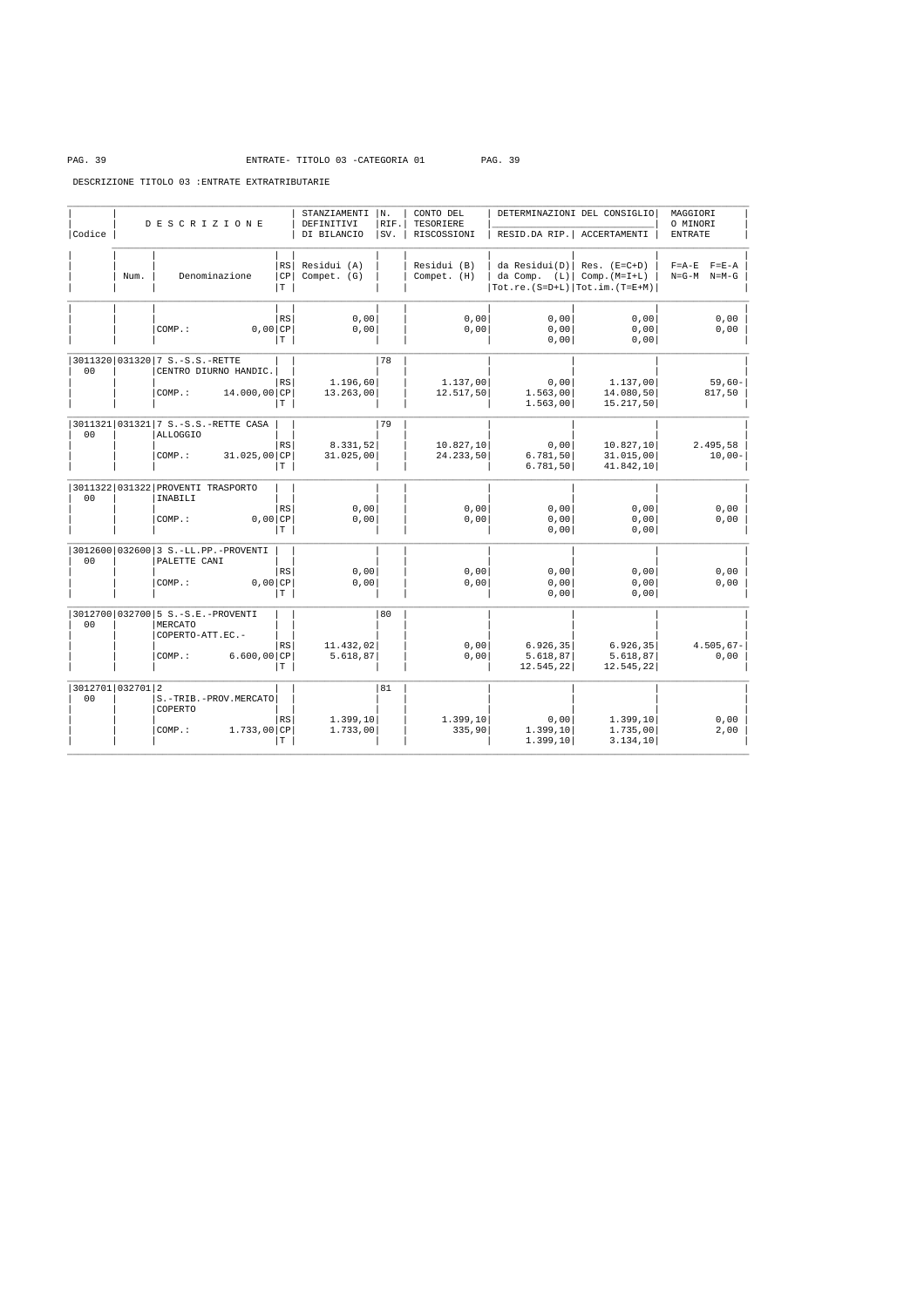ENTRATE- TITOLO 03 -CATEGORIA 01

DESCRIZIONE TITOLO 03 :ENTRATE EXTRATRIBUTARIE

| Codice | Num. | Denominazione | RS/CP/T | STANZIAMENTI DEFINITIVI DI BILANCIO Residui (A) Compet. (G) | N. RIF. SV. | CONTO DEL TESORIERE RISCOSSIONI Residui (B) Compet. (H) | DETERMINAZIONI DEL CONSIGLIO RESID.DA RIP. da Residui(D) da Comp. (L) Tot.re.(S=D+L) | DETERMINAZIONI DEL CONSIGLIO ACCERTAMENTI Res. (E=C+D) Comp.(M=I+L) Tot.im.(T=E+M) | MAGGIORI O MINORI ENTRATE F=A-E F=E-A N=G-M N=M-G |
|---|---|---|---|---|---|---|---|---|---|
| | | | RS | 0,00 | | 0,00 | 0,00 | 0,00 | 0,00 |
| | | COMP.: 0,00 | CP | 0,00 | | 0,00 | 0,00 | 0,00 | 0,00 |
| | | | T | | | | 0,00 | 0,00 | |
| 3011320 00 | 031320 | 7 S.-S.S.-RETTE CENTRO DIURNO HANDIC. | | | 78 | | | | |
| | | | RS | 1.196,60 | | 1.137,00 | 0,00 | 1.137,00 | 59,60- |
| | | COMP.: 14.000,00 | CP | 13.263,00 | | 12.517,50 | 1.563,00 | 14.080,50 | 817,50 |
| | | | T | | | | 1.563,00 | 15.217,50 | |
| 3011321 00 | 031321 | 7 S.-S.S.-RETTE CASA ALLOGGIO | | | 79 | | | | |
| | | | RS | 8.331,52 | | 10.827,10 | 0,00 | 10.827,10 | 2.495,58 |
| | | COMP.: 31.025,00 | CP | 31.025,00 | | 24.233,50 | 6.781,50 | 31.015,00 | 10,00- |
| | | | T | | | | 6.781,50 | 41.842,10 | |
| 3011322 00 | 031322 | PROVENTI TRASPORTO INABILI | | | | | | | |
| | | | RS | 0,00 | | 0,00 | 0,00 | 0,00 | 0,00 |
| | | COMP.: 0,00 | CP | 0,00 | | 0,00 | 0,00 | 0,00 | 0,00 |
| | | | T | | | | 0,00 | 0,00 | |
| 3012600 00 | 032600 | 3 S.-LL.PP.-PROVENTI PALETTE CANI | | | | | | | |
| | | | RS | 0,00 | | 0,00 | 0,00 | 0,00 | 0,00 |
| | | COMP.: 0,00 | CP | 0,00 | | 0,00 | 0,00 | 0,00 | 0,00 |
| | | | T | | | | 0,00 | 0,00 | |
| 3012700 00 | 032700 | 5 S.-S.E.-PROVENTI MERCATO COPERTO-ATT.EC.- | | | 80 | | | | |
| | | | RS | 11.432,02 | | 0,00 | 6.926,35 | 6.926,35 | 4.505,67- |
| | | COMP.: 6.600,00 | CP | 5.618,87 | | 0,00 | 5.618,87 | 5.618,87 | 0,00 |
| | | | T | | | | 12.545,22 | 12.545,22 | |
| 3012701 00 | 032701 | 2 S.-TRIB.-PROV.MERCATO COPERTO | | | 81 | | | | |
| | | | RS | 1.399,10 | | 1.399,10 | 0,00 | 1.399,10 | 0,00 |
| | | COMP.: 1.733,00 | CP | 1.733,00 | | 335,90 | 1.399,10 | 1.735,00 | 2,00 |
| | | | T | | | | 1.399,10 | 3.134,10 | |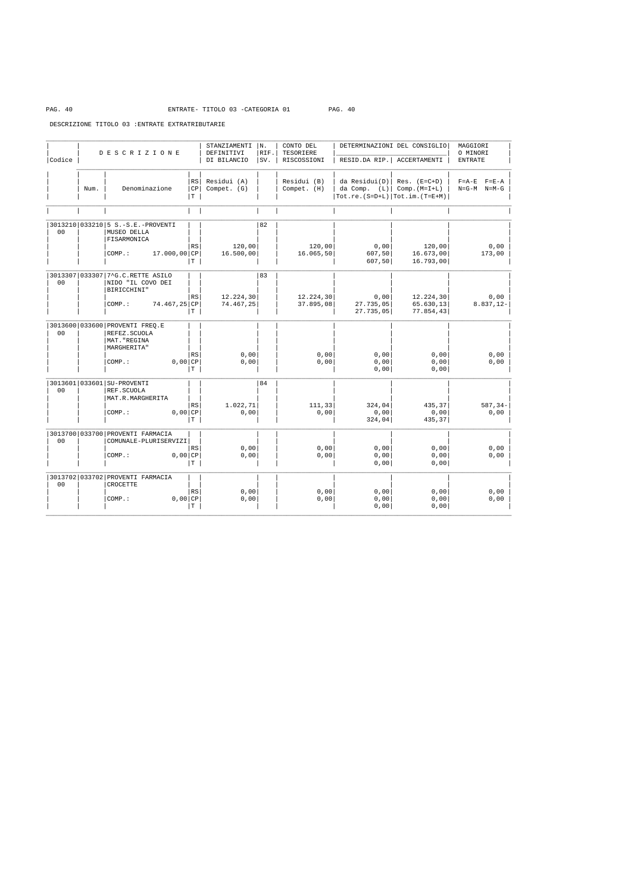ENTRATE- TITOLO 03 -CATEGORIA 01

DESCRIZIONE TITOLO 03 :ENTRATE EXTRATRIBUTARIE

| Codice | Num. | DESCRIZIONE Denominazione | RS CP T | STANZIAMENTI DEFINITIVI DI BILANCIO Residui (A) Compet. (G) | N. RIF. SV. | CONTO DEL TESORIERE RISCOSSIONI Residui (B) Compet. (H) | DETERMINAZIONI DEL CONSIGLIO RESID.DA RIP. da Residui(D) da Comp. (L) Tot.re.(S=D+L) | DETERMINAZIONI DEL CONSIGLIO ACCERTAMENTI Res. (E=C+D) Comp.(M=I+L) Tot.im.(T=E+M) | MAGGIORI O MINORI ENTRATE F=A-E F=E-A N=G-M N=M-G |
|---|---|---|---|---|---|---|---|---|---|
| 3013210 00 | 033210 | 5 S.-S.E.-PROVENTI MUSEO DELLA FISARMONICA | | | 82 | | | | |
| | | | RS | 120,00 | | 120,00 | 0,00 | 120,00 | 0,00 |
| | | COMP.: 17.000,00 | CP | 16.500,00 | | 16.065,50 | 607,50 | 16.673,00 | 173,00 |
| | | | T | | | | 607,50 | 16.793,00 | |
| 3013307 00 | 033307 | 7^G.C.RETTE ASILO NIDO "IL COVO DEI BIRICCHINI" | | | 83 | | | | |
| | | | RS | 12.224,30 | | 12.224,30 | 0,00 | 12.224,30 | 0,00 |
| | | COMP.: 74.467,25 | CP | 74.467,25 | | 37.895,08 | 27.735,05 | 65.630,13 | 8.837,12- |
| | | | T | | | | 27.735,05 | 77.854,43 | |
| 3013600 00 | 033600 | PROVENTI FREQ.E REFEZ.SCUOLA MAT."REGINA MARGHERITA" | | | | | | | |
| | | | RS | 0,00 | | 0,00 | 0,00 | 0,00 | 0,00 |
| | | COMP.: 0,00 | CP | 0,00 | | 0,00 | 0,00 | 0,00 | 0,00 |
| | | | T | | | | 0,00 | 0,00 | |
| 3013601 00 | 033601 | SU-PROVENTI REF.SCUOLA MAT.R.MARGHERITA | | | 84 | | | | |
| | | | RS | 1.022,71 | | 111,33 | 324,04 | 435,37 | 587,34- |
| | | COMP.: 0,00 | CP | 0,00 | | 0,00 | 0,00 | 0,00 | 0,00 |
| | | | T | | | | 324,04 | 435,37 | |
| 3013700 00 | 033700 | PROVENTI FARMACIA COMUNALE-PLURISERVIZI | | | | | | | |
| | | | RS | 0,00 | | 0,00 | 0,00 | 0,00 | 0,00 |
| | | COMP.: 0,00 | CP | 0,00 | | 0,00 | 0,00 | 0,00 | 0,00 |
| | | | T | | | | 0,00 | 0,00 | |
| 3013702 00 | 033702 | PROVENTI FARMACIA CROCETTE | | | | | | | |
| | | | RS | 0,00 | | 0,00 | 0,00 | 0,00 | 0,00 |
| | | COMP.: 0,00 | CP | 0,00 | | 0,00 | 0,00 | 0,00 | 0,00 |
| | | | T | | | | 0,00 | 0,00 | |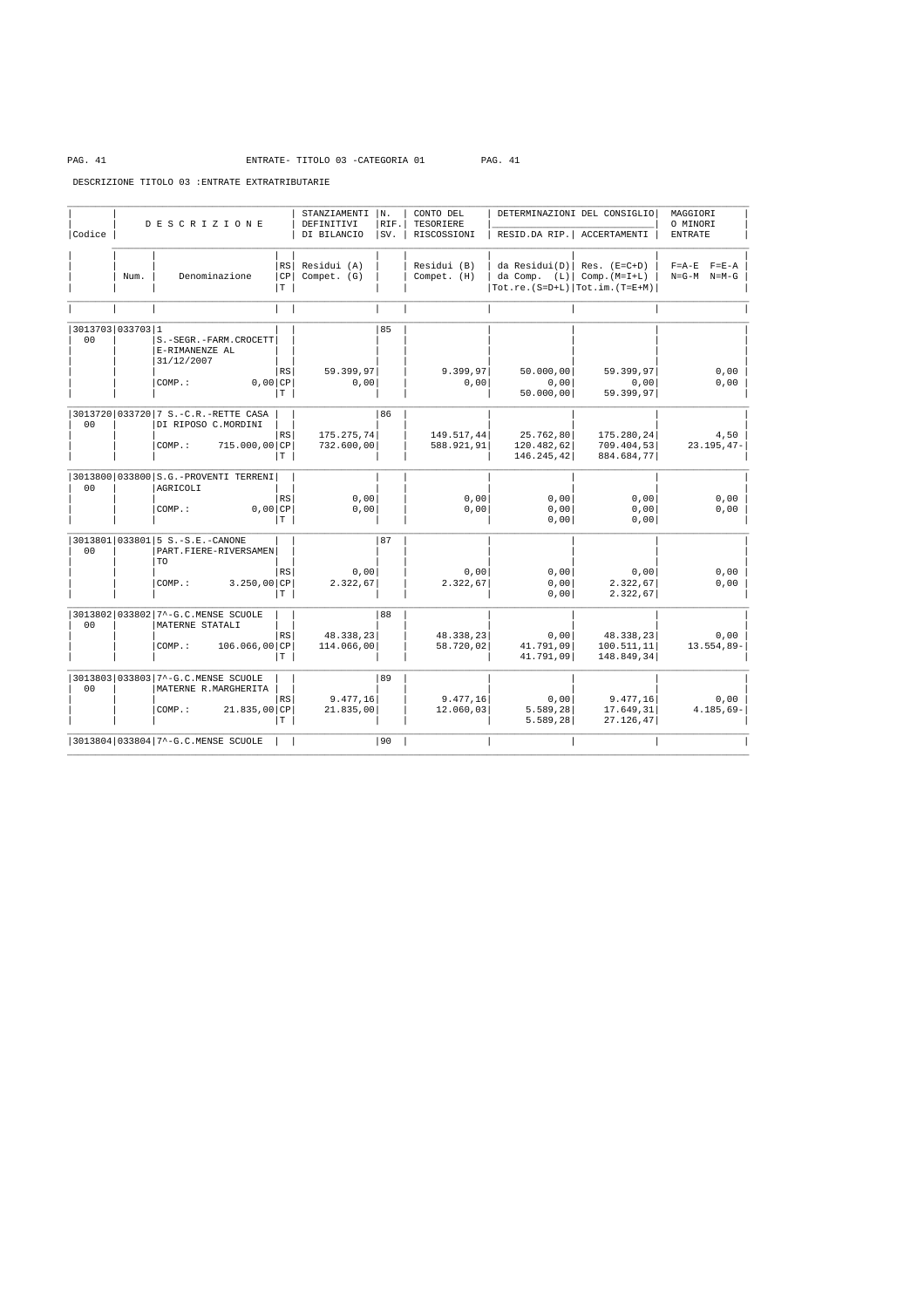ENTRATE- TITOLO 03 -CATEGORIA 01

DESCRIZIONE TITOLO 03 :ENTRATE EXTRATRIBUTARIE

| Codice | Num. | Denominazione | RS/CP/T | STANZIAMENTI DEFINITIVI DI BILANCIO Residui (A) Compet. (G) | N. RIF. SV. | CONTO DEL TESORIERE RISCOSSIONI Residui (B) Compet. (H) | DETERMINAZIONI DEL CONSIGLIO RESID.DA RIP. da Residui(D) da Comp. (L) Tot.re.(S=D+L) | ACCERTAMENTI Res. (E=C+D) Comp.(M=I+L) Tot.im.(T=E+M) | MAGGIORI O MINORI ENTRATE F=A-E F=E-A N=G-M N=M-G |
|---|---|---|---|---|---|---|---|---|---|
| 3013703 00 | 033703 | 1 S.-SEGR.-FARM.CROCETT E-RIMANENZE AL 31/12/2007 | | | 85 | | | | |
| | | | RS | 59.399,97 | | 9.399,97 | 50.000,00 | 59.399,97 | 0,00 |
| | | COMP.: 0,00 | CP | 0,00 | | 0,00 | 0,00 | 0,00 | 0,00 |
| | | | T | | | | 50.000,00 | 59.399,97 | |
| 3013720 00 | 033720 | 7 S.-C.R.-RETTE CASA DI RIPOSO C.MORDINI | | | 86 | | | | |
| | | | RS | 175.275,74 | | 149.517,44 | 25.762,80 | 175.280,24 | 4,50 |
| | | COMP.: 715.000,00 | CP | 732.600,00 | | 588.921,91 | 120.482,62 | 709.404,53 | 23.195,47- |
| | | | T | | | | 146.245,42 | 884.684,77 | |
| 3013800 00 | 033800 | S.G.-PROVENTI TERRENI AGRICOLI | | | | | | | |
| | | | RS | 0,00 | | 0,00 | 0,00 | 0,00 | 0,00 |
| | | COMP.: 0,00 | CP | 0,00 | | 0,00 | 0,00 | 0,00 | 0,00 |
| | | | T | | | | 0,00 | 0,00 | |
| 3013801 00 | 033801 | 5 S.-S.E.-CANONE PART.FIERE-RIVERSAMEN TO | | | 87 | | | | |
| | | | RS | 0,00 | | 0,00 | 0,00 | 0,00 | 0,00 |
| | | COMP.: 3.250,00 | CP | 2.322,67 | | 2.322,67 | 0,00 | 2.322,67 | 0,00 |
| | | | T | | | | 0,00 | 2.322,67 | |
| 3013802 00 | 033802 | 7^-G.C.MENSE SCUOLE MATERNE STATALI | | | 88 | | | | |
| | | | RS | 48.338,23 | | 48.338,23 | 0,00 | 48.338,23 | 0,00 |
| | | COMP.: 106.066,00 | CP | 114.066,00 | | 58.720,02 | 41.791,09 | 100.511,11 | 13.554,89- |
| | | | T | | | | 41.791,09 | 148.849,34 | |
| 3013803 00 | 033803 | 7^-G.C.MENSE SCUOLE MATERNE R.MARGHERITA | | | 89 | | | | |
| | | | RS | 9.477,16 | | 9.477,16 | 0,00 | 9.477,16 | 0,00 |
| | | COMP.: 21.835,00 | CP | 21.835,00 | | 12.060,03 | 5.589,28 | 17.649,31 | 4.185,69- |
| | | | T | | | | 5.589,28 | 27.126,47 | |
| 3013804 | 033804 | 7^-G.C.MENSE SCUOLE | | | 90 | | | | |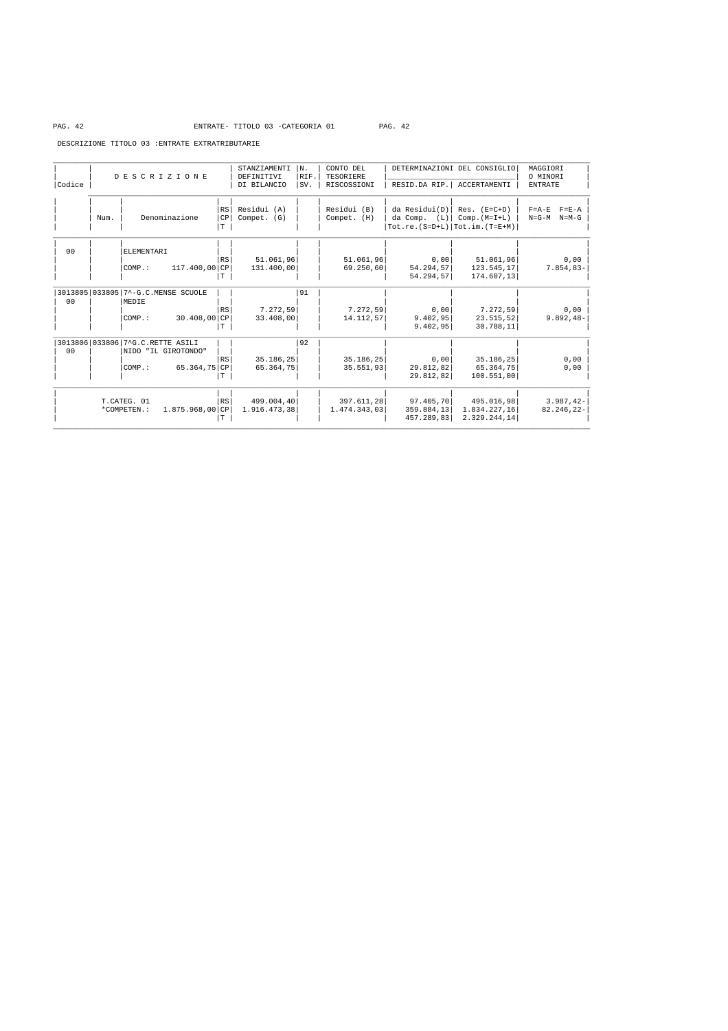ENTRATE- TITOLO 03 -CATEGORIA 01

DESCRIZIONE TITOLO 03 :ENTRATE EXTRATRIBUTARIE

| Codice | Num. | DESCRIZIONE Denominazione | RS/CP/T | STANZIAMENTI DEFINITIVI DI BILANCIO Residui (A) Compet. (G) | N. RIF. SV. | CONTO DEL TESORIERE RISCOSSIONI Residui (B) Compet. (H) | DETERMINAZIONI DEL CONSIGLIO RESID.DA RIP. da Residui(D) da Comp. (L) Tot.re.(S=D+L) | DETERMINAZIONI DEL CONSIGLIO ACCERTAMENTI Res. (E=C+D) Comp.(M=I+L) Tot.im.(T=E+M) | MAGGIORI O MINORI ENTRATE F=A-E F=E-A N=G-M N=M-G |
|---|---|---|---|---|---|---|---|---|---|
| 00 | | ELEMENTARI | | | | | | | |
| | | | RS | 51.061,96 | | 51.061,96 | 0,00 | 51.061,96 | 0,00 |
| | | COMP.: 117.400,00 | CP | 131.400,00 | | 69.250,60 | 54.294,57 | 123.545,17 | 7.854,83- |
| | | | T | | | | 54.294,57 | 174.607,13 | |
| 3013805 00 | 033805 | 7^-G.C.MENSE SCUOLE MEDIE | | | 91 | | | | |
| | | | RS | 7.272,59 | | 7.272,59 | 0,00 | 7.272,59 | 0,00 |
| | | COMP.: 30.408,00 | CP | 33.408,00 | | 14.112,57 | 9.402,95 | 23.515,52 | 9.892,48- |
| | | | T | | | | 9.402,95 | 30.788,11 | |
| 3013806 00 | 033806 | 7^G.C.RETTE ASILI NIDO "IL GIROTONDO" | | | 92 | | | | |
| | | | RS | 35.186,25 | | 35.186,25 | 0,00 | 35.186,25 | 0,00 |
| | | COMP.: 65.364,75 | CP | 65.364,75 | | 35.551,93 | 29.812,82 | 65.364,75 | 0,00 |
| | | | T | | | | 29.812,82 | 100.551,00 | |
| | | T.CATEG. 01 | RS | 499.004,40 | | 397.611,28 | 97.405,70 | 495.016,98 | 3.987,42- |
| | | *COMPETEN.: 1.875.968,00 | CP | 1.916.473,38 | | 1.474.343,03 | 359.884,13 | 1.834.227,16 | 82.246,22- |
| | | | T | | | | 457.289,83 | 2.329.244,14 | |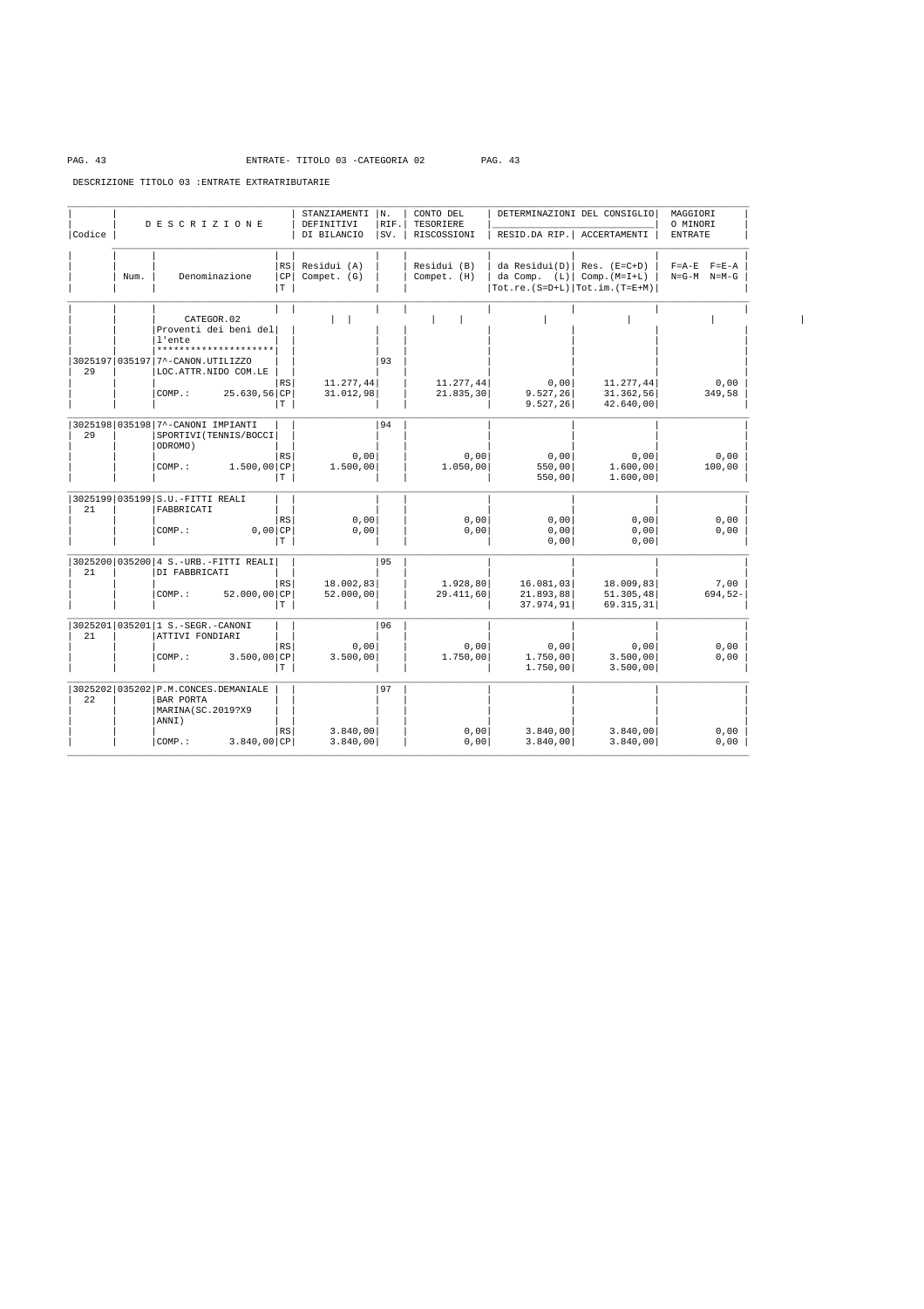ENTRATE- TITOLO 03 -CATEGORIA 02

DESCRIZIONE TITOLO 03 :ENTRATE EXTRATRIBUTARIE

| Codice | Num. | DESCRIZIONE Denominazione | RS CP T | STANZIAMENTI DEFINITIVI DI BILANCIO Residui (A) Compet. (G) | N. RIF. SV. | CONTO DEL TESORIERE RISCOSSIONI Residui (B) Compet. (H) | DETERMINAZIONI DEL CONSIGLIO RESID.DA RIP. da Residui(D) da Comp. (L) Tot.re.(S=D+L) | DETERMINAZIONI DEL CONSIGLIO ACCERTAMENTI Res. (E=C+D) Comp.(M=I+L) Tot.im.(T=E+M) | MAGGIORI O MINORI ENTRATE F=A-E F=E-A N=G-M N=M-G |
|---|---|---|---|---|---|---|---|---|---|
| | | CATEGOR.02 Proventi dei beni del l'ente ******************** | | | | | | | |
| 3025197 29 | 035197 | 7^-CANON.UTILIZZO LOC.ATTR.NIDO COM.LE | | | 93 | | | | |
| | | | RS | 11.277,44 | | 11.277,44 | 0,00 | 11.277,44 | 0,00 |
| | | COMP.: 25.630,56 | CP | 31.012,98 | | 21.835,30 | 9.527,26 | 31.362,56 | 349,58 |
| | | | T | | | | 9.527,26 | 42.640,00 | |
| 3025198 29 | 035198 | 7^-CANONI IMPIANTI SPORTIVI(TENNIS/BOCCI ODROMO) | | | 94 | | | | |
| | | | RS | 0,00 | | 0,00 | 0,00 | 0,00 | 0,00 |
| | | COMP.: 1.500,00 | CP | 1.500,00 | | 1.050,00 | 550,00 | 1.600,00 | 100,00 |
| | | | T | | | | 550,00 | 1.600,00 | |
| 3025199 21 | 035199 | S.U.-FITTI REALI FABBRICATI | | | | | | | |
| | | | RS | 0,00 | | 0,00 | 0,00 | 0,00 | 0,00 |
| | | COMP.: 0,00 | CP | 0,00 | | 0,00 | 0,00 | 0,00 | 0,00 |
| | | | T | | | | 0,00 | 0,00 | |
| 3025200 21 | 035200 | 4 S.-URB.-FITTI REALI DI FABBRICATI | | | 95 | | | | |
| | | | RS | 18.002,83 | | 1.928,80 | 16.081,03 | 18.009,83 | 7,00 |
| | | COMP.: 52.000,00 | CP | 52.000,00 | | 29.411,60 | 21.893,88 | 51.305,48 | 694,52- |
| | | | T | | | | 37.974,91 | 69.315,31 | |
| 3025201 21 | 035201 | 1 S.-SEGR.-CANONI ATTIVI FONDIARI | | | 96 | | | | |
| | | | RS | 0,00 | | 0,00 | 0,00 | 0,00 | 0,00 |
| | | COMP.: 3.500,00 | CP | 3.500,00 | | 1.750,00 | 1.750,00 | 3.500,00 | 0,00 |
| | | | T | | | | 1.750,00 | 3.500,00 | |
| 3025202 22 | 035202 | P.M.CONCES.DEMANIALE BAR PORTA MARINA(SC.2019?X9 ANNI) | | | 97 | | | | |
| | | | RS | 3.840,00 | | 0,00 | 3.840,00 | 3.840,00 | 0,00 |
| | | COMP.: 3.840,00 | CP | 3.840,00 | | 0,00 | 3.840,00 | 3.840,00 | 0,00 |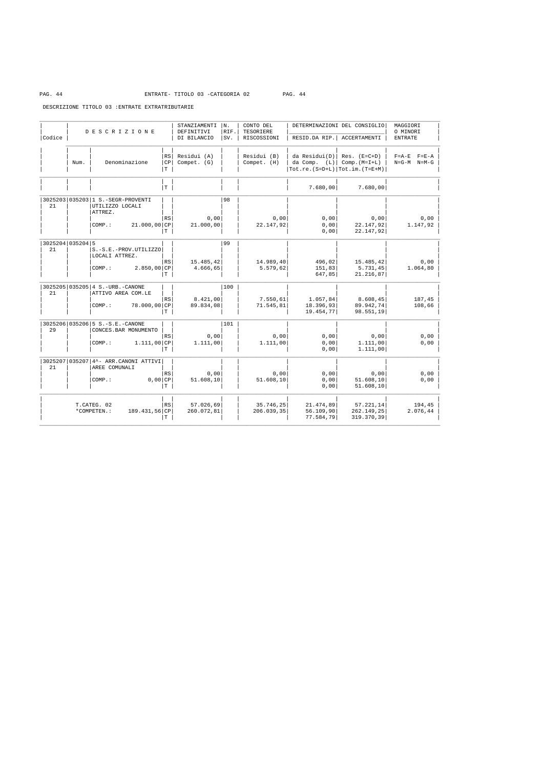ENTRATE- TITOLO 03 -CATEGORIA 02

DESCRIZIONE TITOLO 03 :ENTRATE EXTRATRIBUTARIE

| Codice | Num. | DESCRIZIONE / Denominazione | RS/CP/T | STANZIAMENTI DEFINITIVI DI BILANCIO Residui (A) Compet. (G) | N. RIF. SV. | CONTO DEL TESORIERE RISCOSSIONI Residui (B) Compet. (H) | DETERMINAZIONI DEL CONSIGLIO RESID.DA RIP. da Residui(D) da Comp. (L) Tot.re.(S=D+L) | DETERMINAZIONI DEL CONSIGLIO ACCERTAMENTI Res. (E=C+D) Comp.(M=I+L) Tot.im.(T=E+M) | MAGGIORI O MINORI ENTRATE F=A-E F=E-A N=G-M N=M-G |
|---|---|---|---|---|---|---|---|---|---|
| | | | T | | | | 7.680,00 | 7.680,00 | |
| 3025203 21 | 035203 | 1 S.-SEGR-PROVENTI UTILIZZO LOCALI ATTREZ. | | | 98 | | | | |
| | | | RS | 0,00 | | 0,00 | 0,00 | 0,00 | 0,00 |
| | | COMP.: 21.000,00 | CP | 21.000,00 | | 22.147,92 | 0,00 | 22.147,92 | 1.147,92 |
| | | | T | | | | 0,00 | 22.147,92 | |
| 3025204 21 | 035204 | 5 S.-S.E.-PROV.UTILIZZO LOCALI ATTREZ. | | | 99 | | | | |
| | | | RS | 15.485,42 | | 14.989,40 | 496,02 | 15.485,42 | 0,00 |
| | | COMP.: 2.850,00 | CP | 4.666,65 | | 5.579,62 | 151,83 | 5.731,45 | 1.064,80 |
| | | | T | | | | 647,85 | 21.216,87 | |
| 3025205 21 | 035205 | 4 S.-URB.-CANONE ATTIVO AREA COM.LE | | | 100 | | | | |
| | | | RS | 8.421,00 | | 7.550,61 | 1.057,84 | 8.608,45 | 187,45 |
| | | COMP.: 78.000,00 | CP | 89.834,08 | | 71.545,81 | 18.396,93 | 89.942,74 | 108,66 |
| | | | T | | | | 19.454,77 | 98.551,19 | |
| 3025206 29 | 035206 | 5 S.-S.E.-CANONE CONCES.BAR MONUMENTO | | | 101 | | | | |
| | | | RS | 0,00 | | 0,00 | 0,00 | 0,00 | 0,00 |
| | | COMP.: 1.111,00 | CP | 1.111,00 | | 1.111,00 | 0,00 | 1.111,00 | 0,00 |
| | | | T | | | | 0,00 | 1.111,00 | |
| 3025207 21 | 035207 | 4^- ARR.CANONI ATTIVI AREE COMUNALI | | | | | | | |
| | | | RS | 0,00 | | 0,00 | 0,00 | 0,00 | 0,00 |
| | | COMP.: 0,00 | CP | 51.608,10 | | 51.608,10 | 0,00 | 51.608,10 | 0,00 |
| | | | T | | | | 0,00 | 51.608,10 | |
| | | T.CATEG. 02 | RS | 57.026,69 | | 35.746,25 | 21.474,89 | 57.221,14 | 194,45 |
| | | *COMPETEN.: 189.431,56 | CP | 260.072,81 | | 206.039,35 | 56.109,90 | 262.149,25 | 2.076,44 |
| | | | T | | | | 77.584,79 | 319.370,39 | |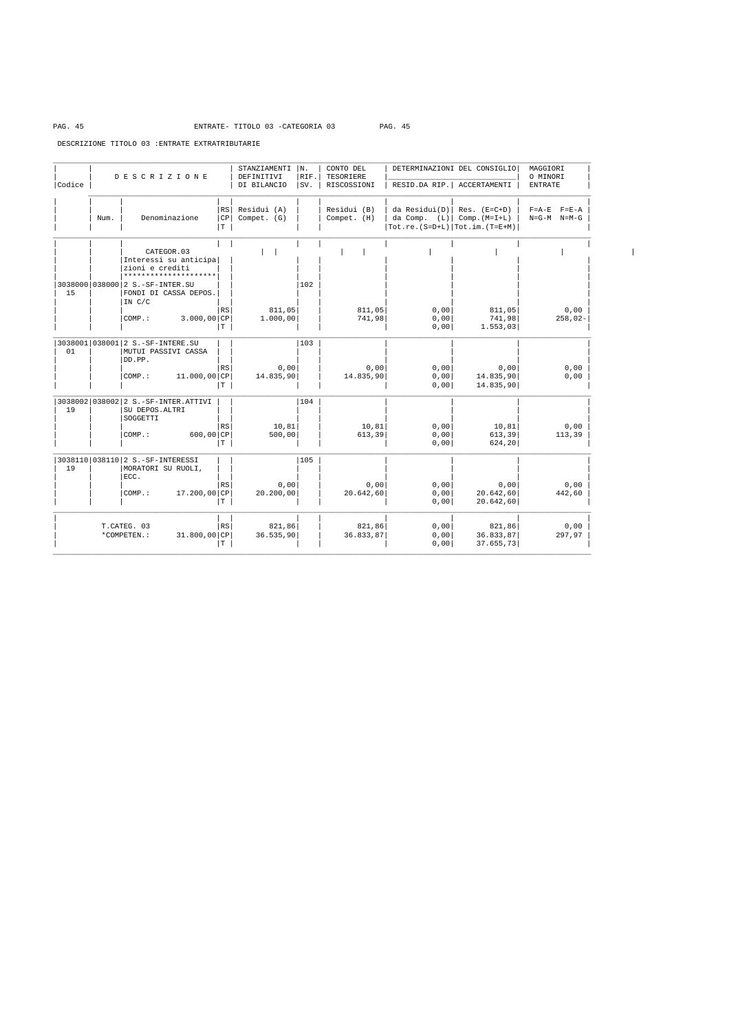ENTRATE- TITOLO 03 -CATEGORIA 03

DESCRIZIONE TITOLO 03 :ENTRATE EXTRATRIBUTARIE

| Codice | Num. | Denominazione | RS/CP/T | STANZIAMENTI DEFINITIVI DI BILANCIO Residui (A) Compet. (G) | N. RIF. SV. | CONTO DEL TESORIERE RISCOSSIONI Residui (B) Compet. (H) | DETERMINAZIONI DEL CONSIGLIO RESID.DA RIP. da Residui(D) da Comp. (L) Tot.re.(S=D+L) | ACCERTAMENTI Res. (E=C+D) Comp.(M=I+L) Tot.im.(T=E+M) | MAGGIORI O MINORI ENTRATE F=A-E F=E-A N=G-M N=M-G |
|---|---|---|---|---|---|---|---|---|---|
| | | CATEGOR.03 Interessi su anticipazioni e crediti ******************** | | | | | | | |
| 3038000 15 | 038000 | 2 S.-SF-INTER.SU FONDI DI CASSA DEPOS. IN C/C | | | 102 | | | | |
| | | | RS | 811,05 | | 811,05 | 0,00 | 811,05 | 0,00 |
| | | COMP.: 3.000,00 | CP | 1.000,00 | | 741,98 | 0,00 | 741,98 | 258,02- |
| | | | T | | | | 0,00 | 1.553,03 | |
| 3038001 01 | 038001 | 2 S.-SF-INTERE.SU MUTUI PASSIVI CASSA DD.PP. | | | 103 | | | | |
| | | | RS | 0,00 | | 0,00 | 0,00 | 0,00 | 0,00 |
| | | COMP.: 11.000,00 | CP | 14.835,90 | | 14.835,90 | 0,00 | 14.835,90 | 0,00 |
| | | | T | | | | 0,00 | 14.835,90 | |
| 3038002 19 | 038002 | 2 S.-SF-INTER.ATTIVI SU DEPOS.ALTRI SOGGETTI | | | 104 | | | | |
| | | | RS | 10,81 | | 10,81 | 0,00 | 10,81 | 0,00 |
| | | COMP.: 600,00 | CP | 500,00 | | 613,39 | 0,00 | 613,39 | 113,39 |
| | | | T | | | | 0,00 | 624,20 | |
| 3038110 19 | 038110 | 2 S.-SF-INTERESSI MORATORI SU RUOLI, ECC. | | | 105 | | | | |
| | | | RS | 0,00 | | 0,00 | 0,00 | 0,00 | 0,00 |
| | | COMP.: 17.200,00 | CP | 20.200,00 | | 20.642,60 | 0,00 | 20.642,60 | 442,60 |
| | | | T | | | | 0,00 | 20.642,60 | |
| | | T.CATEG. 03 | RS | 821,86 | | 821,86 | 0,00 | 821,86 | 0,00 |
| | | *COMPETEN.: 31.800,00 | CP | 36.535,90 | | 36.833,87 | 0,00 | 36.833,87 | 297,97 |
| | | | T | | | | 0,00 | 37.655,73 | |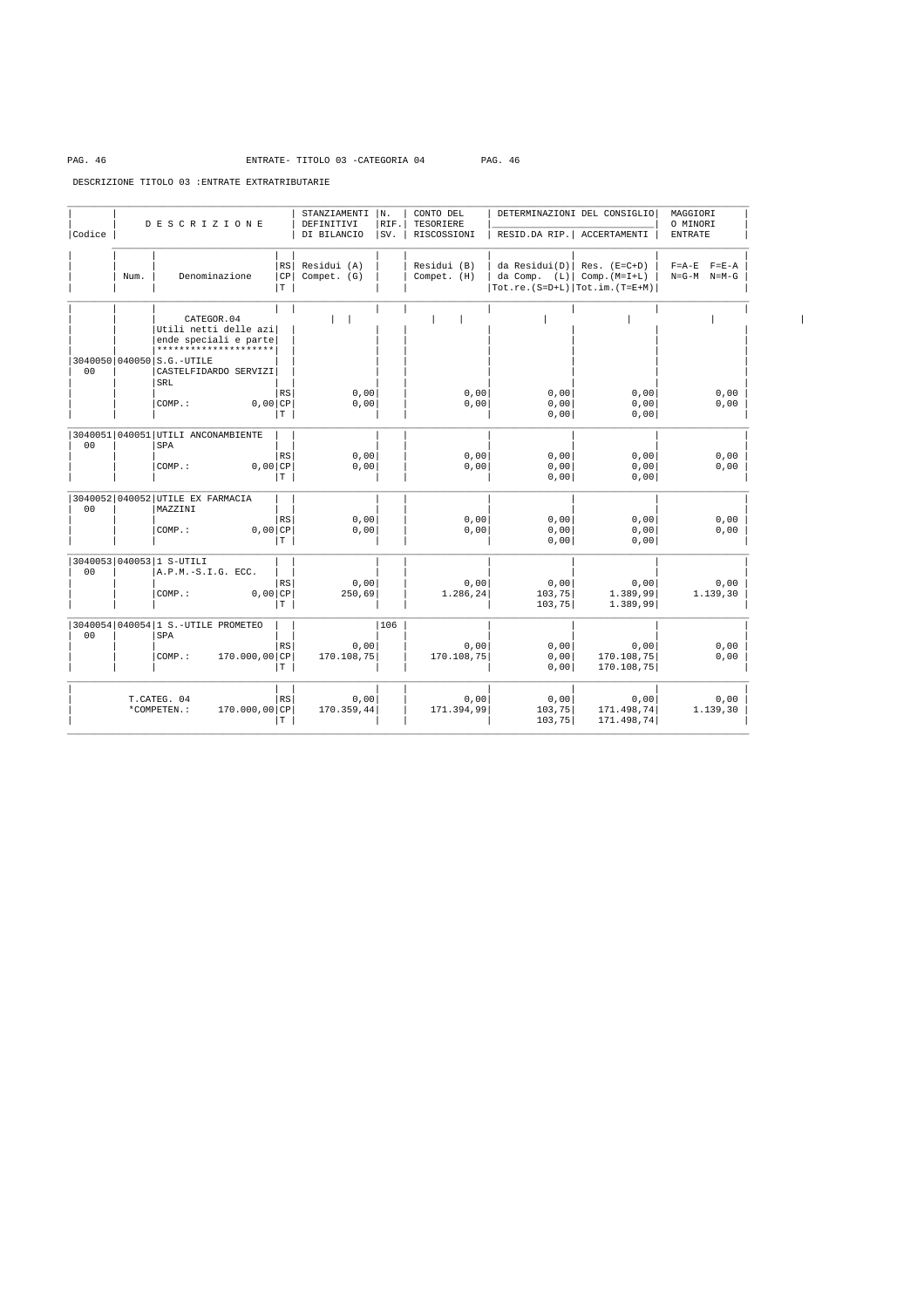ENTRATE- TITOLO 03 -CATEGORIA 04

DESCRIZIONE TITOLO 03 :ENTRATE EXTRATRIBUTARIE

| Codice | Num. | DESCRIZIONE Denominazione | | RS CP T | STANZIAMENTI DEFINITIVI DI BILANCIO Residui (A) Compet. (G) | N. RIF. SV. | CONTO DEL TESORIERE RISCOSSIONI Residui (B) Compet. (H) | DETERMINAZIONI DEL CONSIGLIO RESID.DA RIP. da Residui(D) da Comp. (L) Tot.re.(S=D+L) | ACCERTAMENTI Res. (E=C+D) Comp.(M=I+L) Tot.im.(T=E+M) | MAGGIORI O MINORI ENTRATE F=A-E F=E-A N=G-M N=M-G |
|---|---|---|---|---|---|---|---|---|---|---|
| | | CATEGOR.04 Utili netti delle aziende speciali e parte ******************** | | | | | | | | |
| 3040050 00 | 040050 | S.G.-UTILE CASTELFIDARDO SERVIZI SRL | | RS | 0,00 | | 0,00 | 0,00 | 0,00 | 0,00 |
| | | COMP.: | 0,00 | CP | 0,00 | | 0,00 | 0,00 | 0,00 | 0,00 |
| | | | | T | | | | 0,00 | 0,00 | |
| 3040051 00 | 040051 | UTILI ANCONAMBIENTE SPA | | RS | 0,00 | | 0,00 | 0,00 | 0,00 | 0,00 |
| | | COMP.: | 0,00 | CP | 0,00 | | 0,00 | 0,00 | 0,00 | 0,00 |
| | | | | T | | | | 0,00 | 0,00 | |
| 3040052 00 | 040052 | UTILE EX FARMACIA MAZZINI | | RS | 0,00 | | 0,00 | 0,00 | 0,00 | 0,00 |
| | | COMP.: | 0,00 | CP | 0,00 | | 0,00 | 0,00 | 0,00 | 0,00 |
| | | | | T | | | | 0,00 | 0,00 | |
| 3040053 00 | 040053 | 1 S-UTILI A.P.M.-S.I.G. ECC. | | RS | 0,00 | | 0,00 | 0,00 | 0,00 | 0,00 |
| | | COMP.: | 0,00 | CP | 250,69 | | 1.286,24 | 103,75 | 1.389,99 | 1.139,30 |
| | | | | T | | | | 103,75 | 1.389,99 | |
| 3040054 00 | 040054 | 1 S.-UTILE PROMETEO SPA | | RS | 0,00 | 106 | 0,00 | 0,00 | 0,00 | 0,00 |
| | | COMP.: | 170.000,00 | CP | 170.108,75 | | 170.108,75 | 0,00 | 170.108,75 | 0,00 |
| | | | | T | | | | 0,00 | 170.108,75 | |
| | | T.CATEG. 04 | | RS | 0,00 | | 0,00 | 0,00 | 0,00 | 0,00 |
| | | *COMPETEN.: | 170.000,00 | CP | 170.359,44 | | 171.394,99 | 103,75 | 171.498,74 | 1.139,30 |
| | | | | T | | | | 103,75 | 171.498,74 | |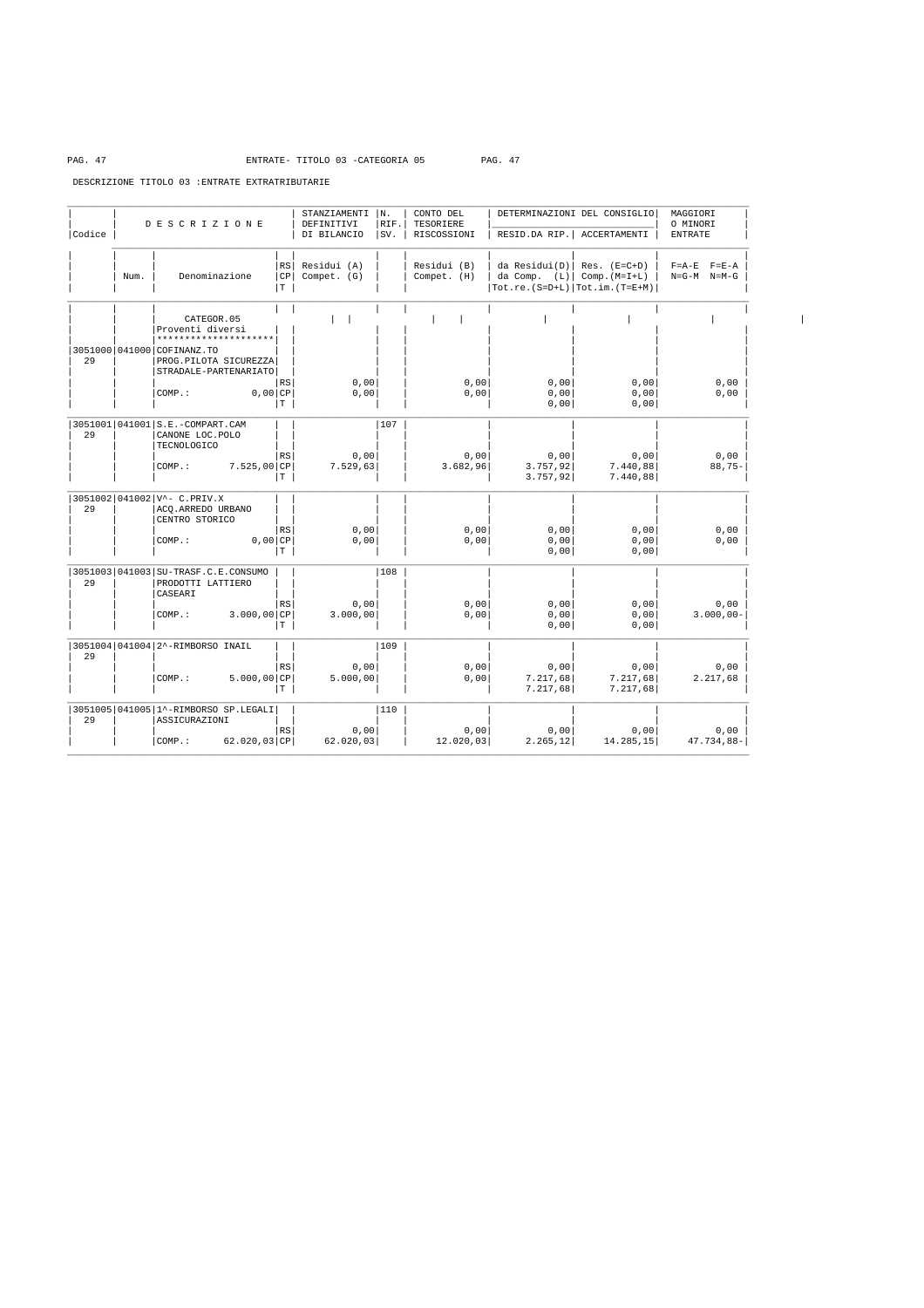ENTRATE- TITOLO 03 -CATEGORIA 05

DESCRIZIONE TITOLO 03 :ENTRATE EXTRATRIBUTARIE

| Codice | Num. | Denominazione | RS/CP/T | STANZIAMENTI DEFINITIVI DI BILANCIO Residui (A) Compet. (G) | N. RIF. SV. | CONTO DEL TESORIERE RISCOSSIONI Residui (B) Compet. (H) | DETERMINAZIONI DEL CONSIGLIO RESID.DA RIP. da Residui(D) da Comp. (L) Tot.re.(S=D+L) | ACCERTAMENTI Res. (E=C+D) Comp.(M=I+L) Tot.im.(T=E+M) | MAGGIORI O MINORI ENTRATE F=A-E F=E-A N=G-M N=M-G |
|---|---|---|---|---|---|---|---|---|---|
| | | CATEGOR.05 Proventi diversi ******************** | | | | | | | |
| 3051000 29 | 041000 | COFINANZ.TO PROG.PILOTA SICUREZZA STRADALE-PARTENARIATO | RS | 0,00 | | 0,00 | 0,00 | 0,00 | 0,00 |
| | | COMP.: 0,00 | CP | 0,00 | | 0,00 | 0,00 | 0,00 | 0,00 |
| | | | T | | | | 0,00 | 0,00 | |
| 3051001 29 | 041001 | S.E.-COMPART.CAM CANONE LOC.POLO TECNOLOGICO | RS | 0,00 | 107 | 0,00 | 0,00 | 0,00 | 0,00 |
| | | COMP.: 7.525,00 | CP | 7.529,63 | | 3.682,96 | 3.757,92 | 7.440,88 | 88,75- |
| | | | T | | | | 3.757,92 | 7.440,88 | |
| 3051002 29 | 041002 | V^- C.PRIV.X ACQ.ARREDO URBANO CENTRO STORICO | RS | 0,00 | | 0,00 | 0,00 | 0,00 | 0,00 |
| | | COMP.: 0,00 | CP | 0,00 | | 0,00 | 0,00 | 0,00 | 0,00 |
| | | | T | | | | 0,00 | 0,00 | |
| 3051003 29 | 041003 | SU-TRASF.C.E.CONSUMO PRODOTTI LATTIERO CASEARI | RS | 0,00 | 108 | 0,00 | 0,00 | 0,00 | 0,00 |
| | | COMP.: 3.000,00 | CP | 3.000,00 | | 0,00 | 0,00 | 0,00 | 3.000,00- |
| | | | T | | | | 0,00 | 0,00 | |
| 3051004 29 | 041004 | 2^-RIMBORSO INAIL | RS | 0,00 | 109 | 0,00 | 0,00 | 0,00 | 0,00 |
| | | COMP.: 5.000,00 | CP | 5.000,00 | | 0,00 | 7.217,68 | 7.217,68 | 2.217,68 |
| | | | T | | | | 7.217,68 | 7.217,68 | |
| 3051005 29 | 041005 | 1^-RIMBORSO SP.LEGALI ASSICURAZIONI | RS | 0,00 | 110 | 0,00 | 0,00 | 0,00 | 0,00 |
| | | COMP.: 62.020,03 | CP | 62.020,03 | | 12.020,03 | 2.265,12 | 14.285,15 | 47.734,88- |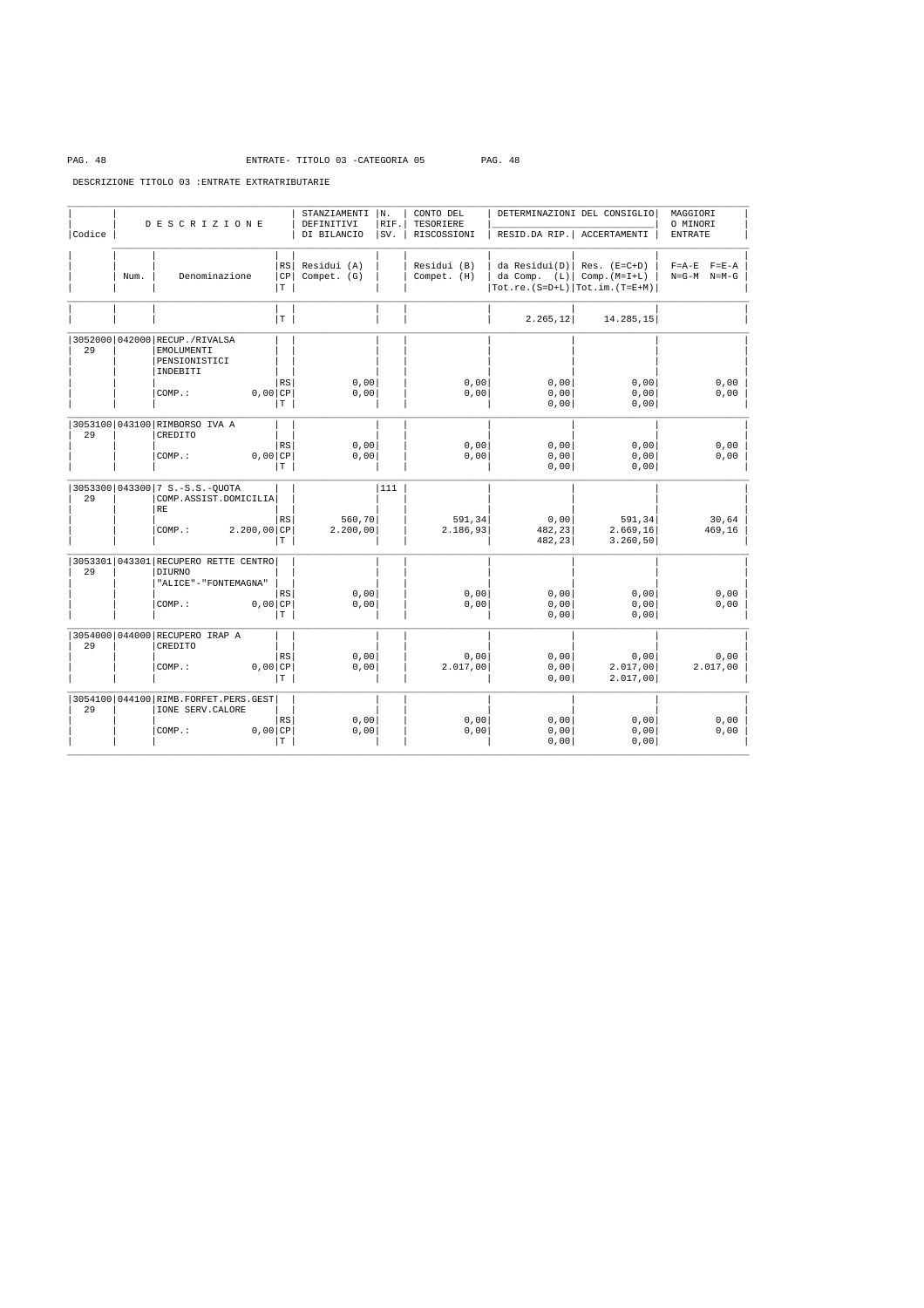ENTRATE- TITOLO 03 -CATEGORIA 05

DESCRIZIONE TITOLO 03 :ENTRATE EXTRATRIBUTARIE

| Codice | Num. | DESCRIZIONE Denominazione | RS CP T | STANZIAMENTI DEFINITIVI DI BILANCIO Residui (A) Compet. (G) | N. RIF. SV. | CONTO DEL TESORIERE RISCOSSIONI Residui (B) Compet. (H) | DETERMINAZIONI DEL CONSIGLIO RESID.DA RIP. da Residui(D) da Comp. (L) Tot.re.(S=D+L) | DETERMINAZIONI DEL CONSIGLIO ACCERTAMENTI Res. (E=C+D) Comp.(M=I+L) Tot.im.(T=E+M) | MAGGIORI O MINORI ENTRATE F=A-E F=E-A N=G-M N=M-G |
|---|---|---|---|---|---|---|---|---|---|
| | | | T | | | | 2.265,12 | 14.285,15 | |
| 3052000 29 | 042000 | RECUP./RIVALSA EMOLUMENTI PENSIONISTICI INDEBITI | RS | 0,00 | | 0,00 | 0,00 | 0,00 | 0,00 |
| | | COMP.: 0,00 | CP | 0,00 | | 0,00 | 0,00 | 0,00 | 0,00 |
| | | | T | | | | 0,00 | 0,00 | |
| 3053100 29 | 043100 | RIMBORSO IVA A CREDITO | RS | 0,00 | | 0,00 | 0,00 | 0,00 | 0,00 |
| | | COMP.: 0,00 | CP | 0,00 | | 0,00 | 0,00 | 0,00 | 0,00 |
| | | | T | | | | 0,00 | 0,00 | |
| 3053300 29 | 043300 | 7 S.-S.S.-QUOTA COMP.ASSIST.DOMICILIA RE | RS | 560,70 | 111 | 591,34 | 0,00 | 591,34 | 30,64 |
| | | COMP.: 2.200,00 | CP | 2.200,00 | | 2.186,93 | 482,23 | 2.669,16 | 469,16 |
| | | | T | | | | 482,23 | 3.260,50 | |
| 3053301 29 | 043301 | RECUPERO RETTE CENTRO DIURNO "ALICE"-"FONTEMAGNA" | RS | 0,00 | | 0,00 | 0,00 | 0,00 | 0,00 |
| | | COMP.: 0,00 | CP | 0,00 | | 0,00 | 0,00 | 0,00 | 0,00 |
| | | | T | | | | 0,00 | 0,00 | |
| 3054000 29 | 044000 | RECUPERO IRAP A CREDITO | RS | 0,00 | | 0,00 | 0,00 | 0,00 | 0,00 |
| | | COMP.: 0,00 | CP | 0,00 | | 2.017,00 | 0,00 | 2.017,00 | 2.017,00 |
| | | | T | | | | 0,00 | 2.017,00 | |
| 3054100 29 | 044100 | RIMB.FORFET.PERS.GEST IONE SERV.CALORE | RS | 0,00 | | 0,00 | 0,00 | 0,00 | 0,00 |
| | | COMP.: 0,00 | CP | 0,00 | | 0,00 | 0,00 | 0,00 | 0,00 |
| | | | T | | | | 0,00 | 0,00 | |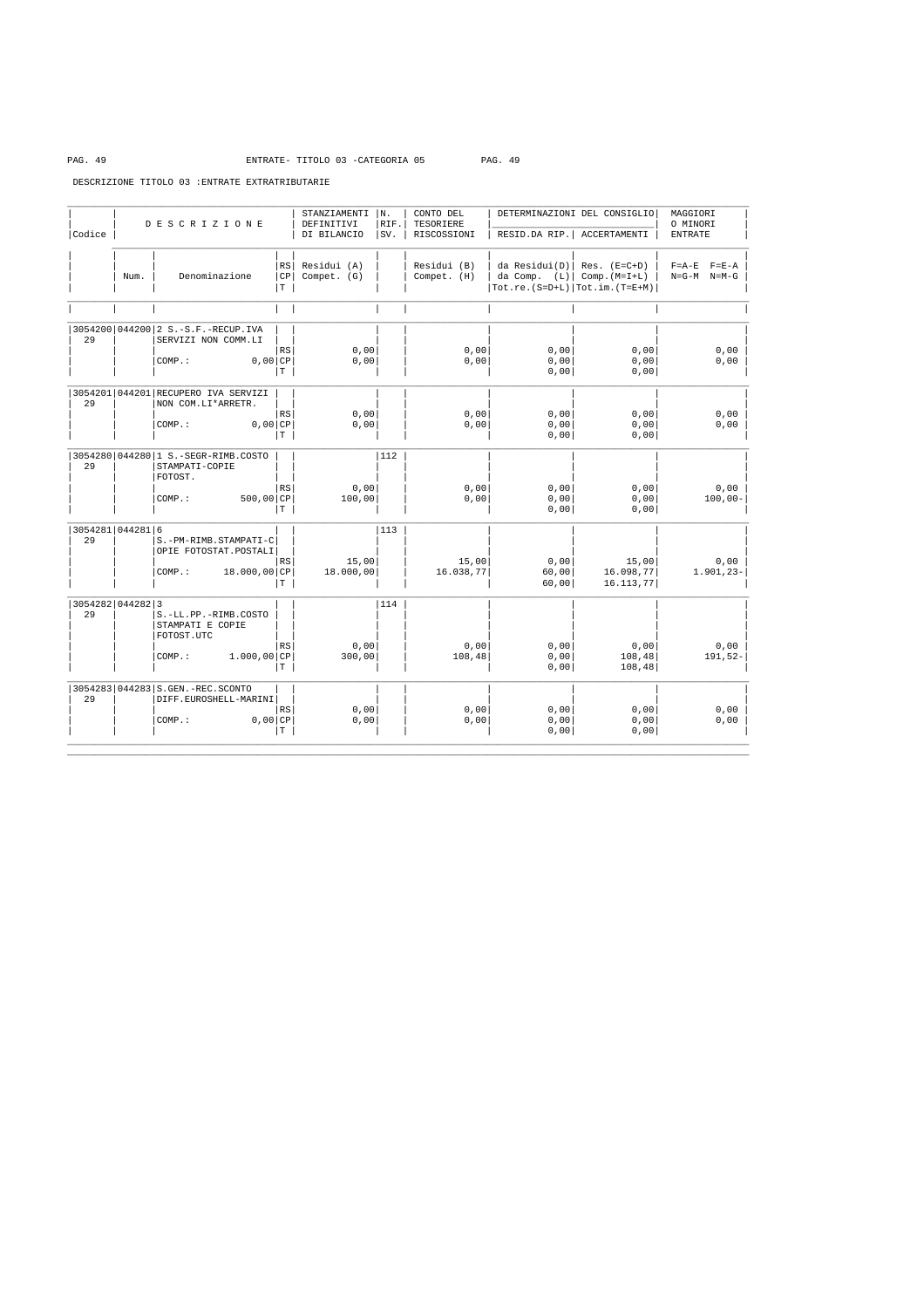ENTRATE- TITOLO 03 -CATEGORIA 05

DESCRIZIONE TITOLO 03 :ENTRATE EXTRATRIBUTARIE

| Codice | Num. | DESCRIZIONE Denominazione | RS CP T | STANZIAMENTI DEFINITIVI DI BILANCIO Residui (A) Compet. (G) | N. RIF. SV. | CONTO DEL TESORIERE RISCOSSIONI Residui (B) Compet. (H) | DETERMINAZIONI DEL CONSIGLIO RESID.DA RIP. da Residui(D) da Comp. (L) Tot.re.(S=D+L) | DETERMINAZIONI DEL CONSIGLIO ACCERTAMENTI Res. (E=C+D) Comp.(M=I+L) Tot.im.(T=E+M) | MAGGIORI O MINORI ENTRATE F=A-E F=E-A N=G-M N=M-G |
|---|---|---|---|---|---|---|---|---|---|
| 3054200 29 | 044200 | 2 S.-S.F.-RECUP.IVA SERVIZI NON COMM.LI | | | | | | | |
| | | | RS | 0,00 | | 0,00 | 0,00 | 0,00 | 0,00 |
| | | COMP.: 0,00 | CP | 0,00 | | 0,00 | 0,00 | 0,00 | 0,00 |
| | | | T | | | | 0,00 | 0,00 | |
| 3054201 29 | 044201 | RECUPERO IVA SERVIZI NON COM.LI*ARRETR. | | | | | | | |
| | | | RS | 0,00 | | 0,00 | 0,00 | 0,00 | 0,00 |
| | | COMP.: 0,00 | CP | 0,00 | | 0,00 | 0,00 | 0,00 | 0,00 |
| | | | T | | | | 0,00 | 0,00 | |
| 3054280 29 | 044280 | 1 S.-SEGR-RIMB.COSTO STAMPATI-COPIE FOTOST. | | | 112 | | | | |
| | | | RS | 0,00 | | 0,00 | 0,00 | 0,00 | 0,00 |
| | | COMP.: 500,00 | CP | 100,00 | | 0,00 | 0,00 | 0,00 | 100,00- |
| | | | T | | | | 0,00 | 0,00 | |
| 3054281 29 | 044281 | 6 S.-PM-RIMB.STAMPATI-COPIE FOTOSTAT.POSTALI | | | 113 | | | | |
| | | | RS | 15,00 | | 15,00 | 0,00 | 15,00 | 0,00 |
| | | COMP.: 18.000,00 | CP | 18.000,00 | | 16.038,77 | 60,00 | 16.098,77 | 1.901,23- |
| | | | T | | | | 60,00 | 16.113,77 | |
| 3054282 29 | 044282 | 3 S.-LL.PP.-RIMB.COSTO STAMPATI E COPIE FOTOST.UTC | | | 114 | | | | |
| | | | RS | 0,00 | | 0,00 | 0,00 | 0,00 | 0,00 |
| | | COMP.: 1.000,00 | CP | 300,00 | | 108,48 | 0,00 | 108,48 | 191,52- |
| | | | T | | | | 0,00 | 108,48 | |
| 3054283 29 | 044283 | S.GEN.-REC.SCONTO DIFF.EUROSHELL-MARINI | | | | | | | |
| | | | RS | 0,00 | | 0,00 | 0,00 | 0,00 | 0,00 |
| | | COMP.: 0,00 | CP | 0,00 | | 0,00 | 0,00 | 0,00 | 0,00 |
| | | | T | | | | 0,00 | 0,00 | |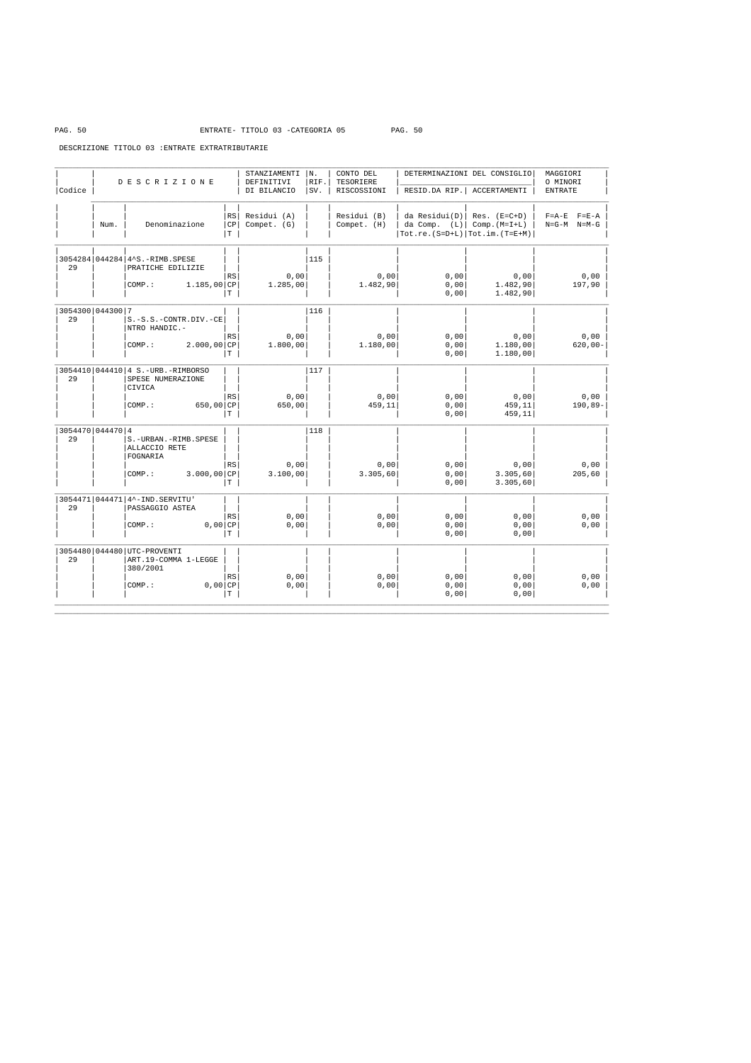ENTRATE- TITOLO 03 -CATEGORIA 05

DESCRIZIONE TITOLO 03 :ENTRATE EXTRATRIBUTARIE

| Codice | Num. | DESCRIZIONE Denominazione | RS CP T | STANZIAMENTI DEFINITIVI DI BILANCIO Residui (A) Compet. (G) | N. RIF. SV. | CONTO DEL TESORIERE RISCOSSIONI Residui (B) Compet. (H) | DETERMINAZIONI DEL CONSIGLIO RESID.DA RIP. da Residui(D) da Comp. (L) Tot.re.(S=D+L) | DETERMINAZIONI DEL CONSIGLIO ACCERTAMENTI Res. (E=C+D) Comp.(M=I+L) Tot.im.(T=E+M) | MAGGIORI O MINORI ENTRATE F=A-E F=E-A N=G-M N=M-G |
|---|---|---|---|---|---|---|---|---|---|
| 3054284 29 | 044284 | 4^S.-RIMB.SPESE PRATICHE EDILIZIE | | | 115 | | | | |
| | | | RS | 0,00 | | 0,00 | 0,00 | 0,00 | 0,00 |
| | | COMP.: 1.185,00 | CP | 1.285,00 | | 1.482,90 | 0,00 | 1.482,90 | 197,90 |
| | | | T | | | | 0,00 | 1.482,90 | |
| 3054300 29 | 044300 | 7 S.-S.S.-CONTR.DIV.-CENTRO HANDIC.- | | | 116 | | | | |
| | | | RS | 0,00 | | 0,00 | 0,00 | 0,00 | 0,00 |
| | | COMP.: 2.000,00 | CP | 1.800,00 | | 1.180,00 | 0,00 | 1.180,00 | 620,00- |
| | | | T | | | | 0,00 | 1.180,00 | |
| 3054410 29 | 044410 | 4 S.-URB.-RIMBORSO SPESE NUMERAZIONE CIVICA | | | 117 | | | | |
| | | | RS | 0,00 | | 0,00 | 0,00 | 0,00 | 0,00 |
| | | COMP.: 650,00 | CP | 650,00 | | 459,11 | 0,00 | 459,11 | 190,89- |
| | | | T | | | | 0,00 | 459,11 | |
| 3054470 29 | 044470 | 4 S.-URBAN.-RIMB.SPESE ALLACCIO RETE FOGNARIA | | | 118 | | | | |
| | | | RS | 0,00 | | 0,00 | 0,00 | 0,00 | 0,00 |
| | | COMP.: 3.000,00 | CP | 3.100,00 | | 3.305,60 | 0,00 | 3.305,60 | 205,60 |
| | | | T | | | | 0,00 | 3.305,60 | |
| 3054471 29 | 044471 | 4^-IND.SERVITU' PASSAGGIO ASTEA | | | | | | | |
| | | | RS | 0,00 | | 0,00 | 0,00 | 0,00 | 0,00 |
| | | COMP.: 0,00 | CP | 0,00 | | 0,00 | 0,00 | 0,00 | 0,00 |
| | | | T | | | | 0,00 | 0,00 | |
| 3054480 29 | 044480 | UTC-PROVENTI ART.19-COMMA 1-LEGGE 380/2001 | | | | | | | |
| | | | RS | 0,00 | | 0,00 | 0,00 | 0,00 | 0,00 |
| | | COMP.: 0,00 | CP | 0,00 | | 0,00 | 0,00 | 0,00 | 0,00 |
| | | | T | | | | 0,00 | 0,00 | |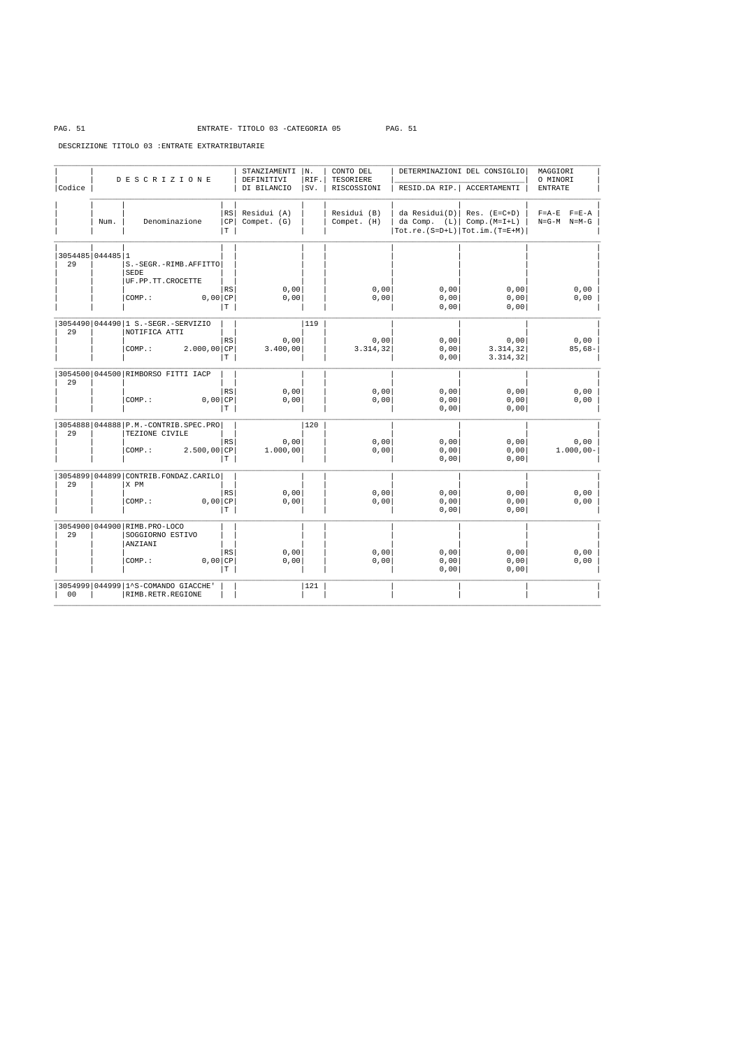ENTRATE- TITOLO 03 -CATEGORIA 05

DESCRIZIONE TITOLO 03 :ENTRATE EXTRATRIBUTARIE

| Codice | Num. | Denominazione | RS/CP/T | STANZIAMENTI DEFINITIVI DI BILANCIO Residui (A) Compet. (G) | N. RIF. SV. | CONTO DEL TESORIERE RISCOSSIONI Residui (B) Compet. (H) | DETERMINAZIONI DEL CONSIGLIO RESID.DA RIP. da Residui(D) da Comp. (L) Tot.re.(S=D+L) | DETERMINAZIONI DEL CONSIGLIO ACCERTAMENTI Res. (E=C+D) Comp.(M=I+L) Tot.im.(T=E+M) | MAGGIORI O MINORI ENTRATE F=A-E F=E-A N=G-M N=M-G |
|---|---|---|---|---|---|---|---|---|---|
| 3054485 29 | 044485 | 1 S.-SEGR.-RIMB.AFFITTO SEDE UF.PP.TT.CROCETTE | RS | 0,00 | | 0,00 | 0,00 | 0,00 | 0,00 |
| | | COMP.: 0,00 | CP | 0,00 | | 0,00 | 0,00 | 0,00 | 0,00 |
| | | | T | | | | 0,00 | 0,00 | |
| 3054490 29 | 044490 | 1 S.-SEGR.-SERVIZIO NOTIFICA ATTI | RS | 0,00 | 119 | 0,00 | 0,00 | 0,00 | 0,00 |
| | | COMP.: 2.000,00 | CP | 3.400,00 | | 3.314,32 | 0,00 | 3.314,32 | 85,68- |
| | | | T | | | | 0,00 | 3.314,32 | |
| 3054500 29 | 044500 | RIMBORSO FITTI IACP | RS | 0,00 | | 0,00 | 0,00 | 0,00 | 0,00 |
| | | COMP.: 0,00 | CP | 0,00 | | 0,00 | 0,00 | 0,00 | 0,00 |
| | | | T | | | | 0,00 | 0,00 | |
| 3054888 29 | 044888 | P.M.-CONTRIB.SPEC.PROTEZIONE CIVILE | RS | 0,00 | 120 | 0,00 | 0,00 | 0,00 | 0,00 |
| | | COMP.: 2.500,00 | CP | 1.000,00 | | 0,00 | 0,00 | 0,00 | 1.000,00- |
| | | | T | | | | 0,00 | 0,00 | |
| 3054899 29 | 044899 | CONTRIB.FONDAZ.CARILO X PM | RS | 0,00 | | 0,00 | 0,00 | 0,00 | 0,00 |
| | | COMP.: 0,00 | CP | 0,00 | | 0,00 | 0,00 | 0,00 | 0,00 |
| | | | T | | | | 0,00 | 0,00 | |
| 3054900 29 | 044900 | RIMB.PRO-LOCO SOGGIORNO ESTIVO ANZIANI | RS | 0,00 | | 0,00 | 0,00 | 0,00 | 0,00 |
| | | COMP.: 0,00 | CP | 0,00 | | 0,00 | 0,00 | 0,00 | 0,00 |
| | | | T | | | | 0,00 | 0,00 | |
| 3054999 00 | 044999 | 1^S-COMANDO GIACCHE' RIMB.RETR.REGIONE | | | 121 | | | | |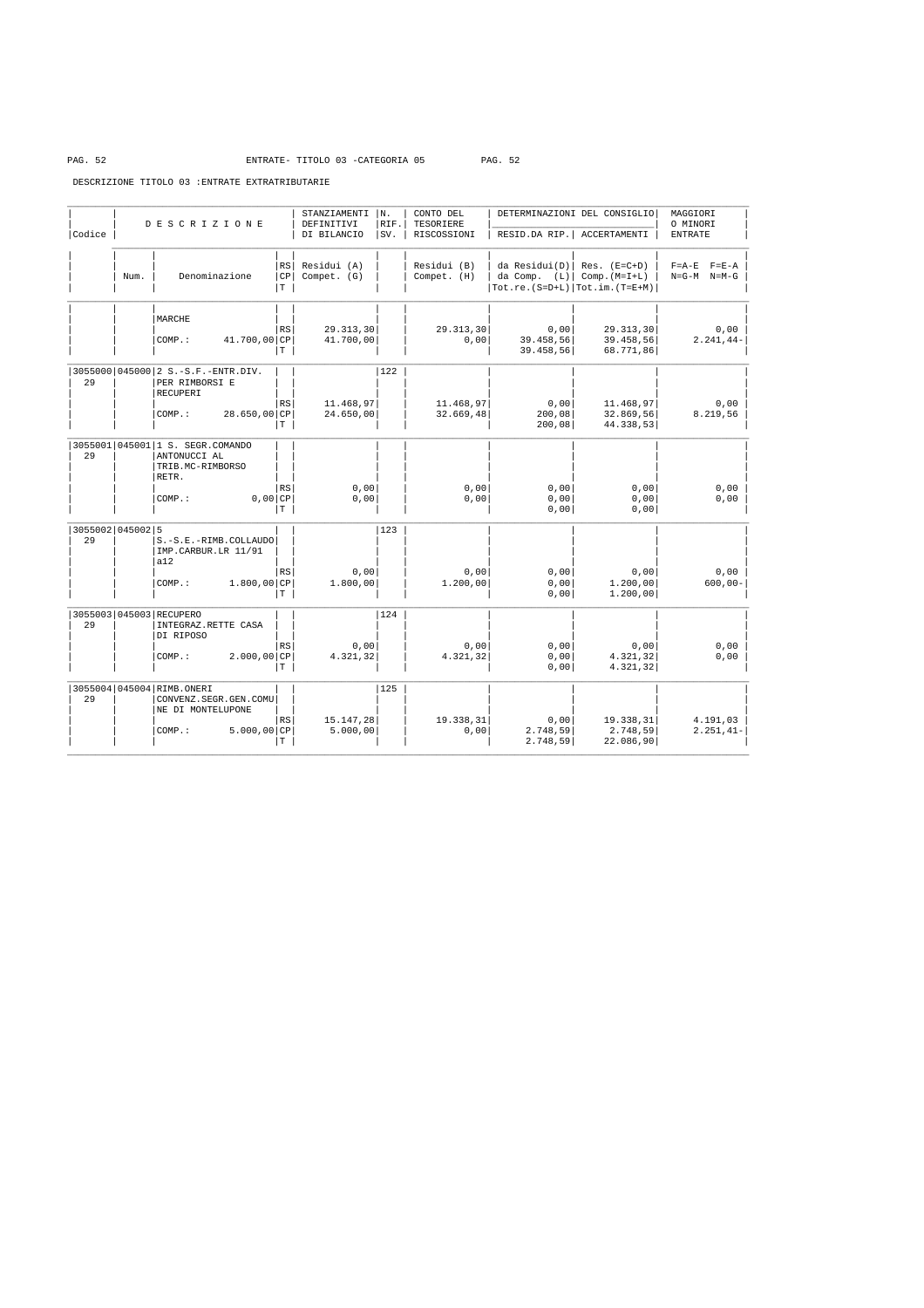ENTRATE- TITOLO 03 -CATEGORIA 05

DESCRIZIONE TITOLO 03 :ENTRATE EXTRATRIBUTARIE

| Codice | Num. | DESCRIZIONE / Denominazione | RS/CP/T | STANZIAMENTI DEFINITIVI DI BILANCIO - Residui (A) / Compet. (G) | N. RIF. SV. | CONTO DEL TESORIERE RISCOSSIONI - Residui (B) / Compet. (H) | DETERMINAZIONI DEL CONSIGLIO RESID.DA RIP. - da Residui(D) / da Comp. (L) / Tot.re.(S=D+L) | ACCERTAMENTI - Res. (E=C+D) / Comp.(M=I+L) / Tot.im.(T=E+M) | MAGGIORI O MINORI ENTRATE F=A-E F=E-A / N=G-M N=M-G |
|---|---|---|---|---|---|---|---|---|---|
| | | MARCHE | | | | | | | |
| | | | RS | 29.313,30 | | 29.313,30 | 0,00 | 29.313,30 | 0,00 |
| | | COMP.: 41.700,00 | CP | 41.700,00 | | 0,00 | 39.458,56 | 39.458,56 | 2.241,44- |
| | | | T | | | | 39.458,56 | 68.771,86 | |
| 3055000 29 | 045000 | 2 S.-S.F.-ENTR.DIV. PER RIMBORSI E RECUPERI | | | 122 | | | | |
| | | | RS | 11.468,97 | | 11.468,97 | 0,00 | 11.468,97 | 0,00 |
| | | COMP.: 28.650,00 | CP | 24.650,00 | | 32.669,48 | 200,08 | 32.869,56 | 8.219,56 |
| | | | T | | | | 200,08 | 44.338,53 | |
| 3055001 29 | 045001 | 1 S. SEGR.COMANDO ANTONUCCI AL TRIB.MC-RIMBORSO RETR. | | | | | | | |
| | | | RS | 0,00 | | 0,00 | 0,00 | 0,00 | 0,00 |
| | | COMP.: 0,00 | CP | 0,00 | | 0,00 | 0,00 | 0,00 | 0,00 |
| | | | T | | | | 0,00 | 0,00 | |
| 3055002 29 | 045002 | 5 S.-S.E.-RIMB.COLLAUDO IMP.CARBUR.LR 11/91 a12 | | | 123 | | | | |
| | | | RS | 0,00 | | 0,00 | 0,00 | 0,00 | 0,00 |
| | | COMP.: 1.800,00 | CP | 1.800,00 | | 1.200,00 | 0,00 | 1.200,00 | 600,00- |
| | | | T | | | | 0,00 | 1.200,00 | |
| 3055003 29 | 045003 | RECUPERO INTEGRAZ.RETTE CASA DI RIPOSO | | | 124 | | | | |
| | | | RS | 0,00 | | 0,00 | 0,00 | 0,00 | 0,00 |
| | | COMP.: 2.000,00 | CP | 4.321,32 | | 4.321,32 | 0,00 | 4.321,32 | 0,00 |
| | | | T | | | | 0,00 | 4.321,32 | |
| 3055004 29 | 045004 | RIMB.ONERI CONVENZ.SEGR.GEN.COMUNE DI MONTELUPONE | | | 125 | | | | |
| | | | RS | 15.147,28 | | 19.338,31 | 0,00 | 19.338,31 | 4.191,03 |
| | | COMP.: 5.000,00 | CP | 5.000,00 | | 0,00 | 2.748,59 | 2.748,59 | 2.251,41- |
| | | | T | | | | 2.748,59 | 22.086,90 | |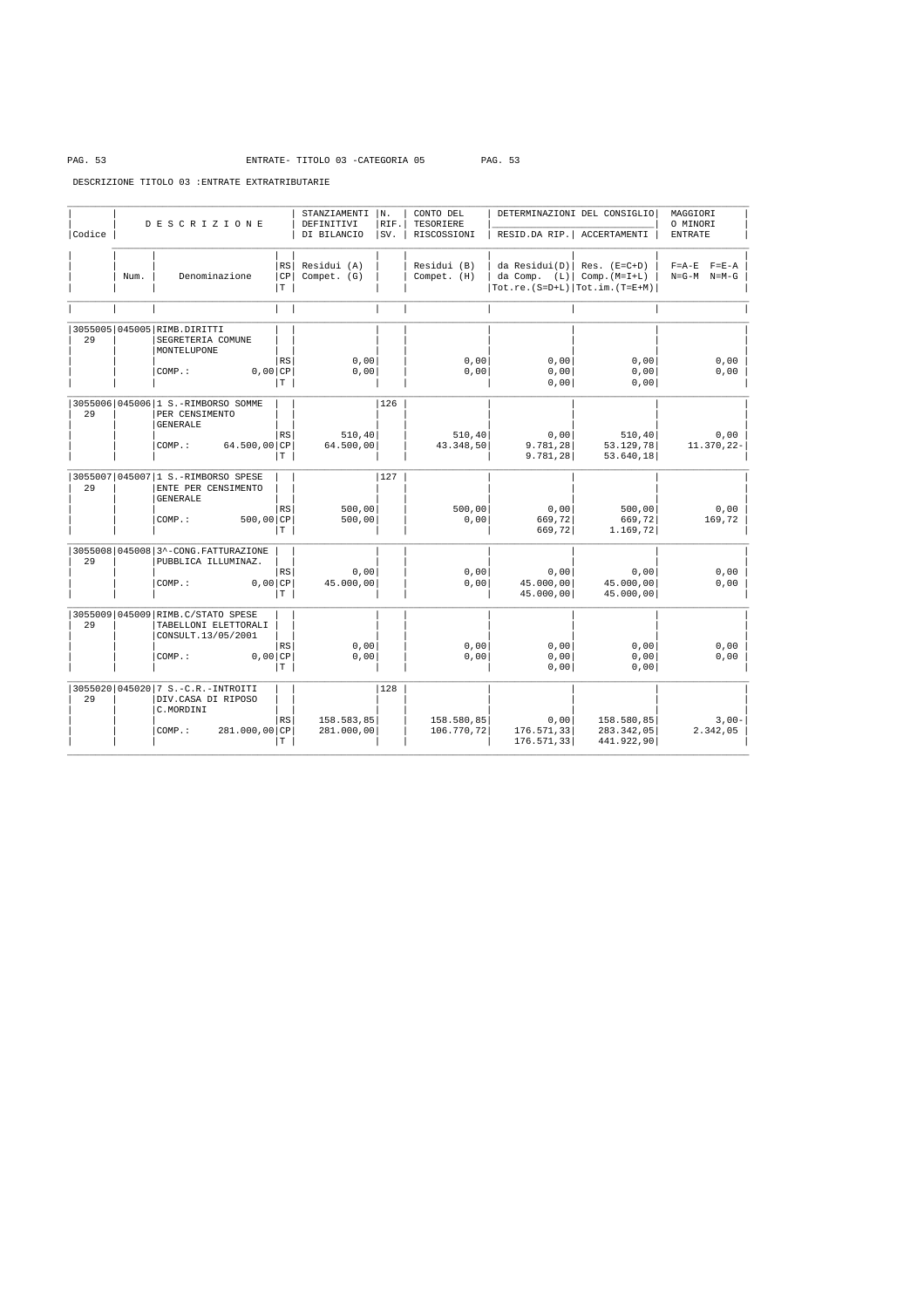ENTRATE- TITOLO 03 -CATEGORIA 05

DESCRIZIONE TITOLO 03 :ENTRATE EXTRATRIBUTARIE

| Codice | Num. | Denominazione | RS/CP/T | STANZIAMENTI DEFINITIVI DI BILANCIO Residui (A) Compet. (G) | N. RIF. SV. | CONTO DEL TESORIERE RISCOSSIONI Residui (B) Compet. (H) | DETERMINAZIONI DEL CONSIGLIO RESID.DA RIP. da Residui(D) da Comp. (L) Tot.re.(S=D+L) | DETERMINAZIONI DEL CONSIGLIO ACCERTAMENTI Res. (E=C+D) Comp.(M=I+L) Tot.im.(T=E+M) | MAGGIORI O MINORI ENTRATE F=A-E F=E-A N=G-M N=M-G |
|---|---|---|---|---|---|---|---|---|---|
| 3055005 29 | 045005 | RIMB.DIRITTI SEGRETERIA COMUNE MONTELUPONE | RS | 0,00 | | 0,00 | 0,00 | 0,00 | 0,00 |
| | | COMP.: 0,00 | CP | 0,00 | | 0,00 | 0,00 | 0,00 | 0,00 |
| | | | T | | | | 0,00 | 0,00 | |
| 3055006 29 | 045006 | 1 S.-RIMBORSO SOMME PER CENSIMENTO GENERALE | RS | 510,40 | 126 | 510,40 | 0,00 | 510,40 | 0,00 |
| | | COMP.: 64.500,00 | CP | 64.500,00 | | 43.348,50 | 9.781,28 | 53.129,78 | 11.370,22- |
| | | | T | | | | 9.781,28 | 53.640,18 | |
| 3055007 29 | 045007 | 1 S.-RIMBORSO SPESE ENTE PER CENSIMENTO GENERALE | RS | 500,00 | 127 | 500,00 | 0,00 | 500,00 | 0,00 |
| | | COMP.: 500,00 | CP | 500,00 | | 0,00 | 669,72 | 669,72 | 169,72 |
| | | | T | | | | 669,72 | 1.169,72 | |
| 3055008 29 | 045008 | 3^-CONG.FATTURAZIONE PUBBLICA ILLUMINAZ. | RS | 0,00 | | 0,00 | 0,00 | 0,00 | 0,00 |
| | | COMP.: 0,00 | CP | 45.000,00 | | 0,00 | 45.000,00 | 45.000,00 | 0,00 |
| | | | T | | | | 45.000,00 | 45.000,00 | |
| 3055009 29 | 045009 | RIMB.C/STATO SPESE TABELLONI ELETTORALI CONSULT.13/05/2001 | RS | 0,00 | | 0,00 | 0,00 | 0,00 | 0,00 |
| | | COMP.: 0,00 | CP | 0,00 | | 0,00 | 0,00 | 0,00 | 0,00 |
| | | | T | | | | 0,00 | 0,00 | |
| 3055020 29 | 045020 | 7 S.-C.R.-INTROITI DIV.CASA DI RIPOSO C.MORDINI | RS | 158.583,85 | 128 | 158.580,85 | 0,00 | 158.580,85 | 3,00- |
| | | COMP.: 281.000,00 | CP | 281.000,00 | | 106.770,72 | 176.571,33 | 283.342,05 | 2.342,05 |
| | | | T | | | | 176.571,33 | 441.922,90 | |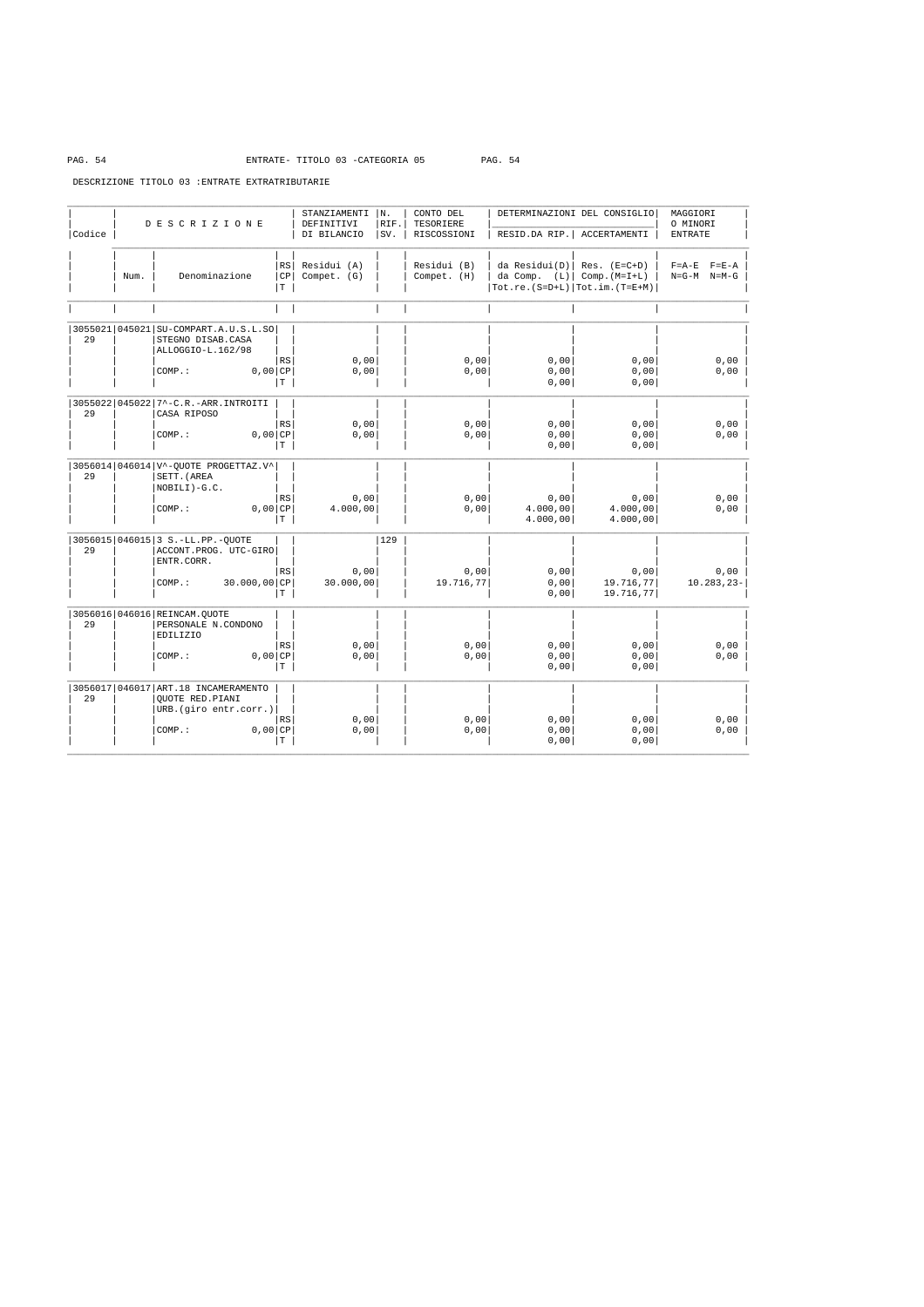ENTRATE- TITOLO 03 -CATEGORIA 05

DESCRIZIONE TITOLO 03 :ENTRATE EXTRATRIBUTARIE

| Codice | Num. | Denominazione | RS/CP/T | STANZIAMENTI DEFINITIVI DI BILANCIO Residui (A) Compet. (G) | N. RIF. SV. | CONTO DEL TESORIERE RISCOSSIONI Residui (B) Compet. (H) | RESID.DA RIP. da Residui(D) da Comp. (L) Tot.re.(S=D+L) | ACCERTAMENTI Res. (E=C+D) Comp.(M=I+L) Tot.im.(T=E+M) | MAGGIORI O MINORI ENTRATE F=A-E F=E-A N=G-M N=M-G |
|---|---|---|---|---|---|---|---|---|---|
| 3055021 29 | 045021 | SU-COMPART.A.U.S.L.SO STEGNO DISAB.CASA ALLOGGIO-L.162/98 | RS | 0,00 | | 0,00 | 0,00 | 0,00 | 0,00 |
| | | COMP.: 0,00 | CP | 0,00 | | 0,00 | 0,00 | 0,00 | 0,00 |
| | | | T | | | | 0,00 | 0,00 | |
| 3055022 29 | 045022 | 7^-C.R.-ARR.INTROITI CASA RIPOSO | RS | 0,00 | | 0,00 | 0,00 | 0,00 | 0,00 |
| | | COMP.: 0,00 | CP | 0,00 | | 0,00 | 0,00 | 0,00 | 0,00 |
| | | | T | | | | 0,00 | 0,00 | |
| 3056014 29 | 046014 | V^-QUOTE PROGETTAZ.V^ SETT.(AREA NOBILI)-G.C. | RS | 0,00 | | 0,00 | 0,00 | 0,00 | 0,00 |
| | | COMP.: 0,00 | CP | 4.000,00 | | 0,00 | 4.000,00 | 4.000,00 | 0,00 |
| | | | T | | | | 4.000,00 | 4.000,00 | |
| 3056015 29 | 046015 | 3 S.-LL.PP.-QUOTE ACCONT.PROG. UTC-GIRO ENTR.CORR. | RS | 0,00 | 129 | 0,00 | 0,00 | 0,00 | 0,00 |
| | | COMP.: 30.000,00 | CP | 30.000,00 | | 19.716,77 | 0,00 | 19.716,77 | 10.283,23- |
| | | | T | | | | 0,00 | 19.716,77 | |
| 3056016 29 | 046016 | REINCAM.QUOTE PERSONALE N.CONDONO EDILIZIO | RS | 0,00 | | 0,00 | 0,00 | 0,00 | 0,00 |
| | | COMP.: 0,00 | CP | 0,00 | | 0,00 | 0,00 | 0,00 | 0,00 |
| | | | T | | | | 0,00 | 0,00 | |
| 3056017 29 | 046017 | ART.18 INCAMERAMENTO QUOTE RED.PIANI URB.(giro entr.corr.) | RS | 0,00 | | 0,00 | 0,00 | 0,00 | 0,00 |
| | | COMP.: 0,00 | CP | 0,00 | | 0,00 | 0,00 | 0,00 | 0,00 |
| | | | T | | | | 0,00 | 0,00 | |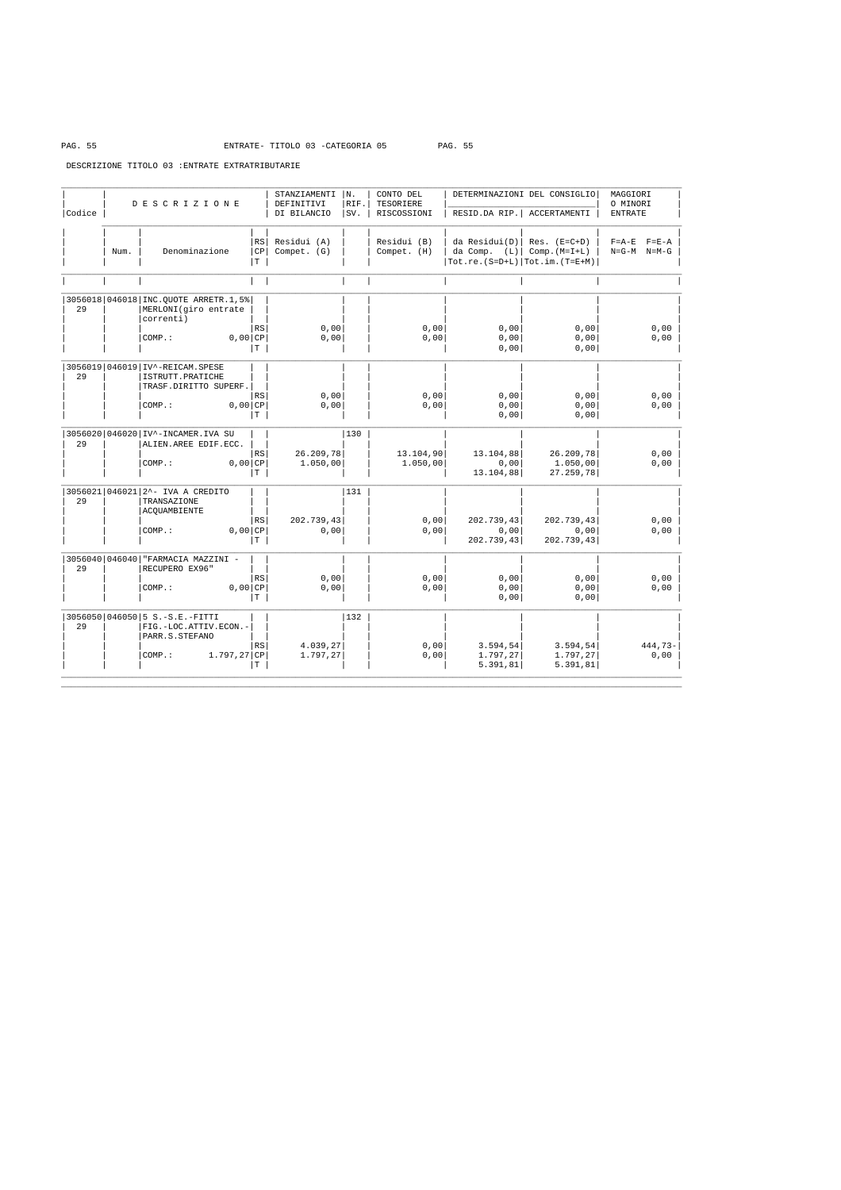ENTRATE- TITOLO 03 -CATEGORIA 05

DESCRIZIONE TITOLO 03 :ENTRATE EXTRATRIBUTARIE

| Codice | Num. | DESCRIZIONE Denominazione | RS CP T | STANZIAMENTI DEFINITIVI DI BILANCIO Residui (A) Compet. (G) | N. RIF. SV. | CONTO DEL TESORIERE RISCOSSIONI Residui (B) Compet. (H) | DETERMINAZIONI DEL CONSIGLIO RESID.DA RIP. da Residui(D) da Comp. (L) Tot.re.(S=D+L) | DETERMINAZIONI DEL CONSIGLIO ACCERTAMENTI Res. (E=C+D) Comp.(M=I+L) Tot.im.(T=E+M) | MAGGIORI O MINORI ENTRATE F=A-E F=E-A N=G-M N=M-G |
|---|---|---|---|---|---|---|---|---|---|
| 3056018 29 | 046018 | INC.QUOTE ARRETR.1,5% MERLONI(giro entrate correnti) | | | | | | | |
| | | | RS | 0,00 | | 0,00 | 0,00 | 0,00 | 0,00 |
| | | COMP.: 0,00 | CP | 0,00 | | 0,00 | 0,00 | 0,00 | 0,00 |
| | | | T | | | | 0,00 | 0,00 | |
| 3056019 29 | 046019 | IV^-REICAM.SPESE ISTRUTT.PRATICHE TRASF.DIRITTO SUPERF. | | | | | | | |
| | | | RS | 0,00 | | 0,00 | 0,00 | 0,00 | 0,00 |
| | | COMP.: 0,00 | CP | 0,00 | | 0,00 | 0,00 | 0,00 | 0,00 |
| | | | T | | | | 0,00 | 0,00 | |
| 3056020 29 | 046020 | IV^-INCAMER.IVA SU ALIEN.AREE EDIF.ECC. | | | 130 | | | | |
| | | | RS | 26.209,78 | | 13.104,90 | 13.104,88 | 26.209,78 | 0,00 |
| | | COMP.: 0,00 | CP | 1.050,00 | | 1.050,00 | 0,00 | 1.050,00 | 0,00 |
| | | | T | | | | 13.104,88 | 27.259,78 | |
| 3056021 29 | 046021 | 2^- IVA A CREDITO TRANSAZIONE ACQUAMBIENTE | | | 131 | | | | |
| | | | RS | 202.739,43 | | 0,00 | 202.739,43 | 202.739,43 | 0,00 |
| | | COMP.: 0,00 | CP | 0,00 | | 0,00 | 0,00 | 0,00 | 0,00 |
| | | | T | | | | 202.739,43 | 202.739,43 | |
| 3056040 29 | 046040 | "FARMACIA MAZZINI - RECUPERO EX96" | | | | | | | |
| | | | RS | 0,00 | | 0,00 | 0,00 | 0,00 | 0,00 |
| | | COMP.: 0,00 | CP | 0,00 | | 0,00 | 0,00 | 0,00 | 0,00 |
| | | | T | | | | 0,00 | 0,00 | |
| 3056050 29 | 046050 | 5 S.-S.E.-FITTI FIG.-LOC.ATTIV.ECON.- PARR.S.STEFANO | | | 132 | | | | |
| | | | RS | 4.039,27 | | 0,00 | 3.594,54 | 3.594,54 | 444,73- |
| | | COMP.: 1.797,27 | CP | 1.797,27 | | 0,00 | 1.797,27 | 1.797,27 | 0,00 |
| | | | T | | | | 5.391,81 | 5.391,81 | |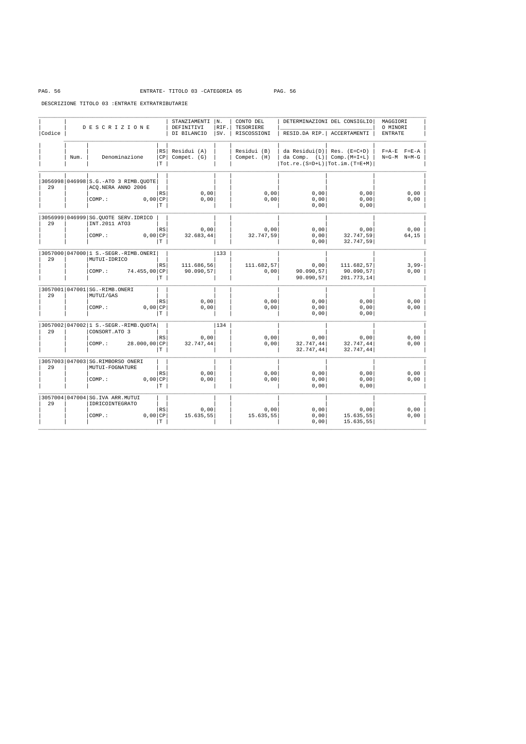ENTRATE- TITOLO 03 -CATEGORIA 05

DESCRIZIONE TITOLO 03 :ENTRATE EXTRATRIBUTARIE

| Codice | Num. | Denominazione | RS/CP/T | STANZIAMENTI DEFINITIVI DI BILANCIO - Residui (A) / Compet. (G) | N. RIF. SV. | CONTO DEL TESORIERE RISCOSSIONI - Residui (B) / Compet. (H) | DETERMINAZIONI DEL CONSIGLIO - RESID.DA RIP. - da Residui(D) / da Comp. (L) / Tot.re.(S=D+L) | ACCERTAMENTI - Res. (E=C+D) / Comp.(M=I+L) / Tot.im.(T=E+M) | MAGGIORI O MINORI ENTRATE - F=A-E F=E-A / N=G-M N=M-G |
|---|---|---|---|---|---|---|---|---|---|
| 3056998 29 | 046998 | S.G.-ATO 3 RIMB.QUOTE ACQ.NERA ANNO 2006 | RS | 0,00 | | 0,00 | 0,00 | 0,00 | 0,00 |
| | | COMP.: 0,00 | CP | 0,00 | | 0,00 | 0,00 | 0,00 | 0,00 |
| | | | T | | | | 0,00 | 0,00 | |
| 3056999 29 | 046999 | SG.QUOTE SERV.IDRICO INT.2011 ATO3 | RS | 0,00 | | 0,00 | 0,00 | 0,00 | 0,00 |
| | | COMP.: 0,00 | CP | 32.683,44 | | 32.747,59 | 0,00 | 32.747,59 | 64,15 |
| | | | T | | | | 0,00 | 32.747,59 | |
| 3057000 29 | 047000 | 1 S.-SEGR.-RIMB.ONERI MUTUI-IDRICO | RS | 111.686,56 | 133 | 111.682,57 | 0,00 | 111.682,57 | 3,99- |
| | | COMP.: 74.455,00 | CP | 90.090,57 | | 0,00 | 90.090,57 | 90.090,57 | 0,00 |
| | | | T | | | | 90.090,57 | 201.773,14 | |
| 3057001 29 | 047001 | SG.-RIMB.ONERI MUTUI/GAS | RS | 0,00 | | 0,00 | 0,00 | 0,00 | 0,00 |
| | | COMP.: 0,00 | CP | 0,00 | | 0,00 | 0,00 | 0,00 | 0,00 |
| | | | T | | | | 0,00 | 0,00 | |
| 3057002 29 | 047002 | 1 S.-SEGR.-RIMB.QUOTA CONSORT.ATO 3 | RS | 0,00 | 134 | 0,00 | 0,00 | 0,00 | 0,00 |
| | | COMP.: 28.000,00 | CP | 32.747,44 | | 0,00 | 32.747,44 | 32.747,44 | 0,00 |
| | | | T | | | | 32.747,44 | 32.747,44 | |
| 3057003 29 | 047003 | SG.RIMBORSO ONERI MUTUI-FOGNATURE | RS | 0,00 | | 0,00 | 0,00 | 0,00 | 0,00 |
| | | COMP.: 0,00 | CP | 0,00 | | 0,00 | 0,00 | 0,00 | 0,00 |
| | | | T | | | | 0,00 | 0,00 | |
| 3057004 29 | 047004 | SG.IVA ARR.MUTUI IDRICOINTEGRATO | RS | 0,00 | | 0,00 | 0,00 | 0,00 | 0,00 |
| | | COMP.: 0,00 | CP | 15.635,55 | | 15.635,55 | 0,00 | 15.635,55 | 0,00 |
| | | | T | | | | 0,00 | 15.635,55 | |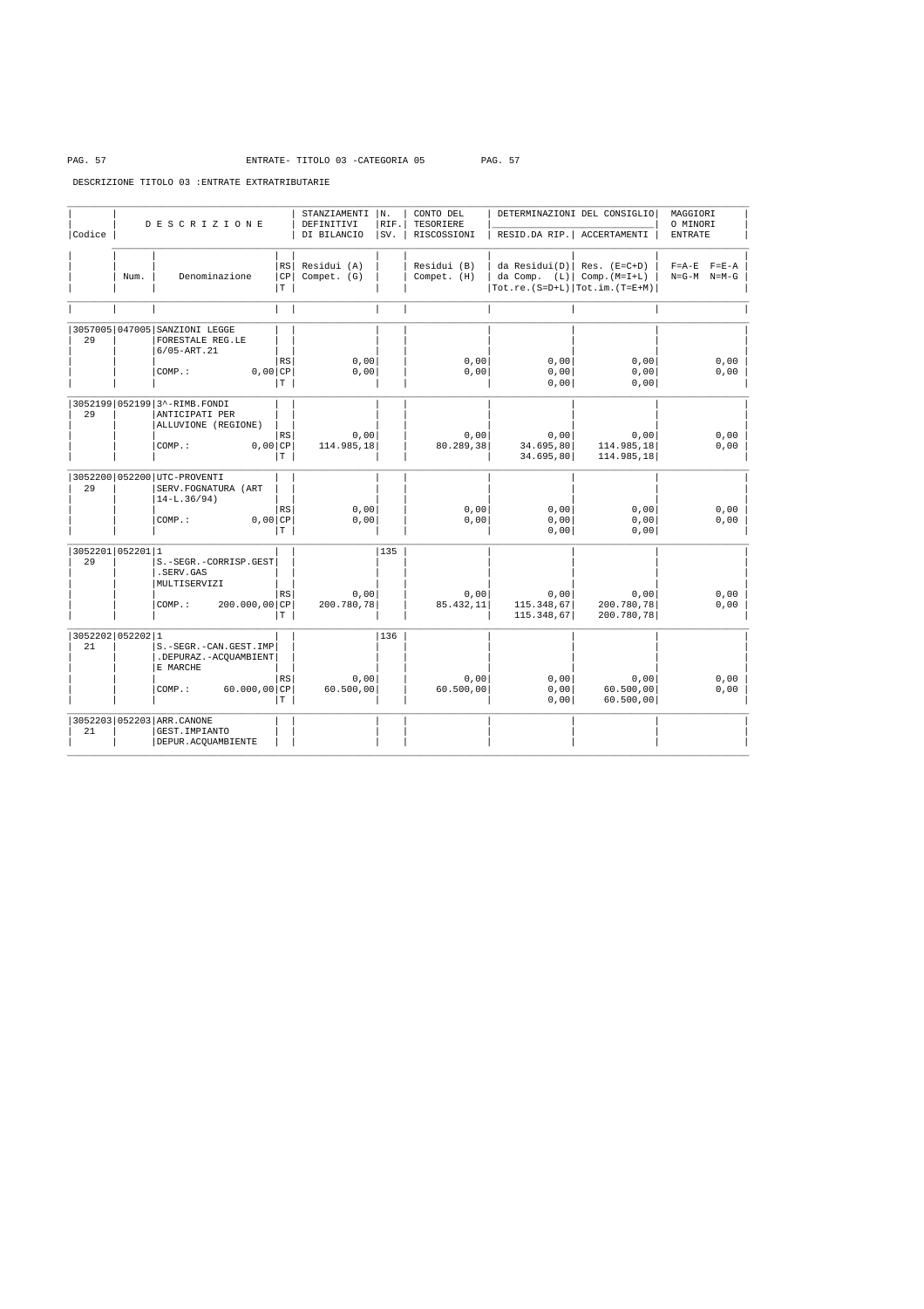ENTRATE- TITOLO 03 -CATEGORIA 05

DESCRIZIONE TITOLO 03 :ENTRATE EXTRATRIBUTARIE

| Codice | Num. | Denominazione | RS/CP/T | STANZIAMENTI DEFINITIVI DI BILANCIO Residui (A) Compet. (G) | N. RIF. SV. | CONTO DEL TESORIERE RISCOSSIONI Residui (B) Compet. (H) | RESID.DA RIP. da Residui(D) da Comp. (L) Tot.re.(S=D+L) | ACCERTAMENTI Res. (E=C+D) Comp.(M=I+L) Tot.im.(T=E+M) | MAGGIORI O MINORI ENTRATE F=A-E F=E-A N=G-M N=M-G |
|---|---|---|---|---|---|---|---|---|---|
| 3057005 29 | 047005 | SANZIONI LEGGE FORESTALE REG.LE 6/05-ART.21 | | | | | | | |
| | | | RS | 0,00 | | 0,00 | 0,00 | 0,00 | 0,00 |
| | | COMP.: 0,00 | CP | 0,00 | | 0,00 | 0,00 | 0,00 | 0,00 |
| | | | T | | | | 0,00 | 0,00 | |
| 3052199 29 | 052199 | 3^-RIMB.FONDI ANTICIPATI PER ALLUVIONE (REGIONE) | | | | | | | |
| | | | RS | 0,00 | | 0,00 | 0,00 | 0,00 | 0,00 |
| | | COMP.: 0,00 | CP | 114.985,18 | | 80.289,38 | 34.695,80 | 114.985,18 | 0,00 |
| | | | T | | | | 34.695,80 | 114.985,18 | |
| 3052200 29 | 052200 | UTC-PROVENTI SERV.FOGNATURA (ART 14-L.36/94) | | | | | | | |
| | | | RS | 0,00 | | 0,00 | 0,00 | 0,00 | 0,00 |
| | | COMP.: 0,00 | CP | 0,00 | | 0,00 | 0,00 | 0,00 | 0,00 |
| | | | T | | | | 0,00 | 0,00 | |
| 3052201 29 | 052201 1 | S.-SEGR.-CORRISP.GEST .SERV.GAS MULTISERVIZI | | | 135 | | | | |
| | | | RS | 0,00 | | 0,00 | 0,00 | 0,00 | 0,00 |
| | | COMP.: 200.000,00 | CP | 200.780,78 | | 85.432,11 | 115.348,67 | 200.780,78 | 0,00 |
| | | | T | | | | 115.348,67 | 200.780,78 | |
| 3052202 21 | 052202 1 | S.-SEGR.-CAN.GEST.IMP .DEPURAZ.-ACQUAMBIENT E MARCHE | | | 136 | | | | |
| | | | RS | 0,00 | | 0,00 | 0,00 | 0,00 | 0,00 |
| | | COMP.: 60.000,00 | CP | 60.500,00 | | 60.500,00 | 0,00 | 60.500,00 | 0,00 |
| | | | T | | | | 0,00 | 60.500,00 | |
| 3052203 21 | 052203 | ARR.CANONE GEST.IMPIANTO DEPUR.ACQUAMBIENTE | | | | | | | |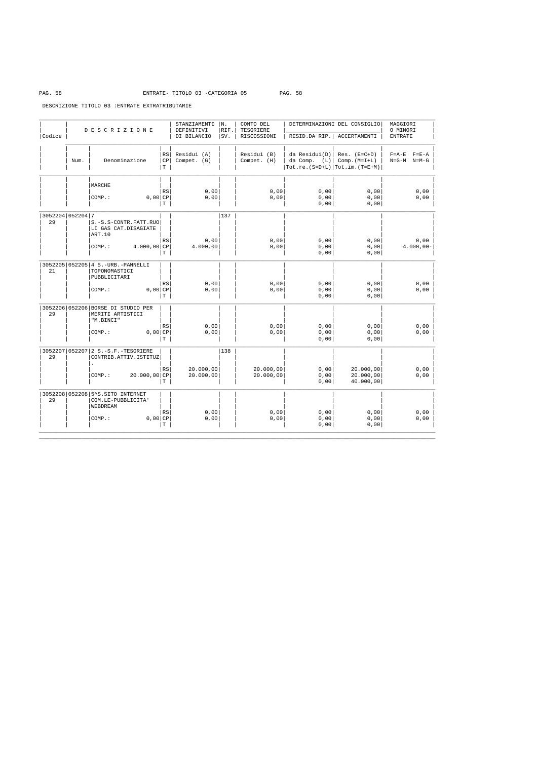ENTRATE- TITOLO 03 -CATEGORIA 05

DESCRIZIONE TITOLO 03 :ENTRATE EXTRATRIBUTARIE

| Codice | Num. | DESCRIZIONE Denominazione | RS CP T | STANZIAMENTI DEFINITIVI DI BILANCIO Residui (A) Compet. (G) | N. RIF. SV. | CONTO DEL TESORIERE RISCOSSIONI Residui (B) Compet. (H) | DETERMINAZIONI DEL CONSIGLIO RESID.DA RIP. da Residui(D) da Comp. (L) Tot.re.(S=D+L) | DETERMINAZIONI DEL CONSIGLIO ACCERTAMENTI Res. (E=C+D) Comp.(M=I+L) Tot.im.(T=E+M) | MAGGIORI O MINORI ENTRATE F=A-E F=E-A N=G-M N=M-G |
|---|---|---|---|---|---|---|---|---|---|
| | | MARCHE | | | | | | | |
| | | | RS | 0,00 | | 0,00 | 0,00 | 0,00 | 0,00 |
| | | COMP.: 0,00 | CP | 0,00 | | 0,00 | 0,00 | 0,00 | 0,00 |
| | | | T | | | | 0,00 | 0,00 | |
| 3052204 29 | 052204 | 7 S.-S.S-CONTR.FATT.RUOLI GAS CAT.DISAGIATE ART.10 | | | 137 | | | | |
| | | | RS | 0,00 | | 0,00 | 0,00 | 0,00 | 0,00 |
| | | COMP.: 4.000,00 | CP | 4.000,00 | | 0,00 | 0,00 | 0,00 | 4.000,00- |
| | | | T | | | | 0,00 | 0,00 | |
| 3052205 21 | 052205 | 4 S.-URB.-PANNELLI TOPONOMASTICI PUBBLICITARI | | | | | | | |
| | | | RS | 0,00 | | 0,00 | 0,00 | 0,00 | 0,00 |
| | | COMP.: 0,00 | CP | 0,00 | | 0,00 | 0,00 | 0,00 | 0,00 |
| | | | T | | | | 0,00 | 0,00 | |
| 3052206 29 | 052206 | BORSE DI STUDIO PER MERITI ARTISTICI "M.BINCI" | | | | | | | |
| | | | RS | 0,00 | | 0,00 | 0,00 | 0,00 | 0,00 |
| | | COMP.: 0,00 | CP | 0,00 | | 0,00 | 0,00 | 0,00 | 0,00 |
| | | | T | | | | 0,00 | 0,00 | |
| 3052207 29 | 052207 | 2 S.-S.F.-TESORIERE CONTRIB.ATTIV.ISTITUZ . | | | 138 | | | | |
| | | | RS | 20.000,00 | | 20.000,00 | 0,00 | 20.000,00 | 0,00 |
| | | COMP.: 20.000,00 | CP | 20.000,00 | | 20.000,00 | 0,00 | 20.000,00 | 0,00 |
| | | | T | | | | 0,00 | 40.000,00 | |
| 3052208 29 | 052208 | 5^S.SITO INTERNET COM.LE-PUBBLICITA' WEBDREAM | | | | | | | |
| | | | RS | 0,00 | | 0,00 | 0,00 | 0,00 | 0,00 |
| | | COMP.: 0,00 | CP | 0,00 | | 0,00 | 0,00 | 0,00 | 0,00 |
| | | | T | | | | 0,00 | 0,00 | |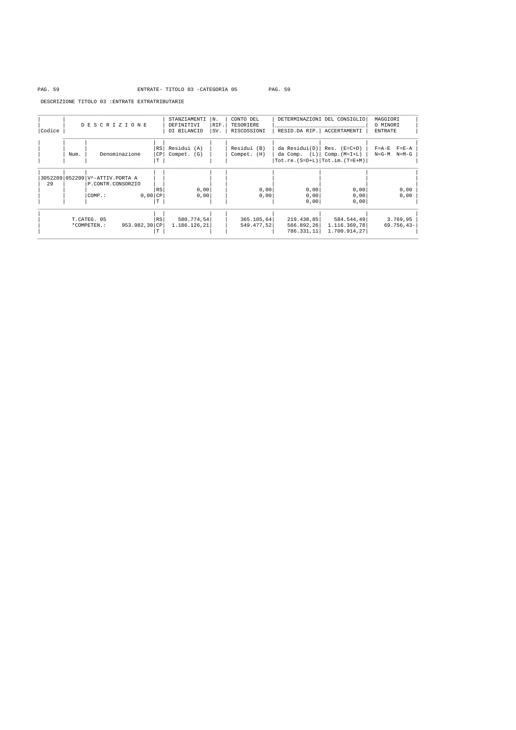ENTRATE- TITOLO 03 -CATEGORIA 05

DESCRIZIONE TITOLO 03 :ENTRATE EXTRATRIBUTARIE

| Codice | Num. | Denominazione | | STANZIAMENTI DEFINITIVI DI BILANCIO | N. RIF. SV. | CONTO DEL TESORIERE RISCOSSIONI | DETERMINAZIONI DEL CONSIGLIO RESID.DA RIP. | ACCERTAMENTI | MAGGIORI O MINORI ENTRATE |
|---|---|---|---|---|---|---|---|---|---|
| | | | RS / CP / T | Residui (A) / Compet. (G) | | Residui (B) / Compet. (H) | da Residui(D) / da Comp. (L) / Tot.re.(S=D+L) | Res. (E=C+D) / Comp.(M=I+L) / Tot.im.(T=E+M) | F=A-E F=E-A / N=G-M N=M-G |
| 305220929 | 052209 | V^-ATTIV.PORTA A P.CONTR.CONSORZIO | | | | | | | |
| | | | RS | 0,00 | | 0,00 | 0,00 | 0,00 | 0,00 |
| | | COMP.: 0,00 | CP | 0,00 | | 0,00 | 0,00 | 0,00 | 0,00 |
| | | | T | | | | 0,00 | 0,00 | |
| | | T.CATEG. 05 | RS | 580.774,54 | | 365.105,64 | 219.438,85 | 584.544,49 | 3.769,95 |
| | | *COMPETEN.: 953.982,30 | CP | 1.186.126,21 | | 549.477,52 | 566.892,26 | 1.116.369,78 | 69.756,43- |
| | | | T | | | | 786.331,11 | 1.700.914,27 | |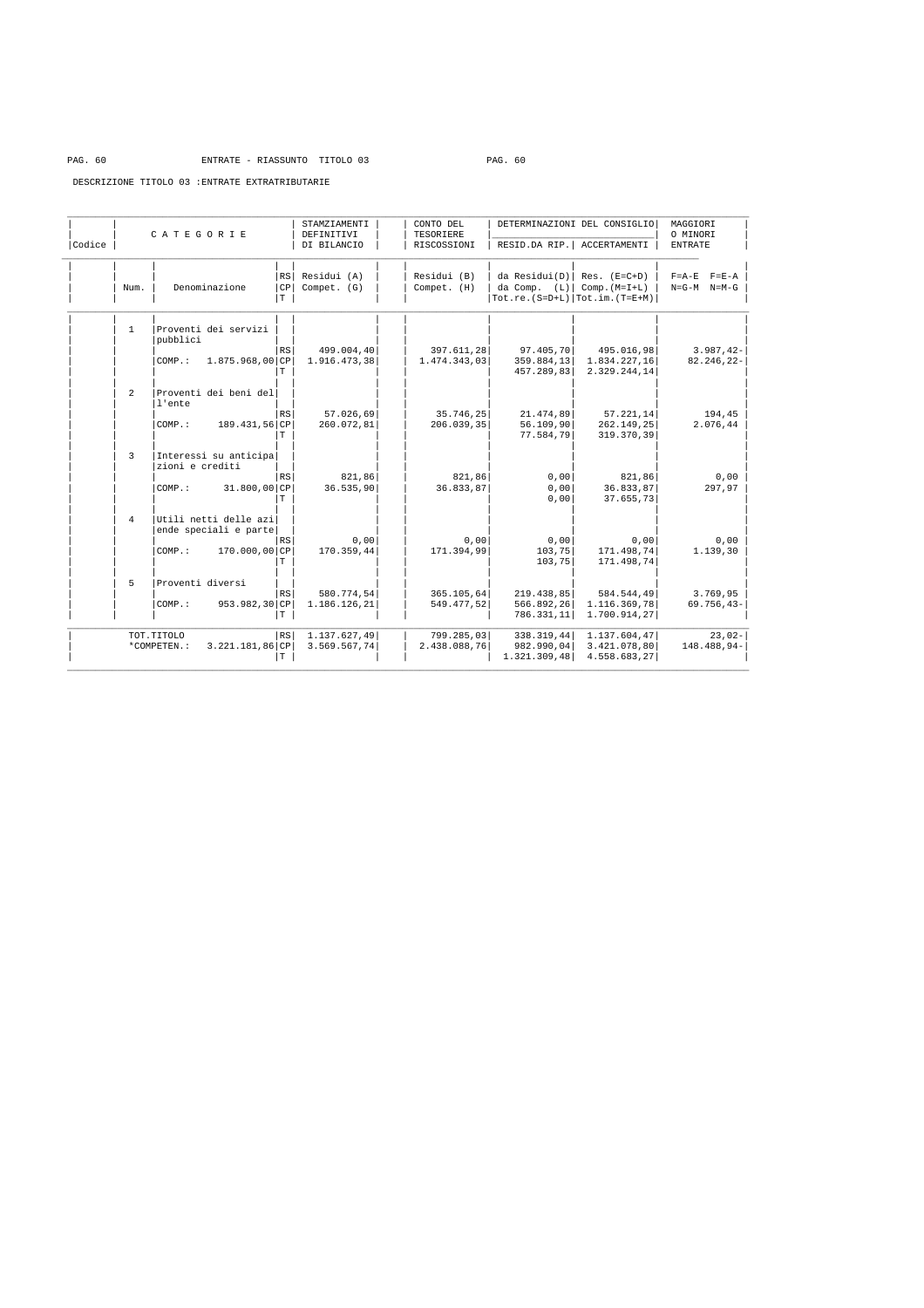ENTRATE - RIASSUNTO TITOLO 03

DESCRIZIONE TITOLO 03 :ENTRATE EXTRATRIBUTARIE

| Codice | CATEGORIE | | | STAMZIAMENTI DEFINITIVI DI BILANCIO | CONTO DEL TESORIERE RISCOSSIONI | DETERMINAZIONI DEL CONSIGLIO | | MAGGIORI O MINORI ENTRATE |
|---|---|---|---|---|---|---|---|---|
| | | | | | | RESID.DA RIP. | ACCERTAMENTI | |
| | Num. | Denominazione | RS CP T | Residui (A) Compet. (G) | Residui (B) Compet. (H) | da Residui(D) da Comp. (L) Tot.re.(S=D+L) | Res. (E=C+D) Comp.(M=I+L) Tot.im.(T=E+M) | F=A-E F=E-A N=G-M N=M-G |
| | 1 | Proventi dei servizi pubblici | | | | | | |
| | | | RS | 499.004,40 | 397.611,28 | 97.405,70 | 495.016,98 | 3.987,42- |
| | | COMP.: 1.875.968,00 | CP | 1.916.473,38 | 1.474.343,03 | 359.884,13 | 1.834.227,16 | 82.246,22- |
| | | | T | | | 457.289,83 | 2.329.244,14 | |
| | 2 | Proventi dei beni dell'ente | | | | | | |
| | | | RS | 57.026,69 | 35.746,25 | 21.474,89 | 57.221,14 | 194,45 |
| | | COMP.: 189.431,56 | CP | 260.072,81 | 206.039,35 | 56.109,90 | 262.149,25 | 2.076,44 |
| | | | T | | | 77.584,79 | 319.370,39 | |
| | 3 | Interessi su anticipazioni e crediti | | | | | | |
| | | | RS | 821,86 | 821,86 | 0,00 | 821,86 | 0,00 |
| | | COMP.: 31.800,00 | CP | 36.535,90 | 36.833,87 | 0,00 | 36.833,87 | 297,97 |
| | | | T | | | 0,00 | 37.655,73 | |
| | 4 | Utili netti delle aziende speciali e parte | | | | | | |
| | | | RS | 0,00 | 0,00 | 0,00 | 0,00 | 0,00 |
| | | COMP.: 170.000,00 | CP | 170.359,44 | 171.394,99 | 103,75 | 171.498,74 | 1.139,30 |
| | | | T | | | 103,75 | 171.498,74 | |
| | 5 | Proventi diversi | | | | | | |
| | | | RS | 580.774,54 | 365.105,64 | 219.438,85 | 584.544,49 | 3.769,95 |
| | | COMP.: 953.982,30 | CP | 1.186.126,21 | 549.477,52 | 566.892,26 | 1.116.369,78 | 69.756,43- |
| | | | T | | | 786.331,11 | 1.700.914,27 | |
| | TOT.TITOLO | | RS | 1.137.627,49 | 799.285,03 | 338.319,44 | 1.137.604,47 | 23,02- |
| | *COMPETEN.: | 3.221.181,86 | CP | 3.569.567,74 | 2.438.088,76 | 982.990,04 | 3.421.078,80 | 148.488,94- |
| | | | T | | | 1.321.309,48 | 4.558.683,27 | |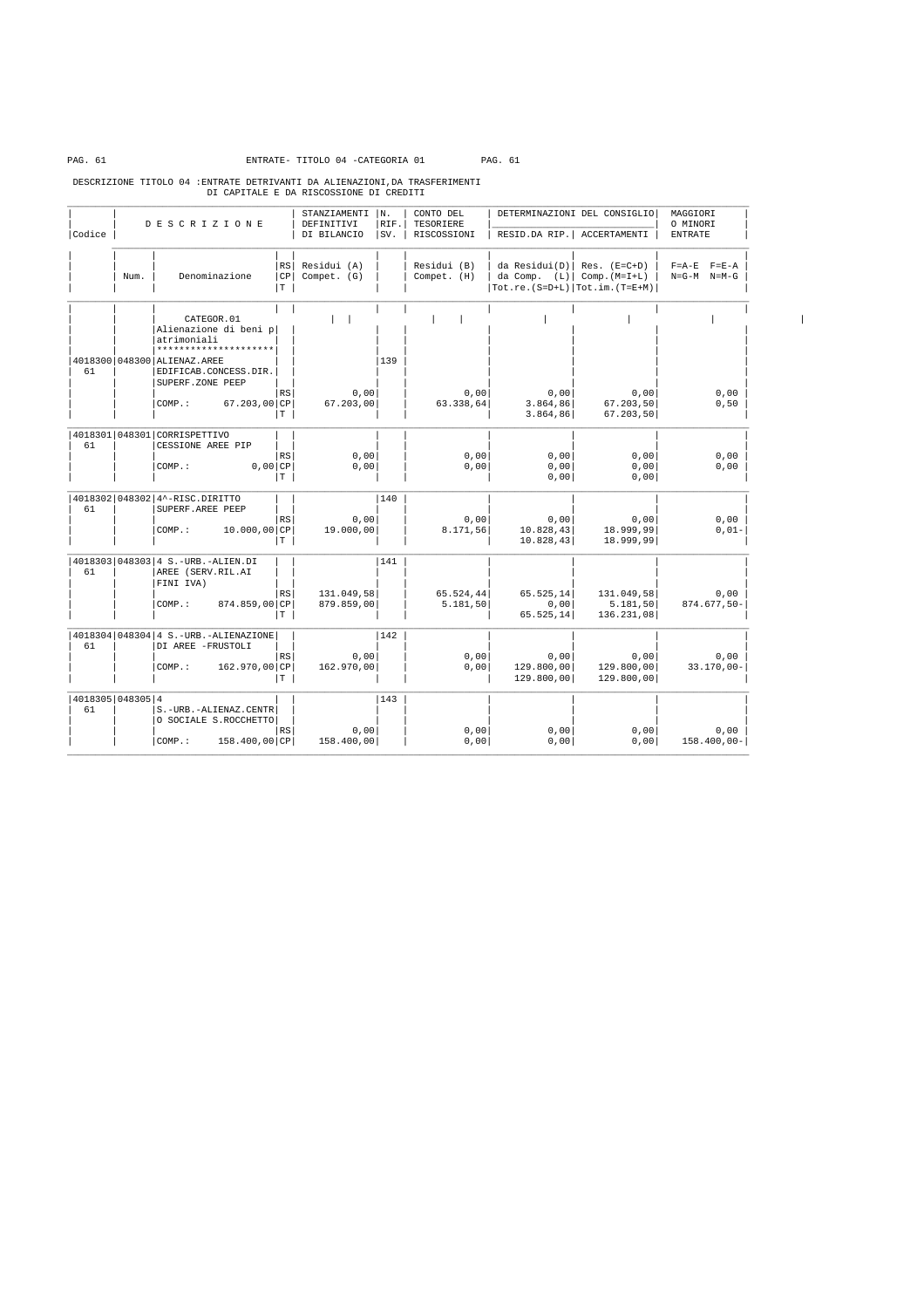ENTRATE- TITOLO 04 -CATEGORIA 01

DESCRIZIONE TITOLO 04 :ENTRATE DETRIVANTI DA ALIENAZIONI,DA TRASFERIMENTI DI CAPITALE E DA RISCOSSIONE DI CREDITI

| Codice | Num. | DESCRIZIONE Denominazione | RS CP T | STANZIAMENTI DEFINITIVI DI BILANCIO Residui (A) Compet. (G) | N. RIF. SV. | CONTO DEL TESORIERE RISCOSSIONI Residui (B) Compet. (H) | DETERMINAZIONI DEL CONSIGLIO RESID.DA RIP. da Residui(D) da Comp. (L) Tot.re.(S=D+L) | ACCERTAMENTI Res. (E=C+D) Comp.(M=I+L) Tot.im.(T=E+M) | MAGGIORI O MINORI ENTRATE F=A-E F=E-A N=G-M N=M-G |
|---|---|---|---|---|---|---|---|---|---|
| | | CATEGOR.01 Alienazione di beni patrimoniali ******************** | | | | | | | |
| 4018300 61 | 048300 | ALIENAZ.AREE EDIFICAB.CONCESS.DIR. SUPERF.ZONE PEEP | | | 139 | | | | |
| | | | RS | 0,00 | | 0,00 | 0,00 | 0,00 | 0,00 |
| | | COMP.: 67.203,00 | CP | 67.203,00 | | 63.338,64 | 3.864,86 | 67.203,50 | 0,50 |
| | | | T | | | | 3.864,86 | 67.203,50 | |
| 4018301 61 | 048301 | CORRISPETTIVO CESSIONE AREE PIP | | | | | | | |
| | | | RS | 0,00 | | 0,00 | 0,00 | 0,00 | 0,00 |
| | | COMP.: 0,00 | CP | 0,00 | | 0,00 | 0,00 | 0,00 | 0,00 |
| | | | T | | | | 0,00 | 0,00 | |
| 4018302 61 | 048302 | 4^-RISC.DIRITTO SUPERF.AREE PEEP | | | 140 | | | | |
| | | | RS | 0,00 | | 0,00 | 0,00 | 0,00 | 0,00 |
| | | COMP.: 10.000,00 | CP | 19.000,00 | | 8.171,56 | 10.828,43 | 18.999,99 | 0,01- |
| | | | T | | | | 10.828,43 | 18.999,99 | |
| 4018303 61 | 048303 | 4 S.-URB.-ALIEN.DI AREE (SERV.RIL.AI FINI IVA) | | | 141 | | | | |
| | | | RS | 131.049,58 | | 65.524,44 | 65.525,14 | 131.049,58 | 0,00 |
| | | COMP.: 874.859,00 | CP | 879.859,00 | | 5.181,50 | 0,00 | 5.181,50 | 874.677,50- |
| | | | T | | | | 65.525,14 | 136.231,08 | |
| 4018304 61 | 048304 | 4 S.-URB.-ALIENAZIONE DI AREE -FRUSTOLI | | | 142 | | | | |
| | | | RS | 0,00 | | 0,00 | 0,00 | 0,00 | 0,00 |
| | | COMP.: 162.970,00 | CP | 162.970,00 | | 0,00 | 129.800,00 | 129.800,00 | 33.170,00- |
| | | | | | | | 129.800,00 | 129.800,00 | |
| 4018305 61 | 048305 | 4 S.-URB.-ALIENAZ.CENTRO SOCIALE S.ROCCHETTO | | | 143 | | | | |
| | | | RS | 0,00 | | 0,00 | 0,00 | 0,00 | 0,00 |
| | | COMP.: 158.400,00 | CP | 158.400,00 | | 0,00 | 0,00 | 0,00 | 158.400,00- |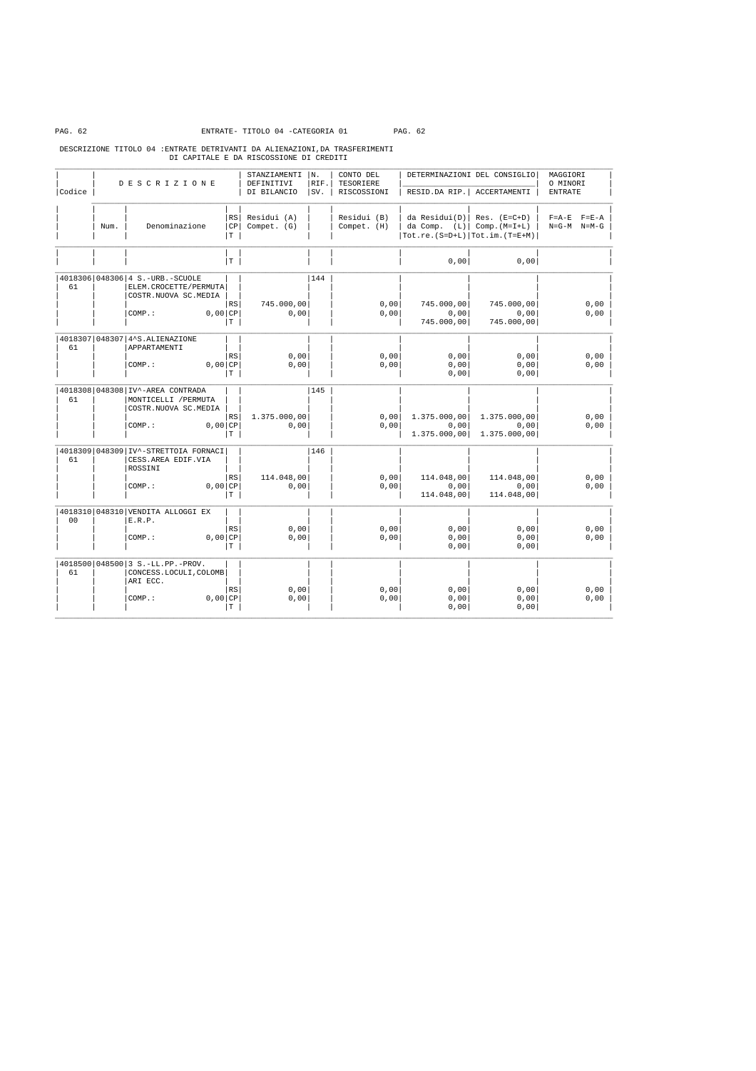ENTRATE- TITOLO 04 -CATEGORIA 01

DESCRIZIONE TITOLO 04 :ENTRATE DETRIVANTI DA ALIENAZIONI,DA TRASFERIMENTI DI CAPITALE E DA RISCOSSIONE DI CREDITI

| Codice | Num. | DESCRIZIONE Denominazione | RS CP T | STANZIAMENTI DEFINITIVI DI BILANCIO Residui (A) Compet. (G) | N. RIF. SV. | CONTO DEL TESORIERE RISCOSSIONI Residui (B) Compet. (H) | DETERMINAZIONI DEL CONSIGLIO RESID.DA RIP. da Residui(D) da Comp. (L) Tot.re.(S=D+L) | DETERMINAZIONI DEL CONSIGLIO ACCERTAMENTI Res. (E=C+D) Comp.(M=I+L) Tot.im.(T=E+M) | MAGGIORI O MINORI ENTRATE F=A-E F=E-A N=G-M N=M-G |
|---|---|---|---|---|---|---|---|---|---|
| | | | T | | | | 0,00 | 0,00 | |
| 4018306 61 | 048306 | 4 S.-URB.-SCUOLE ELEM.CROCETTE/PERMUTA COSTR.NUOVA SC.MEDIA | RS | 745.000,00 | 144 | 0,00 | 745.000,00 | 745.000,00 | 0,00 |
| | | COMP.: 0,00 | CP | 0,00 | | 0,00 | 0,00 | 0,00 | 0,00 |
| | | | T | | | | 745.000,00 | 745.000,00 | |
| 4018307 61 | 048307 | 4^S.ALIENAZIONE APPARTAMENTI | RS | 0,00 | | 0,00 | 0,00 | 0,00 | 0,00 |
| | | COMP.: 0,00 | CP | 0,00 | | 0,00 | 0,00 | 0,00 | 0,00 |
| | | | T | | | | 0,00 | 0,00 | |
| 4018308 61 | 048308 | IV^-AREA CONTRADA MONTICELLI /PERMUTA COSTR.NUOVA SC.MEDIA | RS | 1.375.000,00 | 145 | 0,00 | 1.375.000,00 | 1.375.000,00 | 0,00 |
| | | COMP.: 0,00 | CP | 0,00 | | 0,00 | 0,00 | 0,00 | 0,00 |
| | | | T | | | | 1.375.000,00 | 1.375.000,00 | |
| 4018309 61 | 048309 | IV^-STRETTOIA FORNACI CESS.AREA EDIF.VIA ROSSINI | RS | 114.048,00 | 146 | 0,00 | 114.048,00 | 114.048,00 | 0,00 |
| | | COMP.: 0,00 | CP | 0,00 | | 0,00 | 0,00 | 0,00 | 0,00 |
| | | | T | | | | 114.048,00 | 114.048,00 | |
| 4018310 00 | 048310 | VENDITA ALLOGGI EX E.R.P. | RS | 0,00 | | 0,00 | 0,00 | 0,00 | 0,00 |
| | | COMP.: 0,00 | CP | 0,00 | | 0,00 | 0,00 | 0,00 | 0,00 |
| | | | T | | | | 0,00 | 0,00 | |
| 4018500 61 | 048500 | 3 S.-LL.PP.-PROV. CONCESS.LOCULI,COLOMBARI ECC. | RS | 0,00 | | 0,00 | 0,00 | 0,00 | 0,00 |
| | | COMP.: 0,00 | CP | 0,00 | | 0,00 | 0,00 | 0,00 | 0,00 |
| | | | T | | | | 0,00 | 0,00 | |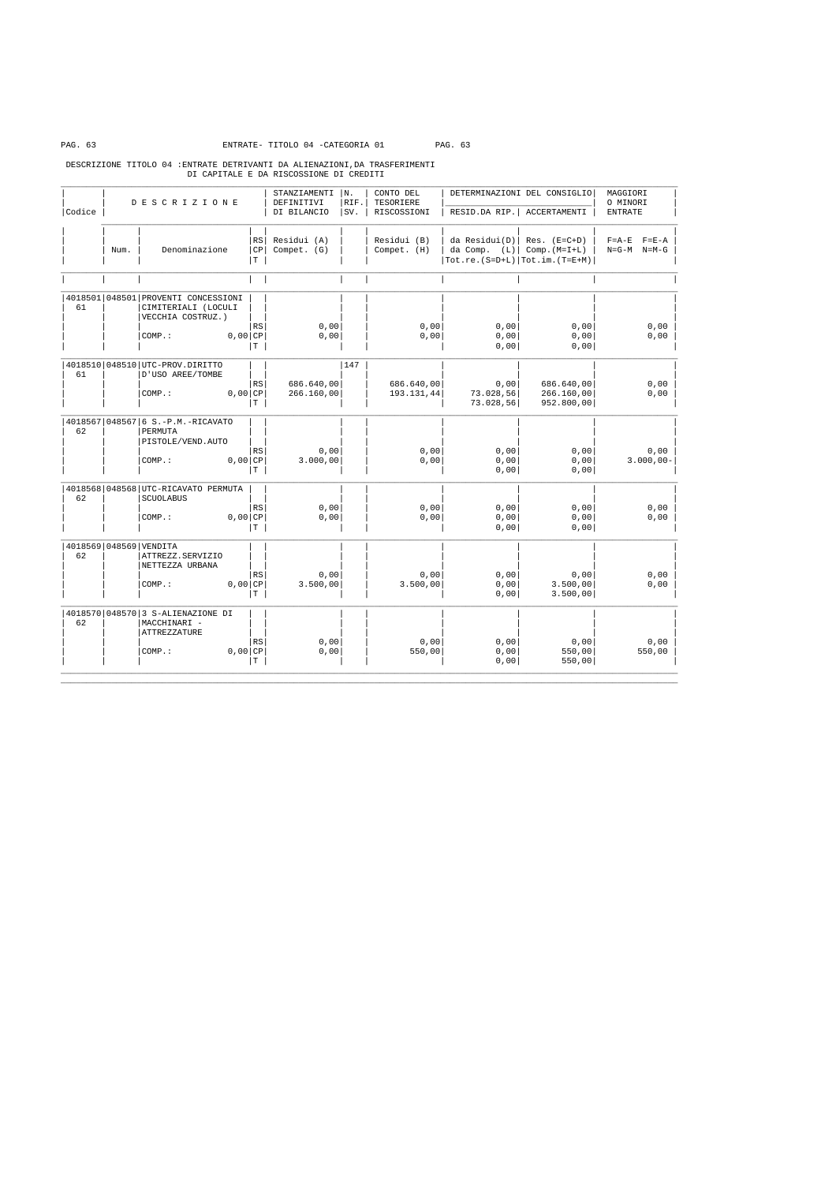ENTRATE- TITOLO 04 -CATEGORIA 01

DESCRIZIONE TITOLO 04 :ENTRATE DETRIVANTI DA ALIENAZIONI,DA TRASFERIMENTI DI CAPITALE E DA RISCOSSIONE DI CREDITI

| Codice | Num. | Denominazione | RS/CP/T | STANZIAMENTI DEFINITIVI DI BILANCIO<br>Residui (A)<br>Compet. (G) | N. RIF. SV. | CONTO DEL TESORIERE RISCOSSIONI<br>Residui (B)<br>Compet. (H) | DETERMINAZIONI DEL CONSIGLIO RESID.DA RIP.<br>da Residui(D)<br>da Comp. (L)<br>Tot.re.(S=D+L) | DETERMINAZIONI DEL CONSIGLIO ACCERTAMENTI<br>Res. (E=C+D)<br>Comp.(M=I+L)<br>Tot.im.(T=E+M) | MAGGIORI O MINORI ENTRATE<br>F=A-E F=E-A<br>N=G-M N=M-G |
|---|---|---|---|---|---|---|---|---|---|
| 4018501 61 | 048501 | PROVENTI CONCESSIONI CIMITERIALI (LOCULI VECCHIA COSTRUZ.) | | | | | | | |
| | | | RS | 0,00 | | 0,00 | 0,00 | 0,00 | 0,00 |
| | | COMP.: 0,00 | CP | 0,00 | | 0,00 | 0,00 | 0,00 | 0,00 |
| | | | T | | | | 0,00 | 0,00 | |
| 4018510 61 | 048510 | UTC-PROV.DIRITTO D'USO AREE/TOMBE | | | 147 | | | | |
| | | | RS | 686.640,00 | | 686.640,00 | 0,00 | 686.640,00 | 0,00 |
| | | COMP.: 0,00 | CP | 266.160,00 | | 193.131,44 | 73.028,56 | 266.160,00 | 0,00 |
| | | | T | | | | 73.028,56 | 952.800,00 | |
| 4018567 62 | 048567 | 6 S.-P.M.-RICAVATO PERMUTA PISTOLE/VEND.AUTO | | | | | | | |
| | | | RS | 0,00 | | 0,00 | 0,00 | 0,00 | 0,00 |
| | | COMP.: 0,00 | CP | 3.000,00 | | 0,00 | 0,00 | 0,00 | 3.000,00- |
| | | | T | | | | 0,00 | 0,00 | |
| 4018568 62 | 048568 | UTC-RICAVATO PERMUTA SCUOLABUS | | | | | | | |
| | | | RS | 0,00 | | 0,00 | 0,00 | 0,00 | 0,00 |
| | | COMP.: 0,00 | CP | 0,00 | | 0,00 | 0,00 | 0,00 | 0,00 |
| | | | T | | | | 0,00 | 0,00 | |
| 4018569 62 | 048569 | VENDITA ATTREZZ.SERVIZIO NETTEZZA URBANA | | | | | | | |
| | | | RS | 0,00 | | 0,00 | 0,00 | 0,00 | 0,00 |
| | | COMP.: 0,00 | CP | 3.500,00 | | 3.500,00 | 0,00 | 3.500,00 | 0,00 |
| | | | T | | | | 0,00 | 3.500,00 | |
| 4018570 62 | 048570 | 3 S-ALIENAZIONE DI MACCHINARI - ATTREZZATURE | | | | | | | |
| | | | RS | 0,00 | | 0,00 | 0,00 | 0,00 | 0,00 |
| | | COMP.: 0,00 | CP | 0,00 | | 550,00 | 0,00 | 550,00 | 550,00 |
| | | | T | | | | 0,00 | 550,00 | |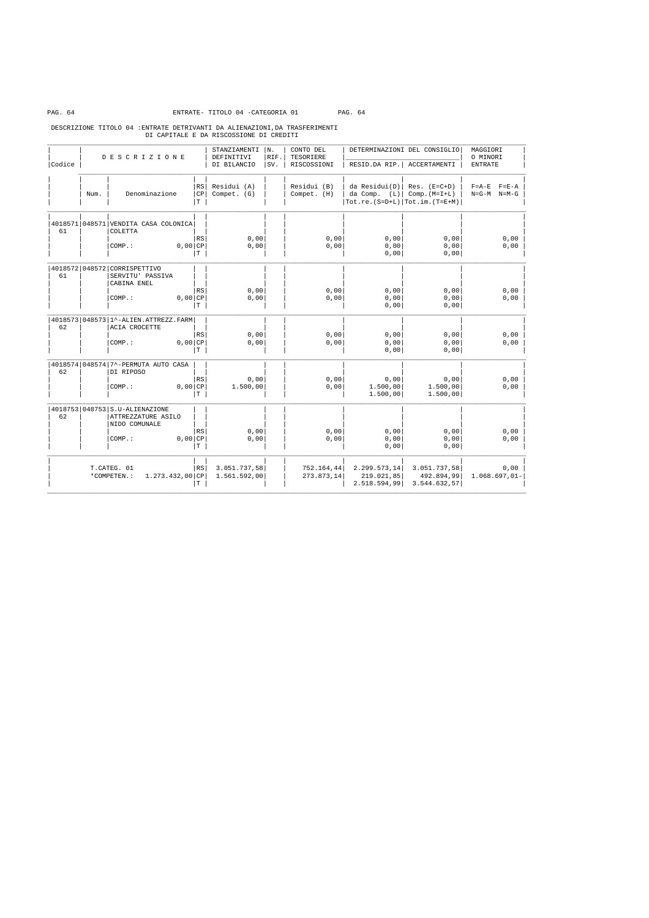ENTRATE- TITOLO 04 -CATEGORIA 01

DESCRIZIONE TITOLO 04 :ENTRATE DETRIVANTI DA ALIENAZIONI,DA TRASFERIMENTI DI CAPITALE E DA RISCOSSIONE DI CREDITI

| Codice | Num. | Denominazione | RS/CP/T | STANZIAMENTI DEFINITIVI DI BILANCIO Residui (A) Compet. (G) | N. RIF. SV. | CONTO DEL TESORIERE RISCOSSIONI Residui (B) Compet. (H) | DETERMINAZIONI DEL CONSIGLIO RESID.DA RIP. da Residui(D) da Comp. (L) Tot.re.(S=D+L) | DETERMINAZIONI DEL CONSIGLIO ACCERTAMENTI Res. (E=C+D) Comp.(M=I+L) Tot.im.(T=E+M) | MAGGIORI O MINORI ENTRATE F=A-E F=E-A N=G-M N=M-G |
|---|---|---|---|---|---|---|---|---|---|
| 4018571 61 | 048571 | VENDITA CASA COLONICA COLETTA | RS | 0,00 | | 0,00 | 0,00 | 0,00 | 0,00 |
| | | COMP.: 0,00 | CP | 0,00 | | 0,00 | 0,00 | 0,00 | 0,00 |
| | | | T | | | | 0,00 | 0,00 | |
| 4018572 61 | 048572 | CORRISPETTIVO SERVITU' PASSIVA CABINA ENEL | RS | 0,00 | | 0,00 | 0,00 | 0,00 | 0,00 |
| | | COMP.: 0,00 | CP | 0,00 | | 0,00 | 0,00 | 0,00 | 0,00 |
| | | | T | | | | 0,00 | 0,00 | |
| 4018573 62 | 048573 | 1^-ALIEN.ATTREZZ.FARMACIA CROCETTE | RS | 0,00 | | 0,00 | 0,00 | 0,00 | 0,00 |
| | | COMP.: 0,00 | CP | 0,00 | | 0,00 | 0,00 | 0,00 | 0,00 |
| | | | T | | | | 0,00 | 0,00 | |
| 4018574 62 | 048574 | 7^-PERMUTA AUTO CASA DI RIPOSO | RS | 0,00 | | 0,00 | 0,00 | 0,00 | 0,00 |
| | | COMP.: 0,00 | CP | 1.500,00 | | 0,00 | 1.500,00 | 1.500,00 | 0,00 |
| | | | T | | | | 1.500,00 | 1.500,00 | |
| 4018753 62 | 048753 | S.U-ALIENAZIONE ATTREZZATURE ASILO NIDO COMUNALE | RS | 0,00 | | 0,00 | 0,00 | 0,00 | 0,00 |
| | | COMP.: 0,00 | CP | 0,00 | | 0,00 | 0,00 | 0,00 | 0,00 |
| | | | T | | | | 0,00 | 0,00 | |
| | | T.CATEG. 01 | RS | 3.051.737,58 | | 752.164,44 | 2.299.573,14 | 3.051.737,58 | 0,00 |
| | | *COMPETEN.: 1.273.432,00 | CP | 1.561.592,00 | | 273.873,14 | 219.021,85 | 492.894,99 | 1.068.697,01- |
| | | | T | | | | 2.518.594,99 | 3.544.632,57 | |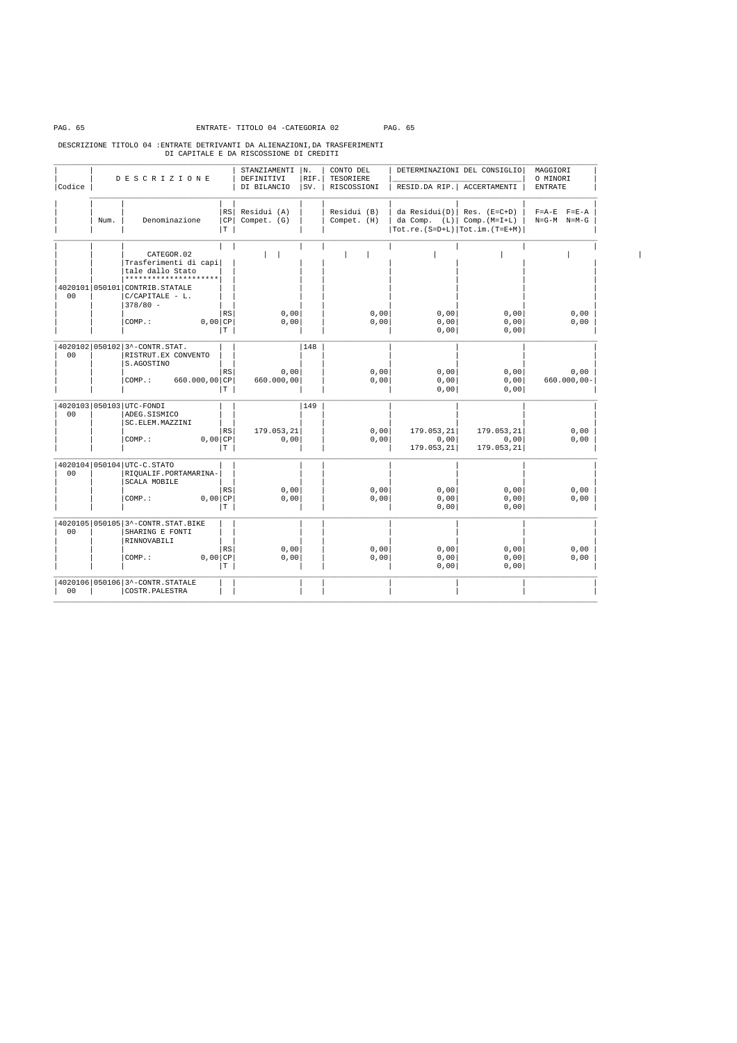ENTRATE- TITOLO 04 -CATEGORIA 02

DESCRIZIONE TITOLO 04 :ENTRATE DETRIVANTI DA ALIENAZIONI,DA TRASFERIMENTI DI CAPITALE E DA RISCOSSIONE DI CREDITI

| Codice | Num. | DESCRIZIONE Denominazione | RS/CP/T | STANZIAMENTI DEFINITIVI DI BILANCIO Residui (A) Compet. (G) | N. RIF. SV. | CONTO DEL TESORIERE RISCOSSIONI Residui (B) Compet. (H) | DETERMINAZIONI DEL CONSIGLIO RESID.DA RIP. da Residui(D) da Comp. (L) Tot.re.(S=D+L) | ACCERTAMENTI Res. (E=C+D) Comp.(M=I+L) Tot.im.(T=E+M) | MAGGIORI O MINORI ENTRATE F=A-E F=E-A N=G-M N=M-G |
|---|---|---|---|---|---|---|---|---|---|
| | | CATEGOR.02 Trasferimenti di capitale dallo Stato ********************* | | | | | | | |
| 4020101 00 | 050101 | CONTRIB.STATALE C/CAPITALE - L. 378/80 - | RS | 0,00 | | 0,00 | 0,00 | 0,00 | 0,00 |
| | | COMP.: 0,00 | CP | 0,00 | | 0,00 | 0,00 | 0,00 | 0,00 |
| | | | T | | | | 0,00 | 0,00 | |
| 4020102 00 | 050102 | 3^-CONTR.STAT. RISTRUT.EX CONVENTO S.AGOSTINO | RS | 0,00 | 148 | 0,00 | 0,00 | 0,00 | 0,00 |
| | | COMP.: 660.000,00 | CP | 660.000,00 | | 0,00 | 0,00 | 0,00 | 660.000,00- |
| | | | T | | | | 0,00 | 0,00 | |
| 4020103 00 | 050103 | UTC-FONDI ADEG.SISMICO SC.ELEM.MAZZINI | RS | 179.053,21 | 149 | 0,00 | 179.053,21 | 179.053,21 | 0,00 |
| | | COMP.: 0,00 | CP | 0,00 | | 0,00 | 0,00 | 0,00 | 0,00 |
| | | | T | | | | 179.053,21 | 179.053,21 | |
| 4020104 00 | 050104 | UTC-C.STATO RIQUALIF.PORTAMARINA-SCALA MOBILE | RS | 0,00 | | 0,00 | 0,00 | 0,00 | 0,00 |
| | | COMP.: 0,00 | CP | 0,00 | | 0,00 | 0,00 | 0,00 | 0,00 |
| | | | T | | | | 0,00 | 0,00 | |
| 4020105 00 | 050105 | 3^-CONTR.STAT.BIKE SHARING E FONTI RINNOVABILI | RS | 0,00 | | 0,00 | 0,00 | 0,00 | 0,00 |
| | | COMP.: 0,00 | CP | 0,00 | | 0,00 | 0,00 | 0,00 | 0,00 |
| | | | T | | | | 0,00 | 0,00 | |
| 4020106 00 | 050106 | 3^-CONTR.STATALE COSTR.PALESTRA | | | | | | | |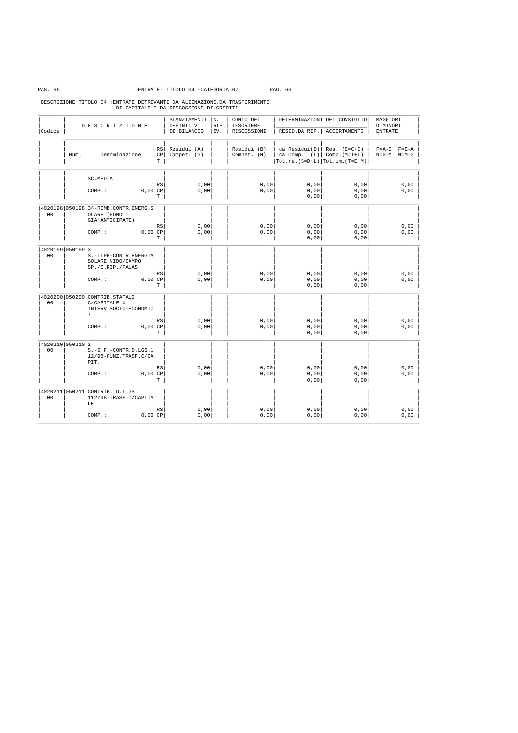ENTRATE- TITOLO 04 -CATEGORIA 02

DESCRIZIONE TITOLO 04 :ENTRATE DETRIVANTI DA ALIENAZIONI,DA TRASFERIMENTI DI CAPITALE E DA RISCOSSIONE DI CREDITI

| Codice | Num. | Denominazione | RS/CP/T | STANZIAMENTI DEFINITIVI DI BILANCIO Residui (A) Compet. (G) | N. RIF. SV. | CONTO DEL TESORIERE RISCOSSIONI Residui (B) Compet. (H) | DETERMINAZIONI DEL CONSIGLIO RESID.DA RIP. da Residui(D) da Comp. (L) Tot.re.(S=D+L) | ACCERTAMENTI Res. (E=C+D) Comp.(M=I+L) Tot.im.(T=E+M) | MAGGIORI O MINORI ENTRATE F=A-E F=E-A N=G-M N=M-G |
|---|---|---|---|---|---|---|---|---|---|
| | | SC.MEDIA | | | | | | | |
| | | | RS | 0,00 | | 0,00 | 0,00 | 0,00 | 0,00 |
| | | COMP.: 0,00 | CP | 0,00 | | 0,00 | 0,00 | 0,00 | 0,00 |
| | | | T | | | | 0,00 | 0,00 | |
| 4020198 00 | 050198 | 3^-RIMB.CONTR.ENERG.SOLARE (FONDI GIA'ANTICIPATI) | | | | | | | |
| | | | RS | 0,00 | | 0,00 | 0,00 | 0,00 | 0,00 |
| | | COMP.: 0,00 | CP | 0,00 | | 0,00 | 0,00 | 0,00 | 0,00 |
| | | | T | | | | 0,00 | 0,00 | |
| 4020199 00 | 050199 | 3 S.-LLPP-CONTR.ENERGIA SOLARE:NIDO/CAMPO SP./C.RIP./PALAS | | | | | | | |
| | | | RS | 0,00 | | 0,00 | 0,00 | 0,00 | 0,00 |
| | | COMP.: 0,00 | CP | 0,00 | | 0,00 | 0,00 | 0,00 | 0,00 |
| | | | T | | | | 0,00 | 0,00 | |
| 4020200 00 | 050200 | CONTRIB.STATALI C/CAPITALE X INTERV.SOCIO-ECONOMICI | | | | | | | |
| | | | RS | 0,00 | | 0,00 | 0,00 | 0,00 | 0,00 |
| | | COMP.: 0,00 | CP | 0,00 | | 0,00 | 0,00 | 0,00 | 0,00 |
| | | | T | | | | 0,00 | 0,00 | |
| 4020210 00 | 050210 | 2 S.-S.F.-CONTR.D.LGS.112/98-FUNZ.TRASF.C/CAPIT. | | | | | | | |
| | | | RS | 0,00 | | 0,00 | 0,00 | 0,00 | 0,00 |
| | | COMP.: 0,00 | CP | 0,00 | | 0,00 | 0,00 | 0,00 | 0,00 |
| | | | T | | | | 0,00 | 0,00 | |
| 4020211 00 | 050211 | CONTRIB. D.L.GS 112/98-TRASF.C/CAPITALE | | | | | | | |
| | | | RS | 0,00 | | 0,00 | 0,00 | 0,00 | 0,00 |
| | | COMP.: 0,00 | CP | 0,00 | | 0,00 | 0,00 | 0,00 | 0,00 |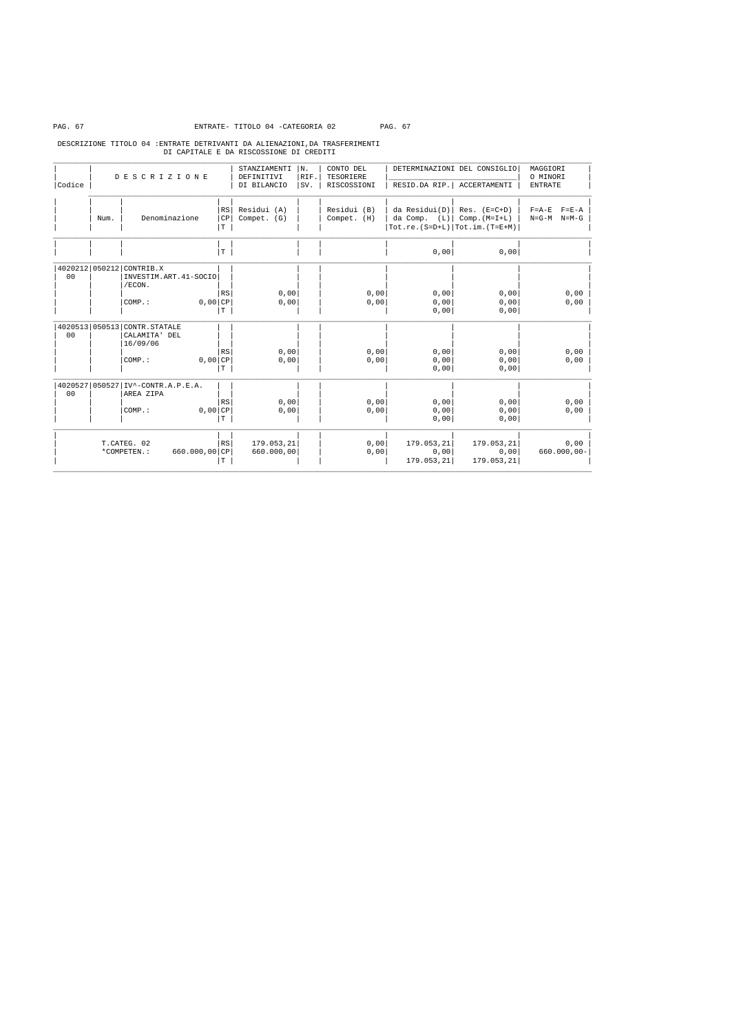ENTRATE- TITOLO 04 -CATEGORIA 02

DESCRIZIONE TITOLO 04 :ENTRATE DETRIVANTI DA ALIENAZIONI,DA TRASFERIMENTI DI CAPITALE E DA RISCOSSIONE DI CREDITI

| Codice | Num. | DESCRIZIONE Denominazione | RS CP T | STANZIAMENTI DEFINITIVI DI BILANCIO Residui (A) Compet. (G) | N. RIF. SV. | CONTO DEL TESORIERE RISCOSSIONI Residui (B) Compet. (H) | DETERMINAZIONI DEL CONSIGLIO RESID.DA RIP. da Residui(D) da Comp. (L) Tot.re.(S=D+L) | DETERMINAZIONI DEL CONSIGLIO ACCERTAMENTI Res. (E=C+D) Comp.(M=I+L) Tot.im.(T=E+M) | MAGGIORI O MINORI ENTRATE F=A-E F=E-A N=G-M N=M-G |
|---|---|---|---|---|---|---|---|---|---|
| | | | T | | | | 0,00 | 0,00 | |
| 4020212 00 | 050212 | CONTRIB.X INVESTIM.ART.41-SOCIO /ECON. | | | | | | | |
| | | | RS | 0,00 | | 0,00 | 0,00 | 0,00 | 0,00 |
| | | COMP.: 0,00 | CP | 0,00 | | 0,00 | 0,00 | 0,00 | 0,00 |
| | | | T | | | | 0,00 | 0,00 | |
| 4020513 00 | 050513 | CONTR.STATALE CALAMITA' DEL 16/09/06 | | | | | | | |
| | | | RS | 0,00 | | 0,00 | 0,00 | 0,00 | 0,00 |
| | | COMP.: 0,00 | CP | 0,00 | | 0,00 | 0,00 | 0,00 | 0,00 |
| | | | T | | | | 0,00 | 0,00 | |
| 4020527 00 | 050527 | IV^-CONTR.A.P.E.A. AREA ZIPA | | | | | | | |
| | | | RS | 0,00 | | 0,00 | 0,00 | 0,00 | 0,00 |
| | | COMP.: 0,00 | CP | 0,00 | | 0,00 | 0,00 | 0,00 | 0,00 |
| | | | T | | | | 0,00 | 0,00 | |
| | | T.CATEG. 02 | RS | 179.053,21 | | 0,00 | 179.053,21 | 179.053,21 | 0,00 |
| | | *COMPETEN.: 660.000,00 | CP | 660.000,00 | | 0,00 | 0,00 | 0,00 | 660.000,00- |
| | | | T | | | | 179.053,21 | 179.053,21 | |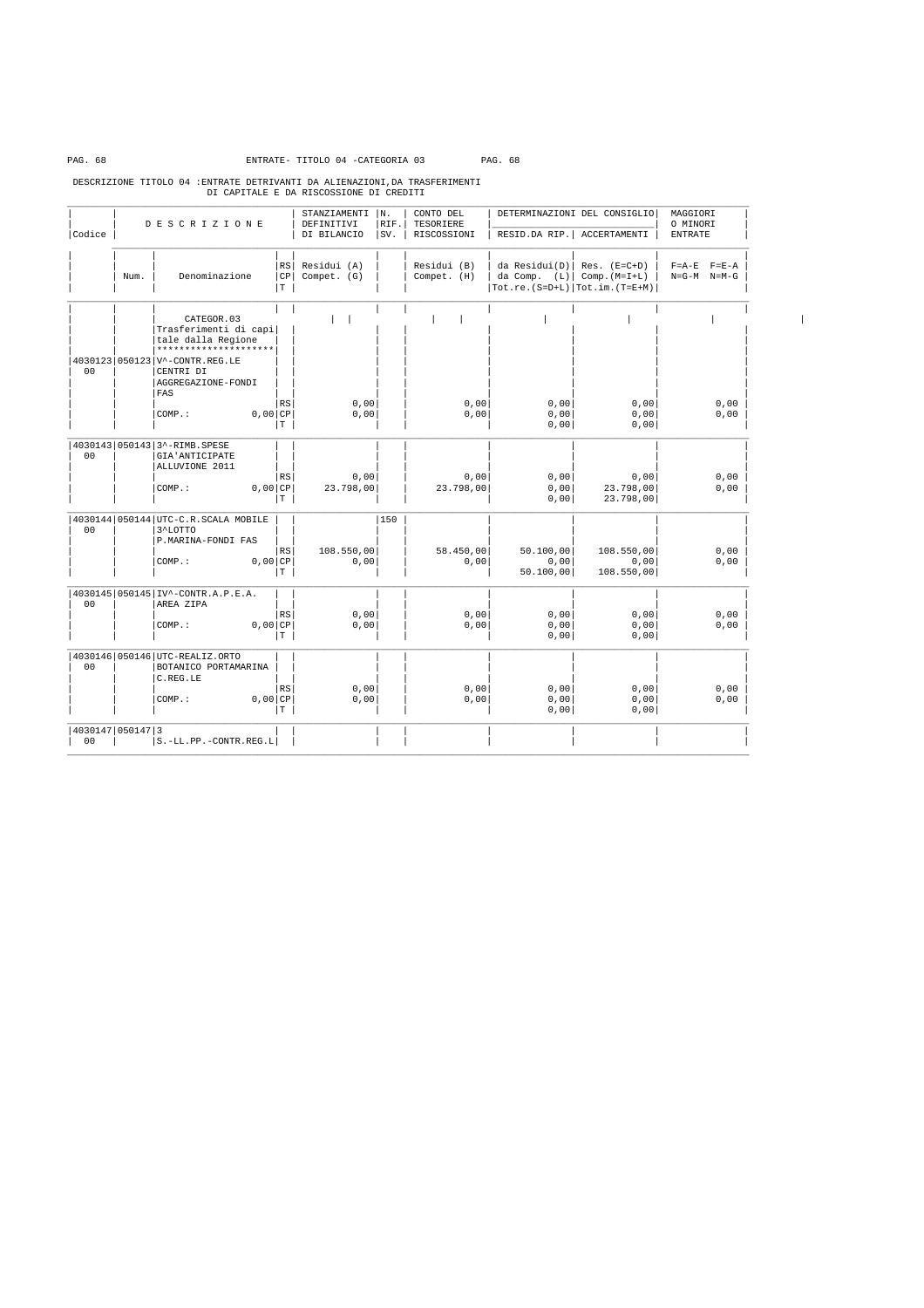ENTRATE- TITOLO 04 -CATEGORIA 03

DESCRIZIONE TITOLO 04 :ENTRATE DETRIVANTI DA ALIENAZIONI,DA TRASFERIMENTI DI CAPITALE E DA RISCOSSIONE DI CREDITI

| Codice | Num. | DESCRIZIONE Denominazione | RS CP T | STANZIAMENTI DEFINITIVI DI BILANCIO Residui (A) Compet. (G) | N. RIF. SV. | CONTO DEL TESORIERE RISCOSSIONI Residui (B) Compet. (H) | DETERMINAZIONI DEL CONSIGLIO RESID.DA RIP. da Residui(D) da Comp. (L) Tot.re.(S=D+L) | ACCERTAMENTI Res. (E=C+D) Comp.(M=I+L) Tot.im.(T=E+M) | MAGGIORI O MINORI ENTRATE F=A-E F=E-A N=G-M N=M-G |
|---|---|---|---|---|---|---|---|---|---|
| | | CATEGOR.03 Trasferimenti di capitale dalla Regione ******************** | | | | | | | |
| 4030123 00 | 050123 | V^-CONTR.REG.LE CENTRI DI AGGREGAZIONE-FONDI FAS | | | | | | | |
| | | | RS | 0,00 | | 0,00 | 0,00 | 0,00 | 0,00 |
| | | COMP.: 0,00 | CP | 0,00 | | 0,00 | 0,00 | 0,00 | 0,00 |
| | | | T | | | | 0,00 | 0,00 | |
| 4030143 00 | 050143 | 3^-RIMB.SPESE GIA'ANTICIPATE ALLUVIONE 2011 | | | | | | | |
| | | | RS | 0,00 | | 0,00 | 0,00 | 0,00 | 0,00 |
| | | COMP.: 0,00 | CP | 23.798,00 | | 23.798,00 | 0,00 | 23.798,00 | 0,00 |
| | | | T | | | | 0,00 | 23.798,00 | |
| 4030144 00 | 050144 | UTC-C.R.SCALA MOBILE 3^LOTTO P.MARINA-FONDI FAS | | | 150 | | | | |
| | | | RS | 108.550,00 | | 58.450,00 | 50.100,00 | 108.550,00 | 0,00 |
| | | COMP.: 0,00 | CP | 0,00 | | 0,00 | 0,00 | 0,00 | 0,00 |
| | | | T | | | | 50.100,00 | 108.550,00 | |
| 4030145 00 | 050145 | IV^-CONTR.A.P.E.A. AREA ZIPA | | | | | | | |
| | | | RS | 0,00 | | 0,00 | 0,00 | 0,00 | 0,00 |
| | | COMP.: 0,00 | CP | 0,00 | | 0,00 | 0,00 | 0,00 | 0,00 |
| | | | T | | | | 0,00 | 0,00 | |
| 4030146 00 | 050146 | UTC-REALIZ.ORTO BOTANICO PORTAMARINA C.REG.LE | | | | | | | |
| | | | RS | 0,00 | | 0,00 | 0,00 | 0,00 | 0,00 |
| | | COMP.: 0,00 | CP | 0,00 | | 0,00 | 0,00 | 0,00 | 0,00 |
| | | | T | | | | 0,00 | 0,00 | |
| 4030147 00 | 050147 | 3 S.-LL.PP.-CONTR.REG.L | | | | | | | |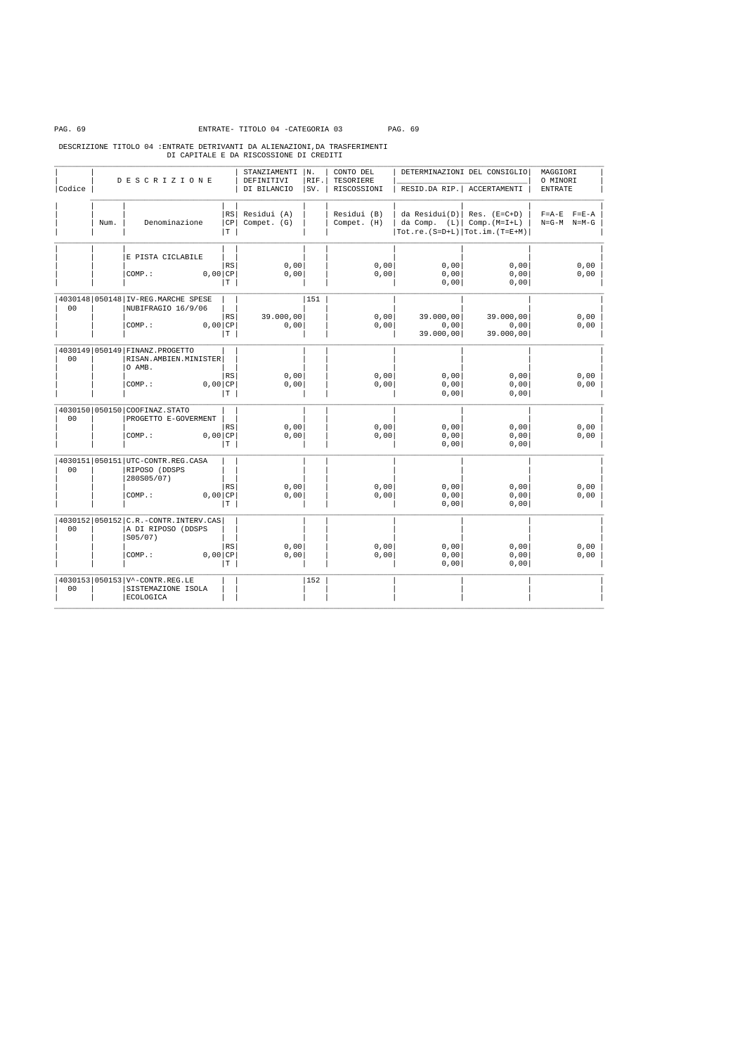ENTRATE- TITOLO 04 -CATEGORIA 03

DESCRIZIONE TITOLO 04 :ENTRATE DETRIVANTI DA ALIENAZIONI,DA TRASFERIMENTI DI CAPITALE E DA RISCOSSIONE DI CREDITI

| Codice | Num. | Denominazione | RS/CP/T | STANZIAMENTI DEFINITIVI DI BILANCIO Residui (A) Compet. (G) | N. RIF. SV. | CONTO DEL TESORIERE RISCOSSIONI Residui (B) Compet. (H) | DETERMINAZIONI DEL CONSIGLIO RESID.DA RIP. da Residui(D) da Comp. (L) Tot.re.(S=D+L) | ACCERTAMENTI Res. (E=C+D) Comp.(M=I+L) Tot.im.(T=E+M) | MAGGIORI O MINORI ENTRATE F=A-E F=E-A N=G-M N=M-G |
|---|---|---|---|---|---|---|---|---|---|
| | | E PISTA CICLABILE | RS | 0,00 | | 0,00 | 0,00 | 0,00 | 0,00 |
| | | COMP.: 0,00 | CP | 0,00 | | 0,00 | 0,00 | 0,00 | 0,00 |
| | | | T | | | | 0,00 | 0,00 | |
| 4030148 00 | 050148 | IV-REG.MARCHE SPESE NUBIFRAGIO 16/9/06 | RS | 39.000,00 | 151 | 0,00 | 39.000,00 | 39.000,00 | 0,00 |
| | | COMP.: 0,00 | CP | 0,00 | | 0,00 | 0,00 | 0,00 | 0,00 |
| | | | T | | | | 39.000,00 | 39.000,00 | |
| 4030149 00 | 050149 | FINANZ.PROGETTO RISAN.AMBIEN.MINISTER O AMB. | RS | 0,00 | | 0,00 | 0,00 | 0,00 | 0,00 |
| | | COMP.: 0,00 | CP | 0,00 | | 0,00 | 0,00 | 0,00 | 0,00 |
| | | | T | | | | 0,00 | 0,00 | |
| 4030150 00 | 050150 | COOFINAZ.STATO PROGETTO E-GOVERMENT | RS | 0,00 | | 0,00 | 0,00 | 0,00 | 0,00 |
| | | COMP.: 0,00 | CP | 0,00 | | 0,00 | 0,00 | 0,00 | 0,00 |
| | | | T | | | | 0,00 | 0,00 | |
| 4030151 00 | 050151 | UTC-CONTR.REG.CASA RIPOSO (DDSPS 280S05/07) | RS | 0,00 | | 0,00 | 0,00 | 0,00 | 0,00 |
| | | COMP.: 0,00 | CP | 0,00 | | 0,00 | 0,00 | 0,00 | 0,00 |
| | | | T | | | | 0,00 | 0,00 | |
| 4030152 00 | 050152 | C.R.-CONTR.INTERV.CAS A DI RIPOSO (DDSPS S05/07) | RS | 0,00 | | 0,00 | 0,00 | 0,00 | 0,00 |
| | | COMP.: 0,00 | CP | 0,00 | | 0,00 | 0,00 | 0,00 | 0,00 |
| | | | T | | | | 0,00 | 0,00 | |
| 4030153 00 | 050153 | V^-CONTR.REG.LE SISTEMAZIONE ISOLA ECOLOGICA | | | 152 | | | | |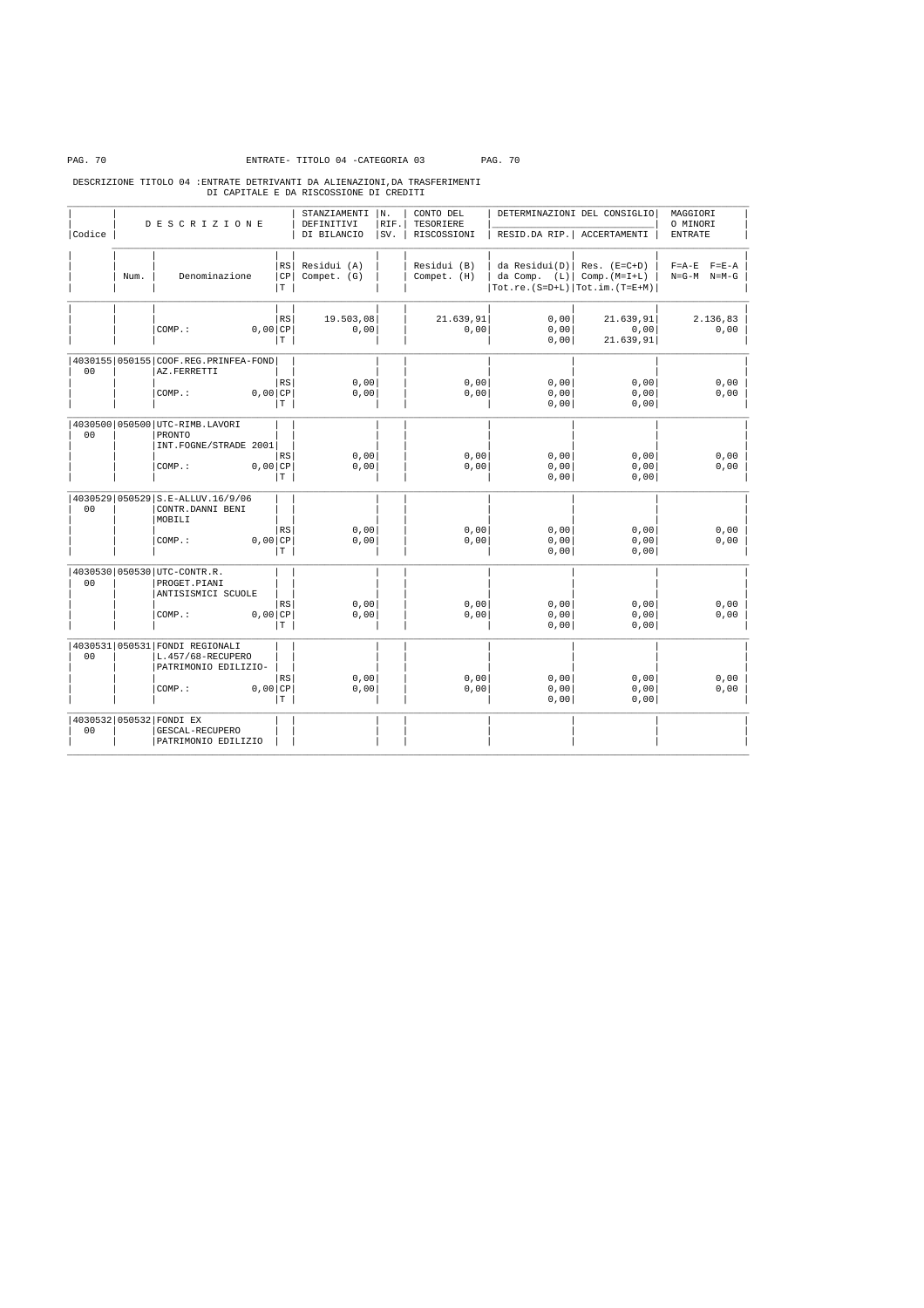ENTRATE- TITOLO 04 -CATEGORIA 03

DESCRIZIONE TITOLO 04 :ENTRATE DETRIVANTI DA ALIENAZIONI,DA TRASFERIMENTI DI CAPITALE E DA RISCOSSIONE DI CREDITI

| Codice | Num. | DESCRIZIONE / Denominazione | RS/CP/T | STANZIAMENTI DEFINITIVI DI BILANCIO - Residui (A) / Compet. (G) | N. RIF. SV. | CONTO DEL TESORIERE RISCOSSIONI - Residui (B) / Compet. (H) | DETERMINAZIONI DEL CONSIGLIO RESID.DA RIP. - da Residui(D) / da Comp. (L) / Tot.re.(S=D+L) | ACCERTAMENTI - Res. (E=C+D) / Comp.(M=I+L) / Tot.im.(T=E+M) | MAGGIORI O MINORI ENTRATE - F=A-E F=E-A / N=G-M N=M-G |
|---|---|---|---|---|---|---|---|---|---|
| | | | RS | 19.503,08 | | 21.639,91 | 0,00 | 21.639,91 | 2.136,83 |
| | | COMP.: 0,00 | CP | 0,00 | | 0,00 | 0,00 | 0,00 | 0,00 |
| | | | T | | | | 0,00 | 21.639,91 | |
| 4030155 00 | 050155 | COOF.REG.PRINFEA-FOND AZ.FERRETTI | RS | 0,00 | | 0,00 | 0,00 | 0,00 | 0,00 |
| | | COMP.: 0,00 | CP | 0,00 | | 0,00 | 0,00 | 0,00 | 0,00 |
| | | | T | | | | 0,00 | 0,00 | |
| 4030500 00 | 050500 | UTC-RIMB.LAVORI PRONTO INT.FOGNE/STRADE 2001 | RS | 0,00 | | 0,00 | 0,00 | 0,00 | 0,00 |
| | | COMP.: 0,00 | CP | 0,00 | | 0,00 | 0,00 | 0,00 | 0,00 |
| | | | T | | | | 0,00 | 0,00 | |
| 4030529 00 | 050529 | S.E-ALLUV.16/9/06 CONTR.DANNI BENI MOBILI | RS | 0,00 | | 0,00 | 0,00 | 0,00 | 0,00 |
| | | COMP.: 0,00 | CP | 0,00 | | 0,00 | 0,00 | 0,00 | 0,00 |
| | | | T | | | | 0,00 | 0,00 | |
| 4030530 00 | 050530 | UTC-CONTR.R. PROGET.PIANI ANTISISMICI SCUOLE | RS | 0,00 | | 0,00 | 0,00 | 0,00 | 0,00 |
| | | COMP.: 0,00 | CP | 0,00 | | 0,00 | 0,00 | 0,00 | 0,00 |
| | | | T | | | | 0,00 | 0,00 | |
| 4030531 00 | 050531 | FONDI REGIONALI L.457/68-RECUPERO PATRIMONIO EDILIZIO- | RS | 0,00 | | 0,00 | 0,00 | 0,00 | 0,00 |
| | | COMP.: 0,00 | CP | 0,00 | | 0,00 | 0,00 | 0,00 | 0,00 |
| | | | T | | | | 0,00 | 0,00 | |
| 4030532 00 | 050532 | FONDI EX GESCAL-RECUPERO PATRIMONIO EDILIZIO | | | | | | | |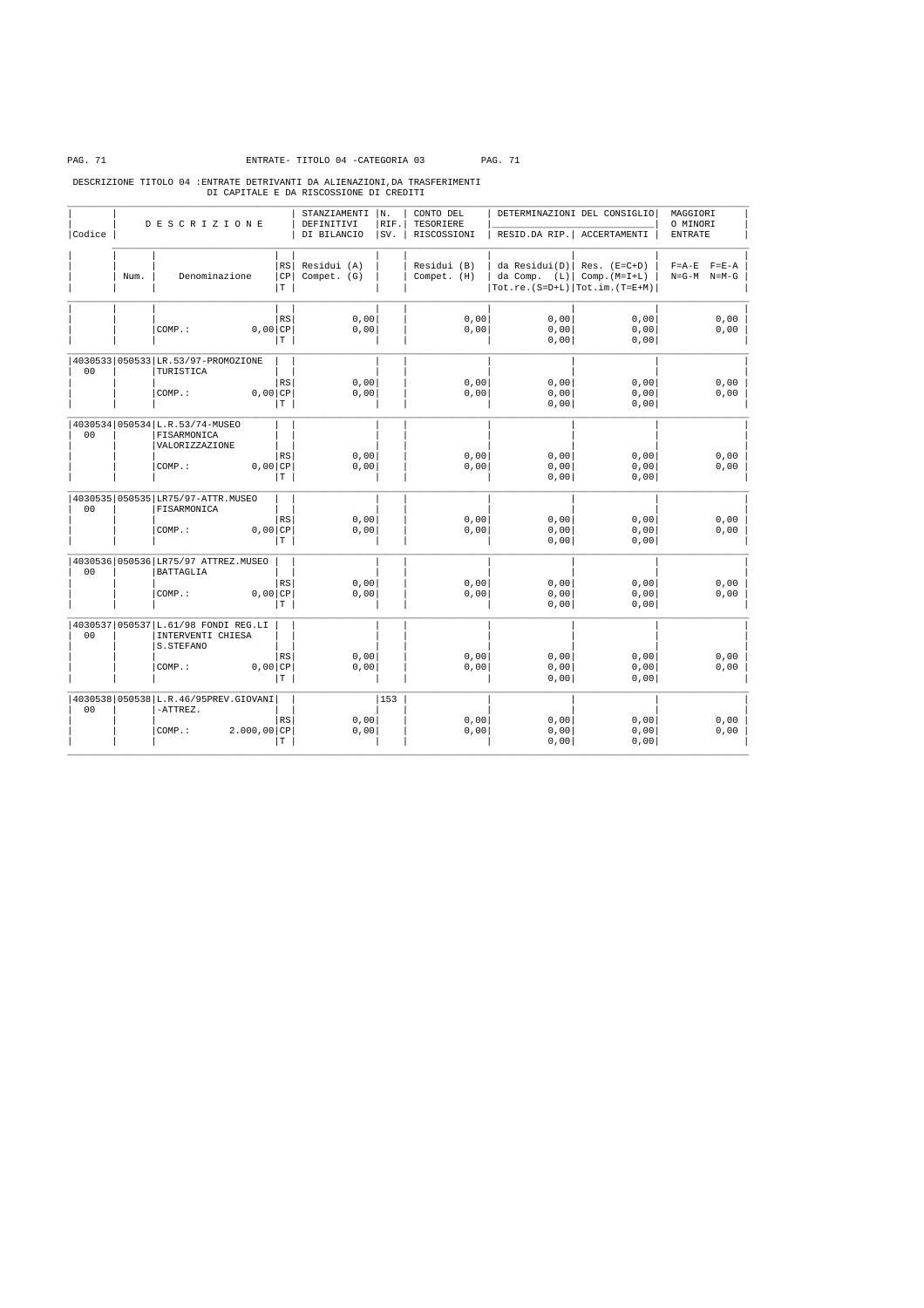ENTRATE- TITOLO 04 -CATEGORIA 03

DESCRIZIONE TITOLO 04 :ENTRATE DETRIVANTI DA ALIENAZIONI,DA TRASFERIMENTI DI CAPITALE E DA RISCOSSIONE DI CREDITI

| Codice | Num. | DESCRIZIONE Denominazione | RS CP T | STANZIAMENTI DEFINITIVI DI BILANCIO Residui (A) Compet. (G) | N. RIF. SV. | CONTO DEL TESORIERE RISCOSSIONI Residui (B) Compet. (H) | DETERMINAZIONI DEL CONSIGLIO RESID.DA RIP. da Residui(D) da Comp. (L) Tot.re.(S=D+L) | DETERMINAZIONI DEL CONSIGLIO ACCERTAMENTI Res. (E=C+D) Comp.(M=I+L) Tot.im.(T=E+M) | MAGGIORI O MINORI ENTRATE F=A-E F=E-A N=G-M N=M-G |
|---|---|---|---|---|---|---|---|---|---|
| | | | RS | 0,00 | | 0,00 | 0,00 | 0,00 | 0,00 |
| | | COMP.: 0,00 | CP | 0,00 | | 0,00 | 0,00 | 0,00 | 0,00 |
| | | | T | | | | 0,00 | 0,00 | |
| 4030533 00 | 050533 | LR.53/97-PROMOZIONE TURISTICA | | | | | | | |
| | | | RS | 0,00 | | 0,00 | 0,00 | 0,00 | 0,00 |
| | | COMP.: 0,00 | CP | 0,00 | | 0,00 | 0,00 | 0,00 | 0,00 |
| | | | T | | | | 0,00 | 0,00 | |
| 4030534 00 | 050534 | L.R.53/74-MUSEO FISARMONICA VALORIZZAZIONE | | | | | | | |
| | | | RS | 0,00 | | 0,00 | 0,00 | 0,00 | 0,00 |
| | | COMP.: 0,00 | CP | 0,00 | | 0,00 | 0,00 | 0,00 | 0,00 |
| | | | T | | | | 0,00 | 0,00 | |
| 4030535 00 | 050535 | LR75/97-ATTR.MUSEO FISARMONICA | | | | | | | |
| | | | RS | 0,00 | | 0,00 | 0,00 | 0,00 | 0,00 |
| | | COMP.: 0,00 | CP | 0,00 | | 0,00 | 0,00 | 0,00 | 0,00 |
| | | | T | | | | 0,00 | 0,00 | |
| 4030536 00 | 050536 | LR75/97 ATTREZ.MUSEO BATTAGLIA | | | | | | | |
| | | | RS | 0,00 | | 0,00 | 0,00 | 0,00 | 0,00 |
| | | COMP.: 0,00 | CP | 0,00 | | 0,00 | 0,00 | 0,00 | 0,00 |
| | | | T | | | | 0,00 | 0,00 | |
| 4030537 00 | 050537 | L.61/98 FONDI REG.LI INTERVENTI CHIESA S.STEFANO | | | | | | | |
| | | | RS | 0,00 | | 0,00 | 0,00 | 0,00 | 0,00 |
| | | COMP.: 0,00 | CP | 0,00 | | 0,00 | 0,00 | 0,00 | 0,00 |
| | | | T | | | | 0,00 | 0,00 | |
| 4030538 00 | 050538 | L.R.46/95PREV.GIOVANI -ATTREZ. | | | 153 | | | | |
| | | | RS | 0,00 | | 0,00 | 0,00 | 0,00 | 0,00 |
| | | COMP.: 2.000,00 | CP | 0,00 | | 0,00 | 0,00 | 0,00 | 0,00 |
| | | | T | | | | 0,00 | 0,00 | |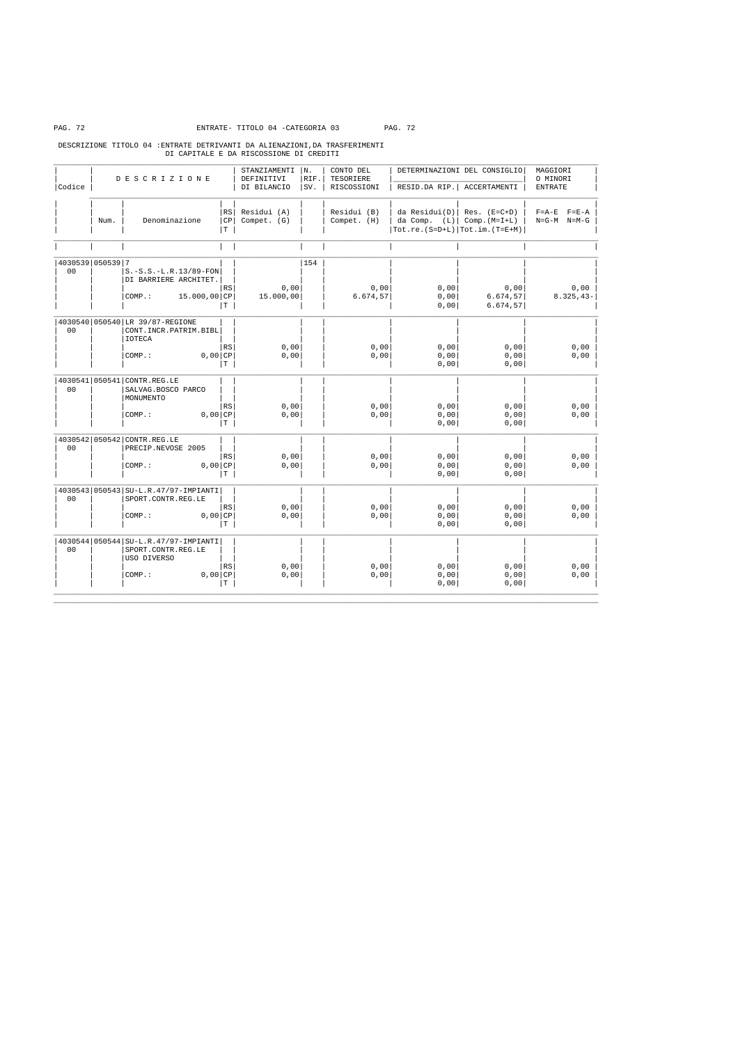ENTRATE- TITOLO 04 -CATEGORIA 03

DESCRIZIONE TITOLO 04 :ENTRATE DETRIVANTI DA ALIENAZIONI,DA TRASFERIMENTI DI CAPITALE E DA RISCOSSIONE DI CREDITI

| Codice | Num. | DESCRIZIONE - Denominazione | RS/CP/T | STANZIAMENTI DEFINITIVI DI BILANCIO - Residui (A) / Compet. (G) | N. RIF. SV. | CONTO DEL TESORIERE RISCOSSIONI - Residui (B) / Compet. (H) | DETERMINAZIONI DEL CONSIGLIO RESID.DA RIP. - da Residui(D) / da Comp. (L) / Tot.re.(S=D+L) | ACCERTAMENTI - Res. (E=C+D) / Comp.(M=I+L) / Tot.im.(T=E+M) | MAGGIORI O MINORI ENTRATE F=A-E F=E-A / N=G-M N=M-G |
|---|---|---|---|---|---|---|---|---|---|
| 4030539 00 | 050539 | 7 S.-S.S.-L.R.13/89-FON DI BARRIERE ARCHITET. | | | 154 | | | | |
| | | | RS | 0,00 | | 0,00 | 0,00 | 0,00 | 0,00 |
| | | COMP.: 15.000,00 | CP | 15.000,00 | | 6.674,57 | 0,00 | 6.674,57 | 8.325,43- |
| | | | T | | | | 0,00 | 6.674,57 | |
| 4030540 00 | 050540 | LR 39/87-REGIONE CONT.INCR.PATRIM.BIBL IOTECA | | | | | | | |
| | | | RS | 0,00 | | 0,00 | 0,00 | 0,00 | 0,00 |
| | | COMP.: 0,00 | CP | 0,00 | | 0,00 | 0,00 | 0,00 | 0,00 |
| | | | T | | | | 0,00 | 0,00 | |
| 4030541 00 | 050541 | CONTR.REG.LE SALVAG.BOSCO PARCO MONUMENTO | | | | | | | |
| | | | RS | 0,00 | | 0,00 | 0,00 | 0,00 | 0,00 |
| | | COMP.: 0,00 | CP | 0,00 | | 0,00 | 0,00 | 0,00 | 0,00 |
| | | | T | | | | 0,00 | 0,00 | |
| 4030542 00 | 050542 | CONTR.REG.LE PRECIP.NEVOSE 2005 | | | | | | | |
| | | | RS | 0,00 | | 0,00 | 0,00 | 0,00 | 0,00 |
| | | COMP.: 0,00 | CP | 0,00 | | 0,00 | 0,00 | 0,00 | 0,00 |
| | | | T | | | | 0,00 | 0,00 | |
| 4030543 00 | 050543 | SU-L.R.47/97-IMPIANTI SPORT.CONTR.REG.LE | | | | | | | |
| | | | RS | 0,00 | | 0,00 | 0,00 | 0,00 | 0,00 |
| | | COMP.: 0,00 | CP | 0,00 | | 0,00 | 0,00 | 0,00 | 0,00 |
| | | | T | | | | 0,00 | 0,00 | |
| 4030544 00 | 050544 | SU-L.R.47/97-IMPIANTI SPORT.CONTR.REG.LE USO DIVERSO | | | | | | | |
| | | | RS | 0,00 | | 0,00 | 0,00 | 0,00 | 0,00 |
| | | COMP.: 0,00 | CP | 0,00 | | 0,00 | 0,00 | 0,00 | 0,00 |
| | | | T | | | | 0,00 | 0,00 | |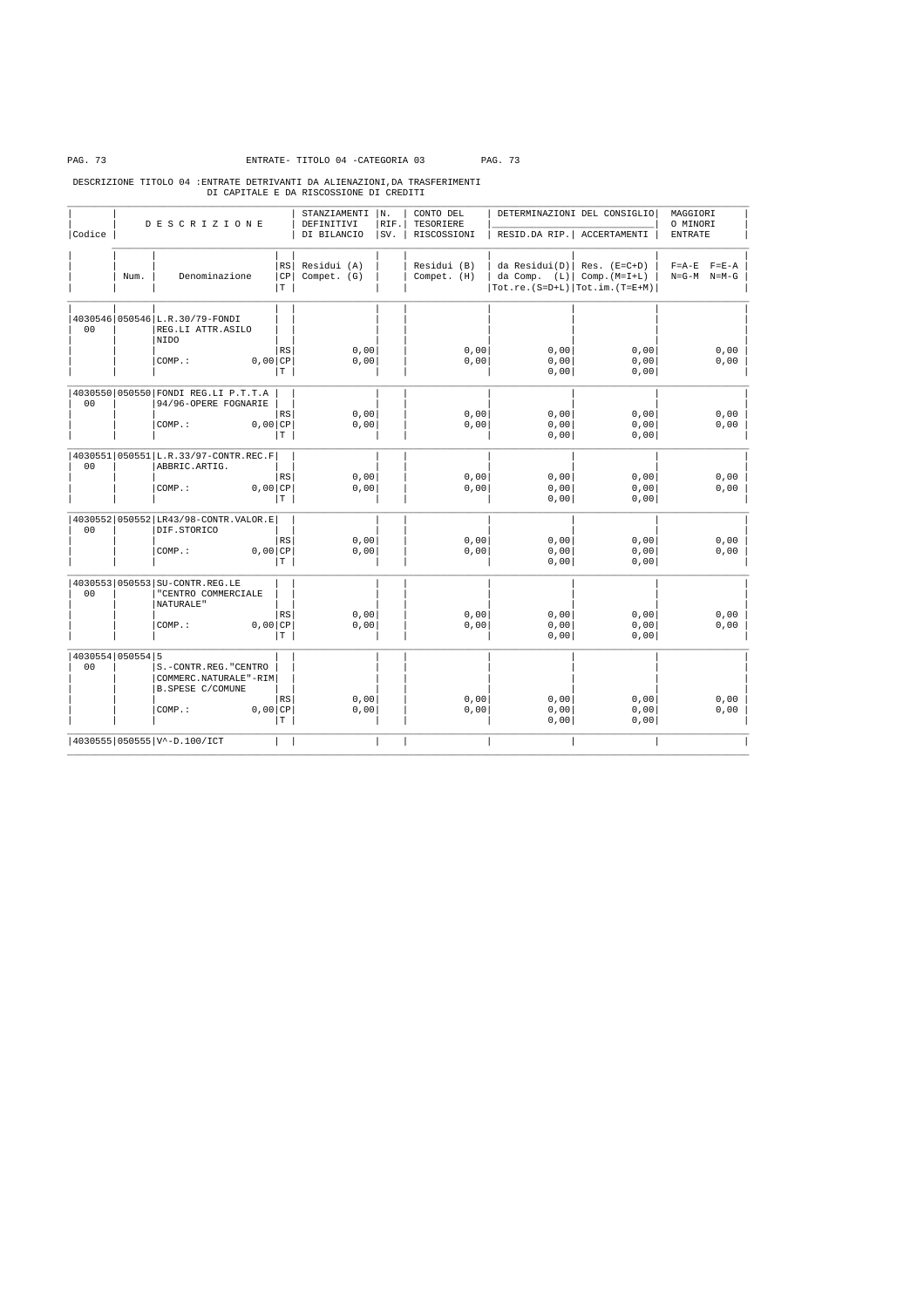ENTRATE- TITOLO 04 -CATEGORIA 03

DESCRIZIONE TITOLO 04 :ENTRATE DETRIVANTI DA ALIENAZIONI,DA TRASFERIMENTI DI CAPITALE E DA RISCOSSIONE DI CREDITI

| Codice | Num. | Denominazione | RS/CP/T | STANZIAMENTI DEFINITIVI DI BILANCIO Residui (A) Compet. (G) | N. RIF. SV. | CONTO DEL TESORIERE RISCOSSIONI Residui (B) Compet. (H) | DETERMINAZIONI DEL CONSIGLIO RESID.DA RIP. da Residui(D) da Comp. (L) Tot.re.(S=D+L) | DETERMINAZIONI DEL CONSIGLIO ACCERTAMENTI Res. (E=C+D) Comp.(M=I+L) Tot.im.(T=E+M) | MAGGIORI O MINORI ENTRATE F=A-E F=E-A N=G-M N=M-G |
|---|---|---|---|---|---|---|---|---|---|
| 4030546 00 | 050546 | L.R.30/79-FONDI REG.LI ATTR.ASILO NIDO | RS | 0,00 | | 0,00 | 0,00 | 0,00 | 0,00 |
| | | COMP.: 0,00 | CP | 0,00 | | 0,00 | 0,00 | 0,00 | 0,00 |
| | | | T | | | | 0,00 | 0,00 | |
| 4030550 00 | 050550 | FONDI REG.LI P.T.T.A 94/96-OPERE FOGNARIE | RS | 0,00 | | 0,00 | 0,00 | 0,00 | 0,00 |
| | | COMP.: 0,00 | CP | 0,00 | | 0,00 | 0,00 | 0,00 | 0,00 |
| | | | T | | | | 0,00 | 0,00 | |
| 4030551 00 | 050551 | L.R.33/97-CONTR.REC.FABBRIC.ARTIG. | RS | 0,00 | | 0,00 | 0,00 | 0,00 | 0,00 |
| | | COMP.: 0,00 | CP | 0,00 | | 0,00 | 0,00 | 0,00 | 0,00 |
| | | | T | | | | 0,00 | 0,00 | |
| 4030552 00 | 050552 | LR43/98-CONTR.VALOR.EDIF.STORICO | RS | 0,00 | | 0,00 | 0,00 | 0,00 | 0,00 |
| | | COMP.: 0,00 | CP | 0,00 | | 0,00 | 0,00 | 0,00 | 0,00 |
| | | | T | | | | 0,00 | 0,00 | |
| 4030553 00 | 050553 | SU-CONTR.REG.LE "CENTRO COMMERCIALE NATURALE" | RS | 0,00 | | 0,00 | 0,00 | 0,00 | 0,00 |
| | | COMP.: 0,00 | CP | 0,00 | | 0,00 | 0,00 | 0,00 | 0,00 |
| | | | T | | | | 0,00 | 0,00 | |
| 4030554 00 | 050554 | 5 S.-CONTR.REG."CENTRO COMMERC.NATURALE"-RIMB.SPESE C/COMUNE | RS | 0,00 | | 0,00 | 0,00 | 0,00 | 0,00 |
| | | COMP.: 0,00 | CP | 0,00 | | 0,00 | 0,00 | 0,00 | 0,00 |
| | | | T | | | | 0,00 | 0,00 | |
| 4030555 | 050555 | V^-D.100/ICT | | | | | | | |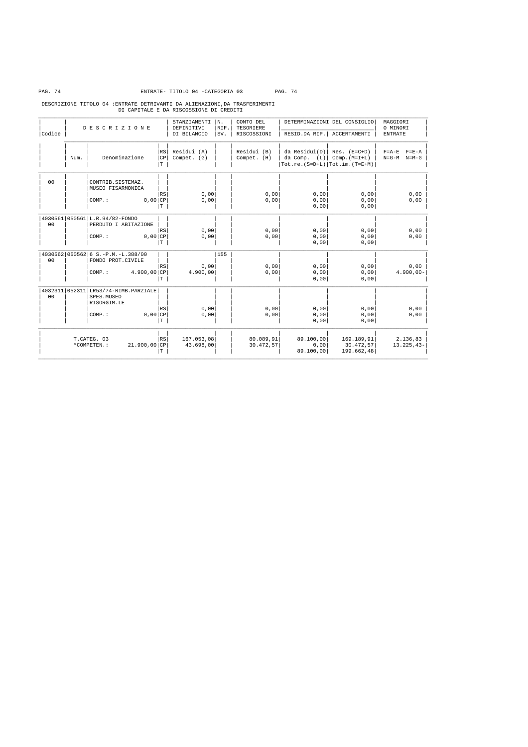ENTRATE- TITOLO 04 -CATEGORIA 03

DESCRIZIONE TITOLO 04 :ENTRATE DETRIVANTI DA ALIENAZIONI,DA TRASFERIMENTI DI CAPITALE E DA RISCOSSIONE DI CREDITI

| Codice | Num. | DESCRIZIONE Denominazione | RS CP T | STANZIAMENTI DEFINITIVI DI BILANCIO Residui (A) Compet. (G) | N. RIF. SV. | CONTO DEL TESORIERE RISCOSSIONI Residui (B) Compet. (H) | DETERMINAZIONI DEL CONSIGLIO RESID.DA RIP. da Residui(D) da Comp. (L) Tot.re.(S=D+L) | DETERMINAZIONI DEL CONSIGLIO ACCERTAMENTI Res. (E=C+D) Comp.(M=I+L) Tot.im.(T=E+M) | MAGGIORI O MINORI ENTRATE F=A-E F=E-A N=G-M N=M-G |
|---|---|---|---|---|---|---|---|---|---|
| 00 | | CONTRIB.SISTEMAZ. MUSEO FISARMONICA | | | | | | | |
| | | | RS | 0,00 | | 0,00 | 0,00 | 0,00 | 0,00 |
| | | COMP.: 0,00 | CP | 0,00 | | 0,00 | 0,00 | 0,00 | 0,00 |
| | | | T | | | | 0,00 | 0,00 | |
| 4030561 00 | 050561 | L.R.94/82-FONDO PERDUTO I ABITAZIONE | | | | | | | |
| | | | RS | 0,00 | | 0,00 | 0,00 | 0,00 | 0,00 |
| | | COMP.: 0,00 | CP | 0,00 | | 0,00 | 0,00 | 0,00 | 0,00 |
| | | | T | | | | 0,00 | 0,00 | |
| 4030562 00 | 050562 | 6 S.-P.M.-L.388/00 FONDO PROT.CIVILE | | | 155 | | | | |
| | | | RS | 0,00 | | 0,00 | 0,00 | 0,00 | 0,00 |
| | | COMP.: 4.900,00 | CP | 4.900,00 | | 0,00 | 0,00 | 0,00 | 4.900,00- |
| | | | T | | | | 0,00 | 0,00 | |
| 4032311 00 | 052311 | LR53/74-RIMB.PARZIALE SPES.MUSEO RISORGIM.LE | | | | | | | |
| | | | RS | 0,00 | | 0,00 | 0,00 | 0,00 | 0,00 |
| | | COMP.: 0,00 | CP | 0,00 | | 0,00 | 0,00 | 0,00 | 0,00 |
| | | | T | | | | 0,00 | 0,00 | |
| | | T.CATEG. 03 | RS | 167.053,08 | | 80.089,91 | 89.100,00 | 169.189,91 | 2.136,83 |
| | | *COMPETEN.: 21.900,00 | CP | 43.698,00 | | 30.472,57 | 0,00 | 30.472,57 | 13.225,43- |
| | | | T | | | | 89.100,00 | 199.662,48 | |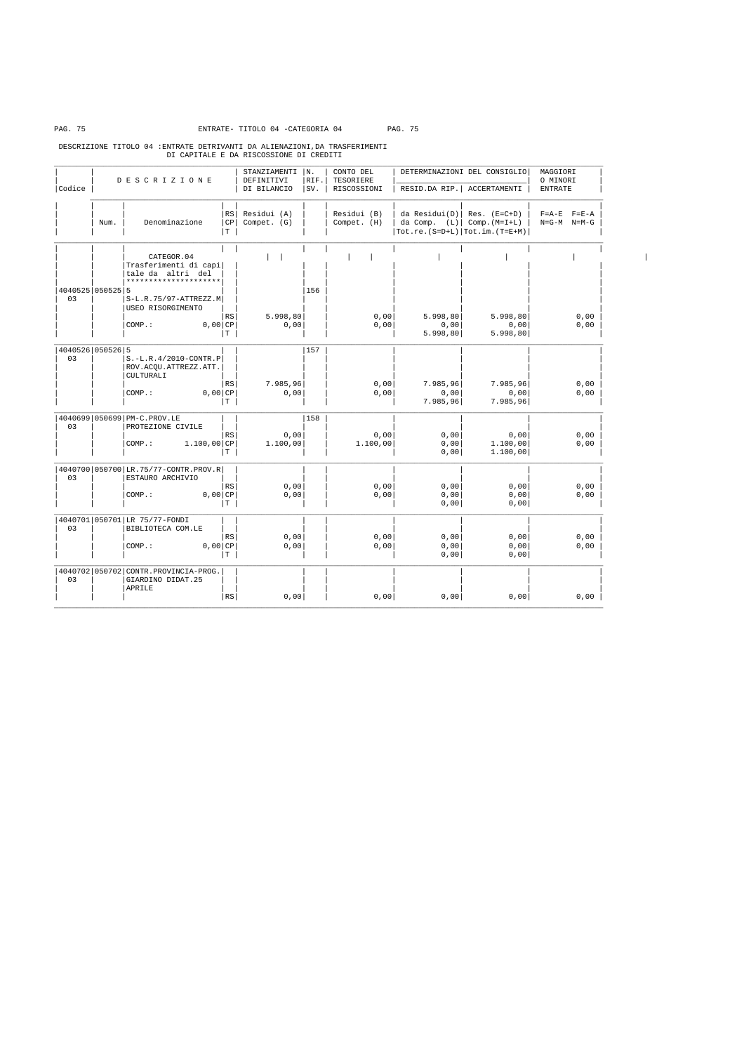ENTRATE- TITOLO 04 -CATEGORIA 04

DESCRIZIONE TITOLO 04 :ENTRATE DETRIVANTI DA ALIENAZIONI,DA TRASFERIMENTI DI CAPITALE E DA RISCOSSIONE DI CREDITI

| Codice | Num. | Denominazione | RS/CP/T | STANZIAMENTI DEFINITIVI DI BILANCIO Residui (A) Compet. (G) | N. RIF. SV. | CONTO DEL TESORIERE RISCOSSIONI Residui (B) Compet. (H) | DETERMINAZIONI DEL CONSIGLIO RESID.DA RIP. da Residui(D) da Comp. (L) Tot.re.(S=D+L) | ACCERTAMENTI Res. (E=C+D) Comp.(M=I+L) Tot.im.(T=E+M) | MAGGIORI O MINORI ENTRATE F=A-E F=E-A N=G-M N=M-G |
|---|---|---|---|---|---|---|---|---|---|
| | | CATEGOR.04 Trasferimenti di capitale da altri del ******************** | | | | | | | |
| 4040525 03 | 050525 | 5 S-L.R.75/97-ATTREZZ.MUSEO RISORGIMENTO | | | 156 | | | | |
| | | | RS | 5.998,80 | | 0,00 | 5.998,80 | 5.998,80 | 0,00 |
| | | COMP.: 0,00 | CP | 0,00 | | 0,00 | 0,00 | 0,00 | 0,00 |
| | | | T | | | | 5.998,80 | 5.998,80 | |
| 4040526 03 | 050526 | 5 S.-L.R.4/2010-CONTR.PROV.ACQU.ATTREZZ.ATT.CULTURALI | | | 157 | | | | |
| | | | RS | 7.985,96 | | 0,00 | 7.985,96 | 7.985,96 | 0,00 |
| | | COMP.: 0,00 | CP | 0,00 | | 0,00 | 0,00 | 0,00 | 0,00 |
| | | | T | | | | 7.985,96 | 7.985,96 | |
| 4040699 03 | 050699 | PM-C.PROV.LE PROTEZIONE CIVILE | | | 158 | | | | |
| | | | RS | 0,00 | | 0,00 | 0,00 | 0,00 | 0,00 |
| | | COMP.: 1.100,00 | CP | 1.100,00 | | 1.100,00 | 0,00 | 1.100,00 | 0,00 |
| | | | T | | | | 0,00 | 1.100,00 | |
| 4040700 03 | 050700 | LR.75/77-CONTR.PROV.RESTAURO ARCHIVIO | | | | | | | |
| | | | RS | 0,00 | | 0,00 | 0,00 | 0,00 | 0,00 |
| | | COMP.: 0,00 | CP | 0,00 | | 0,00 | 0,00 | 0,00 | 0,00 |
| | | | T | | | | 0,00 | 0,00 | |
| 4040701 03 | 050701 | LR 75/77-FONDI BIBLIOTECA COM.LE | | | | | | | |
| | | | RS | 0,00 | | 0,00 | 0,00 | 0,00 | 0,00 |
| | | COMP.: 0,00 | CP | 0,00 | | 0,00 | 0,00 | 0,00 | 0,00 |
| | | | T | | | | 0,00 | 0,00 | |
| 4040702 03 | 050702 | CONTR.PROVINCIA-PROG.GIARDINO DIDAT.25 APRILE | | | | | | | |
| | | | RS | 0,00 | | 0,00 | 0,00 | 0,00 | 0,00 |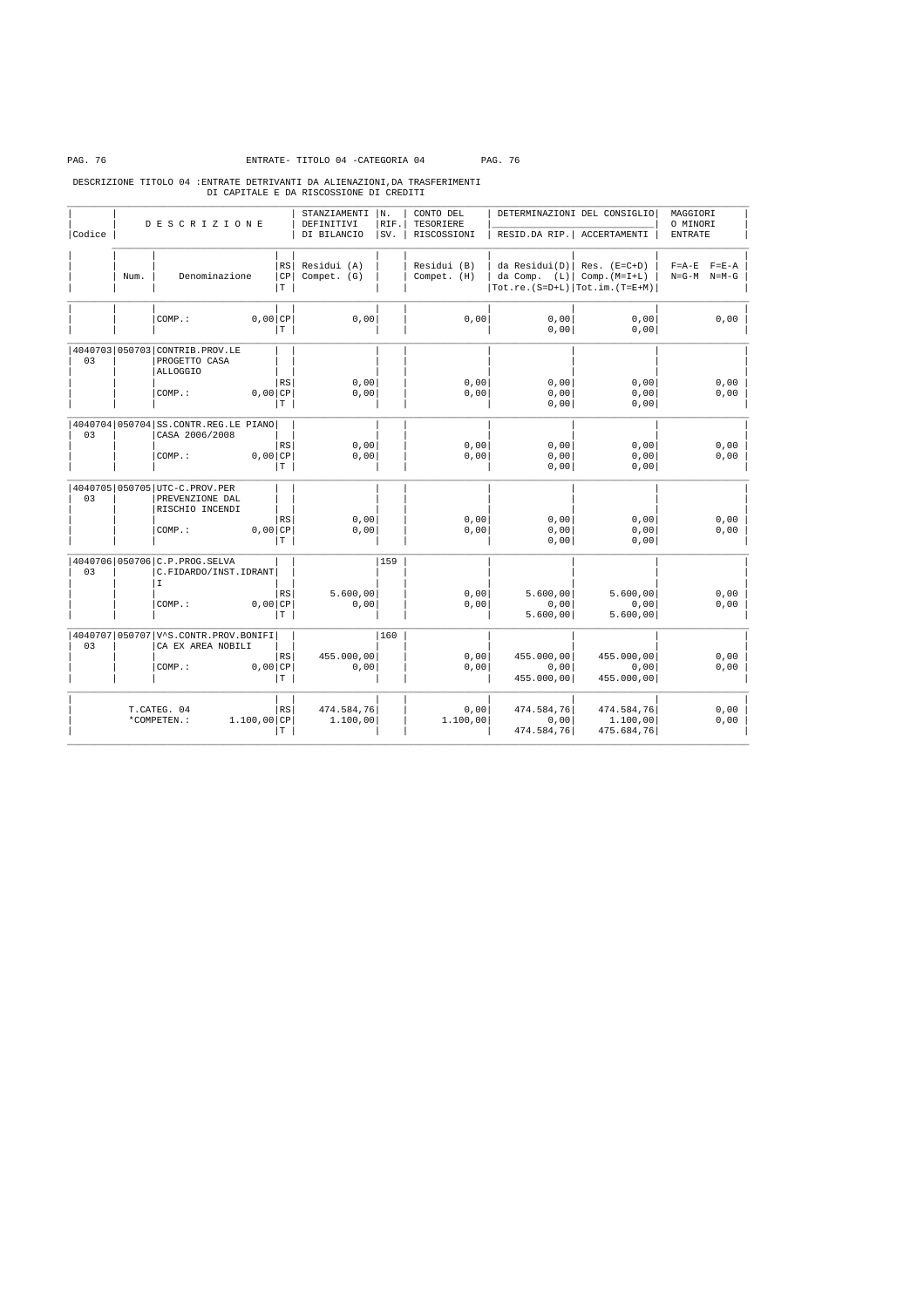ENTRATE- TITOLO 04 -CATEGORIA 04

DESCRIZIONE TITOLO 04 :ENTRATE DETRIVANTI DA ALIENAZIONI,DA TRASFERIMENTI DI CAPITALE E DA RISCOSSIONE DI CREDITI

| Codice | Num. | DESCRIZIONE Denominazione | RS/CP/T | STANZIAMENTI DEFINITIVI DI BILANCIO Residui (A) Compet. (G) | N. RIF. SV. | CONTO DEL TESORIERE RISCOSSIONI Residui (B) Compet. (H) | DETERMINAZIONI DEL CONSIGLIO RESID.DA RIP. da Residui(D) da Comp. (L) Tot.re.(S=D+L) | DETERMINAZIONI DEL CONSIGLIO ACCERTAMENTI Res. (E=C+D) Comp.(M=I+L) Tot.im.(T=E+M) | MAGGIORI O MINORI ENTRATE F=A-E F=E-A N=G-M N=M-G |
|---|---|---|---|---|---|---|---|---|---|
| | | COMP.: 0,00 | CP | 0,00 | | 0,00 | 0,00 | 0,00 | 0,00 |
| | | | T | | | | 0,00 | 0,00 | |
| 4040703 03 | 050703 | CONTRIB.PROV.LE PROGETTO CASA ALLOGGIO | RS | 0,00 | | 0,00 | 0,00 | 0,00 | 0,00 |
| | | COMP.: 0,00 | CP | 0,00 | | 0,00 | 0,00 | 0,00 | 0,00 |
| | | | T | | | | 0,00 | 0,00 | |
| 4040704 03 | 050704 | SS.CONTR.REG.LE PIANO CASA 2006/2008 | RS | 0,00 | | 0,00 | 0,00 | 0,00 | 0,00 |
| | | COMP.: 0,00 | CP | 0,00 | | 0,00 | 0,00 | 0,00 | 0,00 |
| | | | T | | | | 0,00 | 0,00 | |
| 4040705 03 | 050705 | UTC-C.PROV.PER PREVENZIONE DAL RISCHIO INCENDI | RS | 0,00 | | 0,00 | 0,00 | 0,00 | 0,00 |
| | | COMP.: 0,00 | CP | 0,00 | | 0,00 | 0,00 | 0,00 | 0,00 |
| | | | T | | | | 0,00 | 0,00 | |
| 4040706 03 | 050706 | C.P.PROG.SELVA C.FIDARDO/INST.IDRANT I | RS | 5.600,00 | 159 | 0,00 | 5.600,00 | 5.600,00 | 0,00 |
| | | COMP.: 0,00 | CP | 0,00 | | 0,00 | 0,00 | 0,00 | 0,00 |
| | | | T | | | | 5.600,00 | 5.600,00 | |
| 4040707 03 | 050707 | V^S.CONTR.PROV.BONIFICA EX AREA NOBILI | RS | 455.000,00 | 160 | 0,00 | 455.000,00 | 455.000,00 | 0,00 |
| | | COMP.: 0,00 | CP | 0,00 | | 0,00 | 0,00 | 0,00 | 0,00 |
| | | | T | | | | 455.000,00 | 455.000,00 | |
| | | T.CATEG. 04 | RS | 474.584,76 | | 0,00 | 474.584,76 | 474.584,76 | 0,00 |
| | | *COMPETEN.: 1.100,00 | CP | 1.100,00 | | 1.100,00 | 0,00 | 1.100,00 | 0,00 |
| | | | T | | | | 474.584,76 | 475.684,76 | |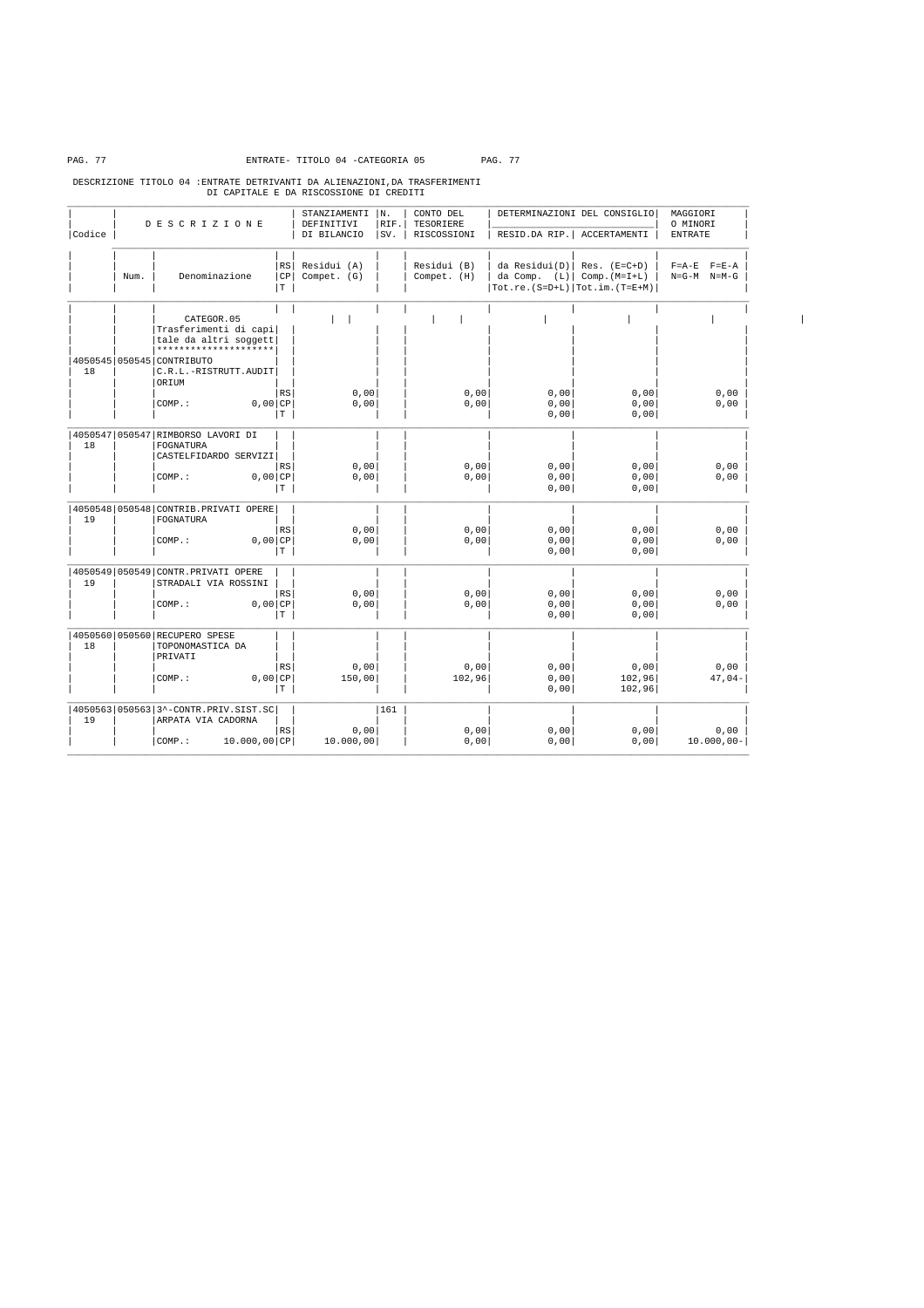ENTRATE- TITOLO 04 -CATEGORIA 05

DESCRIZIONE TITOLO 04 :ENTRATE DETRIVANTI DA ALIENAZIONI,DA TRASFERIMENTI DI CAPITALE E DA RISCOSSIONE DI CREDITI

| Codice | Num. | DESCRIZIONE Denominazione | RS/CP/T | STANZIAMENTI DEFINITIVI DI BILANCIO Residui (A) Compet. (G) | N. RIF. SV. | CONTO DEL TESORIERE RISCOSSIONI Residui (B) Compet. (H) | DETERMINAZIONI DEL CONSIGLIO RESID.DA RIP. da Residui(D) da Comp. (L) Tot.re.(S=D+L) | DETERMINAZIONI DEL CONSIGLIO ACCERTAMENTI Res. (E=C+D) Comp.(M=I+L) Tot.im.(T=E+M) | MAGGIORI O MINORI ENTRATE F=A-E F=E-A N=G-M N=M-G |
|---|---|---|---|---|---|---|---|---|---|
| | | CATEGOR.05 Trasferimenti di capitale da altri soggett ********************* | | | | | | | |
| 4050545 18 | 050545 | CONTRIBUTO C.R.L.-RISTRUTT.AUDITORIUM | RS | 0,00 | | 0,00 | 0,00 | 0,00 | 0,00 |
| | | COMP.: 0,00 | CP | 0,00 | | 0,00 | 0,00 | 0,00 | 0,00 |
| | | | T | | | | 0,00 | 0,00 | |
| 4050547 18 | 050547 | RIMBORSO LAVORI DI FOGNATURA CASTELFIDARDO SERVIZI | RS | 0,00 | | 0,00 | 0,00 | 0,00 | 0,00 |
| | | COMP.: 0,00 | CP | 0,00 | | 0,00 | 0,00 | 0,00 | 0,00 |
| | | | T | | | | 0,00 | 0,00 | |
| 4050548 19 | 050548 | CONTRIB.PRIVATI OPERE FOGNATURA | RS | 0,00 | | 0,00 | 0,00 | 0,00 | 0,00 |
| | | COMP.: 0,00 | CP | 0,00 | | 0,00 | 0,00 | 0,00 | 0,00 |
| | | | T | | | | 0,00 | 0,00 | |
| 4050549 19 | 050549 | CONTR.PRIVATI OPERE STRADALI VIA ROSSINI | RS | 0,00 | | 0,00 | 0,00 | 0,00 | 0,00 |
| | | COMP.: 0,00 | CP | 0,00 | | 0,00 | 0,00 | 0,00 | 0,00 |
| | | | T | | | | 0,00 | 0,00 | |
| 4050560 18 | 050560 | RECUPERO SPESE TOPONOMASTICA DA PRIVATI | RS | 0,00 | | 0,00 | 0,00 | 0,00 | 0,00 |
| | | COMP.: 0,00 | CP | 150,00 | | 102,96 | 0,00 | 102,96 | 47,04- |
| | | | T | | | | 0,00 | 102,96 | |
| 4050563 19 | 050563 | 3^-CONTR.PRIV.SIST.SCARPATA VIA CADORNA | RS | 0,00 | 161 | 0,00 | 0,00 | 0,00 | 0,00 |
| | | COMP.: 10.000,00 | CP | 10.000,00 | | 0,00 | 0,00 | 0,00 | 10.000,00- |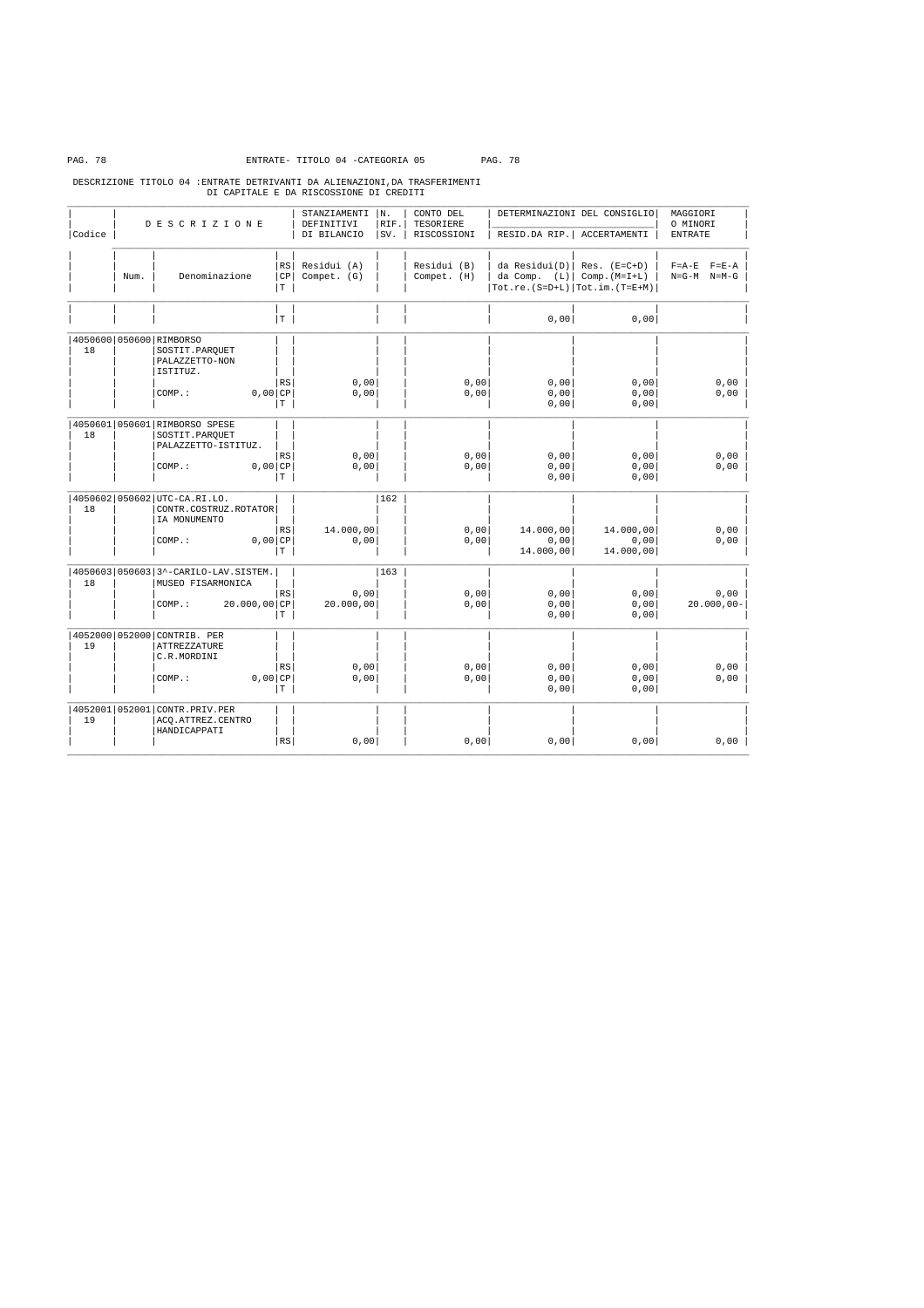ENTRATE- TITOLO 04 -CATEGORIA 05

DESCRIZIONE TITOLO 04 :ENTRATE DETRIVANTI DA ALIENAZIONI,DA TRASFERIMENTI DI CAPITALE E DA RISCOSSIONE DI CREDITI

| Codice | Num. | DESCRIZIONE Denominazione | RS CP T | STANZIAMENTI DEFINITIVI DI BILANCIO Residui (A) Compet. (G) | N. RIF. SV. | CONTO DEL TESORIERE RISCOSSIONI Residui (B) Compet. (H) | DETERMINAZIONI DEL CONSIGLIO RESID.DA RIP. da Residui(D) da Comp. (L) Tot.re.(S=D+L) | ACCERTAMENTI Res. (E=C+D) Comp.(M=I+L) Tot.im.(T=E+M) | MAGGIORI O MINORI ENTRATE F=A-E F=E-A N=G-M N=M-G |
|---|---|---|---|---|---|---|---|---|---|
| | | | T | | | | 0,00 | 0,00 | |
| 4050600 18 | 050600 | RIMBORSO SOSTIT.PARQUET PALAZZETTO-NON ISTITUZ. | RS | 0,00 | | 0,00 | 0,00 | 0,00 | 0,00 |
| | | COMP.: 0,00 | CP | 0,00 | | 0,00 | 0,00 | 0,00 | 0,00 |
| | | | T | | | | 0,00 | 0,00 | |
| 4050601 18 | 050601 | RIMBORSO SPESE SOSTIT.PARQUET PALAZZETTO-ISTITUZ. | RS | 0,00 | | 0,00 | 0,00 | 0,00 | 0,00 |
| | | COMP.: 0,00 | CP | 0,00 | | 0,00 | 0,00 | 0,00 | 0,00 |
| | | | T | | | | 0,00 | 0,00 | |
| 4050602 18 | 050602 | UTC-CA.RI.LO. CONTR.COSTRUZ.ROTATORIA MONUMENTO | RS | 14.000,00 | 162 | 0,00 | 14.000,00 | 14.000,00 | 0,00 |
| | | COMP.: 0,00 | CP | 0,00 | | 0,00 | 0,00 | 0,00 | 0,00 |
| | | | T | | | | 14.000,00 | 14.000,00 | |
| 4050603 18 | 050603 | 3^-CARILO-LAV.SISTEM. MUSEO FISARMONICA | RS | 0,00 | 163 | 0,00 | 0,00 | 0,00 | 0,00 |
| | | COMP.: 20.000,00 | CP | 20.000,00 | | 0,00 | 0,00 | 0,00 | 20.000,00- |
| | | | T | | | | 0,00 | 0,00 | |
| 4052000 19 | 052000 | CONTRIB. PER ATTREZZATURE C.R.MORDINI | RS | 0,00 | | 0,00 | 0,00 | 0,00 | 0,00 |
| | | COMP.: 0,00 | CP | 0,00 | | 0,00 | 0,00 | 0,00 | 0,00 |
| | | | T | | | | 0,00 | 0,00 | |
| 4052001 19 | 052001 | CONTR.PRIV.PER ACQ.ATTREZ.CENTRO HANDICAPPATI | RS | 0,00 | | 0,00 | 0,00 | 0,00 | 0,00 |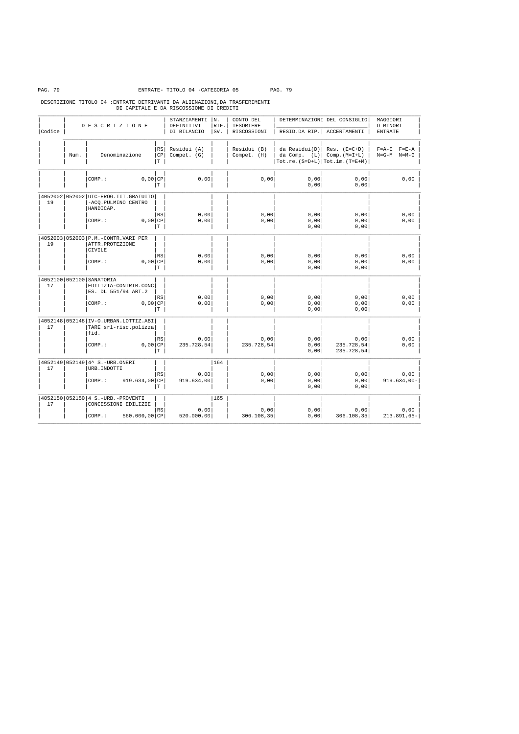ENTRATE- TITOLO 04 -CATEGORIA 05

DESCRIZIONE TITOLO 04 :ENTRATE DETRIVANTI DA ALIENAZIONI,DA TRASFERIMENTI DI CAPITALE E DA RISCOSSIONE DI CREDITI

| Codice | Num. | DESCRIZIONE Denominazione | RS/CP/T | STANZIAMENTI DEFINITIVI DI BILANCIO Residui (A) Compet. (G) | N. RIF. SV. | CONTO DEL TESORIERE RISCOSSIONI Residui (B) Compet. (H) | DETERMINAZIONI DEL CONSIGLIO RESID.DA RIP. da Residui(D) da Comp. (L) Tot.re.(S=D+L) | ACCERTAMENTI Res. (E=C+D) Comp.(M=I+L) Tot.im.(T=E+M) | MAGGIORI O MINORI ENTRATE F=A-E F=E-A N=G-M N=M-G |
|---|---|---|---|---|---|---|---|---|---|
| | | COMP.: 0,00 | CP | 0,00 | | 0,00 | 0,00 | 0,00 | 0,00 |
| | | | T | | | | 0,00 | 0,00 | |
| 4052002 19 | 052002 | UTC-EROG.TIT.GRATUITO -ACQ.PULMINO CENTRO HANDICAP. | RS | 0,00 | | 0,00 | 0,00 | 0,00 | 0,00 |
| | | COMP.: 0,00 | CP | 0,00 | | 0,00 | 0,00 | 0,00 | 0,00 |
| | | | T | | | | 0,00 | 0,00 | |
| 4052003 19 | 052003 | P.M.-CONTR.VARI PER ATTR.PROTEZIONE CIVILE | RS | 0,00 | | 0,00 | 0,00 | 0,00 | 0,00 |
| | | COMP.: 0,00 | CP | 0,00 | | 0,00 | 0,00 | 0,00 | 0,00 |
| | | | T | | | | 0,00 | 0,00 | |
| 4052100 17 | 052100 | SANATORIA EDILIZIA-CONTRIB.CONCES. DL 551/94 ART.2 | RS | 0,00 | | 0,00 | 0,00 | 0,00 | 0,00 |
| | | COMP.: 0,00 | CP | 0,00 | | 0,00 | 0,00 | 0,00 | 0,00 |
| | | | T | | | | 0,00 | 0,00 | |
| 4052148 17 | 052148 | IV-O.URBAN.LOTTIZ.ABITARE srl-risc.polizza fid. | RS | 0,00 | | 0,00 | 0,00 | 0,00 | 0,00 |
| | | COMP.: 0,00 | CP | 235.728,54 | | 235.728,54 | 0,00 | 235.728,54 | 0,00 |
| | | | T | | | | 0,00 | 235.728,54 | |
| 4052149 17 | 052149 | 4^ S.-URB.ONERI URB.INDOTTI | RS | 0,00 | 164 | 0,00 | 0,00 | 0,00 | 0,00 |
| | | COMP.: 919.634,00 | CP | 919.634,00 | | 0,00 | 0,00 | 0,00 | 919.634,00- |
| | | | T | | | | 0,00 | 0,00 | |
| 4052150 17 | 052150 | 4 S.-URB.-PROVENTI CONCESSIONI EDILIZIE | RS | 0,00 | 165 | 0,00 | 0,00 | 0,00 | 0,00 |
| | | COMP.: 560.000,00 | CP | 520.000,00 | | 306.108,35 | 0,00 | 306.108,35 | 213.891,65- |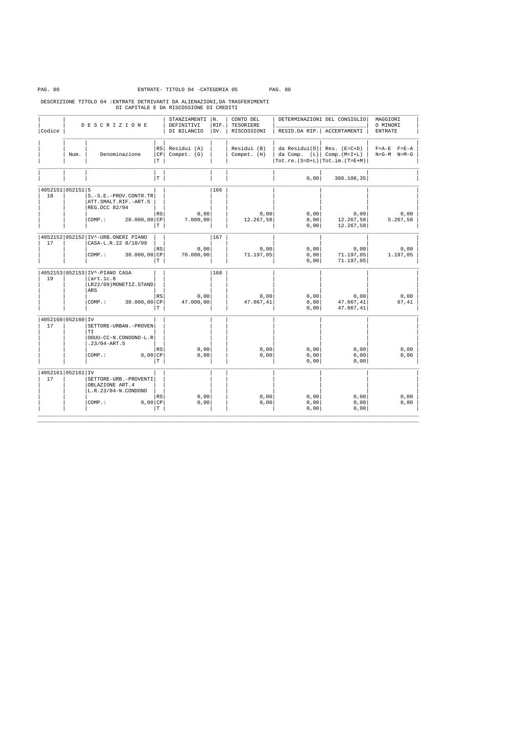ENTRATE- TITOLO 04 -CATEGORIA 05

DESCRIZIONE TITOLO 04 :ENTRATE DETRIVANTI DA ALIENAZIONI,DA TRASFERIMENTI DI CAPITALE E DA RISCOSSIONE DI CREDITI

| Codice | Num. | DESCRIZIONE Denominazione | RS/CP/T | STANZIAMENTI DEFINITIVI DI BILANCIO Residui (A) Compet. (G) | N. RIF. SV. | CONTO DEL TESORIERE RISCOSSIONI Residui (B) Compet. (H) | DETERMINAZIONI DEL CONSIGLIO RESID.DA RIP. da Residui(D) da Comp. (L) Tot.re.(S=D+L) | ACCERTAMENTI Res. (E=C+D) Comp.(M=I+L) Tot.im.(T=E+M) | MAGGIORI O MINORI ENTRATE F=A-E F=E-A N=G-M N=M-G |
|---|---|---|---|---|---|---|---|---|---|
| | | | T | | | | 0,00 | 306.108,35 | |
| 4052151 18 | 052151 | 5 S.-S.E.-PROV.CONTR.TR ATT.SMALT.RIF.-ART.5 REG.DCC 82/04 | RS | 0,00 | 166 | 0,00 | 0,00 | 0,00 | 0,00 |
| | | COMP.: 20.000,00 | CP | 7.000,00 | | 12.267,58 | 0,00 | 12.267,58 | 5.267,58 |
| | | | T | | | | 0,00 | 12.267,58 | |
| 4052152 17 | 052152 | IV^-URB.ONERI PIANO CASA-L.R.22 8/10/09 | RS | 0,00 | 167 | 0,00 | 0,00 | 0,00 | 0,00 |
| | | COMP.: 30.000,00 | CP | 70.000,00 | | 71.197,05 | 0,00 | 71.197,05 | 1.197,05 |
| | | | T | | | | 0,00 | 71.197,05 | |
| 4052153 19 | 052153 | IV^-PIANO CASA (art.1c.8 LR22/09)MONETIZ.STAND ARS | RS | 0,00 | 168 | 0,00 | 0,00 | 0,00 | 0,00 |
| | | COMP.: 30.000,00 | CP | 47.000,00 | | 47.067,41 | 0,00 | 47.067,41 | 67,41 |
| | | | T | | | | 0,00 | 47.067,41 | |
| 4052160 17 | 052160 | IV SETTORE-URBAN.-PROVEN TI OOUU-CC-N.CONDONO-L.R .23/04-ART.5 | RS | 0,00 | | 0,00 | 0,00 | 0,00 | 0,00 |
| | | COMP.: 0,00 | CP | 0,00 | | 0,00 | 0,00 | 0,00 | 0,00 |
| | | | T | | | | 0,00 | 0,00 | |
| 4052161 17 | 052161 | IV SETTORE-URB.-PROVENTI OBLAZIONE ART.4 L.R.23/04-N.CONDONO | RS | 0,00 | | 0,00 | 0,00 | 0,00 | 0,00 |
| | | COMP.: 0,00 | CP | 0,00 | | 0,00 | 0,00 | 0,00 | 0,00 |
| | | | T | | | | 0,00 | 0,00 | |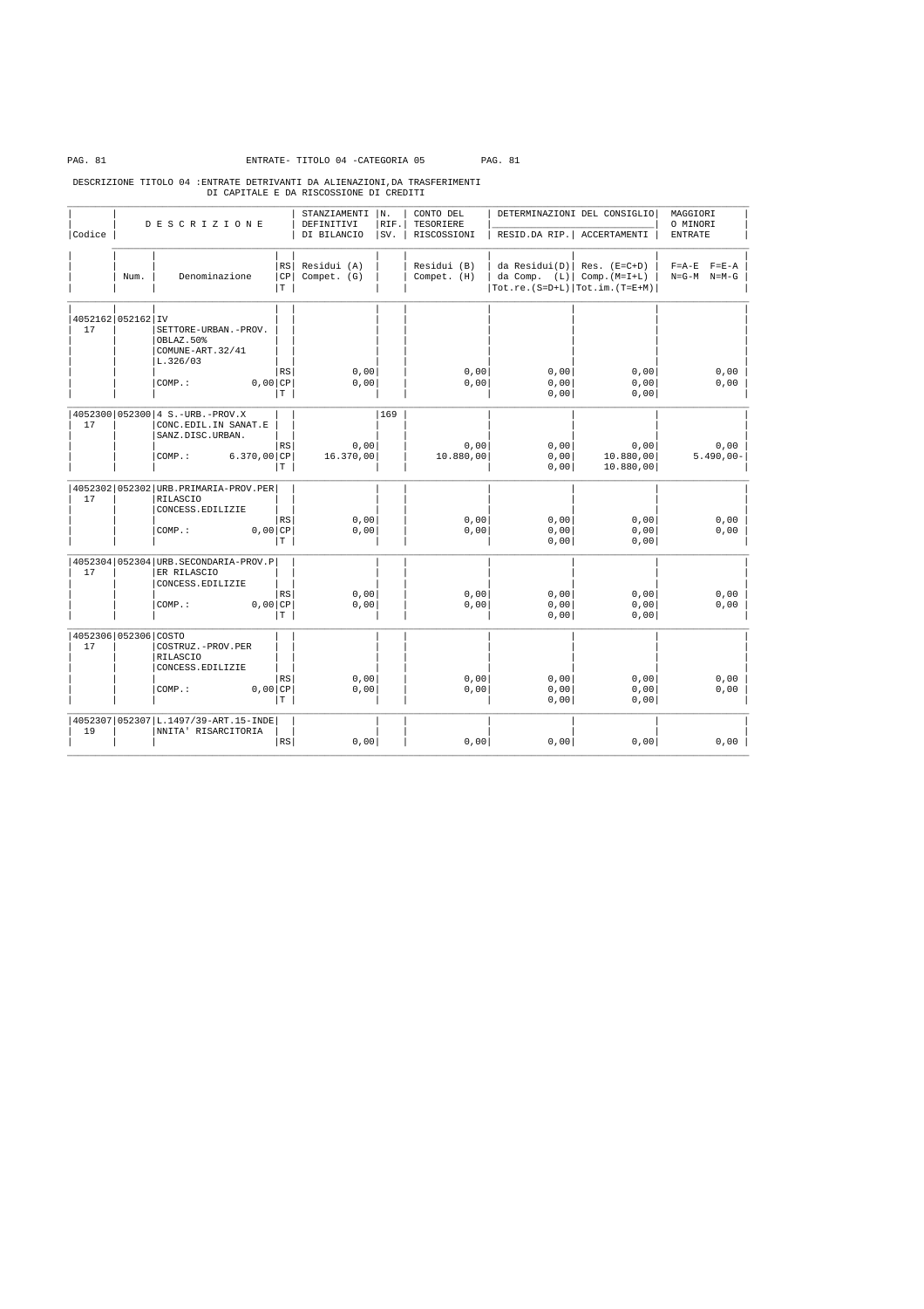ENTRATE- TITOLO 04 -CATEGORIA 05

DESCRIZIONE TITOLO 04 :ENTRATE DETRIVANTI DA ALIENAZIONI,DA TRASFERIMENTI DI CAPITALE E DA RISCOSSIONE DI CREDITI

| Codice | Num. | Denominazione | RS/CP/T | STANZIAMENTI DEFINITIVI DI BILANCIO Residui (A) Compet. (G) | N. RIF. SV. | CONTO DEL TESORIERE RISCOSSIONI Residui (B) Compet. (H) | DETERMINAZIONI DEL CONSIGLIO RESID.DA RIP. da Residui(D) da Comp. (L) Tot.re.(S=D+L) | DETERMINAZIONI DEL CONSIGLIO ACCERTAMENTI Res. (E=C+D) Comp.(M=I+L) Tot.im.(T=E+M) | MAGGIORI O MINORI ENTRATE F=A-E F=E-A N=G-M N=M-G |
|---|---|---|---|---|---|---|---|---|---|
| 4052162 17 | 052162 | IV SETTORE-URBAN.-PROV. OBLAZ.50% COMUNE-ART.32/41 L.326/03 | RS | 0,00 | | 0,00 | 0,00 | 0,00 | 0,00 |
| | | COMP.: 0,00 | CP | 0,00 | | 0,00 | 0,00 | 0,00 | 0,00 |
| | | | T | | | | 0,00 | 0,00 | |
| 4052300 17 | 052300 | 4 S.-URB.-PROV.X CONC.EDIL.IN SANAT.E SANZ.DISC.URBAN. | RS | 0,00 | 169 | 0,00 | 0,00 | 0,00 | 0,00 |
| | | COMP.: 6.370,00 | CP | 16.370,00 | | 10.880,00 | 0,00 | 10.880,00 | 5.490,00- |
| | | | T | | | | 0,00 | 10.880,00 | |
| 4052302 17 | 052302 | URB.PRIMARIA-PROV.PER RILASCIO CONCESS.EDILIZIE | RS | 0,00 | | 0,00 | 0,00 | 0,00 | 0,00 |
| | | COMP.: 0,00 | CP | 0,00 | | 0,00 | 0,00 | 0,00 | 0,00 |
| | | | T | | | | 0,00 | 0,00 | |
| 4052304 17 | 052304 | URB.SECONDARIA-PROV.PER RILASCIO CONCESS.EDILIZIE | RS | 0,00 | | 0,00 | 0,00 | 0,00 | 0,00 |
| | | COMP.: 0,00 | CP | 0,00 | | 0,00 | 0,00 | 0,00 | 0,00 |
| | | | T | | | | 0,00 | 0,00 | |
| 4052306 17 | 052306 | COSTO COSTRUZ.-PROV.PER RILASCIO CONCESS.EDILIZIE | RS | 0,00 | | 0,00 | 0,00 | 0,00 | 0,00 |
| | | COMP.: 0,00 | CP | 0,00 | | 0,00 | 0,00 | 0,00 | 0,00 |
| | | | T | | | | 0,00 | 0,00 | |
| 4052307 19 | 052307 | L.1497/39-ART.15-INDENNITA' RISARCITORIA | RS | 0,00 | | 0,00 | 0,00 | 0,00 | 0,00 |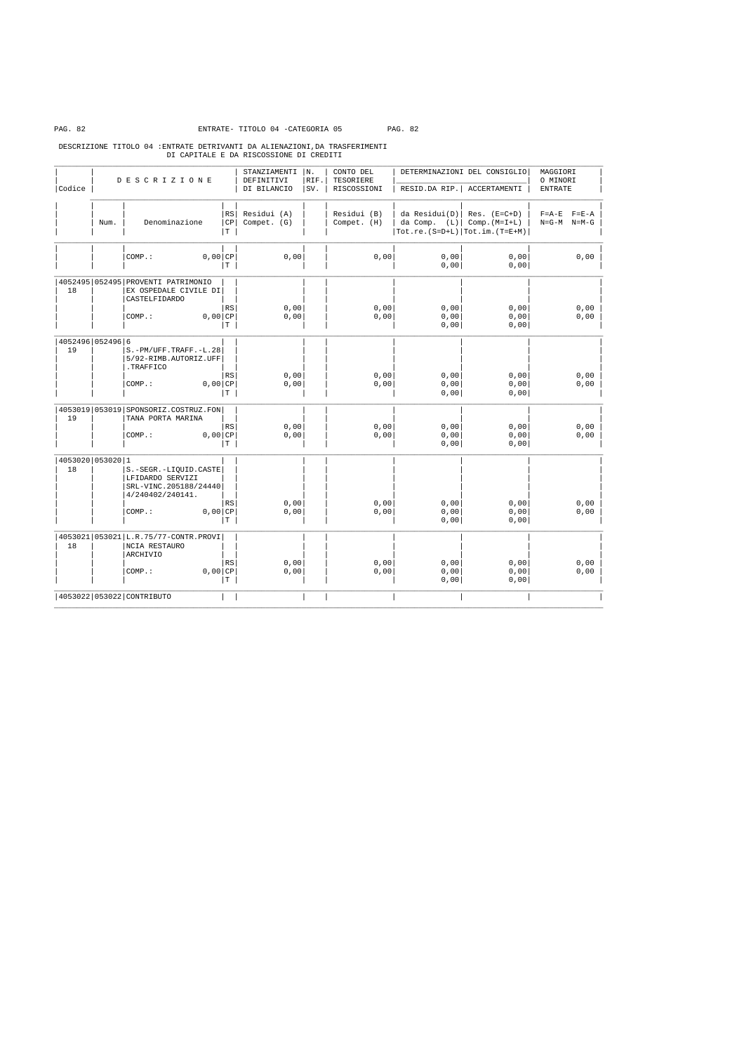ENTRATE- TITOLO 04 -CATEGORIA 05

DESCRIZIONE TITOLO 04 :ENTRATE DETRIVANTI DA ALIENAZIONI,DA TRASFERIMENTI DI CAPITALE E DA RISCOSSIONE DI CREDITI

| Codice | Num. | Denominazione | RS/CP/T | STANZIAMENTI DEFINITIVI DI BILANCIO Residui (A) Compet. (G) | N. RIF. SV. | CONTO DEL TESORIERE RISCOSSIONI Residui (B) Compet. (H) | RESID.DA RIP. da Residui(D) da Comp. (L) Tot.re.(S=D+L) | ACCERTAMENTI Res. (E=C+D) Comp.(M=I+L) Tot.im.(T=E+M) | MAGGIORI O MINORI ENTRATE F=A-E F=E-A N=G-M N=M-G |
|---|---|---|---|---|---|---|---|---|---|
| | | COMP.: 0,00 | CP | 0,00 | | 0,00 | 0,00 | 0,00 | 0,00 |
| | | | T | | | | 0,00 | 0,00 | |
| 4052495 18 | 052495 | PROVENTI PATRIMONIO EX OSPEDALE CIVILE DI CASTELFIDARDO | RS | 0,00 | | 0,00 | 0,00 | 0,00 | 0,00 |
| | | COMP.: 0,00 | CP | 0,00 | | 0,00 | 0,00 | 0,00 | 0,00 |
| | | | T | | | | 0,00 | 0,00 | |
| 4052496 19 | 052496 | 6 S.-PM/UFF.TRAFF.-L.28 5/92-RIMB.AUTORIZ.UFF .TRAFFICO | RS | 0,00 | | 0,00 | 0,00 | 0,00 | 0,00 |
| | | COMP.: 0,00 | CP | 0,00 | | 0,00 | 0,00 | 0,00 | 0,00 |
| | | | T | | | | 0,00 | 0,00 | |
| 4053019 19 | 053019 | SPONSORIZ.COSTRUZ.FONTANA PORTA MARINA | RS | 0,00 | | 0,00 | 0,00 | 0,00 | 0,00 |
| | | COMP.: 0,00 | CP | 0,00 | | 0,00 | 0,00 | 0,00 | 0,00 |
| | | | T | | | | 0,00 | 0,00 | |
| 4053020 18 | 053020 | 1 S.-SEGR.-LIQUID.CASTELFIDARDO SERVIZI SRL-VINC.205188/24440 4/240402/240141. | RS | 0,00 | | 0,00 | 0,00 | 0,00 | 0,00 |
| | | COMP.: 0,00 | CP | 0,00 | | 0,00 | 0,00 | 0,00 | 0,00 |
| | | | T | | | | 0,00 | 0,00 | |
| 4053021 18 | 053021 | L.R.75/77-CONTR.PROVINCIA RESTAURO ARCHIVIO | RS | 0,00 | | 0,00 | 0,00 | 0,00 | 0,00 |
| | | COMP.: 0,00 | CP | 0,00 | | 0,00 | 0,00 | 0,00 | 0,00 |
| | | | T | | | | 0,00 | 0,00 | |
| 4053022 | 053022 | CONTRIBUTO | | | | | | | |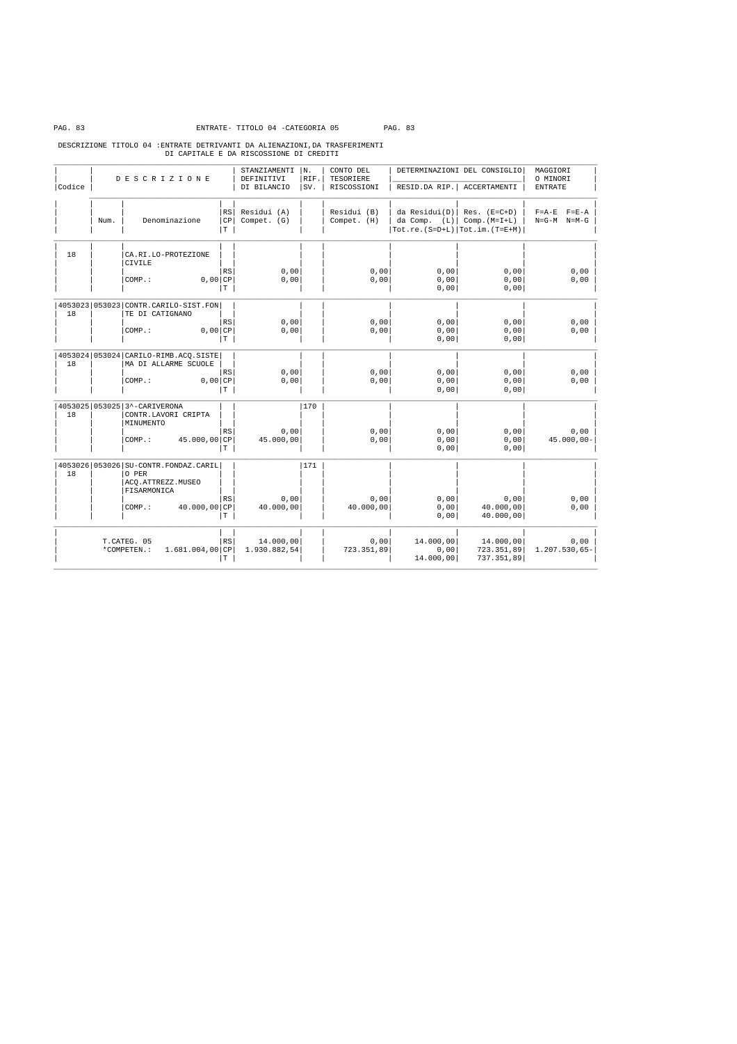ENTRATE- TITOLO 04 -CATEGORIA 05

DESCRIZIONE TITOLO 04 :ENTRATE DETRIVANTI DA ALIENAZIONI,DA TRASFERIMENTI DI CAPITALE E DA RISCOSSIONE DI CREDITI

| Codice | Num. | Denominazione | RS/CP/T | STANZIAMENTI DEFINITIVI DI BILANCIO - Residui (A) / Compet. (G) | N. RIF. SV. | CONTO DEL TESORIERE RISCOSSIONI - Residui (B) / Compet. (H) | DETERMINAZIONI DEL CONSIGLIO RESID.DA RIP. - da Residui(D) / da Comp. (L) / Tot.re.(S=D+L) | ACCERTAMENTI - Res. (E=C+D) / Comp.(M=I+L) / Tot.im.(T=E+M) | MAGGIORI O MINORI ENTRATE - F=A-E F=E-A / N=G-M N=M-G |
|---|---|---|---|---|---|---|---|---|---|
| 18 | | CA.RI.LO-PROTEZIONE CIVILE | | | | | | | |
| | | | RS | 0,00 | | 0,00 | 0,00 | 0,00 | 0,00 |
| | | COMP.: 0,00 | CP | 0,00 | | 0,00 | 0,00 | 0,00 | 0,00 |
| | | | T | | | | 0,00 | 0,00 | |
| 4053023 18 | 053023 | CONTR.CARILO-SIST.FONTE DI CATIGNANO | | | | | | | |
| | | | RS | 0,00 | | 0,00 | 0,00 | 0,00 | 0,00 |
| | | COMP.: 0,00 | CP | 0,00 | | 0,00 | 0,00 | 0,00 | 0,00 |
| | | | T | | | | 0,00 | 0,00 | |
| 4053024 18 | 053024 | CARILO-RIMB.ACQ.SISTEMA DI ALLARME SCUOLE | | | | | | | |
| | | | RS | 0,00 | | 0,00 | 0,00 | 0,00 | 0,00 |
| | | COMP.: 0,00 | CP | 0,00 | | 0,00 | 0,00 | 0,00 | 0,00 |
| | | | T | | | | 0,00 | 0,00 | |
| 4053025 18 | 053025 | 3^-CARIVERONA CONTR.LAVORI CRIPTA MINUMENTO | | | 170 | | | | |
| | | | RS | 0,00 | | 0,00 | 0,00 | 0,00 | 0,00 |
| | | COMP.: 45.000,00 | CP | 45.000,00 | | 0,00 | 0,00 | 0,00 | 45.000,00- |
| | | | T | | | | 0,00 | 0,00 | |
| 4053026 18 | 053026 | SU-CONTR.FONDAZ.CARILO PER ACQ.ATTREZZ.MUSEO FISARMONICA | | | 171 | | | | |
| | | | RS | 0,00 | | 0,00 | 0,00 | 0,00 | 0,00 |
| | | COMP.: 40.000,00 | CP | 40.000,00 | | 40.000,00 | 0,00 | 40.000,00 | 0,00 |
| | | | T | | | | 0,00 | 40.000,00 | |
| | | T.CATEG. 05 | RS | 14.000,00 | | 0,00 | 14.000,00 | 14.000,00 | 0,00 |
| | | *COMPETEN.: 1.681.004,00 | CP | 1.930.882,54 | | 723.351,89 | 0,00 | 723.351,89 | 1.207.530,65- |
| | | | T | | | | 14.000,00 | 737.351,89 | |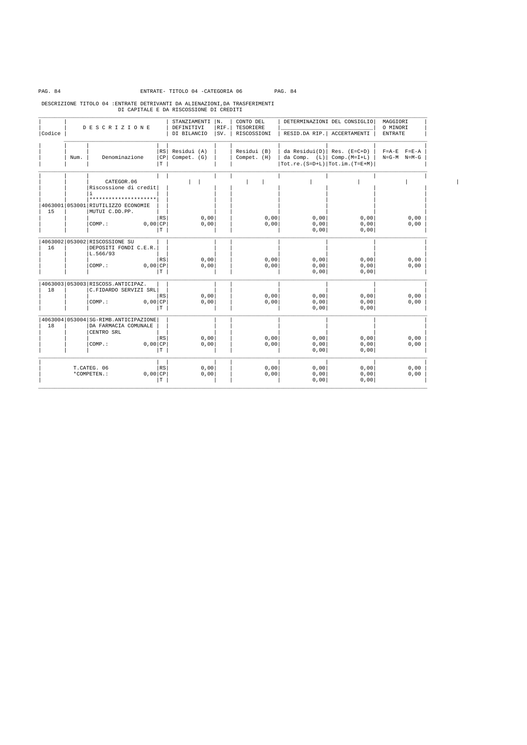ENTRATE- TITOLO 04 -CATEGORIA 06

DESCRIZIONE TITOLO 04 :ENTRATE DETRIVANTI DA ALIENAZIONI,DA TRASFERIMENTI DI CAPITALE E DA RISCOSSIONE DI CREDITI

| Codice | Num. | DESCRIZIONE Denominazione | RS/CP/T | STANZIAMENTI DEFINITIVI DI BILANCIO Residui (A) Compet. (G) | N. RIF. SV. | CONTO DEL TESORIERE RISCOSSIONI Residui (B) Compet. (H) | DETERMINAZIONI DEL CONSIGLIO RESID.DA RIP. da Residui(D) da Comp. (L) Tot.re.(S=D+L) | ACCERTAMENTI Res. (E=C+D) Comp.(M=I+L) Tot.im.(T=E+M) | MAGGIORI O MINORI ENTRATE F=A-E F=E-A N=G-M N=M-G |
|---|---|---|---|---|---|---|---|---|---|
| | | CATEGOR.06 Riscossione di crediti ******************** | | | | | | | |
| 4063001 15 | 053001 | RIUTILIZZO ECONOMIE MUTUI C.DD.PP. | RS | 0,00 | | 0,00 | 0,00 | 0,00 | 0,00 |
| | | COMP.: 0,00 | CP | 0,00 | | 0,00 | 0,00 | 0,00 | 0,00 |
| | | | T | | | | 0,00 | 0,00 | |
| 4063002 16 | 053002 | RISCOSSIONE SU DEPOSITI FONDI C.E.R. L.566/93 | RS | 0,00 | | 0,00 | 0,00 | 0,00 | 0,00 |
| | | COMP.: 0,00 | CP | 0,00 | | 0,00 | 0,00 | 0,00 | 0,00 |
| | | | T | | | | 0,00 | 0,00 | |
| 4063003 18 | 053003 | RISCOSS.ANTICIPAZ. C.FIDARDO SERVIZI SRL | RS | 0,00 | | 0,00 | 0,00 | 0,00 | 0,00 |
| | | COMP.: 0,00 | CP | 0,00 | | 0,00 | 0,00 | 0,00 | 0,00 |
| | | | T | | | | 0,00 | 0,00 | |
| 4063004 18 | 053004 | SG-RIMB.ANTICIPAZIONE DA FARMACIA COMUNALE CENTRO SRL | RS | 0,00 | | 0,00 | 0,00 | 0,00 | 0,00 |
| | | COMP.: 0,00 | CP | 0,00 | | 0,00 | 0,00 | 0,00 | 0,00 |
| | | | T | | | | 0,00 | 0,00 | |
| | | T.CATEG. 06 | RS | 0,00 | | 0,00 | 0,00 | 0,00 | 0,00 |
| | | *COMPETEN.: 0,00 | CP | 0,00 | | 0,00 | 0,00 | 0,00 | 0,00 |
| | | | T | | | | 0,00 | 0,00 | |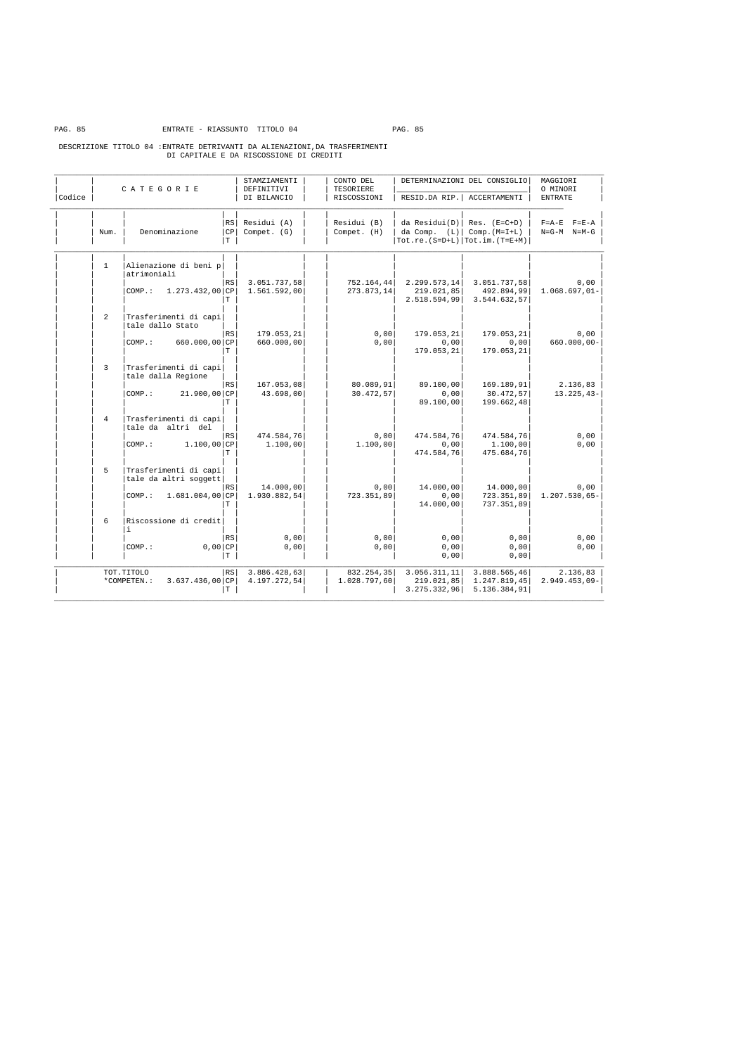ENTRATE - RIASSUNTO TITOLO 04

DESCRIZIONE TITOLO 04 :ENTRATE DETRIVANTI DA ALIENAZIONI,DA TRASFERIMENTI DI CAPITALE E DA RISCOSSIONE DI CREDITI

| Codice | Num. | CATEGORIE Denominazione | | RS CP T | STAMZIAMENTI DEFINITIVI DI BILANCIO Residui (A) Compet. (G) | CONTO DEL TESORIERE RISCOSSIONI Residui (B) Compet. (H) | DETERMINAZIONI DEL CONSIGLIO RESID.DA RIP. da Residui(D) da Comp. (L) Tot.re.(S=D+L) | ACCERTAMENTI Res. (E=C+D) Comp.(M=I+L) Tot.im.(T=E+M) | MAGGIORI O MINORI ENTRATE F=A-E F=E-A N=G-M N=M-G |
|---|---|---|---|---|---|---|---|---|---|
| | 1 | Alienazione di beni patrimoniali | | RS | 3.051.737,58 | 752.164,44 | 2.299.573,14 | 3.051.737,58 | 0,00 |
| | | COMP.: | 1.273.432,00 | CP | 1.561.592,00 | 273.873,14 | 219.021,85 | 492.894,99 | 1.068.697,01- |
| | | | | T | | | 2.518.594,99 | 3.544.632,57 | |
| | 2 | Trasferimenti di capitale dallo Stato | | RS | 179.053,21 | 0,00 | 179.053,21 | 179.053,21 | 0,00 |
| | | COMP.: | 660.000,00 | CP | 660.000,00 | 0,00 | 0,00 | 0,00 | 660.000,00- |
| | | | | T | | | 179.053,21 | 179.053,21 | |
| | 3 | Trasferimenti di capitale dalla Regione | | RS | 167.053,08 | 80.089,91 | 89.100,00 | 169.189,91 | 2.136,83 |
| | | COMP.: | 21.900,00 | CP | 43.698,00 | 30.472,57 | 0,00 | 30.472,57 | 13.225,43- |
| | | | | T | | | 89.100,00 | 199.662,48 | |
| | 4 | Trasferimenti di capitale da altri del | | RS | 474.584,76 | 0,00 | 474.584,76 | 474.584,76 | 0,00 |
| | | COMP.: | 1.100,00 | CP | 1.100,00 | 1.100,00 | 0,00 | 1.100,00 | 0,00 |
| | | | | T | | | 474.584,76 | 475.684,76 | |
| | 5 | Trasferimenti di capitale da altri soggett | | RS | 14.000,00 | 0,00 | 14.000,00 | 14.000,00 | 0,00 |
| | | COMP.: | 1.681.004,00 | CP | 1.930.882,54 | 723.351,89 | 0,00 | 723.351,89 | 1.207.530,65- |
| | | | | T | | | 14.000,00 | 737.351,89 | |
| | 6 | Riscossione di crediti | | RS | 0,00 | 0,00 | 0,00 | 0,00 | 0,00 |
| | | COMP.: | 0,00 | CP | 0,00 | 0,00 | 0,00 | 0,00 | 0,00 |
| | | | | T | | | 0,00 | 0,00 | |
| | | TOT.TITOLO | | RS | 3.886.428,63 | 832.254,35 | 3.056.311,11 | 3.888.565,46 | 2.136,83 |
| | | *COMPETEN.: | 3.637.436,00 | CP | 4.197.272,54 | 1.028.797,60 | 219.021,85 | 1.247.819,45 | 2.949.453,09- |
| | | | | T | | | 3.275.332,96 | 5.136.384,91 | |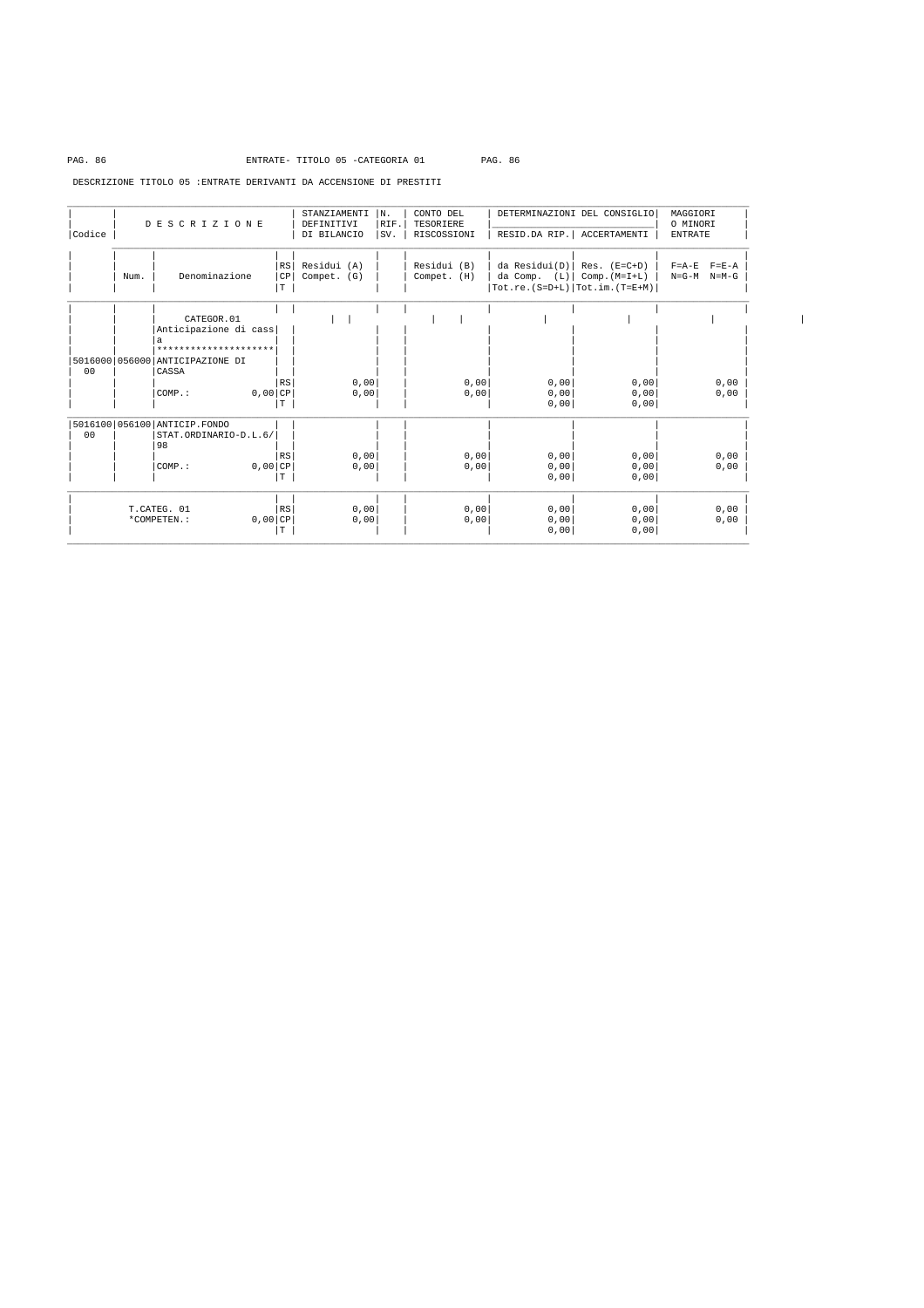ENTRATE- TITOLO 05 -CATEGORIA 01

DESCRIZIONE TITOLO 05 :ENTRATE DERIVANTI DA ACCENSIONE DI PRESTITI

| Codice | Num. | DESCRIZIONE Denominazione | | STANZIAMENTI DEFINITIVI DI BILANCIO Residui (A) Compet. (G) | N. RIF. SV. | CONTO DEL TESORIERE RISCOSSIONI Residui (B) Compet. (H) | DETERMINAZIONI DEL CONSIGLIO RESID.DA RIP. da Residui(D) da Comp. (L) Tot.re.(S=D+L) | DETERMINAZIONI DEL CONSIGLIO ACCERTAMENTI Res. (E=C+D) Comp.(M=I+L) Tot.im.(T=E+M) | MAGGIORI O MINORI ENTRATE F=A-E F=E-A N=G-M N=M-G |
|---|---|---|---|---|---|---|---|---|---|
| | | CATEGOR.01 Anticipazione di cassa ******************** | | | | | | | |
| 5016000 00 | 056000 | ANTICIPAZIONE DI CASSA | | | | | | | |
| | | | RS | 0,00 | | 0,00 | 0,00 | 0,00 | 0,00 |
| | | COMP.: 0,00 | CP | 0,00 | | 0,00 | 0,00 | 0,00 | 0,00 |
| | | | T | | | | 0,00 | 0,00 | |
| 5016100 00 | 056100 | ANTICIP.FONDO STAT.ORDINARIO-D.L.6/98 | | | | | | | |
| | | | RS | 0,00 | | 0,00 | 0,00 | 0,00 | 0,00 |
| | | COMP.: 0,00 | CP | 0,00 | | 0,00 | 0,00 | 0,00 | 0,00 |
| | | | T | | | | 0,00 | 0,00 | |
| T.CATEG. 01 | | | RS | 0,00 | | 0,00 | 0,00 | 0,00 | 0,00 |
| *COMPETEN.: | | 0,00 | CP | 0,00 | | 0,00 | 0,00 | 0,00 | 0,00 |
| | | | T | | | | 0,00 | 0,00 | |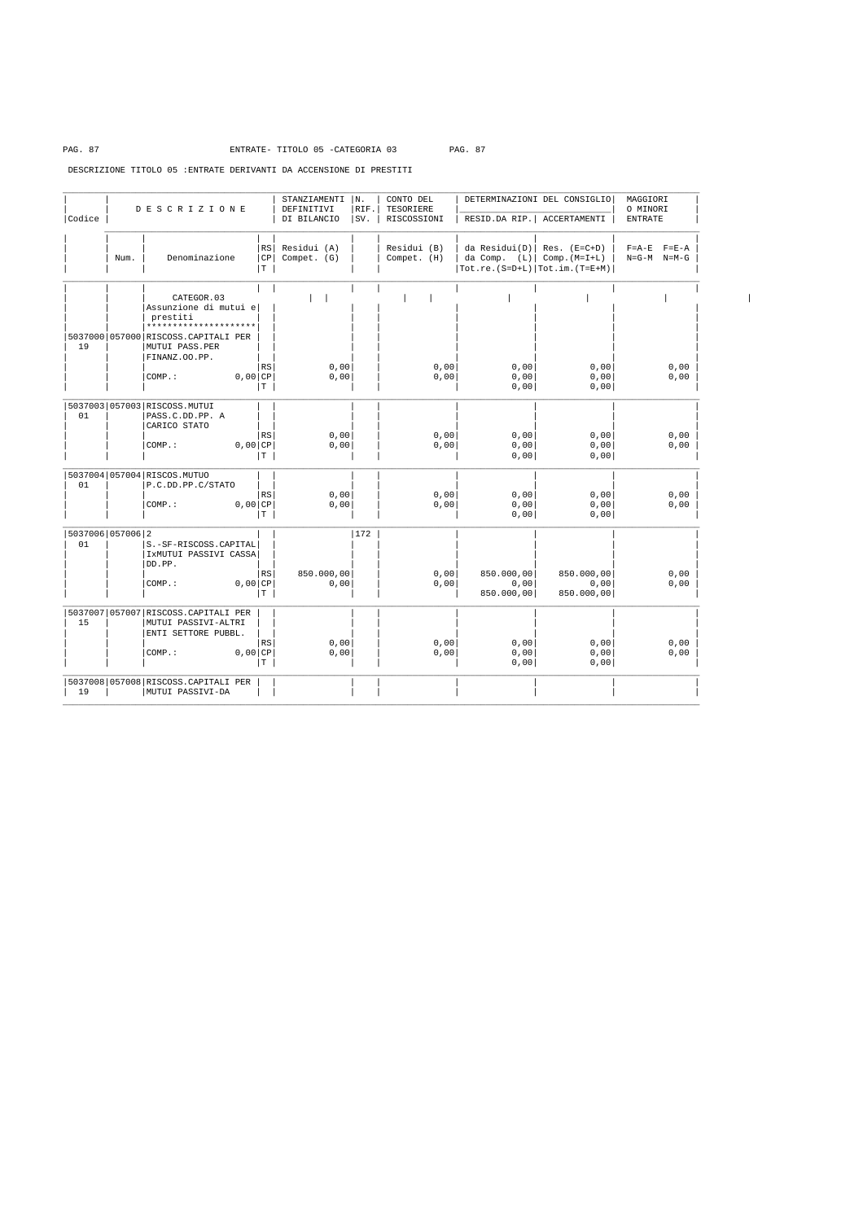ENTRATE- TITOLO 05 -CATEGORIA 03

DESCRIZIONE TITOLO 05 :ENTRATE DERIVANTI DA ACCENSIONE DI PRESTITI

| Codice | Num. | DESCRIZIONE Denominazione | RS CP T | STANZIAMENTI DEFINITIVI DI BILANCIO Residui (A) Compet. (G) | N. RIF. SV. | CONTO DEL TESORIERE RISCOSSIONI Residui (B) Compet. (H) | DETERMINAZIONI DEL CONSIGLIO RESID.DA RIP. da Residui(D) da Comp. (L) Tot.re.(S=D+L) | DETERMINAZIONI DEL CONSIGLIO ACCERTAMENTI Res. (E=C+D) Comp.(M=I+L) Tot.im.(T=E+M) | MAGGIORI O MINORI ENTRATE F=A-E F=E-A N=G-M N=M-G |
|---|---|---|---|---|---|---|---|---|---|
| | | CATEGOR.03 Assunzione di mutui e prestiti ******************** | | | | | | | |
| 5037000 19 | 057000 | RISCOSS.CAPITALI PER MUTUI PASS.PER FINANZ.OO.PP. | | | | | | | |
| | | | RS | 0,00 | | 0,00 | 0,00 | 0,00 | 0,00 |
| | | COMP.: 0,00 | CP | 0,00 | | 0,00 | 0,00 | 0,00 | 0,00 |
| | | | T | | | | 0,00 | 0,00 | |
| 5037003 01 | 057003 | RISCOSS.MUTUI PASS.C.DD.PP. A CARICO STATO | | | | | | | |
| | | | RS | 0,00 | | 0,00 | 0,00 | 0,00 | 0,00 |
| | | COMP.: 0,00 | CP | 0,00 | | 0,00 | 0,00 | 0,00 | 0,00 |
| | | | T | | | | 0,00 | 0,00 | |
| 5037004 01 | 057004 | RISCOS.MUTUO P.C.DD.PP.C/STATO | | | | | | | |
| | | | RS | 0,00 | | 0,00 | 0,00 | 0,00 | 0,00 |
| | | COMP.: 0,00 | CP | 0,00 | | 0,00 | 0,00 | 0,00 | 0,00 |
| | | | T | | | | 0,00 | 0,00 | |
| 5037006 01 | 057006 2 | S.-SF-RISCOSS.CAPITAL IxMUTUI PASSIVI CASSA DD.PP. | | | 172 | | | | |
| | | | RS | 850.000,00 | | 0,00 | 850.000,00 | 850.000,00 | 0,00 |
| | | COMP.: 0,00 | CP | 0,00 | | 0,00 | 0,00 | 0,00 | 0,00 |
| | | | T | | | | 850.000,00 | 850.000,00 | |
| 5037007 15 | 057007 | RISCOSS.CAPITALI PER MUTUI PASSIVI-ALTRI ENTI SETTORE PUBBL. | | | | | | | |
| | | | RS | 0,00 | | 0,00 | 0,00 | 0,00 | 0,00 |
| | | COMP.: 0,00 | CP | 0,00 | | 0,00 | 0,00 | 0,00 | 0,00 |
| | | | T | | | | 0,00 | 0,00 | |
| 5037008 19 | 057008 | RISCOSS.CAPITALI PER MUTUI PASSIVI-DA | | | | | | | |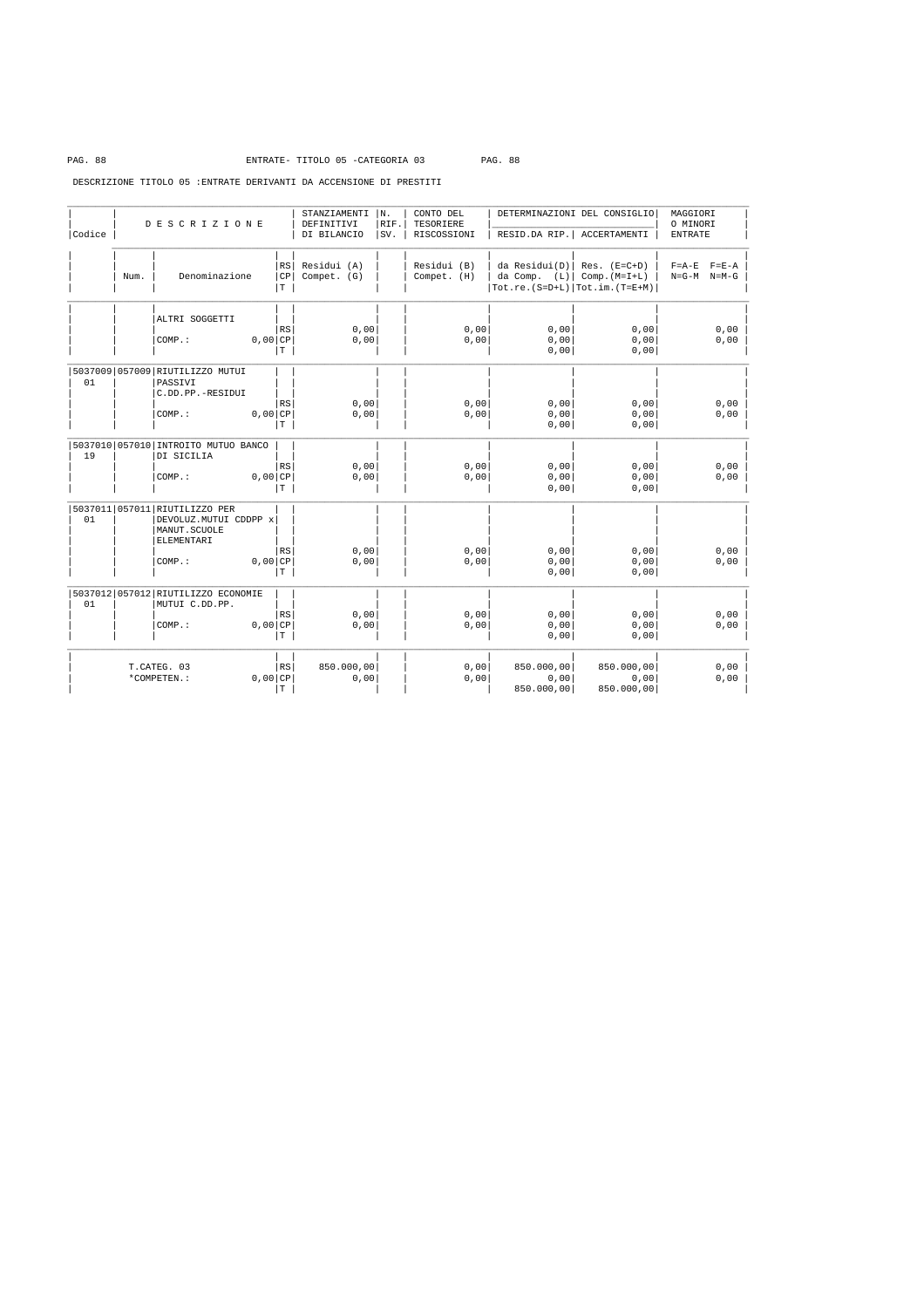ENTRATE- TITOLO 05 -CATEGORIA 03

DESCRIZIONE TITOLO 05 :ENTRATE DERIVANTI DA ACCENSIONE DI PRESTITI

| Codice | Num. | DESCRIZIONE Denominazione | RS/CP/T | STANZIAMENTI DEFINITIVI DI BILANCIO Residui (A) Compet. (G) | N. RIF. SV. | CONTO DEL TESORIERE RISCOSSIONI Residui (B) Compet. (H) | DETERMINAZIONI DEL CONSIGLIO RESID.DA RIP. da Residui(D) da Comp. (L) Tot.re.(S=D+L) | DETERMINAZIONI DEL CONSIGLIO ACCERTAMENTI Res. (E=C+D) Comp.(M=I+L) Tot.im.(T=E+M) | MAGGIORI O MINORI ENTRATE F=A-E F=E-A N=G-M N=M-G |
|---|---|---|---|---|---|---|---|---|---|
| | | ALTRI SOGGETTI | RS | 0,00 | | 0,00 | 0,00 | 0,00 | 0,00 |
| | | COMP.: 0,00 | CP | 0,00 | | 0,00 | 0,00 | 0,00 | 0,00 |
| | | | T | | | | 0,00 | 0,00 | |
| 5037009 01 | 057009 | RIUTILIZZO MUTUI PASSIVI C.DD.PP.-RESIDUI | RS | 0,00 | | 0,00 | 0,00 | 0,00 | 0,00 |
| | | COMP.: 0,00 | CP | 0,00 | | 0,00 | 0,00 | 0,00 | 0,00 |
| | | | T | | | | 0,00 | 0,00 | |
| 5037010 19 | 057010 | INTROITO MUTUO BANCO DI SICILIA | RS | 0,00 | | 0,00 | 0,00 | 0,00 | 0,00 |
| | | COMP.: 0,00 | CP | 0,00 | | 0,00 | 0,00 | 0,00 | 0,00 |
| | | | T | | | | 0,00 | 0,00 | |
| 5037011 01 | 057011 | RIUTILIZZO PER DEVOLUZ.MUTUI CDDPP x MANUT.SCUOLE ELEMENTARI | RS | 0,00 | | 0,00 | 0,00 | 0,00 | 0,00 |
| | | COMP.: 0,00 | CP | 0,00 | | 0,00 | 0,00 | 0,00 | 0,00 |
| | | | T | | | | 0,00 | 0,00 | |
| 5037012 01 | 057012 | RIUTILIZZO ECONOMIE MUTUI C.DD.PP. | RS | 0,00 | | 0,00 | 0,00 | 0,00 | 0,00 |
| | | COMP.: 0,00 | CP | 0,00 | | 0,00 | 0,00 | 0,00 | 0,00 |
| | | | T | | | | 0,00 | 0,00 | |
| T.CATEG. 03 | | | RS | 850.000,00 | | 0,00 | 850.000,00 | 850.000,00 | 0,00 |
| *COMPETEN.: 0,00 | | | CP | 0,00 | | 0,00 | 0,00 | 0,00 | 0,00 |
| | | | T | | | | 850.000,00 | 850.000,00 | |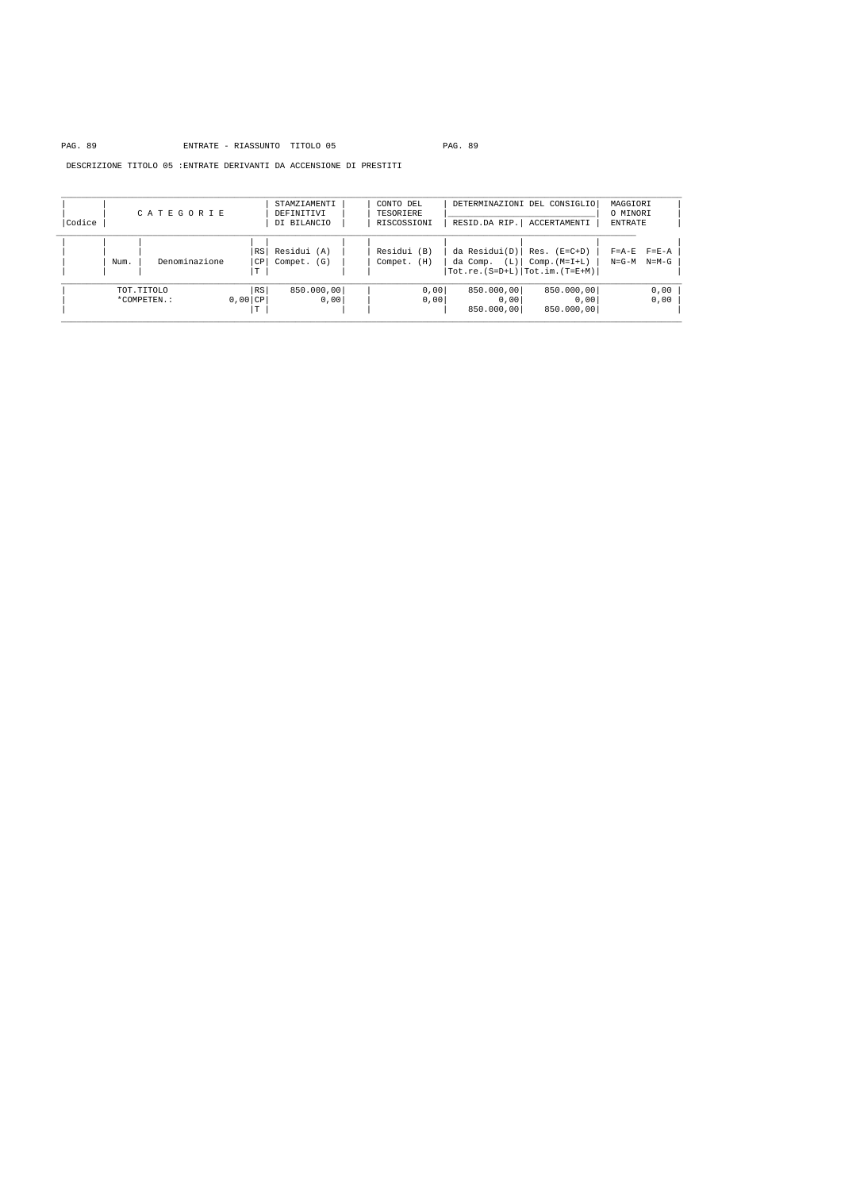ENTRATE - RIASSUNTO TITOLO 05

DESCRIZIONE TITOLO 05 :ENTRATE DERIVANTI DA ACCENSIONE DI PRESTITI

| Codice | C A T E G O R I E | | | STAMZIAMENTI DEFINITIVI DI BILANCIO | CONTO DEL TESORIERE RISCOSSIONI | DETERMINAZIONI DEL CONSIGLIO | | MAGGIORI O MINORI ENTRATE | |
|---|---|---|---|---|---|---|---|---|---|
| | | | | | | RESID.DA RIP. | ACCERTAMENTI | | |
| | Num. | Denominazione | RS / CP / T | Residui (A) / Compet. (G) | Residui (B) / Compet. (H) | da Residui(D) / da Comp. (L) / Tot.re.(S=D+L) | Res. (E=C+D) / Comp.(M=I+L) / Tot.im.(T=E+M) | F=A-E / N=G-M | F=E-A / N=M-G |
| | TOT.TITOLO | | RS | 850.000,00 | 0,00 | 850.000,00 | 850.000,00 | | 0,00 |
| | *COMPETEN.: | 0,00 | CP | 0,00 | 0,00 | 0,00 | 0,00 | | 0,00 |
| | | | T | | | 850.000,00 | 850.000,00 | | |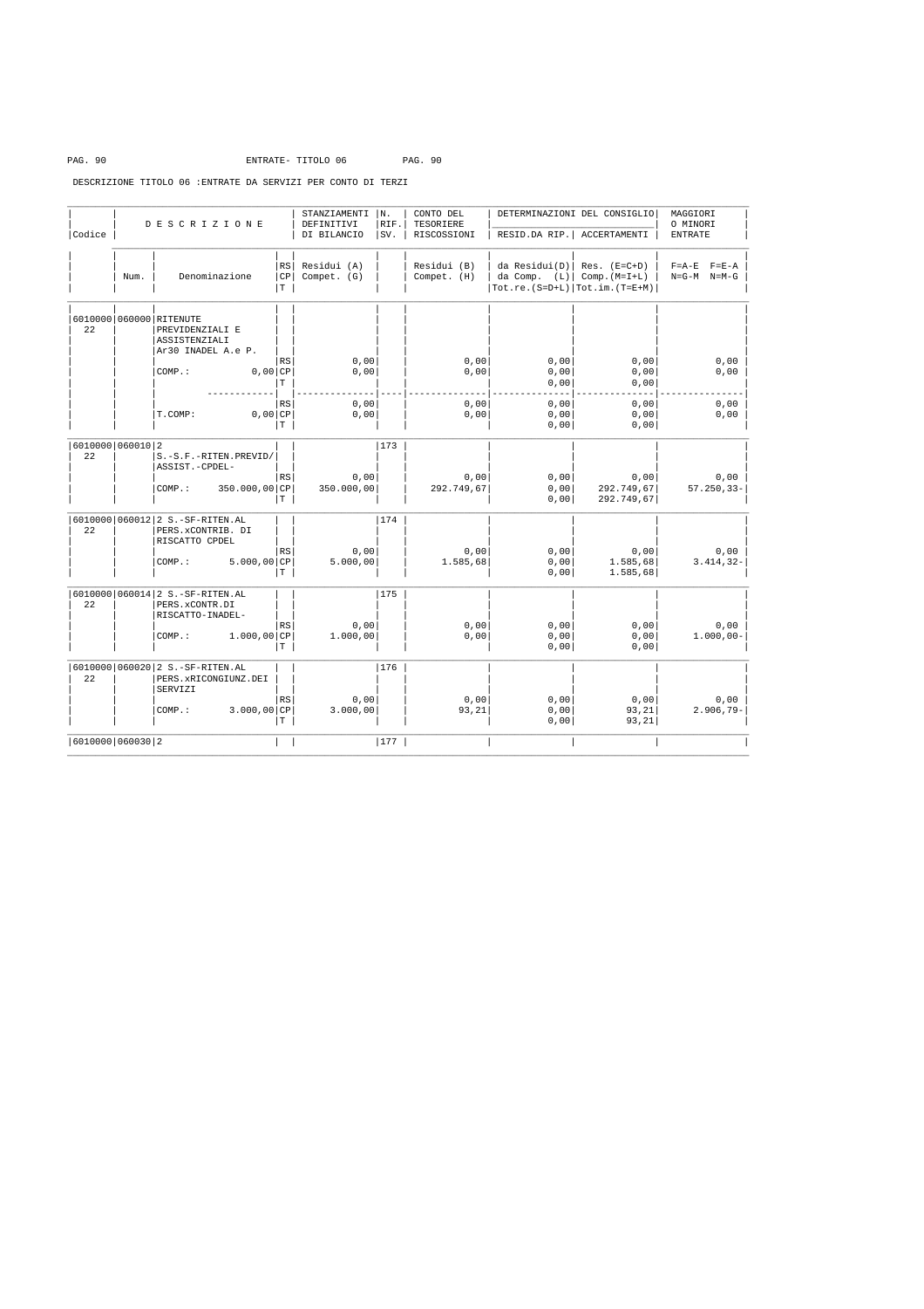ENTRATE- TITOLO 06

DESCRIZIONE TITOLO 06 :ENTRATE DA SERVIZI PER CONTO DI TERZI

| Codice | Num. | DESCRIZIONE Denominazione | RS CP T | STANZIAMENTI DEFINITIVI DI BILANCIO Residui (A) Compet. (G) | N. RIF. SV. | CONTO DEL TESORIERE RISCOSSIONI Residui (B) Compet. (H) | DETERMINAZIONI DEL CONSIGLIO RESID.DA RIP. da Residui(D) da Comp. (L) Tot.re.(S=D+L) | DETERMINAZIONI DEL CONSIGLIO ACCERTAMENTI Res. (E=C+D) Comp.(M=I+L) Tot.im.(T=E+M) | MAGGIORI O MINORI ENTRATE F=A-E F=E-A N=G-M N=M-G |
|---|---|---|---|---|---|---|---|---|---|
| 6010000 22 | 060000 | RITENUTE PREVIDENZIALI E ASSISTENZIALI Ar30 INADEL A.e P. | | | | | | | |
| | | | RS | 0,00 | | 0,00 | 0,00 | 0,00 | 0,00 |
| | | COMP.: 0,00 | CP | 0,00 | | 0,00 | 0,00 | 0,00 | 0,00 |
| | | | T | | | | 0,00 | 0,00 | |
| | | | RS | 0,00 | | 0,00 | 0,00 | 0,00 | 0,00 |
| | | T.COMP: 0,00 | CP | 0,00 | | 0,00 | 0,00 | 0,00 | 0,00 |
| | | | T | | | | 0,00 | 0,00 | |
| 6010000 22 | 060010 | 2 S.-S.F.-RITEN.PREVID/ ASSIST.-CPDEL- | | | 173 | | | | |
| | | | RS | 0,00 | | 0,00 | 0,00 | 0,00 | 0,00 |
| | | COMP.: 350.000,00 | CP | 350.000,00 | | 292.749,67 | 0,00 | 292.749,67 | 57.250,33- |
| | | | T | | | | 0,00 | 292.749,67 | |
| 6010000 22 | 060012 | 2 S.-SF-RITEN.AL PERS.xCONTRIB. DI RISCATTO CPDEL | | | 174 | | | | |
| | | | RS | 0,00 | | 0,00 | 0,00 | 0,00 | 0,00 |
| | | COMP.: 5.000,00 | CP | 5.000,00 | | 1.585,68 | 0,00 | 1.585,68 | 3.414,32- |
| | | | T | | | | 0,00 | 1.585,68 | |
| 6010000 22 | 060014 | 2 S.-SF-RITEN.AL PERS.xCONTR.DI RISCATTO-INADEL- | | | 175 | | | | |
| | | | RS | 0,00 | | 0,00 | 0,00 | 0,00 | 0,00 |
| | | COMP.: 1.000,00 | CP | 1.000,00 | | 0,00 | 0,00 | 0,00 | 1.000,00- |
| | | | T | | | | 0,00 | 0,00 | |
| 6010000 22 | 060020 | 2 S.-SF-RITEN.AL PERS.xRICONGIUNZ.DEI SERVIZI | | | 176 | | | | |
| | | | RS | 0,00 | | 0,00 | 0,00 | 0,00 | 0,00 |
| | | COMP.: 3.000,00 | CP | 3.000,00 | | 93,21 | 0,00 | 93,21 | 2.906,79- |
| | | | T | | | | 0,00 | 93,21 | |
| 6010000 | 060030 | 2 | | | 177 | | | | |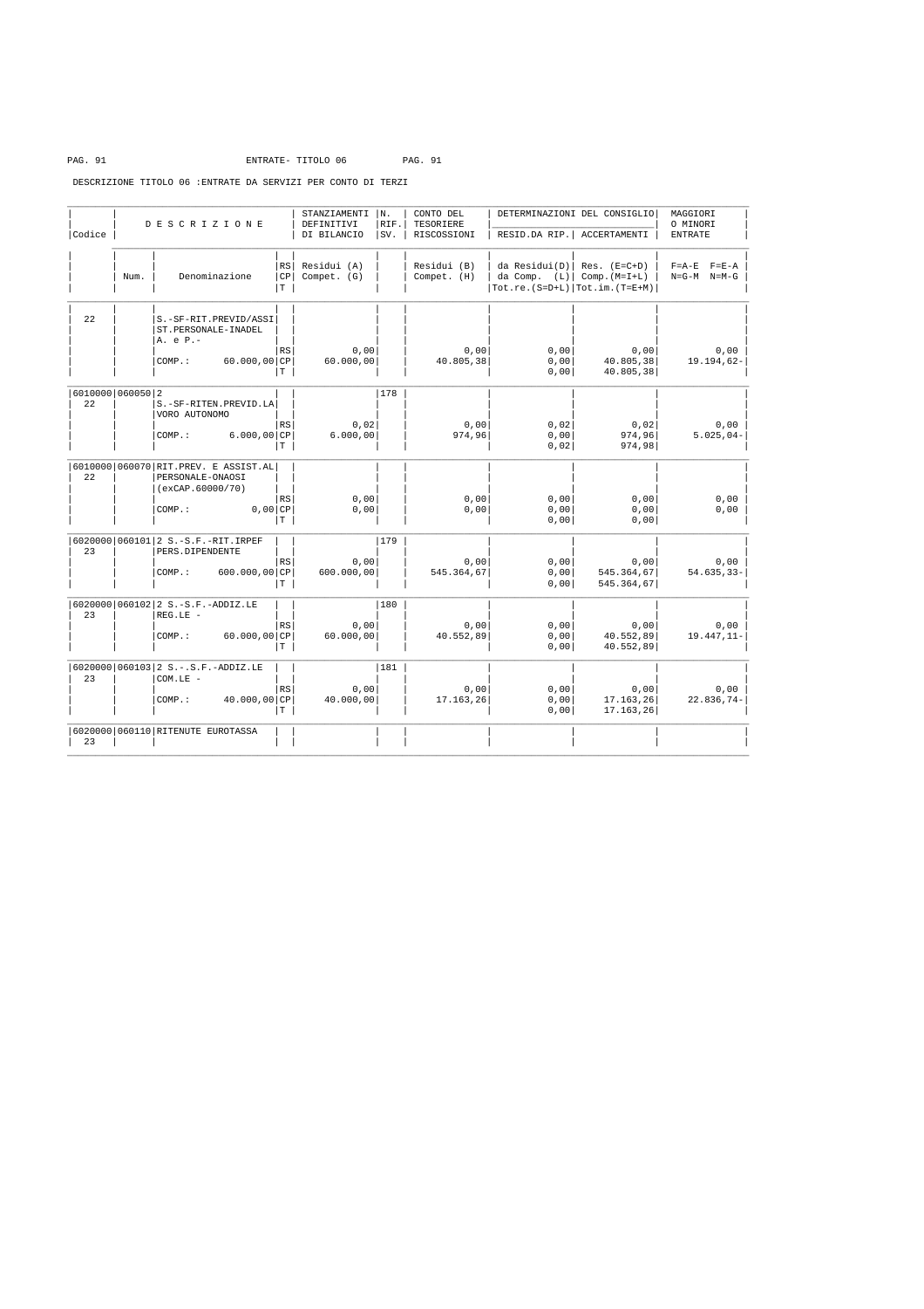ENTRATE- TITOLO 06

DESCRIZIONE TITOLO 06 :ENTRATE DA SERVIZI PER CONTO DI TERZI

| Codice | Num. | DESCRIZIONE Denominazione | RS/CP/T | STANZIAMENTI DEFINITIVI DI BILANCIO Residui (A) Compet. (G) | N. RIF. SV. | CONTO DEL TESORIERE RISCOSSIONI Residui (B) Compet. (H) | DETERMINAZIONI DEL CONSIGLIO RESID.DA RIP. da Residui(D) da Comp. (L) Tot.re.(S=D+L) | DETERMINAZIONI DEL CONSIGLIO ACCERTAMENTI Res. (E=C+D) Comp.(M=I+L) Tot.im.(T=E+M) | MAGGIORI O MINORI ENTRATE F=A-E F=E-A N=G-M N=M-G |
|---|---|---|---|---|---|---|---|---|---|
| 22 | | S.-SF-RIT.PREVID/ASSIST.PERSONALE-INADEL A. e P.- | | | | | | | |
| | | | RS | 0,00 | | 0,00 | 0,00 | 0,00 | 0,00 |
| | | COMP.: 60.000,00 | CP | 60.000,00 | | 40.805,38 | 0,00 | 40.805,38 | 19.194,62- |
| | | | T | | | | 0,00 | 40.805,38 | |
| 6010000 22 | 060050 | 2 S.-SF-RITEN.PREVID.LAVORO AUTONOMO | | | 178 | | | | |
| | | | RS | 0,02 | | 0,00 | 0,02 | 0,02 | 0,00 |
| | | COMP.: 6.000,00 | CP | 6.000,00 | | 974,96 | 0,00 | 974,96 | 5.025,04- |
| | | | T | | | | 0,02 | 974,98 | |
| 6010000 22 | 060070 | RIT.PREV. E ASSIST.AL PERSONALE-ONAOSI (exCAP.60000/70) | | | | | | | |
| | | | RS | 0,00 | | 0,00 | 0,00 | 0,00 | 0,00 |
| | | COMP.: 0,00 | CP | 0,00 | | 0,00 | 0,00 | 0,00 | 0,00 |
| | | | T | | | | 0,00 | 0,00 | |
| 6020000 23 | 060101 | 2 S.-S.F.-RIT.IRPEF PERS.DIPENDENTE | | | 179 | | | | |
| | | | RS | 0,00 | | 0,00 | 0,00 | 0,00 | 0,00 |
| | | COMP.: 600.000,00 | CP | 600.000,00 | | 545.364,67 | 0,00 | 545.364,67 | 54.635,33- |
| | | | T | | | | 0,00 | 545.364,67 | |
| 6020000 23 | 060102 | 2 S.-S.F.-ADDIZ.LE REG.LE - | | | 180 | | | | |
| | | | RS | 0,00 | | 0,00 | 0,00 | 0,00 | 0,00 |
| | | COMP.: 60.000,00 | CP | 60.000,00 | | 40.552,89 | 0,00 | 40.552,89 | 19.447,11- |
| | | | T | | | | 0,00 | 40.552,89 | |
| 6020000 23 | 060103 | 2 S.-.S.F.-ADDIZ.LE COM.LE - | | | 181 | | | | |
| | | | RS | 0,00 | | 0,00 | 0,00 | 0,00 | 0,00 |
| | | COMP.: 40.000,00 | CP | 40.000,00 | | 17.163,26 | 0,00 | 17.163,26 | 22.836,74- |
| | | | T | | | | 0,00 | 17.163,26 | |
| 6020000 23 | 060110 | RITENUTE EUROTASSA | | | | | | | |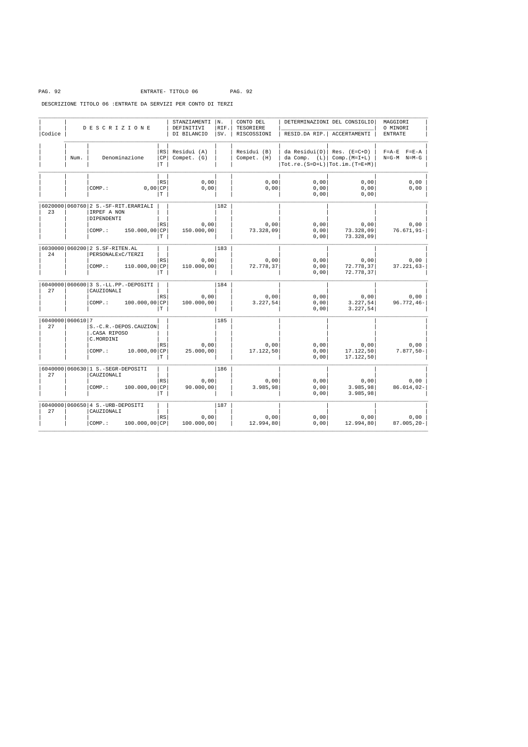ENTRATE- TITOLO 06

DESCRIZIONE TITOLO 06 :ENTRATE DA SERVIZI PER CONTO DI TERZI

| Codice | Num. | DESCRIZIONE Denominazione | RS/CP/T | STANZIAMENTI DEFINITIVI DI BILANCIO Residui (A) Compet. (G) | N. RIF. SV. | CONTO DEL TESORIERE RISCOSSIONI Residui (B) Compet. (H) | DETERMINAZIONI DEL CONSIGLIO RESID.DA RIP. da Residui(D) da Comp. (L) Tot.re.(S=D+L) | ACCERTAMENTI Res. (E=C+D) Comp.(M=I+L) Tot.im.(T=E+M) | MAGGIORI O MINORI ENTRATE F=A-E F=E-A N=G-M N=M-G |
|---|---|---|---|---|---|---|---|---|---|
| | | | RS | 0,00 | | 0,00 | 0,00 | 0,00 | 0,00 |
| | | COMP.: 0,00 | CP | 0,00 | | 0,00 | 0,00 | 0,00 | 0,00 |
| | | | T | | | | 0,00 | 0,00 | |
| 6020000 23 | 060760 | 2 S.-SF-RIT.ERARIALI IRPEF A NON DIPENDENTI | | | 182 | | | | |
| | | | RS | 0,00 | | 0,00 | 0,00 | 0,00 | 0,00 |
| | | COMP.: 150.000,00 | CP | 150.000,00 | | 73.328,09 | 0,00 | 73.328,09 | 76.671,91- |
| | | | T | | | | 0,00 | 73.328,09 | |
| 6030000 24 | 060200 | 2 S.SF-RITEN.AL PERSONALExC/TERZI | | | 183 | | | | |
| | | | RS | 0,00 | | 0,00 | 0,00 | 0,00 | 0,00 |
| | | COMP.: 110.000,00 | CP | 110.000,00 | | 72.778,37 | 0,00 | 72.778,37 | 37.221,63- |
| | | | T | | | | 0,00 | 72.778,37 | |
| 6040000 27 | 060600 | 3 S.-LL.PP.-DEPOSITI CAUZIONALI | | | 184 | | | | |
| | | | RS | 0,00 | | 0,00 | 0,00 | 0,00 | 0,00 |
| | | COMP.: 100.000,00 | CP | 100.000,00 | | 3.227,54 | 0,00 | 3.227,54 | 96.772,46- |
| | | | T | | | | 0,00 | 3.227,54 | |
| 6040000 27 | 060610 | 7 S.-C.R.-DEPOS.CAUZION .CASA RIPOSO C.MORDINI | | | 185 | | | | |
| | | | RS | 0,00 | | 0,00 | 0,00 | 0,00 | 0,00 |
| | | COMP.: 10.000,00 | CP | 25.000,00 | | 17.122,50 | 0,00 | 17.122,50 | 7.877,50- |
| | | | T | | | | 0,00 | 17.122,50 | |
| 6040000 27 | 060630 | 1 S.-SEGR-DEPOSITI CAUZIONALI | | | 186 | | | | |
| | | | RS | 0,00 | | 0,00 | 0,00 | 0,00 | 0,00 |
| | | COMP.: 100.000,00 | CP | 90.000,00 | | 3.985,98 | 0,00 | 3.985,98 | 86.014,02- |
| | | | T | | | | 0,00 | 3.985,98 | |
| 6040000 27 | 060650 | 4 S.-URB-DEPOSITI CAUZIONALI | | | 187 | | | | |
| | | | RS | 0,00 | | 0,00 | 0,00 | 0,00 | 0,00 |
| | | COMP.: 100.000,00 | CP | 100.000,00 | | 12.994,80 | 0,00 | 12.994,80 | 87.005,20- |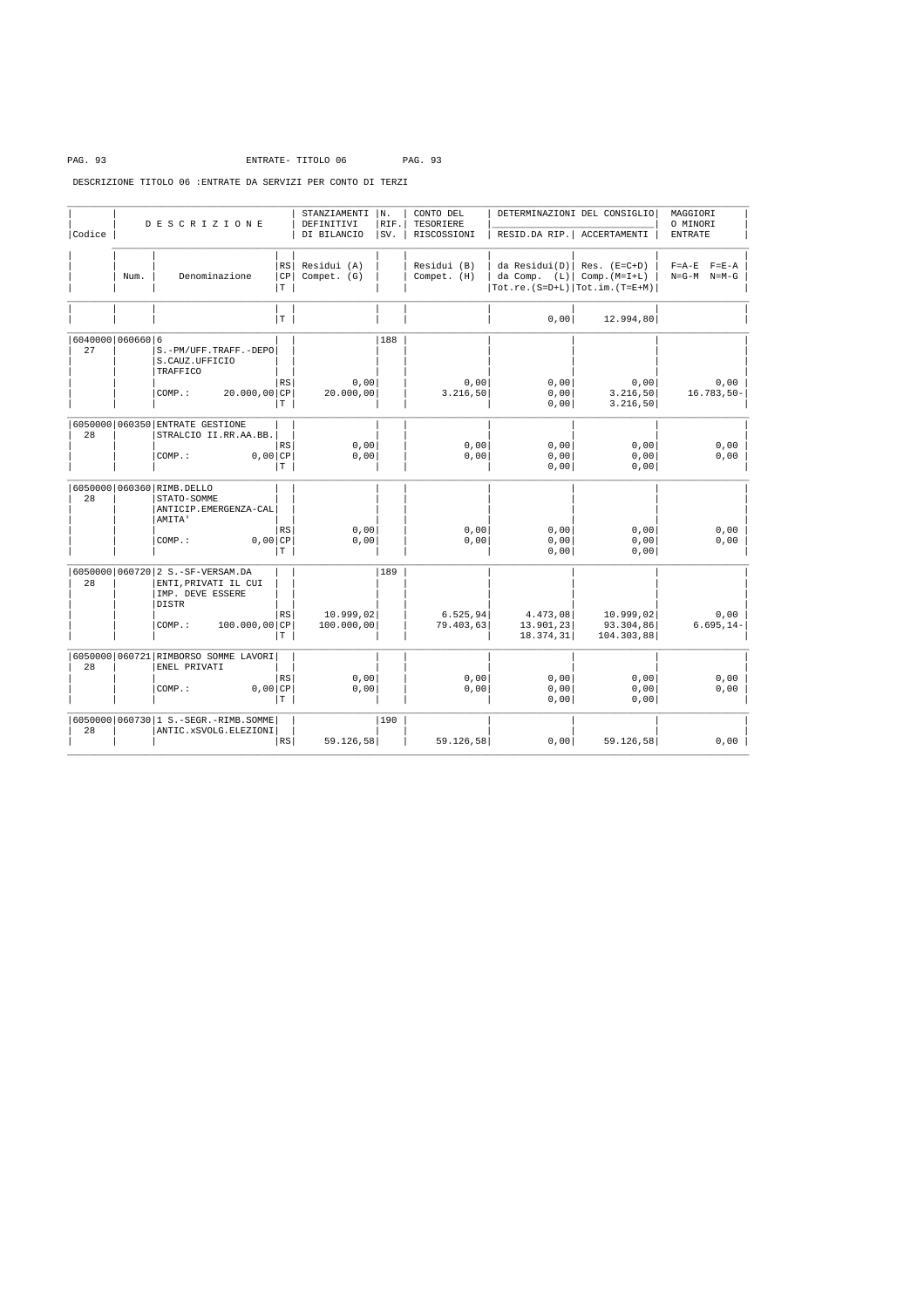ENTRATE- TITOLO 06

DESCRIZIONE TITOLO 06 :ENTRATE DA SERVIZI PER CONTO DI TERZI

| Codice | Num. | DESCRIZIONE Denominazione | RS CP T | STANZIAMENTI DEFINITIVI DI BILANCIO Residui (A) Compet. (G) | N. RIF. SV. | CONTO DEL TESORIERE RISCOSSIONI Residui (B) Compet. (H) | DETERMINAZIONI DEL CONSIGLIO RESID.DA RIP. da Residui(D) da Comp. (L) Tot.re.(S=D+L) | ACCERTAMENTI Res. (E=C+D) Comp.(M=I+L) Tot.im.(T=E+M) | MAGGIORI O MINORI ENTRATE F=A-E F=E-A N=G-M N=M-G |
|---|---|---|---|---|---|---|---|---|---|
| | | | T | | | | 0,00 | 12.994,80 | |
| 6040000 27 | 060660 | 6 S.-PM/UFF.TRAFF.-DEPO S.CAUZ.UFFICIO TRAFFICO | | | 188 | | | | |
| | | | RS | 0,00 | | 0,00 | 0,00 | 0,00 | 0,00 |
| | | COMP.: 20.000,00 | CP | 20.000,00 | | 3.216,50 | 0,00 | 3.216,50 | 16.783,50- |
| | | | T | | | | 0,00 | 3.216,50 | |
| 6050000 28 | 060350 | ENTRATE GESTIONE STRALCIO II.RR.AA.BB. | | | | | | | |
| | | | RS | 0,00 | | 0,00 | 0,00 | 0,00 | 0,00 |
| | | COMP.: 0,00 | CP | 0,00 | | 0,00 | 0,00 | 0,00 | 0,00 |
| | | | T | | | | 0,00 | 0,00 | |
| 6050000 28 | 060360 | RIMB.DELLO STATO-SOMME ANTICIP.EMERGENZA-CALAMITA' | | | | | | | |
| | | | RS | 0,00 | | 0,00 | 0,00 | 0,00 | 0,00 |
| | | COMP.: 0,00 | CP | 0,00 | | 0,00 | 0,00 | 0,00 | 0,00 |
| | | | T | | | | 0,00 | 0,00 | |
| 6050000 28 | 060720 | 2 S.-SF-VERSAM.DA ENTI,PRIVATI IL CUI IMP. DEVE ESSERE DISTR | | | 189 | | | | |
| | | | RS | 10.999,02 | | 6.525,94 | 4.473,08 | 10.999,02 | 0,00 |
| | | COMP.: 100.000,00 | CP | 100.000,00 | | 79.403,63 | 13.901,23 | 93.304,86 | 6.695,14- |
| | | | T | | | | 18.374,31 | 104.303,88 | |
| 6050000 28 | 060721 | RIMBORSO SOMME LAVORI ENEL PRIVATI | | | | | | | |
| | | | RS | 0,00 | | 0,00 | 0,00 | 0,00 | 0,00 |
| | | COMP.: 0,00 | CP | 0,00 | | 0,00 | 0,00 | 0,00 | 0,00 |
| | | | T | | | | 0,00 | 0,00 | |
| 6050000 28 | 060730 | 1 S.-SEGR.-RIMB.SOMME ANTIC.xSVOLG.ELEZIONI | | | 190 | | | | |
| | | | RS | 59.126,58 | | 59.126,58 | 0,00 | 59.126,58 | 0,00 |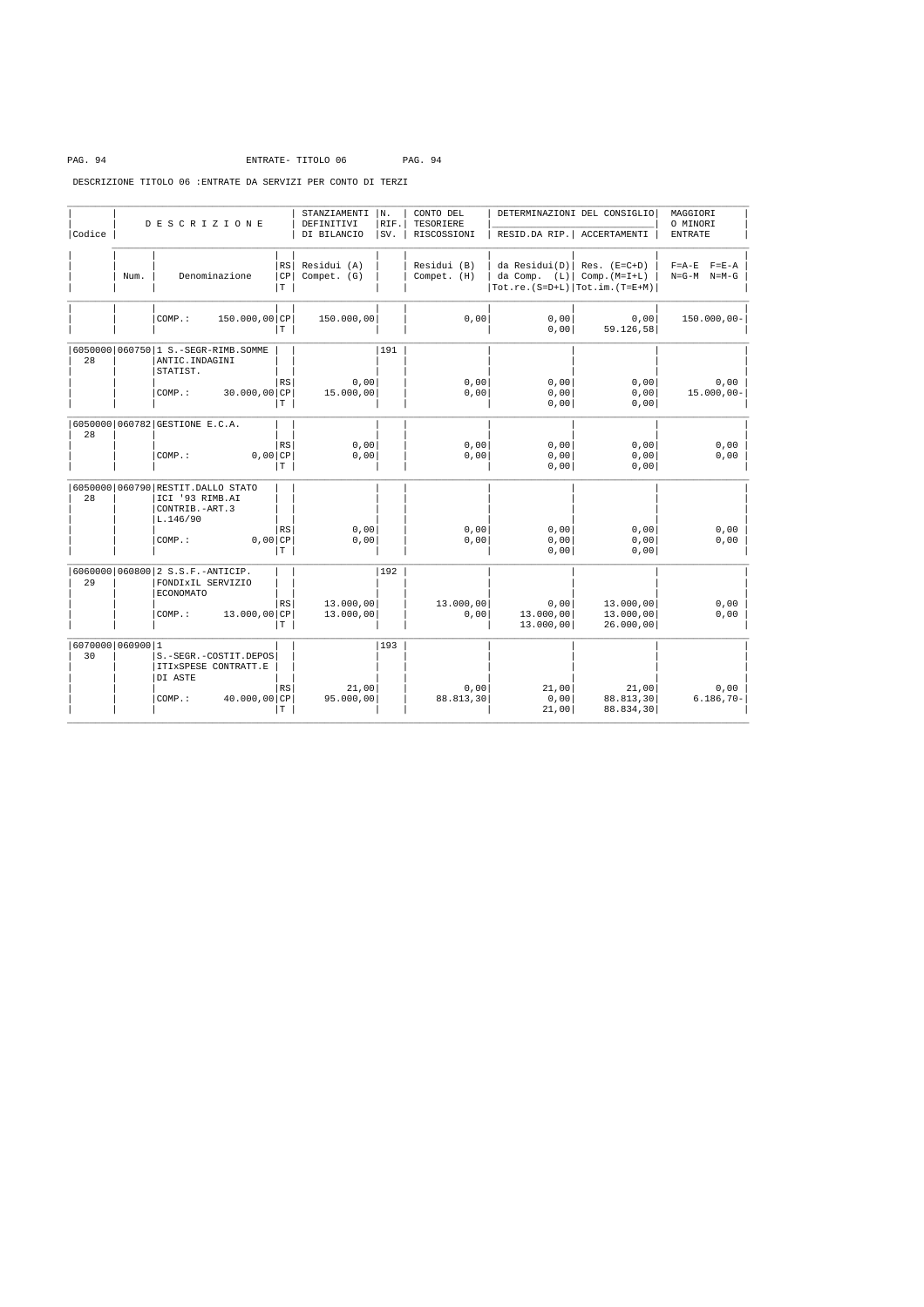DESCRIZIONE TITOLO 06 :ENTRATE DA SERVIZI PER CONTO DI TERZI

| Codice | Num. | DESCRIZIONE Denominazione | RS/CP/T | STANZIAMENTI DEFINITIVI DI BILANCIO Residui (A) Compet. (G) | N. RIF. SV. | CONTO DEL TESORIERE RISCOSSIONI Residui (B) Compet. (H) | RESID.DA RIP. da Residui(D) da Comp. (L) Tot.re.(S=D+L) | ACCERTAMENTI Res. (E=C+D) Comp.(M=I+L) Tot.im.(T=E+M) | MAGGIORI O MINORI ENTRATE F=A-E F=E-A N=G-M N=M-G |
|---|---|---|---|---|---|---|---|---|---|
| | | COMP.: 150.000,00 | CP | 150.000,00 | | 0,00 | 0,00 | 0,00 | 150.000,00- |
| | | | T | | | | 0,00 | 59.126,58 | |
| 6050000 28 | 060750 | 1 S.-SEGR-RIMB.SOMME ANTIC.INDAGINI STATIST. | | | 191 | | | | |
| | | | RS | 0,00 | | 0,00 | 0,00 | 0,00 | 0,00 |
| | | COMP.: 30.000,00 | CP | 15.000,00 | | 0,00 | 0,00 | 0,00 | 15.000,00- |
| | | | T | | | | 0,00 | 0,00 | |
| 6050000 28 | 060782 | GESTIONE E.C.A. | | | | | | | |
| | | | RS | 0,00 | | 0,00 | 0,00 | 0,00 | 0,00 |
| | | COMP.: 0,00 | CP | 0,00 | | 0,00 | 0,00 | 0,00 | 0,00 |
| | | | T | | | | 0,00 | 0,00 | |
| 6050000 28 | 060790 | RESTIT.DALLO STATO ICI '93 RIMB.AI CONTRIB.-ART.3 L.146/90 | | | | | | | |
| | | | RS | 0,00 | | 0,00 | 0,00 | 0,00 | 0,00 |
| | | COMP.: 0,00 | CP | 0,00 | | 0,00 | 0,00 | 0,00 | 0,00 |
| | | | T | | | | 0,00 | 0,00 | |
| 6060000 29 | 060800 | 2 S.S.F.-ANTICIP. FONDIxIL SERVIZIO ECONOMATO | | | 192 | | | | |
| | | | RS | 13.000,00 | | 13.000,00 | 0,00 | 13.000,00 | 0,00 |
| | | COMP.: 13.000,00 | CP | 13.000,00 | | 0,00 | 13.000,00 | 13.000,00 | 0,00 |
| | | | T | | | | 13.000,00 | 26.000,00 | |
| 6070000 30 | 060900 | 1 S.-SEGR.-COSTIT.DEPOS ITIxSPESE CONTRATT.E DI ASTE | | | 193 | | | | |
| | | | RS | 21,00 | | 0,00 | 21,00 | 21,00 | 0,00 |
| | | COMP.: 40.000,00 | CP | 95.000,00 | | 88.813,30 | 0,00 | 88.813,30 | 6.186,70- |
| | | | T | | | | 21,00 | 88.834,30 | |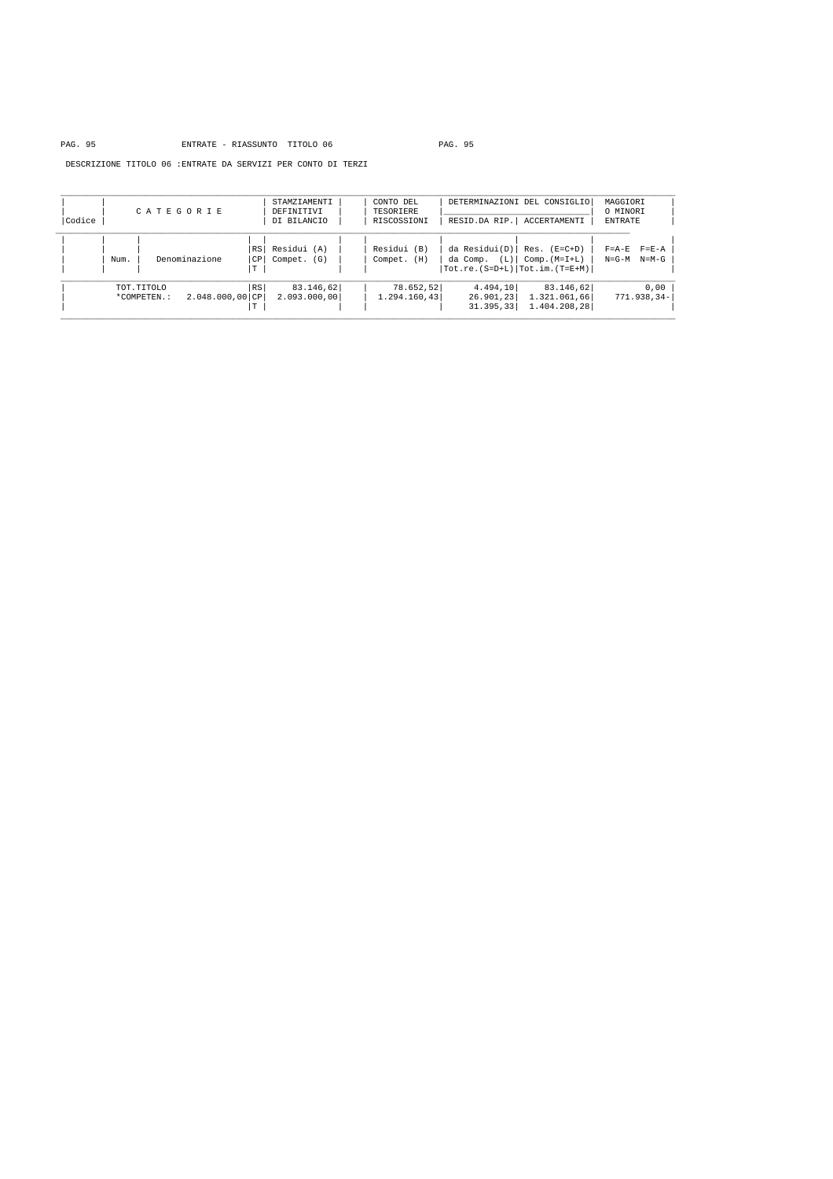ENTRATE - RIASSUNTO TITOLO 06

DESCRIZIONE TITOLO 06 :ENTRATE DA SERVIZI PER CONTO DI TERZI

| Codice | CATEGORIE Num. | Denominazione | | STAMZIAMENTI DEFINITIVI DI BILANCIO Residui (A) Compet. (G) | CONTO DEL TESORIERE RISCOSSIONI Residui (B) Compet. (H) | DETERMINAZIONI DEL CONSIGLIO RESID.DA RIP. da Residui(D) da Comp. (L) Tot.re.(S=D+L) | DETERMINAZIONI DEL CONSIGLIO ACCERTAMENTI Res. (E=C+D) Comp.(M=I+L) Tot.im.(T=E+M) | MAGGIORI O MINORI ENTRATE F=A-E F=E-A N=G-M N=M-G |
|---|---|---|---|---|---|---|---|---|
| | TOT.TITOLO | | RS | 83.146,62 | 78.652,52 | 4.494,10 | 83.146,62 | 0,00 |
| | *COMPETEN.: | 2.048.000,00 | CP | 2.093.000,00 | 1.294.160,43 | 26.901,23 | 1.321.061,66 | 771.938,34- |
| | | | T | | | 31.395,33 | 1.404.208,28 | |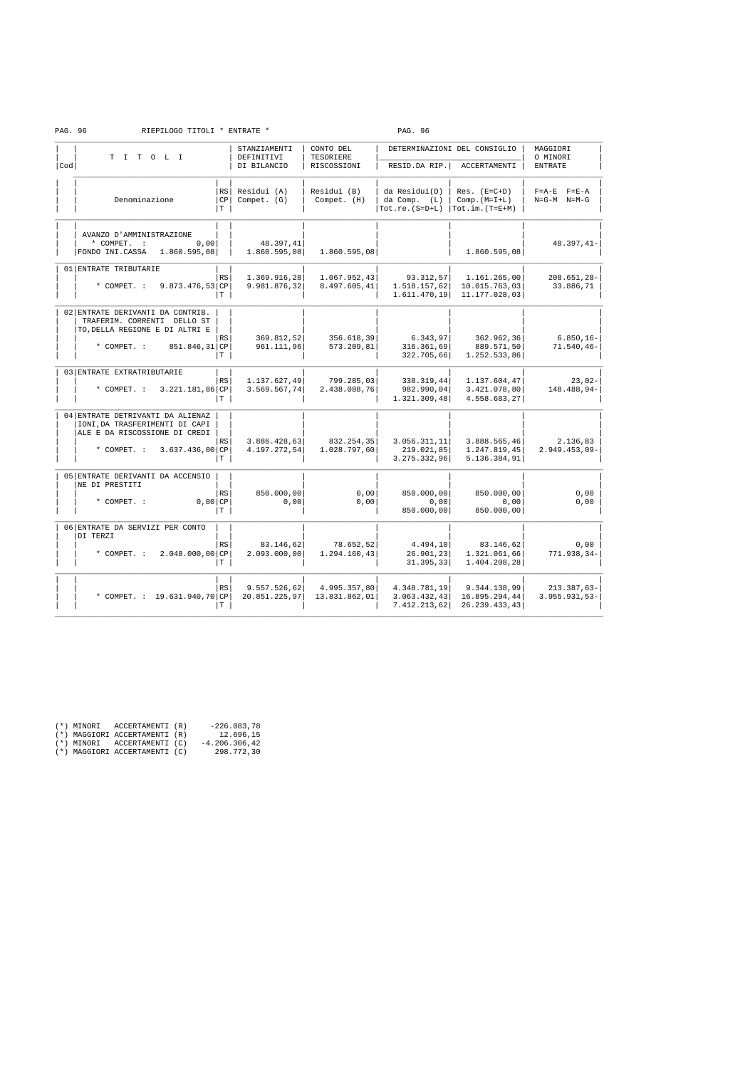RIEPILOGO TITOLI * ENTRATE *

| Cod | TITOLI / Denominazione | | STANZIAMENTI DEFINITIVI DI BILANCIO / Residui (A) / Compet. (G) | CONTO DEL TESORIERE RISCOSSIONI / Residui (B) / Compet. (H) | DETERMINAZIONI DEL CONSIGLIO RESID.DA RIP. / da Residui(D) / da Comp. (L) / Tot.re.(S=D+L) | DETERMINAZIONI DEL CONSIGLIO ACCERTAMENTI / Res. (E=C+D) / Comp.(M=I+L) / Tot.im.(T=E+M) | MAGGIORI O MINORI ENTRATE / F=A-E F=E-A / N=G-M N=M-G |
|---|---|---|---|---|---|---|---|
| | AVANZO D'AMMINISTRAZIONE * COMPET. : 0,00 | | 48.397,41 | | | | 48.397,41- |
| | FONDO INI.CASSA 1.860.595,08 | | 1.860.595,08 | 1.860.595,08 | | 1.860.595,08 | |
| 01 | ENTRATE TRIBUTARIE | RS | 1.369.916,28 | 1.067.952,43 | 93.312,57 | 1.161.265,00 | 208.651,28- |
| | * COMPET. : 9.873.476,53 | CP | 9.981.876,32 | 8.497.605,41 | 1.518.157,62 | 10.015.763,03 | 33.886,71 |
| | | T | | | 1.611.470,19 | 11.177.028,03 | |
| 02 | ENTRATE DERIVANTI DA CONTRIB. TRAFERIM. CORRENTI DELLO ST TO,DELLA REGIONE E DI ALTRI E | RS | 369.812,52 | 356.618,39 | 6.343,97 | 362.962,36 | 6.850,16- |
| | * COMPET. : 851.846,31 | CP | 961.111,96 | 573.209,81 | 316.361,69 | 889.571,50 | 71.540,46- |
| | | T | | | 322.705,66 | 1.252.533,86 | |
| 03 | ENTRATE EXTRATRIBUTARIE | RS | 1.137.627,49 | 799.285,03 | 338.319,44 | 1.137.604,47 | 23,02- |
| | * COMPET. : 3.221.181,86 | CP | 3.569.567,74 | 2.438.088,76 | 982.990,04 | 3.421.078,80 | 148.488,94- |
| | | T | | | 1.321.309,48 | 4.558.683,27 | |
| 04 | ENTRATE DETRIVANTI DA ALIENAZ IONI,DA TRASFERIMENTI DI CAPI ALE E DA RISCOSSIONE DI CREDI | RS | 3.886.428,63 | 832.254,35 | 3.056.311,11 | 3.888.565,46 | 2.136,83 |
| | * COMPET. : 3.637.436,00 | CP | 4.197.272,54 | 1.028.797,60 | 219.021,85 | 1.247.819,45 | 2.949.453,09- |
| | | T | | | 3.275.332,96 | 5.136.384,91 | |
| 05 | ENTRATE DERIVANTI DA ACCENSIO NE DI PRESTITI | RS | 850.000,00 | 0,00 | 850.000,00 | 850.000,00 | 0,00 |
| | * COMPET. : 0,00 | CP | 0,00 | 0,00 | 0,00 | 0,00 | 0,00 |
| | | T | | | 850.000,00 | 850.000,00 | |
| 06 | ENTRATE DA SERVIZI PER CONTO DI TERZI | RS | 83.146,62 | 78.652,52 | 4.494,10 | 83.146,62 | 0,00 |
| | * COMPET. : 2.048.000,00 | CP | 2.093.000,00 | 1.294.160,43 | 26.901,23 | 1.321.061,66 | 771.938,34- |
| | | T | | | 31.395,33 | 1.404.208,28 | |
| | | RS | 9.557.526,62 | 4.995.357,80 | 4.348.781,19 | 9.344.138,99 | 213.387,63- |
| | * COMPET. : 19.631.940,70 | CP | 20.851.225,97 | 13.831.862,01 | 3.063.432,43 | 16.895.294,44 | 3.955.931,53- |
| | | T | | | 7.412.213,62 | 26.239.433,43 | |

(*) MINORI ACCERTAMENTI (R) -226.083,78
(*) MAGGIORI ACCERTAMENTI (R) 12.696,15
(*) MINORI ACCERTAMENTI (C) -4.206.306,42
(*) MAGGIORI ACCERTAMENTI (C) 298.772,30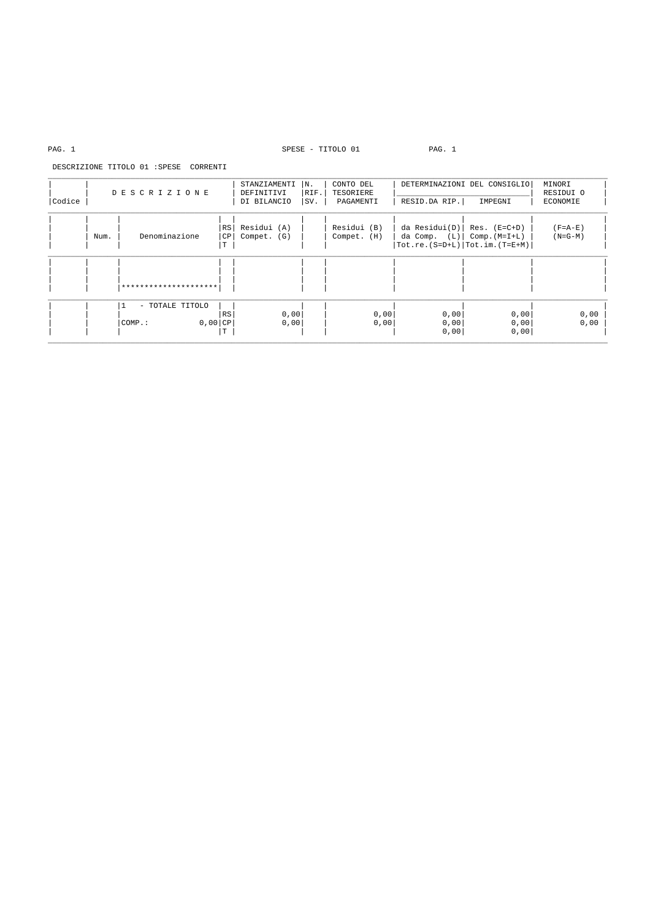SPESE - TITOLO 01

DESCRIZIONE TITOLO 01 :SPESE CORRENTI

| Codice | D E S C R I Z I O N E | | | STANZIAMENTI DEFINITIVI DI BILANCIO | N. RIF. SV. | CONTO DEL TESORIERE PAGAMENTI | DETERMINAZIONI DEL CONSIGLIO | | MINORI RESIDUI O ECONOMIE |
|---|---|---|---|---|---|---|---|---|---|
| | | | | | | | RESID.DA RIP. | IMPEGNI | |
| | Num. | Denominazione | RS<br>CP<br>T | Residui (A)<br>Compet. (G) | | Residui (B)<br>Compet. (H) | da Residui(D)<br>da Comp. (L)<br>Tot.re.(S=D+L) | Res. (E=C+D)<br>Comp.(M=I+L)<br>Tot.im.(T=E+M) | (F=A-E)<br>(N=G-M) |
| | | ********************* | | | | | | | |
| | | 1 - TOTALE TITOLO<br>COMP.: 0,00 | RS<br>CP<br>T | 0,00<br>0,00 | | 0,00<br>0,00 | 0,00<br>0,00<br>0,00 | 0,00<br>0,00<br>0,00 | 0,00<br>0,00 |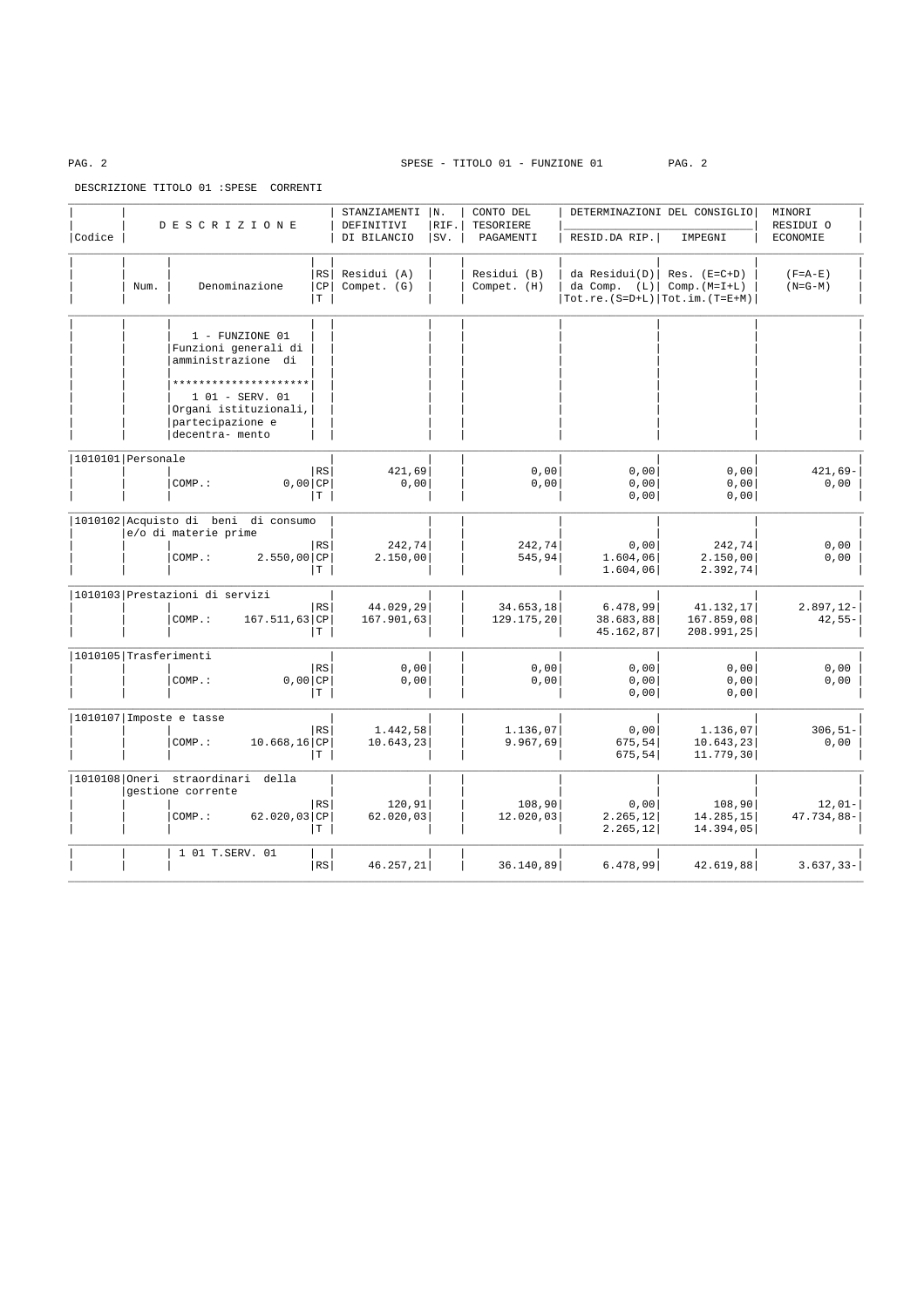SPESE - TITOLO 01 - FUNZIONE 01

DESCRIZIONE TITOLO 01 :SPESE CORRENTI

| Codice | Num. | D E S C R I Z I O N E<br>Denominazione | | STANZIAMENTI DEFINITIVI DI BILANCIO<br>Residui (A)<br>Compet. (G) | N. RIF. SV. | CONTO DEL TESORIERE PAGAMENTI<br>Residui (B)<br>Compet. (H) | DETERMINAZIONI DEL CONSIGLIO<br>RESID.DA RIP.<br>da Residui(D)<br>da Comp. (L)<br>Tot.re.(S=D+L) | IMPEGNI<br>Res. (E=C+D)<br>Comp.(M=I+L)<br>Tot.im.(T=E+M) | MINORI RESIDUI O ECONOMIE<br>(F=A-E)<br>(N=G-M) |
|---|---|---|---|---|---|---|---|---|---|
| | | 1 - FUNZIONE 01 Funzioni generali di amministrazione di<br>********************<br>1 01 - SERV. 01 Organi istituzionali, partecipazione e decentra- mento | | | | | | | |
| 1010101 | | Personale | | | | | | | |
| | | | RS | 421,69 | | 0,00 | 0,00 | 0,00 | 421,69- |
| | | COMP.: 0,00 | CP | 0,00 | | 0,00 | 0,00 | 0,00 | 0,00 |
| | | | T | | | | 0,00 | 0,00 | |
| 1010102 | | Acquisto di beni di consumo e/o di materie prime | | | | | | | |
| | | | RS | 242,74 | | 242,74 | 0,00 | 242,74 | 0,00 |
| | | COMP.: 2.550,00 | CP | 2.150,00 | | 545,94 | 1.604,06 | 2.150,00 | 0,00 |
| | | | T | | | | 1.604,06 | 2.392,74 | |
| 1010103 | | Prestazioni di servizi | | | | | | | |
| | | | RS | 44.029,29 | | 34.653,18 | 6.478,99 | 41.132,17 | 2.897,12- |
| | | COMP.: 167.511,63 | CP | 167.901,63 | | 129.175,20 | 38.683,88 | 167.859,08 | 42,55- |
| | | | T | | | | 45.162,87 | 208.991,25 | |
| 1010105 | | Trasferimenti | | | | | | | |
| | | | RS | 0,00 | | 0,00 | 0,00 | 0,00 | 0,00 |
| | | COMP.: 0,00 | CP | 0,00 | | 0,00 | 0,00 | 0,00 | 0,00 |
| | | | T | | | | 0,00 | 0,00 | |
| 1010107 | | Imposte e tasse | | | | | | | |
| | | | RS | 1.442,58 | | 1.136,07 | 0,00 | 1.136,07 | 306,51- |
| | | COMP.: 10.668,16 | CP | 10.643,23 | | 9.967,69 | 675,54 | 10.643,23 | 0,00 |
| | | | T | | | | 675,54 | 11.779,30 | |
| 1010108 | | Oneri straordinari della gestione corrente | | | | | | | |
| | | | RS | 120,91 | | 108,90 | 0,00 | 108,90 | 12,01- |
| | | COMP.: 62.020,03 | CP | 62.020,03 | | 12.020,03 | 2.265,12 | 14.285,15 | 47.734,88- |
| | | | T | | | | 2.265,12 | 14.394,05 | |
| | | 1 01 T.SERV. 01 | RS | 46.257,21 | | 36.140,89 | 6.478,99 | 42.619,88 | 3.637,33- |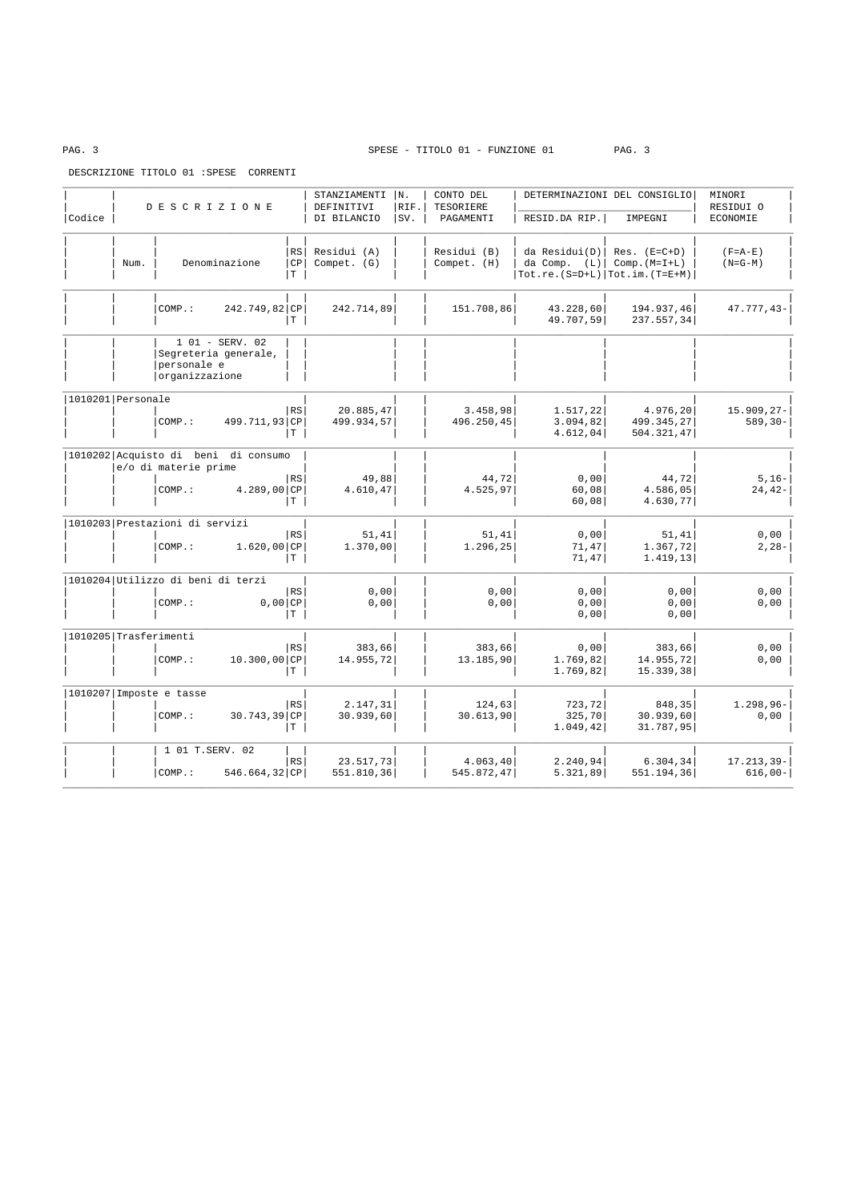SPESE - TITOLO 01 - FUNZIONE 01

DESCRIZIONE TITOLO 01 :SPESE CORRENTI

| Codice | Num. | Denominazione | | STANZIAMENTI DEFINITIVI DI BILANCIO | N. RIF. SV. | CONTO DEL TESORIERE PAGAMENTI | DETERMINAZIONI DEL CONSIGLIO RESID.DA RIP. | IMPEGNI | MINORI RESIDUI O ECONOMIE |
|---|---|---|---|---|---|---|---|---|---|
| | | | RS / CP / T | Residui (A) / Compet. (G) | | Residui (B) / Compet. (H) | da Residui(D) / da Comp. (L) / Tot.re.(S=D+L) | Res. (E=C+D) / Comp.(M=I+L) / Tot.im.(T=E+M) | (F=A-E) / (N=G-M) |
| | | COMP.: 242.749,82 | CP | 242.714,89 | | 151.708,86 | 43.228,60 | 194.937,46 | 47.777,43- |
| | | | T | | | | 49.707,59 | 237.557,34 | |
| | | 1 01 - SERV. 02 Segreteria generale, personale e organizzazione | | | | | | | |
| 1010201 | Personale | | RS | 20.885,47 | | 3.458,98 | 1.517,22 | 4.976,20 | 15.909,27- |
| | | COMP.: 499.711,93 | CP | 499.934,57 | | 496.250,45 | 3.094,82 | 499.345,27 | 589,30- |
| | | | T | | | | 4.612,04 | 504.321,47 | |
| 1010202 | Acquisto di beni di consumo e/o di materie prime | | RS | 49,88 | | 44,72 | 0,00 | 44,72 | 5,16- |
| | | COMP.: 4.289,00 | CP | 4.610,47 | | 4.525,97 | 60,08 | 4.586,05 | 24,42- |
| | | | T | | | | 60,08 | 4.630,77 | |
| 1010203 | Prestazioni di servizi | | RS | 51,41 | | 51,41 | 0,00 | 51,41 | 0,00 |
| | | COMP.: 1.620,00 | CP | 1.370,00 | | 1.296,25 | 71,47 | 1.367,72 | 2,28- |
| | | | T | | | | 71,47 | 1.419,13 | |
| 1010204 | Utilizzo di beni di terzi | | RS | 0,00 | | 0,00 | 0,00 | 0,00 | 0,00 |
| | | COMP.: 0,00 | CP | 0,00 | | 0,00 | 0,00 | 0,00 | 0,00 |
| | | | T | | | | 0,00 | 0,00 | |
| 1010205 | Trasferimenti | | RS | 383,66 | | 383,66 | 0,00 | 383,66 | 0,00 |
| | | COMP.: 10.300,00 | CP | 14.955,72 | | 13.185,90 | 1.769,82 | 14.955,72 | 0,00 |
| | | | T | | | | 1.769,82 | 15.339,38 | |
| 1010207 | Imposte e tasse | | RS | 2.147,31 | | 124,63 | 723,72 | 848,35 | 1.298,96- |
| | | COMP.: 30.743,39 | CP | 30.939,60 | | 30.613,90 | 325,70 | 30.939,60 | 0,00 |
| | | | T | | | | 1.049,42 | 31.787,95 | |
| | | 1 01 T.SERV. 02 | RS | 23.517,73 | | 4.063,40 | 2.240,94 | 6.304,34 | 17.213,39- |
| | | COMP.: 546.664,32 | CP | 551.810,36 | | 545.872,47 | 5.321,89 | 551.194,36 | 616,00- |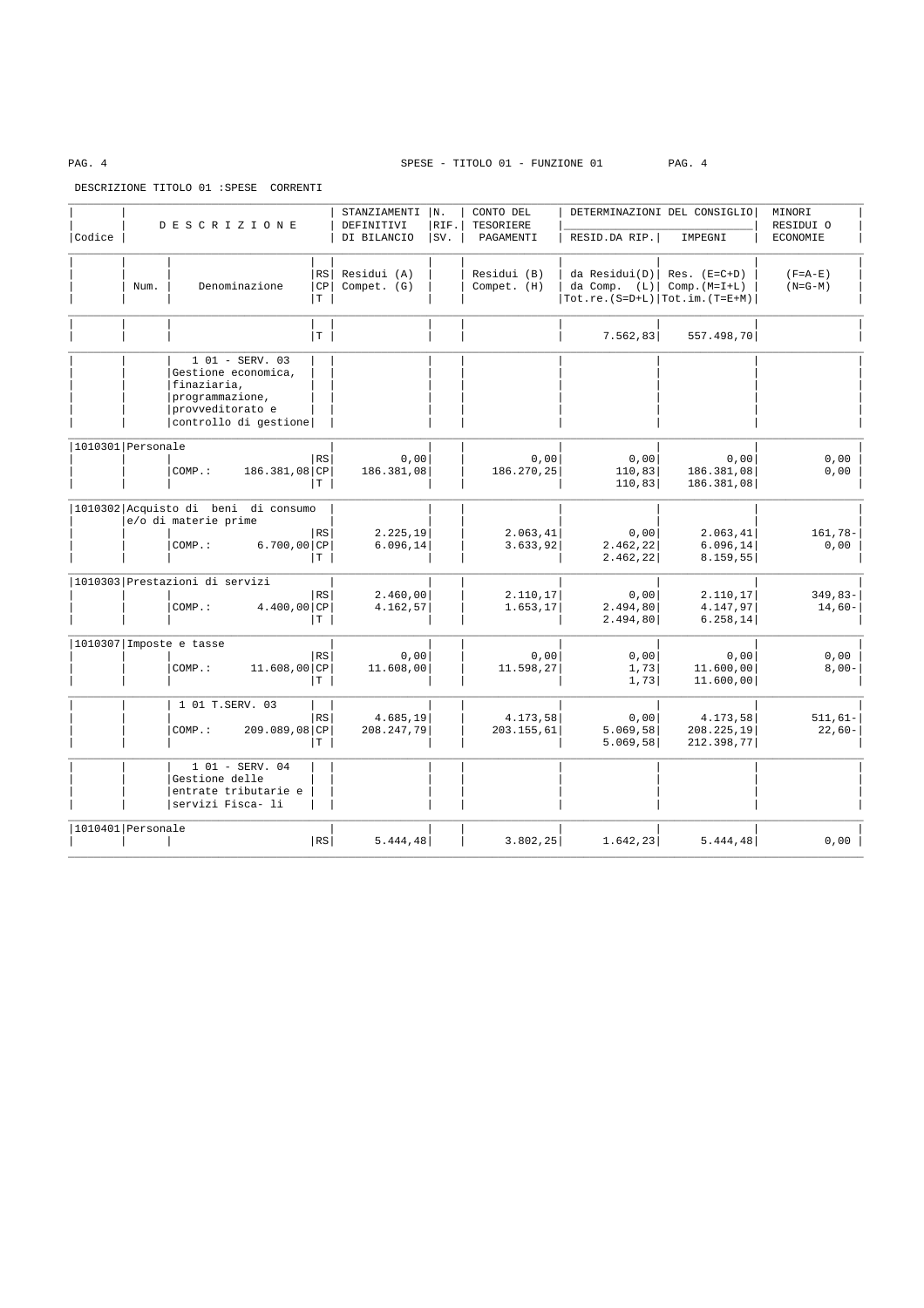SPESE - TITOLO 01 - FUNZIONE 01

DESCRIZIONE TITOLO 01 :SPESE CORRENTI

| Codice | Num. | DESCRIZIONE / Denominazione | RS/CP/T | STANZIAMENTI DEFINITIVI DI BILANCIO Residui (A) Compet. (G) | N. RIF. SV. | CONTO DEL TESORIERE PAGAMENTI Residui (B) Compet. (H) | DETERMINAZIONI DEL CONSIGLIO RESID.DA RIP. da Residui(D) da Comp. (L) Tot.re.(S=D+L) | DETERMINAZIONI DEL CONSIGLIO IMPEGNI Res. (E=C+D) Comp.(M=I+L) Tot.im.(T=E+M) | MINORI RESIDUI O ECONOMIE (F=A-E) (N=G-M) |
|---|---|---|---|---|---|---|---|---|---|
| | | | T | | | | 7.562,83 | 557.498,70 | |
| | | 1 01 - SERV. 03 Gestione economica, finaziaria, programmazione, provveditorato e controllo di gestione | | | | | | | |
| 1010301 | | Personale | | | | | | | |
| | | | RS | 0,00 | | 0,00 | 0,00 | 0,00 | 0,00 |
| | | COMP.: 186.381,08 | CP | 186.381,08 | | 186.270,25 | 110,83 | 186.381,08 | 0,00 |
| | | | T | | | | 110,83 | 186.381,08 | |
| 1010302 | | Acquisto di beni di consumo e/o di materie prime | | | | | | | |
| | | | RS | 2.225,19 | | 2.063,41 | 0,00 | 2.063,41 | 161,78- |
| | | COMP.: 6.700,00 | CP | 6.096,14 | | 3.633,92 | 2.462,22 | 6.096,14 | 0,00 |
| | | | T | | | | 2.462,22 | 8.159,55 | |
| 1010303 | | Prestazioni di servizi | | | | | | | |
| | | | RS | 2.460,00 | | 2.110,17 | 0,00 | 2.110,17 | 349,83- |
| | | COMP.: 4.400,00 | CP | 4.162,57 | | 1.653,17 | 2.494,80 | 4.147,97 | 14,60- |
| | | | T | | | | 2.494,80 | 6.258,14 | |
| 1010307 | | Imposte e tasse | | | | | | | |
| | | | RS | 0,00 | | 0,00 | 0,00 | 0,00 | 0,00 |
| | | COMP.: 11.608,00 | CP | 11.608,00 | | 11.598,27 | 1,73 | 11.600,00 | 8,00- |
| | | | T | | | | 1,73 | 11.600,00 | |
| | | 1 01 T.SERV. 03 | | | | | | | |
| | | | RS | 4.685,19 | | 4.173,58 | 0,00 | 4.173,58 | 511,61- |
| | | COMP.: 209.089,08 | CP | 208.247,79 | | 203.155,61 | 5.069,58 | 208.225,19 | 22,60- |
| | | | T | | | | 5.069,58 | 212.398,77 | |
| | | 1 01 - SERV. 04 Gestione delle entrate tributarie e servizi Fisca- li | | | | | | | |
| 1010401 | | Personale | | | | | | | |
| | | | RS | 5.444,48 | | 3.802,25 | 1.642,23 | 5.444,48 | 0,00 |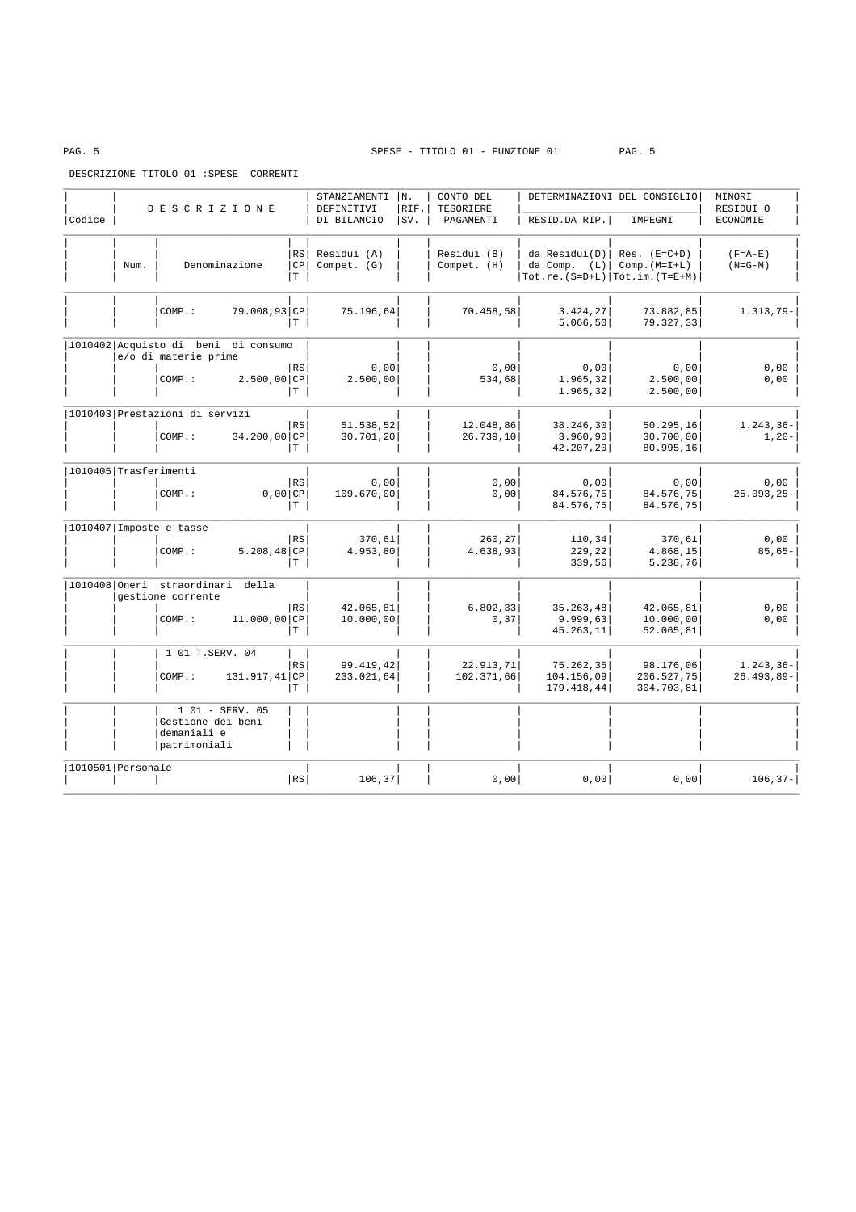SPESE - TITOLO 01 - FUNZIONE 01

DESCRIZIONE TITOLO 01 :SPESE CORRENTI

| Codice | Num. | Denominazione | RS/CP/T | STANZIAMENTI DEFINITIVI DI BILANCIO Residui (A) Compet. (G) | N. RIF. SV. | CONTO DEL TESORIERE PAGAMENTI Residui (B) Compet. (H) | DETERMINAZIONI DEL CONSIGLIO RESID.DA RIP. da Residui(D) da Comp. (L) Tot.re.(S=D+L) | DETERMINAZIONI DEL CONSIGLIO IMPEGNI Res. (E=C+D) Comp.(M=I+L) Tot.im.(T=E+M) | MINORI RESIDUI O ECONOMIE (F=A-E) (N=G-M) |
|---|---|---|---|---|---|---|---|---|---|
| | | COMP.: 79.008,93 | CP | 75.196,64 | | 70.458,58 | 3.424,27 | 73.882,85 | 1.313,79- |
| | | | T | | | | 5.066,50 | 79.327,33 | |
| 1010402 | Acquisto di beni di consumo e/o di materie prime | | RS | 0,00 | | 0,00 | 0,00 | 0,00 | 0,00 |
| | | COMP.: 2.500,00 | CP | 2.500,00 | | 534,68 | 1.965,32 | 2.500,00 | 0,00 |
| | | | T | | | | 1.965,32 | 2.500,00 | |
| 1010403 | Prestazioni di servizi | | RS | 51.538,52 | | 12.048,86 | 38.246,30 | 50.295,16 | 1.243,36- |
| | | COMP.: 34.200,00 | CP | 30.701,20 | | 26.739,10 | 3.960,90 | 30.700,00 | 1,20- |
| | | | T | | | | 42.207,20 | 80.995,16 | |
| 1010405 | Trasferimenti | | RS | 0,00 | | 0,00 | 0,00 | 0,00 | 0,00 |
| | | COMP.: 0,00 | CP | 109.670,00 | | 0,00 | 84.576,75 | 84.576,75 | 25.093,25- |
| | | | T | | | | 84.576,75 | 84.576,75 | |
| 1010407 | Imposte e tasse | | RS | 370,61 | | 260,27 | 110,34 | 370,61 | 0,00 |
| | | COMP.: 5.208,48 | CP | 4.953,80 | | 4.638,93 | 229,22 | 4.868,15 | 85,65- |
| | | | T | | | | 339,56 | 5.238,76 | |
| 1010408 | Oneri straordinari della gestione corrente | | RS | 42.065,81 | | 6.802,33 | 35.263,48 | 42.065,81 | 0,00 |
| | | COMP.: 11.000,00 | CP | 10.000,00 | | 0,37 | 9.999,63 | 10.000,00 | 0,00 |
| | | | T | | | | 45.263,11 | 52.065,81 | |
| | | 1 01 T.SERV. 04 | RS | 99.419,42 | | 22.913,71 | 75.262,35 | 98.176,06 | 1.243,36- |
| | | COMP.: 131.917,41 | CP | 233.021,64 | | 102.371,66 | 104.156,09 | 206.527,75 | 26.493,89- |
| | | | T | | | | 179.418,44 | 304.703,81 | |
| | | 1 01 - SERV. 05 Gestione dei beni demaniali e patrimoniali | | | | | | | |
| 1010501 | Personale | | RS | 106,37 | | 0,00 | 0,00 | 0,00 | 106,37- |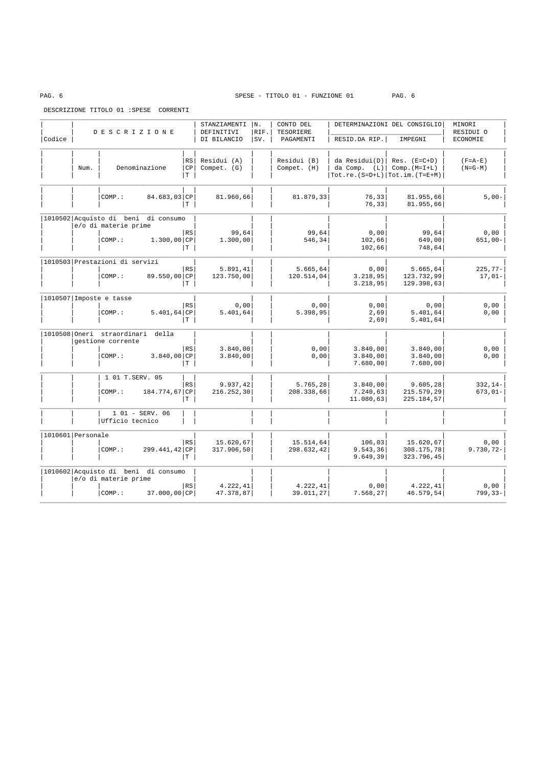SPESE - TITOLO 01 - FUNZIONE 01

DESCRIZIONE TITOLO 01 :SPESE CORRENTI

| Codice | DESCRIZIONE | | | STANZIAMENTI DEFINITIVI DI BILANCIO | N. RIF. SV. | CONTO DEL TESORIERE PAGAMENTI | DETERMINAZIONI DEL CONSIGLIO RESID.DA RIP. | IMPEGNI | MINORI RESIDUI O ECONOMIE |
|---|---|---|---|---|---|---|---|---|---|
| | Num. | Denominazione | RS / CP / T | Residui (A) Compet. (G) | | Residui (B) Compet. (H) | da Residui(D) da Comp. (L) Tot.re.(S=D+L) | Res. (E=C+D) Comp.(M=I+L) Tot.im.(T=E+M) | (F=A-E) (N=G-M) |
| | | COMP.: 84.683,03 | CP | 81.960,66 | | 81.879,33 | 76,33 | 81.955,66 | 5,00- |
| | | | T | | | | 76,33 | 81.955,66 | |
| 1010502 | Acquisto di beni di consumo e/o di materie prime | | RS | 99,64 | | 99,64 | 0,00 | 99,64 | 0,00 |
| | | COMP.: 1.300,00 | CP | 1.300,00 | | 546,34 | 102,66 | 649,00 | 651,00- |
| | | | T | | | | 102,66 | 748,64 | |
| 1010503 | Prestazioni di servizi | | RS | 5.891,41 | | 5.665,64 | 0,00 | 5.665,64 | 225,77- |
| | | COMP.: 89.550,00 | CP | 123.750,00 | | 120.514,04 | 3.218,95 | 123.732,99 | 17,01- |
| | | | T | | | | 3.218,95 | 129.398,63 | |
| 1010507 | Imposte e tasse | | RS | 0,00 | | 0,00 | 0,00 | 0,00 | 0,00 |
| | | COMP.: 5.401,64 | CP | 5.401,64 | | 5.398,95 | 2,69 | 5.401,64 | 0,00 |
| | | | T | | | | 2,69 | 5.401,64 | |
| 1010508 | Oneri straordinari della gestione corrente | | RS | 3.840,00 | | 0,00 | 3.840,00 | 3.840,00 | 0,00 |
| | | COMP.: 3.840,00 | CP | 3.840,00 | | 0,00 | 3.840,00 | 3.840,00 | 0,00 |
| | | | T | | | | 7.680,00 | 7.680,00 | |
| | | 1 01 T.SERV. 05 | RS | 9.937,42 | | 5.765,28 | 3.840,00 | 9.605,28 | 332,14- |
| | | COMP.: 184.774,67 | CP | 216.252,30 | | 208.338,66 | 7.240,63 | 215.579,29 | 673,01- |
| | | | T | | | | 11.080,63 | 225.184,57 | |
| | | 1 01 - SERV. 06 Ufficio tecnico | | | | | | | |
| 1010601 | Personale | | RS | 15.620,67 | | 15.514,64 | 106,03 | 15.620,67 | 0,00 |
| | | COMP.: 299.441,42 | CP | 317.906,50 | | 298.632,42 | 9.543,36 | 308.175,78 | 9.730,72- |
| | | | T | | | | 9.649,39 | 323.796,45 | |
| 1010602 | Acquisto di beni di consumo e/o di materie prime | | RS | 4.222,41 | | 4.222,41 | 0,00 | 4.222,41 | 0,00 |
| | | COMP.: 37.000,00 | CP | 47.378,87 | | 39.011,27 | 7.568,27 | 46.579,54 | 799,33- |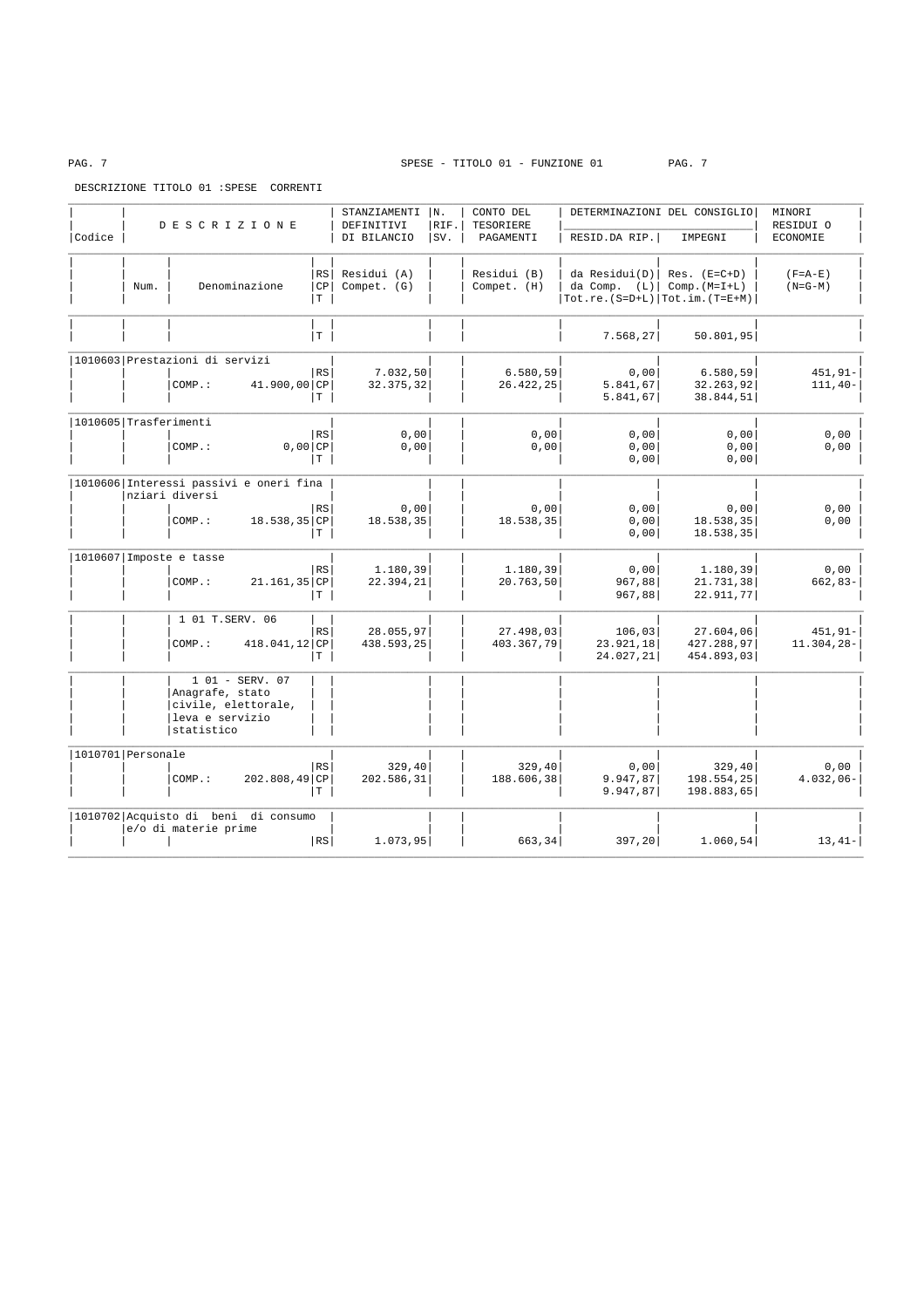SPESE - TITOLO 01 - FUNZIONE 01

DESCRIZIONE TITOLO 01 :SPESE CORRENTI

| Codice | Num. | DESCRIZIONE / Denominazione | | STANZIAMENTI DEFINITIVI DI BILANCIO / Residui (A) Compet. (G) | N. RIF. SV. | CONTO DEL TESORIERE PAGAMENTI / Residui (B) Compet. (H) | DETERMINAZIONI DEL CONSIGLIO RESID.DA RIP. / da Residui(D) da Comp. (L) Tot.re.(S=D+L) | IMPEGNI / Res. (E=C+D) Comp.(M=I+L) Tot.im.(T=E+M) | MINORI RESIDUI O ECONOMIE / (F=A-E) (N=G-M) |
|---|---|---|---|---|---|---|---|---|---|
| | | | T | | | | 7.568,27 | 50.801,95 | |
| 1010603 | | Prestazioni di servizi | RS | 7.032,50 | | 6.580,59 | 0,00 | 6.580,59 | 451,91- |
| | | COMP.: 41.900,00 | CP | 32.375,32 | | 26.422,25 | 5.841,67 | 32.263,92 | 111,40- |
| | | | T | | | | 5.841,67 | 38.844,51 | |
| 1010605 | | Trasferimenti | RS | 0,00 | | 0,00 | 0,00 | 0,00 | 0,00 |
| | | COMP.: 0,00 | CP | 0,00 | | 0,00 | 0,00 | 0,00 | 0,00 |
| | | | T | | | | 0,00 | 0,00 | |
| 1010606 | | Interessi passivi e oneri finanziari diversi | RS | 0,00 | | 0,00 | 0,00 | 0,00 | 0,00 |
| | | COMP.: 18.538,35 | CP | 18.538,35 | | 18.538,35 | 0,00 | 18.538,35 | 0,00 |
| | | | T | | | | 0,00 | 18.538,35 | |
| 1010607 | | Imposte e tasse | RS | 1.180,39 | | 1.180,39 | 0,00 | 1.180,39 | 0,00 |
| | | COMP.: 21.161,35 | CP | 22.394,21 | | 20.763,50 | 967,88 | 21.731,38 | 662,83- |
| | | | T | | | | 967,88 | 22.911,77 | |
| | | 1 01 T.SERV. 06 | RS | 28.055,97 | | 27.498,03 | 106,03 | 27.604,06 | 451,91- |
| | | COMP.: 418.041,12 | CP | 438.593,25 | | 403.367,79 | 23.921,18 | 427.288,97 | 11.304,28- |
| | | | T | | | | 24.027,21 | 454.893,03 | |
| | | 1 01 - SERV. 07 Anagrafe, stato civile, elettorale, leva e servizio statistico | | | | | | | |
| 1010701 | | Personale | RS | 329,40 | | 329,40 | 0,00 | 329,40 | 0,00 |
| | | COMP.: 202.808,49 | CP | 202.586,31 | | 188.606,38 | 9.947,87 | 198.554,25 | 4.032,06- |
| | | | T | | | | 9.947,87 | 198.883,65 | |
| 1010702 | | Acquisto di beni di consumo e/o di materie prime | RS | 1.073,95 | | 663,34 | 397,20 | 1.060,54 | 13,41- |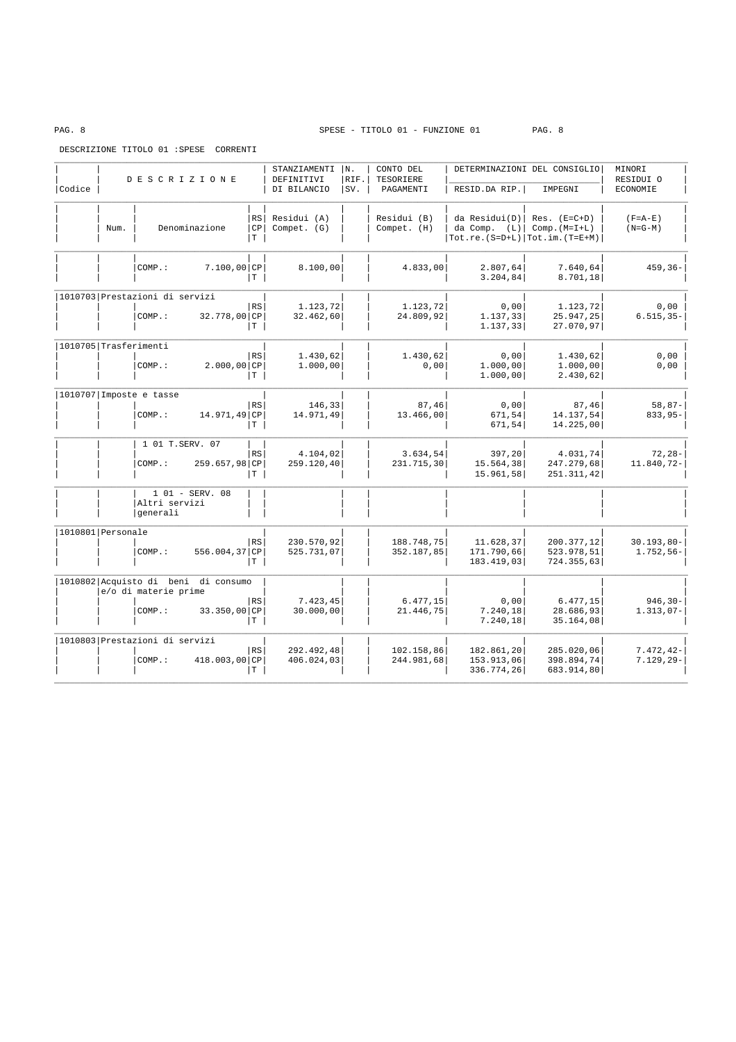SPESE - TITOLO 01 - FUNZIONE 01

DESCRIZIONE TITOLO 01 :SPESE CORRENTI

| Codice | Num. | DESCRIZIONE / Denominazione | | RS/CP/T | STANZIAMENTI DEFINITIVI DI BILANCIO Residui (A) Compet. (G) | N. RIF. SV. | CONTO DEL TESORIERE PAGAMENTI Residui (B) Compet. (H) | DETERMINAZIONI DEL CONSIGLIO RESID.DA RIP. da Residui(D) da Comp. (L) Tot.re.(S=D+L) | IMPEGNI Res. (E=C+D) Comp.(M=I+L) Tot.im.(T=E+M) | MINORI RESIDUI O ECONOMIE (F=A-E) (N=G-M) |
|---|---|---|---|---|---|---|---|---|---|---|
| | | COMP.: | 7.100,00 | CP | 8.100,00 | | 4.833,00 | 2.807,64 | 7.640,64 | 459,36- |
| | | | | T | | | | 3.204,84 | 8.701,18 | |
| 1010703 | Prestazioni di servizi | | | | | | | | | |
| | | | | RS | 1.123,72 | | 1.123,72 | 0,00 | 1.123,72 | 0,00 |
| | | COMP.: | 32.778,00 | CP | 32.462,60 | | 24.809,92 | 1.137,33 | 25.947,25 | 6.515,35- |
| | | | | T | | | | 1.137,33 | 27.070,97 | |
| 1010705 | Trasferimenti | | | | | | | | | |
| | | | | RS | 1.430,62 | | 1.430,62 | 0,00 | 1.430,62 | 0,00 |
| | | COMP.: | 2.000,00 | CP | 1.000,00 | | 0,00 | 1.000,00 | 1.000,00 | 0,00 |
| | | | | T | | | | 1.000,00 | 2.430,62 | |
| 1010707 | Imposte e tasse | | | | | | | | | |
| | | | | RS | 146,33 | | 87,46 | 0,00 | 87,46 | 58,87- |
| | | COMP.: | 14.971,49 | CP | 14.971,49 | | 13.466,00 | 671,54 | 14.137,54 | 833,95- |
| | | | | T | | | | 671,54 | 14.225,00 | |
| | | 1 01 T.SERV. 07 | | | | | | | | |
| | | | | RS | 4.104,02 | | 3.634,54 | 397,20 | 4.031,74 | 72,28- |
| | | COMP.: | 259.657,98 | CP | 259.120,40 | | 231.715,30 | 15.564,38 | 247.279,68 | 11.840,72- |
| | | | | T | | | | 15.961,58 | 251.311,42 | |
| | | 1 01 - SERV. 08 Altri servizi generali | | | | | | | | |
| 1010801 | Personale | | | | | | | | | |
| | | | | RS | 230.570,92 | | 188.748,75 | 11.628,37 | 200.377,12 | 30.193,80- |
| | | COMP.: | 556.004,37 | CP | 525.731,07 | | 352.187,85 | 171.790,66 | 523.978,51 | 1.752,56- |
| | | | | T | | | | 183.419,03 | 724.355,63 | |
| 1010802 | Acquisto di beni di consumo e/o di materie prime | | | | | | | | | |
| | | | | RS | 7.423,45 | | 6.477,15 | 0,00 | 6.477,15 | 946,30- |
| | | COMP.: | 33.350,00 | CP | 30.000,00 | | 21.446,75 | 7.240,18 | 28.686,93 | 1.313,07- |
| | | | | T | | | | 7.240,18 | 35.164,08 | |
| 1010803 | Prestazioni di servizi | | | | | | | | | |
| | | | | RS | 292.492,48 | | 102.158,86 | 182.861,20 | 285.020,06 | 7.472,42- |
| | | COMP.: | 418.003,00 | CP | 406.024,03 | | 244.981,68 | 153.913,06 | 398.894,74 | 7.129,29- |
| | | | | T | | | | 336.774,26 | 683.914,80 | |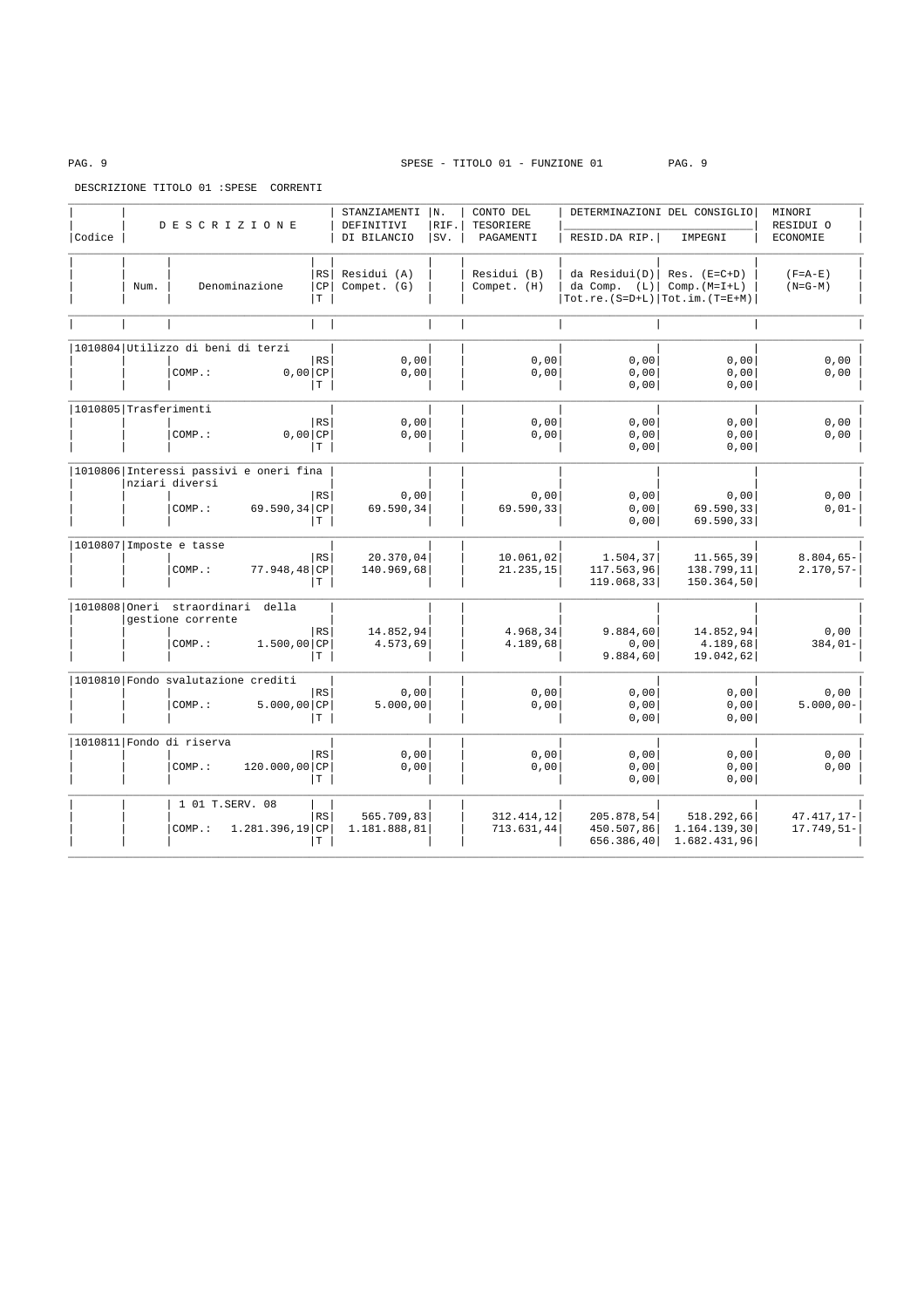SPESE - TITOLO 01 - FUNZIONE 01

DESCRIZIONE TITOLO 01 :SPESE CORRENTI

| Codice | Num. | Denominazione | | STANZIAMENTI DEFINITIVI DI BILANCIO Residui (A) Compet. (G) | N. RIF. SV. | CONTO DEL TESORIERE PAGAMENTI Residui (B) Compet. (H) | DETERMINAZIONI DEL CONSIGLIO RESID.DA RIP. da Residui(D) da Comp. (L) Tot.re.(S=D+L) | IMPEGNI Res. (E=C+D) Comp.(M=I+L) Tot.im.(T=E+M) | MINORI RESIDUI O ECONOMIE (F=A-E) (N=G-M) |
|---|---|---|---|---|---|---|---|---|---|
| 1010804 | Utilizzo di beni di terzi | | RS | 0,00 | | 0,00 | 0,00 | 0,00 | 0,00 |
| | | COMP.: 0,00 | CP | 0,00 | | 0,00 | 0,00 | 0,00 | 0,00 |
| | | | T | | | | 0,00 | 0,00 | |
| 1010805 | Trasferimenti | | RS | 0,00 | | 0,00 | 0,00 | 0,00 | 0,00 |
| | | COMP.: 0,00 | CP | 0,00 | | 0,00 | 0,00 | 0,00 | 0,00 |
| | | | T | | | | 0,00 | 0,00 | |
| 1010806 | Interessi passivi e oneri finanziari diversi | | RS | 0,00 | | 0,00 | 0,00 | 0,00 | 0,00 |
| | | COMP.: 69.590,34 | CP | 69.590,34 | | 69.590,33 | 0,00 | 69.590,33 | 0,01- |
| | | | T | | | | 0,00 | 69.590,33 | |
| 1010807 | Imposte e tasse | | RS | 20.370,04 | | 10.061,02 | 1.504,37 | 11.565,39 | 8.804,65- |
| | | COMP.: 77.948,48 | CP | 140.969,68 | | 21.235,15 | 117.563,96 | 138.799,11 | 2.170,57- |
| | | | T | | | | 119.068,33 | 150.364,50 | |
| 1010808 | Oneri straordinari della gestione corrente | | RS | 14.852,94 | | 4.968,34 | 9.884,60 | 14.852,94 | 0,00 |
| | | COMP.: 1.500,00 | CP | 4.573,69 | | 4.189,68 | 0,00 | 4.189,68 | 384,01- |
| | | | T | | | | 9.884,60 | 19.042,62 | |
| 1010810 | Fondo svalutazione crediti | | RS | 0,00 | | 0,00 | 0,00 | 0,00 | 0,00 |
| | | COMP.: 5.000,00 | CP | 5.000,00 | | 0,00 | 0,00 | 0,00 | 5.000,00- |
| | | | T | | | | 0,00 | 0,00 | |
| 1010811 | Fondo di riserva | | RS | 0,00 | | 0,00 | 0,00 | 0,00 | 0,00 |
| | | COMP.: 120.000,00 | CP | 0,00 | | 0,00 | 0,00 | 0,00 | 0,00 |
| | | | T | | | | 0,00 | 0,00 | |
| | | 1 01 T.SERV. 08 | RS | 565.709,83 | | 312.414,12 | 205.878,54 | 518.292,66 | 47.417,17- |
| | | COMP.: 1.281.396,19 | CP | 1.181.888,81 | | 713.631,44 | 450.507,86 | 1.164.139,30 | 17.749,51- |
| | | | T | | | | 656.386,40 | 1.682.431,96 | |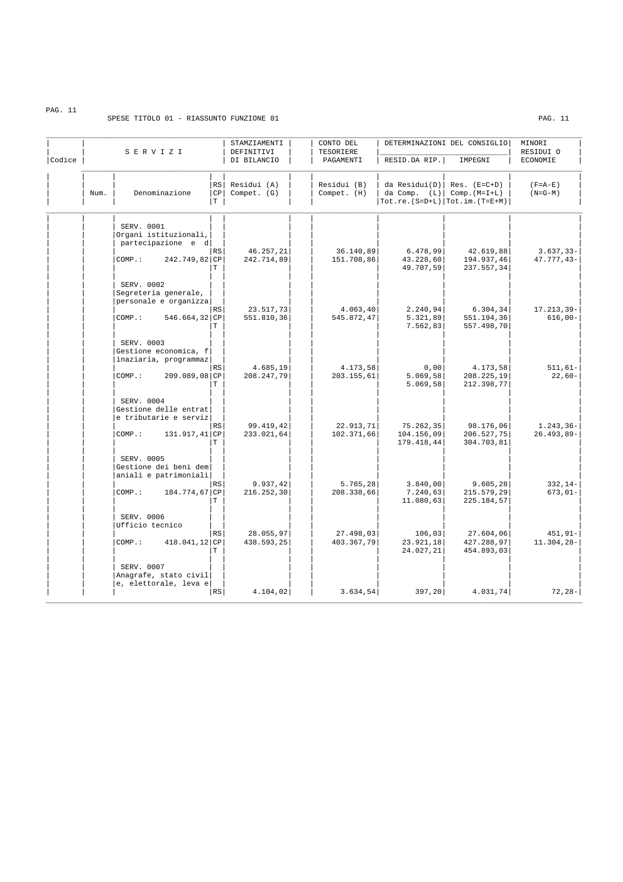SPESE TITOLO 01 - RIASSUNTO FUNZIONE 01

| Codice | Num. | SERVIZI Denominazione | | STANZIAMENTI DEFINITIVI DI BILANCIO Residui (A) Compet. (G) | CONTO DEL TESORIERE PAGAMENTI Residui (B) Compet. (H) | DETERMINAZIONI DEL CONSIGLIO RESID.DA RIP. da Residui(D) da Comp. (L) Tot.re.(S=D+L) | IMPEGNI Res. (E=C+D) Comp.(M=I+L) Tot.im.(T=E+M) | MINORI RESIDUI O ECONOMIE (F=A-E) (N=G-M) |
|---|---|---|---|---|---|---|---|---|
| | | SERV. 0001 Organi istituzionali, partecipazione e d | RS | 46.257,21 | 36.140,89 | 6.478,99 | 42.619,88 | 3.637,33- |
| | | COMP.: 242.749,82 | CP | 242.714,89 | 151.708,86 | 43.228,60 | 194.937,46 | 47.777,43- |
| | | | T | | | 49.707,59 | 237.557,34 | |
| | | SERV. 0002 Segreteria generale, personale e organizza | RS | 23.517,73 | 4.063,40 | 2.240,94 | 6.304,34 | 17.213,39- |
| | | COMP.: 546.664,32 | CP | 551.810,36 | 545.872,47 | 5.321,89 | 551.194,36 | 616,00- |
| | | | T | | | 7.562,83 | 557.498,70 | |
| | | SERV. 0003 Gestione economica, finaziaria, programmaz | RS | 4.685,19 | 4.173,58 | 0,00 | 4.173,58 | 511,61- |
| | | COMP.: 209.089,08 | CP | 208.247,79 | 203.155,61 | 5.069,58 | 208.225,19 | 22,60- |
| | | | T | | | 5.069,58 | 212.398,77 | |
| | | SERV. 0004 Gestione delle entrate tributarie e serviz | RS | 99.419,42 | 22.913,71 | 75.262,35 | 98.176,06 | 1.243,36- |
| | | COMP.: 131.917,41 | CP | 233.021,64 | 102.371,66 | 104.156,09 | 206.527,75 | 26.493,89- |
| | | | T | | | 179.418,44 | 304.703,81 | |
| | | SERV. 0005 Gestione dei beni demaniali e patrimoniali | RS | 9.937,42 | 5.765,28 | 3.840,00 | 9.605,28 | 332,14- |
| | | COMP.: 184.774,67 | CP | 216.252,30 | 208.338,66 | 7.240,63 | 215.579,29 | 673,01- |
| | | | T | | | 11.080,63 | 225.184,57 | |
| | | SERV. 0006 Ufficio tecnico | RS | 28.055,97 | 27.498,03 | 106,03 | 27.604,06 | 451,91- |
| | | COMP.: 418.041,12 | CP | 438.593,25 | 403.367,79 | 23.921,18 | 427.288,97 | 11.304,28- |
| | | | T | | | 24.027,21 | 454.893,03 | |
| | | SERV. 0007 Anagrafe, stato civile, elettorale, leva e | RS | 4.104,02 | 3.634,54 | 397,20 | 4.031,74 | 72,28- |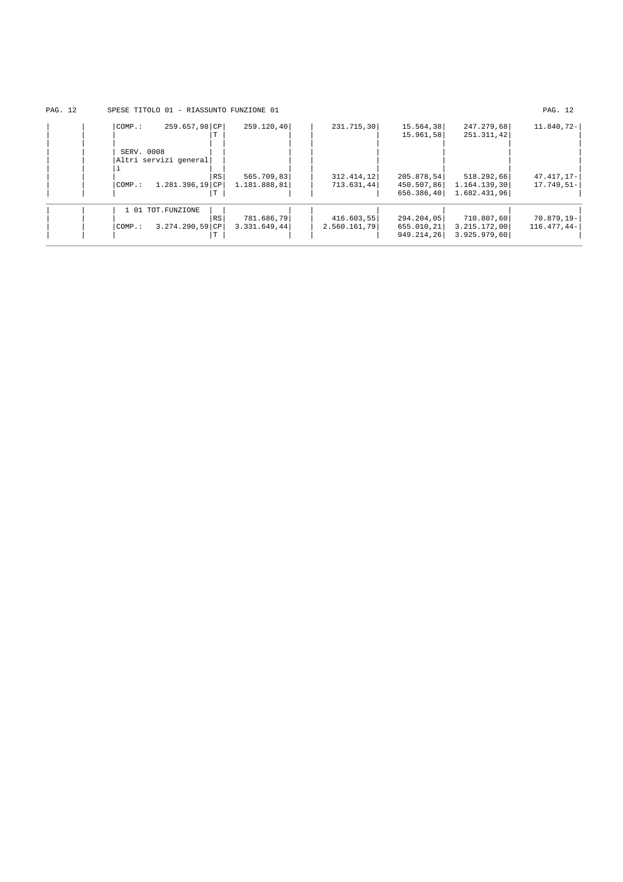SPESE TITOLO 01 - RIASSUNTO FUNZIONE 01

| | | | | | | | | | |
|---|---|---|---|---|---|---|---|---|---|
| | | COMP.: 259.657,98 | CP | 259.120,40 | | 231.715,30 | 15.564,38 | 247.279,68 | 11.840,72- |
| | | | T | | | | 15.961,58 | 251.311,42 | |
| | | SERV. 0008 Altri servizi generali | | | | | | | |
| | | | RS | 565.709,83 | | 312.414,12 | 205.878,54 | 518.292,66 | 47.417,17- |
| | | COMP.: 1.281.396,19 | CP | 1.181.888,81 | | 713.631,44 | 450.507,86 | 1.164.139,30 | 17.749,51- |
| | | | T | | | | 656.386,40 | 1.682.431,96 | |
| | | 1 01 TOT.FUNZIONE | | | | | | | |
| | | | RS | 781.686,79 | | 416.603,55 | 294.204,05 | 710.807,60 | 70.879,19- |
| | | COMP.: 3.274.290,59 | CP | 3.331.649,44 | | 2.560.161,79 | 655.010,21 | 3.215.172,00 | 116.477,44- |
| | | | T | | | | 949.214,26 | 3.925.979,60 | |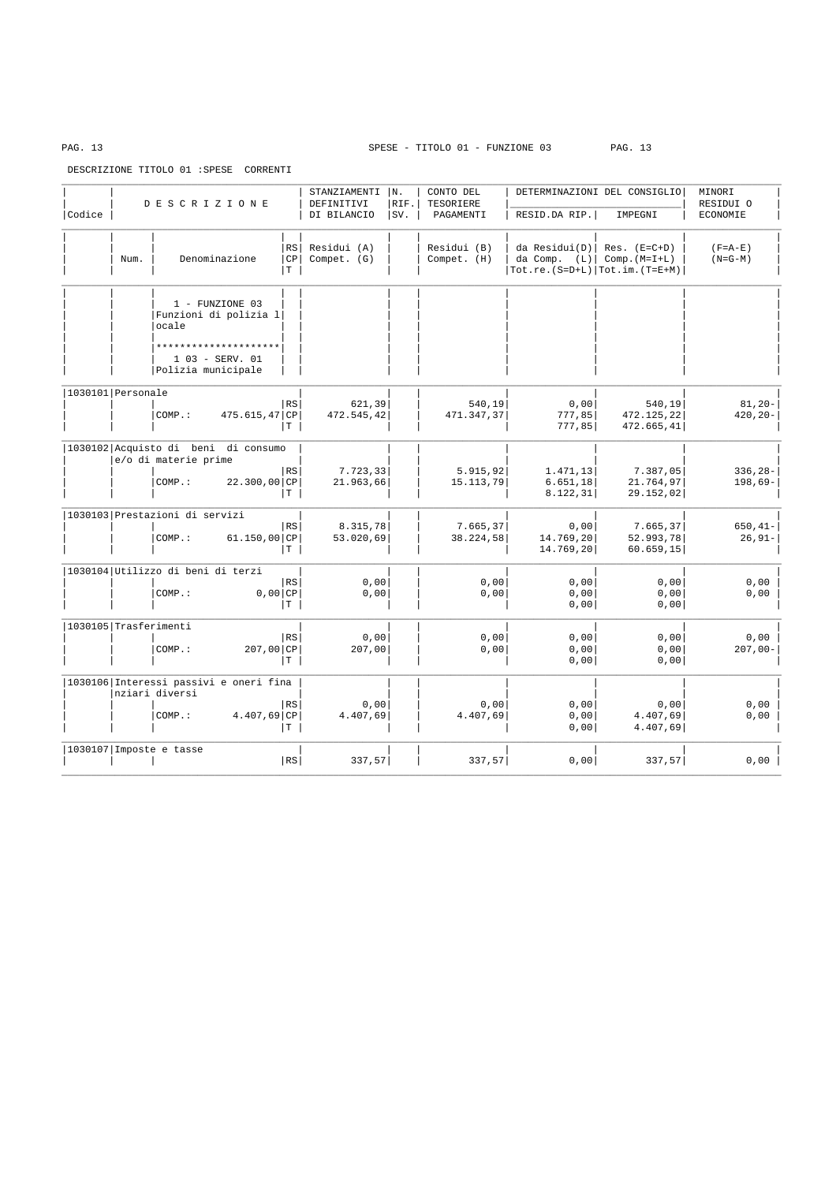SPESE - TITOLO 01 - FUNZIONE 03

DESCRIZIONE TITOLO 01 :SPESE CORRENTI

| Codice | Num. | DESCRIZIONE Denominazione | RS/CP/T | STANZIAMENTI DEFINITIVI DI BILANCIO Residui (A) Compet. (G) | N. RIF. SV. | CONTO DEL TESORIERE PAGAMENTI Residui (B) Compet. (H) | DETERMINAZIONI DEL CONSIGLIO RESID.DA RIP. da Residui(D) da Comp. (L) Tot.re.(S=D+L) | IMPEGNI Res. (E=C+D) Comp.(M=I+L) Tot.im.(T=E+M) | MINORI RESIDUI O ECONOMIE (F=A-E) (N=G-M) |
|---|---|---|---|---|---|---|---|---|---|
| | | 1 - FUNZIONE 03 Funzioni di polizia locale | | | | | | | |
| | | ********************* | | | | | | | |
| | | 1 03 - SERV. 01 Polizia municipale | | | | | | | |
| 1030101 | | Personale | RS | 621,39 | | 540,19 | 0,00 | 540,19 | 81,20- |
| | | COMP.: 475.615,47 | CP | 472.545,42 | | 471.347,37 | 777,85 | 472.125,22 | 420,20- |
| | | | T | | | | 777,85 | 472.665,41 | |
| 1030102 | | Acquisto di beni di consumo e/o di materie prime | RS | 7.723,33 | | 5.915,92 | 1.471,13 | 7.387,05 | 336,28- |
| | | COMP.: 22.300,00 | CP | 21.963,66 | | 15.113,79 | 6.651,18 | 21.764,97 | 198,69- |
| | | | T | | | | 8.122,31 | 29.152,02 | |
| 1030103 | | Prestazioni di servizi | RS | 8.315,78 | | 7.665,37 | 0,00 | 7.665,37 | 650,41- |
| | | COMP.: 61.150,00 | CP | 53.020,69 | | 38.224,58 | 14.769,20 | 52.993,78 | 26,91- |
| | | | T | | | | 14.769,20 | 60.659,15 | |
| 1030104 | | Utilizzo di beni di terzi | RS | 0,00 | | 0,00 | 0,00 | 0,00 | 0,00 |
| | | COMP.: 0,00 | CP | 0,00 | | 0,00 | 0,00 | 0,00 | 0,00 |
| | | | T | | | | 0,00 | 0,00 | |
| 1030105 | | Trasferimenti | RS | 0,00 | | 0,00 | 0,00 | 0,00 | 0,00 |
| | | COMP.: 207,00 | CP | 207,00 | | 0,00 | 0,00 | 0,00 | 207,00- |
| | | | T | | | | 0,00 | 0,00 | |
| 1030106 | | Interessi passivi e oneri finanziari diversi | RS | 0,00 | | 0,00 | 0,00 | 0,00 | 0,00 |
| | | COMP.: 4.407,69 | CP | 4.407,69 | | 4.407,69 | 0,00 | 4.407,69 | 0,00 |
| | | | T | | | | 0,00 | 4.407,69 | |
| 1030107 | | Imposte e tasse | RS | 337,57 | | 337,57 | 0,00 | 337,57 | 0,00 |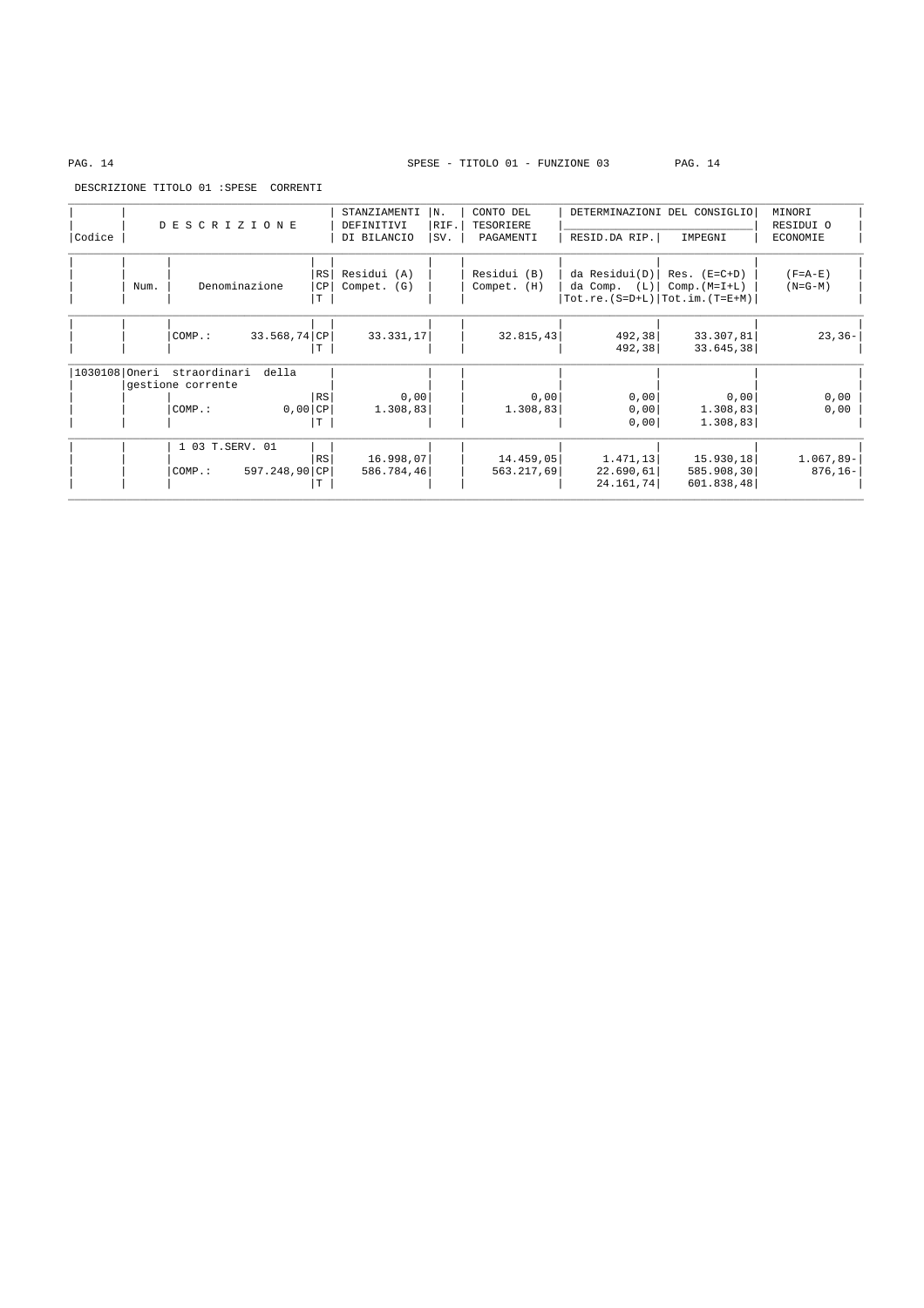SPESE - TITOLO 01 - FUNZIONE 03

DESCRIZIONE TITOLO 01 :SPESE CORRENTI

| Codice | Num. | DESCRIZIONE / Denominazione | RS/CP/T | STANZIAMENTI DEFINITIVI DI BILANCIO Residui (A) Compet. (G) | N. RIF. SV. | CONTO DEL TESORIERE PAGAMENTI Residui (B) Compet. (H) | DETERMINAZIONI DEL CONSIGLIO RESID.DA RIP. da Residui(D) da Comp. (L) Tot.re.(S=D+L) | IMPEGNI Res. (E=C+D) Comp.(M=I+L) Tot.im.(T=E+M) | MINORI RESIDUI O ECONOMIE (F=A-E) (N=G-M) |
|---|---|---|---|---|---|---|---|---|---|
| | | COMP.: 33.568,74 | CP | 33.331,17 | | 32.815,43 | 492,38 | 33.307,81 | 23,36- |
| | | | T | | | | 492,38 | 33.645,38 | |
| 1030108 | | Oneri straordinari della gestione corrente | | | | | | | |
| | | | RS | 0,00 | | 0,00 | 0,00 | 0,00 | 0,00 |
| | | COMP.: 0,00 | CP | 1.308,83 | | 1.308,83 | 0,00 | 1.308,83 | 0,00 |
| | | | T | | | | 0,00 | 1.308,83 | |
| | | 1 03 T.SERV. 01 | | | | | | | |
| | | | RS | 16.998,07 | | 14.459,05 | 1.471,13 | 15.930,18 | 1.067,89- |
| | | COMP.: 597.248,90 | CP | 586.784,46 | | 563.217,69 | 22.690,61 | 585.908,30 | 876,16- |
| | | | T | | | | 24.161,74 | 601.838,48 | |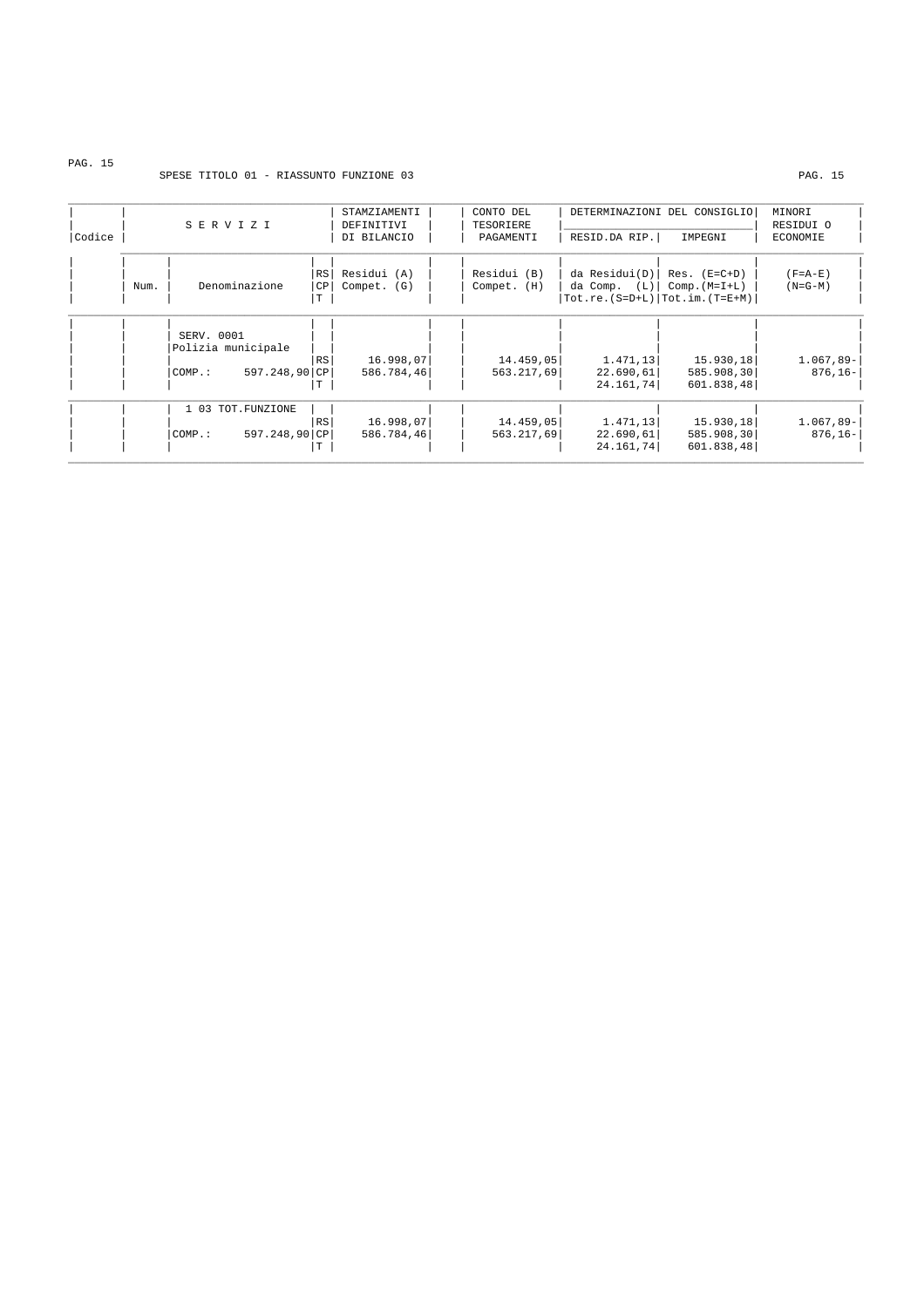SPESE TITOLO 01 - RIASSUNTO FUNZIONE 03

| Codice | Num. | SERVIZI Denominazione | | STAMZIAMENTI DEFINITIVI DI BILANCIO Residui (A) Compet. (G) | CONTO DEL TESORIERE PAGAMENTI Residui (B) Compet. (H) | DETERMINAZIONI DEL CONSIGLIO RESID.DA RIP. da Residui(D) da Comp. (L) Tot.re.(S=D+L) | DETERMINAZIONI DEL CONSIGLIO IMPEGNI Res. (E=C+D) Comp.(M=I+L) Tot.im.(T=E+M) | MINORI RESIDUI O ECONOMIE (F=A-E) (N=G-M) |
|---|---|---|---|---|---|---|---|---|
| | | SERV. 0001 Polizia municipale | | | | | | |
| | | | RS | 16.998,07 | 14.459,05 | 1.471,13 | 15.930,18 | 1.067,89- |
| | | COMP.: 597.248,90 | CP | 586.784,46 | 563.217,69 | 22.690,61 | 585.908,30 | 876,16- |
| | | | T | | | 24.161,74 | 601.838,48 | |
| | | 1 03 TOT.FUNZIONE | | | | | | |
| | | | RS | 16.998,07 | 14.459,05 | 1.471,13 | 15.930,18 | 1.067,89- |
| | | COMP.: 597.248,90 | CP | 586.784,46 | 563.217,69 | 22.690,61 | 585.908,30 | 876,16- |
| | | | T | | | 24.161,74 | 601.838,48 | |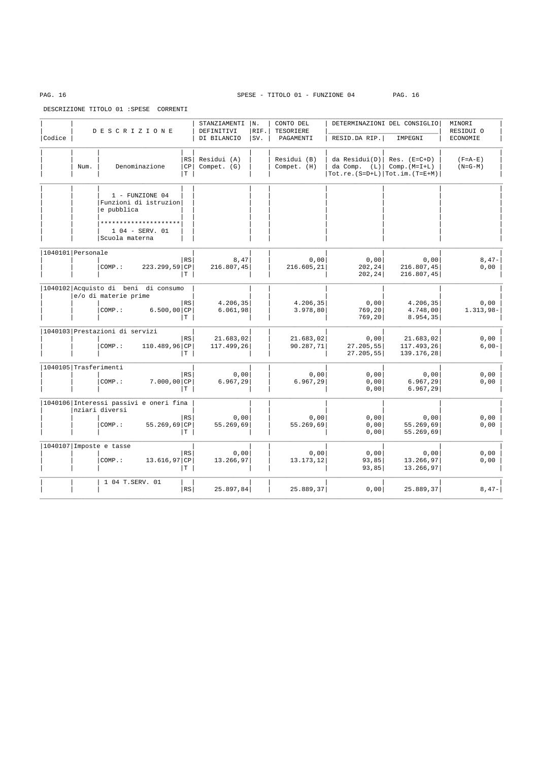SPESE - TITOLO 01 - FUNZIONE 04

DESCRIZIONE TITOLO 01 :SPESE CORRENTI

| Codice | Num. | D E S C R I Z I O N E<br>Denominazione | RS/CP/T | STANZIAMENTI DEFINITIVI DI BILANCIO<br>Residui (A)<br>Compet. (G) | N. RIF. SV. | CONTO DEL TESORIERE PAGAMENTI<br>Residui (B)<br>Compet. (H) | DETERMINAZIONI DEL CONSIGLIO RESID.DA RIP.<br>da Residui(D)<br>da Comp. (L)<br>Tot.re.(S=D+L) | DETERMINAZIONI DEL CONSIGLIO IMPEGNI<br>Res. (E=C+D)<br>Comp.(M=I+L)<br>Tot.im.(T=E+M) | MINORI RESIDUI O ECONOMIE<br>(F=A-E)<br>(N=G-M) |
|---|---|---|---|---|---|---|---|---|---|
| | | 1 - FUNZIONE 04<br>Funzioni di istruzione pubblica<br>*********************<br>1 04 - SERV. 01<br>Scuola materna | | | | | | | |
| 1040101 | | Personale | RS | 8,47 | | 0,00 | 0,00 | 0,00 | 8,47- |
| | | COMP.: 223.299,59 | CP | 216.807,45 | | 216.605,21 | 202,24 | 216.807,45 | 0,00 |
| | | | T | | | | 202,24 | 216.807,45 | |
| 1040102 | | Acquisto di beni di consumo e/o di materie prime | RS | 4.206,35 | | 4.206,35 | 0,00 | 4.206,35 | 0,00 |
| | | COMP.: 6.500,00 | CP | 6.061,98 | | 3.978,80 | 769,20 | 4.748,00 | 1.313,98- |
| | | | T | | | | 769,20 | 8.954,35 | |
| 1040103 | | Prestazioni di servizi | RS | 21.683,02 | | 21.683,02 | 0,00 | 21.683,02 | 0,00 |
| | | COMP.: 110.489,96 | CP | 117.499,26 | | 90.287,71 | 27.205,55 | 117.493,26 | 6,00- |
| | | | T | | | | 27.205,55 | 139.176,28 | |
| 1040105 | | Trasferimenti | RS | 0,00 | | 0,00 | 0,00 | 0,00 | 0,00 |
| | | COMP.: 7.000,00 | CP | 6.967,29 | | 6.967,29 | 0,00 | 6.967,29 | 0,00 |
| | | | T | | | | 0,00 | 6.967,29 | |
| 1040106 | | Interessi passivi e oneri finanziari diversi | RS | 0,00 | | 0,00 | 0,00 | 0,00 | 0,00 |
| | | COMP.: 55.269,69 | CP | 55.269,69 | | 55.269,69 | 0,00 | 55.269,69 | 0,00 |
| | | | T | | | | 0,00 | 55.269,69 | |
| 1040107 | | Imposte e tasse | RS | 0,00 | | 0,00 | 0,00 | 0,00 | 0,00 |
| | | COMP.: 13.616,97 | CP | 13.266,97 | | 13.173,12 | 93,85 | 13.266,97 | 0,00 |
| | | | T | | | | 93,85 | 13.266,97 | |
| | | 1 04 T.SERV. 01 | RS | 25.897,84 | | 25.889,37 | 0,00 | 25.889,37 | 8,47- |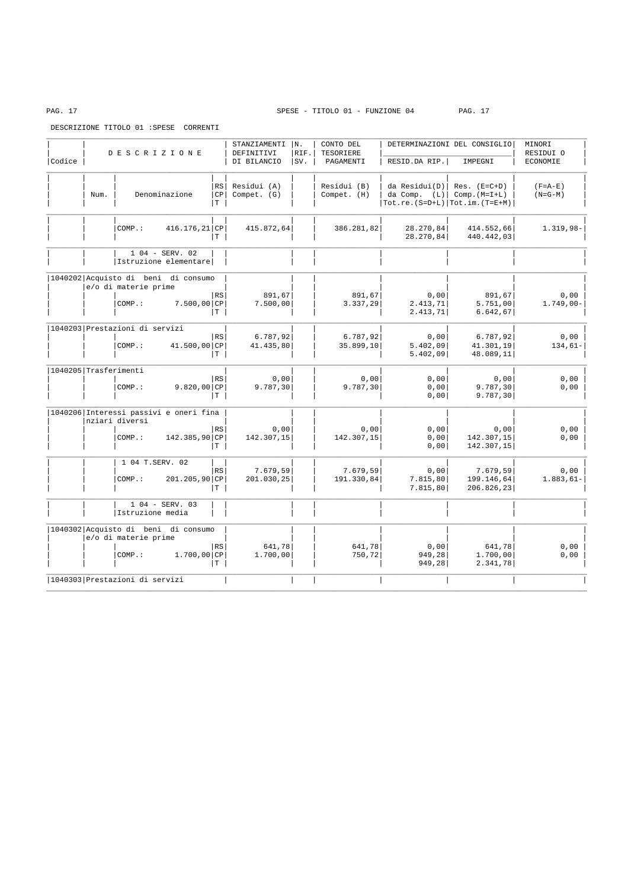SPESE - TITOLO 01 - FUNZIONE 04

DESCRIZIONE TITOLO 01 :SPESE CORRENTI

| Codice | D E S C R I Z I O N E | | | STANZIAMENTI DEFINITIVI DI BILANCIO | N. RIF. SV. | CONTO DEL TESORIERE PAGAMENTI | DETERMINAZIONI DEL CONSIGLIO | | MINORI RESIDUI O ECONOMIE |
|---|---|---|---|---|---|---|---|---|---|
| | | | | | | | RESID.DA RIP. | IMPEGNI | |
| | Num. | Denominazione | RS/CP/T | Residui (A) / Compet. (G) | | Residui (B) / Compet. (H) | da Residui(D) / da Comp. (L) / Tot.re.(S=D+L) | Res. (E=C+D) / Comp.(M=I+L) / Tot.im.(T=E+M) | (F=A-E) / (N=G-M) |
| | | COMP.: 416.176,21 | CP | 415.872,64 | | 386.281,82 | 28.270,84 | 414.552,66 | 1.319,98- |
| | | | T | | | | 28.270,84 | 440.442,03 | |
| | | 1 04 - SERV. 02 Istruzione elementare | | | | | | | |
| 1040202 | Acquisto di beni di consumo e/o di materie prime | | RS | 891,67 | | 891,67 | 0,00 | 891,67 | 0,00 |
| | | COMP.: 7.500,00 | CP | 7.500,00 | | 3.337,29 | 2.413,71 | 5.751,00 | 1.749,00- |
| | | | T | | | | 2.413,71 | 6.642,67 | |
| 1040203 | Prestazioni di servizi | | RS | 6.787,92 | | 6.787,92 | 0,00 | 6.787,92 | 0,00 |
| | | COMP.: 41.500,00 | CP | 41.435,80 | | 35.899,10 | 5.402,09 | 41.301,19 | 134,61- |
| | | | T | | | | 5.402,09 | 48.089,11 | |
| 1040205 | Trasferimenti | | RS | 0,00 | | 0,00 | 0,00 | 0,00 | 0,00 |
| | | COMP.: 9.820,00 | CP | 9.787,30 | | 9.787,30 | 0,00 | 9.787,30 | 0,00 |
| | | | T | | | | 0,00 | 9.787,30 | |
| 1040206 | Interessi passivi e oneri finanziari diversi | | RS | 0,00 | | 0,00 | 0,00 | 0,00 | 0,00 |
| | | COMP.: 142.385,90 | CP | 142.307,15 | | 142.307,15 | 0,00 | 142.307,15 | 0,00 |
| | | | T | | | | 0,00 | 142.307,15 | |
| | | 1 04 T.SERV. 02 | RS | 7.679,59 | | 7.679,59 | 0,00 | 7.679,59 | 0,00 |
| | | COMP.: 201.205,90 | CP | 201.030,25 | | 191.330,84 | 7.815,80 | 199.146,64 | 1.883,61- |
| | | | T | | | | 7.815,80 | 206.826,23 | |
| | | 1 04 - SERV. 03 Istruzione media | | | | | | | |
| 1040302 | Acquisto di beni di consumo e/o di materie prime | | RS | 641,78 | | 641,78 | 0,00 | 641,78 | 0,00 |
| | | COMP.: 1.700,00 | CP | 1.700,00 | | 750,72 | 949,28 | 1.700,00 | 0,00 |
| | | | T | | | | 949,28 | 2.341,78 | |
| 1040303 | Prestazioni di servizi | | | | | | | | |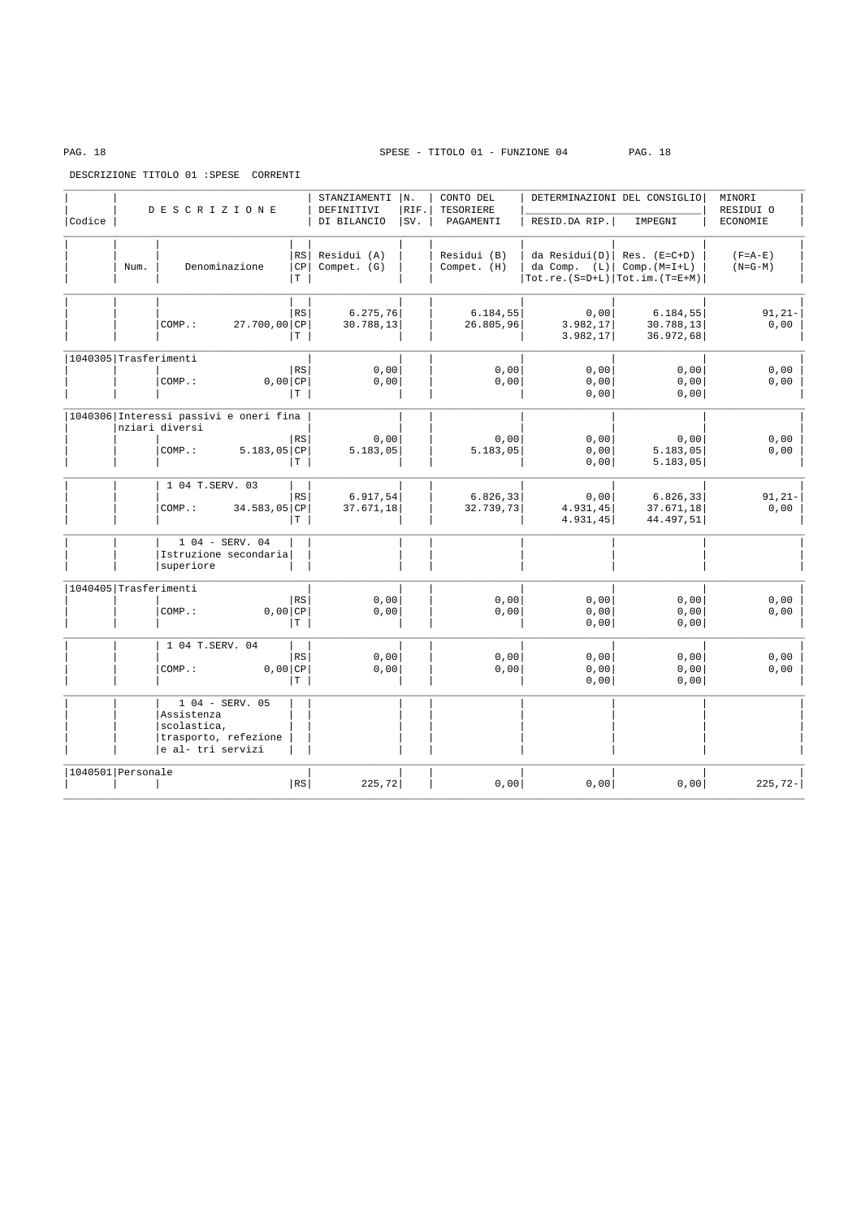SPESE - TITOLO 01 - FUNZIONE 04

DESCRIZIONE TITOLO 01 :SPESE CORRENTI

| Codice | Num. | D E S C R I Z I O N E<br>Denominazione | | STANZIAMENTI DEFINITIVI DI BILANCIO<br>Residui (A)<br>Compet. (G) | N. RIF. SV. | CONTO DEL TESORIERE PAGAMENTI<br>Residui (B)<br>Compet. (H) | DETERMINAZIONI DEL CONSIGLIO RESID.DA RIP.<br>da Residui(D)<br>da Comp. (L)<br>Tot.re.(S=D+L) | IMPEGNI<br>Res. (E=C+D)<br>Comp.(M=I+L)<br>Tot.im.(T=E+M) | MINORI RESIDUI O ECONOMIE<br>(F=A-E)<br>(N=G-M) |
|---|---|---|---|---|---|---|---|---|---|
| | | | RS | 6.275,76 | | 6.184,55 | 0,00 | 6.184,55 | 91,21- |
| | | COMP.: 27.700,00 | CP | 30.788,13 | | 26.805,96 | 3.982,17 | 30.788,13 | 0,00 |
| | | | T | | | | 3.982,17 | 36.972,68 | |
| 1040305 | | Trasferimenti | | | | | | | |
| | | | RS | 0,00 | | 0,00 | 0,00 | 0,00 | 0,00 |
| | | COMP.: 0,00 | CP | 0,00 | | 0,00 | 0,00 | 0,00 | 0,00 |
| | | | T | | | | 0,00 | 0,00 | |
| 1040306 | | Interessi passivi e oneri finanziari diversi | | | | | | | |
| | | | RS | 0,00 | | 0,00 | 0,00 | 0,00 | 0,00 |
| | | COMP.: 5.183,05 | CP | 5.183,05 | | 5.183,05 | 0,00 | 5.183,05 | 0,00 |
| | | | T | | | | 0,00 | 5.183,05 | |
| | | 1 04 T.SERV. 03 | | | | | | | |
| | | | RS | 6.917,54 | | 6.826,33 | 0,00 | 6.826,33 | 91,21- |
| | | COMP.: 34.583,05 | CP | 37.671,18 | | 32.739,73 | 4.931,45 | 37.671,18 | 0,00 |
| | | | T | | | | 4.931,45 | 44.497,51 | |
| | | 1 04 - SERV. 04 Istruzione secondaria superiore | | | | | | | |
| 1040405 | | Trasferimenti | | | | | | | |
| | | | RS | 0,00 | | 0,00 | 0,00 | 0,00 | 0,00 |
| | | COMP.: 0,00 | CP | 0,00 | | 0,00 | 0,00 | 0,00 | 0,00 |
| | | | T | | | | 0,00 | 0,00 | |
| | | 1 04 T.SERV. 04 | | | | | | | |
| | | | RS | 0,00 | | 0,00 | 0,00 | 0,00 | 0,00 |
| | | COMP.: 0,00 | CP | 0,00 | | 0,00 | 0,00 | 0,00 | 0,00 |
| | | | T | | | | 0,00 | 0,00 | |
| | | 1 04 - SERV. 05 Assistenza scolastica, trasporto, refezione e al- tri servizi | | | | | | | |
| 1040501 | | Personale | | | | | | | |
| | | | RS | 225,72 | | 0,00 | 0,00 | 0,00 | 225,72- |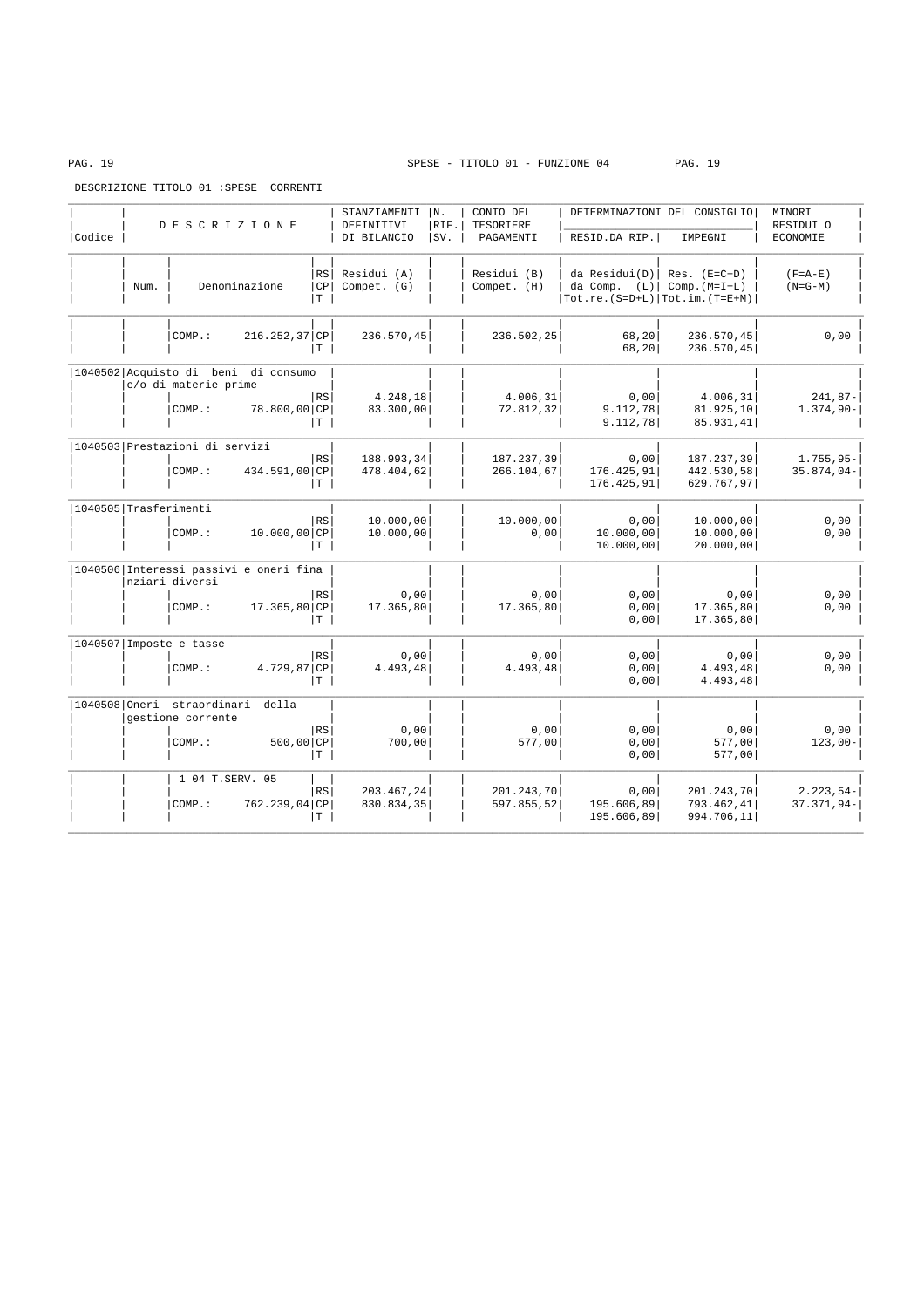SPESE - TITOLO 01 - FUNZIONE 04

DESCRIZIONE TITOLO 01 :SPESE CORRENTI

| Codice | D E S C R I Z I O N E | | | STANZIAMENTI DEFINITIVI DI BILANCIO | N. RIF. SV. | CONTO DEL TESORIERE PAGAMENTI | DETERMINAZIONI DEL CONSIGLIO RESID.DA RIP. | IMPEGNI | MINORI RESIDUI O ECONOMIE |
|---|---|---|---|---|---|---|---|---|---|
| | Num. | Denominazione | RS / CP / T | Residui (A) / Compet. (G) | | Residui (B) / Compet. (H) | da Residui(D) / da Comp. (L) / Tot.re.(S=D+L) | Res. (E=C+D) / Comp.(M=I+L) / Tot.im.(T=E+M) | (F=A-E) / (N=G-M) |
| | | COMP.: 216.252,37 | CP | 236.570,45 | | 236.502,25 | 68,20 | 236.570,45 | 0,00 |
| | | | T | | | | 68,20 | 236.570,45 | |
| 1040502 | Acquisto di beni di consumo e/o di materie prime | | RS | 4.248,18 | | 4.006,31 | 0,00 | 4.006,31 | 241,87- |
| | | COMP.: 78.800,00 | CP | 83.300,00 | | 72.812,32 | 9.112,78 | 81.925,10 | 1.374,90- |
| | | | T | | | | 9.112,78 | 85.931,41 | |
| 1040503 | Prestazioni di servizi | | RS | 188.993,34 | | 187.237,39 | 0,00 | 187.237,39 | 1.755,95- |
| | | COMP.: 434.591,00 | CP | 478.404,62 | | 266.104,67 | 176.425,91 | 442.530,58 | 35.874,04- |
| | | | T | | | | 176.425,91 | 629.767,97 | |
| 1040505 | Trasferimenti | | RS | 10.000,00 | | 10.000,00 | 0,00 | 10.000,00 | 0,00 |
| | | COMP.: 10.000,00 | CP | 10.000,00 | | 0,00 | 10.000,00 | 10.000,00 | 0,00 |
| | | | T | | | | 10.000,00 | 20.000,00 | |
| 1040506 | Interessi passivi e oneri finanziari diversi | | RS | 0,00 | | 0,00 | 0,00 | 0,00 | 0,00 |
| | | COMP.: 17.365,80 | CP | 17.365,80 | | 17.365,80 | 0,00 | 17.365,80 | 0,00 |
| | | | T | | | | 0,00 | 17.365,80 | |
| 1040507 | Imposte e tasse | | RS | 0,00 | | 0,00 | 0,00 | 0,00 | 0,00 |
| | | COMP.: 4.729,87 | CP | 4.493,48 | | 4.493,48 | 0,00 | 4.493,48 | 0,00 |
| | | | T | | | | 0,00 | 4.493,48 | |
| 1040508 | Oneri straordinari della gestione corrente | | RS | 0,00 | | 0,00 | 0,00 | 0,00 | 0,00 |
| | | COMP.: 500,00 | CP | 700,00 | | 577,00 | 0,00 | 577,00 | 123,00- |
| | | | T | | | | 0,00 | 577,00 | |
| | | 1 04 T.SERV. 05 | RS | 203.467,24 | | 201.243,70 | 0,00 | 201.243,70 | 2.223,54- |
| | | COMP.: 762.239,04 | CP | 830.834,35 | | 597.855,52 | 195.606,89 | 793.462,41 | 37.371,94- |
| | | | T | | | | 195.606,89 | 994.706,11 | |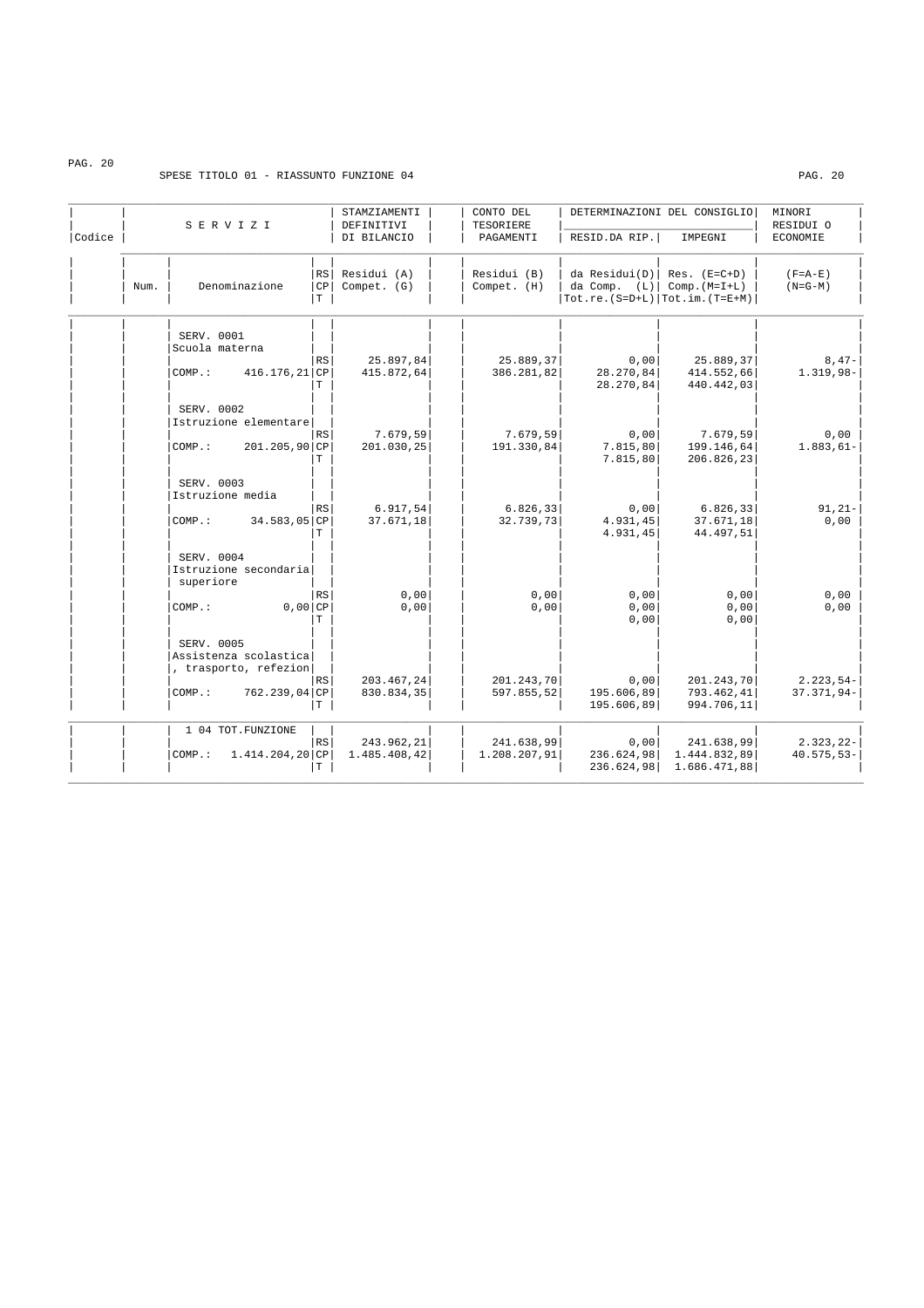SPESE TITOLO 01 - RIASSUNTO FUNZIONE 04

| Codice | Num. | SERVIZI Denominazione | | RS/CP/T | STANZIAMENTI DEFINITIVI DI BILANCIO Residui (A) Compet. (G) | CONTO DEL TESORIERE PAGAMENTI Residui (B) Compet. (H) | DETERMINAZIONI DEL CONSIGLIO RESID.DA RIP. da Residui(D) da Comp. (L) Tot.re.(S=D+L) | IMPEGNI Res. (E=C+D) Comp.(M=I+L) Tot.im.(T=E+M) | MINORI RESIDUI O ECONOMIE (F=A-E) (N=G-M) |
|---|---|---|---|---|---|---|---|---|---|
| | | SERV. 0001 Scuola materna | | RS | 25.897,84 | 25.889,37 | 0,00 | 25.889,37 | 8,47- |
| | | COMP.: | 416.176,21 | CP | 415.872,64 | 386.281,82 | 28.270,84 | 414.552,66 | 1.319,98- |
| | | | | T | | | 28.270,84 | 440.442,03 | |
| | | SERV. 0002 Istruzione elementare | | RS | 7.679,59 | 7.679,59 | 0,00 | 7.679,59 | 0,00 |
| | | COMP.: | 201.205,90 | CP | 201.030,25 | 191.330,84 | 7.815,80 | 199.146,64 | 1.883,61- |
| | | | | T | | | 7.815,80 | 206.826,23 | |
| | | SERV. 0003 Istruzione media | | RS | 6.917,54 | 6.826,33 | 0,00 | 6.826,33 | 91,21- |
| | | COMP.: | 34.583,05 | CP | 37.671,18 | 32.739,73 | 4.931,45 | 37.671,18 | 0,00 |
| | | | | T | | | 4.931,45 | 44.497,51 | |
| | | SERV. 0004 Istruzione secondaria superiore | | RS | 0,00 | 0,00 | 0,00 | 0,00 | 0,00 |
| | | COMP.: | 0,00 | CP | 0,00 | 0,00 | 0,00 | 0,00 | 0,00 |
| | | | | T | | | 0,00 | 0,00 | |
| | | SERV. 0005 Assistenza scolastica, trasporto, refezion | | RS | 203.467,24 | 201.243,70 | 0,00 | 201.243,70 | 2.223,54- |
| | | COMP.: | 762.239,04 | CP | 830.834,35 | 597.855,52 | 195.606,89 | 793.462,41 | 37.371,94- |
| | | | | T | | | 195.606,89 | 994.706,11 | |
| | | 1 04 TOT.FUNZIONE | | RS | 243.962,21 | 241.638,99 | 0,00 | 241.638,99 | 2.323,22- |
| | | COMP.: | 1.414.204,20 | CP | 1.485.408,42 | 1.208.207,91 | 236.624,98 | 1.444.832,89 | 40.575,53- |
| | | | | T | | | 236.624,98 | 1.686.471,88 | |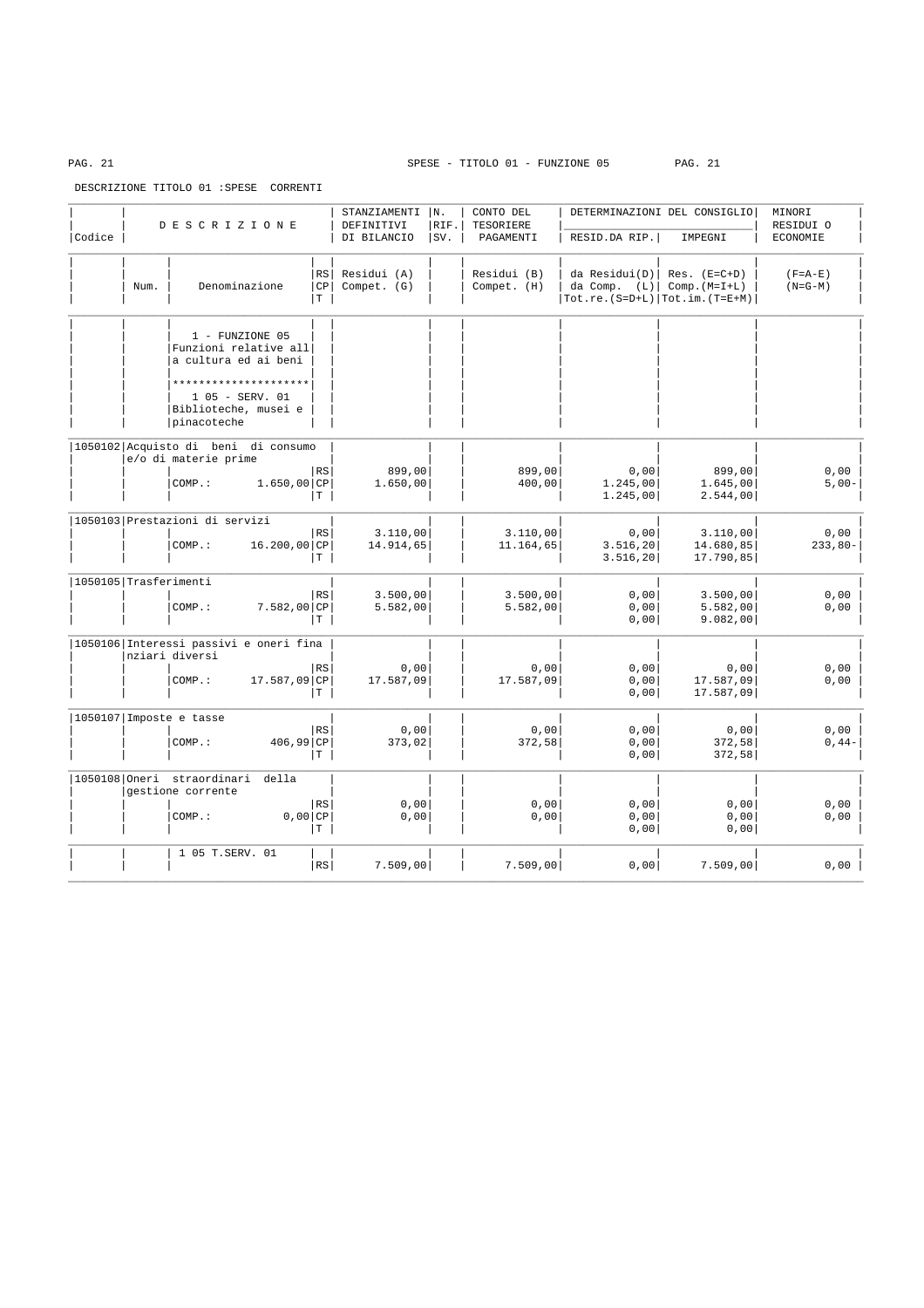SPESE - TITOLO 01 - FUNZIONE 05

DESCRIZIONE TITOLO 01 :SPESE CORRENTI

| Codice | Num. | DESCRIZIONE / Denominazione | RS/CP/T | STANZIAMENTI DEFINITIVI DI BILANCIO Residui (A) Compet. (G) | N. RIF. SV. | CONTO DEL TESORIERE PAGAMENTI Residui (B) Compet. (H) | DETERMINAZIONI DEL CONSIGLIO RESID.DA RIP. da Residui(D) da Comp. (L) Tot.re.(S=D+L) | IMPEGNI Res. (E=C+D) Comp.(M=I+L) Tot.im.(T=E+M) | MINORI RESIDUI O ECONOMIE (F=A-E) (N=G-M) |
|---|---|---|---|---|---|---|---|---|---|
| | | 1 - FUNZIONE 05 Funzioni relative alla cultura ed ai beni ********************* 1 05 - SERV. 01 Biblioteche, musei e pinacoteche | | | | | | | |
| 1050102 | | Acquisto di beni di consumo e/o di materie prime | RS | 899,00 | | 899,00 | 0,00 | 899,00 | 0,00 |
| | | COMP.: 1.650,00 | CP | 1.650,00 | | 400,00 | 1.245,00 | 1.645,00 | 5,00- |
| | | | T | | | | 1.245,00 | 2.544,00 | |
| 1050103 | | Prestazioni di servizi | RS | 3.110,00 | | 3.110,00 | 0,00 | 3.110,00 | 0,00 |
| | | COMP.: 16.200,00 | CP | 14.914,65 | | 11.164,65 | 3.516,20 | 14.680,85 | 233,80- |
| | | | T | | | | 3.516,20 | 17.790,85 | |
| 1050105 | | Trasferimenti | RS | 3.500,00 | | 3.500,00 | 0,00 | 3.500,00 | 0,00 |
| | | COMP.: 7.582,00 | CP | 5.582,00 | | 5.582,00 | 0,00 | 5.582,00 | 0,00 |
| | | | T | | | | 0,00 | 9.082,00 | |
| 1050106 | | Interessi passivi e oneri finanziari diversi | RS | 0,00 | | 0,00 | 0,00 | 0,00 | 0,00 |
| | | COMP.: 17.587,09 | CP | 17.587,09 | | 17.587,09 | 0,00 | 17.587,09 | 0,00 |
| | | | T | | | | 0,00 | 17.587,09 | |
| 1050107 | | Imposte e tasse | RS | 0,00 | | 0,00 | 0,00 | 0,00 | 0,00 |
| | | COMP.: 406,99 | CP | 373,02 | | 372,58 | 0,00 | 372,58 | 0,44- |
| | | | T | | | | 0,00 | 372,58 | |
| 1050108 | | Oneri straordinari della gestione corrente | RS | 0,00 | | 0,00 | 0,00 | 0,00 | 0,00 |
| | | COMP.: 0,00 | CP | 0,00 | | 0,00 | 0,00 | 0,00 | 0,00 |
| | | | T | | | | 0,00 | 0,00 | |
| | | 1 05 T.SERV. 01 | RS | 7.509,00 | | 7.509,00 | 0,00 | 7.509,00 | 0,00 |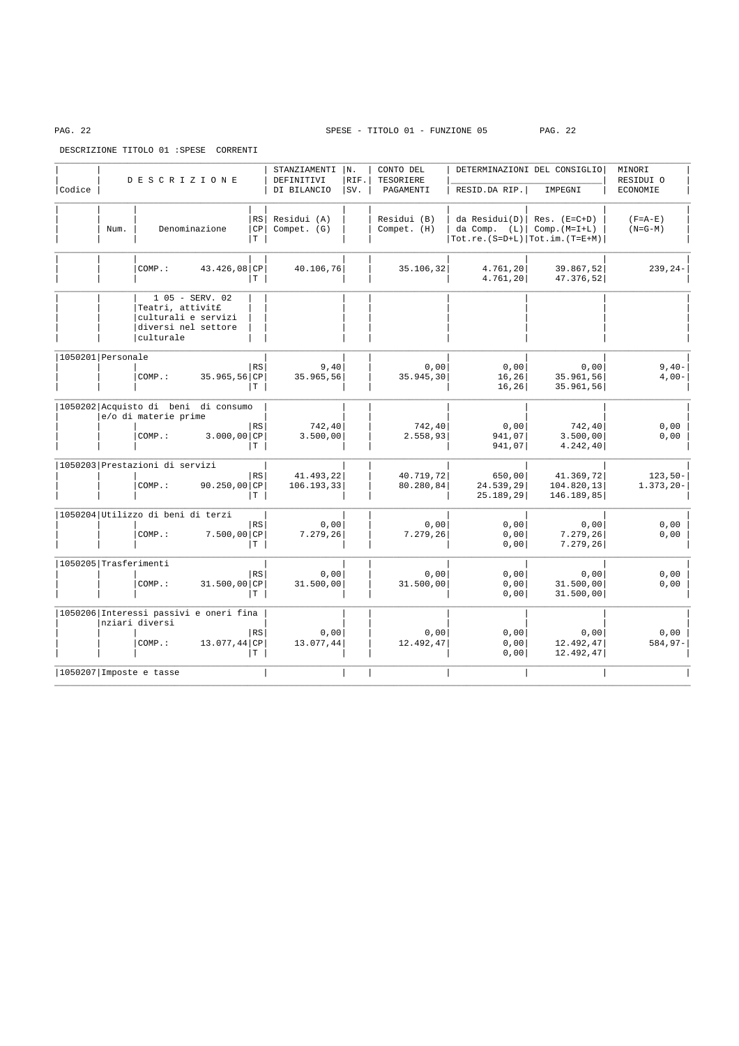SPESE - TITOLO 01 - FUNZIONE 05

DESCRIZIONE TITOLO 01 :SPESE CORRENTI

| Codice | Num. | D E S C R I Z I O N E<br>Denominazione | RS/CP/T | STANZIAMENTI DEFINITIVI DI BILANCIO<br>Residui (A)<br>Compet. (G) | N. RIF. SV. | CONTO DEL TESORIERE PAGAMENTI<br>Residui (B)<br>Compet. (H) | DETERMINAZIONI DEL CONSIGLIO RESID.DA RIP.<br>da Residui(D)<br>da Comp. (L)<br>Tot.re.(S=D+L) | IMPEGNI<br>Res. (E=C+D)<br>Comp.(M=I+L)<br>Tot.im.(T=E+M) | MINORI RESIDUI O ECONOMIE<br>(F=A-E)<br>(N=G-M) |
|---|---|---|---|---|---|---|---|---|---|
| | | COMP.: 43.426,08 | CP | 40.106,76 | | 35.106,32 | 4.761,20 | 39.867,52 | 239,24- |
| | | | T | | | | 4.761,20 | 47.376,52 | |
| | | 1 05 - SERV. 02 Teatri, attivit£ culturali e servizi diversi nel settore culturale | | | | | | | |
| 1050201 | Personale | | | | | | | | |
| | | | RS | 9,40 | | 0,00 | 0,00 | 0,00 | 9,40- |
| | | COMP.: 35.965,56 | CP | 35.965,56 | | 35.945,30 | 16,26 | 35.961,56 | 4,00- |
| | | | T | | | | 16,26 | 35.961,56 | |
| 1050202 | Acquisto di beni di consumo e/o di materie prime | | | | | | | | |
| | | | RS | 742,40 | | 742,40 | 0,00 | 742,40 | 0,00 |
| | | COMP.: 3.000,00 | CP | 3.500,00 | | 2.558,93 | 941,07 | 3.500,00 | 0,00 |
| | | | T | | | | 941,07 | 4.242,40 | |
| 1050203 | Prestazioni di servizi | | | | | | | | |
| | | | RS | 41.493,22 | | 40.719,72 | 650,00 | 41.369,72 | 123,50- |
| | | COMP.: 90.250,00 | CP | 106.193,33 | | 80.280,84 | 24.539,29 | 104.820,13 | 1.373,20- |
| | | | T | | | | 25.189,29 | 146.189,85 | |
| 1050204 | Utilizzo di beni di terzi | | | | | | | | |
| | | | RS | 0,00 | | 0,00 | 0,00 | 0,00 | 0,00 |
| | | COMP.: 7.500,00 | CP | 7.279,26 | | 7.279,26 | 0,00 | 7.279,26 | 0,00 |
| | | | T | | | | 0,00 | 7.279,26 | |
| 1050205 | Trasferimenti | | | | | | | | |
| | | | RS | 0,00 | | 0,00 | 0,00 | 0,00 | 0,00 |
| | | COMP.: 31.500,00 | CP | 31.500,00 | | 31.500,00 | 0,00 | 31.500,00 | 0,00 |
| | | | T | | | | 0,00 | 31.500,00 | |
| 1050206 | Interessi passivi e oneri finanziari diversi | | | | | | | | |
| | | | RS | 0,00 | | 0,00 | 0,00 | 0,00 | 0,00 |
| | | COMP.: 13.077,44 | CP | 13.077,44 | | 12.492,47 | 0,00 | 12.492,47 | 584,97- |
| | | | T | | | | 0,00 | 12.492,47 | |
| 1050207 | Imposte e tasse | | | | | | | | |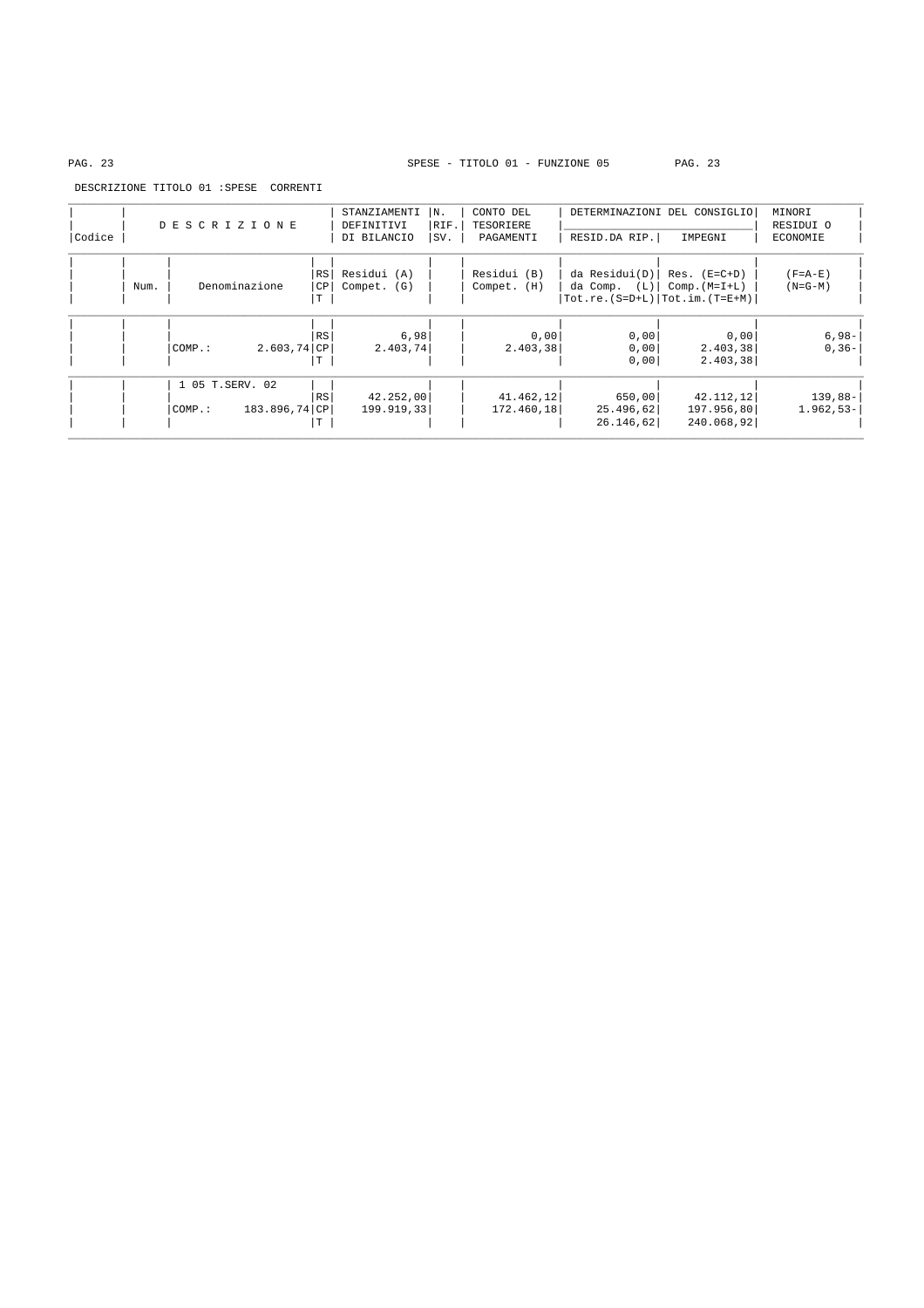SPESE - TITOLO 01 - FUNZIONE 05

DESCRIZIONE TITOLO 01 :SPESE CORRENTI

| Codice | D E S C R I Z I O N E | | | STANZIAMENTI DEFINITIVI DI BILANCIO | N. RIF. SV. | CONTO DEL TESORIERE PAGAMENTI | DETERMINAZIONI DEL CONSIGLIO | | MINORI RESIDUI O ECONOMIE |
|---|---|---|---|---|---|---|---|---|---|
| | | | | | | | RESID.DA RIP. | IMPEGNI | |
| | Num. | Denominazione | RS / CP / T | Residui (A) / Compet. (G) | | Residui (B) / Compet. (H) | da Residui(D) / da Comp. (L) / Tot.re.(S=D+L) | Res. (E=C+D) / Comp.(M=I+L) / Tot.im.(T=E+M) | (F=A-E) / (N=G-M) |
| | | | RS | 6,98 | | 0,00 | 0,00 | 0,00 | 6,98- |
| | | COMP.: 2.603,74 | CP | 2.403,74 | | 2.403,38 | 0,00 | 2.403,38 | 0,36- |
| | | | T | | | | 0,00 | 2.403,38 | |
| | | 1 05 T.SERV. 02 | | | | | | | |
| | | | RS | 42.252,00 | | 41.462,12 | 650,00 | 42.112,12 | 139,88- |
| | | COMP.: 183.896,74 | CP | 199.919,33 | | 172.460,18 | 25.496,62 | 197.956,80 | 1.962,53- |
| | | | T | | | | 26.146,62 | 240.068,92 | |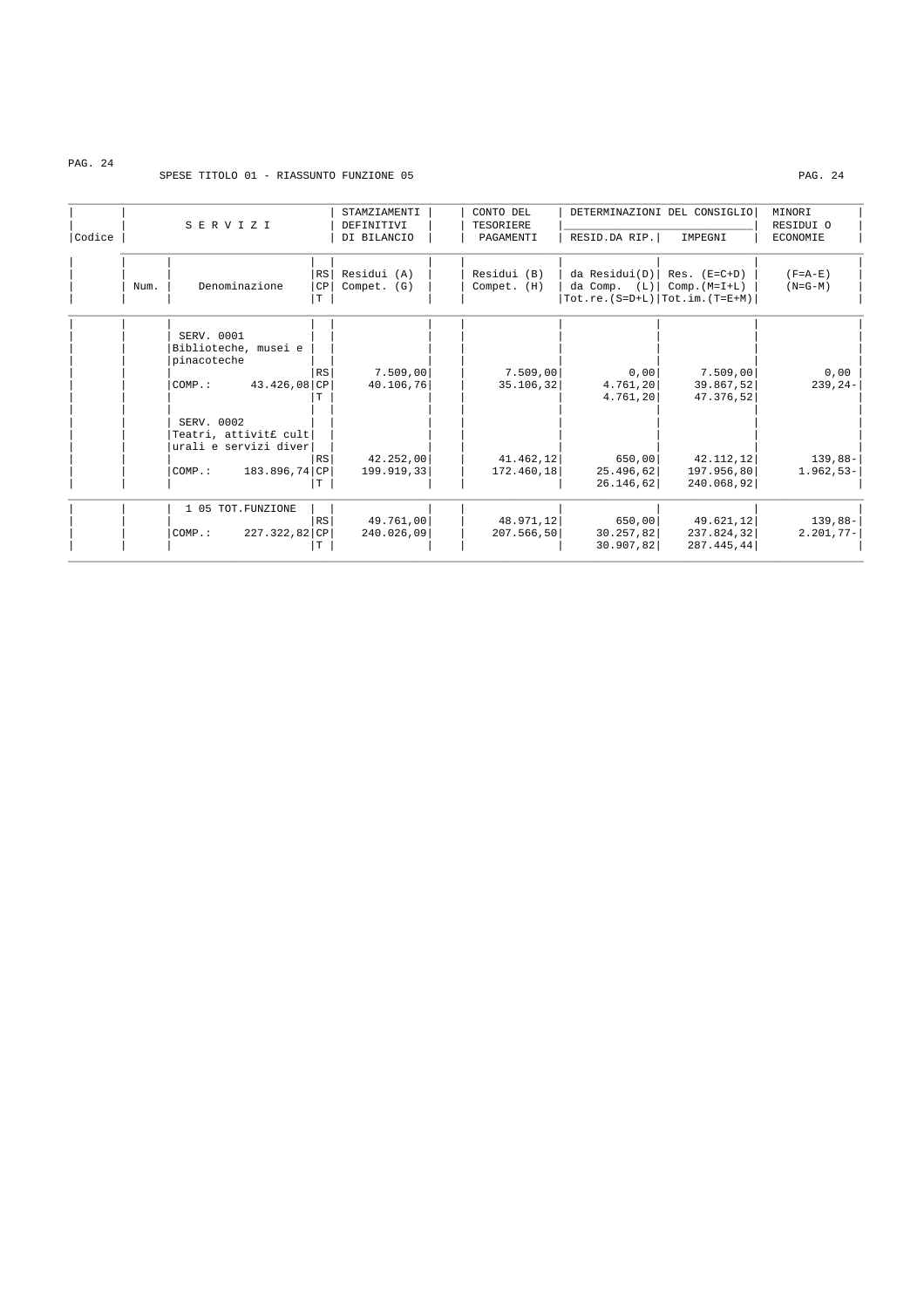SPESE TITOLO 01 - RIASSUNTO FUNZIONE 05

| Codice | Num. | SERVIZI Denominazione | | STAMZIAMENTI DEFINITIVI DI BILANCIO Residui (A) Compet. (G) | CONTO DEL TESORIERE PAGAMENTI Residui (B) Compet. (H) | DETERMINAZIONI DEL CONSIGLIO RESID.DA RIP. da Residui(D) da Comp. (L) Tot.re.(S=D+L) | DETERMINAZIONI DEL CONSIGLIO IMPEGNI Res. (E=C+D) Comp.(M=I+L) Tot.im.(T=E+M) | MINORI RESIDUI O ECONOMIE (F=A-E) (N=G-M) |
|---|---|---|---|---|---|---|---|---|
| | | SERV. 0001 Biblioteche, musei e pinacoteche | RS | 7.509,00 | 7.509,00 | 0,00 | 7.509,00 | 0,00 |
| | | COMP.: 43.426,08 | CP | 40.106,76 | 35.106,32 | 4.761,20 | 39.867,52 | 239,24- |
| | | | T | | | 4.761,20 | 47.376,52 | |
| | | SERV. 0002 Teatri, attivit£ culturali e servizi diver | RS | 42.252,00 | 41.462,12 | 650,00 | 42.112,12 | 139,88- |
| | | COMP.: 183.896,74 | CP | 199.919,33 | 172.460,18 | 25.496,62 | 197.956,80 | 1.962,53- |
| | | | T | | | 26.146,62 | 240.068,92 | |
| | | 1 05 TOT.FUNZIONE | RS | 49.761,00 | 48.971,12 | 650,00 | 49.621,12 | 139,88- |
| | | COMP.: 227.322,82 | CP | 240.026,09 | 207.566,50 | 30.257,82 | 237.824,32 | 2.201,77- |
| | | | T | | | 30.907,82 | 287.445,44 | |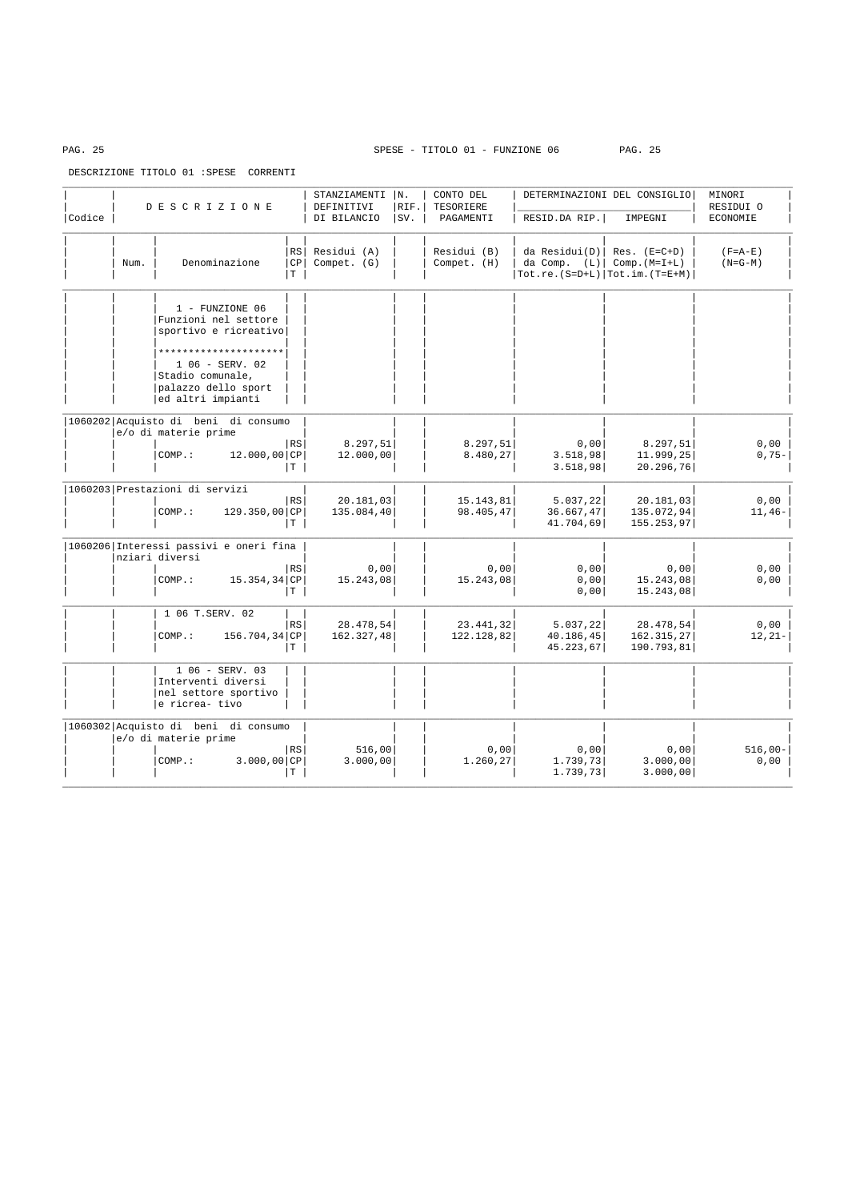SPESE - TITOLO 01 - FUNZIONE 06

DESCRIZIONE TITOLO 01 :SPESE CORRENTI

| Codice | Num. | D E S C R I Z I O N E / Denominazione | | STANZIAMENTI DEFINITIVI DI BILANCIO Residui (A) Compet. (G) | N. RIF. SV. | CONTO DEL TESORIERE PAGAMENTI Residui (B) Compet. (H) | DETERMINAZIONI DEL CONSIGLIO RESID.DA RIP. da Residui(D) da Comp. (L) Tot.re.(S=D+L) | IMPEGNI Res. (E=C+D) Comp.(M=I+L) Tot.im.(T=E+M) | MINORI RESIDUI O ECONOMIE (F=A-E) (N=G-M) |
|---|---|---|---|---|---|---|---|---|---|
| | | 1 - FUNZIONE 06 Funzioni nel settore sportivo e ricreativo | | | | | | | |
| | | ********************* | | | | | | | |
| | | 1 06 - SERV. 02 Stadio comunale, palazzo dello sport ed altri impianti | | | | | | | |
| 1060202 | | Acquisto di beni di consumo e/o di materie prime | | | | | | | |
| | | | RS | 8.297,51 | | 8.297,51 | 0,00 | 8.297,51 | 0,00 |
| | | COMP.: 12.000,00 | CP | 12.000,00 | | 8.480,27 | 3.518,98 | 11.999,25 | 0,75- |
| | | | T | | | | 3.518,98 | 20.296,76 | |
| 1060203 | | Prestazioni di servizi | | | | | | | |
| | | | RS | 20.181,03 | | 15.143,81 | 5.037,22 | 20.181,03 | 0,00 |
| | | COMP.: 129.350,00 | CP | 135.084,40 | | 98.405,47 | 36.667,47 | 135.072,94 | 11,46- |
| | | | T | | | | 41.704,69 | 155.253,97 | |
| 1060206 | | Interessi passivi e oneri finanziari diversi | | | | | | | |
| | | | RS | 0,00 | | 0,00 | 0,00 | 0,00 | 0,00 |
| | | COMP.: 15.354,34 | CP | 15.243,08 | | 15.243,08 | 0,00 | 15.243,08 | 0,00 |
| | | | T | | | | 0,00 | 15.243,08 | |
| | | 1 06 T.SERV. 02 | | | | | | | |
| | | | RS | 28.478,54 | | 23.441,32 | 5.037,22 | 28.478,54 | 0,00 |
| | | COMP.: 156.704,34 | CP | 162.327,48 | | 122.128,82 | 40.186,45 | 162.315,27 | 12,21- |
| | | | T | | | | 45.223,67 | 190.793,81 | |
| | | 1 06 - SERV. 03 Interventi diversi nel settore sportivo e ricrea- tivo | | | | | | | |
| 1060302 | | Acquisto di beni di consumo e/o di materie prime | | | | | | | |
| | | | RS | 516,00 | | 0,00 | 0,00 | 0,00 | 516,00- |
| | | COMP.: 3.000,00 | CP | 3.000,00 | | 1.260,27 | 1.739,73 | 3.000,00 | 0,00 |
| | | | T | | | | 1.739,73 | 3.000,00 | |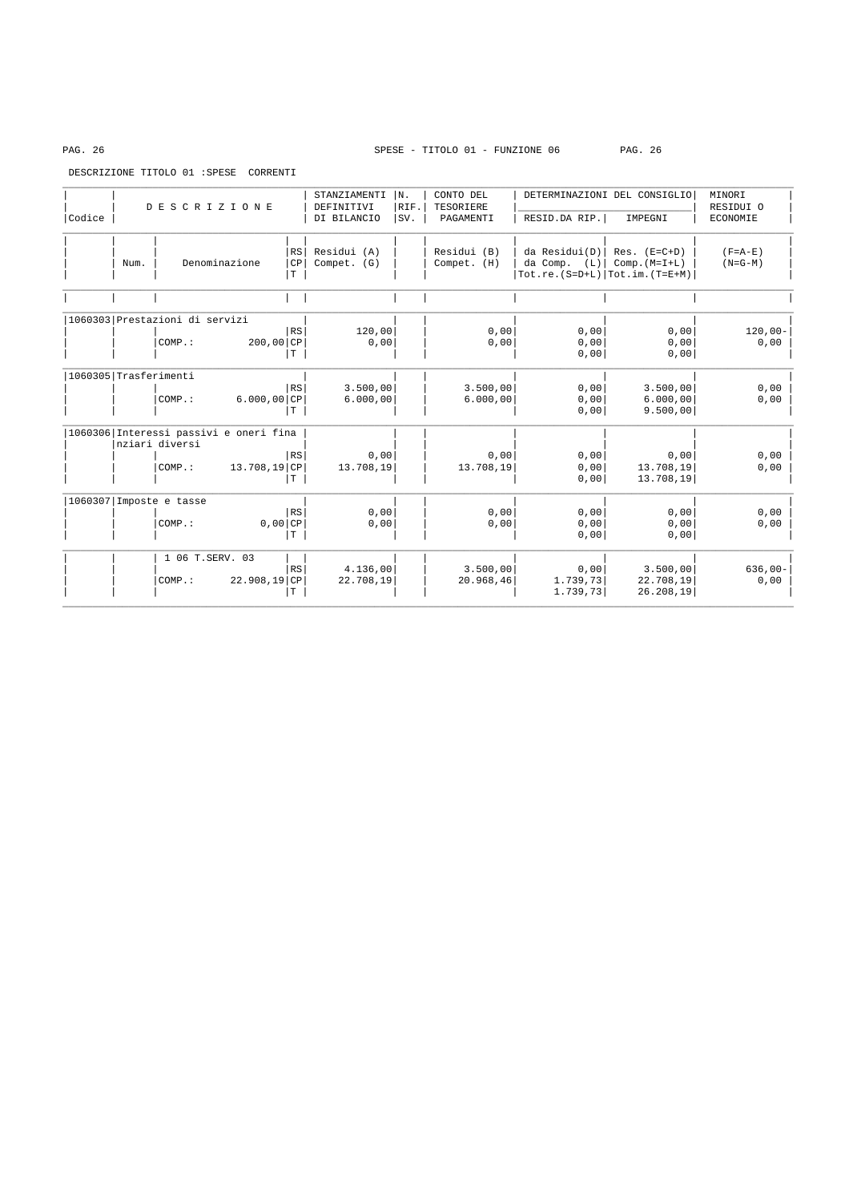SPESE - TITOLO 01 - FUNZIONE 06

DESCRIZIONE TITOLO 01 :SPESE CORRENTI

| Codice | Num. | Denominazione | | STANZIAMENTI DEFINITIVI DI BILANCIO Residui (A) Compet. (G) | N. RIF. SV. | CONTO DEL TESORIERE PAGAMENTI Residui (B) Compet. (H) | DETERMINAZIONI DEL CONSIGLIO RESID.DA RIP. da Residui(D) da Comp. (L) Tot.re.(S=D+L) | DETERMINAZIONI DEL CONSIGLIO IMPEGNI Res. (E=C+D) Comp.(M=I+L) Tot.im.(T=E+M) | MINORI RESIDUI O ECONOMIE (F=A-E) (N=G-M) |
|---|---|---|---|---|---|---|---|---|---|
| 1060303 | Prestazioni di servizi | | RS | 120,00 | | 0,00 | 0,00 | 0,00 | 120,00- |
| | | COMP.: 200,00 | CP | 0,00 | | 0,00 | 0,00 | 0,00 | 0,00 |
| | | | T | | | | 0,00 | 0,00 | |
| 1060305 | Trasferimenti | | RS | 3.500,00 | | 3.500,00 | 0,00 | 3.500,00 | 0,00 |
| | | COMP.: 6.000,00 | CP | 6.000,00 | | 6.000,00 | 0,00 | 6.000,00 | 0,00 |
| | | | T | | | | 0,00 | 9.500,00 | |
| 1060306 | Interessi passivi e oneri finanziari diversi | | RS | 0,00 | | 0,00 | 0,00 | 0,00 | 0,00 |
| | | COMP.: 13.708,19 | CP | 13.708,19 | | 13.708,19 | 0,00 | 13.708,19 | 0,00 |
| | | | T | | | | 0,00 | 13.708,19 | |
| 1060307 | Imposte e tasse | | RS | 0,00 | | 0,00 | 0,00 | 0,00 | 0,00 |
| | | COMP.: 0,00 | CP | 0,00 | | 0,00 | 0,00 | 0,00 | 0,00 |
| | | | T | | | | 0,00 | 0,00 | |
| | | 1 06 T.SERV. 03 | RS | 4.136,00 | | 3.500,00 | 0,00 | 3.500,00 | 636,00- |
| | | COMP.: 22.908,19 | CP | 22.708,19 | | 20.968,46 | 1.739,73 | 22.708,19 | 0,00 |
| | | | T | | | | 1.739,73 | 26.208,19 | |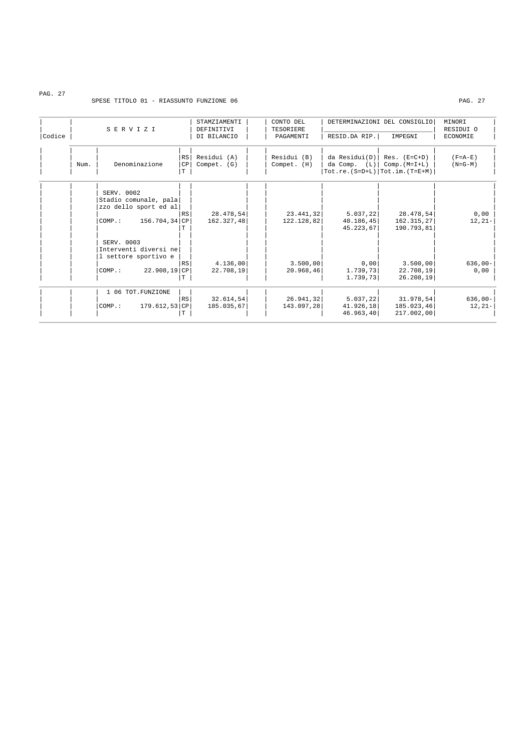SPESE TITOLO 01 - RIASSUNTO FUNZIONE 06

| Codice | SERVIZI Num. | Denominazione | RS CP T | STAMZIAMENTI DEFINITIVI DI BILANCIO Residui (A) Compet. (G) | CONTO DEL TESORIERE PAGAMENTI Residui (B) Compet. (H) | DETERMINAZIONI DEL CONSIGLIO RESID.DA RIP. da Residui(D) da Comp. (L) Tot.re.(S=D+L) | DETERMINAZIONI DEL CONSIGLIO IMPEGNI Res. (E=C+D) Comp.(M=I+L) Tot.im.(T=E+M) | MINORI RESIDUI O ECONOMIE (F=A-E) (N=G-M) |
|---|---|---|---|---|---|---|---|---|
| | | SERV. 0002 Stadio comunale, palazzo dello sport ed al | RS | 28.478,54 | 23.441,32 | 5.037,22 | 28.478,54 | 0,00 |
| | | COMP.: 156.704,34 | CP | 162.327,48 | 122.128,82 | 40.186,45 | 162.315,27 | 12,21- |
| | | | T | | | 45.223,67 | 190.793,81 | |
| | | SERV. 0003 Interventi diversi nel settore sportivo e | RS | 4.136,00 | 3.500,00 | 0,00 | 3.500,00 | 636,00- |
| | | COMP.: 22.908,19 | CP | 22.708,19 | 20.968,46 | 1.739,73 | 22.708,19 | 0,00 |
| | | | T | | | 1.739,73 | 26.208,19 | |
| | | 1 06 TOT.FUNZIONE | RS | 32.614,54 | 26.941,32 | 5.037,22 | 31.978,54 | 636,00- |
| | | COMP.: 179.612,53 | CP | 185.035,67 | 143.097,28 | 41.926,18 | 185.023,46 | 12,21- |
| | | | T | | | 46.963,40 | 217.002,00 | |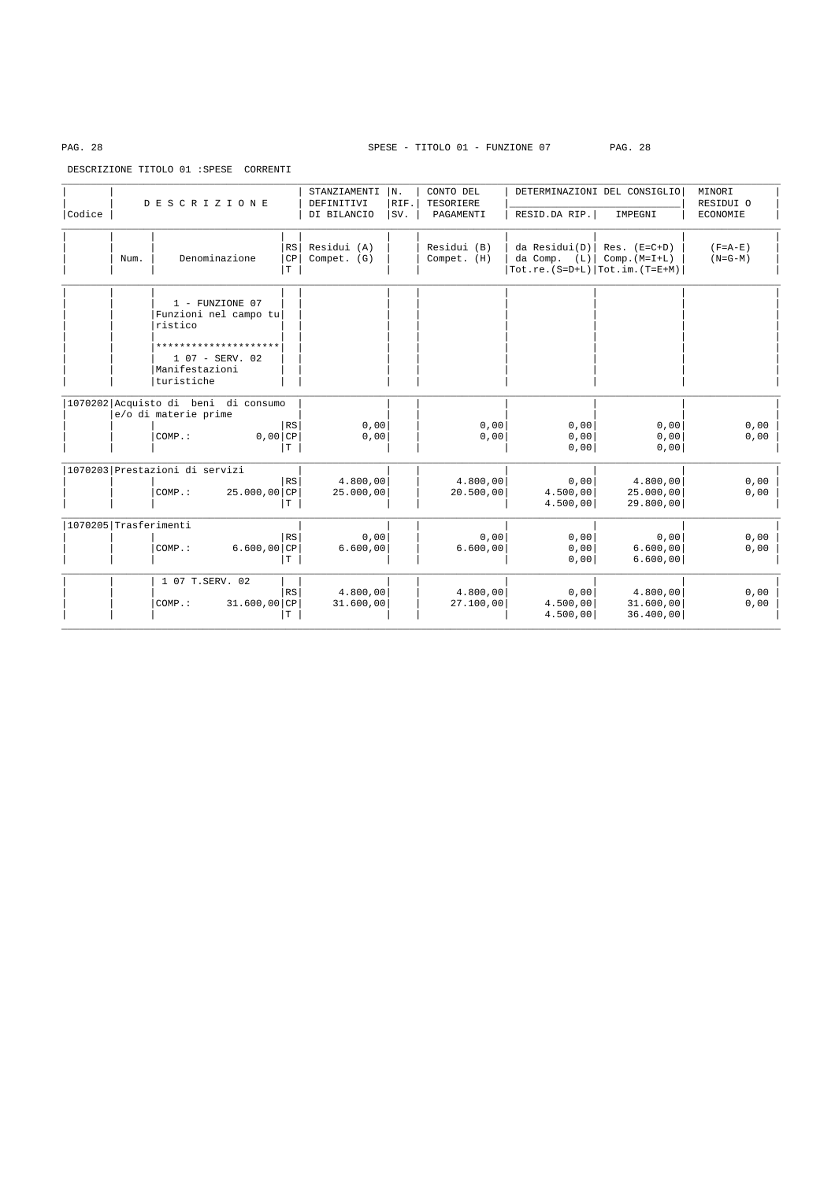SPESE - TITOLO 01 - FUNZIONE 07

DESCRIZIONE TITOLO 01 :SPESE CORRENTI

| Codice | Num. | D E S C R I Z I O N E / Denominazione | | STANZIAMENTI DEFINITIVI DI BILANCIO / Residui (A) / Compet. (G) | N. RIF. SV. | CONTO DEL TESORIERE PAGAMENTI / Residui (B) / Compet. (H) | DETERMINAZIONI DEL CONSIGLIO RESID.DA RIP. / da Residui(D) / da Comp. (L) / Tot.re.(S=D+L) | IMPEGNI / Res. (E=C+D) / Comp.(M=I+L) / Tot.im.(T=E+M) | MINORI RESIDUI O ECONOMIE / (F=A-E) / (N=G-M) |
|---|---|---|---|---|---|---|---|---|---|
| | | 1 - FUNZIONE 07 Funzioni nel campo turistico ********************* 1 07 - SERV. 02 Manifestazioni turistiche | | | | | | | |
| 1070202 | | Acquisto di beni di consumo e/o di materie prime | RS | 0,00 | | 0,00 | 0,00 | 0,00 | 0,00 |
| | | COMP.: 0,00 | CP | 0,00 | | 0,00 | 0,00 | 0,00 | 0,00 |
| | | | T | | | | 0,00 | 0,00 | |
| 1070203 | | Prestazioni di servizi | RS | 4.800,00 | | 4.800,00 | 0,00 | 4.800,00 | 0,00 |
| | | COMP.: 25.000,00 | CP | 25.000,00 | | 20.500,00 | 4.500,00 | 25.000,00 | 0,00 |
| | | | T | | | | 4.500,00 | 29.800,00 | |
| 1070205 | | Trasferimenti | RS | 0,00 | | 0,00 | 0,00 | 0,00 | 0,00 |
| | | COMP.: 6.600,00 | CP | 6.600,00 | | 6.600,00 | 0,00 | 6.600,00 | 0,00 |
| | | | T | | | | 0,00 | 6.600,00 | |
| | | 1 07 T.SERV. 02 | RS | 4.800,00 | | 4.800,00 | 0,00 | 4.800,00 | 0,00 |
| | | COMP.: 31.600,00 | CP | 31.600,00 | | 27.100,00 | 4.500,00 | 31.600,00 | 0,00 |
| | | | T | | | | 4.500,00 | 36.400,00 | |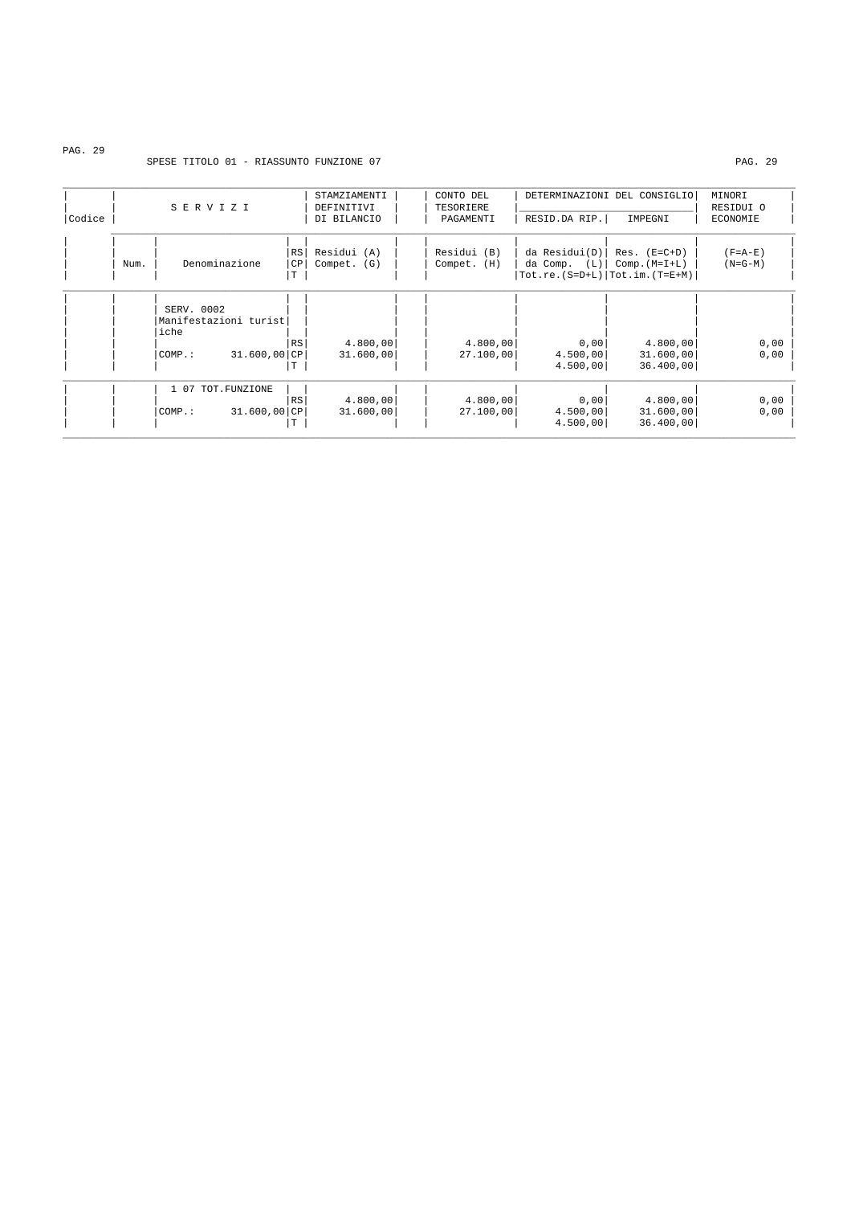SPESE TITOLO 01 - RIASSUNTO FUNZIONE 07

| Codice | Num. | SERVIZI Denominazione | | STAMZIAMENTI DEFINITIVI DI BILANCIO Residui (A) Compet. (G) | CONTO DEL TESORIERE PAGAMENTI Residui (B) Compet. (H) | DETERMINAZIONI DEL CONSIGLIO RESID.DA RIP. da Residui(D) da Comp. (L) Tot.re.(S=D+L) | DETERMINAZIONI DEL CONSIGLIO IMPEGNI Res. (E=C+D) Comp.(M=I+L) Tot.im.(T=E+M) | MINORI RESIDUI O ECONOMIE (F=A-E) (N=G-M) |
|---|---|---|---|---|---|---|---|---|
| | | SERV. 0002 Manifestazioni turistiche | RS | 4.800,00 | 4.800,00 | 0,00 | 4.800,00 | 0,00 |
| | | COMP.: 31.600,00 | CP | 31.600,00 | 27.100,00 | 4.500,00 | 31.600,00 | 0,00 |
| | | | T | | | 4.500,00 | 36.400,00 | |
| | | 1 07 TOT.FUNZIONE | RS | 4.800,00 | 4.800,00 | 0,00 | 4.800,00 | 0,00 |
| | | COMP.: 31.600,00 | CP | 31.600,00 | 27.100,00 | 4.500,00 | 31.600,00 | 0,00 |
| | | | T | | | 4.500,00 | 36.400,00 | |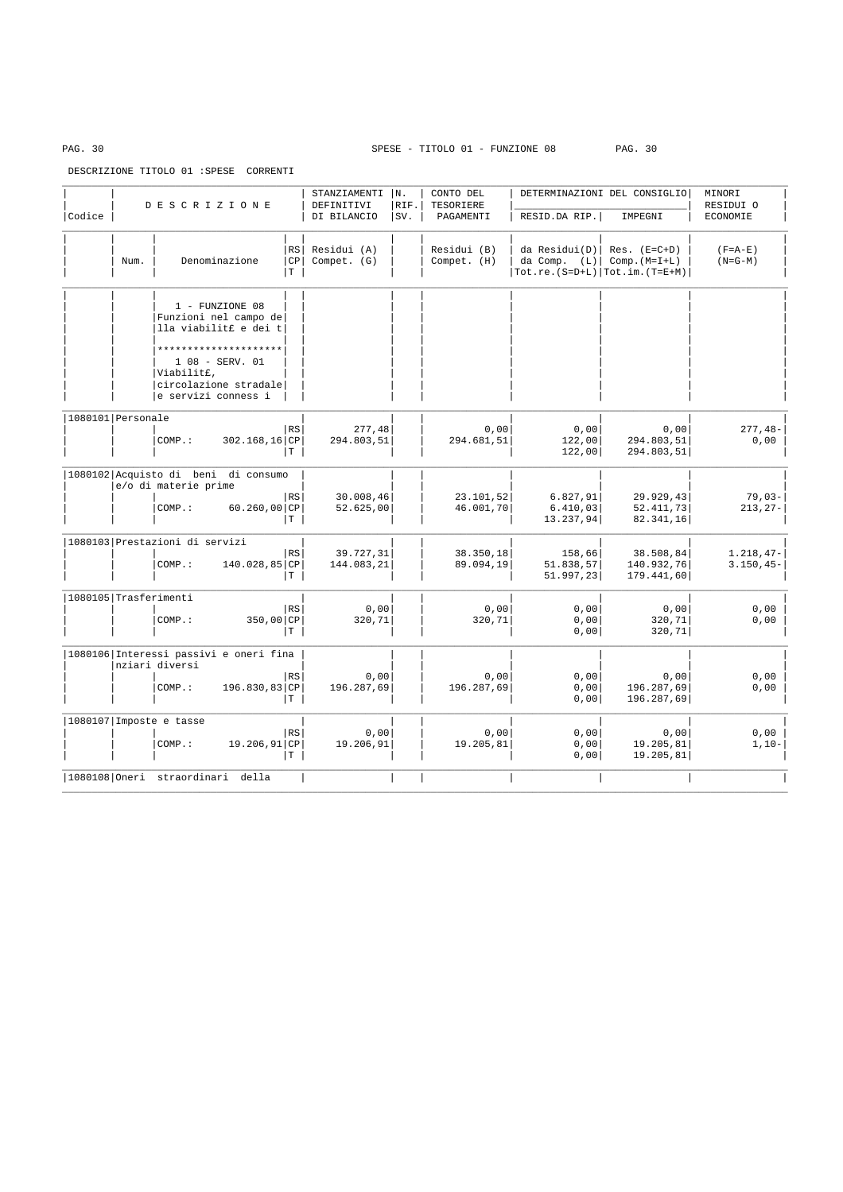SPESE - TITOLO 01 - FUNZIONE 08

DESCRIZIONE TITOLO 01 :SPESE CORRENTI

| Codice | Num. | D E S C R I Z I O N E<br>Denominazione | RS/CP/T | STANZIAMENTI DEFINITIVI DI BILANCIO<br>Residui (A)<br>Compet. (G) | N. RIF. SV. | CONTO DEL TESORIERE PAGAMENTI<br>Residui (B)<br>Compet. (H) | DETERMINAZIONI DEL CONSIGLIO RESID.DA RIP.<br>da Residui(D)<br>da Comp. (L)<br>Tot.re.(S=D+L) | IMPEGNI<br>Res. (E=C+D)<br>Comp.(M=I+L)<br>Tot.im.(T=E+M) | MINORI RESIDUI O ECONOMIE<br>(F=A-E)<br>(N=G-M) |
|---|---|---|---|---|---|---|---|---|---|
| | | 1 - FUNZIONE 08 Funzioni nel campo della viabilit£ e dei t | | | | | | | |
| | | ********************* | | | | | | | |
| | | 1 08 - SERV. 01 Viabilit£, circolazione stradale e servizi conness i | | | | | | | |
| 1080101 | | Personale | | | | | | | |
| | | | RS | 277,48 | | 0,00 | 0,00 | 0,00 | 277,48- |
| | | COMP.: 302.168,16 | CP | 294.803,51 | | 294.681,51 | 122,00 | 294.803,51 | 0,00 |
| | | | T | | | | 122,00 | 294.803,51 | |
| 1080102 | | Acquisto di beni di consumo e/o di materie prime | | | | | | | |
| | | | RS | 30.008,46 | | 23.101,52 | 6.827,91 | 29.929,43 | 79,03- |
| | | COMP.: 60.260,00 | CP | 52.625,00 | | 46.001,70 | 6.410,03 | 52.411,73 | 213,27- |
| | | | T | | | | 13.237,94 | 82.341,16 | |
| 1080103 | | Prestazioni di servizi | | | | | | | |
| | | | RS | 39.727,31 | | 38.350,18 | 158,66 | 38.508,84 | 1.218,47- |
| | | COMP.: 140.028,85 | CP | 144.083,21 | | 89.094,19 | 51.838,57 | 140.932,76 | 3.150,45- |
| | | | T | | | | 51.997,23 | 179.441,60 | |
| 1080105 | | Trasferimenti | | | | | | | |
| | | | RS | 0,00 | | 0,00 | 0,00 | 0,00 | 0,00 |
| | | COMP.: 350,00 | CP | 320,71 | | 320,71 | 0,00 | 320,71 | 0,00 |
| | | | T | | | | 0,00 | 320,71 | |
| 1080106 | | Interessi passivi e oneri finanziari diversi | | | | | | | |
| | | | RS | 0,00 | | 0,00 | 0,00 | 0,00 | 0,00 |
| | | COMP.: 196.830,83 | CP | 196.287,69 | | 196.287,69 | 0,00 | 196.287,69 | 0,00 |
| | | | T | | | | 0,00 | 196.287,69 | |
| 1080107 | | Imposte e tasse | | | | | | | |
| | | | RS | 0,00 | | 0,00 | 0,00 | 0,00 | 0,00 |
| | | COMP.: 19.206,91 | CP | 19.206,91 | | 19.205,81 | 0,00 | 19.205,81 | 1,10- |
| | | | T | | | | 0,00 | 19.205,81 | |
| 1080108 | | Oneri straordinari della | | | | | | | |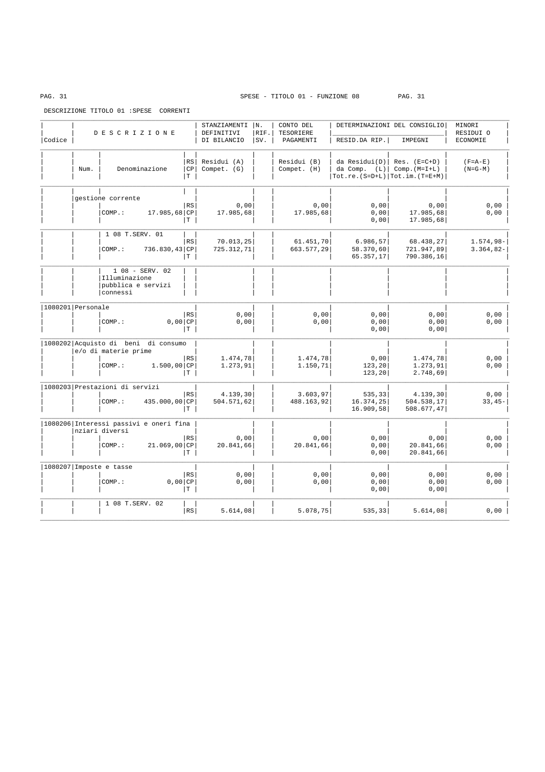SPESE - TITOLO 01 - FUNZIONE 08

DESCRIZIONE TITOLO 01 :SPESE CORRENTI

| Codice | D E S C R I Z I O N E | | | STANZIAMENTI DEFINITIVI DI BILANCIO | N. RIF. SV. | CONTO DEL TESORIERE PAGAMENTI | DETERMINAZIONI DEL CONSIGLIO RESID.DA RIP. | IMPEGNI | MINORI RESIDUI O ECONOMIE |
|---|---|---|---|---|---|---|---|---|---|
| | Num. | Denominazione | RS CP T | Residui (A) Compet. (G) | | Residui (B) Compet. (H) | da Residui(D) da Comp. (L) Tot.re.(S=D+L) | Res. (E=C+D) Comp.(M=I+L) Tot.im.(T=E+M) | (F=A-E) (N=G-M) |
| | gestione corrente | | | | | | | | |
| | | | RS | 0,00 | | 0,00 | 0,00 | 0,00 | 0,00 |
| | | COMP.: 17.985,68 | CP | 17.985,68 | | 17.985,68 | 0,00 | 17.985,68 | 0,00 |
| | | | T | | | | 0,00 | 17.985,68 | |
| | | 1 08 T.SERV. 01 | | | | | | | |
| | | | RS | 70.013,25 | | 61.451,70 | 6.986,57 | 68.438,27 | 1.574,98- |
| | | COMP.: 736.830,43 | CP | 725.312,71 | | 663.577,29 | 58.370,60 | 721.947,89 | 3.364,82- |
| | | | T | | | | 65.357,17 | 790.386,16 | |
| | | 1 08 - SERV. 02 Illuminazione pubblica e servizi connessi | | | | | | | |
| 1080201 | Personale | | | | | | | | |
| | | | RS | 0,00 | | 0,00 | 0,00 | 0,00 | 0,00 |
| | | COMP.: 0,00 | CP | 0,00 | | 0,00 | 0,00 | 0,00 | 0,00 |
| | | | T | | | | 0,00 | 0,00 | |
| 1080202 | Acquisto di beni di consumo e/o di materie prime | | | | | | | | |
| | | | RS | 1.474,78 | | 1.474,78 | 0,00 | 1.474,78 | 0,00 |
| | | COMP.: 1.500,00 | CP | 1.273,91 | | 1.150,71 | 123,20 | 1.273,91 | 0,00 |
| | | | T | | | | 123,20 | 2.748,69 | |
| 1080203 | Prestazioni di servizi | | | | | | | | |
| | | | RS | 4.139,30 | | 3.603,97 | 535,33 | 4.139,30 | 0,00 |
| | | COMP.: 435.000,00 | CP | 504.571,62 | | 488.163,92 | 16.374,25 | 504.538,17 | 33,45- |
| | | | T | | | | 16.909,58 | 508.677,47 | |
| 1080206 | Interessi passivi e oneri finanziari diversi | | | | | | | | |
| | | | RS | 0,00 | | 0,00 | 0,00 | 0,00 | 0,00 |
| | | COMP.: 21.069,00 | CP | 20.841,66 | | 20.841,66 | 0,00 | 20.841,66 | 0,00 |
| | | | T | | | | 0,00 | 20.841,66 | |
| 1080207 | Imposte e tasse | | | | | | | | |
| | | | RS | 0,00 | | 0,00 | 0,00 | 0,00 | 0,00 |
| | | COMP.: 0,00 | CP | 0,00 | | 0,00 | 0,00 | 0,00 | 0,00 |
| | | | T | | | | 0,00 | 0,00 | |
| | | 1 08 T.SERV. 02 | | | | | | | |
| | | | RS | 5.614,08 | | 5.078,75 | 535,33 | 5.614,08 | 0,00 |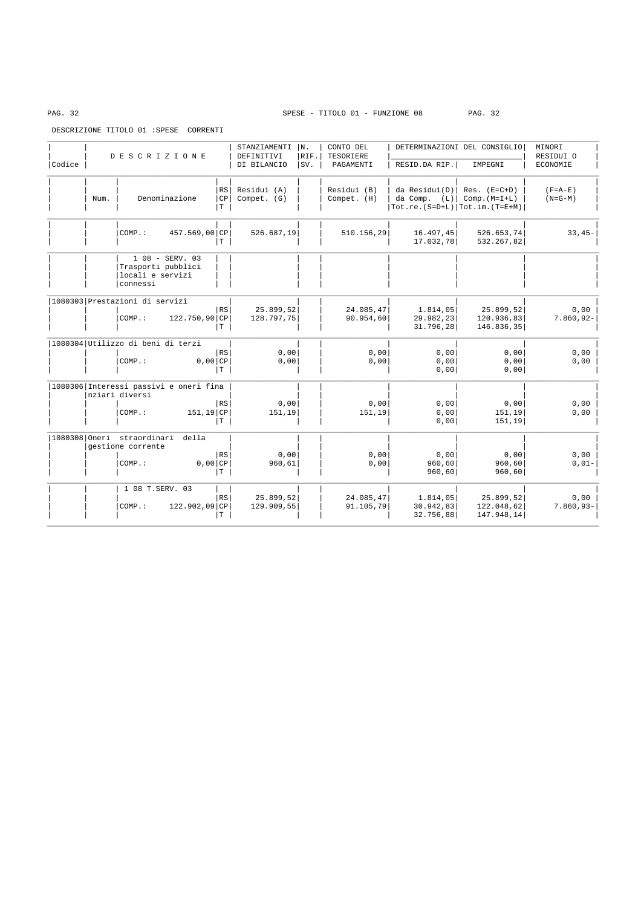SPESE - TITOLO 01 - FUNZIONE 08

DESCRIZIONE TITOLO 01 :SPESE CORRENTI

| Codice | DESCRIZIONE | | | STANZIAMENTI DEFINITIVI DI BILANCIO | N. RIF. SV. | CONTO DEL TESORIERE PAGAMENTI | DETERMINAZIONI DEL CONSIGLIO | | MINORI RESIDUI O ECONOMIE |
|---|---|---|---|---|---|---|---|---|---|
| | | | | | | | RESID.DA RIP. | IMPEGNI | |
| | Num. | Denominazione | RS / CP / T | Residui (A) / Compet. (G) | | Residui (B) / Compet. (H) | da Residui(D) / da Comp. (L) / Tot.re.(S=D+L) | Res. (E=C+D) / Comp.(M=I+L) / Tot.im.(T=E+M) | (F=A-E) / (N=G-M) |
| | | COMP.: 457.569,00 | CP | 526.687,19 | | 510.156,29 | 16.497,45 | 526.653,74 | 33,45- |
| | | | T | | | | 17.032,78 | 532.267,82 | |
| | | 1 08 - SERV. 03 Trasporti pubblici locali e servizi connessi | | | | | | | |
| 1080303 | Prestazioni di servizi | | RS | 25.899,52 | | 24.085,47 | 1.814,05 | 25.899,52 | 0,00 |
| | | COMP.: 122.750,90 | CP | 128.797,75 | | 90.954,60 | 29.982,23 | 120.936,83 | 7.860,92- |
| | | | T | | | | 31.796,28 | 146.836,35 | |
| 1080304 | Utilizzo di beni di terzi | | RS | 0,00 | | 0,00 | 0,00 | 0,00 | 0,00 |
| | | COMP.: 0,00 | CP | 0,00 | | 0,00 | 0,00 | 0,00 | 0,00 |
| | | | T | | | | 0,00 | 0,00 | |
| 1080306 | Interessi passivi e oneri finanziari diversi | | RS | 0,00 | | 0,00 | 0,00 | 0,00 | 0,00 |
| | | COMP.: 151,19 | CP | 151,19 | | 151,19 | 0,00 | 151,19 | 0,00 |
| | | | T | | | | 0,00 | 151,19 | |
| 1080308 | Oneri straordinari della gestione corrente | | RS | 0,00 | | 0,00 | 0,00 | 0,00 | 0,00 |
| | | COMP.: 0,00 | CP | 960,61 | | 0,00 | 960,60 | 960,60 | 0,01- |
| | | | T | | | | 960,60 | 960,60 | |
| | | 1 08 T.SERV. 03 | RS | 25.899,52 | | 24.085,47 | 1.814,05 | 25.899,52 | 0,00 |
| | | COMP.: 122.902,09 | CP | 129.909,55 | | 91.105,79 | 30.942,83 | 122.048,62 | 7.860,93- |
| | | | T | | | | 32.756,88 | 147.948,14 | |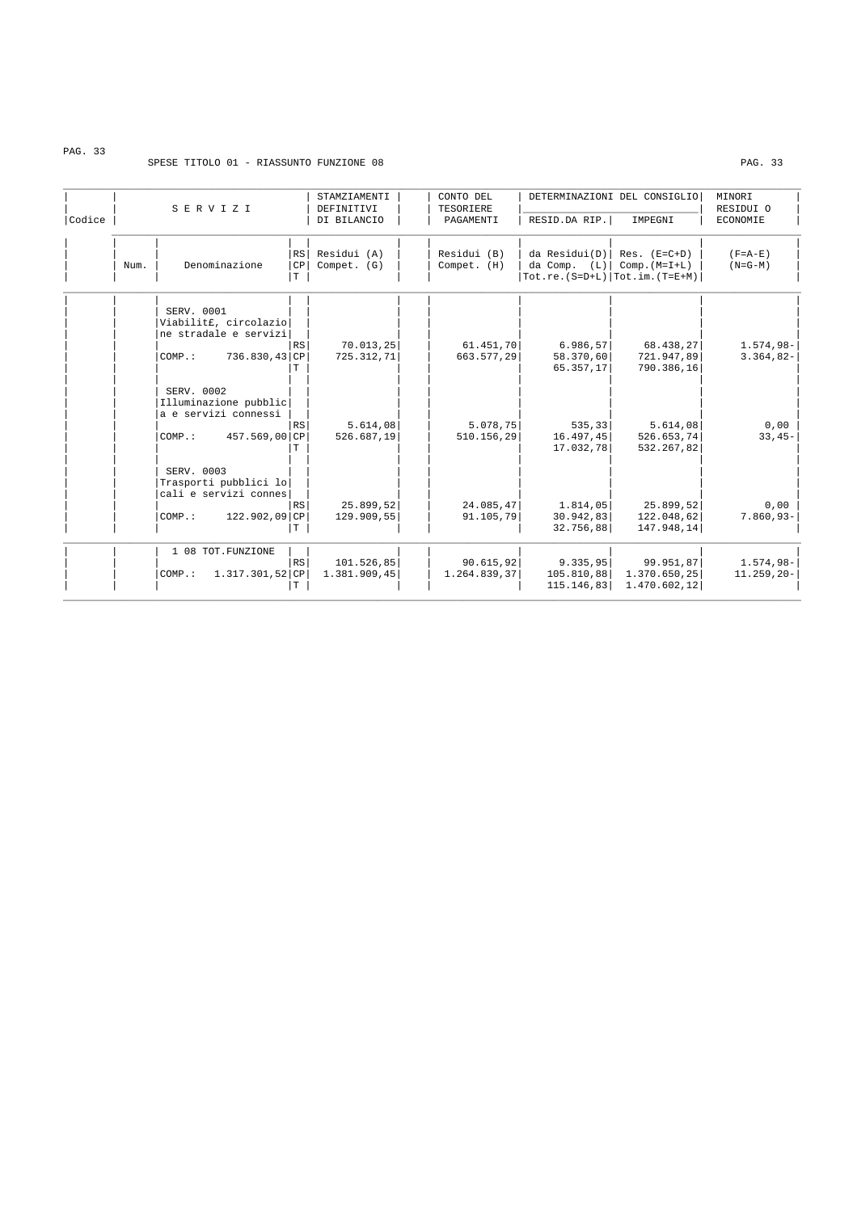SPESE TITOLO 01 - RIASSUNTO FUNZIONE 08

| Codice | Num. | SERVIZI Denominazione | | STANZIAMENTI DEFINITIVI DI BILANCIO Residui (A) Compet. (G) | CONTO DEL TESORIERE PAGAMENTI Residui (B) Compet. (H) | DETERMINAZIONI DEL CONSIGLIO RESID.DA RIP. da Residui(D) da Comp. (L) Tot.re.(S=D+L) | IMPEGNI Res. (E=C+D) Comp.(M=I+L) Tot.im.(T=E+M) | MINORI RESIDUI O ECONOMIE (F=A-E) (N=G-M) |
|---|---|---|---|---|---|---|---|---|
| | | SERV. 0001 Viabilit£, circolazione stradale e servizi | RS | 70.013,25 | 61.451,70 | 6.986,57 | 68.438,27 | 1.574,98- |
| | | COMP.: 736.830,43 | CP | 725.312,71 | 663.577,29 | 58.370,60 | 721.947,89 | 3.364,82- |
| | | | T | | | 65.357,17 | 790.386,16 | |
| | | SERV. 0002 Illuminazione pubblica e servizi connessi | RS | 5.614,08 | 5.078,75 | 535,33 | 5.614,08 | 0,00 |
| | | COMP.: 457.569,00 | CP | 526.687,19 | 510.156,29 | 16.497,45 | 526.653,74 | 33,45- |
| | | | T | | | 17.032,78 | 532.267,82 | |
| | | SERV. 0003 Trasporti pubblici locali e servizi connes | RS | 25.899,52 | 24.085,47 | 1.814,05 | 25.899,52 | 0,00 |
| | | COMP.: 122.902,09 | CP | 129.909,55 | 91.105,79 | 30.942,83 | 122.048,62 | 7.860,93- |
| | | | T | | | 32.756,88 | 147.948,14 | |
| | | 1 08 TOT.FUNZIONE | RS | 101.526,85 | 90.615,92 | 9.335,95 | 99.951,87 | 1.574,98- |
| | | COMP.: 1.317.301,52 | CP | 1.381.909,45 | 1.264.839,37 | 105.810,88 | 1.370.650,25 | 11.259,20- |
| | | | T | | | 115.146,83 | 1.470.602,12 | |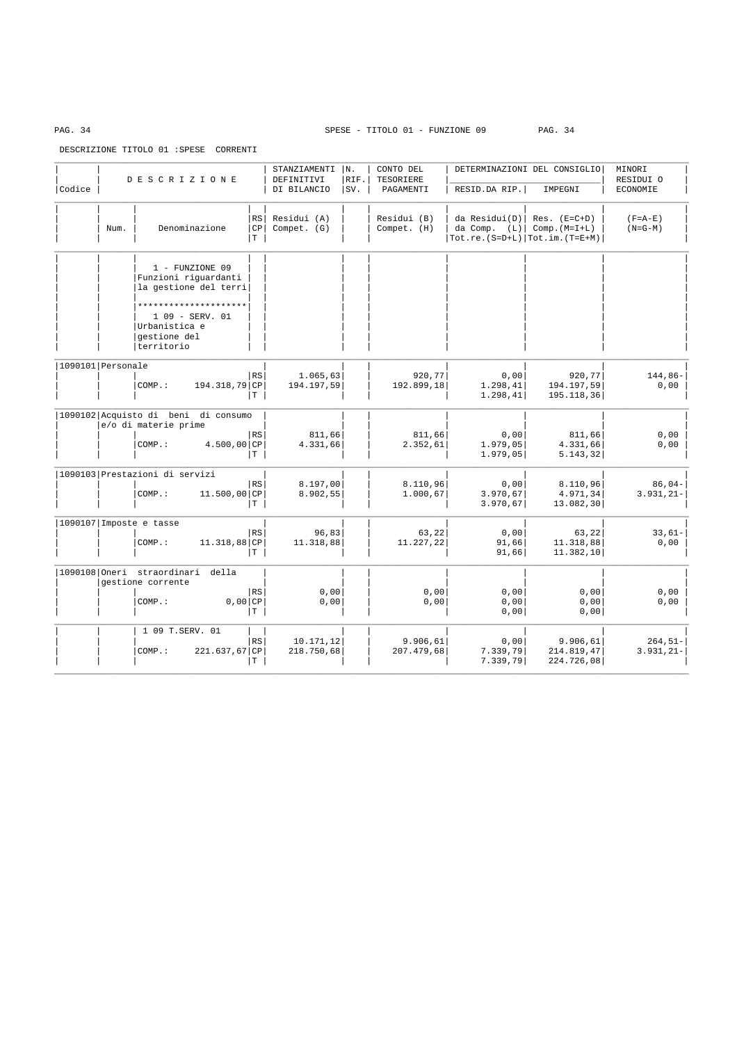SPESE - TITOLO 01 - FUNZIONE 09

DESCRIZIONE TITOLO 01 :SPESE CORRENTI

| Codice | Num. | DESCRIZIONE / Denominazione | | STANZIAMENTI DEFINITIVI DI BILANCIO / Residui (A) Compet. (G) | N. RIF. SV. | CONTO DEL TESORIERE PAGAMENTI / Residui (B) Compet. (H) | DETERMINAZIONI DEL CONSIGLIO RESID.DA RIP. / da Residui(D) da Comp. (L) Tot.re.(S=D+L) | IMPEGNI / Res. (E=C+D) Comp.(M=I+L) Tot.im.(T=E+M) | MINORI RESIDUI O ECONOMIE / (F=A-E) (N=G-M) |
|---|---|---|---|---|---|---|---|---|---|
| | | 1 - FUNZIONE 09 Funzioni riguardanti la gestione del terri | | | | | | | |
| | | ********************* | | | | | | | |
| | | 1 09 - SERV. 01 Urbanistica e gestione del territorio | | | | | | | |
| 1090101 | | Personale | | | | | | | |
| | | | RS | 1.065,63 | | 920,77 | 0,00 | 920,77 | 144,86- |
| | | COMP.: 194.318,79 | CP | 194.197,59 | | 192.899,18 | 1.298,41 | 194.197,59 | 0,00 |
| | | | T | | | | 1.298,41 | 195.118,36 | |
| 1090102 | | Acquisto di beni di consumo e/o di materie prime | | | | | | | |
| | | | RS | 811,66 | | 811,66 | 0,00 | 811,66 | 0,00 |
| | | COMP.: 4.500,00 | CP | 4.331,66 | | 2.352,61 | 1.979,05 | 4.331,66 | 0,00 |
| | | | T | | | | 1.979,05 | 5.143,32 | |
| 1090103 | | Prestazioni di servizi | | | | | | | |
| | | | RS | 8.197,00 | | 8.110,96 | 0,00 | 8.110,96 | 86,04- |
| | | COMP.: 11.500,00 | CP | 8.902,55 | | 1.000,67 | 3.970,67 | 4.971,34 | 3.931,21- |
| | | | T | | | | 3.970,67 | 13.082,30 | |
| 1090107 | | Imposte e tasse | | | | | | | |
| | | | RS | 96,83 | | 63,22 | 0,00 | 63,22 | 33,61- |
| | | COMP.: 11.318,88 | CP | 11.318,88 | | 11.227,22 | 91,66 | 11.318,88 | 0,00 |
| | | | T | | | | 91,66 | 11.382,10 | |
| 1090108 | | Oneri straordinari della gestione corrente | | | | | | | |
| | | | RS | 0,00 | | 0,00 | 0,00 | 0,00 | 0,00 |
| | | COMP.: 0,00 | CP | 0,00 | | 0,00 | 0,00 | 0,00 | 0,00 |
| | | | T | | | | 0,00 | 0,00 | |
| | | 1 09 T.SERV. 01 | | | | | | | |
| | | | RS | 10.171,12 | | 9.906,61 | 0,00 | 9.906,61 | 264,51- |
| | | COMP.: 221.637,67 | CP | 218.750,68 | | 207.479,68 | 7.339,79 | 214.819,47 | 3.931,21- |
| | | | T | | | | 7.339,79 | 224.726,08 | |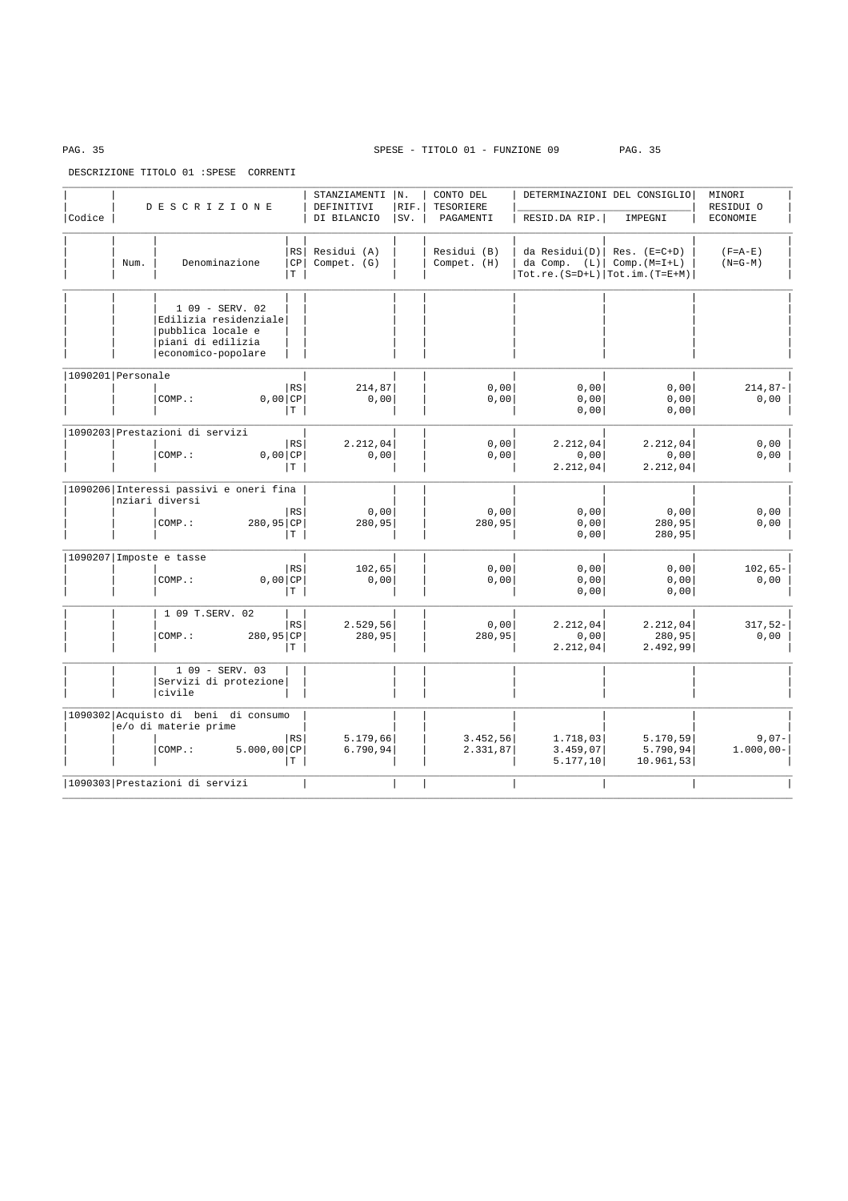SPESE - TITOLO 01 - FUNZIONE 09

DESCRIZIONE TITOLO 01 :SPESE CORRENTI

| Codice | Num. | DESCRIZIONE Denominazione | | STANZIAMENTI DEFINITIVI DI BILANCIO Residui (A) Compet. (G) | N. RIF. SV. | CONTO DEL TESORIERE PAGAMENTI Residui (B) Compet. (H) | DETERMINAZIONI DEL CONSIGLIO RESID.DA RIP. da Residui(D) da Comp. (L) Tot.re.(S=D+L) | IMPEGNI Res. (E=C+D) Comp.(M=I+L) Tot.im.(T=E+M) | MINORI RESIDUI O ECONOMIE (F=A-E) (N=G-M) |
|---|---|---|---|---|---|---|---|---|---|
| | | 1 09 - SERV. 02 Edilizia residenziale pubblica locale e piani di edilizia economico-popolare | | | | | | | |
| 1090201 | Personale | | | | | | | | |
| | | | RS | 214,87 | | 0,00 | 0,00 | 0,00 | 214,87- |
| | | COMP.: 0,00 | CP | 0,00 | | 0,00 | 0,00 | 0,00 | 0,00 |
| | | | T | | | | 0,00 | 0,00 | |
| 1090203 | Prestazioni di servizi | | | | | | | | |
| | | | RS | 2.212,04 | | 0,00 | 2.212,04 | 2.212,04 | 0,00 |
| | | COMP.: 0,00 | CP | 0,00 | | 0,00 | 0,00 | 0,00 | 0,00 |
| | | | T | | | | 2.212,04 | 2.212,04 | |
| 1090206 | Interessi passivi e oneri finanziari diversi | | | | | | | | |
| | | | RS | 0,00 | | 0,00 | 0,00 | 0,00 | 0,00 |
| | | COMP.: 280,95 | CP | 280,95 | | 280,95 | 0,00 | 280,95 | 0,00 |
| | | | T | | | | 0,00 | 280,95 | |
| 1090207 | Imposte e tasse | | | | | | | | |
| | | | RS | 102,65 | | 0,00 | 0,00 | 0,00 | 102,65- |
| | | COMP.: 0,00 | CP | 0,00 | | 0,00 | 0,00 | 0,00 | 0,00 |
| | | | T | | | | 0,00 | 0,00 | |
| | | 1 09 T.SERV. 02 | | | | | | | |
| | | | RS | 2.529,56 | | 0,00 | 2.212,04 | 2.212,04 | 317,52- |
| | | COMP.: 280,95 | CP | 280,95 | | 280,95 | 0,00 | 280,95 | 0,00 |
| | | | T | | | | 2.212,04 | 2.492,99 | |
| | | 1 09 - SERV. 03 Servizi di protezione civile | | | | | | | |
| 1090302 | Acquisto di beni di consumo e/o di materie prime | | | | | | | | |
| | | | RS | 5.179,66 | | 3.452,56 | 1.718,03 | 5.170,59 | 9,07- |
| | | COMP.: 5.000,00 | CP | 6.790,94 | | 2.331,87 | 3.459,07 | 5.790,94 | 1.000,00- |
| | | | T | | | | 5.177,10 | 10.961,53 | |
| 1090303 | Prestazioni di servizi | | | | | | | | |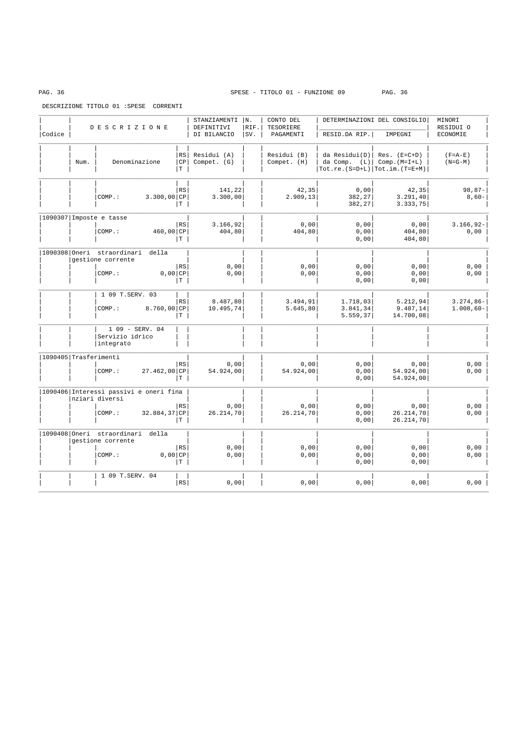SPESE - TITOLO 01 - FUNZIONE 09

DESCRIZIONE TITOLO 01 :SPESE CORRENTI

| Codice | D E S C R I Z I O N E | | | STANZIAMENTI DEFINITIVI DI BILANCIO | N. RIF. SV. | CONTO DEL TESORIERE PAGAMENTI | DETERMINAZIONI DEL CONSIGLIO RESID.DA RIP. | IMPEGNI | MINORI RESIDUI O ECONOMIE |
|---|---|---|---|---|---|---|---|---|---|
| | Num. | Denominazione | RS CP T | Residui (A) Compet. (G) | | Residui (B) Compet. (H) | da Residui(D) da Comp. (L) Tot.re.(S=D+L) | Res. (E=C+D) Comp.(M=I+L) Tot.im.(T=E+M) | (F=A-E) (N=G-M) |
| | | COMP.: 3.300,00 | RS CP T | 141,22 3.300,00 | | 42,35 2.909,13 | 0,00 382,27 382,27 | 42,35 3.291,40 3.333,75 | 98,87- 8,60- |
| 1090307 | Imposte e tasse | COMP.: 460,00 | RS CP T | 3.166,92 404,80 | | 0,00 404,80 | 0,00 0,00 0,00 | 0,00 404,80 404,80 | 3.166,92- 0,00 |
| 1090308 | Oneri straordinari della gestione corrente | COMP.: 0,00 | RS CP T | 0,00 0,00 | | 0,00 0,00 | 0,00 0,00 0,00 | 0,00 0,00 0,00 | 0,00 0,00 |
| | | 1 09 T.SERV. 03 COMP.: 8.760,00 | RS CP T | 8.487,80 10.495,74 | | 3.494,91 5.645,80 | 1.718,03 3.841,34 5.559,37 | 5.212,94 9.487,14 14.700,08 | 3.274,86- 1.008,60- |
| | | 1 09 - SERV. 04 Servizio idrico integrato | | | | | | | |
| 1090405 | Trasferimenti | COMP.: 27.462,00 | RS CP T | 0,00 54.924,00 | | 0,00 54.924,00 | 0,00 0,00 0,00 | 0,00 54.924,00 54.924,00 | 0,00 0,00 |
| 1090406 | Interessi passivi e oneri finanziari diversi | COMP.: 32.884,37 | RS CP T | 0,00 26.214,70 | | 0,00 26.214,70 | 0,00 0,00 0,00 | 0,00 26.214,70 26.214,70 | 0,00 0,00 |
| 1090408 | Oneri straordinari della gestione corrente | COMP.: 0,00 | RS CP T | 0,00 0,00 | | 0,00 0,00 | 0,00 0,00 0,00 | 0,00 0,00 0,00 | 0,00 0,00 |
| | | 1 09 T.SERV. 04 | RS | 0,00 | | 0,00 | 0,00 | 0,00 | 0,00 |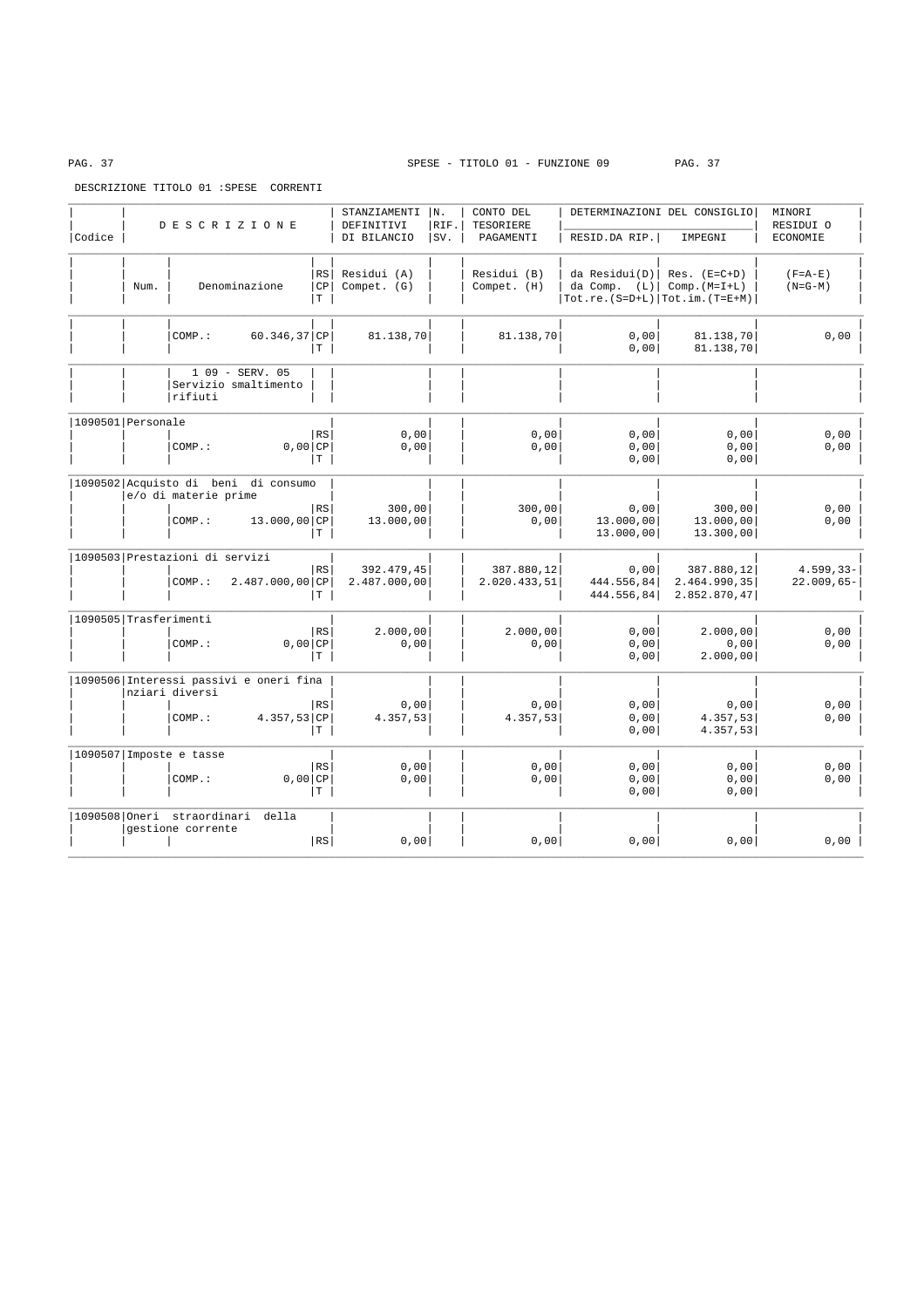SPESE - TITOLO 01 - FUNZIONE 09

DESCRIZIONE TITOLO 01 :SPESE CORRENTI

| Codice | Num. | D E S C R I Z I O N E / Denominazione | RS/CP/T | STANZIAMENTI DEFINITIVI DI BILANCIO / Residui (A) / Compet. (G) | N. RIF. SV. | CONTO DEL TESORIERE PAGAMENTI / Residui (B) / Compet. (H) | DETERMINAZIONI DEL CONSIGLIO RESID.DA RIP. / da Residui(D) / da Comp. (L) / Tot.re.(S=D+L) | DETERMINAZIONI DEL CONSIGLIO IMPEGNI / Res. (E=C+D) / Comp.(M=I+L) / Tot.im.(T=E+M) | MINORI RESIDUI O ECONOMIE / (F=A-E) / (N=G-M) |
|---|---|---|---|---|---|---|---|---|---|
| | | COMP.: 60.346,37 | CP | 81.138,70 | | 81.138,70 | 0,00 | 81.138,70 | 0,00 |
| | | | T | | | | 0,00 | 81.138,70 | |
| | | 1 09 - SERV. 05 Servizio smaltimento rifiuti | | | | | | | |
| 1090501 | | Personale | | | | | | | |
| | | | RS | 0,00 | | 0,00 | 0,00 | 0,00 | 0,00 |
| | | COMP.: 0,00 | CP | 0,00 | | 0,00 | 0,00 | 0,00 | 0,00 |
| | | | T | | | | 0,00 | 0,00 | |
| 1090502 | | Acquisto di beni di consumo e/o di materie prime | | | | | | | |
| | | | RS | 300,00 | | 300,00 | 0,00 | 300,00 | 0,00 |
| | | COMP.: 13.000,00 | CP | 13.000,00 | | 0,00 | 13.000,00 | 13.000,00 | 0,00 |
| | | | T | | | | 13.000,00 | 13.300,00 | |
| 1090503 | | Prestazioni di servizi | | | | | | | |
| | | | RS | 392.479,45 | | 387.880,12 | 0,00 | 387.880,12 | 4.599,33- |
| | | COMP.: 2.487.000,00 | CP | 2.487.000,00 | | 2.020.433,51 | 444.556,84 | 2.464.990,35 | 22.009,65- |
| | | | T | | | | 444.556,84 | 2.852.870,47 | |
| 1090505 | | Trasferimenti | | | | | | | |
| | | | RS | 2.000,00 | | 2.000,00 | 0,00 | 2.000,00 | 0,00 |
| | | COMP.: 0,00 | CP | 0,00 | | 0,00 | 0,00 | 0,00 | 0,00 |
| | | | T | | | | 0,00 | 2.000,00 | |
| 1090506 | | Interessi passivi e oneri finanziari diversi | | | | | | | |
| | | | RS | 0,00 | | 0,00 | 0,00 | 0,00 | 0,00 |
| | | COMP.: 4.357,53 | CP | 4.357,53 | | 4.357,53 | 0,00 | 4.357,53 | 0,00 |
| | | | T | | | | 0,00 | 4.357,53 | |
| 1090507 | | Imposte e tasse | | | | | | | |
| | | | RS | 0,00 | | 0,00 | 0,00 | 0,00 | 0,00 |
| | | COMP.: 0,00 | CP | 0,00 | | 0,00 | 0,00 | 0,00 | 0,00 |
| | | | T | | | | 0,00 | 0,00 | |
| 1090508 | | Oneri straordinari della gestione corrente | | | | | | | |
| | | | RS | 0,00 | | 0,00 | 0,00 | 0,00 | 0,00 |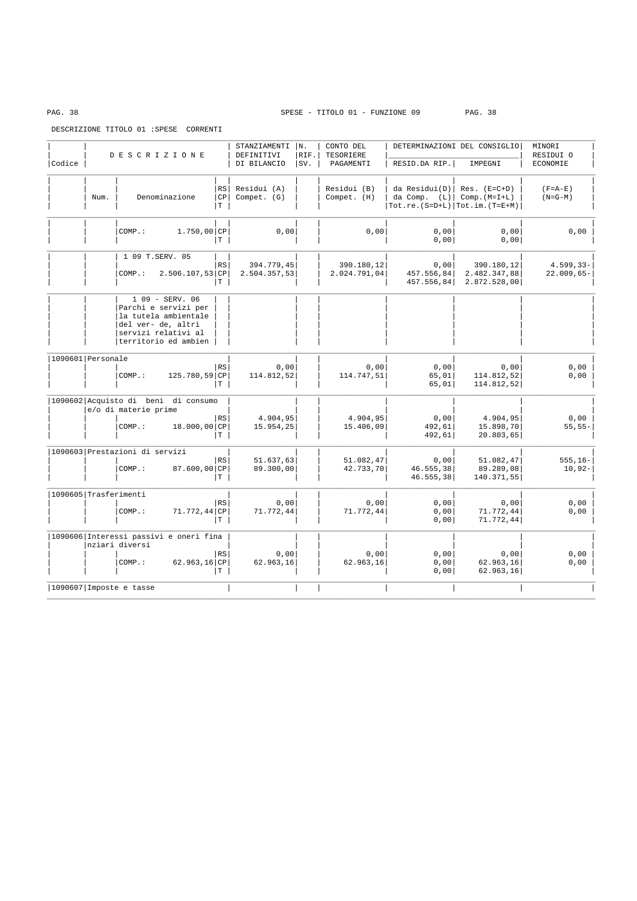SPESE - TITOLO 01 - FUNZIONE 09

DESCRIZIONE TITOLO 01 :SPESE CORRENTI

| Codice | Num. | DESCRIZIONE Denominazione | | STANZIAMENTI DEFINITIVI DI BILANCIO Residui (A) Compet. (G) | N. RIF. SV. | CONTO DEL TESORIERE PAGAMENTI Residui (B) Compet. (H) | DETERMINAZIONI DEL CONSIGLIO RESID.DA RIP. da Residui(D) da Comp. (L) Tot.re.(S=D+L) | IMPEGNI Res. (E=C+D) Comp.(M=I+L) Tot.im.(T=E+M) | MINORI RESIDUI O ECONOMIE (F=A-E) (N=G-M) |
|---|---|---|---|---|---|---|---|---|---|
| | | COMP.: 1.750,00 | CP | 0,00 | | 0,00 | 0,00 | 0,00 | 0,00 |
| | | | T | | | | 0,00 | 0,00 | |
| | | 1 09 T.SERV. 05 | RS | 394.779,45 | | 390.180,12 | 0,00 | 390.180,12 | 4.599,33- |
| | | COMP.: 2.506.107,53 | CP | 2.504.357,53 | | 2.024.791,04 | 457.556,84 | 2.482.347,88 | 22.009,65- |
| | | | T | | | | 457.556,84 | 2.872.528,00 | |
| | | 1 09 - SERV. 06 Parchi e servizi per la tutela ambientale del ver- de, altri servizi relativi al territorio ed ambien | | | | | | | |
| 1090601 | Personale | | RS | 0,00 | | 0,00 | 0,00 | 0,00 | 0,00 |
| | | COMP.: 125.780,59 | CP | 114.812,52 | | 114.747,51 | 65,01 | 114.812,52 | 0,00 |
| | | | T | | | | 65,01 | 114.812,52 | |
| 1090602 | Acquisto di beni di consumo e/o di materie prime | | RS | 4.904,95 | | 4.904,95 | 0,00 | 4.904,95 | 0,00 |
| | | COMP.: 18.000,00 | CP | 15.954,25 | | 15.406,09 | 492,61 | 15.898,70 | 55,55- |
| | | | T | | | | 492,61 | 20.803,65 | |
| 1090603 | Prestazioni di servizi | | RS | 51.637,63 | | 51.082,47 | 0,00 | 51.082,47 | 555,16- |
| | | COMP.: 87.600,00 | CP | 89.300,00 | | 42.733,70 | 46.555,38 | 89.289,08 | 10,92- |
| | | | T | | | | 46.555,38 | 140.371,55 | |
| 1090605 | Trasferimenti | | RS | 0,00 | | 0,00 | 0,00 | 0,00 | 0,00 |
| | | COMP.: 71.772,44 | CP | 71.772,44 | | 71.772,44 | 0,00 | 71.772,44 | 0,00 |
| | | | T | | | | 0,00 | 71.772,44 | |
| 1090606 | Interessi passivi e oneri finanziari diversi | | RS | 0,00 | | 0,00 | 0,00 | 0,00 | 0,00 |
| | | COMP.: 62.963,16 | CP | 62.963,16 | | 62.963,16 | 0,00 | 62.963,16 | 0,00 |
| | | | T | | | | 0,00 | 62.963,16 | |
| 1090607 | Imposte e tasse | | | | | | | | |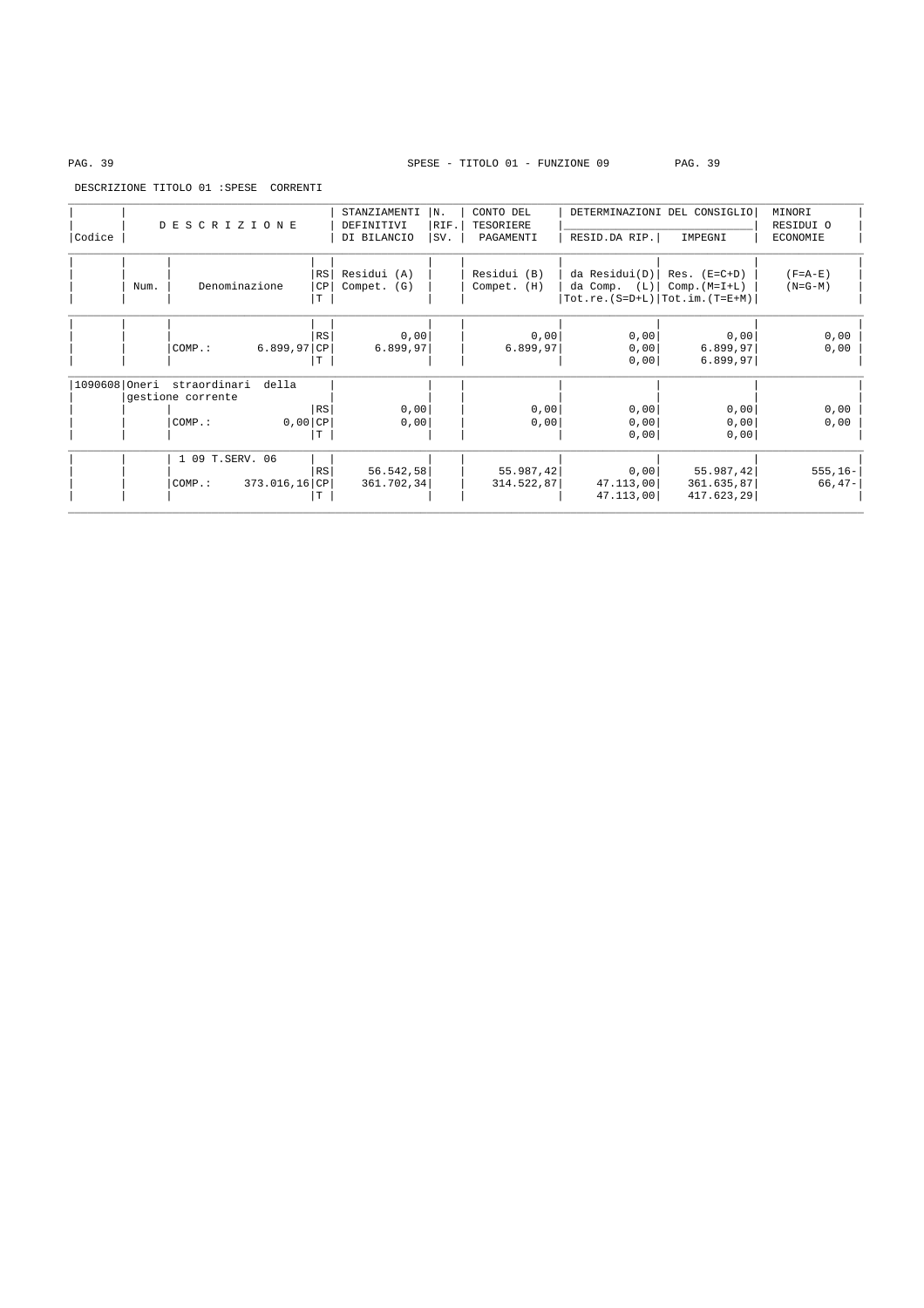SPESE - TITOLO 01 - FUNZIONE 09

DESCRIZIONE TITOLO 01 :SPESE CORRENTI

| Codice | Num. | D E S C R I Z I O N E<br>Denominazione | | STANZIAMENTI DEFINITIVI DI BILANCIO<br>Residui (A)<br>Compet. (G) | N. RIF. SV. | CONTO DEL TESORIERE PAGAMENTI<br>Residui (B)<br>Compet. (H) | DETERMINAZIONI DEL CONSIGLIO<br>RESID.DA RIP.<br>da Residui(D)<br>da Comp. (L)<br>Tot.re.(S=D+L) | IMPEGNI<br>Res. (E=C+D)<br>Comp.(M=I+L)<br>Tot.im.(T=E+M) | MINORI RESIDUI O ECONOMIE<br>(F=A-E)<br>(N=G-M) |
|---|---|---|---|---|---|---|---|---|---|
| | | | RS | 0,00 | | 0,00 | 0,00 | 0,00 | 0,00 |
| | | COMP.: 6.899,97 | CP | 6.899,97 | | 6.899,97 | 0,00 | 6.899,97 | 0,00 |
| | | | T | | | | 0,00 | 6.899,97 | |
| 1090608 | | Oneri straordinari della gestione corrente | | | | | | | |
| | | | RS | 0,00 | | 0,00 | 0,00 | 0,00 | 0,00 |
| | | COMP.: 0,00 | CP | 0,00 | | 0,00 | 0,00 | 0,00 | 0,00 |
| | | | T | | | | 0,00 | 0,00 | |
| | | 1 09 T.SERV. 06 | | | | | | | |
| | | | RS | 56.542,58 | | 55.987,42 | 0,00 | 55.987,42 | 555,16- |
| | | COMP.: 373.016,16 | CP | 361.702,34 | | 314.522,87 | 47.113,00 | 361.635,87 | 66,47- |
| | | | T | | | | 47.113,00 | 417.623,29 | |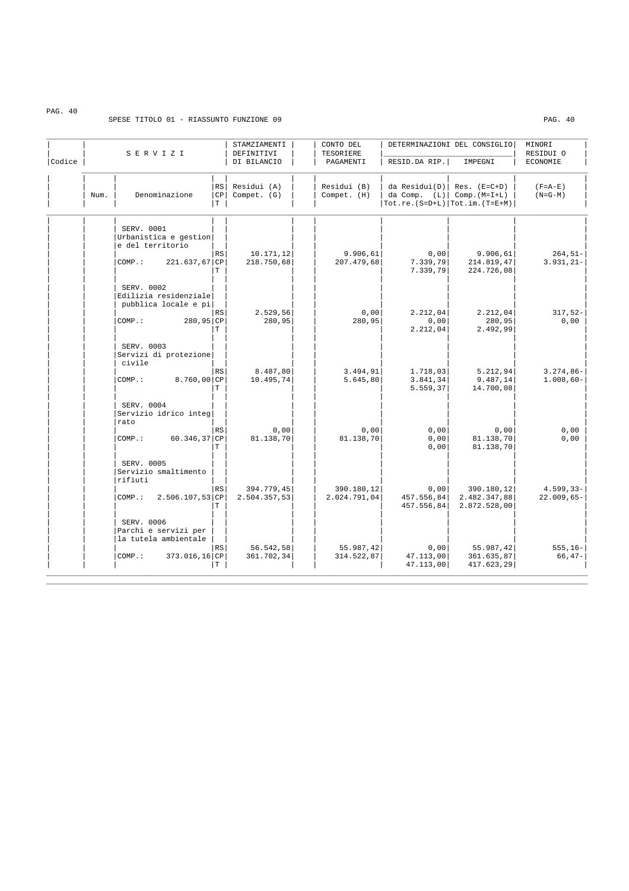SPESE TITOLO 01 - RIASSUNTO FUNZIONE 09

| Codice | Num. | SERVIZI Denominazione | | STAMZIAMENTI DEFINITIVI DI BILANCIO Residui (A) Compet. (G) | CONTO DEL TESORIERE PAGAMENTI Residui (B) Compet. (H) | DETERMINAZIONI DEL CONSIGLIO RESID.DA RIP. da Residui(D) da Comp. (L) Tot.re.(S=D+L) | DETERMINAZIONI DEL CONSIGLIO IMPEGNI Res. (E=C+D) Comp.(M=I+L) Tot.im.(T=E+M) | MINORI RESIDUI O ECONOMIE (F=A-E) (N=G-M) |
|---|---|---|---|---|---|---|---|---|
| | | SERV. 0001 Urbanistica e gestione del territorio | | | | | | |
| | | | RS | 10.171,12 | 9.906,61 | 0,00 | 9.906,61 | 264,51- |
| | | COMP.: 221.637,67 | CP | 218.750,68 | 207.479,68 | 7.339,79 | 214.819,47 | 3.931,21- |
| | | | T | | | 7.339,79 | 224.726,08 | |
| | | SERV. 0002 Edilizia residenziale pubblica locale e pi | | | | | | |
| | | | RS | 2.529,56 | 0,00 | 2.212,04 | 2.212,04 | 317,52- |
| | | COMP.: 280,95 | CP | 280,95 | 280,95 | 0,00 | 280,95 | 0,00 |
| | | | T | | | 2.212,04 | 2.492,99 | |
| | | SERV. 0003 Servizi di protezione civile | | | | | | |
| | | | RS | 8.487,80 | 3.494,91 | 1.718,03 | 5.212,94 | 3.274,86- |
| | | COMP.: 8.760,00 | CP | 10.495,74 | 5.645,80 | 3.841,34 | 9.487,14 | 1.008,60- |
| | | | T | | | 5.559,37 | 14.700,08 | |
| | | SERV. 0004 Servizio idrico integrato | | | | | | |
| | | | RS | 0,00 | 0,00 | 0,00 | 0,00 | 0,00 |
| | | COMP.: 60.346,37 | CP | 81.138,70 | 81.138,70 | 0,00 | 81.138,70 | 0,00 |
| | | | T | | | 0,00 | 81.138,70 | |
| | | SERV. 0005 Servizio smaltimento rifiuti | | | | | | |
| | | | RS | 394.779,45 | 390.180,12 | 0,00 | 390.180,12 | 4.599,33- |
| | | COMP.: 2.506.107,53 | CP | 2.504.357,53 | 2.024.791,04 | 457.556,84 | 2.482.347,88 | 22.009,65- |
| | | | T | | | 457.556,84 | 2.872.528,00 | |
| | | SERV. 0006 Parchi e servizi per la tutela ambientale | | | | | | |
| | | | RS | 56.542,58 | 55.987,42 | 0,00 | 55.987,42 | 555,16- |
| | | COMP.: 373.016,16 | CP | 361.702,34 | 314.522,87 | 47.113,00 | 361.635,87 | 66,47- |
| | | | T | | | 47.113,00 | 417.623,29 | |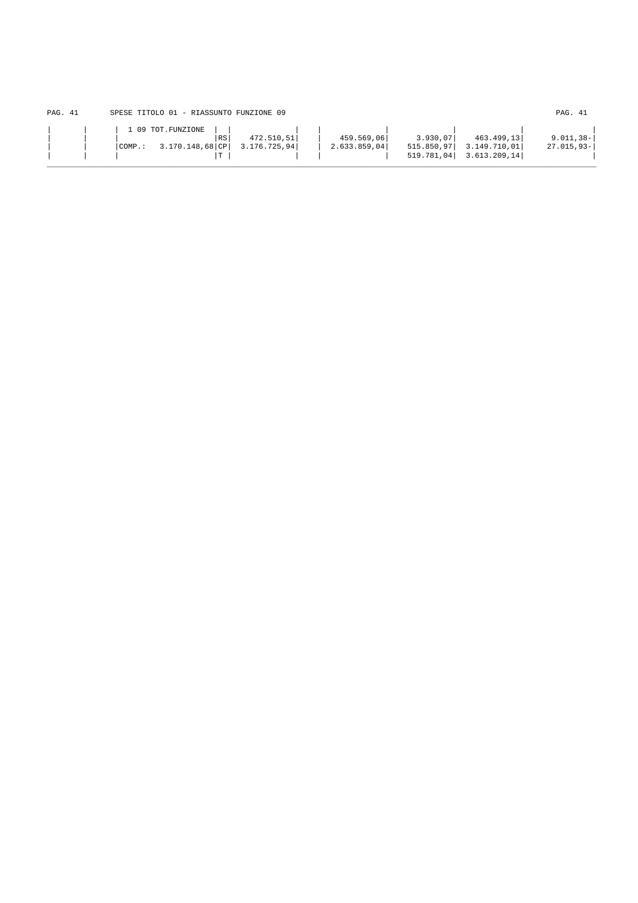SPESE TITOLO 01 - RIASSUNTO FUNZIONE 09

| | | | | | | | | | |
|---|---|---|---|---|---|---|---|---|---|
| | | 1 09 TOT.FUNZIONE | | | | | | | |
| | | | RS | 472.510,51 | | 459.569,06 | 3.930,07 | 463.499,13 | 9.011,38- |
| | | COMP.: 3.170.148,68 | CP | 3.176.725,94 | | 2.633.859,04 | 515.850,97 | 3.149.710,01 | 27.015,93- |
| | | | T | | | | 519.781,04 | 3.613.209,14 | |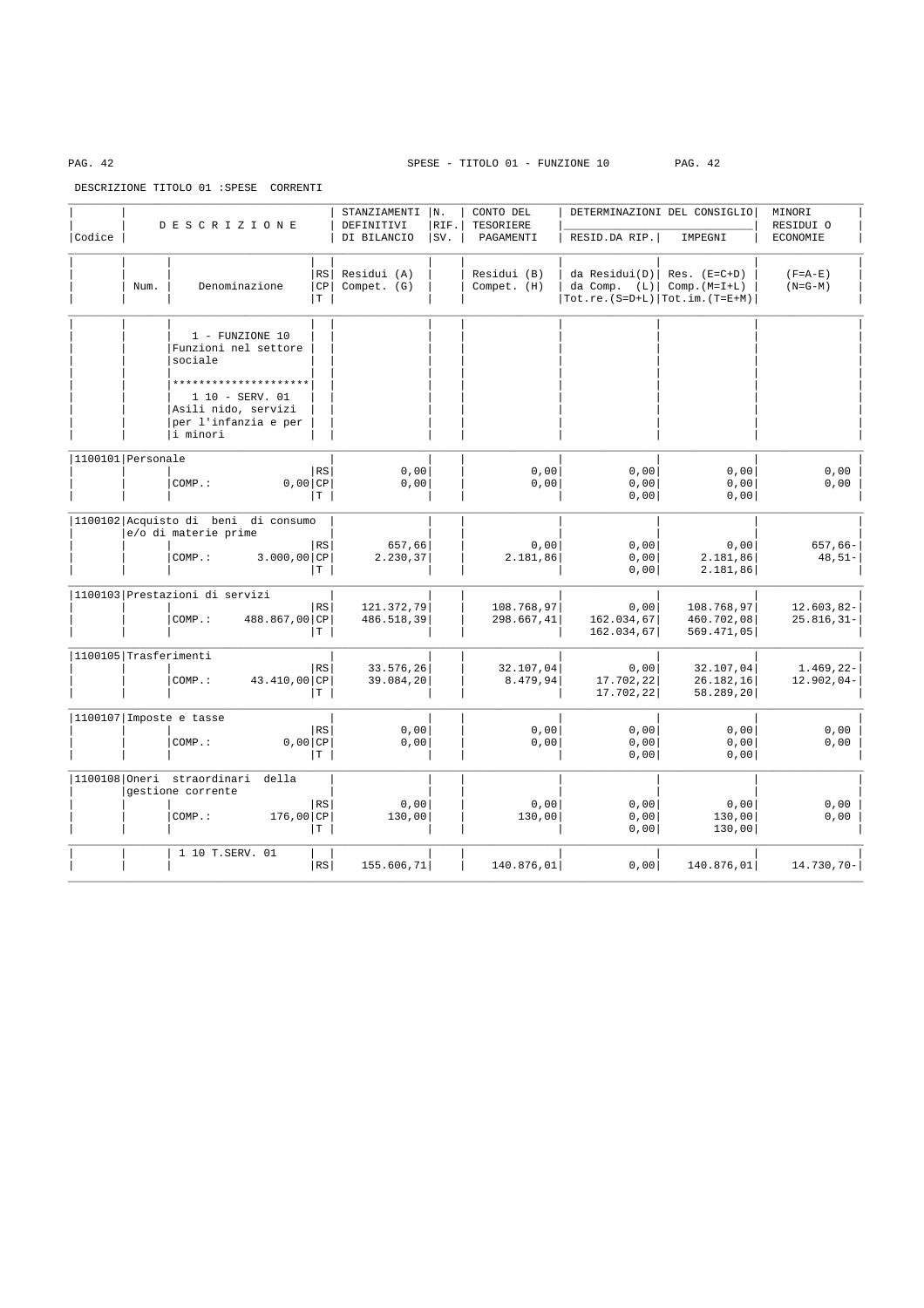SPESE - TITOLO 01 - FUNZIONE 10

DESCRIZIONE TITOLO 01 :SPESE CORRENTI

| Codice | Num. | DESCRIZIONE / Denominazione | | STANZIAMENTI DEFINITIVI DI BILANCIO / Residui (A) Compet. (G) | N. RIF. SV. | CONTO DEL TESORIERE PAGAMENTI / Residui (B) Compet. (H) | DETERMINAZIONI DEL CONSIGLIO RESID.DA RIP. / da Residui(D) da Comp. (L) Tot.re.(S=D+L) | IMPEGNI / Res. (E=C+D) Comp.(M=I+L) Tot.im.(T=E+M) | MINORI RESIDUI O ECONOMIE / (F=A-E) (N=G-M) |
|---|---|---|---|---|---|---|---|---|---|
| | | 1 - FUNZIONE 10 Funzioni nel settore sociale | | | | | | | |
| | | ******************** | | | | | | | |
| | | 1 10 - SERV. 01 Asili nido, servizi per l'infanzia e per i minori | | | | | | | |
| 1100101 | | Personale | | | | | | | |
| | | | RS | 0,00 | | 0,00 | 0,00 | 0,00 | 0,00 |
| | | COMP.: 0,00 | CP | 0,00 | | 0,00 | 0,00 | 0,00 | 0,00 |
| | | | T | | | | 0,00 | 0,00 | |
| 1100102 | | Acquisto di beni di consumo e/o di materie prime | | | | | | | |
| | | | RS | 657,66 | | 0,00 | 0,00 | 0,00 | 657,66- |
| | | COMP.: 3.000,00 | CP | 2.230,37 | | 2.181,86 | 0,00 | 2.181,86 | 48,51- |
| | | | T | | | | 0,00 | 2.181,86 | |
| 1100103 | | Prestazioni di servizi | | | | | | | |
| | | | RS | 121.372,79 | | 108.768,97 | 0,00 | 108.768,97 | 12.603,82- |
| | | COMP.: 488.867,00 | CP | 486.518,39 | | 298.667,41 | 162.034,67 | 460.702,08 | 25.816,31- |
| | | | T | | | | 162.034,67 | 569.471,05 | |
| 1100105 | | Trasferimenti | | | | | | | |
| | | | RS | 33.576,26 | | 32.107,04 | 0,00 | 32.107,04 | 1.469,22- |
| | | COMP.: 43.410,00 | CP | 39.084,20 | | 8.479,94 | 17.702,22 | 26.182,16 | 12.902,04- |
| | | | T | | | | 17.702,22 | 58.289,20 | |
| 1100107 | | Imposte e tasse | | | | | | | |
| | | | RS | 0,00 | | 0,00 | 0,00 | 0,00 | 0,00 |
| | | COMP.: 0,00 | CP | 0,00 | | 0,00 | 0,00 | 0,00 | 0,00 |
| | | | T | | | | 0,00 | 0,00 | |
| 1100108 | | Oneri straordinari della gestione corrente | | | | | | | |
| | | | RS | 0,00 | | 0,00 | 0,00 | 0,00 | 0,00 |
| | | COMP.: 176,00 | CP | 130,00 | | 130,00 | 0,00 | 130,00 | 0,00 |
| | | | T | | | | 0,00 | 130,00 | |
| | | 1 10 T.SERV. 01 | | | | | | | |
| | | | RS | 155.606,71 | | 140.876,01 | 0,00 | 140.876,01 | 14.730,70- |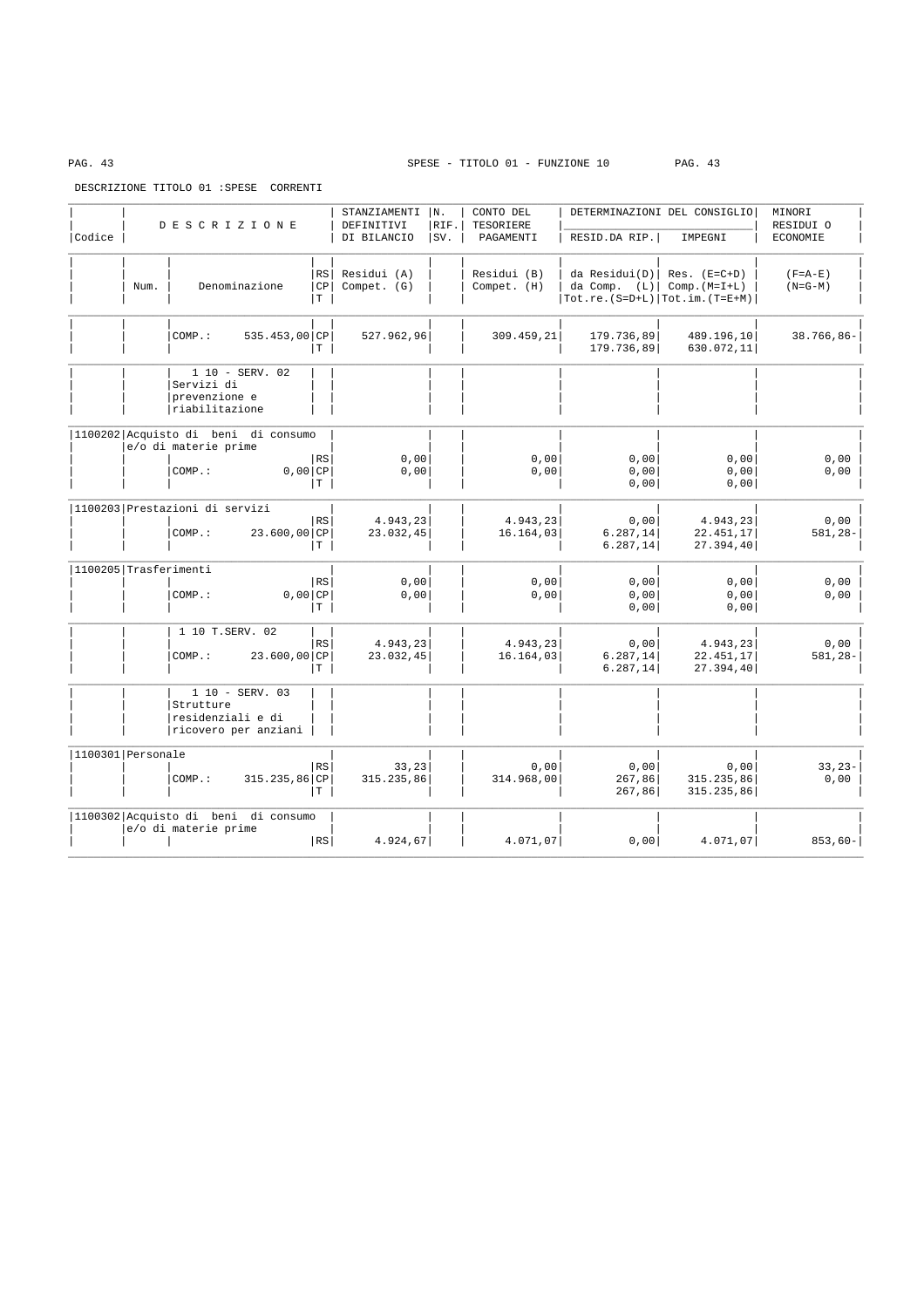SPESE - TITOLO 01 - FUNZIONE 10

DESCRIZIONE TITOLO 01 :SPESE CORRENTI

| Codice | Num. | DESCRIZIONE / Denominazione | | STANZIAMENTI DEFINITIVI DI BILANCIO / Residui (A) Compet. (G) | N. RIF. SV. | CONTO DEL TESORIERE PAGAMENTI / Residui (B) Compet. (H) | DETERMINAZIONI DEL CONSIGLIO RESID.DA RIP. / da Residui(D) da Comp. (L) Tot.re.(S=D+L) | IMPEGNI / Res. (E=C+D) Comp.(M=I+L) Tot.im.(T=E+M) | MINORI RESIDUI O ECONOMIE / (F=A-E) (N=G-M) |
|---|---|---|---|---|---|---|---|---|---|
| | | COMP.: 535.453,00 | CP | 527.962,96 | | 309.459,21 | 179.736,89 | 489.196,10 | 38.766,86- |
| | | | T | | | | 179.736,89 | 630.072,11 | |
| | | 1 10 - SERV. 02 Servizi di prevenzione e riabilitazione | | | | | | | |
| 1100202 | | Acquisto di beni di consumo e/o di materie prime | RS | 0,00 | | 0,00 | 0,00 | 0,00 | 0,00 |
| | | COMP.: 0,00 | CP | 0,00 | | 0,00 | 0,00 | 0,00 | 0,00 |
| | | | T | | | | 0,00 | 0,00 | |
| 1100203 | | Prestazioni di servizi | RS | 4.943,23 | | 4.943,23 | 0,00 | 4.943,23 | 0,00 |
| | | COMP.: 23.600,00 | CP | 23.032,45 | | 16.164,03 | 6.287,14 | 22.451,17 | 581,28- |
| | | | T | | | | 6.287,14 | 27.394,40 | |
| 1100205 | | Trasferimenti | RS | 0,00 | | 0,00 | 0,00 | 0,00 | 0,00 |
| | | COMP.: 0,00 | CP | 0,00 | | 0,00 | 0,00 | 0,00 | 0,00 |
| | | | T | | | | 0,00 | 0,00 | |
| | | 1 10 T.SERV. 02 | RS | 4.943,23 | | 4.943,23 | 0,00 | 4.943,23 | 0,00 |
| | | COMP.: 23.600,00 | CP | 23.032,45 | | 16.164,03 | 6.287,14 | 22.451,17 | 581,28- |
| | | | T | | | | 6.287,14 | 27.394,40 | |
| | | 1 10 - SERV. 03 Strutture residenziali e di ricovero per anziani | | | | | | | |
| 1100301 | | Personale | RS | 33,23 | | 0,00 | 0,00 | 0,00 | 33,23- |
| | | COMP.: 315.235,86 | CP | 315.235,86 | | 314.968,00 | 267,86 | 315.235,86 | 0,00 |
| | | | T | | | | 267,86 | 315.235,86 | |
| 1100302 | | Acquisto di beni di consumo e/o di materie prime | RS | 4.924,67 | | 4.071,07 | 0,00 | 4.071,07 | 853,60- |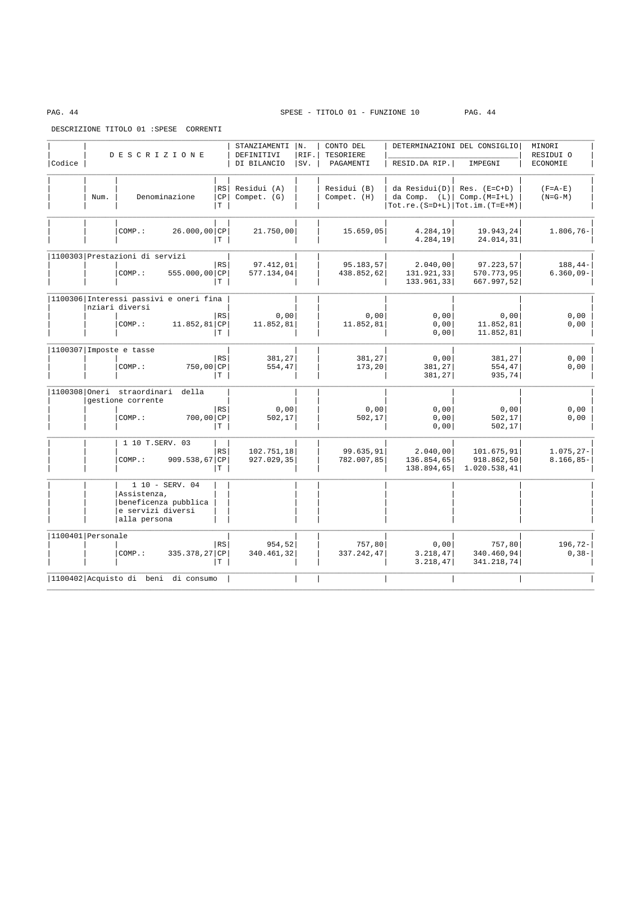SPESE - TITOLO 01 - FUNZIONE 10

DESCRIZIONE TITOLO 01 :SPESE CORRENTI

| Codice | Num. | DESCRIZIONE Denominazione | | STANZIAMENTI DEFINITIVI DI BILANCIO Residui (A) Compet. (G) | N. RIF. SV. | CONTO DEL TESORIERE PAGAMENTI Residui (B) Compet. (H) | DETERMINAZIONI DEL CONSIGLIO RESID.DA RIP. da Residui(D) da Comp. (L) Tot.re.(S=D+L) | DETERMINAZIONI DEL CONSIGLIO IMPEGNI Res. (E=C+D) Comp.(M=I+L) Tot.im.(T=E+M) | MINORI RESIDUI O ECONOMIE (F=A-E) (N=G-M) |
|---|---|---|---|---|---|---|---|---|---|
| | | COMP.: 26.000,00 | CP | 21.750,00 | | 15.659,05 | 4.284,19 | 19.943,24 | 1.806,76- |
| | | | T | | | | 4.284,19 | 24.014,31 | |
| 1100303 | | Prestazioni di servizi | RS | 97.412,01 | | 95.183,57 | 2.040,00 | 97.223,57 | 188,44- |
| | | COMP.: 555.000,00 | CP | 577.134,04 | | 438.852,62 | 131.921,33 | 570.773,95 | 6.360,09- |
| | | | T | | | | 133.961,33 | 667.997,52 | |
| 1100306 | | Interessi passivi e oneri finanziari diversi | RS | 0,00 | | 0,00 | 0,00 | 0,00 | 0,00 |
| | | COMP.: 11.852,81 | CP | 11.852,81 | | 11.852,81 | 0,00 | 11.852,81 | 0,00 |
| | | | T | | | | 0,00 | 11.852,81 | |
| 1100307 | | Imposte e tasse | RS | 381,27 | | 381,27 | 0,00 | 381,27 | 0,00 |
| | | COMP.: 750,00 | CP | 554,47 | | 173,20 | 381,27 | 554,47 | 0,00 |
| | | | T | | | | 381,27 | 935,74 | |
| 1100308 | | Oneri straordinari della gestione corrente | RS | 0,00 | | 0,00 | 0,00 | 0,00 | 0,00 |
| | | COMP.: 700,00 | CP | 502,17 | | 502,17 | 0,00 | 502,17 | 0,00 |
| | | | T | | | | 0,00 | 502,17 | |
| | | 1 10 T.SERV. 03 | RS | 102.751,18 | | 99.635,91 | 2.040,00 | 101.675,91 | 1.075,27- |
| | | COMP.: 909.538,67 | CP | 927.029,35 | | 782.007,85 | 136.854,65 | 918.862,50 | 8.166,85- |
| | | | T | | | | 138.894,65 | 1.020.538,41 | |
| | | 1 10 - SERV. 04 Assistenza, beneficenza pubblica e servizi diversi alla persona | | | | | | | |
| 1100401 | | Personale | RS | 954,52 | | 757,80 | 0,00 | 757,80 | 196,72- |
| | | COMP.: 335.378,27 | CP | 340.461,32 | | 337.242,47 | 3.218,47 | 340.460,94 | 0,38- |
| | | | T | | | | 3.218,47 | 341.218,74 | |
| 1100402 | | Acquisto di beni di consumo | | | | | | | |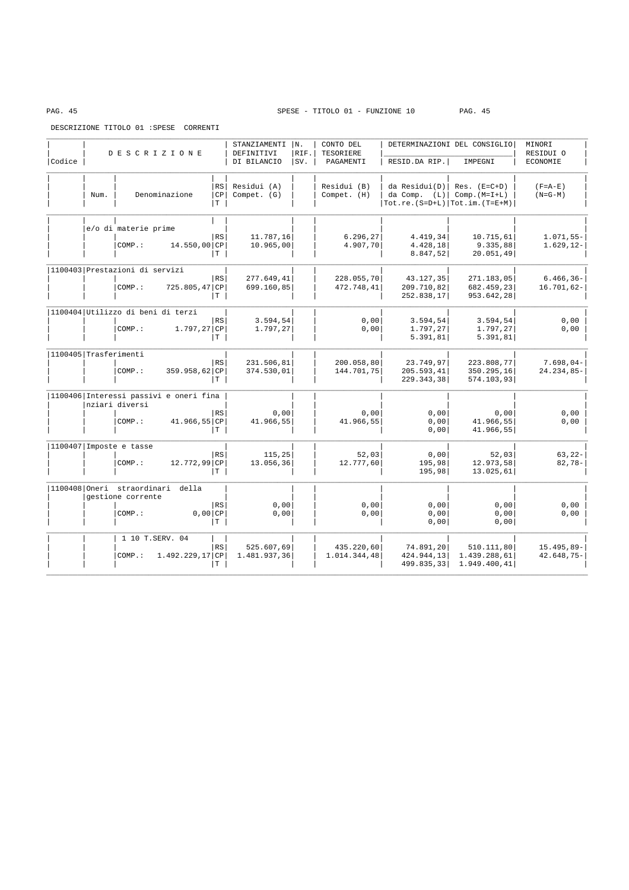SPESE - TITOLO 01 - FUNZIONE 10

DESCRIZIONE TITOLO 01 :SPESE CORRENTI

| Codice | DESCRIZIONE | | STANZIAMENTI DEFINITIVI DI BILANCIO | N. RIF. SV. | CONTO DEL TESORIERE PAGAMENTI | DETERMINAZIONI DEL CONSIGLIO RESID.DA RIP. | IMPEGNI | MINORI RESIDUI O ECONOMIE |
|---|---|---|---|---|---|---|---|---|
| Num. | Denominazione | RS CP T | Residui (A) Compet. (G) | | Residui (B) Compet. (H) | da Residui(D) da Comp. (L) Tot.re.(S=D+L) | Res. (E=C+D) Comp.(M=I+L) Tot.im.(T=E+M) | (F=A-E) (N=G-M) |
| | e/o di materie prime | RS | 11.787,16 | | 6.296,27 | 4.419,34 | 10.715,61 | 1.071,55- |
| | COMP.: 14.550,00 | CP | 10.965,00 | | 4.907,70 | 4.428,18 | 9.335,88 | 1.629,12- |
| | | T | | | | 8.847,52 | 20.051,49 | |
| 1100403 | Prestazioni di servizi | RS | 277.649,41 | | 228.055,70 | 43.127,35 | 271.183,05 | 6.466,36- |
| | COMP.: 725.805,47 | CP | 699.160,85 | | 472.748,41 | 209.710,82 | 682.459,23 | 16.701,62- |
| | | T | | | | 252.838,17 | 953.642,28 | |
| 1100404 | Utilizzo di beni di terzi | RS | 3.594,54 | | 0,00 | 3.594,54 | 3.594,54 | 0,00 |
| | COMP.: 1.797,27 | CP | 1.797,27 | | 0,00 | 1.797,27 | 1.797,27 | 0,00 |
| | | T | | | | 5.391,81 | 5.391,81 | |
| 1100405 | Trasferimenti | RS | 231.506,81 | | 200.058,80 | 23.749,97 | 223.808,77 | 7.698,04- |
| | COMP.: 359.958,62 | CP | 374.530,01 | | 144.701,75 | 205.593,41 | 350.295,16 | 24.234,85- |
| | | T | | | | 229.343,38 | 574.103,93 | |
| 1100406 | Interessi passivi e oneri finanziari diversi | RS | 0,00 | | 0,00 | 0,00 | 0,00 | 0,00 |
| | COMP.: 41.966,55 | CP | 41.966,55 | | 41.966,55 | 0,00 | 41.966,55 | 0,00 |
| | | T | | | | 0,00 | 41.966,55 | |
| 1100407 | Imposte e tasse | RS | 115,25 | | 52,03 | 0,00 | 52,03 | 63,22- |
| | COMP.: 12.772,99 | CP | 13.056,36 | | 12.777,60 | 195,98 | 12.973,58 | 82,78- |
| | | T | | | | 195,98 | 13.025,61 | |
| 1100408 | Oneri straordinari della gestione corrente | RS | 0,00 | | 0,00 | 0,00 | 0,00 | 0,00 |
| | COMP.: 0,00 | CP | 0,00 | | 0,00 | 0,00 | 0,00 | 0,00 |
| | | T | | | | 0,00 | 0,00 | |
| | 1 10 T.SERV. 04 | RS | 525.607,69 | | 435.220,60 | 74.891,20 | 510.111,80 | 15.495,89- |
| | COMP.: 1.492.229,17 | CP | 1.481.937,36 | | 1.014.344,48 | 424.944,13 | 1.439.288,61 | 42.648,75- |
| | | T | | | | 499.835,33 | 1.949.400,41 | |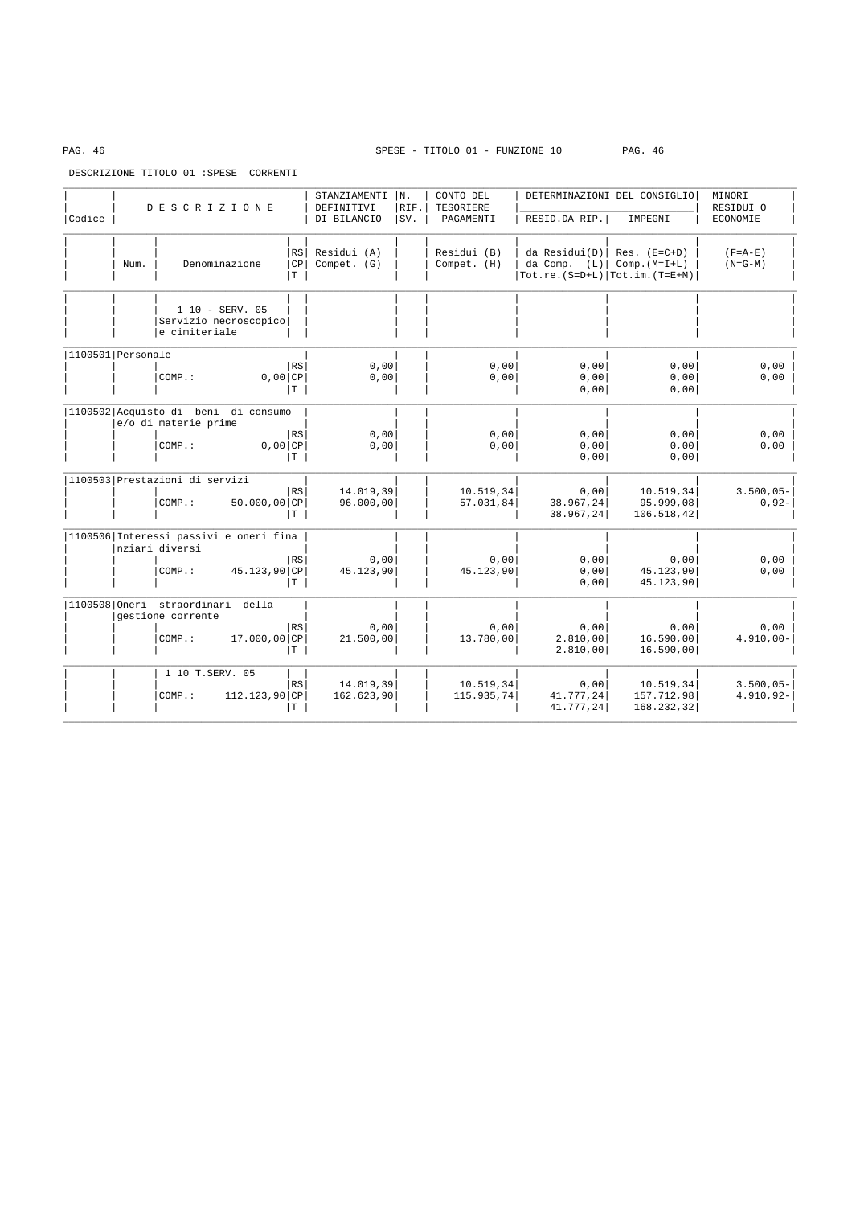SPESE - TITOLO 01 - FUNZIONE 10

DESCRIZIONE TITOLO 01 :SPESE CORRENTI

| Codice | Num. | D E S C R I Z I O N E<br>Denominazione | | STANZIAMENTI DEFINITIVI DI BILANCIO<br>Residui (A)<br>Compet. (G) | N. RIF. SV. | CONTO DEL TESORIERE PAGAMENTI<br>Residui (B)<br>Compet. (H) | DETERMINAZIONI DEL CONSIGLIO<br>RESID.DA RIP.<br>da Residui(D)<br>da Comp. (L)<br>Tot.re.(S=D+L) | IMPEGNI<br>Res. (E=C+D)<br>Comp.(M=I+L)<br>Tot.im.(T=E+M) | MINORI RESIDUI O ECONOMIE<br>(F=A-E)<br>(N=G-M) |
|---|---|---|---|---|---|---|---|---|---|
| | | 1 10 - SERV. 05 Servizio necroscopico e cimiteriale | | | | | | | |
| 1100501 | | Personale | | | | | | | |
| | | | RS | 0,00 | | 0,00 | 0,00 | 0,00 | 0,00 |
| | | COMP.: 0,00 | CP | 0,00 | | 0,00 | 0,00 | 0,00 | 0,00 |
| | | | T | | | | 0,00 | 0,00 | |
| 1100502 | | Acquisto di beni di consumo e/o di materie prime | | | | | | | |
| | | | RS | 0,00 | | 0,00 | 0,00 | 0,00 | 0,00 |
| | | COMP.: 0,00 | CP | 0,00 | | 0,00 | 0,00 | 0,00 | 0,00 |
| | | | T | | | | 0,00 | 0,00 | |
| 1100503 | | Prestazioni di servizi | | | | | | | |
| | | | RS | 14.019,39 | | 10.519,34 | 0,00 | 10.519,34 | 3.500,05- |
| | | COMP.: 50.000,00 | CP | 96.000,00 | | 57.031,84 | 38.967,24 | 95.999,08 | 0,92- |
| | | | T | | | | 38.967,24 | 106.518,42 | |
| 1100506 | | Interessi passivi e oneri finanziari diversi | | | | | | | |
| | | | RS | 0,00 | | 0,00 | 0,00 | 0,00 | 0,00 |
| | | COMP.: 45.123,90 | CP | 45.123,90 | | 45.123,90 | 0,00 | 45.123,90 | 0,00 |
| | | | T | | | | 0,00 | 45.123,90 | |
| 1100508 | | Oneri straordinari della gestione corrente | | | | | | | |
| | | | RS | 0,00 | | 0,00 | 0,00 | 0,00 | 0,00 |
| | | COMP.: 17.000,00 | CP | 21.500,00 | | 13.780,00 | 2.810,00 | 16.590,00 | 4.910,00- |
| | | | T | | | | 2.810,00 | 16.590,00 | |
| | | 1 10 T.SERV. 05 | | | | | | | |
| | | | RS | 14.019,39 | | 10.519,34 | 0,00 | 10.519,34 | 3.500,05- |
| | | COMP.: 112.123,90 | CP | 162.623,90 | | 115.935,74 | 41.777,24 | 157.712,98 | 4.910,92- |
| | | | T | | | | 41.777,24 | 168.232,32 | |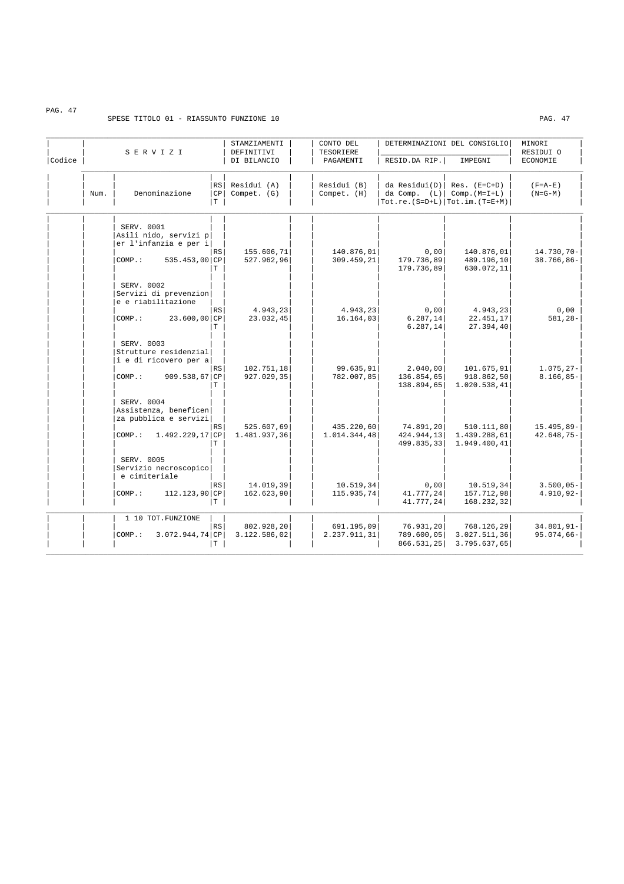SPESE TITOLO 01 - RIASSUNTO FUNZIONE 10

| Codice | Num. | S E R V I Z I<br>Denominazione | | STAZIAMENTI DEFINITIVI DI BILANCIO<br>Residui (A)<br>Compet. (G) | CONTO DEL TESORIERE PAGAMENTI<br>Residui (B)<br>Compet. (H) | DETERMINAZIONI DEL CONSIGLIO RESID.DA RIP.<br>da Residui(D)<br>da Comp. (L)<br>Tot.re.(S=D+L) | DETERMINAZIONI DEL CONSIGLIO IMPEGNI<br>Res. (E=C+D)<br>Comp.(M=I+L)<br>Tot.im.(T=E+M) | MINORI RESIDUI O ECONOMIE<br>(F=A-E)<br>(N=G-M) |
|---|---|---|---|---|---|---|---|---|
| | | SERV. 0001 Asili nido, servizi per l'infanzia e per i | RS | 155.606,71 | 140.876,01 | 0,00 | 140.876,01 | 14.730,70- |
| | | COMP.: 535.453,00 | CP | 527.962,96 | 309.459,21 | 179.736,89 | 489.196,10 | 38.766,86- |
| | | | T | | | 179.736,89 | 630.072,11 | |
| | | SERV. 0002 Servizi di prevenzione e riabilitazione | RS | 4.943,23 | 4.943,23 | 0,00 | 4.943,23 | 0,00 |
| | | COMP.: 23.600,00 | CP | 23.032,45 | 16.164,03 | 6.287,14 | 22.451,17 | 581,28- |
| | | | T | | | 6.287,14 | 27.394,40 | |
| | | SERV. 0003 Strutture residenziali e di ricovero per a | RS | 102.751,18 | 99.635,91 | 2.040,00 | 101.675,91 | 1.075,27- |
| | | COMP.: 909.538,67 | CP | 927.029,35 | 782.007,85 | 136.854,65 | 918.862,50 | 8.166,85- |
| | | | T | | | 138.894,65 | 1.020.538,41 | |
| | | SERV. 0004 Assistenza, beneficenza pubblica e servizi | RS | 525.607,69 | 435.220,60 | 74.891,20 | 510.111,80 | 15.495,89- |
| | | COMP.: 1.492.229,17 | CP | 1.481.937,36 | 1.014.344,48 | 424.944,13 | 1.439.288,61 | 42.648,75- |
| | | | T | | | 499.835,33 | 1.949.400,41 | |
| | | SERV. 0005 Servizio necroscopico e cimiteriale | RS | 14.019,39 | 10.519,34 | 0,00 | 10.519,34 | 3.500,05- |
| | | COMP.: 112.123,90 | CP | 162.623,90 | 115.935,74 | 41.777,24 | 157.712,98 | 4.910,92- |
| | | | T | | | 41.777,24 | 168.232,32 | |
| | | 1 10 TOT.FUNZIONE | RS | 802.928,20 | 691.195,09 | 76.931,20 | 768.126,29 | 34.801,91- |
| | | COMP.: 3.072.944,74 | CP | 3.122.586,02 | 2.237.911,31 | 789.600,05 | 3.027.511,36 | 95.074,66- |
| | | | T | | | 866.531,25 | 3.795.637,65 | |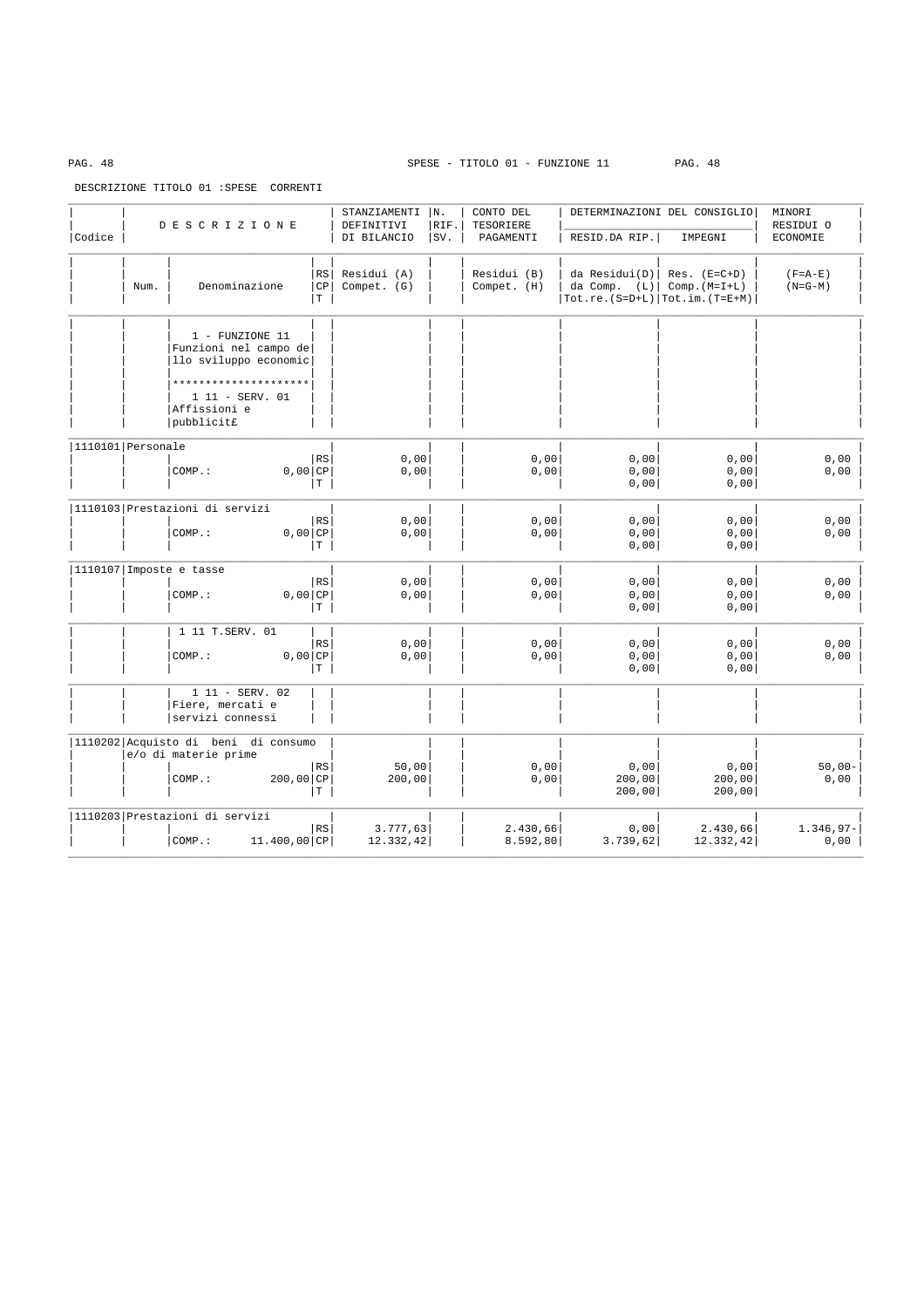SPESE - TITOLO 01 - FUNZIONE 11

DESCRIZIONE TITOLO 01 :SPESE CORRENTI

| Codice | Num. | D E S C R I Z I O N E<br>Denominazione | | RS/CP/T | STANZIAMENTI DEFINITIVI DI BILANCIO<br>Residui (A)<br>Compet. (G) | N. RIF. SV. | CONTO DEL TESORIERE PAGAMENTI<br>Residui (B)<br>Compet. (H) | DETERMINAZIONI DEL CONSIGLIO<br>RESID.DA RIP.<br>da Residui(D)<br>da Comp. (L)<br>Tot.re.(S=D+L) | IMPEGNI<br>Res. (E=C+D)<br>Comp.(M=I+L)<br>Tot.im.(T=E+M) | MINORI RESIDUI O ECONOMIE<br>(F=A-E)<br>(N=G-M) |
|---|---|---|---|---|---|---|---|---|---|---|
| | | 1 - FUNZIONE 11<br>Funzioni nel campo dello sviluppo economico<br>*********************<br>1 11 - SERV. 01<br>Affissioni e pubblicit£ | | | | | | | | |
| 1110101 | | Personale | | | | | | | | |
| | | | | RS | 0,00 | | 0,00 | 0,00 | 0,00 | 0,00 |
| | | COMP.: | 0,00 | CP | 0,00 | | 0,00 | 0,00 | 0,00 | 0,00 |
| | | | | T | | | | 0,00 | 0,00 | |
| 1110103 | | Prestazioni di servizi | | | | | | | | |
| | | | | RS | 0,00 | | 0,00 | 0,00 | 0,00 | 0,00 |
| | | COMP.: | 0,00 | CP | 0,00 | | 0,00 | 0,00 | 0,00 | 0,00 |
| | | | | T | | | | 0,00 | 0,00 | |
| 1110107 | | Imposte e tasse | | | | | | | | |
| | | | | RS | 0,00 | | 0,00 | 0,00 | 0,00 | 0,00 |
| | | COMP.: | 0,00 | CP | 0,00 | | 0,00 | 0,00 | 0,00 | 0,00 |
| | | | | T | | | | 0,00 | 0,00 | |
| | | 1 11 T.SERV. 01 | | | | | | | | |
| | | | | RS | 0,00 | | 0,00 | 0,00 | 0,00 | 0,00 |
| | | COMP.: | 0,00 | CP | 0,00 | | 0,00 | 0,00 | 0,00 | 0,00 |
| | | | | T | | | | 0,00 | 0,00 | |
| | | 1 11 - SERV. 02<br>Fiere, mercati e servizi connessi | | | | | | | | |
| 1110202 | | Acquisto di beni di consumo e/o di materie prime | | | | | | | | |
| | | | | RS | 50,00 | | 0,00 | 0,00 | 0,00 | 50,00- |
| | | COMP.: | 200,00 | CP | 200,00 | | 0,00 | 200,00 | 200,00 | 0,00 |
| | | | | T | | | | 200,00 | 200,00 | |
| 1110203 | | Prestazioni di servizi | | | | | | | | |
| | | | | RS | 3.777,63 | | 2.430,66 | 0,00 | 2.430,66 | 1.346,97- |
| | | COMP.: | 11.400,00 | CP | 12.332,42 | | 8.592,80 | 3.739,62 | 12.332,42 | 0,00 |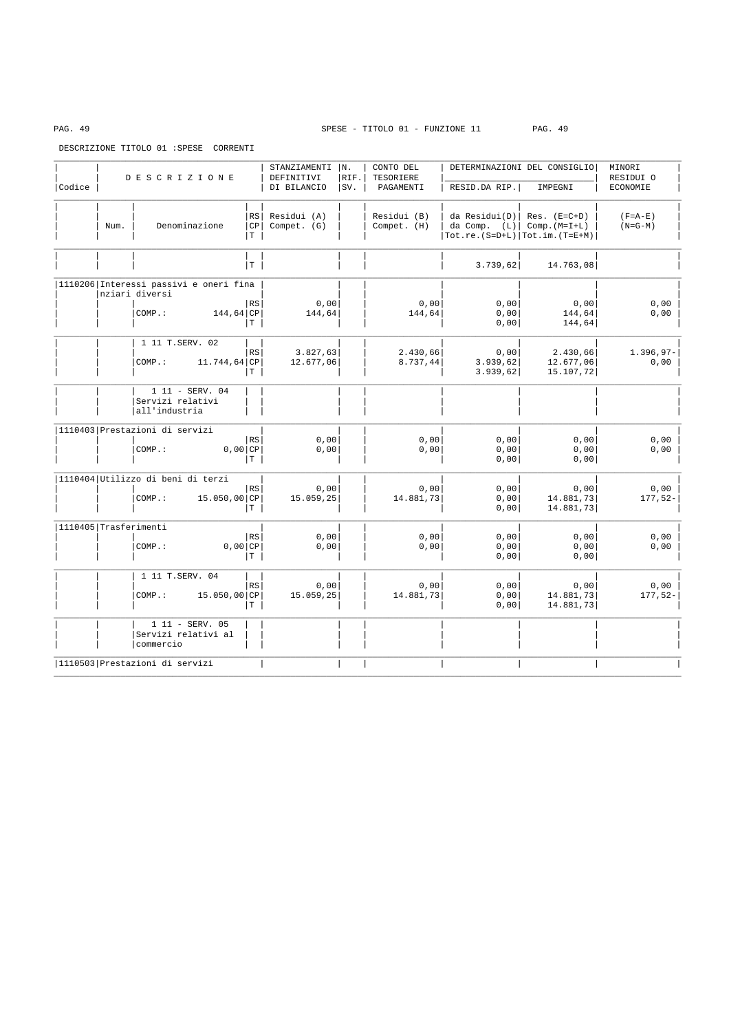SPESE - TITOLO 01 - FUNZIONE 11

DESCRIZIONE TITOLO 01 :SPESE CORRENTI

| Codice | Num. | DESCRIZIONE Denominazione | | STANZIAMENTI DEFINITIVI DI BILANCIO Residui (A) Compet. (G) | N. RIF. SV. | CONTO DEL TESORIERE PAGAMENTI Residui (B) Compet. (H) | DETERMINAZIONI DEL CONSIGLIO RESID.DA RIP. da Residui(D) da Comp. (L) Tot.re.(S=D+L) | IMPEGNI Res. (E=C+D) Comp.(M=I+L) Tot.im.(T=E+M) | MINORI RESIDUI O ECONOMIE (F=A-E) (N=G-M) |
|---|---|---|---|---|---|---|---|---|---|
| | | | T | | | | 3.739,62 | 14.763,08 | |
| 1110206 | | Interessi passivi e oneri finanziari diversi | | | | | | | |
| | | | RS | 0,00 | | 0,00 | 0,00 | 0,00 | 0,00 |
| | | COMP.: 144,64 | CP | 144,64 | | 144,64 | 0,00 | 144,64 | 0,00 |
| | | | T | | | | 0,00 | 144,64 | |
| | | 1 11 T.SERV. 02 | | | | | | | |
| | | | RS | 3.827,63 | | 2.430,66 | 0,00 | 2.430,66 | 1.396,97- |
| | | COMP.: 11.744,64 | CP | 12.677,06 | | 8.737,44 | 3.939,62 | 12.677,06 | 0,00 |
| | | | T | | | | 3.939,62 | 15.107,72 | |
| | | 1 11 - SERV. 04 Servizi relativi all'industria | | | | | | | |
| 1110403 | | Prestazioni di servizi | | | | | | | |
| | | | RS | 0,00 | | 0,00 | 0,00 | 0,00 | 0,00 |
| | | COMP.: 0,00 | CP | 0,00 | | 0,00 | 0,00 | 0,00 | 0,00 |
| | | | T | | | | 0,00 | 0,00 | |
| 1110404 | | Utilizzo di beni di terzi | | | | | | | |
| | | | RS | 0,00 | | 0,00 | 0,00 | 0,00 | 0,00 |
| | | COMP.: 15.050,00 | CP | 15.059,25 | | 14.881,73 | 0,00 | 14.881,73 | 177,52- |
| | | | T | | | | 0,00 | 14.881,73 | |
| 1110405 | | Trasferimenti | | | | | | | |
| | | | RS | 0,00 | | 0,00 | 0,00 | 0,00 | 0,00 |
| | | COMP.: 0,00 | CP | 0,00 | | 0,00 | 0,00 | 0,00 | 0,00 |
| | | | T | | | | 0,00 | 0,00 | |
| | | 1 11 T.SERV. 04 | | | | | | | |
| | | | RS | 0,00 | | 0,00 | 0,00 | 0,00 | 0,00 |
| | | COMP.: 15.050,00 | CP | 15.059,25 | | 14.881,73 | 0,00 | 14.881,73 | 177,52- |
| | | | T | | | | 0,00 | 14.881,73 | |
| | | 1 11 - SERV. 05 Servizi relativi al commercio | | | | | | | |
| 1110503 | | Prestazioni di servizi | | | | | | | |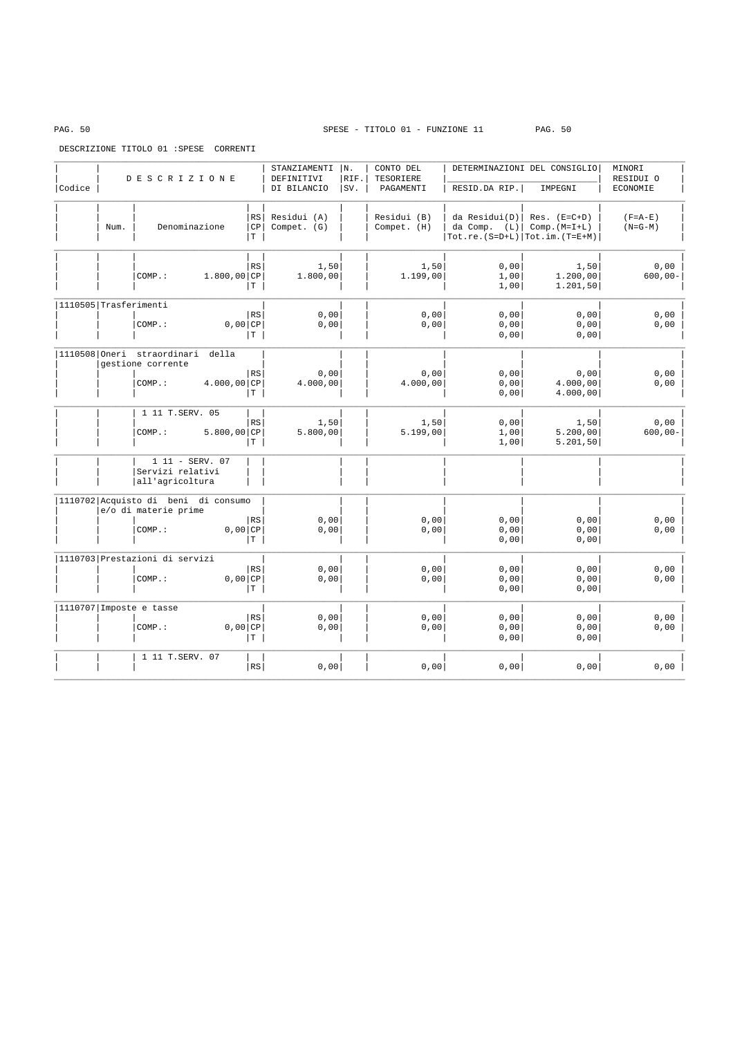SPESE - TITOLO 01 - FUNZIONE 11

DESCRIZIONE TITOLO 01 :SPESE CORRENTI

| Codice | Num. | DESCRIZIONE Denominazione | | STANZIAMENTI DEFINITIVI DI BILANCIO Residui (A) Compet. (G) | N. RIF. SV. | CONTO DEL TESORIERE PAGAMENTI Residui (B) Compet. (H) | DETERMINAZIONI DEL CONSIGLIO RESID.DA RIP. da Residui(D) da Comp. (L) Tot.re.(S=D+L) | IMPEGNI Res. (E=C+D) Comp.(M=I+L) Tot.im.(T=E+M) | MINORI RESIDUI O ECONOMIE (F=A-E) (N=G-M) |
|---|---|---|---|---|---|---|---|---|---|
| | | | RS | 1,50 | | 1,50 | 0,00 | 1,50 | 0,00 |
| | | COMP.: 1.800,00 | CP | 1.800,00 | | 1.199,00 | 1,00 | 1.200,00 | 600,00- |
| | | | T | | | | 1,00 | 1.201,50 | |
| 1110505 | Trasferimenti | | | | | | | | |
| | | | RS | 0,00 | | 0,00 | 0,00 | 0,00 | 0,00 |
| | | COMP.: 0,00 | CP | 0,00 | | 0,00 | 0,00 | 0,00 | 0,00 |
| | | | T | | | | 0,00 | 0,00 | |
| 1110508 | Oneri straordinari della gestione corrente | | | | | | | | |
| | | | RS | 0,00 | | 0,00 | 0,00 | 0,00 | 0,00 |
| | | COMP.: 4.000,00 | CP | 4.000,00 | | 4.000,00 | 0,00 | 4.000,00 | 0,00 |
| | | | T | | | | 0,00 | 4.000,00 | |
| | | 1 11 T.SERV. 05 | RS | 1,50 | | 1,50 | 0,00 | 1,50 | 0,00 |
| | | COMP.: 5.800,00 | CP | 5.800,00 | | 5.199,00 | 1,00 | 5.200,00 | 600,00- |
| | | | T | | | | 1,00 | 5.201,50 | |
| | | 1 11 - SERV. 07 Servizi relativi all'agricoltura | | | | | | | |
| 1110702 | Acquisto di beni di consumo e/o di materie prime | | | | | | | | |
| | | | RS | 0,00 | | 0,00 | 0,00 | 0,00 | 0,00 |
| | | COMP.: 0,00 | CP | 0,00 | | 0,00 | 0,00 | 0,00 | 0,00 |
| | | | T | | | | 0,00 | 0,00 | |
| 1110703 | Prestazioni di servizi | | | | | | | | |
| | | | RS | 0,00 | | 0,00 | 0,00 | 0,00 | 0,00 |
| | | COMP.: 0,00 | CP | 0,00 | | 0,00 | 0,00 | 0,00 | 0,00 |
| | | | T | | | | 0,00 | 0,00 | |
| 1110707 | Imposte e tasse | | | | | | | | |
| | | | RS | 0,00 | | 0,00 | 0,00 | 0,00 | 0,00 |
| | | COMP.: 0,00 | CP | 0,00 | | 0,00 | 0,00 | 0,00 | 0,00 |
| | | | T | | | | 0,00 | 0,00 | |
| | | 1 11 T.SERV. 07 | RS | 0,00 | | 0,00 | 0,00 | 0,00 | 0,00 |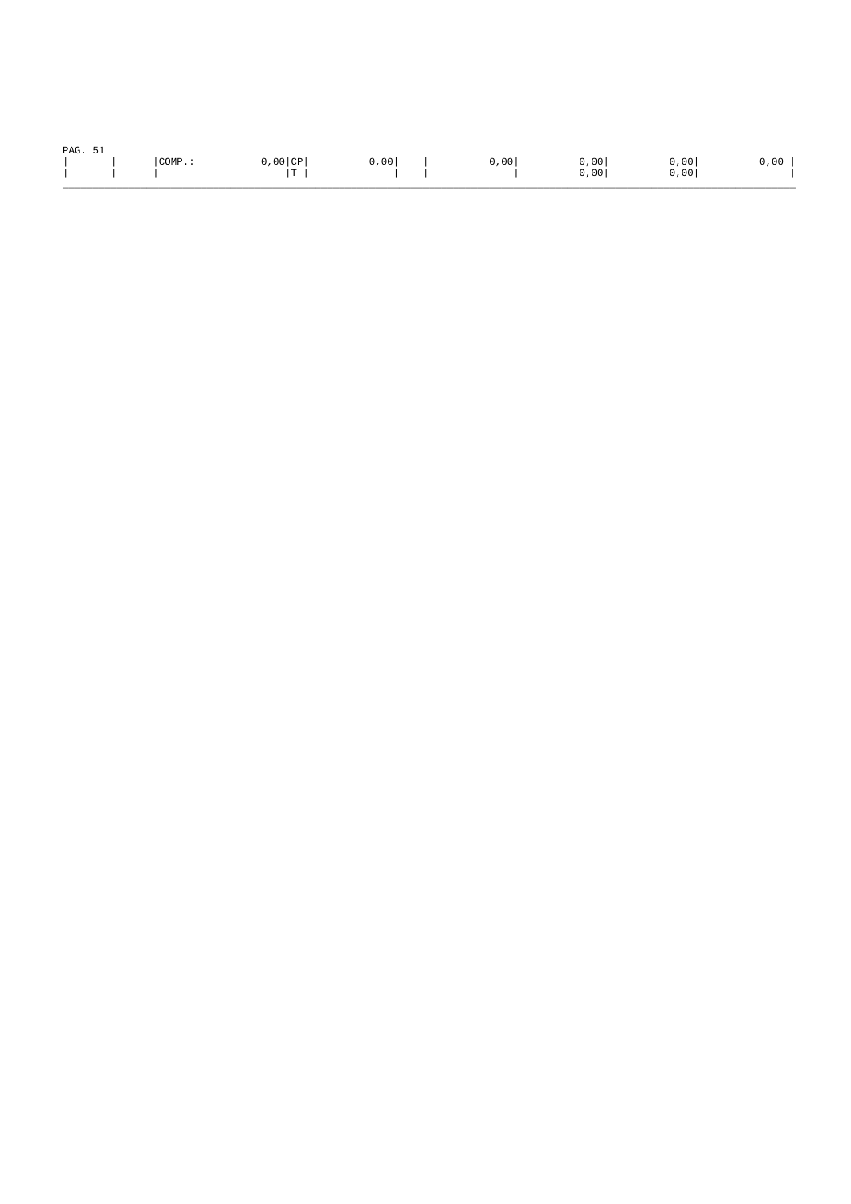| | | COMP.: 0,00 | CP | 0,00 | | 0,00 | 0,00 | 0,00 | 0,00 |
|---|---|---|---|---|---|---|---|---|---|
| | | | T | | | | 0,00 | 0,00 | |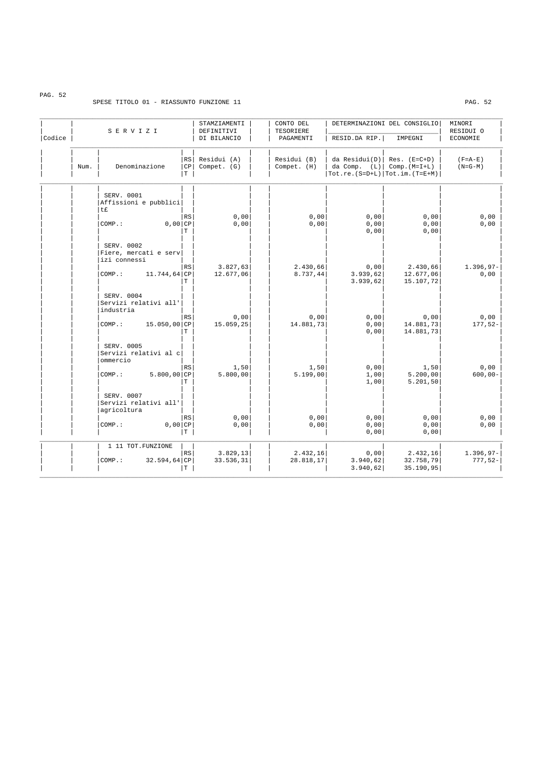SPESE TITOLO 01 - RIASSUNTO FUNZIONE 11

| Codice | Num. | SERVIZI Denominazione | | STAMZIAMENTI DEFINITIVI DI BILANCIO Residui (A) Compet. (G) | CONTO DEL TESORIERE PAGAMENTI Residui (B) Compet. (H) | DETERMINAZIONI DEL CONSIGLIO RESID.DA RIP. da Residui(D) da Comp. (L) Tot.re.(S=D+L) | DETERMINAZIONI DEL CONSIGLIO IMPEGNI Res. (E=C+D) Comp.(M=I+L) Tot.im.(T=E+M) | MINORI RESIDUI O ECONOMIE (F=A-E) (N=G-M) |
|---|---|---|---|---|---|---|---|---|
| | | SERV. 0001 Affissioni e pubblicità | RS | 0,00 | 0,00 | 0,00 | 0,00 | 0,00 |
| | | COMP.: 0,00 | CP | 0,00 | 0,00 | 0,00 | 0,00 | 0,00 |
| | | | T | | | 0,00 | 0,00 | |
| | | SERV. 0002 Fiere, mercati e servizi connessi | RS | 3.827,63 | 2.430,66 | 0,00 | 2.430,66 | 1.396,97- |
| | | COMP.: 11.744,64 | CP | 12.677,06 | 8.737,44 | 3.939,62 | 12.677,06 | 0,00 |
| | | | T | | | 3.939,62 | 15.107,72 | |
| | | SERV. 0004 Servizi relativi all'industria | RS | 0,00 | 0,00 | 0,00 | 0,00 | 0,00 |
| | | COMP.: 15.050,00 | CP | 15.059,25 | 14.881,73 | 0,00 | 14.881,73 | 177,52- |
| | | | T | | | 0,00 | 14.881,73 | |
| | | SERV. 0005 Servizi relativi al commercio | RS | 1,50 | 1,50 | 0,00 | 1,50 | 0,00 |
| | | COMP.: 5.800,00 | CP | 5.800,00 | 5.199,00 | 1,00 | 5.200,00 | 600,00- |
| | | | T | | | 1,00 | 5.201,50 | |
| | | SERV. 0007 Servizi relativi all'agricoltura | RS | 0,00 | 0,00 | 0,00 | 0,00 | 0,00 |
| | | COMP.: 0,00 | CP | 0,00 | 0,00 | 0,00 | 0,00 | 0,00 |
| | | | T | | | 0,00 | 0,00 | |
| | | 1 11 TOT.FUNZIONE | RS | 3.829,13 | 2.432,16 | 0,00 | 2.432,16 | 1.396,97- |
| | | COMP.: 32.594,64 | CP | 33.536,31 | 28.818,17 | 3.940,62 | 32.758,79 | 777,52- |
| | | | T | | | 3.940,62 | 35.190,95 | |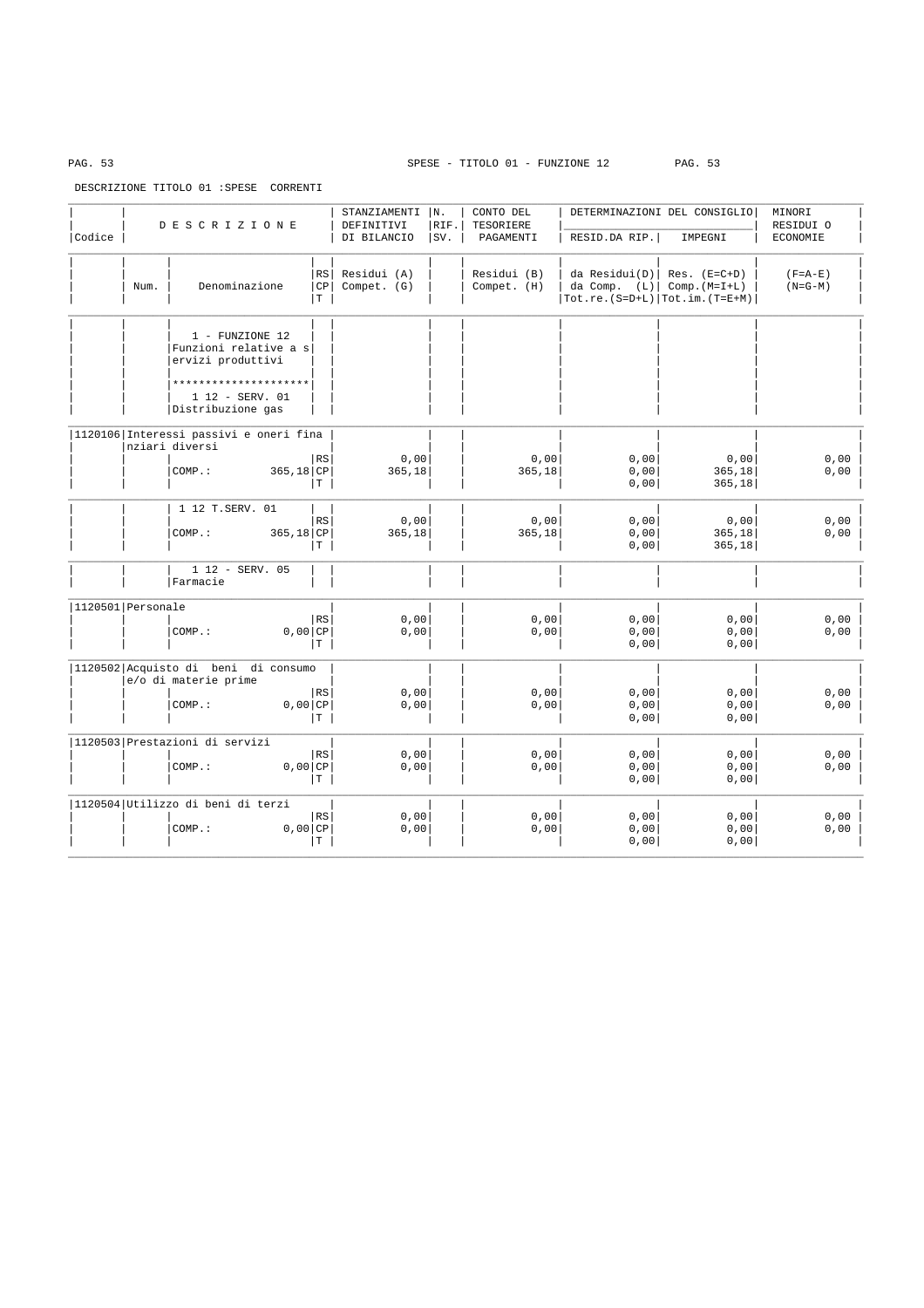SPESE - TITOLO 01 - FUNZIONE 12

DESCRIZIONE TITOLO 01 :SPESE CORRENTI

| Codice | Num. | DESCRIZIONE / Denominazione | | STANZIAMENTI DEFINITIVI DI BILANCIO Residui (A) Compet. (G) | N. RIF. SV. | CONTO DEL TESORIERE PAGAMENTI Residui (B) Compet. (H) | DETERMINAZIONI DEL CONSIGLIO RESID.DA RIP. da Residui(D) da Comp. (L) Tot.re.(S=D+L) | IMPEGNI Res. (E=C+D) Comp.(M=I+L) Tot.im.(T=E+M) | MINORI RESIDUI O ECONOMIE (F=A-E) (N=G-M) |
|---|---|---|---|---|---|---|---|---|---|
| | | 1 - FUNZIONE 12 Funzioni relative a servizi produttivi ********************* 1 12 - SERV. 01 Distribuzione gas | | | | | | | |
| 1120106 | | Interessi passivi e oneri finanziari diversi | RS | 0,00 | | 0,00 | 0,00 | 0,00 | 0,00 |
| | | COMP.: 365,18 | CP | 365,18 | | 365,18 | 0,00 | 365,18 | 0,00 |
| | | | T | | | | 0,00 | 365,18 | |
| | | 1 12 T.SERV. 01 | RS | 0,00 | | 0,00 | 0,00 | 0,00 | 0,00 |
| | | COMP.: 365,18 | CP | 365,18 | | 365,18 | 0,00 | 365,18 | 0,00 |
| | | | T | | | | 0,00 | 365,18 | |
| | | 1 12 - SERV. 05 Farmacie | | | | | | | |
| 1120501 | | Personale | RS | 0,00 | | 0,00 | 0,00 | 0,00 | 0,00 |
| | | COMP.: 0,00 | CP | 0,00 | | 0,00 | 0,00 | 0,00 | 0,00 |
| | | | T | | | | 0,00 | 0,00 | |
| 1120502 | | Acquisto di beni di consumo e/o di materie prime | RS | 0,00 | | 0,00 | 0,00 | 0,00 | 0,00 |
| | | COMP.: 0,00 | CP | 0,00 | | 0,00 | 0,00 | 0,00 | 0,00 |
| | | | T | | | | 0,00 | 0,00 | |
| 1120503 | | Prestazioni di servizi | RS | 0,00 | | 0,00 | 0,00 | 0,00 | 0,00 |
| | | COMP.: 0,00 | CP | 0,00 | | 0,00 | 0,00 | 0,00 | 0,00 |
| | | | T | | | | 0,00 | 0,00 | |
| 1120504 | | Utilizzo di beni di terzi | RS | 0,00 | | 0,00 | 0,00 | 0,00 | 0,00 |
| | | COMP.: 0,00 | CP | 0,00 | | 0,00 | 0,00 | 0,00 | 0,00 |
| | | | T | | | | 0,00 | 0,00 | |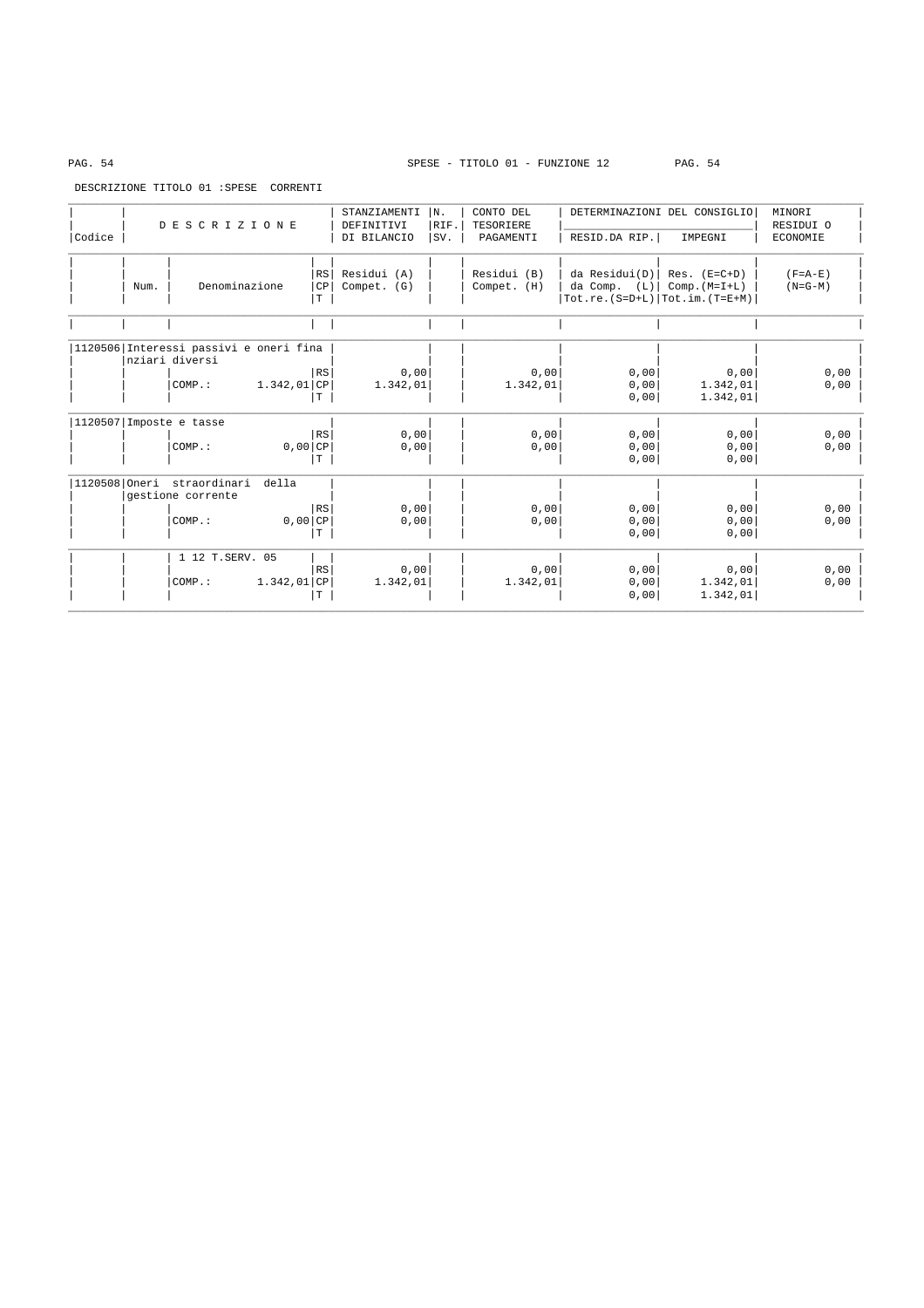SPESE - TITOLO 01 - FUNZIONE 12

DESCRIZIONE TITOLO 01 :SPESE CORRENTI

| Codice | Num. | D E S C R I Z I O N E / Denominazione | | STANZIAMENTI DEFINITIVI DI BILANCIO / Residui (A) / Compet. (G) | N. RIF. SV. | CONTO DEL TESORIERE PAGAMENTI / Residui (B) / Compet. (H) | DETERMINAZIONI DEL CONSIGLIO RESID.DA RIP. / da Residui(D) / da Comp. (L) / Tot.re.(S=D+L) | IMPEGNI / Res. (E=C+D) / Comp.(M=I+L) / Tot.im.(T=E+M) | MINORI RESIDUI O ECONOMIE / (F=A-E) / (N=G-M) |
|---|---|---|---|---|---|---|---|---|---|
| 1120506 | | Interessi passivi e oneri finanziari diversi | | | | | | | |
| | | | RS | 0,00 | | 0,00 | 0,00 | 0,00 | 0,00 |
| | | COMP.: 1.342,01 | CP | 1.342,01 | | 1.342,01 | 0,00 | 1.342,01 | 0,00 |
| | | | T | | | | 0,00 | 1.342,01 | |
| 1120507 | | Imposte e tasse | | | | | | | |
| | | | RS | 0,00 | | 0,00 | 0,00 | 0,00 | 0,00 |
| | | COMP.: 0,00 | CP | 0,00 | | 0,00 | 0,00 | 0,00 | 0,00 |
| | | | T | | | | 0,00 | 0,00 | |
| 1120508 | | Oneri straordinari della gestione corrente | | | | | | | |
| | | | RS | 0,00 | | 0,00 | 0,00 | 0,00 | 0,00 |
| | | COMP.: 0,00 | CP | 0,00 | | 0,00 | 0,00 | 0,00 | 0,00 |
| | | | T | | | | 0,00 | 0,00 | |
| | | 1 12 T.SERV. 05 | | | | | | | |
| | | | RS | 0,00 | | 0,00 | 0,00 | 0,00 | 0,00 |
| | | COMP.: 1.342,01 | CP | 1.342,01 | | 1.342,01 | 0,00 | 1.342,01 | 0,00 |
| | | | T | | | | 0,00 | 1.342,01 | |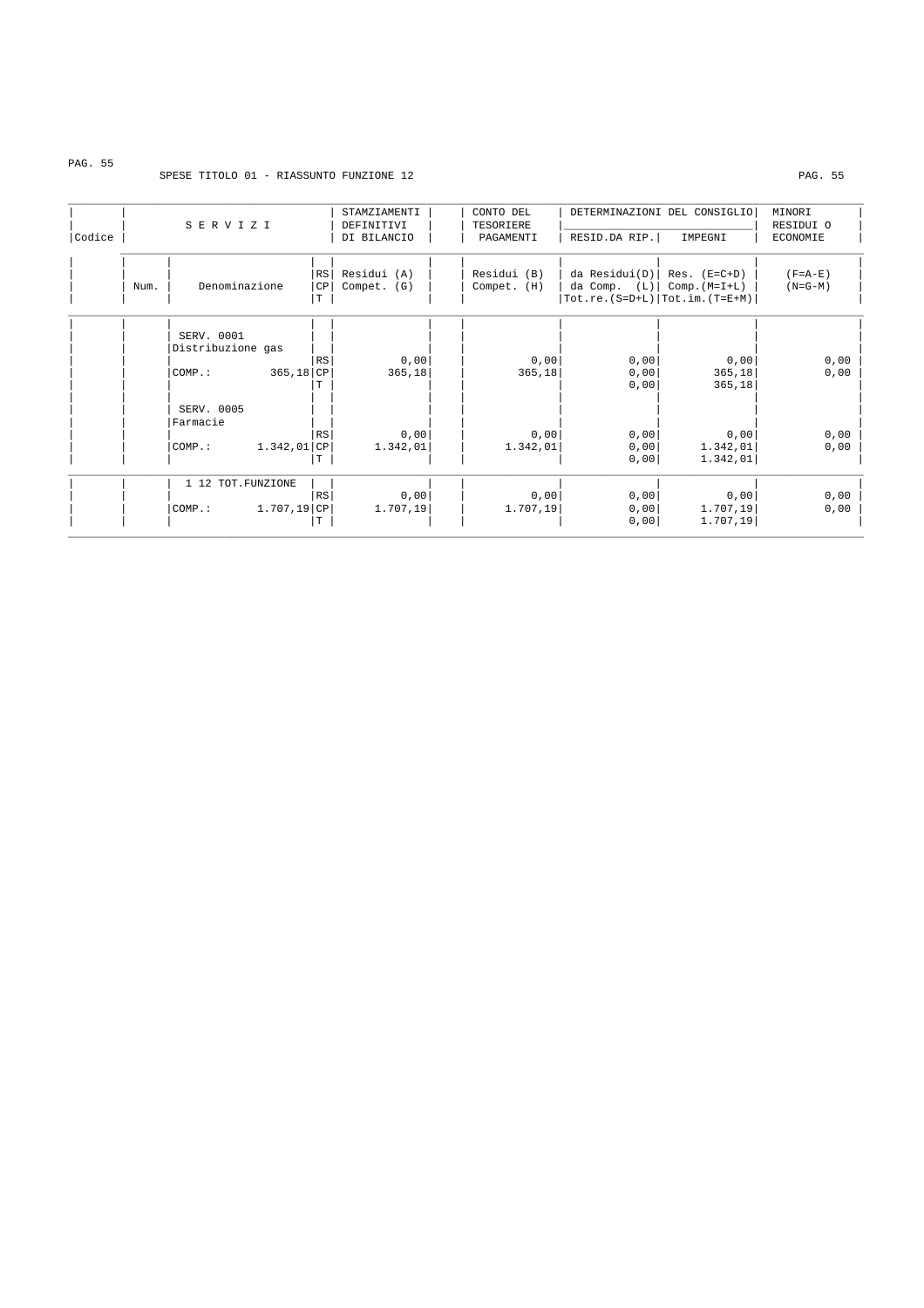SPESE TITOLO 01 - RIASSUNTO FUNZIONE 12

| Codice | Num. | SERVIZI Denominazione | | STAMZIAMENTI DEFINITIVI DI BILANCIO Residui (A) Compet. (G) | CONTO DEL TESORIERE PAGAMENTI Residui (B) Compet. (H) | DETERMINAZIONI DEL CONSIGLIO RESID.DA RIP. da Residui(D) da Comp. (L) Tot.re.(S=D+L) | DETERMINAZIONI DEL CONSIGLIO IMPEGNI Res. (E=C+D) Comp.(M=I+L) Tot.im.(T=E+M) | MINORI RESIDUI O ECONOMIE (F=A-E) (N=G-M) |
|---|---|---|---|---|---|---|---|---|
| | | SERV. 0001 Distribuzione gas | RS | 0,00 | 0,00 | 0,00 | 0,00 | 0,00 |
| | | COMP.: 365,18 | CP | 365,18 | 365,18 | 0,00 | 365,18 | 0,00 |
| | | | T | | | 0,00 | 365,18 | |
| | | SERV. 0005 Farmacie | RS | 0,00 | 0,00 | 0,00 | 0,00 | 0,00 |
| | | COMP.: 1.342,01 | CP | 1.342,01 | 1.342,01 | 0,00 | 1.342,01 | 0,00 |
| | | | T | | | 0,00 | 1.342,01 | |
| | | 1 12 TOT.FUNZIONE | RS | 0,00 | 0,00 | 0,00 | 0,00 | 0,00 |
| | | COMP.: 1.707,19 | CP | 1.707,19 | 1.707,19 | 0,00 | 1.707,19 | 0,00 |
| | | | T | | | 0,00 | 1.707,19 | |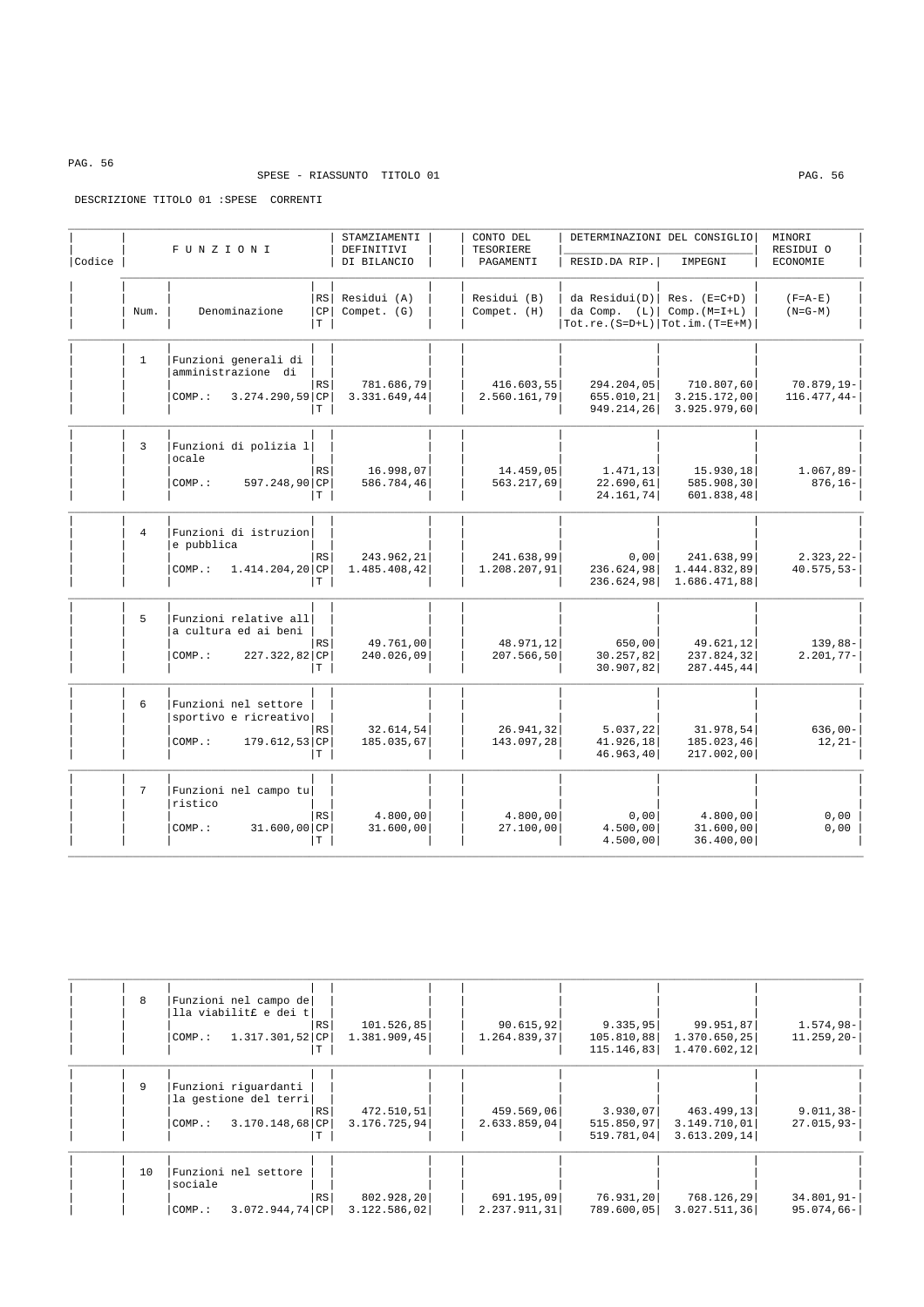SPESE - RIASSUNTO TITOLO 01

DESCRIZIONE TITOLO 01 :SPESE CORRENTI

| Codice | Num. | FUNZIONI Denominazione | | STAMZIAMENTI DEFINITIVI DI BILANCIO Residui (A) Compet. (G) | CONTO DEL TESORIERE PAGAMENTI Residui (B) Compet. (H) | DETERMINAZIONI DEL CONSIGLIO RESID.DA RIP. da Residui(D) da Comp. (L) Tot.re.(S=D+L) | DETERMINAZIONI DEL CONSIGLIO IMPEGNI Res. (E=C+D) Comp.(M=I+L) Tot.im.(T=E+M) | MINORI RESIDUI O ECONOMIE (F=A-E) (N=G-M) |
|---|---|---|---|---|---|---|---|---|
| | 1 | Funzioni generali di amministrazione di | RS | 781.686,79 | 416.603,55 | 294.204,05 | 710.807,60 | 70.879,19- |
| | | COMP.: 3.274.290,59 | CP | 3.331.649,44 | 2.560.161,79 | 655.010,21 | 3.215.172,00 | 116.477,44- |
| | | | T | | | 949.214,26 | 3.925.979,60 | |
| | 3 | Funzioni di polizia locale | RS | 16.998,07 | 14.459,05 | 1.471,13 | 15.930,18 | 1.067,89- |
| | | COMP.: 597.248,90 | CP | 586.784,46 | 563.217,69 | 22.690,61 | 585.908,30 | 876,16- |
| | | | T | | | 24.161,74 | 601.838,48 | |
| | 4 | Funzioni di istruzione pubblica | RS | 243.962,21 | 241.638,99 | 0,00 | 241.638,99 | 2.323,22- |
| | | COMP.: 1.414.204,20 | CP | 1.485.408,42 | 1.208.207,91 | 236.624,98 | 1.444.832,89 | 40.575,53- |
| | | | T | | | 236.624,98 | 1.686.471,88 | |
| | 5 | Funzioni relative alla cultura ed ai beni | RS | 49.761,00 | 48.971,12 | 650,00 | 49.621,12 | 139,88- |
| | | COMP.: 227.322,82 | CP | 240.026,09 | 207.566,50 | 30.257,82 | 237.824,32 | 2.201,77- |
| | | | T | | | 30.907,82 | 287.445,44 | |
| | 6 | Funzioni nel settore sportivo e ricreativo | RS | 32.614,54 | 26.941,32 | 5.037,22 | 31.978,54 | 636,00- |
| | | COMP.: 179.612,53 | CP | 185.035,67 | 143.097,28 | 41.926,18 | 185.023,46 | 12,21- |
| | | | T | | | 46.963,40 | 217.002,00 | |
| | 7 | Funzioni nel campo turistico | RS | 4.800,00 | 4.800,00 | 0,00 | 4.800,00 | 0,00 |
| | | COMP.: 31.600,00 | CP | 31.600,00 | 27.100,00 | 4.500,00 | 31.600,00 | 0,00 |
| | | | T | | | 4.500,00 | 36.400,00 | |
| | 8 | Funzioni nel campo della viabilit£ e dei t | RS | 101.526,85 | 90.615,92 | 9.335,95 | 99.951,87 | 1.574,98- |
| | | COMP.: 1.317.301,52 | CP | 1.381.909,45 | 1.264.839,37 | 105.810,88 | 1.370.650,25 | 11.259,20- |
| | | | T | | | 115.146,83 | 1.470.602,12 | |
| | 9 | Funzioni riguardanti la gestione del terri | RS | 472.510,51 | 459.569,06 | 3.930,07 | 463.499,13 | 9.011,38- |
| | | COMP.: 3.170.148,68 | CP | 3.176.725,94 | 2.633.859,04 | 515.850,97 | 3.149.710,01 | 27.015,93- |
| | | | T | | | 519.781,04 | 3.613.209,14 | |
| | 10 | Funzioni nel settore sociale | RS | 802.928,20 | 691.195,09 | 76.931,20 | 768.126,29 | 34.801,91- |
| | | COMP.: 3.072.944,74 | CP | 3.122.586,02 | 2.237.911,31 | 789.600,05 | 3.027.511,36 | 95.074,66- |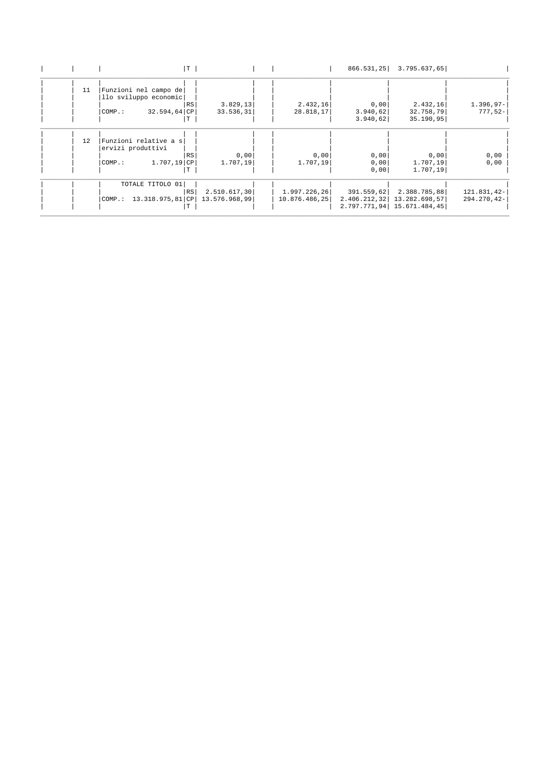| | | | | | | | | | |
|---|---|---|---|---|---|---|---|---|---|
| | | | T | | | | 866.531,25 | 3.795.637,65 | |
| | 11 | Funzioni nel campo dello sviluppo economic | | | | | | | |
| | | | RS | 3.829,13 | | 2.432,16 | 0,00 | 2.432,16 | 1.396,97- |
| | | COMP.: 32.594,64 | CP | 33.536,31 | | 28.818,17 | 3.940,62 | 32.758,79 | 777,52- |
| | | | T | | | | 3.940,62 | 35.190,95 | |
| | 12 | Funzioni relative a servizi produttivi | | | | | | | |
| | | | RS | 0,00 | | 0,00 | 0,00 | 0,00 | 0,00 |
| | | COMP.: 1.707,19 | CP | 1.707,19 | | 1.707,19 | 0,00 | 1.707,19 | 0,00 |
| | | | T | | | | 0,00 | 1.707,19 | |
| | | TOTALE TITOLO 01 | | | | | | | |
| | | | RS | 2.510.617,30 | | 1.997.226,26 | 391.559,62 | 2.388.785,88 | 121.831,42- |
| | | COMP.: 13.318.975,81 | CP | 13.576.968,99 | | 10.876.486,25 | 2.406.212,32 | 13.282.698,57 | 294.270,42- |
| | | | T | | | | 2.797.771,94 | 15.671.484,45 | |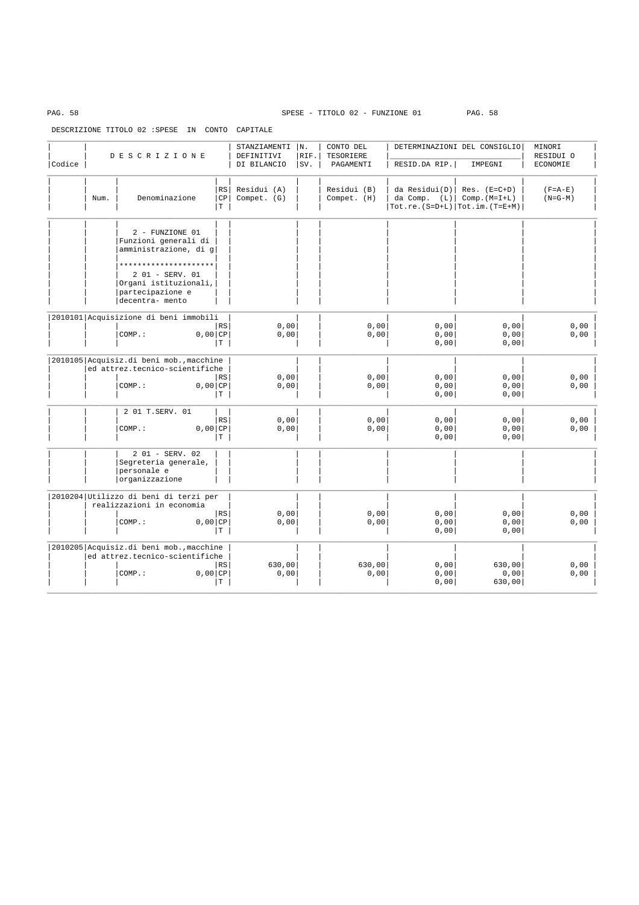SPESE - TITOLO 02 - FUNZIONE 01

DESCRIZIONE TITOLO 02 :SPESE IN CONTO CAPITALE

| Codice | DESCRIZIONE | | | STANZIAMENTI DEFINITIVI DI BILANCIO | N. RIF. SV. | CONTO DEL TESORIERE PAGAMENTI | DETERMINAZIONI DEL CONSIGLIO | | MINORI RESIDUI O ECONOMIE |
|---|---|---|---|---|---|---|---|---|---|
| | | | | | | | RESID.DA RIP. | IMPEGNI | |
| | Num. | Denominazione | RS CP T | Residui (A) Compet. (G) | | Residui (B) Compet. (H) | da Residui(D) da Comp. (L) Tot.re.(S=D+L) | Res. (E=C+D) Comp.(M=I+L) Tot.im.(T=E+M) | (F=A-E) (N=G-M) |
| | | 2 - FUNZIONE 01 Funzioni generali di amministrazione, di g ********************* 2 01 - SERV. 01 Organi istituzionali, partecipazione e decentra- mento | | | | | | | |
| 2010101 | Acquisizione di beni immobili | | | | | | | | |
| | | | RS | 0,00 | | 0,00 | 0,00 | 0,00 | 0,00 |
| | | COMP.: 0,00 | CP | 0,00 | | 0,00 | 0,00 | 0,00 | 0,00 |
| | | | T | | | | 0,00 | 0,00 | |
| 2010105 | Acquisiz.di beni mob.,macchine ed attrez.tecnico-scientifiche | | | | | | | | |
| | | | RS | 0,00 | | 0,00 | 0,00 | 0,00 | 0,00 |
| | | COMP.: 0,00 | CP | 0,00 | | 0,00 | 0,00 | 0,00 | 0,00 |
| | | | T | | | | 0,00 | 0,00 | |
| | | 2 01 T.SERV. 01 | | | | | | | |
| | | | RS | 0,00 | | 0,00 | 0,00 | 0,00 | 0,00 |
| | | COMP.: 0,00 | CP | 0,00 | | 0,00 | 0,00 | 0,00 | 0,00 |
| | | | T | | | | 0,00 | 0,00 | |
| | | 2 01 - SERV. 02 Segreteria generale, personale e organizzazione | | | | | | | |
| 2010204 | Utilizzo di beni di terzi per realizzazioni in economia | | | | | | | | |
| | | | RS | 0,00 | | 0,00 | 0,00 | 0,00 | 0,00 |
| | | COMP.: 0,00 | CP | 0,00 | | 0,00 | 0,00 | 0,00 | 0,00 |
| | | | T | | | | 0,00 | 0,00 | |
| 2010205 | Acquisiz.di beni mob.,macchine ed attrez.tecnico-scientifiche | | | | | | | | |
| | | | RS | 630,00 | | 630,00 | 0,00 | 630,00 | 0,00 |
| | | COMP.: 0,00 | CP | 0,00 | | 0,00 | 0,00 | 0,00 | 0,00 |
| | | | T | | | | 0,00 | 630,00 | |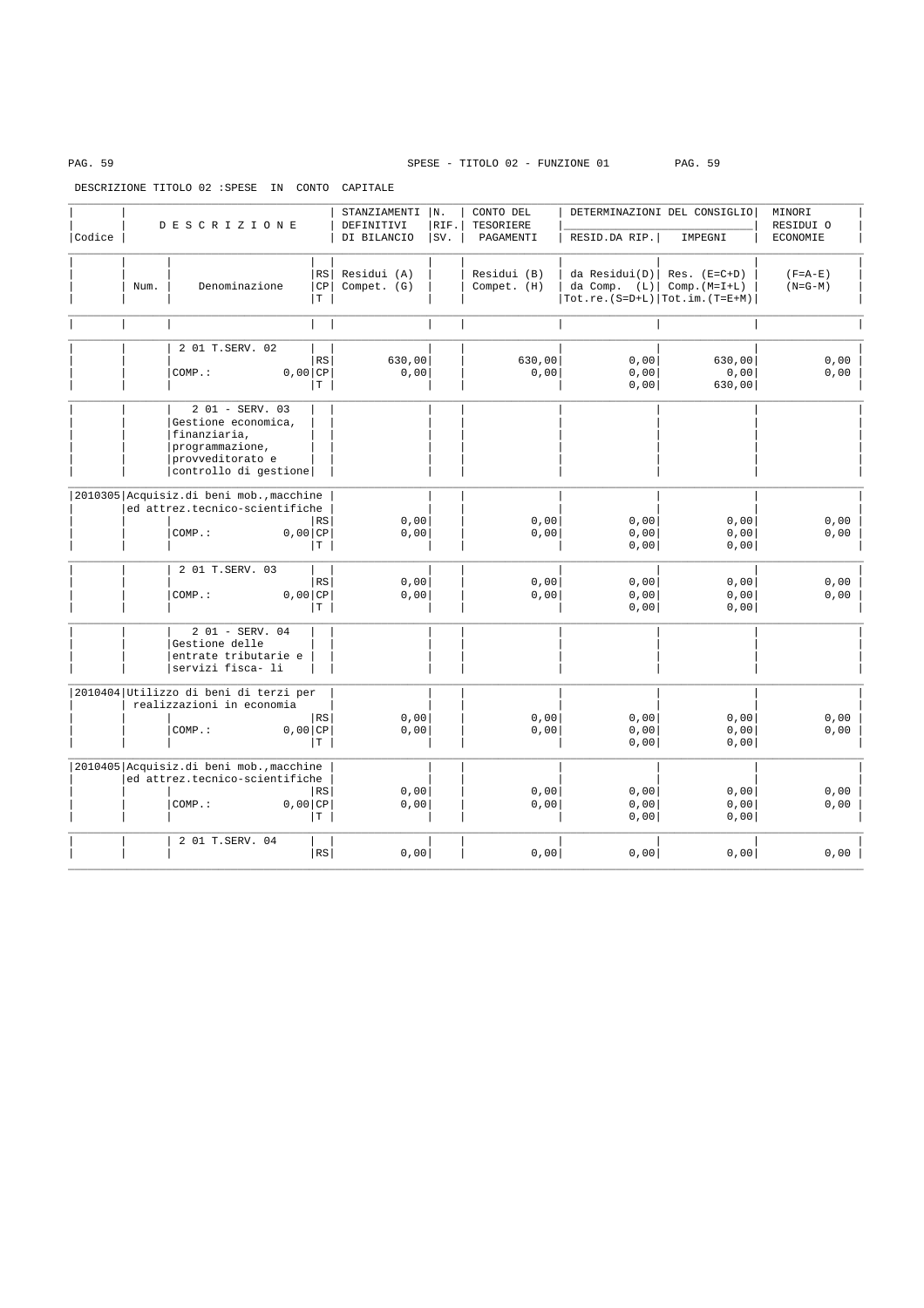SPESE - TITOLO 02 - FUNZIONE 01

DESCRIZIONE TITOLO 02 :SPESE IN CONTO CAPITALE

| Codice | Num. | D E S C R I Z I O N E / Denominazione | | STANZIAMENTI DEFINITIVI DI BILANCIO / Residui (A) Compet. (G) | N. RIF. SV. | CONTO DEL TESORIERE PAGAMENTI / Residui (B) Compet. (H) | DETERMINAZIONI DEL CONSIGLIO RESID.DA RIP. / da Residui(D) da Comp. (L) Tot.re.(S=D+L) | IMPEGNI / Res. (E=C+D) Comp.(M=I+L) Tot.im.(T=E+M) | MINORI RESIDUI O ECONOMIE (F=A-E) (N=G-M) |
|---|---|---|---|---|---|---|---|---|---|
| | | 2 01 T.SERV. 02 | RS | 630,00 | | 630,00 | 0,00 | 630,00 | 0,00 |
| | | COMP.: 0,00 | CP | 0,00 | | 0,00 | 0,00 | 0,00 | 0,00 |
| | | | T | | | | 0,00 | 630,00 | |
| | | 2 01 - SERV. 03 Gestione economica, finanziaria, programmazione, provveditorato e controllo di gestione | | | | | | | |
| 2010305 | | Acquisiz.di beni mob.,macchine ed attrez.tecnico-scientifiche | RS | 0,00 | | 0,00 | 0,00 | 0,00 | 0,00 |
| | | COMP.: 0,00 | CP | 0,00 | | 0,00 | 0,00 | 0,00 | 0,00 |
| | | | T | | | | 0,00 | 0,00 | |
| | | 2 01 T.SERV. 03 | RS | 0,00 | | 0,00 | 0,00 | 0,00 | 0,00 |
| | | COMP.: 0,00 | CP | 0,00 | | 0,00 | 0,00 | 0,00 | 0,00 |
| | | | T | | | | 0,00 | 0,00 | |
| | | 2 01 - SERV. 04 Gestione delle entrate tributarie e servizi fisca- li | | | | | | | |
| 2010404 | | Utilizzo di beni di terzi per realizzazioni in economia | RS | 0,00 | | 0,00 | 0,00 | 0,00 | 0,00 |
| | | COMP.: 0,00 | CP | 0,00 | | 0,00 | 0,00 | 0,00 | 0,00 |
| | | | T | | | | 0,00 | 0,00 | |
| 2010405 | | Acquisiz.di beni mob.,macchine ed attrez.tecnico-scientifiche | RS | 0,00 | | 0,00 | 0,00 | 0,00 | 0,00 |
| | | COMP.: 0,00 | CP | 0,00 | | 0,00 | 0,00 | 0,00 | 0,00 |
| | | | T | | | | 0,00 | 0,00 | |
| | | 2 01 T.SERV. 04 | RS | 0,00 | | 0,00 | 0,00 | 0,00 | 0,00 |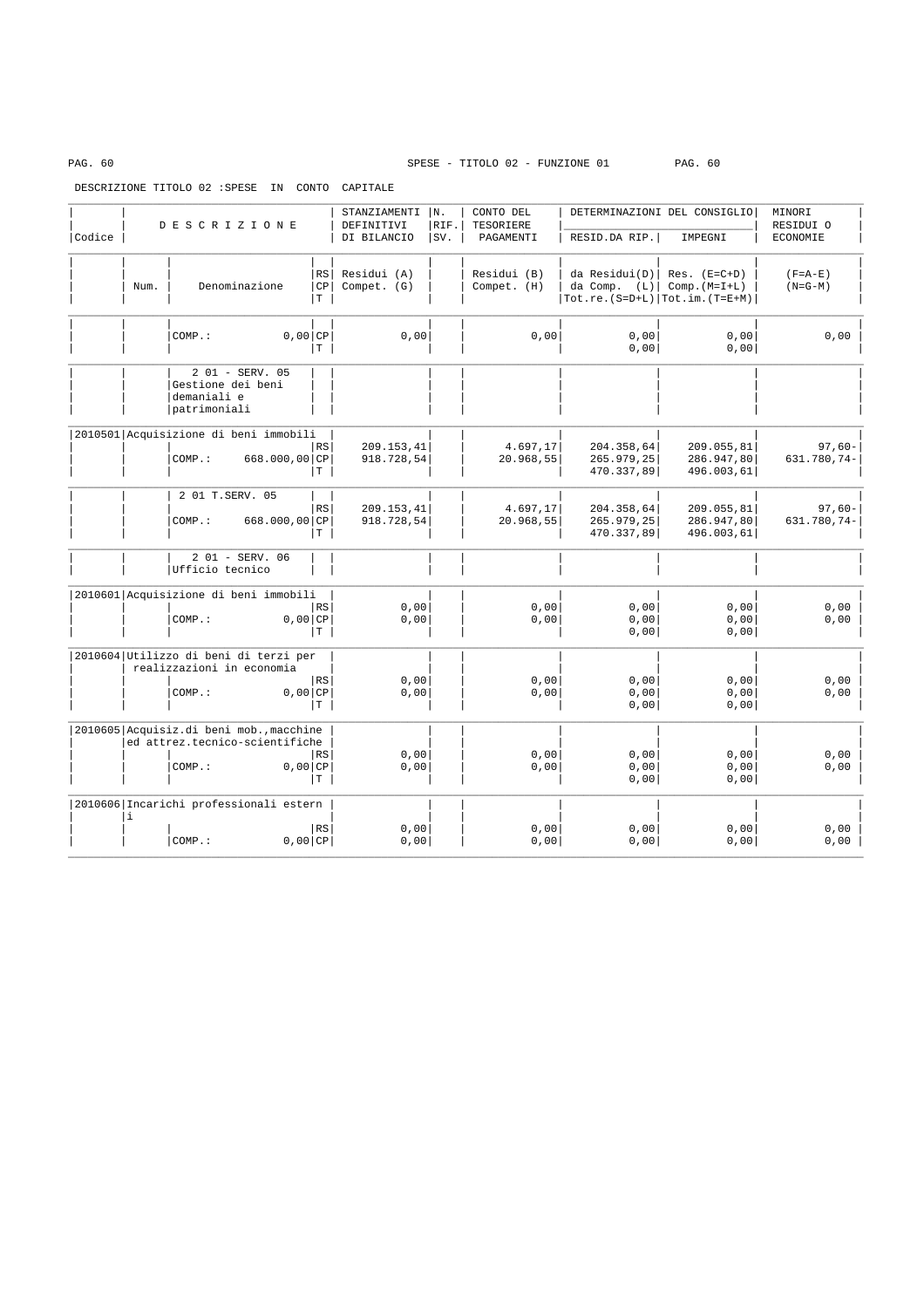SPESE - TITOLO 02 - FUNZIONE 01

DESCRIZIONE TITOLO 02 :SPESE IN CONTO CAPITALE

| Codice | Num. | DESCRIZIONE / Denominazione | | STANZIAMENTI DEFINITIVI DI BILANCIO / Residui (A) Compet. (G) | N. RIF. SV. | CONTO DEL TESORIERE PAGAMENTI / Residui (B) Compet. (H) | DETERMINAZIONI DEL CONSIGLIO RESID.DA RIP. / da Residui(D) da Comp. (L) Tot.re.(S=D+L) | IMPEGNI / Res. (E=C+D) Comp.(M=I+L) Tot.im.(T=E+M) | MINORI RESIDUI O ECONOMIE (F=A-E) (N=G-M) |
|---|---|---|---|---|---|---|---|---|---|
| | | COMP.: 0,00 | CP | 0,00 | | 0,00 | 0,00 | 0,00 | 0,00 |
| | | | T | | | | 0,00 | 0,00 | |
| | | 2 01 - SERV. 05 Gestione dei beni demaniali e patrimoniali | | | | | | | |
| 2010501 | | Acquisizione di beni immobili | RS | 209.153,41 | | 4.697,17 | 204.358,64 | 209.055,81 | 97,60- |
| | | COMP.: 668.000,00 | CP | 918.728,54 | | 20.968,55 | 265.979,25 | 286.947,80 | 631.780,74- |
| | | | T | | | | 470.337,89 | 496.003,61 | |
| | | 2 01 T.SERV. 05 | RS | 209.153,41 | | 4.697,17 | 204.358,64 | 209.055,81 | 97,60- |
| | | COMP.: 668.000,00 | CP | 918.728,54 | | 20.968,55 | 265.979,25 | 286.947,80 | 631.780,74- |
| | | | T | | | | 470.337,89 | 496.003,61 | |
| | | 2 01 - SERV. 06 Ufficio tecnico | | | | | | | |
| 2010601 | | Acquisizione di beni immobili | RS | 0,00 | | 0,00 | 0,00 | 0,00 | 0,00 |
| | | COMP.: 0,00 | CP | 0,00 | | 0,00 | 0,00 | 0,00 | 0,00 |
| | | | T | | | | 0,00 | 0,00 | |
| 2010604 | | Utilizzo di beni di terzi per realizzazioni in economia | RS | 0,00 | | 0,00 | 0,00 | 0,00 | 0,00 |
| | | COMP.: 0,00 | CP | 0,00 | | 0,00 | 0,00 | 0,00 | 0,00 |
| | | | T | | | | 0,00 | 0,00 | |
| 2010605 | | Acquisiz.di beni mob.,macchine ed attrez.tecnico-scientifiche | RS | 0,00 | | 0,00 | 0,00 | 0,00 | 0,00 |
| | | COMP.: 0,00 | CP | 0,00 | | 0,00 | 0,00 | 0,00 | 0,00 |
| | | | T | | | | 0,00 | 0,00 | |
| 2010606 | | Incarichi professionali esterni | RS | 0,00 | | 0,00 | 0,00 | 0,00 | 0,00 |
| | | COMP.: 0,00 | CP | 0,00 | | 0,00 | 0,00 | 0,00 | 0,00 |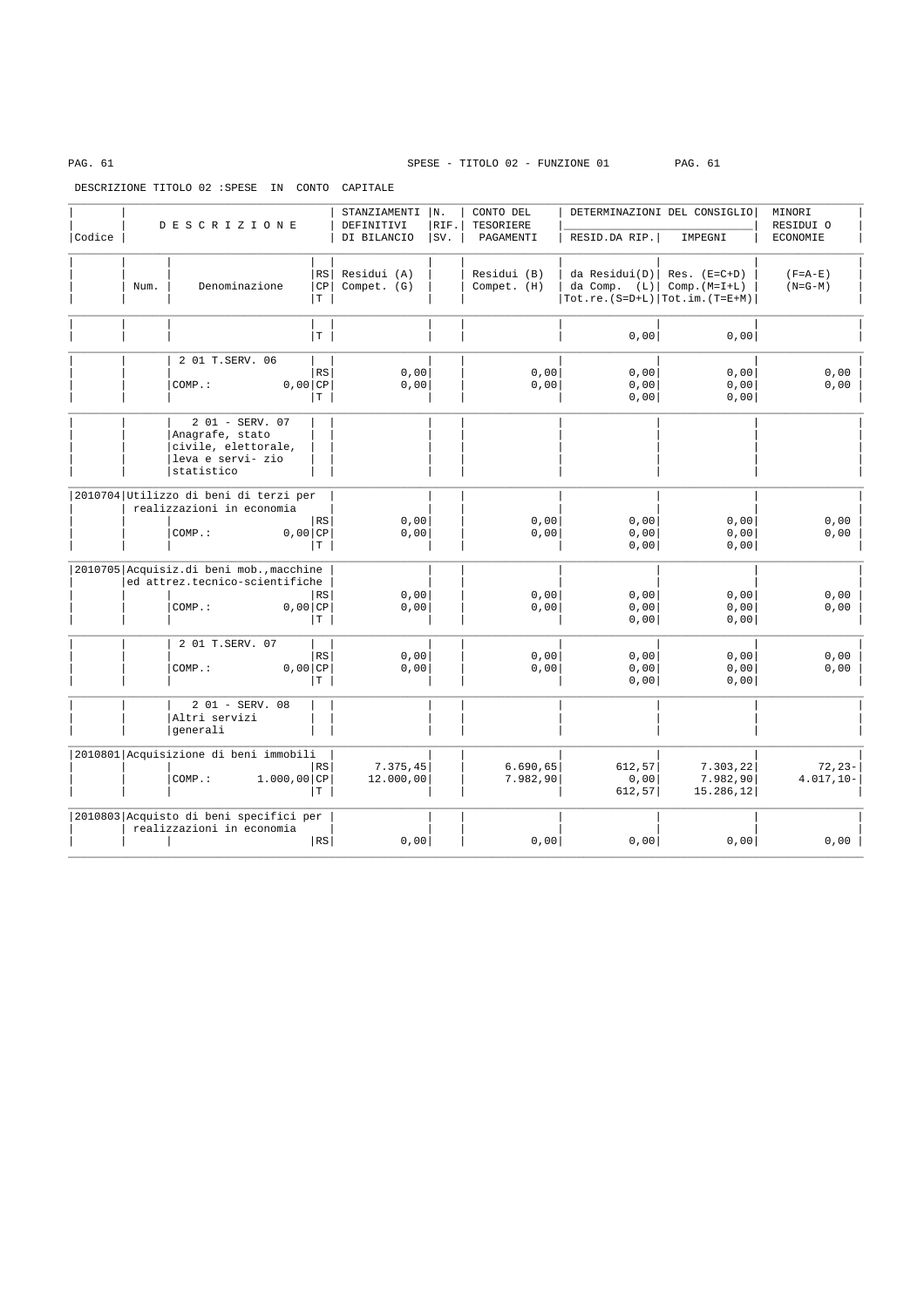DESCRIZIONE TITOLO 02 :SPESE IN CONTO CAPITALE

| Codice | Num. | DESCRIZIONE - Denominazione | RS/CP/T | STANZIAMENTI DEFINITIVI DI BILANCIO - Residui (A) Compet. (G) | N. RIF. SV. | CONTO DEL TESORIERE PAGAMENTI - Residui (B) Compet. (H) | DETERMINAZIONI DEL CONSIGLIO - RESID.DA RIP. - da Residui(D) da Comp. (L) Tot.re.(S=D+L) | DETERMINAZIONI DEL CONSIGLIO - IMPEGNI - Res. (E=C+D) Comp.(M=I+L) Tot.im.(T=E+M) | MINORI RESIDUI O ECONOMIE (F=A-E) (N=G-M) |
|---|---|---|---|---|---|---|---|---|---|
| | | | T | | | | 0,00 | 0,00 | |
| | | 2 01 T.SERV. 06 | RS | 0,00 | | 0,00 | 0,00 | 0,00 | 0,00 |
| | | COMP.: 0,00 | CP | 0,00 | | 0,00 | 0,00 | 0,00 | 0,00 |
| | | | T | | | | 0,00 | 0,00 | |
| | | 2 01 - SERV. 07 Anagrafe, stato civile, elettorale, leva e servi- zio statistico | | | | | | | |
| 2010704 | | Utilizzo di beni di terzi per realizzazioni in economia | RS | 0,00 | | 0,00 | 0,00 | 0,00 | 0,00 |
| | | COMP.: 0,00 | CP | 0,00 | | 0,00 | 0,00 | 0,00 | 0,00 |
| | | | T | | | | 0,00 | 0,00 | |
| 2010705 | | Acquisiz.di beni mob.,macchine ed attrez.tecnico-scientifiche | RS | 0,00 | | 0,00 | 0,00 | 0,00 | 0,00 |
| | | COMP.: 0,00 | CP | 0,00 | | 0,00 | 0,00 | 0,00 | 0,00 |
| | | | T | | | | 0,00 | 0,00 | |
| | | 2 01 T.SERV. 07 | RS | 0,00 | | 0,00 | 0,00 | 0,00 | 0,00 |
| | | COMP.: 0,00 | CP | 0,00 | | 0,00 | 0,00 | 0,00 | 0,00 |
| | | | T | | | | 0,00 | 0,00 | |
| | | 2 01 - SERV. 08 Altri servizi generali | | | | | | | |
| 2010801 | | Acquisizione di beni immobili | RS | 7.375,45 | | 6.690,65 | 612,57 | 7.303,22 | 72,23- |
| | | COMP.: 1.000,00 | CP | 12.000,00 | | 7.982,90 | 0,00 | 7.982,90 | 4.017,10- |
| | | | T | | | | 612,57 | 15.286,12 | |
| 2010803 | | Acquisto di beni specifici per realizzazioni in economia | RS | 0,00 | | 0,00 | 0,00 | 0,00 | 0,00 |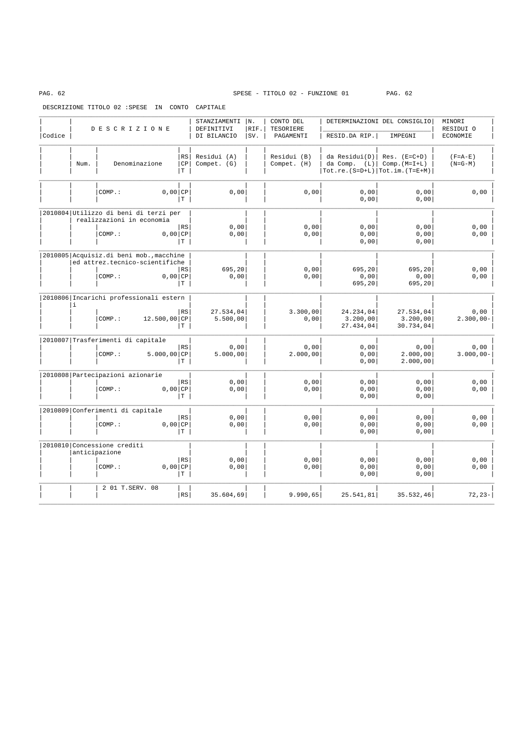SPESE - TITOLO 02 - FUNZIONE 01

DESCRIZIONE TITOLO 02 :SPESE IN CONTO CAPITALE

| Codice | D E S C R I Z I O N E | | | STANZIAMENTI DEFINITIVI DI BILANCIO | N. RIF. SV. | CONTO DEL TESORIERE PAGAMENTI | DETERMINAZIONI DEL CONSIGLIO RESID.DA RIP. | IMPEGNI | MINORI RESIDUI O ECONOMIE |
|---|---|---|---|---|---|---|---|---|---|
| | Num. | Denominazione | RS CP T | Residui (A) Compet. (G) | | Residui (B) Compet. (H) | da Residui(D) da Comp. (L) Tot.re.(S=D+L) | Res. (E=C+D) Comp.(M=I+L) Tot.im.(T=E+M) | (F=A-E) (N=G-M) |
| | | COMP.: 0,00 | CP | 0,00 | | 0,00 | 0,00 | 0,00 | 0,00 |
| | | | T | | | | 0,00 | 0,00 | |
| 2010804 | Utilizzo di beni di terzi per realizzazioni in economia | | RS | 0,00 | | 0,00 | 0,00 | 0,00 | 0,00 |
| | | COMP.: 0,00 | CP | 0,00 | | 0,00 | 0,00 | 0,00 | 0,00 |
| | | | T | | | | 0,00 | 0,00 | |
| 2010805 | Acquisiz.di beni mob.,macchine ed attrez.tecnico-scientifiche | | RS | 695,20 | | 0,00 | 695,20 | 695,20 | 0,00 |
| | | COMP.: 0,00 | CP | 0,00 | | 0,00 | 0,00 | 0,00 | 0,00 |
| | | | T | | | | 695,20 | 695,20 | |
| 2010806 | Incarichi professionali esterni | | RS | 27.534,04 | | 3.300,00 | 24.234,04 | 27.534,04 | 0,00 |
| | | COMP.: 12.500,00 | CP | 5.500,00 | | 0,00 | 3.200,00 | 3.200,00 | 2.300,00- |
| | | | T | | | | 27.434,04 | 30.734,04 | |
| 2010807 | Trasferimenti di capitale | | RS | 0,00 | | 0,00 | 0,00 | 0,00 | 0,00 |
| | | COMP.: 5.000,00 | CP | 5.000,00 | | 2.000,00 | 0,00 | 2.000,00 | 3.000,00- |
| | | | T | | | | 0,00 | 2.000,00 | |
| 2010808 | Partecipazioni azionarie | | RS | 0,00 | | 0,00 | 0,00 | 0,00 | 0,00 |
| | | COMP.: 0,00 | CP | 0,00 | | 0,00 | 0,00 | 0,00 | 0,00 |
| | | | T | | | | 0,00 | 0,00 | |
| 2010809 | Conferimenti di capitale | | RS | 0,00 | | 0,00 | 0,00 | 0,00 | 0,00 |
| | | COMP.: 0,00 | CP | 0,00 | | 0,00 | 0,00 | 0,00 | 0,00 |
| | | | T | | | | 0,00 | 0,00 | |
| 2010810 | Concessione crediti anticipazione | | RS | 0,00 | | 0,00 | 0,00 | 0,00 | 0,00 |
| | | COMP.: 0,00 | CP | 0,00 | | 0,00 | 0,00 | 0,00 | 0,00 |
| | | | T | | | | 0,00 | 0,00 | |
| | | 2 01 T.SERV. 08 | RS | 35.604,69 | | 9.990,65 | 25.541,81 | 35.532,46 | 72,23- |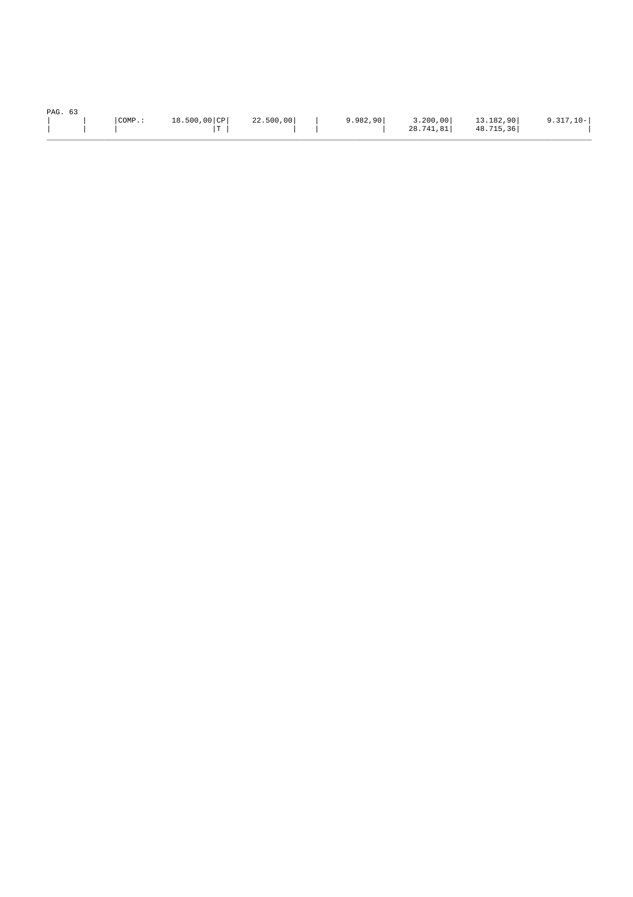PAG. 63

| | | COMP.: | 18.500,00 | CP | 22.500,00 | | 9.982,90 | 3.200,00 | 13.182,90 | 9.317,10- |
|---|---|---|---|---|---|---|---|---|---|---|
| | | | | T | | | | 28.741,81 | 48.715,36 | |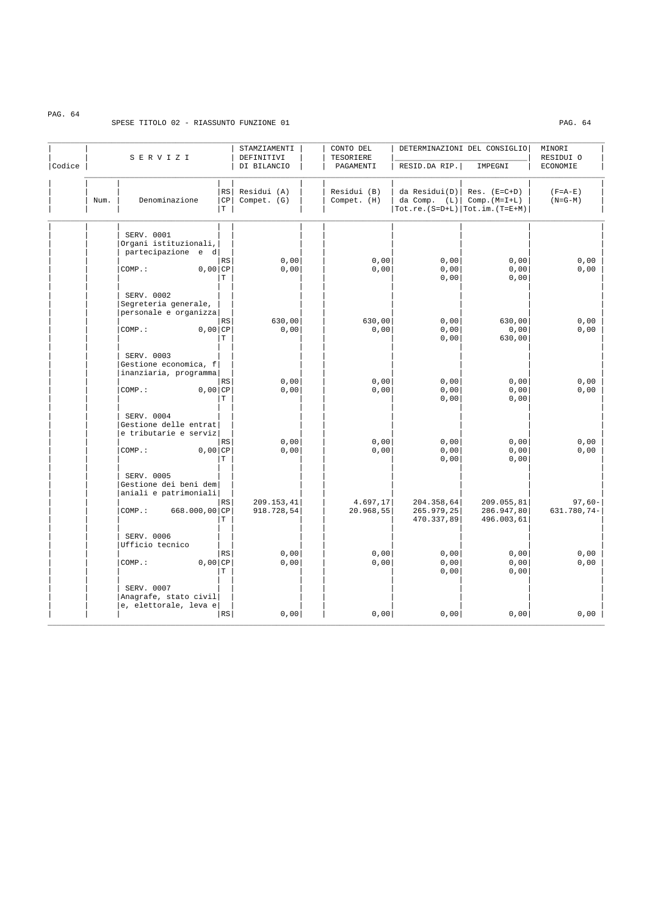SPESE TITOLO 02 - RIASSUNTO FUNZIONE 01

| Codice | Num. | SERVIZI Denominazione | | RS/CP/T | STAMZIAMENTI DEFINITIVI DI BILANCIO Residui (A) Compet. (G) | CONTO DEL TESORIERE PAGAMENTI Residui (B) Compet. (H) | DETERMINAZIONI DEL CONSIGLIO RESID.DA RIP. da Residui(D) da Comp. (L) Tot.re.(S=D+L) | DETERMINAZIONI DEL CONSIGLIO IMPEGNI Res. (E=C+D) Comp.(M=I+L) Tot.im.(T=E+M) | MINORI RESIDUI O ECONOMIE (F=A-E) (N=G-M) |
|---|---|---|---|---|---|---|---|---|---|
| | | SERV. 0001 Organi istituzionali, partecipazione e d | | RS | 0,00 | 0,00 | 0,00 | 0,00 | 0,00 |
| | | COMP.: | 0,00 | CP | 0,00 | 0,00 | 0,00 | 0,00 | 0,00 |
| | | | | T | | | 0,00 | 0,00 | |
| | | SERV. 0002 Segreteria generale, personale e organizza | | RS | 630,00 | 630,00 | 0,00 | 630,00 | 0,00 |
| | | COMP.: | 0,00 | CP | 0,00 | 0,00 | 0,00 | 0,00 | 0,00 |
| | | | | T | | | 0,00 | 630,00 | |
| | | SERV. 0003 Gestione economica, finanziaria, programma | | RS | 0,00 | 0,00 | 0,00 | 0,00 | 0,00 |
| | | COMP.: | 0,00 | CP | 0,00 | 0,00 | 0,00 | 0,00 | 0,00 |
| | | | | T | | | 0,00 | 0,00 | |
| | | SERV. 0004 Gestione delle entrate tributarie e serviz | | RS | 0,00 | 0,00 | 0,00 | 0,00 | 0,00 |
| | | COMP.: | 0,00 | CP | 0,00 | 0,00 | 0,00 | 0,00 | 0,00 |
| | | | | T | | | 0,00 | 0,00 | |
| | | SERV. 0005 Gestione dei beni demaniali e patrimoniali | | RS | 209.153,41 | 4.697,17 | 204.358,64 | 209.055,81 | 97,60- |
| | | COMP.: | 668.000,00 | CP | 918.728,54 | 20.968,55 | 265.979,25 | 286.947,80 | 631.780,74- |
| | | | | T | | | 470.337,89 | 496.003,61 | |
| | | SERV. 0006 Ufficio tecnico | | RS | 0,00 | 0,00 | 0,00 | 0,00 | 0,00 |
| | | COMP.: | 0,00 | CP | 0,00 | 0,00 | 0,00 | 0,00 | 0,00 |
| | | | | T | | | 0,00 | 0,00 | |
| | | SERV. 0007 Anagrafe, stato civile, elettorale, leva e | | RS | 0,00 | 0,00 | 0,00 | 0,00 | 0,00 |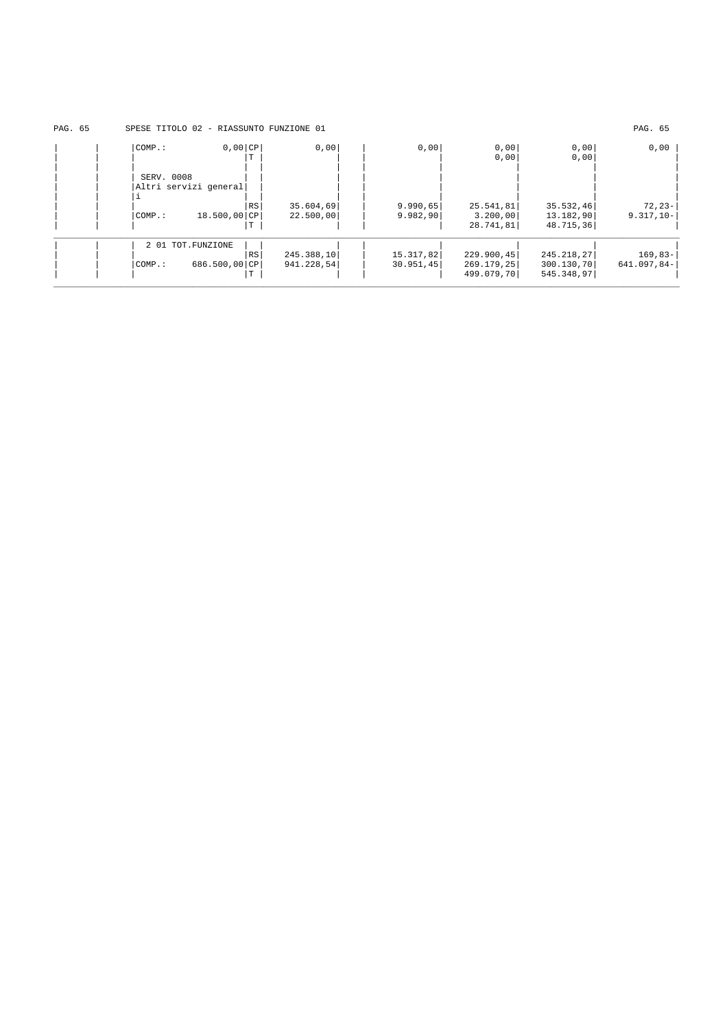SPESE TITOLO 02 - RIASSUNTO FUNZIONE 01

| | | | | | | | | | |
|---|---|---|---|---|---|---|---|---|---|
| | | COMP.: 0,00 | CP | 0,00 | | 0,00 | 0,00 | 0,00 | 0,00 |
| | | | T | | | | 0,00 | 0,00 | |
| | | SERV. 0008 Altri servizi generali | | | | | | | |
| | | | RS | 35.604,69 | | 9.990,65 | 25.541,81 | 35.532,46 | 72,23- |
| | | COMP.: 18.500,00 | CP | 22.500,00 | | 9.982,90 | 3.200,00 | 13.182,90 | 9.317,10- |
| | | | T | | | | 28.741,81 | 48.715,36 | |
| | | 2 01 TOT.FUNZIONE | | | | | | | |
| | | | RS | 245.388,10 | | 15.317,82 | 229.900,45 | 245.218,27 | 169,83- |
| | | COMP.: 686.500,00 | CP | 941.228,54 | | 30.951,45 | 269.179,25 | 300.130,70 | 641.097,84- |
| | | | T | | | | 499.079,70 | 545.348,97 | |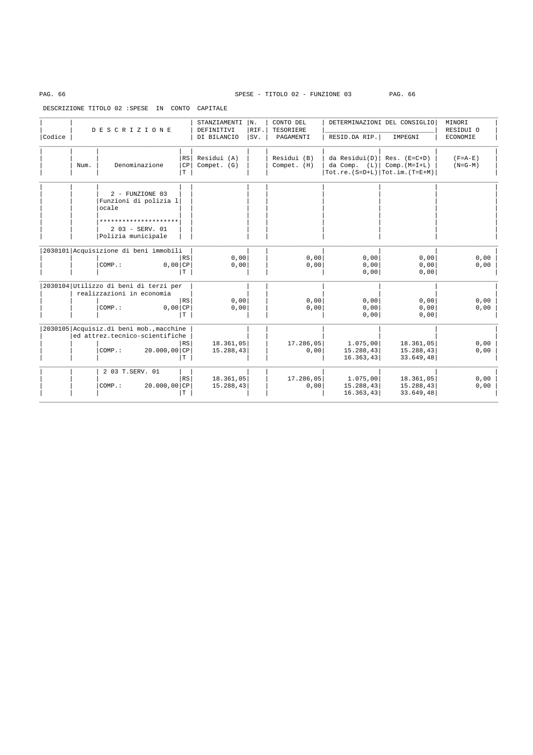SPESE - TITOLO 02 - FUNZIONE 03

DESCRIZIONE TITOLO 02 :SPESE IN CONTO CAPITALE

| Codice | Num. | DESCRIZIONE / Denominazione | | STANZIAMENTI DEFINITIVI DI BILANCIO / Residui (A) / Compet. (G) | N. RIF. SV. | CONTO DEL TESORIERE PAGAMENTI / Residui (B) / Compet. (H) | DETERMINAZIONI DEL CONSIGLIO RESID.DA RIP. / da Residui(D) / da Comp. (L) / Tot.re.(S=D+L) | IMPEGNI / Res. (E=C+D) / Comp.(M=I+L) / Tot.im.(T=E+M) | MINORI RESIDUI O ECONOMIE / (F=A-E) / (N=G-M) |
|---|---|---|---|---|---|---|---|---|---|
| | | 2 - FUNZIONE 03 Funzioni di polizia locale | | | | | | | |
| | | ********************* | | | | | | | |
| | | 2 03 - SERV. 01 Polizia municipale | | | | | | | |
| 2030101 | | Acquisizione di beni immobili | | | | | | | |
| | | | RS | 0,00 | | 0,00 | 0,00 | 0,00 | 0,00 |
| | | COMP.: 0,00 | CP | 0,00 | | 0,00 | 0,00 | 0,00 | 0,00 |
| | | | T | | | | 0,00 | 0,00 | |
| 2030104 | | Utilizzo di beni di terzi per realizzazioni in economia | | | | | | | |
| | | | RS | 0,00 | | 0,00 | 0,00 | 0,00 | 0,00 |
| | | COMP.: 0,00 | CP | 0,00 | | 0,00 | 0,00 | 0,00 | 0,00 |
| | | | T | | | | 0,00 | 0,00 | |
| 2030105 | | Acquisiz.di beni mob.,macchine ed attrez.tecnico-scientifiche | | | | | | | |
| | | | RS | 18.361,05 | | 17.286,05 | 1.075,00 | 18.361,05 | 0,00 |
| | | COMP.: 20.000,00 | CP | 15.288,43 | | 0,00 | 15.288,43 | 15.288,43 | 0,00 |
| | | | T | | | | 16.363,43 | 33.649,48 | |
| | | 2 03 T.SERV. 01 | | | | | | | |
| | | | RS | 18.361,05 | | 17.286,05 | 1.075,00 | 18.361,05 | 0,00 |
| | | COMP.: 20.000,00 | CP | 15.288,43 | | 0,00 | 15.288,43 | 15.288,43 | 0,00 |
| | | | T | | | | 16.363,43 | 33.649,48 | |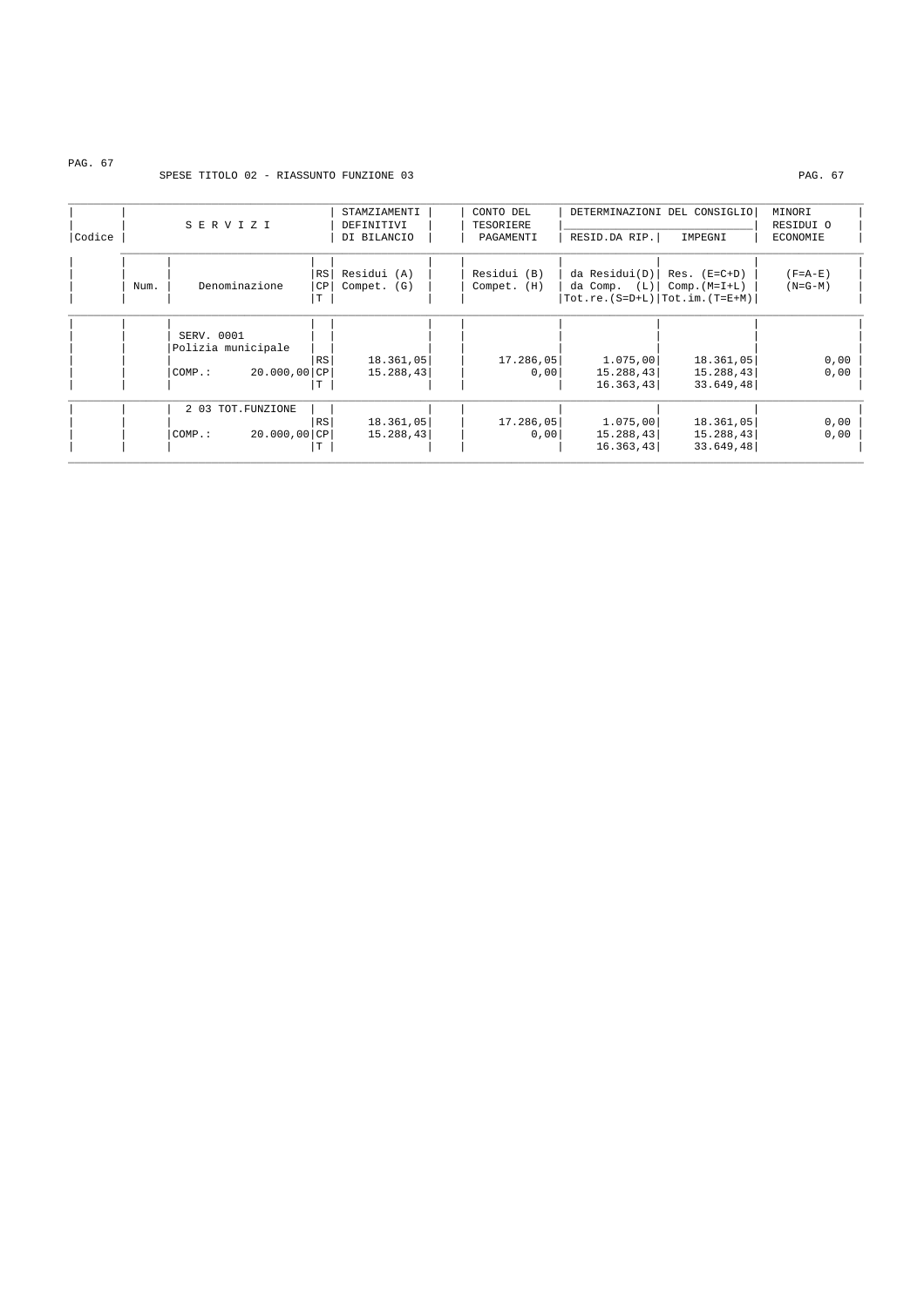SPESE TITOLO 02 - RIASSUNTO FUNZIONE 03

| Codice | SERVIZI Num. | Denominazione | | STAMZIAMENTI DEFINITIVI DI BILANCIO Residui (A) Compet. (G) | CONTO DEL TESORIERE PAGAMENTI Residui (B) Compet. (H) | DETERMINAZIONI DEL CONSIGLIO RESID.DA RIP. da Residui(D) da Comp. (L) Tot.re.(S=D+L) | DETERMINAZIONI DEL CONSIGLIO IMPEGNI Res. (E=C+D) Comp.(M=I+L) Tot.im.(T=E+M) | MINORI RESIDUI O ECONOMIE (F=A-E) (N=G-M) |
|---|---|---|---|---|---|---|---|---|
| | | SERV. 0001 Polizia municipale | RS | 18.361,05 | 17.286,05 | 1.075,00 | 18.361,05 | 0,00 |
| | | COMP.: 20.000,00 | CP | 15.288,43 | 0,00 | 15.288,43 | 15.288,43 | 0,00 |
| | | | T | | | 16.363,43 | 33.649,48 | |
| | | 2 03 TOT.FUNZIONE | RS | 18.361,05 | 17.286,05 | 1.075,00 | 18.361,05 | 0,00 |
| | | COMP.: 20.000,00 | CP | 15.288,43 | 0,00 | 15.288,43 | 15.288,43 | 0,00 |
| | | | T | | | 16.363,43 | 33.649,48 | |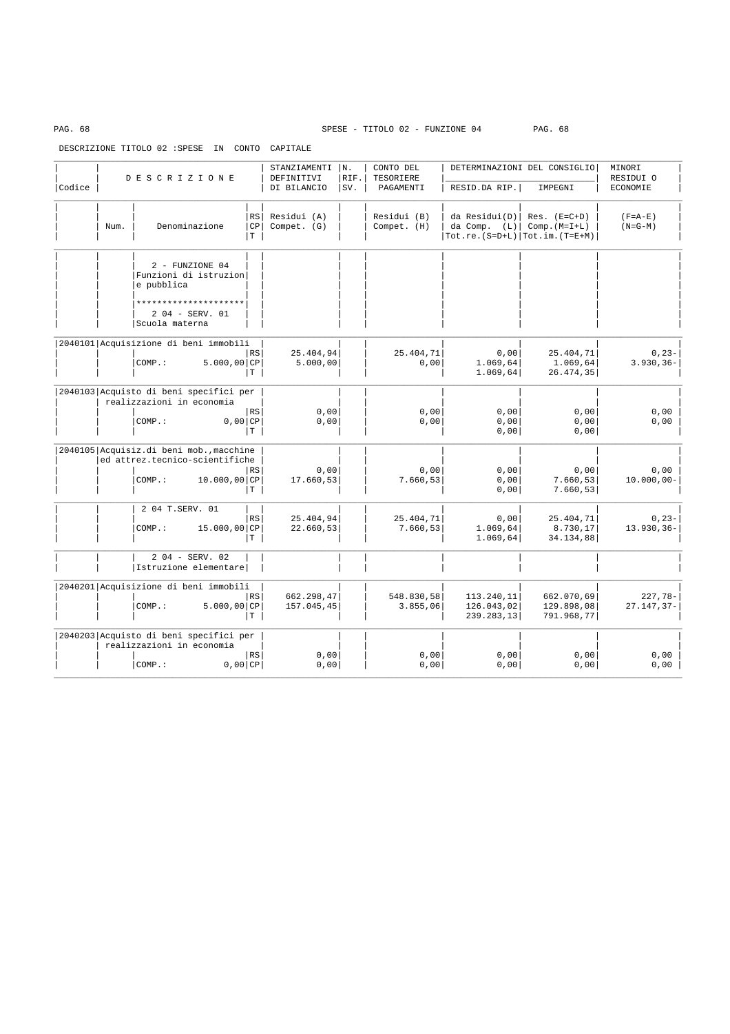SPESE - TITOLO 02 - FUNZIONE 04

DESCRIZIONE TITOLO 02 :SPESE IN CONTO CAPITALE

| Codice | Num. | DESCRIZIONE / Denominazione | | STANZIAMENTI DEFINITIVI DI BILANCIO Residui (A) Compet. (G) | N. RIF. SV. | CONTO DEL TESORIERE PAGAMENTI Residui (B) Compet. (H) | DETERMINAZIONI DEL CONSIGLIO RESID.DA RIP. da Residui(D) da Comp. (L) Tot.re.(S=D+L) | IMPEGNI Res. (E=C+D) Comp.(M=I+L) Tot.im.(T=E+M) | MINORI RESIDUI O ECONOMIE (F=A-E) (N=G-M) |
|---|---|---|---|---|---|---|---|---|---|
| | | 2 - FUNZIONE 04 Funzioni di istruzione pubblica | | | | | | | |
| | | ********************* 2 04 - SERV. 01 Scuola materna | | | | | | | |
| 2040101 | | Acquisizione di beni immobili | RS | 25.404,94 | | 25.404,71 | 0,00 | 25.404,71 | 0,23- |
| | | COMP.: 5.000,00 | CP | 5.000,00 | | 0,00 | 1.069,64 | 1.069,64 | 3.930,36- |
| | | | T | | | | 1.069,64 | 26.474,35 | |
| 2040103 | | Acquisto di beni specifici per realizzazioni in economia | RS | 0,00 | | 0,00 | 0,00 | 0,00 | 0,00 |
| | | COMP.: 0,00 | CP | 0,00 | | 0,00 | 0,00 | 0,00 | 0,00 |
| | | | T | | | | 0,00 | 0,00 | |
| 2040105 | | Acquisiz.di beni mob.,macchine ed attrez.tecnico-scientifiche | RS | 0,00 | | 0,00 | 0,00 | 0,00 | 0,00 |
| | | COMP.: 10.000,00 | CP | 17.660,53 | | 7.660,53 | 0,00 | 7.660,53 | 10.000,00- |
| | | | T | | | | 0,00 | 7.660,53 | |
| | | 2 04 T.SERV. 01 | RS | 25.404,94 | | 25.404,71 | 0,00 | 25.404,71 | 0,23- |
| | | COMP.: 15.000,00 | CP | 22.660,53 | | 7.660,53 | 1.069,64 | 8.730,17 | 13.930,36- |
| | | | T | | | | 1.069,64 | 34.134,88 | |
| | | 2 04 - SERV. 02 Istruzione elementare | | | | | | | |
| 2040201 | | Acquisizione di beni immobili | RS | 662.298,47 | | 548.830,58 | 113.240,11 | 662.070,69 | 227,78- |
| | | COMP.: 5.000,00 | CP | 157.045,45 | | 3.855,06 | 126.043,02 | 129.898,08 | 27.147,37- |
| | | | T | | | | 239.283,13 | 791.968,77 | |
| 2040203 | | Acquisto di beni specifici per realizzazioni in economia | RS | 0,00 | | 0,00 | 0,00 | 0,00 | 0,00 |
| | | COMP.: 0,00 | CP | 0,00 | | 0,00 | 0,00 | 0,00 | 0,00 |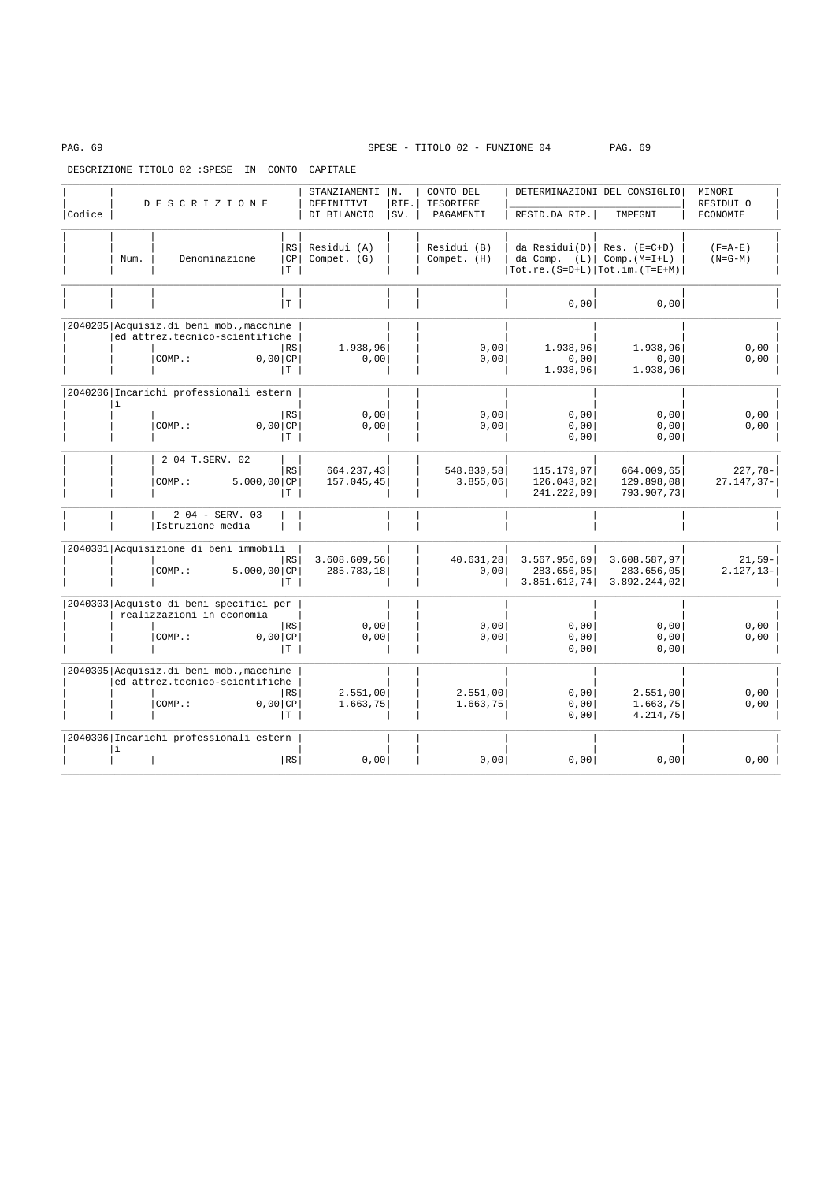SPESE - TITOLO 02 - FUNZIONE 04

DESCRIZIONE TITOLO 02 :SPESE IN CONTO CAPITALE

| Codice | Num. | DESCRIZIONE / Denominazione | RS/CP/T | STANZIAMENTI DEFINITIVI DI BILANCIO / Residui (A) Compet. (G) | N. RIF. SV. | CONTO DEL TESORIERE PAGAMENTI / Residui (B) Compet. (H) | DETERMINAZIONI DEL CONSIGLIO RESID.DA RIP. / da Residui(D) da Comp. (L) Tot.re.(S=D+L) | IMPEGNI / Res. (E=C+D) Comp.(M=I+L) Tot.im.(T=E+M) | MINORI RESIDUI O ECONOMIE / (F=A-E) (N=G-M) |
|---|---|---|---|---|---|---|---|---|---|
| | | | T | | | | 0,00 | 0,00 | |
| 2040205 | | Acquisiz.di beni mob.,macchine ed attrez.tecnico-scientifiche | | | | | | | |
| | | | RS | 1.938,96 | | 0,00 | 1.938,96 | 1.938,96 | 0,00 |
| | | COMP.: 0,00 | CP | 0,00 | | 0,00 | 0,00 | 0,00 | 0,00 |
| | | | T | | | | 1.938,96 | 1.938,96 | |
| 2040206 | | Incarichi professionali esterni | | | | | | | |
| | | | RS | 0,00 | | 0,00 | 0,00 | 0,00 | 0,00 |
| | | COMP.: 0,00 | CP | 0,00 | | 0,00 | 0,00 | 0,00 | 0,00 |
| | | | T | | | | 0,00 | 0,00 | |
| | | 2 04 T.SERV. 02 | | | | | | | |
| | | | RS | 664.237,43 | | 548.830,58 | 115.179,07 | 664.009,65 | 227,78- |
| | | COMP.: 5.000,00 | CP | 157.045,45 | | 3.855,06 | 126.043,02 | 129.898,08 | 27.147,37- |
| | | | T | | | | 241.222,09 | 793.907,73 | |
| | | 2 04 - SERV. 03 Istruzione media | | | | | | | |
| 2040301 | | Acquisizione di beni immobili | | | | | | | |
| | | | RS | 3.608.609,56 | | 40.631,28 | 3.567.956,69 | 3.608.587,97 | 21,59- |
| | | COMP.: 5.000,00 | CP | 285.783,18 | | 0,00 | 283.656,05 | 283.656,05 | 2.127,13- |
| | | | T | | | | 3.851.612,74 | 3.892.244,02 | |
| 2040303 | | Acquisto di beni specifici per realizzazioni in economia | | | | | | | |
| | | | RS | 0,00 | | 0,00 | 0,00 | 0,00 | 0,00 |
| | | COMP.: 0,00 | CP | 0,00 | | 0,00 | 0,00 | 0,00 | 0,00 |
| | | | T | | | | 0,00 | 0,00 | |
| 2040305 | | Acquisiz.di beni mob.,macchine ed attrez.tecnico-scientifiche | | | | | | | |
| | | | RS | 2.551,00 | | 2.551,00 | 0,00 | 2.551,00 | 0,00 |
| | | COMP.: 0,00 | CP | 1.663,75 | | 1.663,75 | 0,00 | 1.663,75 | 0,00 |
| | | | T | | | | 0,00 | 4.214,75 | |
| 2040306 | | Incarichi professionali esterni | | | | | | | |
| | | | RS | 0,00 | | 0,00 | 0,00 | 0,00 | 0,00 |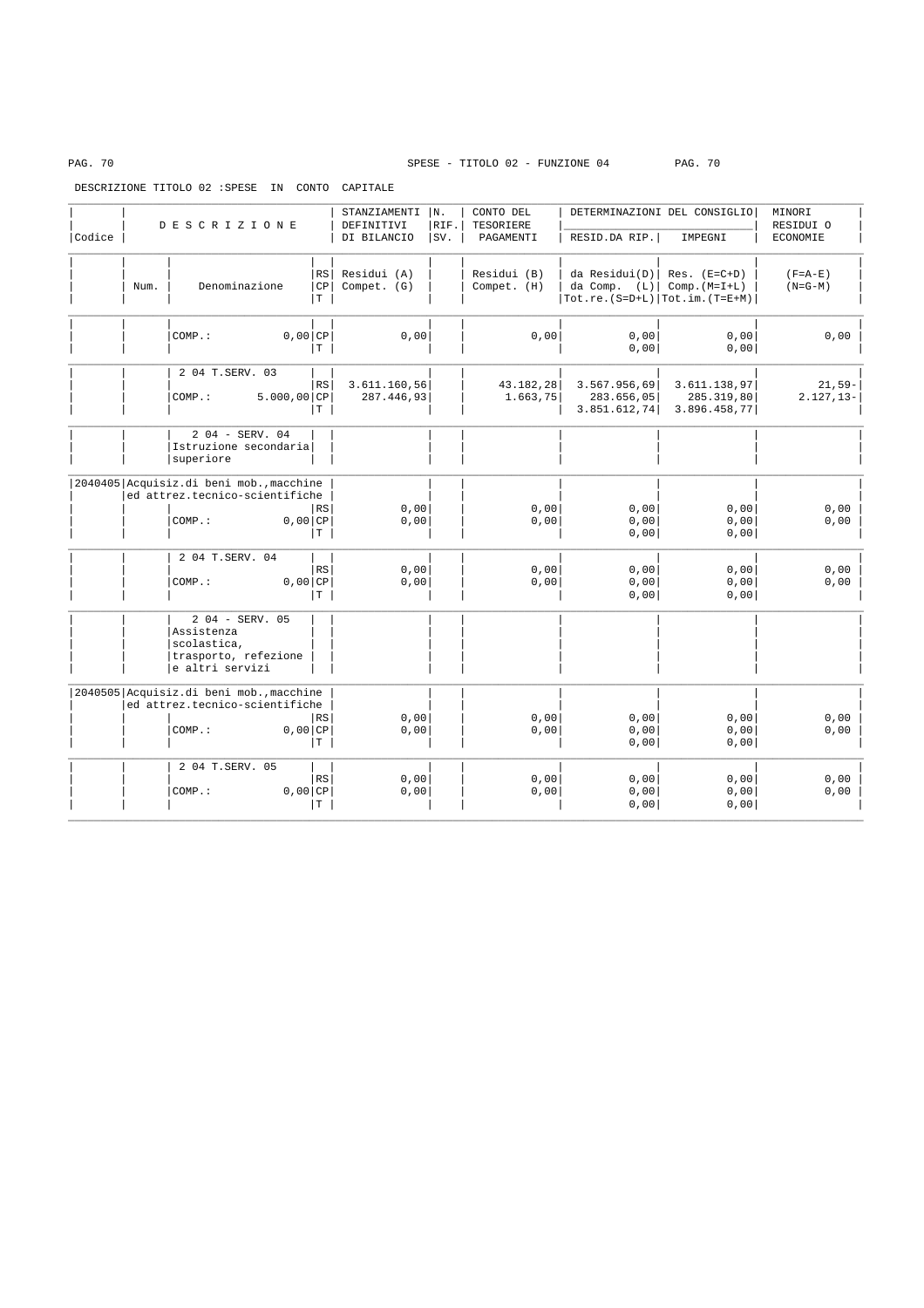SPESE - TITOLO 02 - FUNZIONE 04

DESCRIZIONE TITOLO 02 :SPESE IN CONTO CAPITALE

| Codice | Num. | DESCRIZIONE Denominazione | RS/CP/T | STANZIAMENTI DEFINITIVI DI BILANCIO Residui (A) Compet. (G) | N. RIF. SV. | CONTO DEL TESORIERE PAGAMENTI Residui (B) Compet. (H) | DETERMINAZIONI DEL CONSIGLIO RESID.DA RIP. da Residui(D) da Comp. (L) Tot.re.(S=D+L) | IMPEGNI Res. (E=C+D) Comp.(M=I+L) Tot.im.(T=E+M) | MINORI RESIDUI O ECONOMIE (F=A-E) (N=G-M) |
|---|---|---|---|---|---|---|---|---|---|
| | | COMP.: 0,00 | CP | 0,00 | | 0,00 | 0,00 | 0,00 | 0,00 |
| | | | T | | | | 0,00 | 0,00 | |
| | | 2 04 T.SERV. 03 | RS | 3.611.160,56 | | 43.182,28 | 3.567.956,69 | 3.611.138,97 | 21,59- |
| | | COMP.: 5.000,00 | CP | 287.446,93 | | 1.663,75 | 283.656,05 | 285.319,80 | 2.127,13- |
| | | | T | | | | 3.851.612,74 | 3.896.458,77 | |
| | | 2 04 - SERV. 04 Istruzione secondaria superiore | | | | | | | |
| 2040405 | | Acquisiz.di beni mob.,macchine ed attrez.tecnico-scientifiche | RS | 0,00 | | 0,00 | 0,00 | 0,00 | 0,00 |
| | | COMP.: 0,00 | CP | 0,00 | | 0,00 | 0,00 | 0,00 | 0,00 |
| | | | T | | | | 0,00 | 0,00 | |
| | | 2 04 T.SERV. 04 | RS | 0,00 | | 0,00 | 0,00 | 0,00 | 0,00 |
| | | COMP.: 0,00 | CP | 0,00 | | 0,00 | 0,00 | 0,00 | 0,00 |
| | | | T | | | | 0,00 | 0,00 | |
| | | 2 04 - SERV. 05 Assistenza scolastica, trasporto, refezione e altri servizi | | | | | | | |
| 2040505 | | Acquisiz.di beni mob.,macchine ed attrez.tecnico-scientifiche | RS | 0,00 | | 0,00 | 0,00 | 0,00 | 0,00 |
| | | COMP.: 0,00 | CP | 0,00 | | 0,00 | 0,00 | 0,00 | 0,00 |
| | | | T | | | | 0,00 | 0,00 | |
| | | 2 04 T.SERV. 05 | RS | 0,00 | | 0,00 | 0,00 | 0,00 | 0,00 |
| | | COMP.: 0,00 | CP | 0,00 | | 0,00 | 0,00 | 0,00 | 0,00 |
| | | | T | | | | 0,00 | 0,00 | |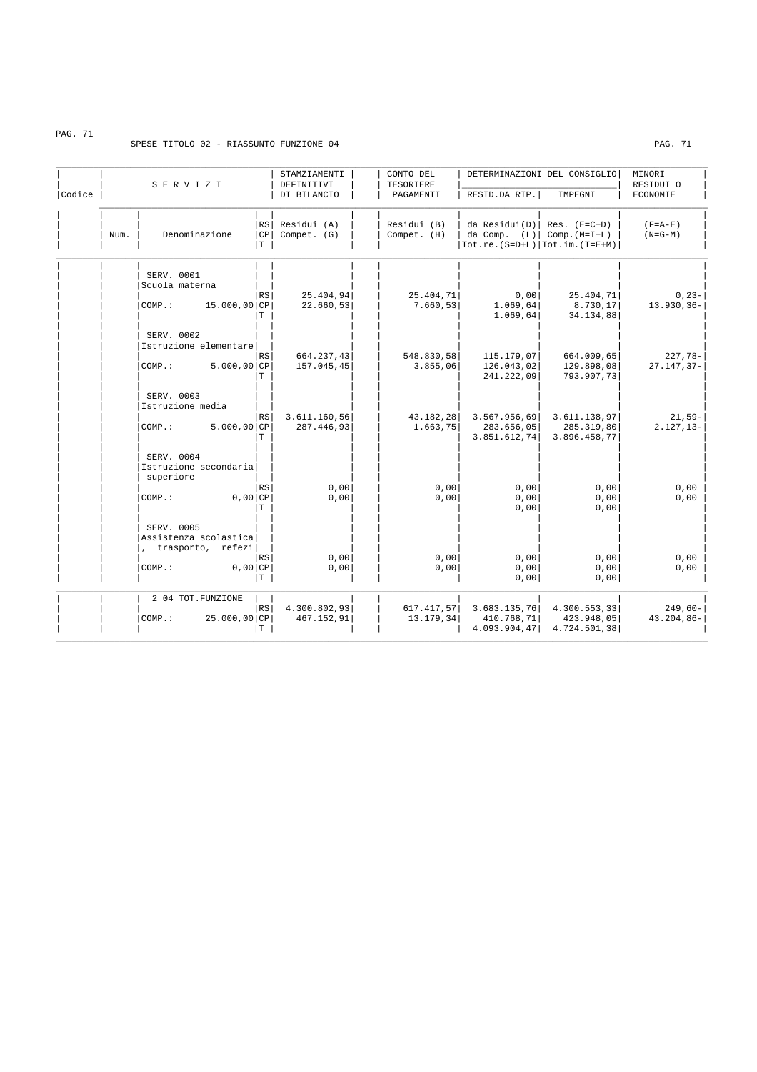SPESE TITOLO 02 - RIASSUNTO FUNZIONE 04

| Codice | Num. | SERVIZI Denominazione | RS/CP/T | STAMZIAMENTI DEFINITIVI DI BILANCIO Residui (A) Compet. (G) | CONTO DEL TESORIERE PAGAMENTI Residui (B) Compet. (H) | DETERMINAZIONI DEL CONSIGLIO RESID.DA RIP. da Residui(D) da Comp. (L) Tot.re.(S=D+L) | DETERMINAZIONI DEL CONSIGLIO IMPEGNI Res. (E=C+D) Comp.(M=I+L) Tot.im.(T=E+M) | MINORI RESIDUI O ECONOMIE (F=A-E) (N=G-M) |
|---|---|---|---|---|---|---|---|---|
| | | SERV. 0001 Scuola materna | RS | 25.404,94 | 25.404,71 | 0,00 | 25.404,71 | 0,23- |
| | | COMP.: 15.000,00 | CP | 22.660,53 | 7.660,53 | 1.069,64 | 8.730,17 | 13.930,36- |
| | | | T | | | 1.069,64 | 34.134,88 | |
| | | SERV. 0002 Istruzione elementare | RS | 664.237,43 | 548.830,58 | 115.179,07 | 664.009,65 | 227,78- |
| | | COMP.: 5.000,00 | CP | 157.045,45 | 3.855,06 | 126.043,02 | 129.898,08 | 27.147,37- |
| | | | T | | | 241.222,09 | 793.907,73 | |
| | | SERV. 0003 Istruzione media | RS | 3.611.160,56 | 43.182,28 | 3.567.956,69 | 3.611.138,97 | 21,59- |
| | | COMP.: 5.000,00 | CP | 287.446,93 | 1.663,75 | 283.656,05 | 285.319,80 | 2.127,13- |
| | | | T | | | 3.851.612,74 | 3.896.458,77 | |
| | | SERV. 0004 Istruzione secondaria superiore | RS | 0,00 | 0,00 | 0,00 | 0,00 | 0,00 |
| | | COMP.: 0,00 | CP | 0,00 | 0,00 | 0,00 | 0,00 | 0,00 |
| | | | T | | | 0,00 | 0,00 | |
| | | SERV. 0005 Assistenza scolastica, trasporto, refezi | RS | 0,00 | 0,00 | 0,00 | 0,00 | 0,00 |
| | | COMP.: 0,00 | CP | 0,00 | 0,00 | 0,00 | 0,00 | 0,00 |
| | | | T | | | 0,00 | 0,00 | |
| | | 2 04 TOT.FUNZIONE | RS | 4.300.802,93 | 617.417,57 | 3.683.135,76 | 4.300.553,33 | 249,60- |
| | | COMP.: 25.000,00 | CP | 467.152,91 | 13.179,34 | 410.768,71 | 423.948,05 | 43.204,86- |
| | | | T | | | 4.093.904,47 | 4.724.501,38 | |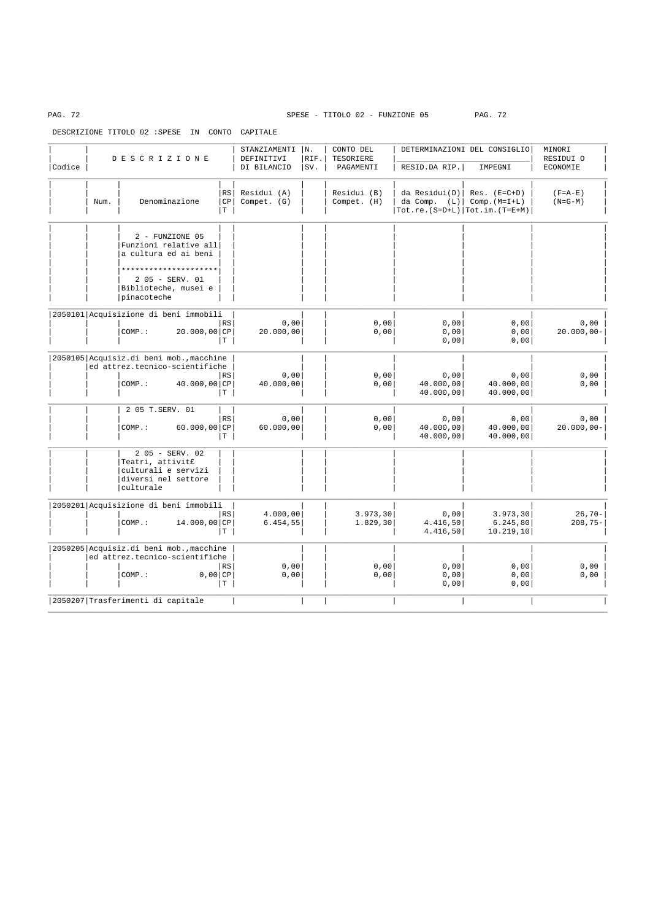SPESE - TITOLO 02 - FUNZIONE 05

DESCRIZIONE TITOLO 02 :SPESE IN CONTO CAPITALE

| Codice | Num. | DESCRIZIONE / Denominazione | RS/CP/T | STANZIAMENTI DEFINITIVI DI BILANCIO Residui (A) Compet. (G) | N. RIF. SV. | CONTO DEL TESORIERE PAGAMENTI Residui (B) Compet. (H) | DETERMINAZIONI DEL CONSIGLIO RESID.DA RIP. da Residui(D) da Comp. (L) Tot.re.(S=D+L) | IMPEGNI Res. (E=C+D) Comp.(M=I+L) Tot.im.(T=E+M) | MINORI RESIDUI O ECONOMIE (F=A-E) (N=G-M) |
|---|---|---|---|---|---|---|---|---|---|
| | | 2 - FUNZIONE 05 Funzioni relative alla cultura ed ai beni | | | | | | | |
| | | ********************* | | | | | | | |
| | | 2 05 - SERV. 01 Biblioteche, musei e pinacoteche | | | | | | | |
| 2050101 | | Acquisizione di beni immobili | RS | 0,00 | | 0,00 | 0,00 | 0,00 | 0,00 |
| | | COMP.: 20.000,00 | CP | 20.000,00 | | 0,00 | 0,00 | 0,00 | 20.000,00- |
| | | | T | | | | 0,00 | 0,00 | |
| 2050105 | | Acquisiz.di beni mob.,macchine ed attrez.tecnico-scientifiche | RS | 0,00 | | 0,00 | 0,00 | 0,00 | 0,00 |
| | | COMP.: 40.000,00 | CP | 40.000,00 | | 0,00 | 40.000,00 | 40.000,00 | 0,00 |
| | | | T | | | | 40.000,00 | 40.000,00 | |
| | | 2 05 T.SERV. 01 | RS | 0,00 | | 0,00 | 0,00 | 0,00 | 0,00 |
| | | COMP.: 60.000,00 | CP | 60.000,00 | | 0,00 | 40.000,00 | 40.000,00 | 20.000,00- |
| | | | T | | | | 40.000,00 | 40.000,00 | |
| | | 2 05 - SERV. 02 Teatri, attivit£ culturali e servizi diversi nel settore culturale | | | | | | | |
| 2050201 | | Acquisizione di beni immobili | RS | 4.000,00 | | 3.973,30 | 0,00 | 3.973,30 | 26,70- |
| | | COMP.: 14.000,00 | CP | 6.454,55 | | 1.829,30 | 4.416,50 | 6.245,80 | 208,75- |
| | | | T | | | | 4.416,50 | 10.219,10 | |
| 2050205 | | Acquisiz.di beni mob.,macchine ed attrez.tecnico-scientifiche | RS | 0,00 | | 0,00 | 0,00 | 0,00 | 0,00 |
| | | COMP.: 0,00 | CP | 0,00 | | 0,00 | 0,00 | 0,00 | 0,00 |
| | | | T | | | | 0,00 | 0,00 | |
| 2050207 | | Trasferimenti di capitale | | | | | | | |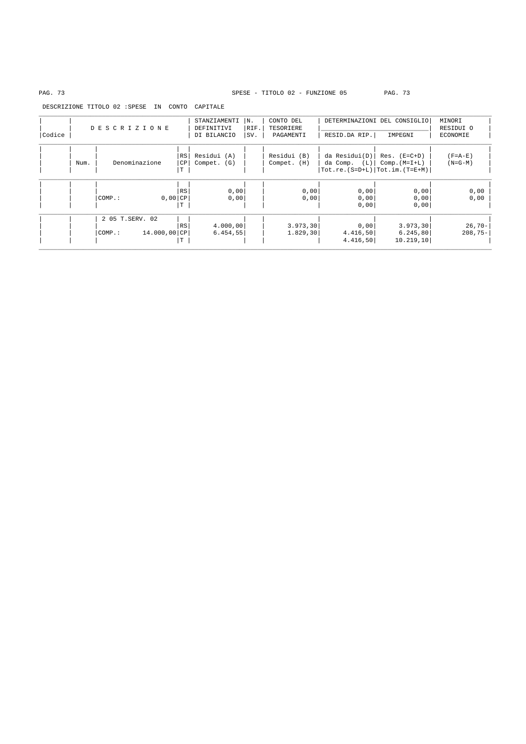SPESE - TITOLO 02 - FUNZIONE 05

DESCRIZIONE TITOLO 02 :SPESE IN CONTO CAPITALE

| Codice | DESCRIZIONE | | | STANZIAMENTI DEFINITIVI DI BILANCIO | N. RIF. SV. | CONTO DEL TESORIERE PAGAMENTI | DETERMINAZIONI DEL CONSIGLIO | | MINORI RESIDUI O ECONOMIE |
|---|---|---|---|---|---|---|---|---|---|
| | | | | | | | RESID.DA RIP. | IMPEGNI | |
| | Num. | Denominazione | RS CP T | Residui (A) Compet. (G) | | Residui (B) Compet. (H) | da Residui(D) da Comp. (L) Tot.re.(S=D+L) | Res. (E=C+D) Comp.(M=I+L) Tot.im.(T=E+M) | (F=A-E) (N=G-M) |
| | | | RS | 0,00 | | 0,00 | 0,00 | 0,00 | 0,00 |
| | | COMP.: 0,00 | CP | 0,00 | | 0,00 | 0,00 | 0,00 | 0,00 |
| | | | T | | | | 0,00 | 0,00 | |
| | | 2 05 T.SERV. 02 | RS | 4.000,00 | | 3.973,30 | 0,00 | 3.973,30 | 26,70- |
| | | COMP.: 14.000,00 | CP | 6.454,55 | | 1.829,30 | 4.416,50 | 6.245,80 | 208,75- |
| | | | T | | | | 4.416,50 | 10.219,10 | |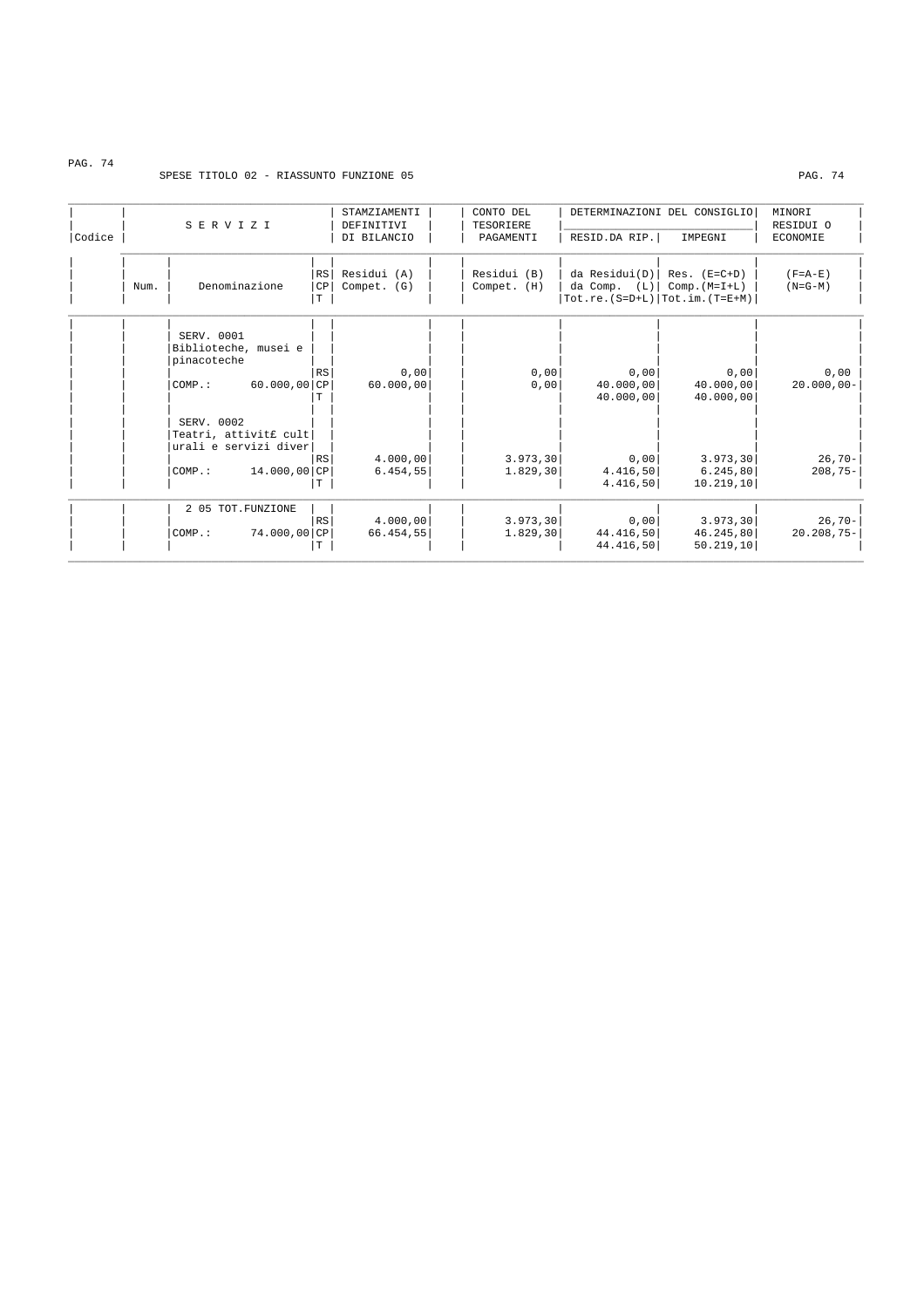SPESE TITOLO 02 - RIASSUNTO FUNZIONE 05

| Codice | Num. | SERVIZI Denominazione | | STAMZIAMENTI DEFINITIVI DI BILANCIO Residui (A) Compet. (G) | CONTO DEL TESORIERE PAGAMENTI Residui (B) Compet. (H) | DETERMINAZIONI DEL CONSIGLIO RESID.DA RIP. da Residui(D) da Comp. (L) Tot.re.(S=D+L) | IMPEGNI Res. (E=C+D) Comp.(M=I+L) Tot.im.(T=E+M) | MINORI RESIDUI O ECONOMIE (F=A-E) (N=G-M) |
|---|---|---|---|---|---|---|---|---|
| | | SERV. 0001 Biblioteche, musei e pinacoteche | RS | 0,00 | 0,00 | 0,00 | 0,00 | 0,00 |
| | | COMP.: 60.000,00 | CP | 60.000,00 | 0,00 | 40.000,00 | 40.000,00 | 20.000,00- |
| | | | T | | | 40.000,00 | 40.000,00 | |
| | | SERV. 0002 Teatri, attivit£ culturali e servizi diver | RS | 4.000,00 | 3.973,30 | 0,00 | 3.973,30 | 26,70- |
| | | COMP.: 14.000,00 | CP | 6.454,55 | 1.829,30 | 4.416,50 | 6.245,80 | 208,75- |
| | | | T | | | 4.416,50 | 10.219,10 | |
| | | 2 05 TOT.FUNZIONE | RS | 4.000,00 | 3.973,30 | 0,00 | 3.973,30 | 26,70- |
| | | COMP.: 74.000,00 | CP | 66.454,55 | 1.829,30 | 44.416,50 | 46.245,80 | 20.208,75- |
| | | | T | | | 44.416,50 | 50.219,10 | |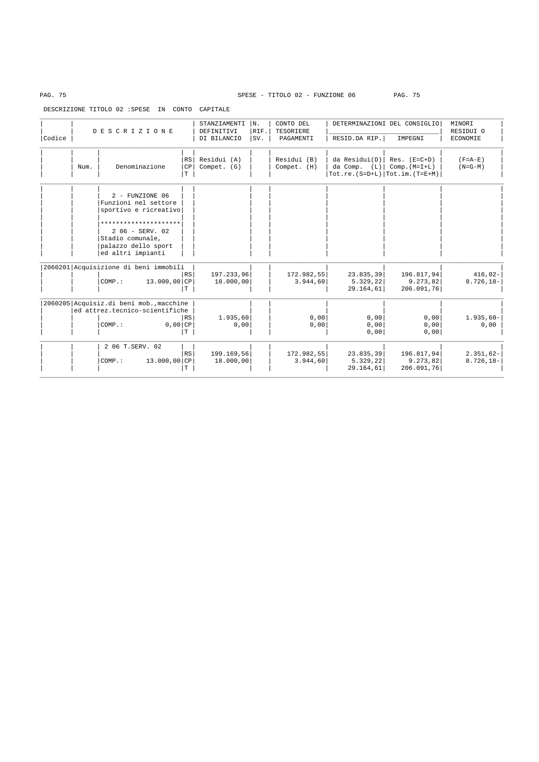SPESE - TITOLO 02 - FUNZIONE 06

DESCRIZIONE TITOLO 02 :SPESE IN CONTO CAPITALE

| Codice | Num. | DESCRIZIONE / Denominazione | | STANZIAMENTI DEFINITIVI DI BILANCIO / Residui (A) Compet. (G) | N. RIF. SV. | CONTO DEL TESORIERE PAGAMENTI / Residui (B) Compet. (H) | DETERMINAZIONI DEL CONSIGLIO RESID.DA RIP. / da Residui(D) da Comp. (L) Tot.re.(S=D+L) | IMPEGNI / Res. (E=C+D) Comp.(M=I+L) Tot.im.(T=E+M) | MINORI RESIDUI O ECONOMIE / (F=A-E) (N=G-M) |
|---|---|---|---|---|---|---|---|---|---|
| | | 2 - FUNZIONE 06 Funzioni nel settore sportivo e ricreativo | | | | | | | |
| | | ********************* | | | | | | | |
| | | 2 06 - SERV. 02 Stadio comunale, palazzo dello sport ed altri impianti | | | | | | | |
| 2060201 | | Acquisizione di beni immobili | | | | | | | |
| | | | RS | 197.233,96 | | 172.982,55 | 23.835,39 | 196.817,94 | 416,02- |
| | | COMP.: 13.000,00 | CP | 18.000,00 | | 3.944,60 | 5.329,22 | 9.273,82 | 8.726,18- |
| | | | T | | | | 29.164,61 | 206.091,76 | |
| 2060205 | | Acquisiz.di beni mob.,macchine ed attrez.tecnico-scientifiche | | | | | | | |
| | | | RS | 1.935,60 | | 0,00 | 0,00 | 0,00 | 1.935,60- |
| | | COMP.: 0,00 | CP | 0,00 | | 0,00 | 0,00 | 0,00 | 0,00 |
| | | | T | | | | 0,00 | 0,00 | |
| | | 2 06 T.SERV. 02 | | | | | | | |
| | | | RS | 199.169,56 | | 172.982,55 | 23.835,39 | 196.817,94 | 2.351,62- |
| | | COMP.: 13.000,00 | CP | 18.000,00 | | 3.944,60 | 5.329,22 | 9.273,82 | 8.726,18- |
| | | | T | | | | 29.164,61 | 206.091,76 | |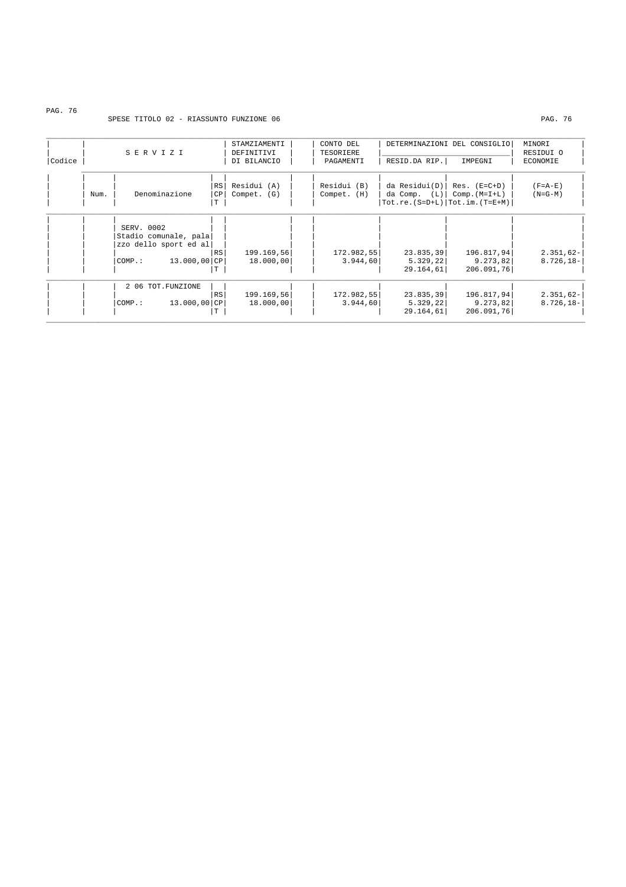SPESE TITOLO 02 - RIASSUNTO FUNZIONE 06

| Codice | Num. | S E R V I Z I<br>Denominazione | | STAMZIAMENTI DEFINITIVI DI BILANCIO<br>Residui (A)<br>Compet. (G) | | CONTO DEL TESORIERE PAGAMENTI<br>Residui (B)<br>Compet. (H) | DETERMINAZIONI DEL CONSIGLIO<br>RESID.DA RIP.<br>da Residui(D)<br>da Comp. (L)<br>Tot.re.(S=D+L) | IMPEGNI<br>Res. (E=C+D)<br>Comp.(M=I+L)<br>Tot.im.(T=E+M) | MINORI RESIDUI O ECONOMIE<br>(F=A-E)<br>(N=G-M) |
|---|---|---|---|---|---|---|---|---|---|
| | | SERV. 0002<br>Stadio comunale, pala<br>zzo dello sport ed al | | | | | | | |
| | | | RS | 199.169,56 | | 172.982,55 | 23.835,39 | 196.817,94 | 2.351,62- |
| | | COMP.: 13.000,00 | CP | 18.000,00 | | 3.944,60 | 5.329,22 | 9.273,82 | 8.726,18- |
| | | | T | | | | 29.164,61 | 206.091,76 | |
| | | 2 06 TOT.FUNZIONE | | | | | | | |
| | | | RS | 199.169,56 | | 172.982,55 | 23.835,39 | 196.817,94 | 2.351,62- |
| | | COMP.: 13.000,00 | CP | 18.000,00 | | 3.944,60 | 5.329,22 | 9.273,82 | 8.726,18- |
| | | | T | | | | 29.164,61 | 206.091,76 | |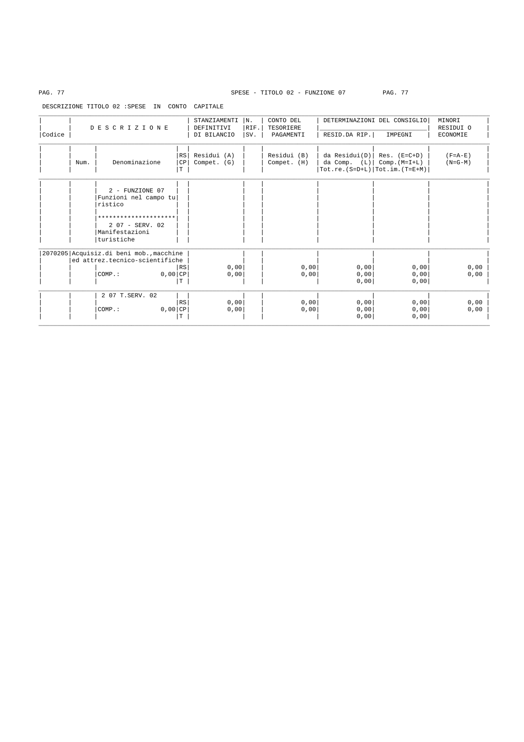SPESE - TITOLO 02 - FUNZIONE 07

DESCRIZIONE TITOLO 02 :SPESE IN CONTO CAPITALE

| Codice | Num. | D E S C R I Z I O N E<br>Denominazione | RS<br>CP<br>T | STANZIAMENTI DEFINITIVI DI BILANCIO<br>Residui (A)<br>Compet. (G) | N. RIF. SV. | CONTO DEL TESORIERE PAGAMENTI<br>Residui (B)<br>Compet. (H) | DETERMINAZIONI DEL CONSIGLIO<br>RESID.DA RIP.<br>da Residui(D)<br>da Comp. (L)<br>Tot.re.(S=D+L) | IMPEGNI<br>Res. (E=C+D)<br>Comp.(M=I+L)<br>Tot.im.(T=E+M) | MINORI RESIDUI O ECONOMIE<br>(F=A-E)<br>(N=G-M) |
|---|---|---|---|---|---|---|---|---|---|
| | | 2 - FUNZIONE 07<br>Funzioni nel campo turistico<br>*********************<br>2 07 - SERV. 02<br>Manifestazioni turistiche | | | | | | | |
| 2070205 | | Acquisiz.di beni mob.,macchine ed attrez.tecnico-scientifiche | | | | | | | |
| | | COMP.: 0,00 | RS | 0,00 | | 0,00 | 0,00 | 0,00 | 0,00 |
| | | | CP | 0,00 | | 0,00 | 0,00 | 0,00 | 0,00 |
| | | | T | | | | 0,00 | 0,00 | |
| | | 2 07 T.SERV. 02 | | | | | | | |
| | | COMP.: 0,00 | RS | 0,00 | | 0,00 | 0,00 | 0,00 | 0,00 |
| | | | CP | 0,00 | | 0,00 | 0,00 | 0,00 | 0,00 |
| | | | T | | | | 0,00 | 0,00 | |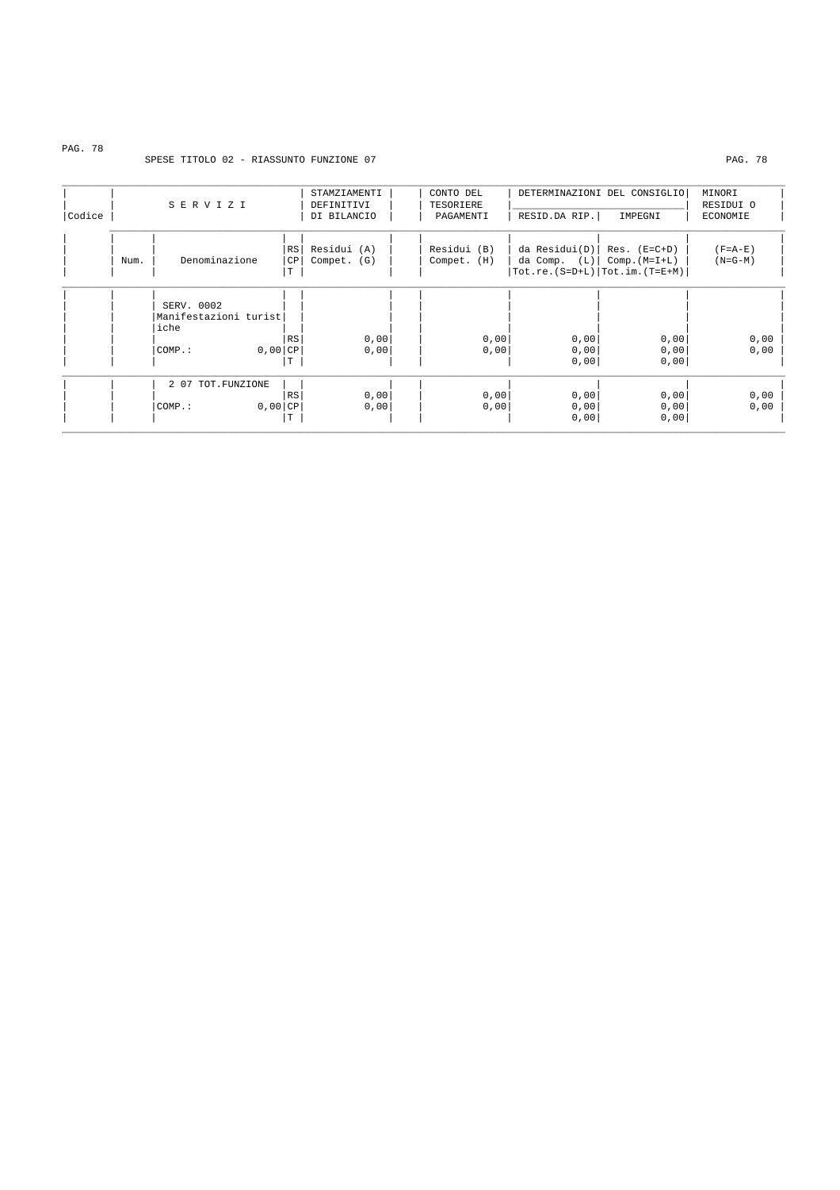SPESE TITOLO 02 - RIASSUNTO FUNZIONE 07

| Codice | Num. | SERVIZI Denominazione | | STAMZIAMENTI DEFINITIVI DI BILANCIO Residui (A) Compet. (G) | CONTO DEL TESORIERE PAGAMENTI Residui (B) Compet. (H) | DETERMINAZIONI DEL CONSIGLIO RESID.DA RIP. da Residui(D) da Comp. (L) Tot.re.(S=D+L) | DETERMINAZIONI DEL CONSIGLIO IMPEGNI Res. (E=C+D) Comp.(M=I+L) Tot.im.(T=E+M) | MINORI RESIDUI O ECONOMIE (F=A-E) (N=G-M) |
|---|---|---|---|---|---|---|---|---|
| | | SERV. 0002 Manifestazioni turistiche | RS | 0,00 | 0,00 | 0,00 | 0,00 | 0,00 |
| | | COMP.: 0,00 | CP | 0,00 | 0,00 | 0,00 | 0,00 | 0,00 |
| | | | T | | | 0,00 | 0,00 | |
| | | 2 07 TOT.FUNZIONE | RS | 0,00 | 0,00 | 0,00 | 0,00 | 0,00 |
| | | COMP.: 0,00 | CP | 0,00 | 0,00 | 0,00 | 0,00 | 0,00 |
| | | | T | | | 0,00 | 0,00 | |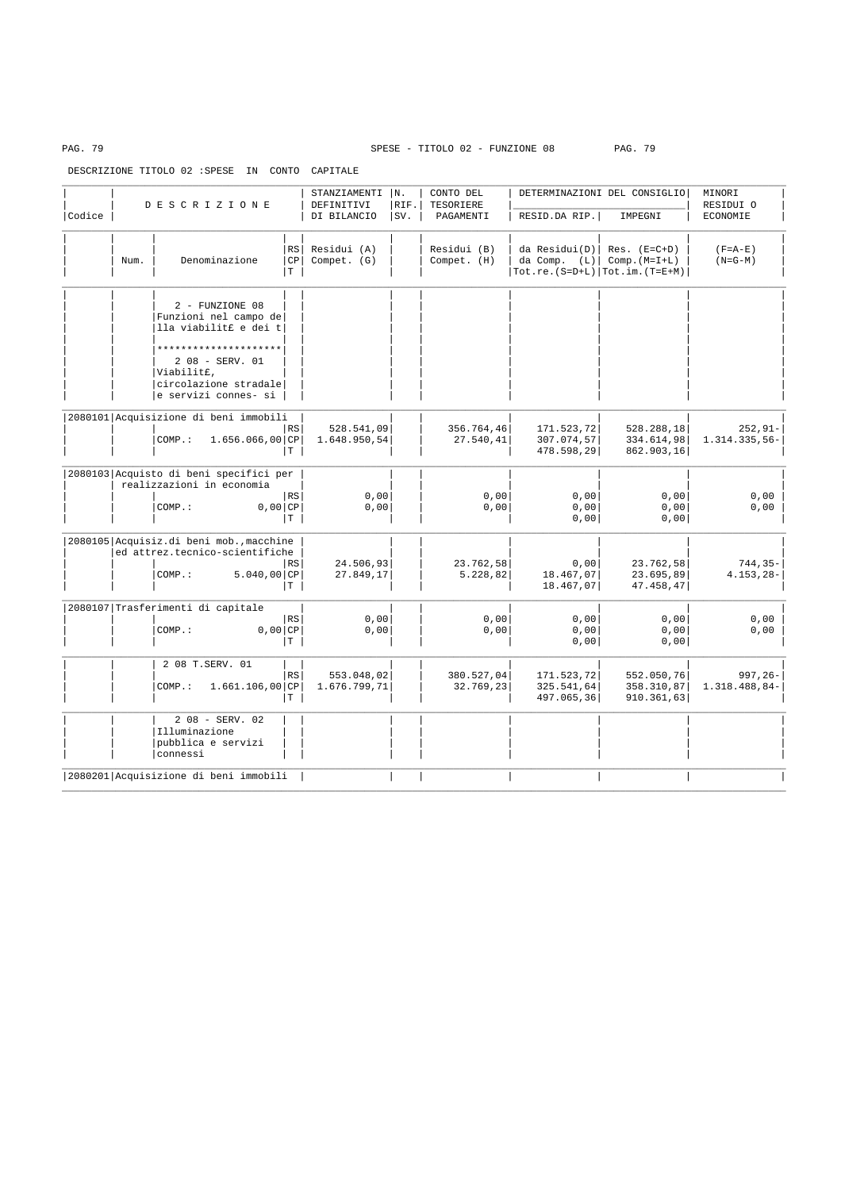SPESE - TITOLO 02 - FUNZIONE 08

DESCRIZIONE TITOLO 02 :SPESE IN CONTO CAPITALE

| Codice | Num. | DESCRIZIONE Denominazione | RS/CP/T | STANZIAMENTI DEFINITIVI DI BILANCIO Residui (A) Compet. (G) | N. RIF. SV. | CONTO DEL TESORIERE PAGAMENTI Residui (B) Compet. (H) | DETERMINAZIONI DEL CONSIGLIO RESID.DA RIP. da Residui(D) da Comp. (L) Tot.re.(S=D+L) | DETERMINAZIONI DEL CONSIGLIO IMPEGNI Res. (E=C+D) Comp.(M=I+L) Tot.im.(T=E+M) | MINORI RESIDUI O ECONOMIE (F=A-E) (N=G-M) |
|---|---|---|---|---|---|---|---|---|---|
| | | 2 - FUNZIONE 08 Funzioni nel campo della viabilit£ e dei t | | | | | | | |
| | | ********************* | | | | | | | |
| | | 2 08 - SERV. 01 Viabilit£, circolazione stradale e servizi connes- si | | | | | | | |
| 2080101 | | Acquisizione di beni immobili | RS | 528.541,09 | | 356.764,46 | 171.523,72 | 528.288,18 | 252,91- |
| | | COMP.: 1.656.066,00 | CP | 1.648.950,54 | | 27.540,41 | 307.074,57 | 334.614,98 | 1.314.335,56- |
| | | | T | | | | 478.598,29 | 862.903,16 | |
| 2080103 | | Acquisto di beni specifici per realizzazioni in economia | RS | 0,00 | | 0,00 | 0,00 | 0,00 | 0,00 |
| | | COMP.: 0,00 | CP | 0,00 | | 0,00 | 0,00 | 0,00 | 0,00 |
| | | | T | | | | 0,00 | 0,00 | |
| 2080105 | | Acquisiz.di beni mob.,macchine ed attrez.tecnico-scientifiche | RS | 24.506,93 | | 23.762,58 | 0,00 | 23.762,58 | 744,35- |
| | | COMP.: 5.040,00 | CP | 27.849,17 | | 5.228,82 | 18.467,07 | 23.695,89 | 4.153,28- |
| | | | T | | | | 18.467,07 | 47.458,47 | |
| 2080107 | | Trasferimenti di capitale | RS | 0,00 | | 0,00 | 0,00 | 0,00 | 0,00 |
| | | COMP.: 0,00 | CP | 0,00 | | 0,00 | 0,00 | 0,00 | 0,00 |
| | | | T | | | | 0,00 | 0,00 | |
| | | 2 08 T.SERV. 01 | RS | 553.048,02 | | 380.527,04 | 171.523,72 | 552.050,76 | 997,26- |
| | | COMP.: 1.661.106,00 | CP | 1.676.799,71 | | 32.769,23 | 325.541,64 | 358.310,87 | 1.318.488,84- |
| | | | T | | | | 497.065,36 | 910.361,63 | |
| | | 2 08 - SERV. 02 Illuminazione pubblica e servizi connessi | | | | | | | |
| 2080201 | | Acquisizione di beni immobili | | | | | | | |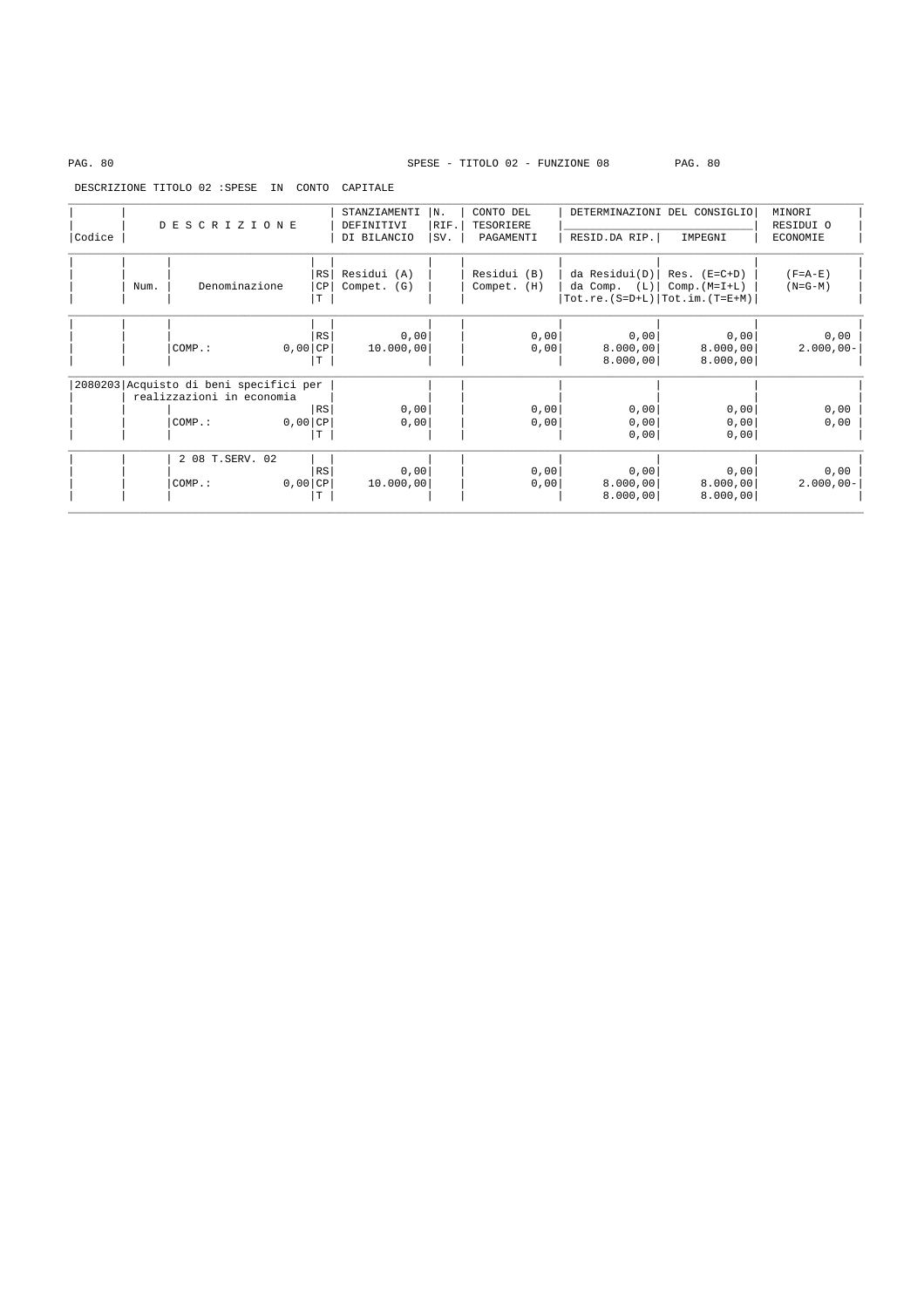SPESE - TITOLO 02 - FUNZIONE 08

DESCRIZIONE TITOLO 02 :SPESE IN CONTO CAPITALE

| Codice | D E S C R I Z I O N E | | | STANZIAMENTI DEFINITIVI DI BILANCIO | N. RIF. SV. | CONTO DEL TESORIERE PAGAMENTI | DETERMINAZIONI DEL CONSIGLIO RESID.DA RIP. | IMPEGNI | MINORI RESIDUI O ECONOMIE |
|---|---|---|---|---|---|---|---|---|---|
| | Num. | Denominazione | RS CP T | Residui (A) Compet. (G) | | Residui (B) Compet. (H) | da Residui(D) da Comp. (L) Tot.re.(S=D+L) | Res. (E=C+D) Comp.(M=I+L) Tot.im.(T=E+M) | (F=A-E) (N=G-M) |
| | | | RS | 0,00 | | 0,00 | 0,00 | 0,00 | 0,00 |
| | | COMP.: 0,00 | CP | 10.000,00 | | 0,00 | 8.000,00 | 8.000,00 | 2.000,00- |
| | | | T | | | | 8.000,00 | 8.000,00 | |
| 2080203 | Acquisto di beni specifici per realizzazioni in economia | | | | | | | | |
| | | | RS | 0,00 | | 0,00 | 0,00 | 0,00 | 0,00 |
| | | COMP.: 0,00 | CP | 0,00 | | 0,00 | 0,00 | 0,00 | 0,00 |
| | | | T | | | | 0,00 | 0,00 | |
| | | 2 08 T.SERV. 02 | | | | | | | |
| | | | RS | 0,00 | | 0,00 | 0,00 | 0,00 | 0,00 |
| | | COMP.: 0,00 | CP | 10.000,00 | | 0,00 | 8.000,00 | 8.000,00 | 2.000,00- |
| | | | T | | | | 8.000,00 | 8.000,00 | |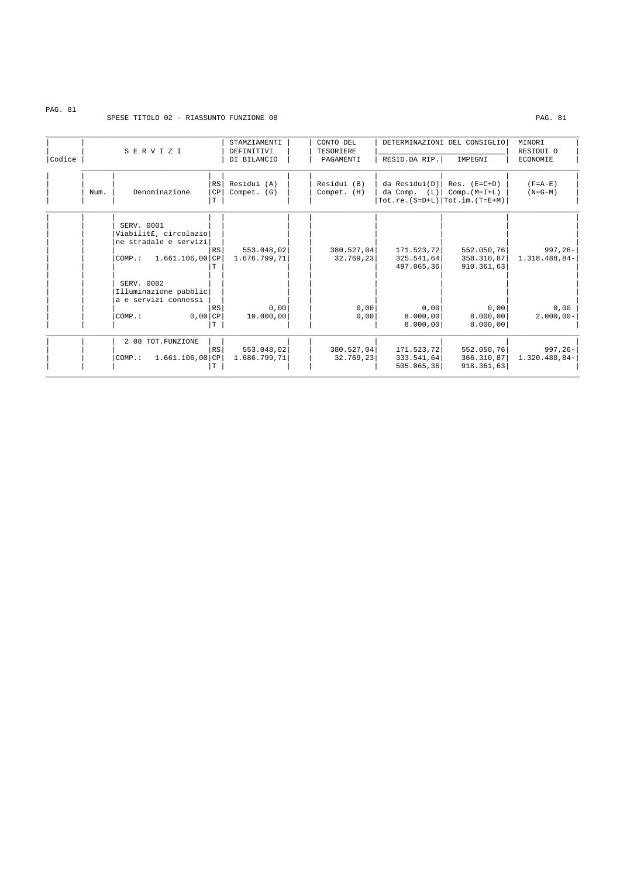SPESE TITOLO 02 - RIASSUNTO FUNZIONE 08

| Codice | Num. | SERVIZI Denominazione | | STANZIAMENTI DEFINITIVI DI BILANCIO Residui (A) Compet. (G) | CONTO DEL TESORIERE PAGAMENTI Residui (B) Compet. (H) | DETERMINAZIONI DEL CONSIGLIO RESID.DA RIP. da Residui(D) da Comp. (L) Tot.re.(S=D+L) | DETERMINAZIONI DEL CONSIGLIO IMPEGNI Res. (E=C+D) Comp.(M=I+L) Tot.im.(T=E+M) | MINORI RESIDUI O ECONOMIE (F=A-E) (N=G-M) |
|---|---|---|---|---|---|---|---|---|
| | | SERV. 0001 Viabilit£, circolazione stradale e servizi | RS | 553.048,02 | 380.527,04 | 171.523,72 | 552.050,76 | 997,26- |
| | | COMP.: 1.661.106,00 | CP | 1.676.799,71 | 32.769,23 | 325.541,64 | 358.310,87 | 1.318.488,84- |
| | | | T | | | 497.065,36 | 910.361,63 | |
| | | SERV. 0002 Illuminazione pubblica e servizi connessi | RS | 0,00 | 0,00 | 0,00 | 0,00 | 0,00 |
| | | COMP.: 0,00 | CP | 10.000,00 | 0,00 | 8.000,00 | 8.000,00 | 2.000,00- |
| | | | T | | | 8.000,00 | 8.000,00 | |
| | | 2 08 TOT.FUNZIONE | RS | 553.048,02 | 380.527,04 | 171.523,72 | 552.050,76 | 997,26- |
| | | COMP.: 1.661.106,00 | CP | 1.686.799,71 | 32.769,23 | 333.541,64 | 366.310,87 | 1.320.488,84- |
| | | | T | | | 505.065,36 | 918.361,63 | |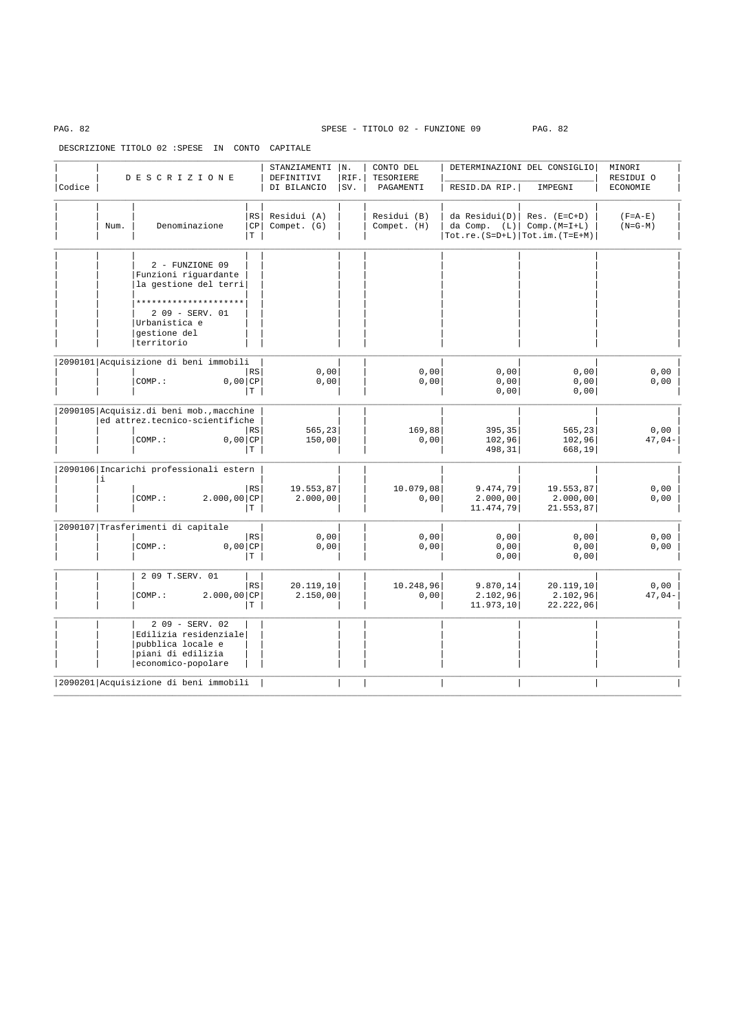SPESE - TITOLO 02 - FUNZIONE 09

DESCRIZIONE TITOLO 02 :SPESE IN CONTO CAPITALE

| Codice | Num. | D E S C R I Z I O N E / Denominazione | RS/CP/T | STANZIAMENTI DEFINITIVI DI BILANCIO Residui (A) Compet. (G) | N. RIF. SV. | CONTO DEL TESORIERE PAGAMENTI Residui (B) Compet. (H) | DETERMINAZIONI DEL CONSIGLIO RESID.DA RIP. da Residui(D) da Comp. (L) Tot.re.(S=D+L) | DETERMINAZIONI DEL CONSIGLIO IMPEGNI Res. (E=C+D) Comp.(M=I+L) Tot.im.(T=E+M) | MINORI RESIDUI O ECONOMIE (F=A-E) (N=G-M) |
|---|---|---|---|---|---|---|---|---|---|
| | | 2 - FUNZIONE 09 Funzioni riguardante la gestione del terri | | | | | | | |
| | | ********************* | | | | | | | |
| | | 2 09 - SERV. 01 Urbanistica e gestione del territorio | | | | | | | |
| 2090101 | | Acquisizione di beni immobili | | | | | | | |
| | | | RS | 0,00 | | 0,00 | 0,00 | 0,00 | 0,00 |
| | | COMP.: 0,00 | CP | 0,00 | | 0,00 | 0,00 | 0,00 | 0,00 |
| | | | T | | | | 0,00 | 0,00 | |
| 2090105 | | Acquisiz.di beni mob.,macchine ed attrez.tecnico-scientifiche | | | | | | | |
| | | | RS | 565,23 | | 169,88 | 395,35 | 565,23 | 0,00 |
| | | COMP.: 0,00 | CP | 150,00 | | 0,00 | 102,96 | 102,96 | 47,04- |
| | | | T | | | | 498,31 | 668,19 | |
| 2090106 | | Incarichi professionali esterni | | | | | | | |
| | | | RS | 19.553,87 | | 10.079,08 | 9.474,79 | 19.553,87 | 0,00 |
| | | COMP.: 2.000,00 | CP | 2.000,00 | | 0,00 | 2.000,00 | 2.000,00 | 0,00 |
| | | | T | | | | 11.474,79 | 21.553,87 | |
| 2090107 | | Trasferimenti di capitale | | | | | | | |
| | | | RS | 0,00 | | 0,00 | 0,00 | 0,00 | 0,00 |
| | | COMP.: 0,00 | CP | 0,00 | | 0,00 | 0,00 | 0,00 | 0,00 |
| | | | T | | | | 0,00 | 0,00 | |
| | | 2 09 T.SERV. 01 | | | | | | | |
| | | | RS | 20.119,10 | | 10.248,96 | 9.870,14 | 20.119,10 | 0,00 |
| | | COMP.: 2.000,00 | CP | 2.150,00 | | 0,00 | 2.102,96 | 2.102,96 | 47,04- |
| | | | T | | | | 11.973,10 | 22.222,06 | |
| | | 2 09 - SERV. 02 Edilizia residenziale pubblica locale e piani di edilizia economico-popolare | | | | | | | |
| 2090201 | | Acquisizione di beni immobili | | | | | | | |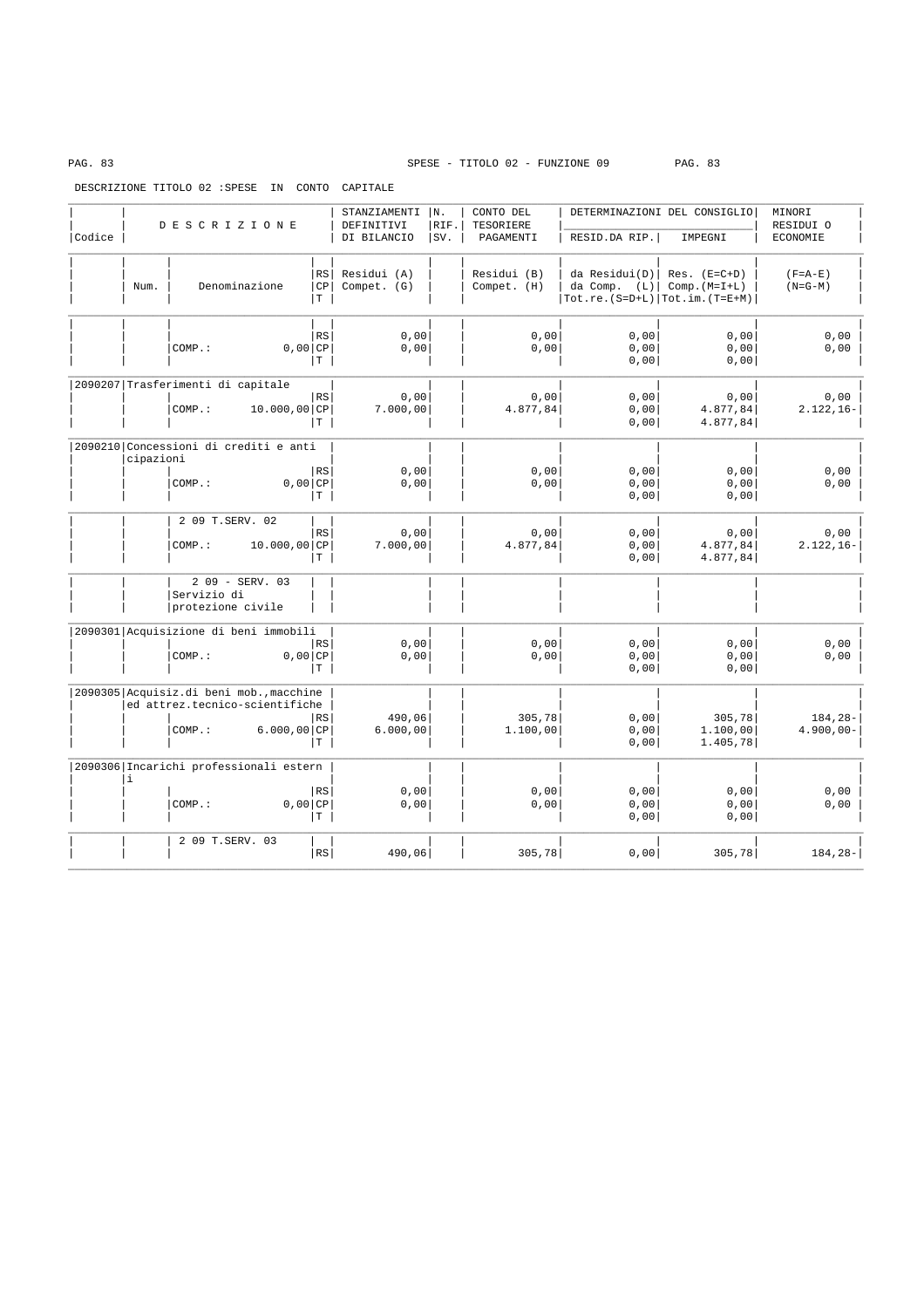SPESE - TITOLO 02 - FUNZIONE 09

DESCRIZIONE TITOLO 02 :SPESE IN CONTO CAPITALE

| Codice | Num. | D E S C R I Z I O N E / Denominazione | | STANZIAMENTI DEFINITIVI DI BILANCIO / Residui (A) Compet. (G) | N. RIF. SV. | CONTO DEL TESORIERE PAGAMENTI / Residui (B) Compet. (H) | DETERMINAZIONI DEL CONSIGLIO RESID.DA RIP. / da Residui(D) da Comp. (L) Tot.re.(S=D+L) | IMPEGNI / Res. (E=C+D) Comp.(M=I+L) Tot.im.(T=E+M) | MINORI RESIDUI O ECONOMIE / (F=A-E) (N=G-M) |
|---|---|---|---|---|---|---|---|---|---|
| | | | RS | 0,00 | | 0,00 | 0,00 | 0,00 | 0,00 |
| | | COMP.: 0,00 | CP | 0,00 | | 0,00 | 0,00 | 0,00 | 0,00 |
| | | | T | | | | 0,00 | 0,00 | |
| 2090207 | | Trasferimenti di capitale | RS | 0,00 | | 0,00 | 0,00 | 0,00 | 0,00 |
| | | COMP.: 10.000,00 | CP | 7.000,00 | | 4.877,84 | 0,00 | 4.877,84 | 2.122,16- |
| | | | T | | | | 0,00 | 4.877,84 | |
| 2090210 | | Concessioni di crediti e anticipazioni | RS | 0,00 | | 0,00 | 0,00 | 0,00 | 0,00 |
| | | COMP.: 0,00 | CP | 0,00 | | 0,00 | 0,00 | 0,00 | 0,00 |
| | | | T | | | | 0,00 | 0,00 | |
| | | 2 09 T.SERV. 02 | RS | 0,00 | | 0,00 | 0,00 | 0,00 | 0,00 |
| | | COMP.: 10.000,00 | CP | 7.000,00 | | 4.877,84 | 0,00 | 4.877,84 | 2.122,16- |
| | | | T | | | | 0,00 | 4.877,84 | |
| | | 2 09 - SERV. 03 Servizio di protezione civile | | | | | | | |
| 2090301 | | Acquisizione di beni immobili | RS | 0,00 | | 0,00 | 0,00 | 0,00 | 0,00 |
| | | COMP.: 0,00 | CP | 0,00 | | 0,00 | 0,00 | 0,00 | 0,00 |
| | | | T | | | | 0,00 | 0,00 | |
| 2090305 | | Acquisiz.di beni mob.,macchine ed attrez.tecnico-scientifiche | RS | 490,06 | | 305,78 | 0,00 | 305,78 | 184,28- |
| | | COMP.: 6.000,00 | CP | 6.000,00 | | 1.100,00 | 0,00 | 1.100,00 | 4.900,00- |
| | | | T | | | | 0,00 | 1.405,78 | |
| 2090306 | | Incarichi professionali esterni | RS | 0,00 | | 0,00 | 0,00 | 0,00 | 0,00 |
| | | COMP.: 0,00 | CP | 0,00 | | 0,00 | 0,00 | 0,00 | 0,00 |
| | | | T | | | | 0,00 | 0,00 | |
| | | 2 09 T.SERV. 03 | RS | 490,06 | | 305,78 | 0,00 | 305,78 | 184,28- |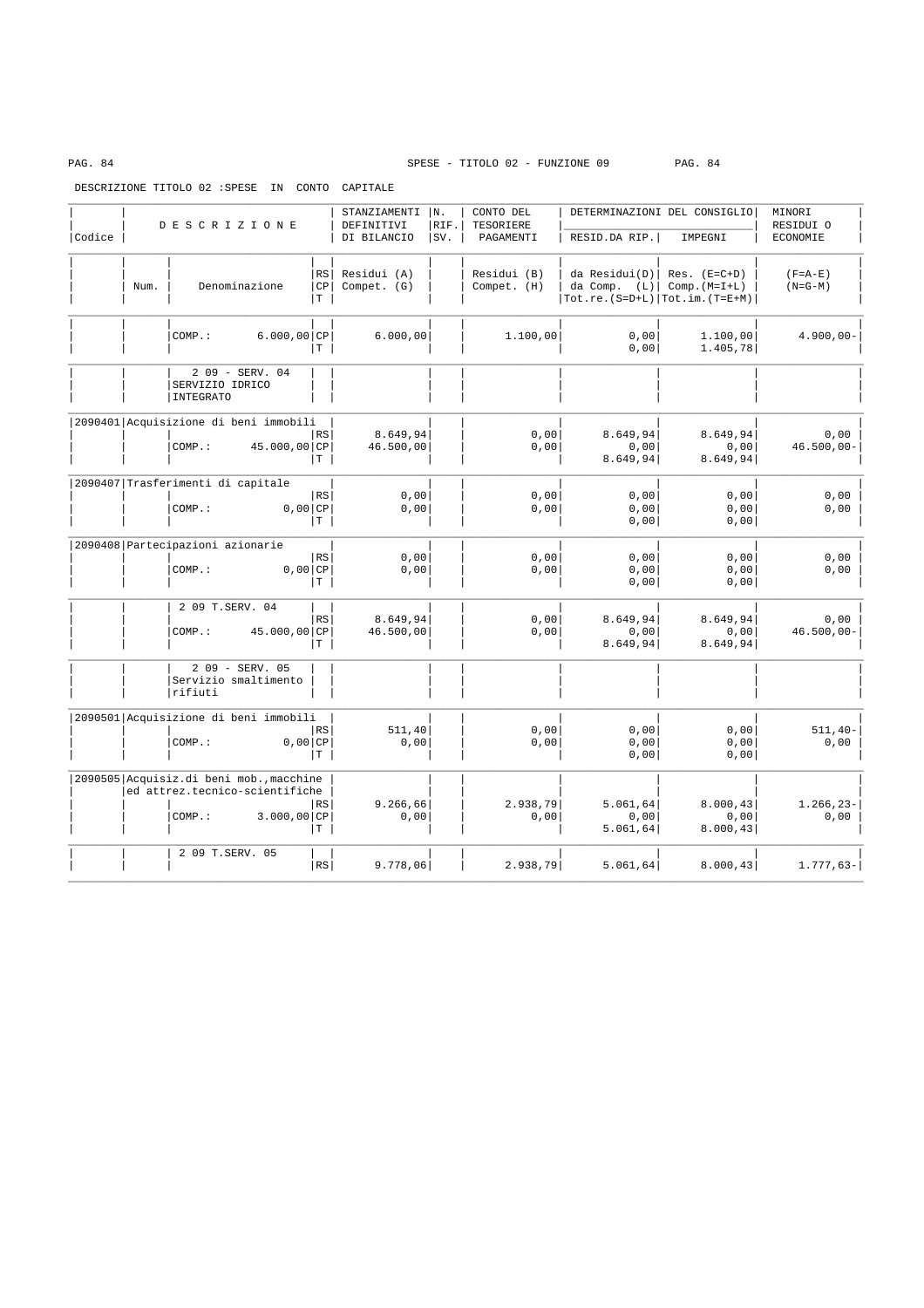SPESE - TITOLO 02 - FUNZIONE 09

DESCRIZIONE TITOLO 02 :SPESE IN CONTO CAPITALE

| Codice | Num. | DESCRIZIONE / Denominazione | | RS/CP/T | STANZIAMENTI DEFINITIVI DI BILANCIO Residui (A) Compet. (G) | N. RIF. SV. | CONTO DEL TESORIERE PAGAMENTI Residui (B) Compet. (H) | DETERMINAZIONI DEL CONSIGLIO RESID.DA RIP. da Residui(D) da Comp. (L) Tot.re.(S=D+L) | DETERMINAZIONI DEL CONSIGLIO IMPEGNI Res. (E=C+D) Comp.(M=I+L) Tot.im.(T=E+M) | MINORI RESIDUI O ECONOMIE (F=A-E) (N=G-M) |
|---|---|---|---|---|---|---|---|---|---|---|
| | | COMP.: | 6.000,00 | CP | 6.000,00 | | 1.100,00 | 0,00 | 1.100,00 | 4.900,00- |
| | | | | T | | | | 0,00 | 1.405,78 | |
| | | 2 09 - SERV. 04 SERVIZIO IDRICO INTEGRATO | | | | | | | | |
| 2090401 | | Acquisizione di beni immobili | | RS | 8.649,94 | | 0,00 | 8.649,94 | 8.649,94 | 0,00 |
| | | COMP.: | 45.000,00 | CP | 46.500,00 | | 0,00 | 0,00 | 0,00 | 46.500,00- |
| | | | | T | | | | 8.649,94 | 8.649,94 | |
| 2090407 | | Trasferimenti di capitale | | RS | 0,00 | | 0,00 | 0,00 | 0,00 | 0,00 |
| | | COMP.: | 0,00 | CP | 0,00 | | 0,00 | 0,00 | 0,00 | 0,00 |
| | | | | T | | | | 0,00 | 0,00 | |
| 2090408 | | Partecipazioni azionarie | | RS | 0,00 | | 0,00 | 0,00 | 0,00 | 0,00 |
| | | COMP.: | 0,00 | CP | 0,00 | | 0,00 | 0,00 | 0,00 | 0,00 |
| | | | | T | | | | 0,00 | 0,00 | |
| | | 2 09 T.SERV. 04 | | RS | 8.649,94 | | 0,00 | 8.649,94 | 8.649,94 | 0,00 |
| | | COMP.: | 45.000,00 | CP | 46.500,00 | | 0,00 | 0,00 | 0,00 | 46.500,00- |
| | | | | T | | | | 8.649,94 | 8.649,94 | |
| | | 2 09 - SERV. 05 Servizio smaltimento rifiuti | | | | | | | | |
| 2090501 | | Acquisizione di beni immobili | | RS | 511,40 | | 0,00 | 0,00 | 0,00 | 511,40- |
| | | COMP.: | 0,00 | CP | 0,00 | | 0,00 | 0,00 | 0,00 | 0,00 |
| | | | | T | | | | 0,00 | 0,00 | |
| 2090505 | | Acquisiz.di beni mob.,macchine ed attrez.tecnico-scientifiche | | RS | 9.266,66 | | 2.938,79 | 5.061,64 | 8.000,43 | 1.266,23- |
| | | COMP.: | 3.000,00 | CP | 0,00 | | 0,00 | 0,00 | 0,00 | 0,00 |
| | | | | T | | | | 5.061,64 | 8.000,43 | |
| | | 2 09 T.SERV. 05 | | RS | 9.778,06 | | 2.938,79 | 5.061,64 | 8.000,43 | 1.777,63- |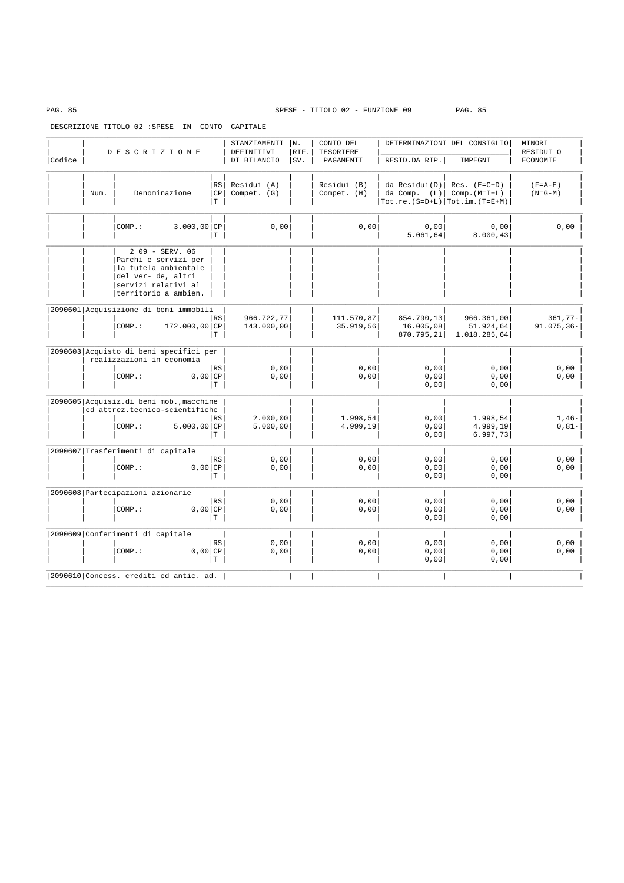SPESE - TITOLO 02 - FUNZIONE 09

DESCRIZIONE TITOLO 02 :SPESE IN CONTO CAPITALE

| Codice | Num. | DESCRIZIONE Denominazione | RS CP T | STANZIAMENTI DEFINITIVI DI BILANCIO Residui (A) Compet. (G) | N. RIF. SV. | CONTO DEL TESORIERE PAGAMENTI Residui (B) Compet. (H) | DETERMINAZIONI DEL CONSIGLIO RESID.DA RIP. da Residui(D) da Comp. (L) Tot.re.(S=D+L) | IMPEGNI Res. (E=C+D) Comp.(M=I+L) Tot.im.(T=E+M) | MINORI RESIDUI O ECONOMIE (F=A-E) (N=G-M) |
|---|---|---|---|---|---|---|---|---|---|
| | | COMP.: 3.000,00 | CP | 0,00 | | 0,00 | 0,00 | 0,00 | 0,00 |
| | | | T | | | | 5.061,64 | 8.000,43 | |
| | | 2 09 - SERV. 06 Parchi e servizi per la tutela ambientale del ver- de, altri servizi relativi al territorio a ambien. | | | | | | | |
| 2090601 | | Acquisizione di beni immobili | RS | 966.722,77 | | 111.570,87 | 854.790,13 | 966.361,00 | 361,77- |
| | | COMP.: 172.000,00 | CP | 143.000,00 | | 35.919,56 | 16.005,08 | 51.924,64 | 91.075,36- |
| | | | T | | | | 870.795,21 | 1.018.285,64 | |
| 2090603 | | Acquisto di beni specifici per realizzazioni in economia | RS | 0,00 | | 0,00 | 0,00 | 0,00 | 0,00 |
| | | COMP.: 0,00 | CP | 0,00 | | 0,00 | 0,00 | 0,00 | 0,00 |
| | | | T | | | | 0,00 | 0,00 | |
| 2090605 | | Acquisiz.di beni mob.,macchine ed attrez.tecnico-scientifiche | RS | 2.000,00 | | 1.998,54 | 0,00 | 1.998,54 | 1,46- |
| | | COMP.: 5.000,00 | CP | 5.000,00 | | 4.999,19 | 0,00 | 4.999,19 | 0,81- |
| | | | T | | | | 0,00 | 6.997,73 | |
| 2090607 | | Trasferimenti di capitale | RS | 0,00 | | 0,00 | 0,00 | 0,00 | 0,00 |
| | | COMP.: 0,00 | CP | 0,00 | | 0,00 | 0,00 | 0,00 | 0,00 |
| | | | T | | | | 0,00 | 0,00 | |
| 2090608 | | Partecipazioni azionarie | RS | 0,00 | | 0,00 | 0,00 | 0,00 | 0,00 |
| | | COMP.: 0,00 | CP | 0,00 | | 0,00 | 0,00 | 0,00 | 0,00 |
| | | | T | | | | 0,00 | 0,00 | |
| 2090609 | | Conferimenti di capitale | RS | 0,00 | | 0,00 | 0,00 | 0,00 | 0,00 |
| | | COMP.: 0,00 | CP | 0,00 | | 0,00 | 0,00 | 0,00 | 0,00 |
| | | | T | | | | 0,00 | 0,00 | |
| 2090610 | | Concess. crediti ed antic. ad. | | | | | | | |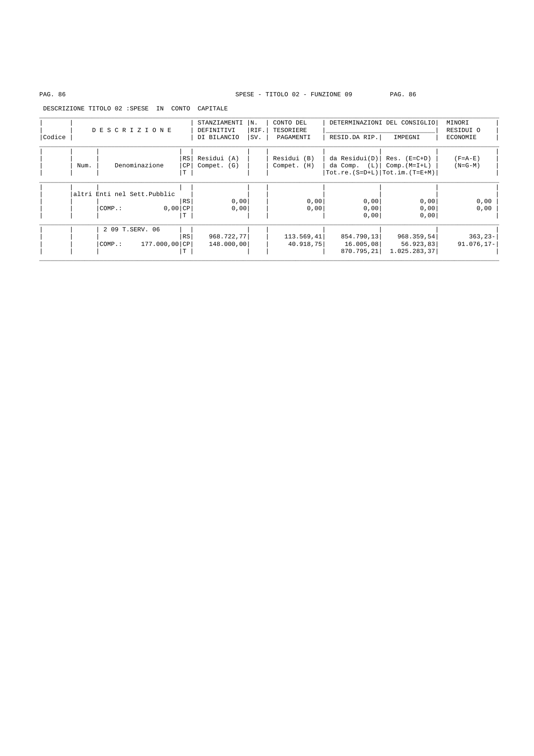SPESE - TITOLO 02 - FUNZIONE 09

DESCRIZIONE TITOLO 02 :SPESE IN CONTO CAPITALE

| Codice | D E S C R I Z I O N E | | | STANZIAMENTI DEFINITIVI DI BILANCIO | N. RIF. SV. | CONTO DEL TESORIERE PAGAMENTI | DETERMINAZIONI DEL CONSIGLIO RESID.DA RIP. | IMPEGNI | MINORI RESIDUI O ECONOMIE |
|---|---|---|---|---|---|---|---|---|---|
| | Num. | Denominazione | RS<br>CP<br>T | Residui (A)<br>Compet. (G) | | Residui (B)<br>Compet. (H) | da Residui(D)<br>da Comp. (L)<br>Tot.re.(S=D+L) | Res. (E=C+D)<br>Comp.(M=I+L)<br>Tot.im.(T=E+M) | (F=A-E)<br>(N=G-M) |
| | altri Enti nel Sett.Pubblic | COMP.: 0,00 | RS<br>CP<br>T | 0,00<br>0,00 | | 0,00<br>0,00 | 0,00<br>0,00<br>0,00 | 0,00<br>0,00<br>0,00 | 0,00<br>0,00 |
| | | 2 09 T.SERV. 06<br>COMP.: 177.000,00 | RS<br>CP<br>T | 968.722,77<br>148.000,00 | | 113.569,41<br>40.918,75 | 854.790,13<br>16.005,08<br>870.795,21 | 968.359,54<br>56.923,83<br>1.025.283,37 | 363,23-<br>91.076,17- |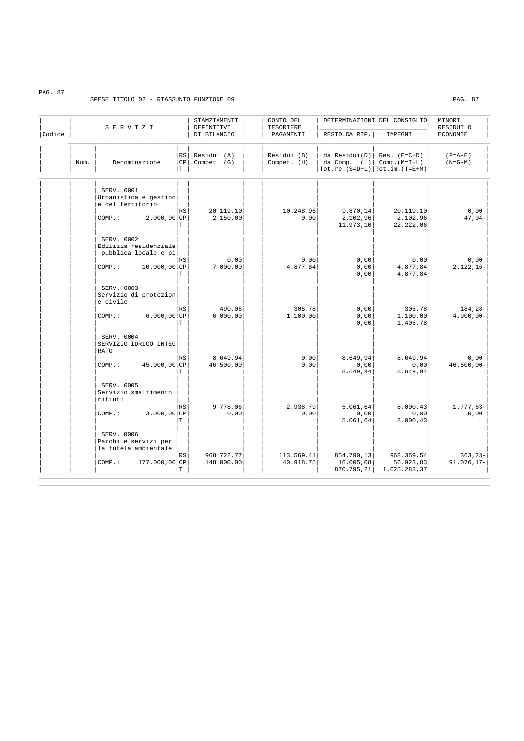SPESE TITOLO 02 - RIASSUNTO FUNZIONE 09

| Codice | Num. | SERVIZI Denominazione | | RS/CP/T | STAMZIAMENTI DEFINITIVI DI BILANCIO Residui (A) Compet. (G) | CONTO DEL TESORIERE PAGAMENTI Residui (B) Compet. (H) | DETERMINAZIONI DEL CONSIGLIO RESID.DA RIP. da Residui(D) da Comp. (L) Tot.re.(S=D+L) | DETERMINAZIONI DEL CONSIGLIO IMPEGNI Res. (E=C+D) Comp.(M=I+L) Tot.im.(T=E+M) | MINORI RESIDUI O ECONOMIE (F=A-E) (N=G-M) |
|---|---|---|---|---|---|---|---|---|---|
| | | SERV. 0001 Urbanistica e gestion e del territorio | | RS | 20.119,10 | 10.248,96 | 9.870,14 | 20.119,10 | 0,00 |
| | | COMP.: | 2.000,00 | CP | 2.150,00 | 0,00 | 2.102,96 | 2.102,96 | 47,04- |
| | | | | T | | | 11.973,10 | 22.222,06 | |
| | | SERV. 0002 Edilizia residenziale pubblica locale e pi | | RS | 0,00 | 0,00 | 0,00 | 0,00 | 0,00 |
| | | COMP.: | 10.000,00 | CP | 7.000,00 | 4.877,84 | 0,00 | 4.877,84 | 2.122,16- |
| | | | | T | | | 0,00 | 4.877,84 | |
| | | SERV. 0003 Servizio di protezion e civile | | RS | 490,06 | 305,78 | 0,00 | 305,78 | 184,28- |
| | | COMP.: | 6.000,00 | CP | 6.000,00 | 1.100,00 | 0,00 | 1.100,00 | 4.900,00- |
| | | | | T | | | 0,00 | 1.405,78 | |
| | | SERV. 0004 SERVIZIO IDRICO INTEG RATO | | RS | 8.649,94 | 0,00 | 8.649,94 | 8.649,94 | 0,00 |
| | | COMP.: | 45.000,00 | CP | 46.500,00 | 0,00 | 0,00 | 0,00 | 46.500,00- |
| | | | | T | | | 8.649,94 | 8.649,94 | |
| | | SERV. 0005 Servizio smaltimento rifiuti | | RS | 9.778,06 | 2.938,79 | 5.061,64 | 8.000,43 | 1.777,63- |
| | | COMP.: | 3.000,00 | CP | 0,00 | 0,00 | 0,00 | 0,00 | 0,00 |
| | | | | T | | | 5.061,64 | 8.000,43 | |
| | | SERV. 0006 Parchi e servizi per la tutela ambientale | | RS | 968.722,77 | 113.569,41 | 854.790,13 | 968.359,54 | 363,23- |
| | | COMP.: | 177.000,00 | CP | 148.000,00 | 40.918,75 | 16.005,08 | 56.923,83 | 91.076,17- |
| | | | | T | | | 870.795,21 | 1.025.283,37 | |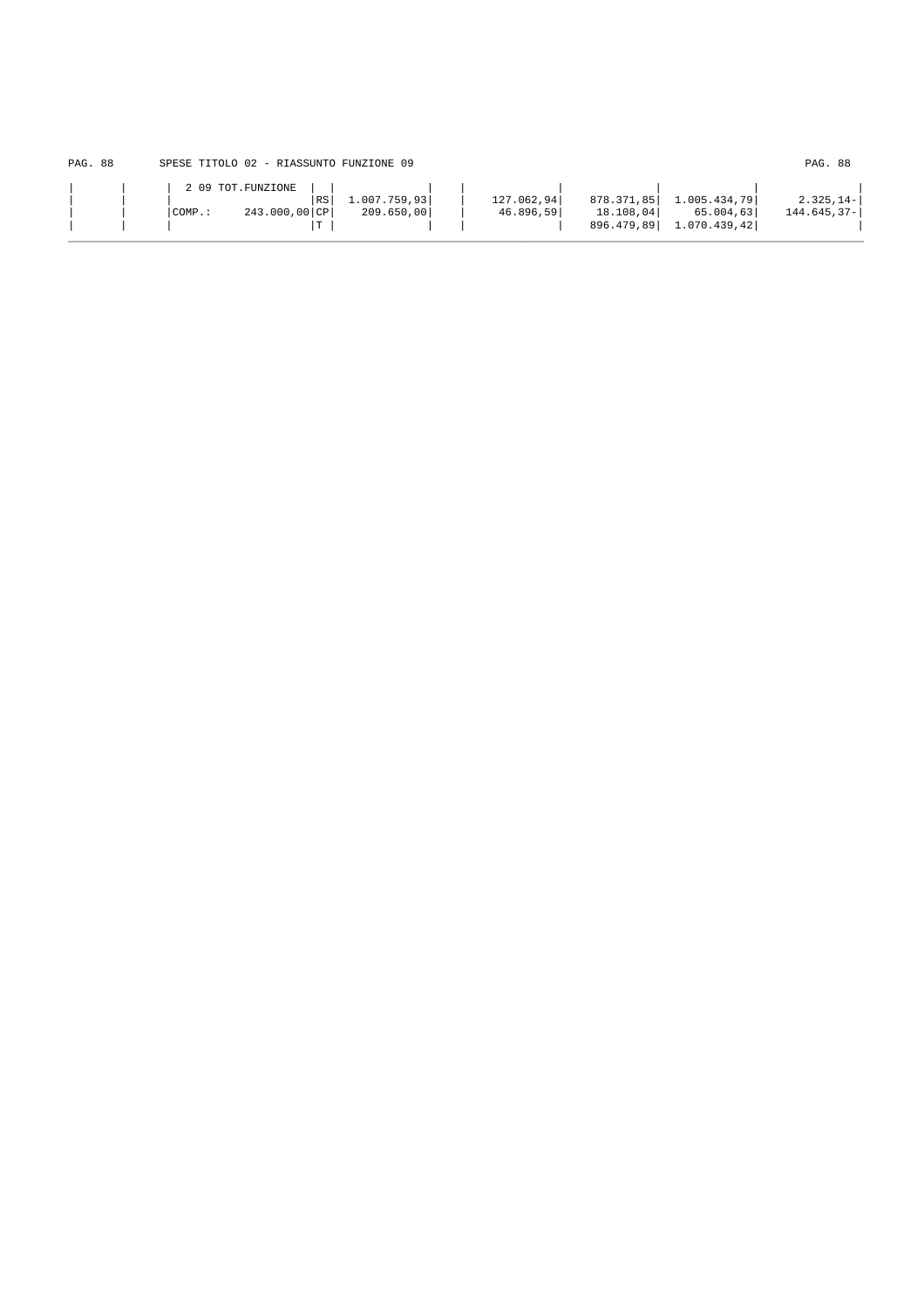SPESE TITOLO 02 - RIASSUNTO FUNZIONE 09

| | | | | | | | | | | |
|---|---|---|---|---|---|---|---|---|---|---|
| | | 2 09 TOT.FUNZIONE | | | | | | | | |
| | | | RS | 1.007.759,93 | | 127.062,94 | 878.371,85 | 1.005.434,79 | 2.325,14- |
| | | COMP.: 243.000,00 | CP | 209.650,00 | | 46.896,59 | 18.108,04 | 65.004,63 | 144.645,37- |
| | | | T | | | | 896.479,89 | 1.070.439,42 | |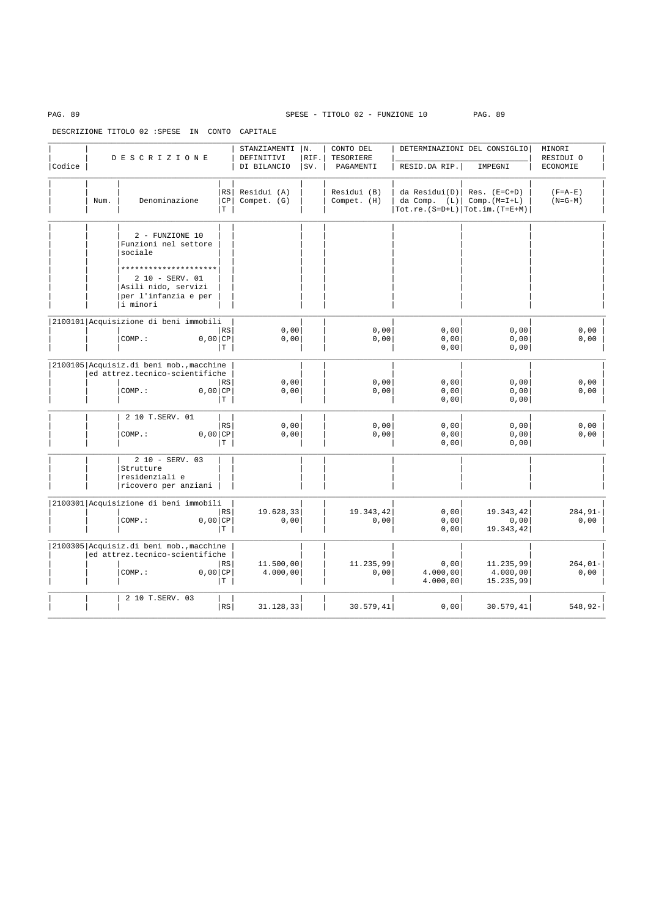SPESE - TITOLO 02 - FUNZIONE 10

DESCRIZIONE TITOLO 02 :SPESE IN CONTO CAPITALE

| Codice | Num. | D E S C R I Z I O N E<br>Denominazione | RS/CP/T | STANZIAMENTI DEFINITIVI DI BILANCIO<br>Residui (A)<br>Compet. (G) | N. RIF. SV. | CONTO DEL TESORIERE PAGAMENTI<br>Residui (B)<br>Compet. (H) | DETERMINAZIONI DEL CONSIGLIO<br>RESID.DA RIP.<br>da Residui(D)<br>da Comp. (L)<br>Tot.re.(S=D+L) | IMPEGNI<br>Res. (E=C+D)<br>Comp.(M=I+L)<br>Tot.im.(T=E+M) | MINORI RESIDUI O ECONOMIE<br>(F=A-E)<br>(N=G-M) |
|---|---|---|---|---|---|---|---|---|---|
| | | 2 - FUNZIONE 10<br>Funzioni nel settore sociale<br>*********************<br>2 10 - SERV. 01<br>Asili nido, servizi per l'infanzia e per i minori | | | | | | | |
| 2100101 | | Acquisizione di beni immobili | RS | 0,00 | | 0,00 | 0,00 | 0,00 | 0,00 |
| | | COMP.: 0,00 | CP | 0,00 | | 0,00 | 0,00 | 0,00 | 0,00 |
| | | | T | | | | 0,00 | 0,00 | |
| 2100105 | | Acquisiz.di beni mob.,macchine ed attrez.tecnico-scientifiche | RS | 0,00 | | 0,00 | 0,00 | 0,00 | 0,00 |
| | | COMP.: 0,00 | CP | 0,00 | | 0,00 | 0,00 | 0,00 | 0,00 |
| | | | T | | | | 0,00 | 0,00 | |
| | | 2 10 T.SERV. 01 | RS | 0,00 | | 0,00 | 0,00 | 0,00 | 0,00 |
| | | COMP.: 0,00 | CP | 0,00 | | 0,00 | 0,00 | 0,00 | 0,00 |
| | | | T | | | | 0,00 | 0,00 | |
| | | 2 10 - SERV. 03<br>Strutture residenziali e ricovero per anziani | | | | | | | |
| 2100301 | | Acquisizione di beni immobili | RS | 19.628,33 | | 19.343,42 | 0,00 | 19.343,42 | 284,91- |
| | | COMP.: 0,00 | CP | 0,00 | | 0,00 | 0,00 | 0,00 | 0,00 |
| | | | T | | | | 0,00 | 19.343,42 | |
| 2100305 | | Acquisiz.di beni mob.,macchine ed attrez.tecnico-scientifiche | RS | 11.500,00 | | 11.235,99 | 0,00 | 11.235,99 | 264,01- |
| | | COMP.: 0,00 | CP | 4.000,00 | | 0,00 | 4.000,00 | 4.000,00 | 0,00 |
| | | | T | | | | 4.000,00 | 15.235,99 | |
| | | 2 10 T.SERV. 03 | RS | 31.128,33 | | 30.579,41 | 0,00 | 30.579,41 | 548,92- |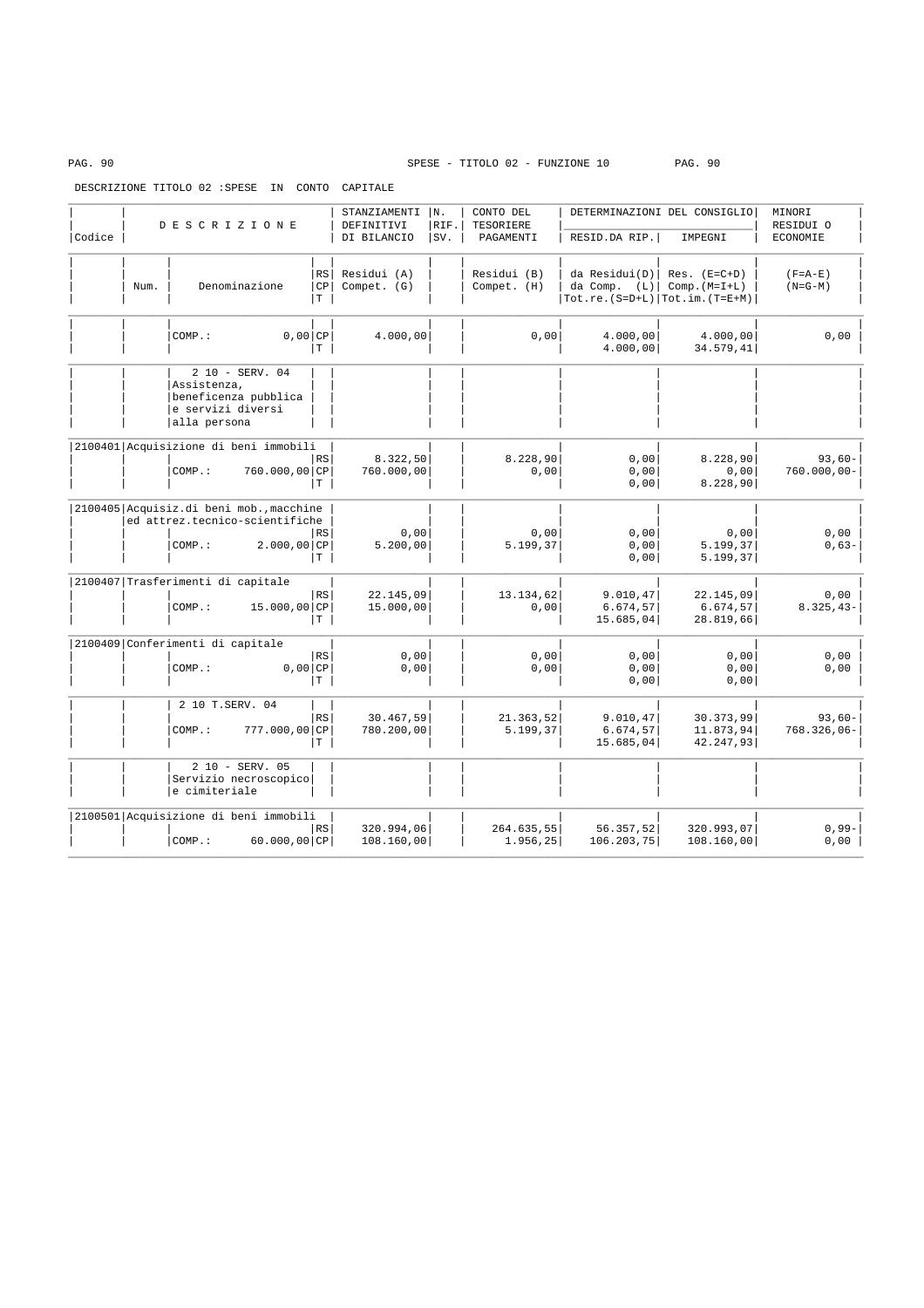SPESE - TITOLO 02 - FUNZIONE 10

DESCRIZIONE TITOLO 02 :SPESE IN CONTO CAPITALE

| Codice | Num. | DESCRIZIONE Denominazione | RS/CP/T | STANZIAMENTI DEFINITIVI DI BILANCIO Residui (A) Compet. (G) | N. RIF. SV. | CONTO DEL TESORIERE PAGAMENTI Residui (B) Compet. (H) | DETERMINAZIONI DEL CONSIGLIO RESID.DA RIP. da Residui(D) da Comp. (L) Tot.re.(S=D+L) | IMPEGNI Res. (E=C+D) Comp.(M=I+L) Tot.im.(T=E+M) | MINORI RESIDUI O ECONOMIE (F=A-E) (N=G-M) |
|---|---|---|---|---|---|---|---|---|---|
| | | COMP.: 0,00 | CP | 4.000,00 | | 0,00 | 4.000,00 | 4.000,00 | 0,00 |
| | | | T | | | | 4.000,00 | 34.579,41 | |
| | | 2 10 - SERV. 04 Assistenza, beneficenza pubblica e servizi diversi alla persona | | | | | | | |
| 2100401 | | Acquisizione di beni immobili | RS | 8.322,50 | | 8.228,90 | 0,00 | 8.228,90 | 93,60- |
| | | COMP.: 760.000,00 | CP | 760.000,00 | | 0,00 | 0,00 | 0,00 | 760.000,00- |
| | | | T | | | | 0,00 | 8.228,90 | |
| 2100405 | | Acquisiz.di beni mob.,macchine ed attrez.tecnico-scientifiche | RS | 0,00 | | 0,00 | 0,00 | 0,00 | 0,00 |
| | | COMP.: 2.000,00 | CP | 5.200,00 | | 5.199,37 | 0,00 | 5.199,37 | 0,63- |
| | | | T | | | | 0,00 | 5.199,37 | |
| 2100407 | | Trasferimenti di capitale | RS | 22.145,09 | | 13.134,62 | 9.010,47 | 22.145,09 | 0,00 |
| | | COMP.: 15.000,00 | CP | 15.000,00 | | 0,00 | 6.674,57 | 6.674,57 | 8.325,43- |
| | | | T | | | | 15.685,04 | 28.819,66 | |
| 2100409 | | Conferimenti di capitale | RS | 0,00 | | 0,00 | 0,00 | 0,00 | 0,00 |
| | | COMP.: 0,00 | CP | 0,00 | | 0,00 | 0,00 | 0,00 | 0,00 |
| | | | T | | | | 0,00 | 0,00 | |
| | | 2 10 T.SERV. 04 | RS | 30.467,59 | | 21.363,52 | 9.010,47 | 30.373,99 | 93,60- |
| | | COMP.: 777.000,00 | CP | 780.200,00 | | 5.199,37 | 6.674,57 | 11.873,94 | 768.326,06- |
| | | | T | | | | 15.685,04 | 42.247,93 | |
| | | 2 10 - SERV. 05 Servizio necroscopico e cimiteriale | | | | | | | |
| 2100501 | | Acquisizione di beni immobili | RS | 320.994,06 | | 264.635,55 | 56.357,52 | 320.993,07 | 0,99- |
| | | COMP.: 60.000,00 | CP | 108.160,00 | | 1.956,25 | 106.203,75 | 108.160,00 | 0,00 |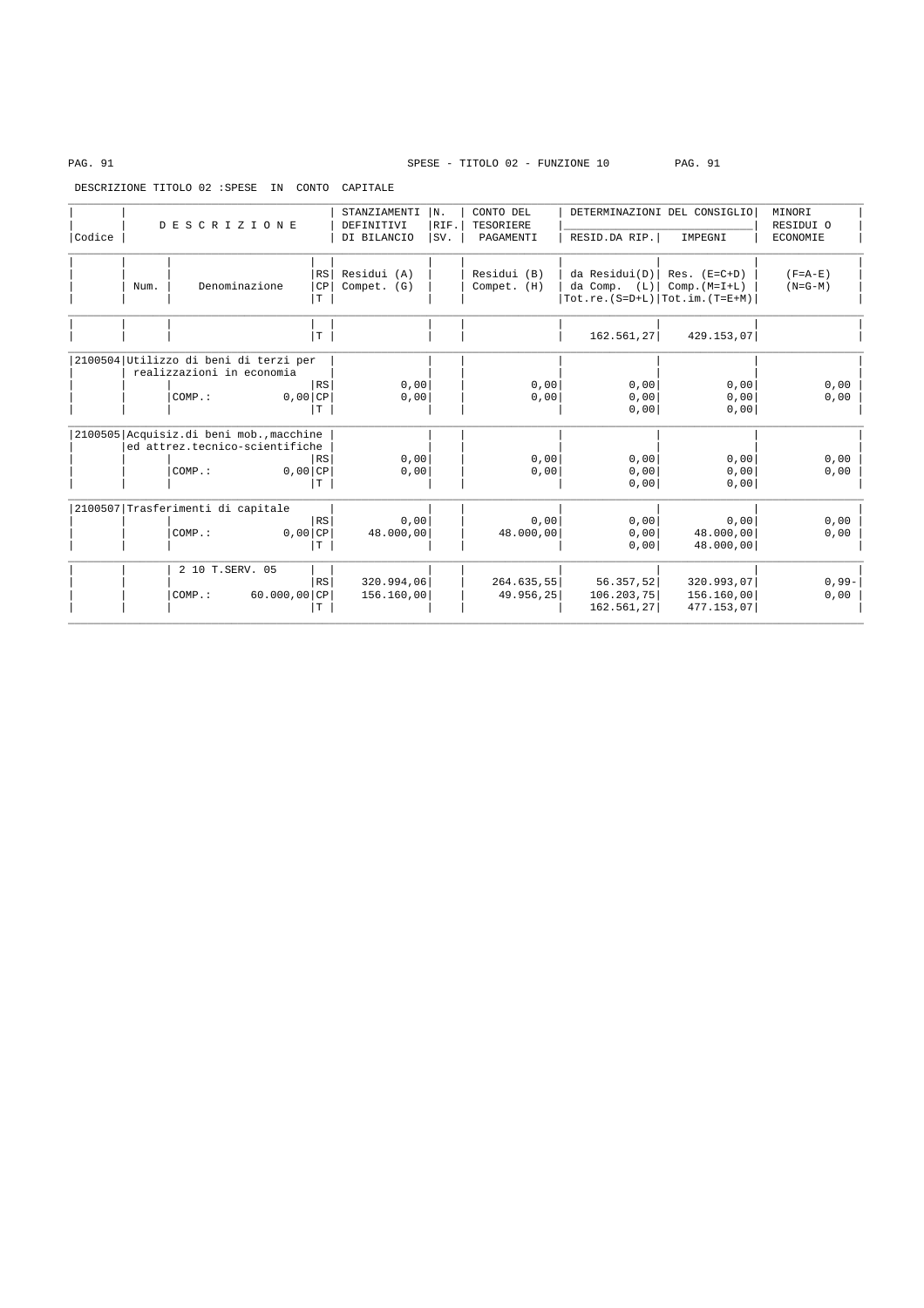SPESE - TITOLO 02 - FUNZIONE 10

DESCRIZIONE TITOLO 02 :SPESE IN CONTO CAPITALE

| Codice | Num. | DESCRIZIONE Denominazione | RS CP T | STANZIAMENTI DEFINITIVI DI BILANCIO Residui (A) Compet. (G) | N. RIF. SV. | CONTO DEL TESORIERE PAGAMENTI Residui (B) Compet. (H) | DETERMINAZIONI DEL CONSIGLIO RESID.DA RIP. da Residui(D) da Comp. (L) Tot.re.(S=D+L) | DETERMINAZIONI DEL CONSIGLIO IMPEGNI Res. (E=C+D) Comp.(M=I+L) Tot.im.(T=E+M) | MINORI RESIDUI O ECONOMIE (F=A-E) (N=G-M) |
|---|---|---|---|---|---|---|---|---|---|
| | | | T | | | | 162.561,27 | 429.153,07 | |
| 2100504 | | Utilizzo di beni di terzi per realizzazioni in economia | RS | 0,00 | | 0,00 | 0,00 | 0,00 | 0,00 |
| | | COMP.: 0,00 | CP | 0,00 | | 0,00 | 0,00 | 0,00 | 0,00 |
| | | | T | | | | 0,00 | 0,00 | |
| 2100505 | | Acquisiz.di beni mob.,macchine ed attrez.tecnico-scientifiche | RS | 0,00 | | 0,00 | 0,00 | 0,00 | 0,00 |
| | | COMP.: 0,00 | CP | 0,00 | | 0,00 | 0,00 | 0,00 | 0,00 |
| | | | T | | | | 0,00 | 0,00 | |
| 2100507 | | Trasferimenti di capitale | RS | 0,00 | | 0,00 | 0,00 | 0,00 | 0,00 |
| | | COMP.: 0,00 | CP | 48.000,00 | | 48.000,00 | 0,00 | 48.000,00 | 0,00 |
| | | | T | | | | 0,00 | 48.000,00 | |
| | | 2 10 T.SERV. 05 | RS | 320.994,06 | | 264.635,55 | 56.357,52 | 320.993,07 | 0,99- |
| | | COMP.: 60.000,00 | CP | 156.160,00 | | 49.956,25 | 106.203,75 | 156.160,00 | 0,00 |
| | | | T | | | | 162.561,27 | 477.153,07 | |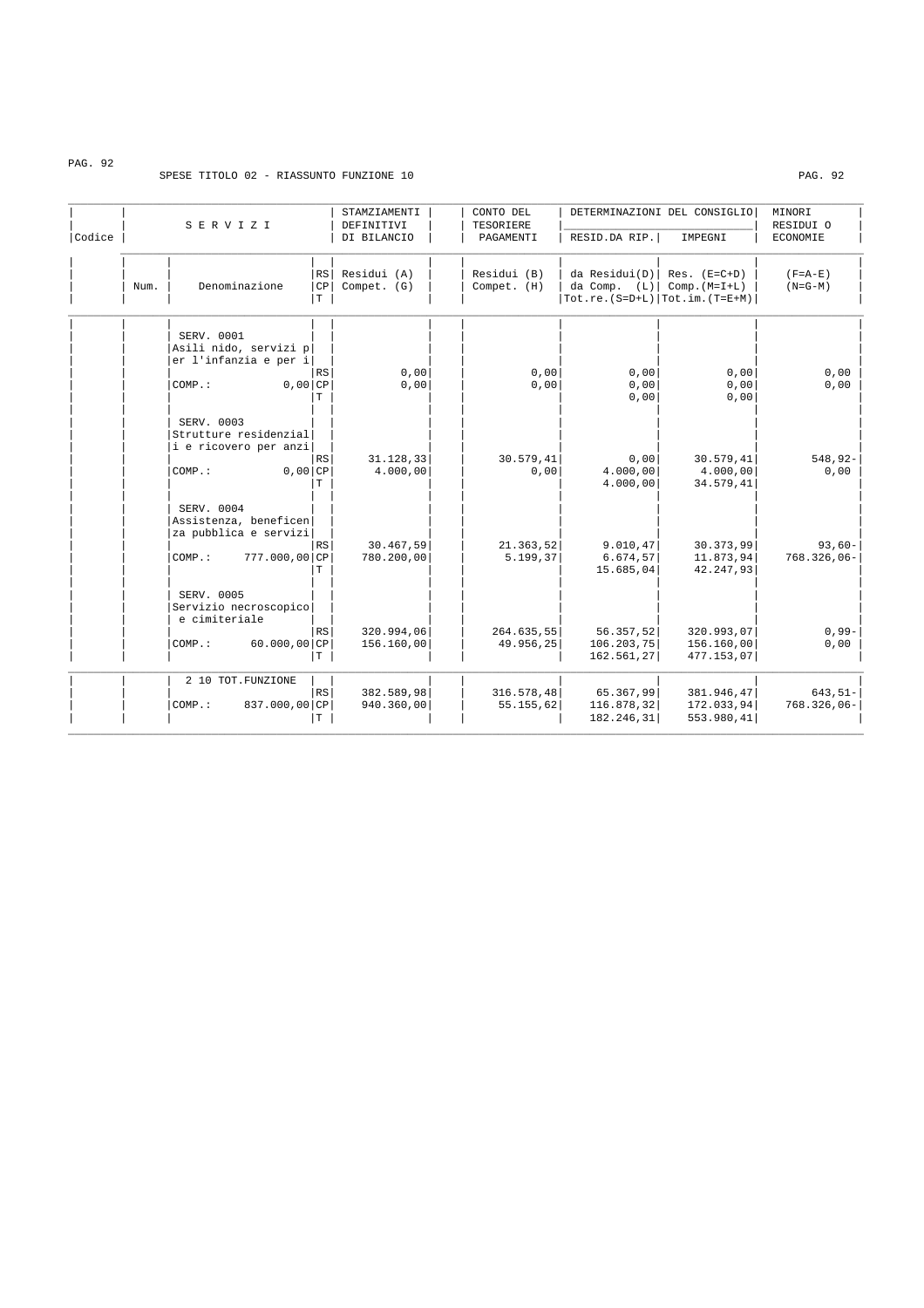SPESE TITOLO 02 - RIASSUNTO FUNZIONE 10

| Codice | Num. | SERVIZI Denominazione | | STAMZIAMENTI DEFINITIVI DI BILANCIO Residui (A) Compet. (G) | CONTO DEL TESORIERE PAGAMENTI Residui (B) Compet. (H) | DETERMINAZIONI DEL CONSIGLIO RESID.DA RIP. da Residui(D) da Comp. (L) Tot.re.(S=D+L) | DETERMINAZIONI DEL CONSIGLIO IMPEGNI Res. (E=C+D) Comp.(M=I+L) Tot.im.(T=E+M) | MINORI RESIDUI O ECONOMIE (F=A-E) (N=G-M) |
|---|---|---|---|---|---|---|---|---|
| | | SERV. 0001 Asili nido, servizi per l'infanzia e per i | RS | 0,00 | 0,00 | 0,00 | 0,00 | 0,00 |
| | | COMP.: 0,00 | CP | 0,00 | 0,00 | 0,00 | 0,00 | 0,00 |
| | | | T | | | 0,00 | 0,00 | |
| | | SERV. 0003 Strutture residenziali e ricovero per anzi | RS | 31.128,33 | 30.579,41 | 0,00 | 30.579,41 | 548,92- |
| | | COMP.: 0,00 | CP | 4.000,00 | 0,00 | 4.000,00 | 4.000,00 | 0,00 |
| | | | T | | | 4.000,00 | 34.579,41 | |
| | | SERV. 0004 Assistenza, beneficenza pubblica e servizi | RS | 30.467,59 | 21.363,52 | 9.010,47 | 30.373,99 | 93,60- |
| | | COMP.: 777.000,00 | CP | 780.200,00 | 5.199,37 | 6.674,57 | 11.873,94 | 768.326,06- |
| | | | T | | | 15.685,04 | 42.247,93 | |
| | | SERV. 0005 Servizio necroscopico e cimiteriale | RS | 320.994,06 | 264.635,55 | 56.357,52 | 320.993,07 | 0,99- |
| | | COMP.: 60.000,00 | CP | 156.160,00 | 49.956,25 | 106.203,75 | 156.160,00 | 0,00 |
| | | | T | | | 162.561,27 | 477.153,07 | |
| | | 2 10 TOT.FUNZIONE | RS | 382.589,98 | 316.578,48 | 65.367,99 | 381.946,47 | 643,51- |
| | | COMP.: 837.000,00 | CP | 940.360,00 | 55.155,62 | 116.878,32 | 172.033,94 | 768.326,06- |
| | | | T | | | 182.246,31 | 553.980,41 | |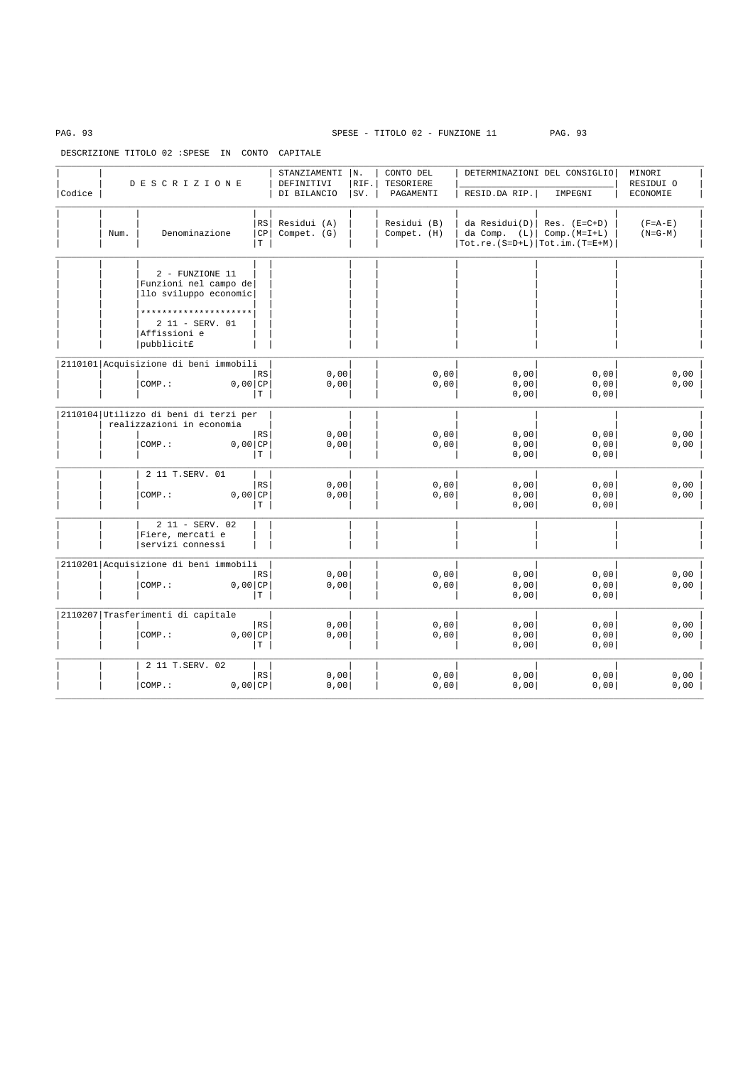SPESE - TITOLO 02 - FUNZIONE 11

DESCRIZIONE TITOLO 02 :SPESE IN CONTO CAPITALE

| Codice | Num. | D E S C R I Z I O N E / Denominazione | RS/CP/T | STANZIAMENTI DEFINITIVI DI BILANCIO Residui (A) Compet. (G) | N. RIF. SV. | CONTO DEL TESORIERE PAGAMENTI Residui (B) Compet. (H) | DETERMINAZIONI DEL CONSIGLIO RESID.DA RIP. da Residui(D) da Comp. (L) Tot.re.(S=D+L) | DETERMINAZIONI DEL CONSIGLIO IMPEGNI Res. (E=C+D) Comp.(M=I+L) Tot.im.(T=E+M) | MINORI RESIDUI O ECONOMIE (F=A-E) (N=G-M) |
|---|---|---|---|---|---|---|---|---|---|
| | | 2 - FUNZIONE 11 Funzioni nel campo dello sviluppo economic | | | | | | | |
| | | ********************* | | | | | | | |
| | | 2 11 - SERV. 01 Affissioni e pubblicit£ | | | | | | | |
| 2110101 | | Acquisizione di beni immobili | | | | | | | |
| | | | RS | 0,00 | | 0,00 | 0,00 | 0,00 | 0,00 |
| | | COMP.: 0,00 | CP | 0,00 | | 0,00 | 0,00 | 0,00 | 0,00 |
| | | | T | | | | 0,00 | 0,00 | |
| 2110104 | | Utilizzo di beni di terzi per realizzazioni in economia | | | | | | | |
| | | | RS | 0,00 | | 0,00 | 0,00 | 0,00 | 0,00 |
| | | COMP.: 0,00 | CP | 0,00 | | 0,00 | 0,00 | 0,00 | 0,00 |
| | | | T | | | | 0,00 | 0,00 | |
| | | 2 11 T.SERV. 01 | | | | | | | |
| | | | RS | 0,00 | | 0,00 | 0,00 | 0,00 | 0,00 |
| | | COMP.: 0,00 | CP | 0,00 | | 0,00 | 0,00 | 0,00 | 0,00 |
| | | | T | | | | 0,00 | 0,00 | |
| | | 2 11 - SERV. 02 Fiere, mercati e servizi connessi | | | | | | | |
| 2110201 | | Acquisizione di beni immobili | | | | | | | |
| | | | RS | 0,00 | | 0,00 | 0,00 | 0,00 | 0,00 |
| | | COMP.: 0,00 | CP | 0,00 | | 0,00 | 0,00 | 0,00 | 0,00 |
| | | | T | | | | 0,00 | 0,00 | |
| 2110207 | | Trasferimenti di capitale | | | | | | | |
| | | | RS | 0,00 | | 0,00 | 0,00 | 0,00 | 0,00 |
| | | COMP.: 0,00 | CP | 0,00 | | 0,00 | 0,00 | 0,00 | 0,00 |
| | | | T | | | | 0,00 | 0,00 | |
| | | 2 11 T.SERV. 02 | | | | | | | |
| | | | RS | 0,00 | | 0,00 | 0,00 | 0,00 | 0,00 |
| | | COMP.: 0,00 | CP | 0,00 | | 0,00 | 0,00 | 0,00 | 0,00 |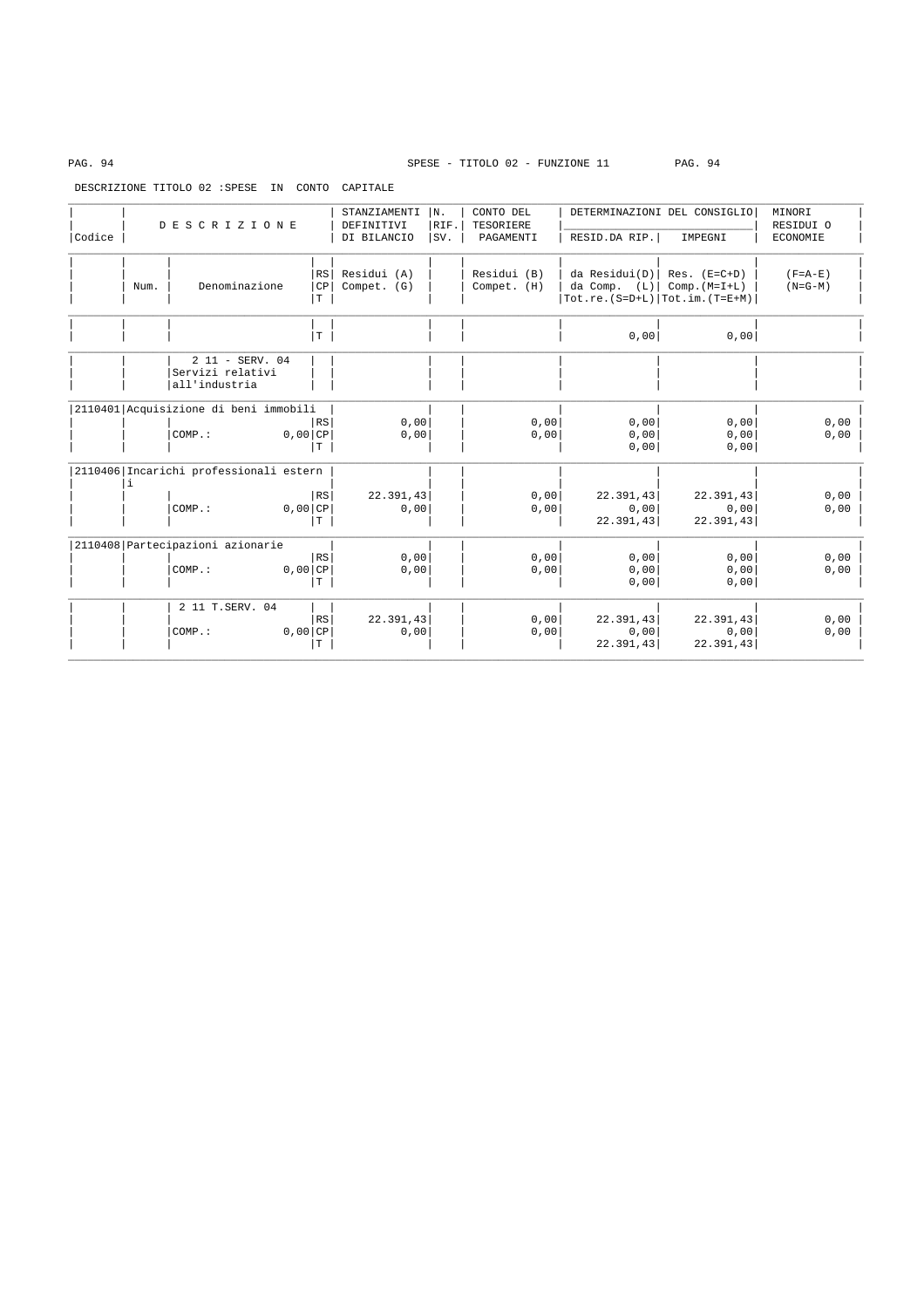SPESE - TITOLO 02 - FUNZIONE 11

DESCRIZIONE TITOLO 02 :SPESE IN CONTO CAPITALE

| Codice | Num. | DESCRIZIONE Denominazione | RS CP T | STANZIAMENTI DEFINITIVI DI BILANCIO Residui (A) Compet. (G) | N. RIF. SV. | CONTO DEL TESORIERE PAGAMENTI Residui (B) Compet. (H) | DETERMINAZIONI DEL CONSIGLIO RESID.DA RIP. da Residui(D) da Comp. (L) Tot.re.(S=D+L) | IMPEGNI Res. (E=C+D) Comp.(M=I+L) Tot.im.(T=E+M) | MINORI RESIDUI O ECONOMIE (F=A-E) (N=G-M) |
|---|---|---|---|---|---|---|---|---|---|
| | | | T | | | | 0,00 | 0,00 | |
| | | 2 11 - SERV. 04 Servizi relativi all'industria | | | | | | | |
| 2110401 | | Acquisizione di beni immobili | RS | 0,00 | | 0,00 | 0,00 | 0,00 | 0,00 |
| | | COMP.: 0,00 | CP | 0,00 | | 0,00 | 0,00 | 0,00 | 0,00 |
| | | | T | | | | 0,00 | 0,00 | |
| 2110406 | | Incarichi professionali esterni | RS | 22.391,43 | | 0,00 | 22.391,43 | 22.391,43 | 0,00 |
| | | COMP.: 0,00 | CP | 0,00 | | 0,00 | 0,00 | 0,00 | 0,00 |
| | | | T | | | | 22.391,43 | 22.391,43 | |
| 2110408 | | Partecipazioni azionarie | RS | 0,00 | | 0,00 | 0,00 | 0,00 | 0,00 |
| | | COMP.: 0,00 | CP | 0,00 | | 0,00 | 0,00 | 0,00 | 0,00 |
| | | | T | | | | 0,00 | 0,00 | |
| | | 2 11 T.SERV. 04 | RS | 22.391,43 | | 0,00 | 22.391,43 | 22.391,43 | 0,00 |
| | | COMP.: 0,00 | CP | 0,00 | | 0,00 | 0,00 | 0,00 | 0,00 |
| | | | T | | | | 22.391,43 | 22.391,43 | |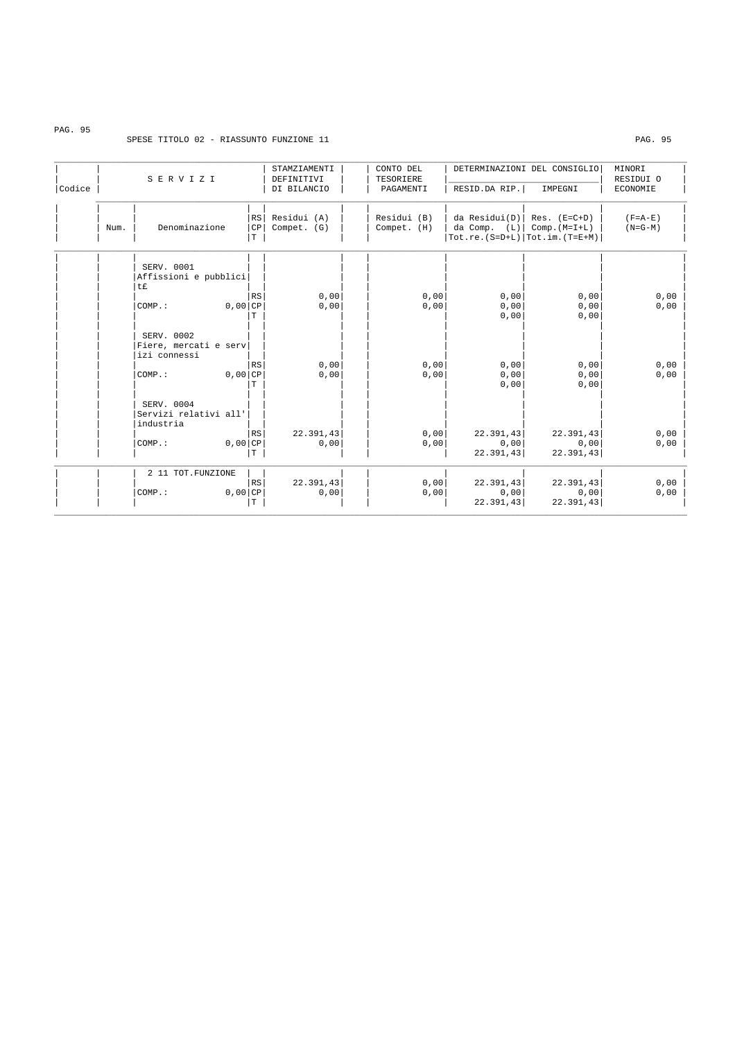SPESE TITOLO 02 - RIASSUNTO FUNZIONE 11

| Codice | Num. | SERVIZI Denominazione | | STAMZIAMENTI DEFINITIVI DI BILANCIO Residui (A) Compet. (G) | CONTO DEL TESORIERE PAGAMENTI Residui (B) Compet. (H) | DETERMINAZIONI DEL CONSIGLIO RESID.DA RIP. da Residui(D) da Comp. (L) Tot.re.(S=D+L) | DETERMINAZIONI DEL CONSIGLIO IMPEGNI Res. (E=C+D) Comp.(M=I+L) Tot.im.(T=E+M) | MINORI RESIDUI O ECONOMIE (F=A-E) (N=G-M) |
|---|---|---|---|---|---|---|---|---|
| | | SERV. 0001 Affissioni e pubblicità | | | | | | |
| | | | RS | 0,00 | 0,00 | 0,00 | 0,00 | 0,00 |
| | | COMP.: 0,00 | CP | 0,00 | 0,00 | 0,00 | 0,00 | 0,00 |
| | | | T | | | 0,00 | 0,00 | |
| | | SERV. 0002 Fiere, mercati e servizi connessi | | | | | | |
| | | | RS | 0,00 | 0,00 | 0,00 | 0,00 | 0,00 |
| | | COMP.: 0,00 | CP | 0,00 | 0,00 | 0,00 | 0,00 | 0,00 |
| | | | T | | | 0,00 | 0,00 | |
| | | SERV. 0004 Servizi relativi all'industria | | | | | | |
| | | | RS | 22.391,43 | 0,00 | 22.391,43 | 22.391,43 | 0,00 |
| | | COMP.: 0,00 | CP | 0,00 | 0,00 | 0,00 | 0,00 | 0,00 |
| | | | T | | | 22.391,43 | 22.391,43 | |
| | | 2 11 TOT.FUNZIONE | | | | | | |
| | | | RS | 22.391,43 | 0,00 | 22.391,43 | 22.391,43 | 0,00 |
| | | COMP.: 0,00 | CP | 0,00 | 0,00 | 0,00 | 0,00 | 0,00 |
| | | | T | | | 22.391,43 | 22.391,43 | |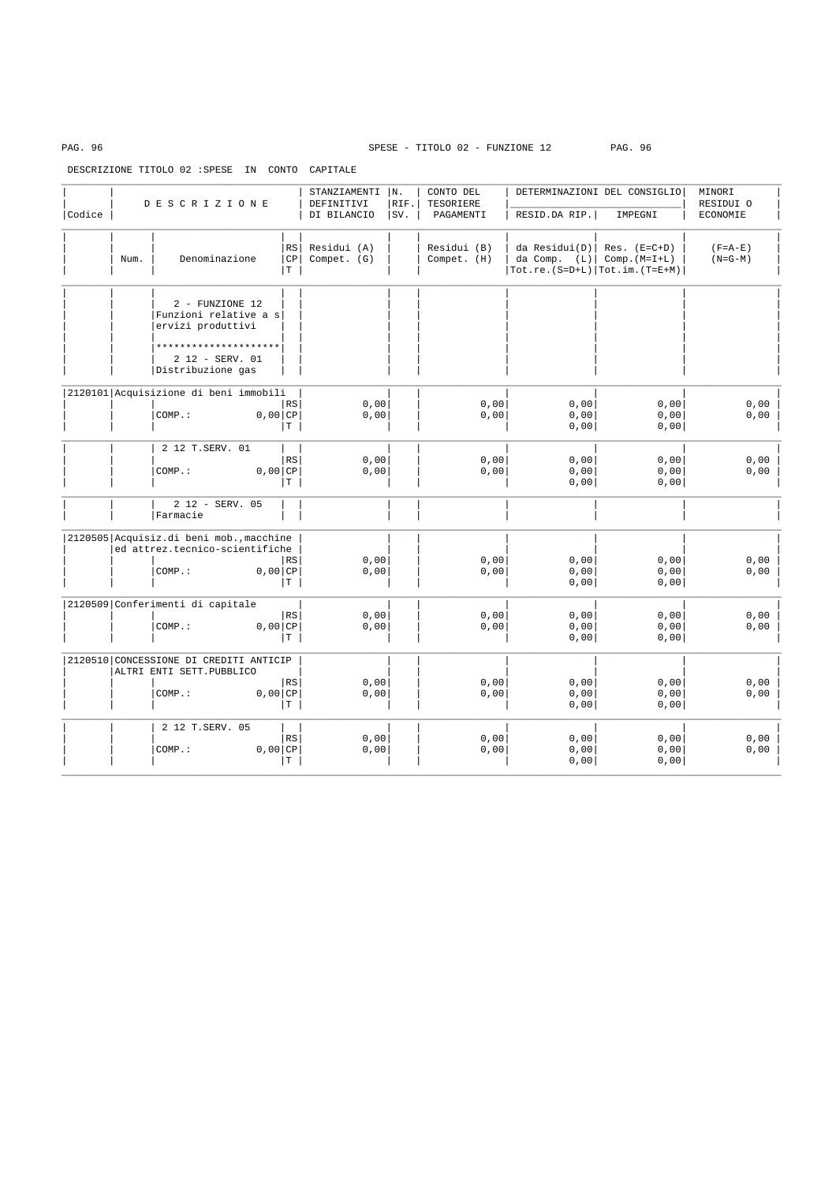SPESE - TITOLO 02 - FUNZIONE 12

DESCRIZIONE TITOLO 02 :SPESE IN CONTO CAPITALE

| Codice | Num. | D E S C R I Z I O N E / Denominazione | | STANZIAMENTI DEFINITIVI DI BILANCIO / Residui (A) Compet. (G) | N. RIF. SV. | CONTO DEL TESORIERE PAGAMENTI / Residui (B) Compet. (H) | DETERMINAZIONI DEL CONSIGLIO RESID.DA RIP. / da Residui(D) da Comp. (L) Tot.re.(S=D+L) | IMPEGNI / Res. (E=C+D) Comp.(M=I+L) Tot.im.(T=E+M) | MINORI RESIDUI O ECONOMIE / (F=A-E) (N=G-M) |
|---|---|---|---|---|---|---|---|---|---|
| | | 2 - FUNZIONE 12 Funzioni relative a servizi produttivi ********************* 2 12 - SERV. 01 Distribuzione gas | | | | | | | |
| 2120101 | | Acquisizione di beni immobili | RS | 0,00 | | 0,00 | 0,00 | 0,00 | 0,00 |
| | | COMP.: 0,00 | CP | 0,00 | | 0,00 | 0,00 | 0,00 | 0,00 |
| | | | T | | | | 0,00 | 0,00 | |
| | | 2 12 T.SERV. 01 | RS | 0,00 | | 0,00 | 0,00 | 0,00 | 0,00 |
| | | COMP.: 0,00 | CP | 0,00 | | 0,00 | 0,00 | 0,00 | 0,00 |
| | | | T | | | | 0,00 | 0,00 | |
| | | 2 12 - SERV. 05 Farmacie | | | | | | | |
| 2120505 | | Acquisiz.di beni mob.,macchine ed attrez.tecnico-scientifiche | RS | 0,00 | | 0,00 | 0,00 | 0,00 | 0,00 |
| | | COMP.: 0,00 | CP | 0,00 | | 0,00 | 0,00 | 0,00 | 0,00 |
| | | | T | | | | 0,00 | 0,00 | |
| 2120509 | | Conferimenti di capitale | RS | 0,00 | | 0,00 | 0,00 | 0,00 | 0,00 |
| | | COMP.: 0,00 | CP | 0,00 | | 0,00 | 0,00 | 0,00 | 0,00 |
| | | | T | | | | 0,00 | 0,00 | |
| 2120510 | | CONCESSIONE DI CREDITI ANTICIP ALTRI ENTI SETT.PUBBLICO | RS | 0,00 | | 0,00 | 0,00 | 0,00 | 0,00 |
| | | COMP.: 0,00 | CP | 0,00 | | 0,00 | 0,00 | 0,00 | 0,00 |
| | | | T | | | | 0,00 | 0,00 | |
| | | 2 12 T.SERV. 05 | RS | 0,00 | | 0,00 | 0,00 | 0,00 | 0,00 |
| | | COMP.: 0,00 | CP | 0,00 | | 0,00 | 0,00 | 0,00 | 0,00 |
| | | | T | | | | 0,00 | 0,00 | |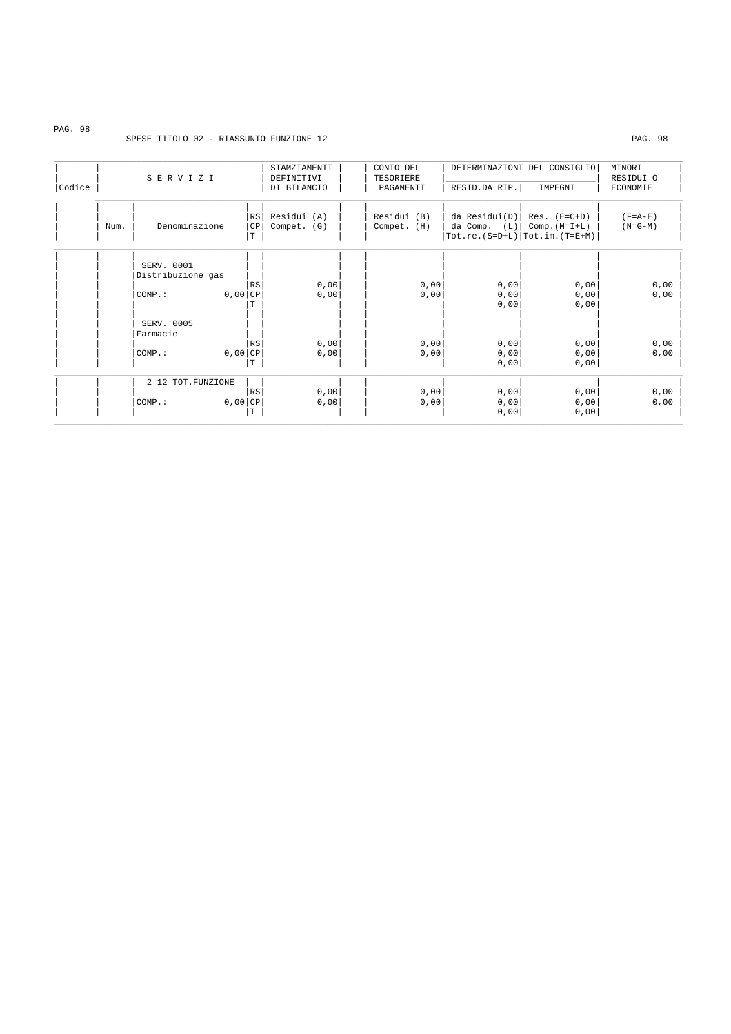SPESE TITOLO 02 - RIASSUNTO FUNZIONE 12

| Codice | Num. | SERVIZI Denominazione | | STAMZIAMENTI DEFINITIVI DI BILANCIO Residui (A) Compet. (G) | CONTO DEL TESORIERE PAGAMENTI Residui (B) Compet. (H) | DETERMINAZIONI DEL CONSIGLIO RESID.DA RIP. da Residui(D) da Comp. (L) Tot.re.(S=D+L) | DETERMINAZIONI DEL CONSIGLIO IMPEGNI Res. (E=C+D) Comp.(M=I+L) Tot.im.(T=E+M) | MINORI RESIDUI O ECONOMIE (F=A-E) (N=G-M) |
|---|---|---|---|---|---|---|---|---|
| | | SERV. 0001 Distribuzione gas | | | | | | |
| | | | RS | 0,00 | 0,00 | 0,00 | 0,00 | 0,00 |
| | | COMP.: 0,00 | CP | 0,00 | 0,00 | 0,00 | 0,00 | 0,00 |
| | | | T | | | 0,00 | 0,00 | |
| | | SERV. 0005 Farmacie | | | | | | |
| | | | RS | 0,00 | 0,00 | 0,00 | 0,00 | 0,00 |
| | | COMP.: 0,00 | CP | 0,00 | 0,00 | 0,00 | 0,00 | 0,00 |
| | | | T | | | 0,00 | 0,00 | |
| | | 2 12 TOT.FUNZIONE | | | | | | |
| | | | RS | 0,00 | 0,00 | 0,00 | 0,00 | 0,00 |
| | | COMP.: 0,00 | CP | 0,00 | 0,00 | 0,00 | 0,00 | 0,00 |
| | | | T | | | 0,00 | 0,00 | |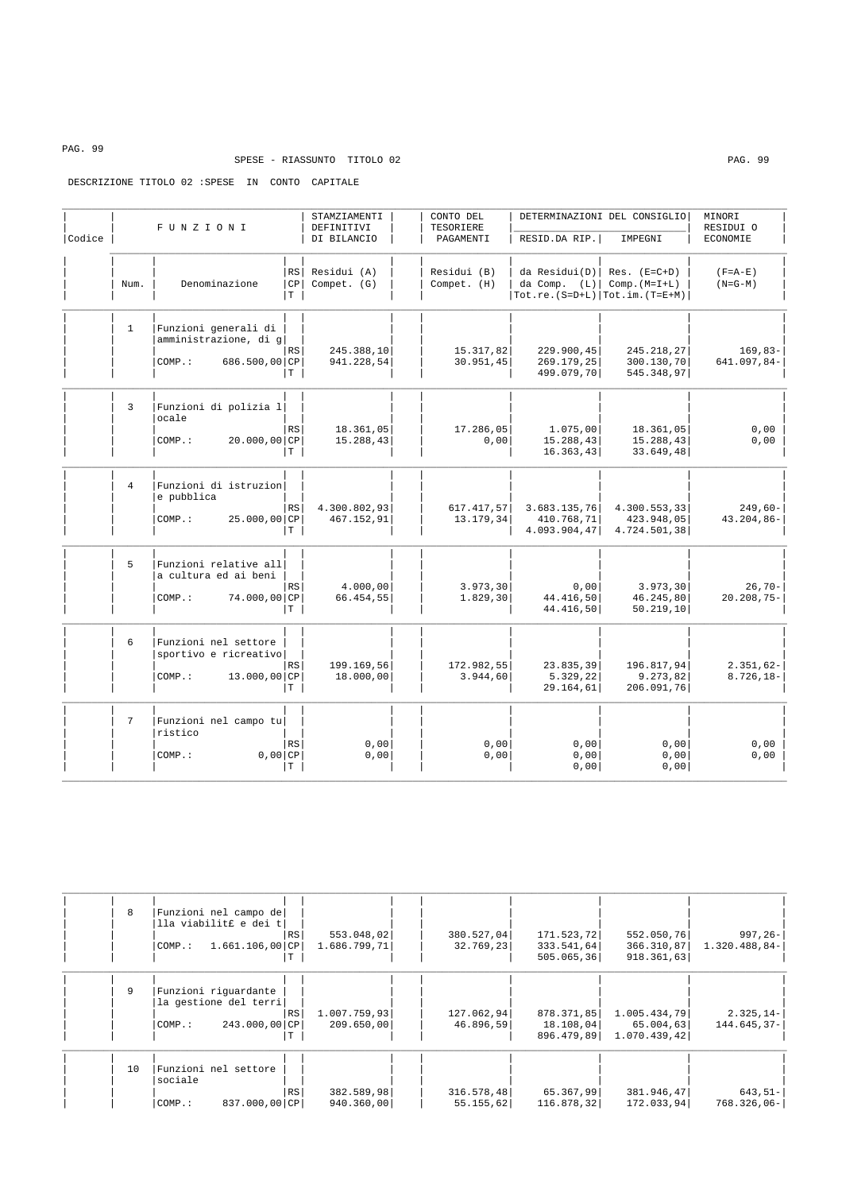SPESE - RIASSUNTO TITOLO 02

DESCRIZIONE TITOLO 02 :SPESE IN CONTO CAPITALE

| Codice | Num. | FUNZIONI Denominazione | | RS CP T | STAMZIAMENTI DEFINITIVI DI BILANCIO Residui (A) Compet. (G) | CONTO DEL TESORIERE PAGAMENTI Residui (B) Compet. (H) | DETERMINAZIONI DEL CONSIGLIO RESID.DA RIP. da Residui(D) da Comp. (L) Tot.re.(S=D+L) | DETERMINAZIONI DEL CONSIGLIO IMPEGNI Res. (E=C+D) Comp.(M=I+L) Tot.im.(T=E+M) | MINORI RESIDUI O ECONOMIE (F=A-E) (N=G-M) |
|---|---|---|---|---|---|---|---|---|---|
| | 1 | Funzioni generali di amministrazione, di g | | RS | 245.388,10 | 15.317,82 | 229.900,45 | 245.218,27 | 169,83- |
| | | COMP.: | 686.500,00 | CP | 941.228,54 | 30.951,45 | 269.179,25 | 300.130,70 | 641.097,84- |
| | | | | T | | | 499.079,70 | 545.348,97 | |
| | 3 | Funzioni di polizia locale | | RS | 18.361,05 | 17.286,05 | 1.075,00 | 18.361,05 | 0,00 |
| | | COMP.: | 20.000,00 | CP | 15.288,43 | 0,00 | 15.288,43 | 15.288,43 | 0,00 |
| | | | | T | | | 16.363,43 | 33.649,48 | |
| | 4 | Funzioni di istruzione pubblica | | RS | 4.300.802,93 | 617.417,57 | 3.683.135,76 | 4.300.553,33 | 249,60- |
| | | COMP.: | 25.000,00 | CP | 467.152,91 | 13.179,34 | 410.768,71 | 423.948,05 | 43.204,86- |
| | | | | T | | | 4.093.904,47 | 4.724.501,38 | |
| | 5 | Funzioni relative alla cultura ed ai beni | | RS | 4.000,00 | 3.973,30 | 0,00 | 3.973,30 | 26,70- |
| | | COMP.: | 74.000,00 | CP | 66.454,55 | 1.829,30 | 44.416,50 | 46.245,80 | 20.208,75- |
| | | | | T | | | 44.416,50 | 50.219,10 | |
| | 6 | Funzioni nel settore sportivo e ricreativo | | RS | 199.169,56 | 172.982,55 | 23.835,39 | 196.817,94 | 2.351,62- |
| | | COMP.: | 13.000,00 | CP | 18.000,00 | 3.944,60 | 5.329,22 | 9.273,82 | 8.726,18- |
| | | | | T | | | 29.164,61 | 206.091,76 | |
| | 7 | Funzioni nel campo turistico | | RS | 0,00 | 0,00 | 0,00 | 0,00 | 0,00 |
| | | COMP.: | 0,00 | CP | 0,00 | 0,00 | 0,00 | 0,00 | 0,00 |
| | | | | T | | | 0,00 | 0,00 | |
| | 8 | Funzioni nel campo della viabilit£ e dei t | | RS | 553.048,02 | 380.527,04 | 171.523,72 | 552.050,76 | 997,26- |
| | | COMP.: | 1.661.106,00 | CP | 1.686.799,71 | 32.769,23 | 333.541,64 | 366.310,87 | 1.320.488,84- |
| | | | | T | | | 505.065,36 | 918.361,63 | |
| | 9 | Funzioni riguardante la gestione del terri | | RS | 1.007.759,93 | 127.062,94 | 878.371,85 | 1.005.434,79 | 2.325,14- |
| | | COMP.: | 243.000,00 | CP | 209.650,00 | 46.896,59 | 18.108,04 | 65.004,63 | 144.645,37- |
| | | | | T | | | 896.479,89 | 1.070.439,42 | |
| | 10 | Funzioni nel settore sociale | | RS | 382.589,98 | 316.578,48 | 65.367,99 | 381.946,47 | 643,51- |
| | | COMP.: | 837.000,00 | CP | 940.360,00 | 55.155,62 | 116.878,32 | 172.033,94 | 768.326,06- |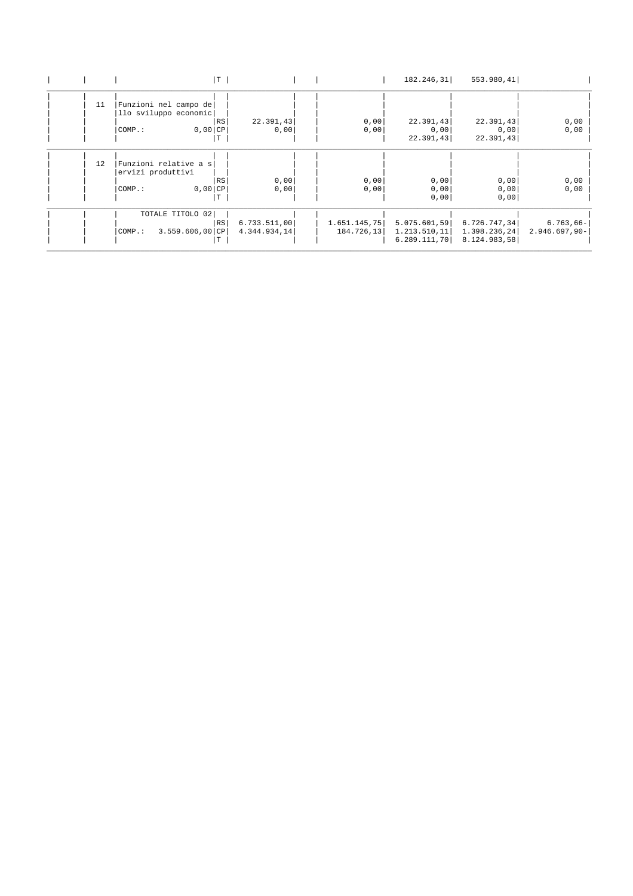| | | | | | | | | | | |
|---|---|---|---|---|---|---|---|---|---|---|
| | | | T | | | | 182.246,31 | 553.980,41 | |
| | 11 | Funzioni nel campo dello sviluppo economic | | | | | | | |
| | | | RS | 22.391,43 | | 0,00 | 22.391,43 | 22.391,43 | 0,00 |
| | | COMP.: 0,00 | CP | 0,00 | | 0,00 | 0,00 | 0,00 | 0,00 |
| | | | T | | | | 22.391,43 | 22.391,43 | |
| | 12 | Funzioni relative a servizi produttivi | | | | | | | |
| | | | RS | 0,00 | | 0,00 | 0,00 | 0,00 | 0,00 |
| | | COMP.: 0,00 | CP | 0,00 | | 0,00 | 0,00 | 0,00 | 0,00 |
| | | | T | | | | 0,00 | 0,00 | |
| | | TOTALE TITOLO 02 | | | | | | | |
| | | | RS | 6.733.511,00 | | 1.651.145,75 | 5.075.601,59 | 6.726.747,34 | 6.763,66- |
| | | COMP.: 3.559.606,00 | CP | 4.344.934,14 | | 184.726,13 | 1.213.510,11 | 1.398.236,24 | 2.946.697,90- |
| | | | T | | | | 6.289.111,70 | 8.124.983,58 | |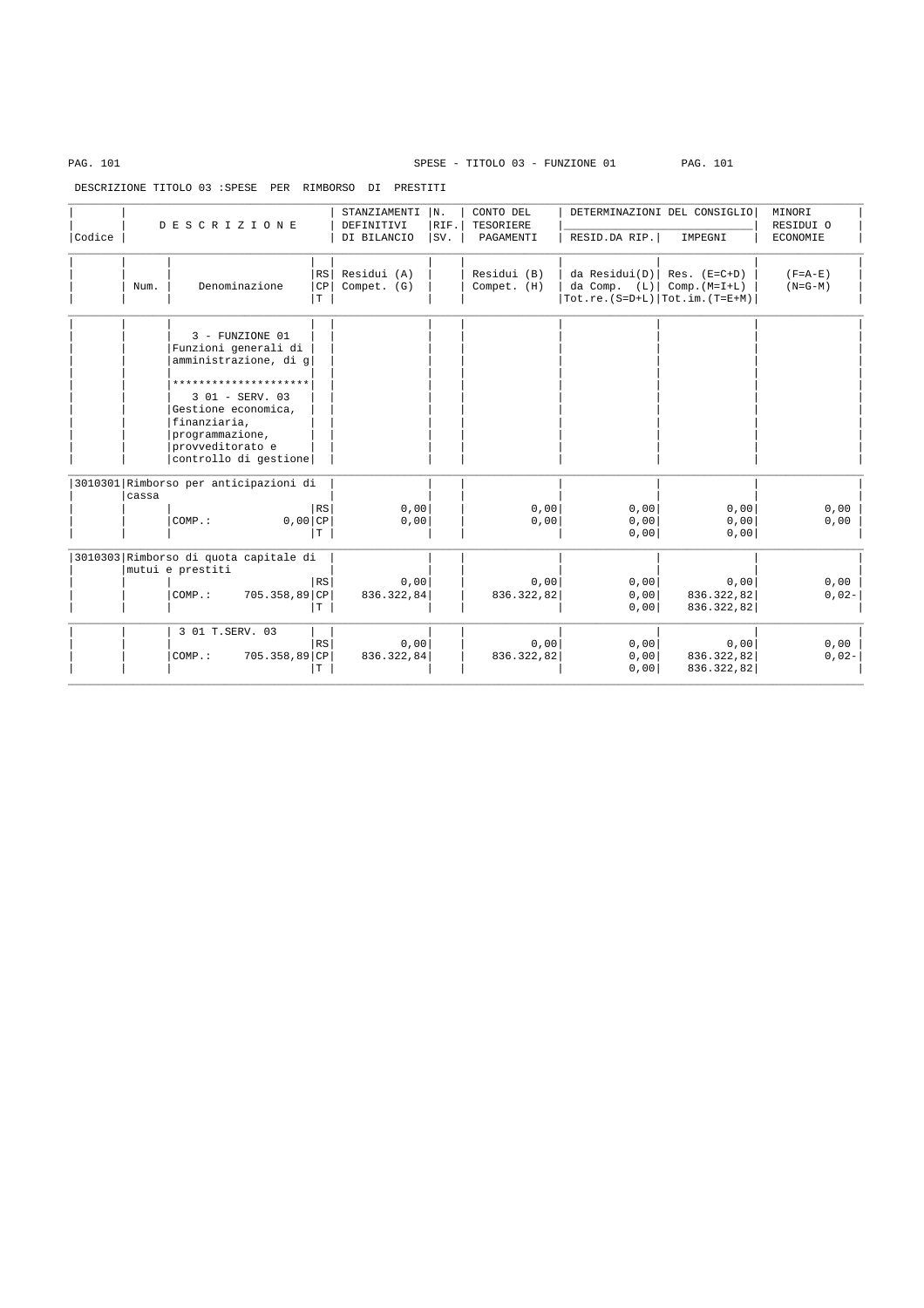SPESE - TITOLO 03 - FUNZIONE 01

DESCRIZIONE TITOLO 03 :SPESE PER RIMBORSO DI PRESTITI

| Codice | DESCRIZIONE | | | STANZIAMENTI DEFINITIVI DI BILANCIO | N. RIF. SV. | CONTO DEL TESORIERE PAGAMENTI | DETERMINAZIONI DEL CONSIGLIO | | MINORI RESIDUI O ECONOMIE |
|---|---|---|---|---|---|---|---|---|---|
| | | | | | | | RESID.DA RIP. | IMPEGNI | |
| | Num. | Denominazione | RS CP T | Residui (A) Compet. (G) | | Residui (B) Compet. (H) | da Residui(D) da Comp. (L) Tot.re.(S=D+L) | Res. (E=C+D) Comp.(M=I+L) Tot.im.(T=E+M) | (F=A-E) (N=G-M) |
| | | 3 - FUNZIONE 01 Funzioni generali di amministrazione, di g ********************* 3 01 - SERV. 03 Gestione economica, finanziaria, programmazione, provveditorato e controllo di gestione | | | | | | | |
| 3010301 | Rimborso per anticipazioni di cassa | | | | | | | | |
| | | | RS | 0,00 | | 0,00 | 0,00 | 0,00 | 0,00 |
| | | COMP.: 0,00 | CP | 0,00 | | 0,00 | 0,00 | 0,00 | 0,00 |
| | | | T | | | | 0,00 | 0,00 | |
| 3010303 | Rimborso di quota capitale di mutui e prestiti | | | | | | | | |
| | | | RS | 0,00 | | 0,00 | 0,00 | 0,00 | 0,00 |
| | | COMP.: 705.358,89 | CP | 836.322,84 | | 836.322,82 | 0,00 | 836.322,82 | 0,02- |
| | | | T | | | | 0,00 | 836.322,82 | |
| | | 3 01 T.SERV. 03 | RS | 0,00 | | 0,00 | 0,00 | 0,00 | 0,00 |
| | | COMP.: 705.358,89 | CP | 836.322,84 | | 836.322,82 | 0,00 | 836.322,82 | 0,02- |
| | | | T | | | | 0,00 | 836.322,82 | |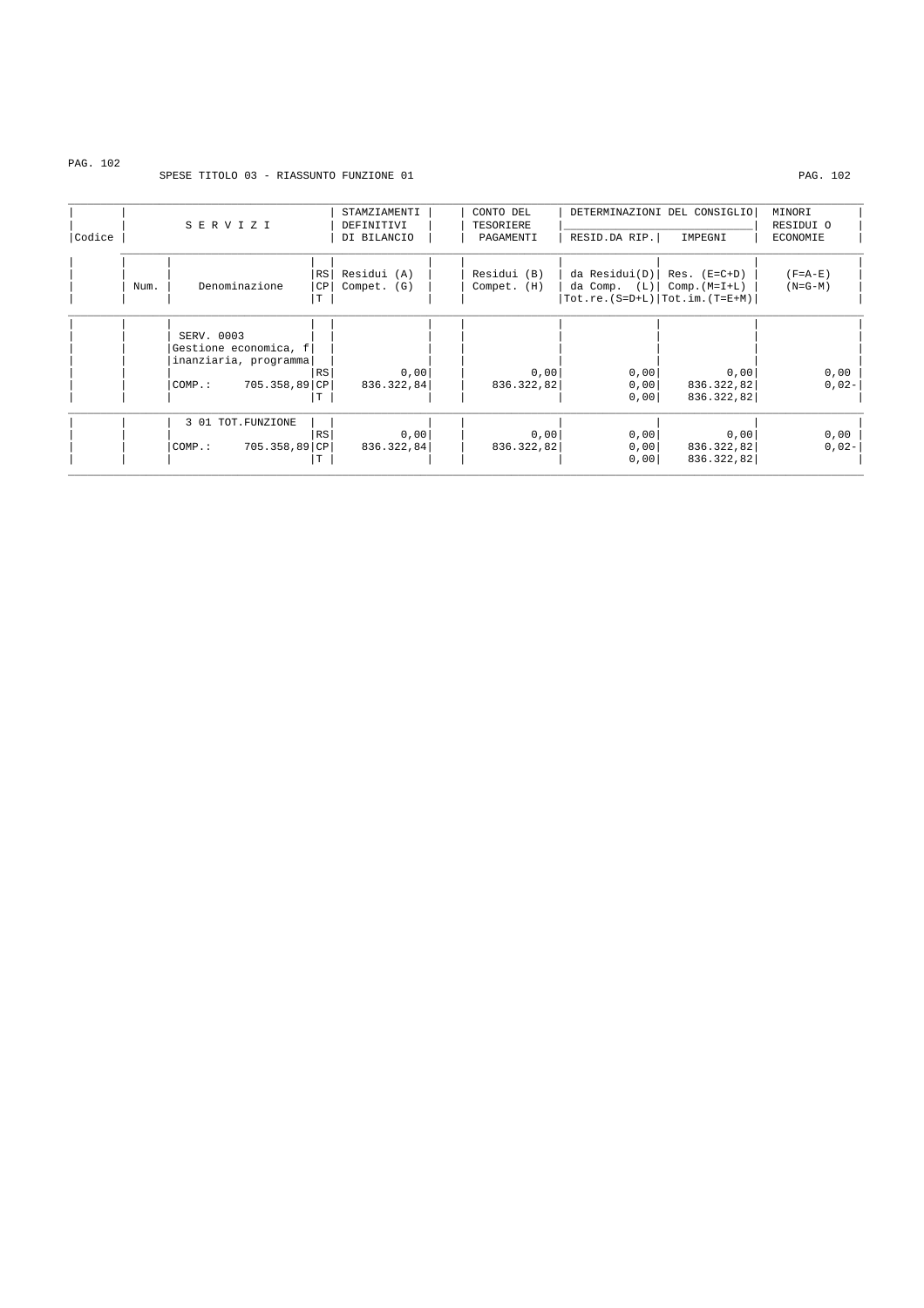SPESE TITOLO 03 - RIASSUNTO FUNZIONE 01

| Codice | Num. | SERVIZI<br>Denominazione | | STAMZIAMENTI DEFINITIVI DI BILANCIO<br>Residui (A)<br>Compet. (G) | CONTO DEL TESORIERE PAGAMENTI<br>Residui (B)<br>Compet. (H) | DETERMINAZIONI DEL CONSIGLIO<br>RESID.DA RIP.<br>da Residui(D)<br>da Comp. (L)<br>Tot.re.(S=D+L) | IMPEGNI<br>Res. (E=C+D)<br>Comp.(M=I+L)<br>Tot.im.(T=E+M) | MINORI RESIDUI O ECONOMIE<br>(F=A-E)<br>(N=G-M) |
|---|---|---|---|---|---|---|---|---|
| | | SERV. 0003<br>Gestione economica, finanziaria, programma | RS | 0,00 | 0,00 | 0,00 | 0,00 | 0,00 |
| | | COMP.: 705.358,89 | CP | 836.322,84 | 836.322,82 | 0,00 | 836.322,82 | 0,02- |
| | | | T | | | 0,00 | 836.322,82 | |
| | | 3 01 TOT.FUNZIONE | RS | 0,00 | 0,00 | 0,00 | 0,00 | 0,00 |
| | | COMP.: 705.358,89 | CP | 836.322,84 | 836.322,82 | 0,00 | 836.322,82 | 0,02- |
| | | | T | | | 0,00 | 836.322,82 | |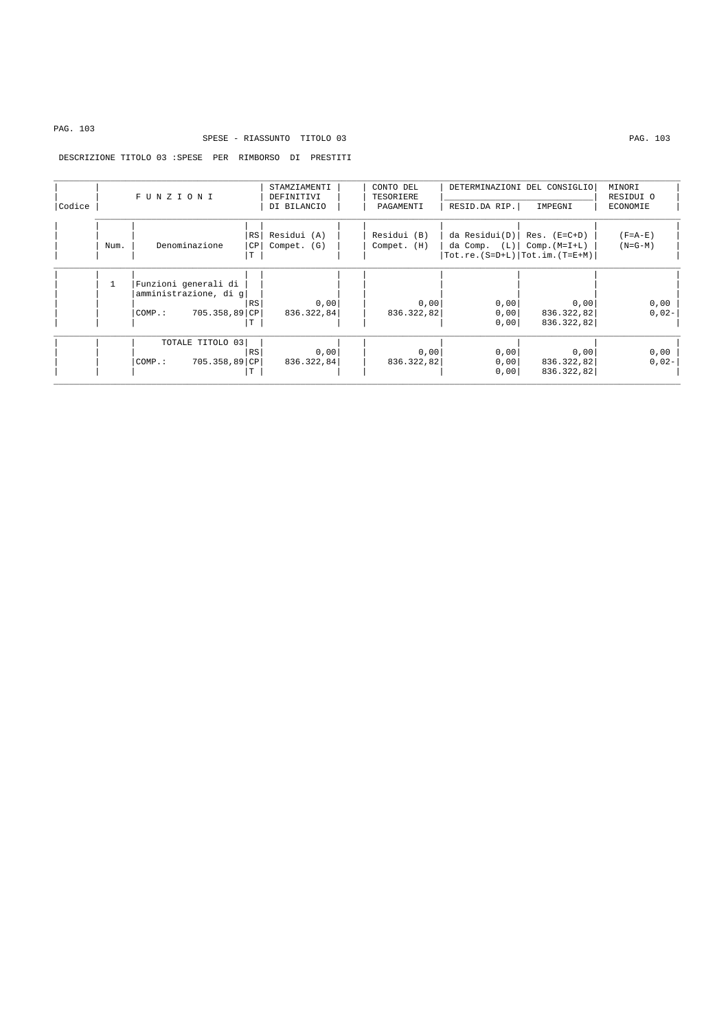SPESE - RIASSUNTO TITOLO 03

DESCRIZIONE TITOLO 03 :SPESE PER RIMBORSO DI PRESTITI

| Codice | FUNZIONI Num. | Denominazione | | STAZIAMENTI DEFINITIVI DI BILANCIO | CONTO DEL TESORIERE PAGAMENTI | DETERMINAZIONI DEL CONSIGLIO RESID.DA RIP. | IMPEGNI | MINORI RESIDUI O ECONOMIE |
|---|---|---|---|---|---|---|---|---|
| | | | RS CP T | Residui (A) Compet. (G) | Residui (B) Compet. (H) | da Residui(D) da Comp. (L) Tot.re.(S=D+L) | Res. (E=C+D) Comp.(M=I+L) Tot.im.(T=E+M) | (F=A-E) (N=G-M) |
| | 1 | Funzioni generali di amministrazione, di g | | | | | | |
| | | | RS | 0,00 | 0,00 | 0,00 | 0,00 | 0,00 |
| | | COMP.: 705.358,89 | CP | 836.322,84 | 836.322,82 | 0,00 | 836.322,82 | 0,02- |
| | | | T | | | 0,00 | 836.322,82 | |
| | | TOTALE TITOLO 03 | | | | | | |
| | | | RS | 0,00 | 0,00 | 0,00 | 0,00 | 0,00 |
| | | COMP.: 705.358,89 | CP | 836.322,84 | 836.322,82 | 0,00 | 836.322,82 | 0,02- |
| | | | T | | | 0,00 | 836.322,82 | |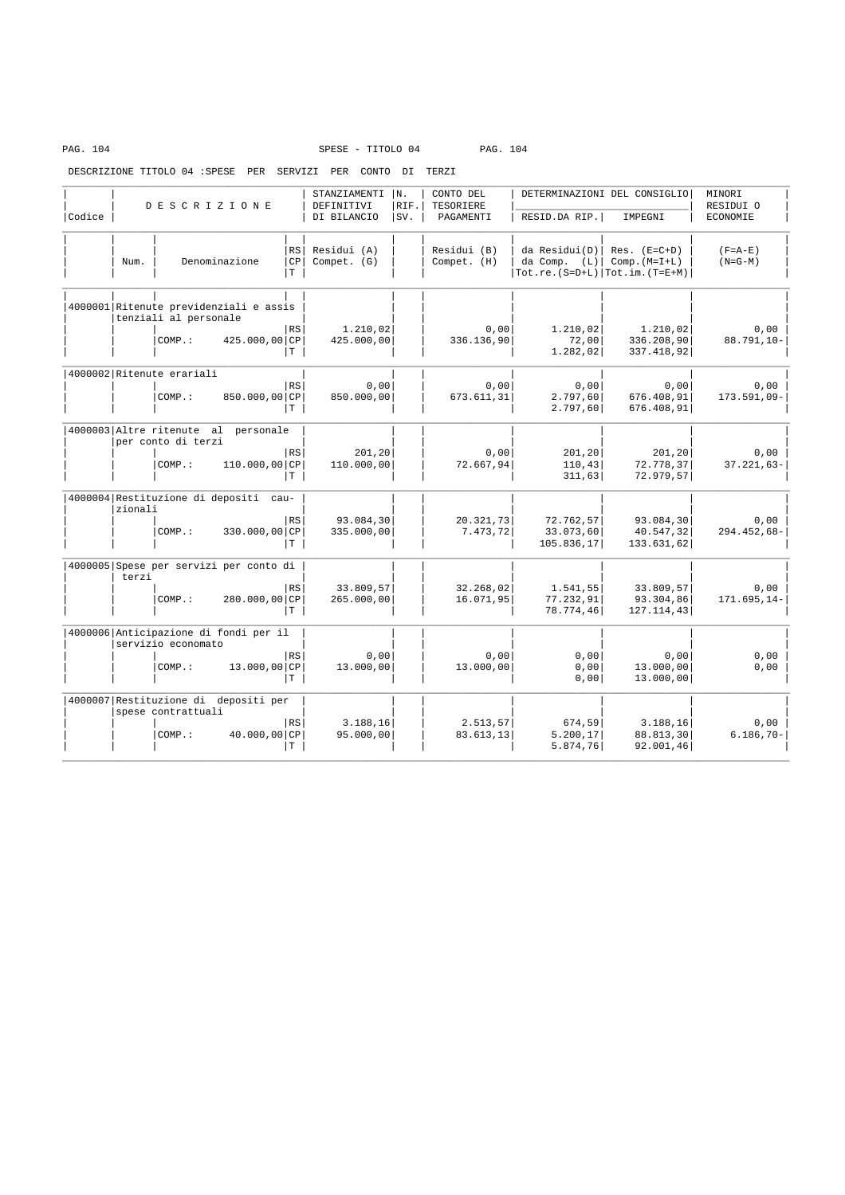SPESE - TITOLO 04

DESCRIZIONE TITOLO 04 :SPESE PER SERVIZI PER CONTO DI TERZI

| Codice | Num. | DESCRIZIONE Denominazione | | STANZIAMENTI DEFINITIVI DI BILANCIO Residui (A) Compet. (G) | N. RIF. SV. | CONTO DEL TESORIERE PAGAMENTI Residui (B) Compet. (H) | DETERMINAZIONI DEL CONSIGLIO RESID.DA RIP. da Residui(D) da Comp. (L) Tot.re.(S=D+L) | IMPEGNI Res. (E=C+D) Comp.(M=I+L) Tot.im.(T=E+M) | MINORI RESIDUI O ECONOMIE (F=A-E) (N=G-M) |
|---|---|---|---|---|---|---|---|---|---|
| 4000001 | | Ritenute previdenziali e assistenziali al personale | | | | | | | |
| | | | RS | 1.210,02 | | 0,00 | 1.210,02 | 1.210,02 | 0,00 |
| | | COMP.: 425.000,00 | CP | 425.000,00 | | 336.136,90 | 72,00 | 336.208,90 | 88.791,10- |
| | | | T | | | | 1.282,02 | 337.418,92 | |
| 4000002 | | Ritenute erariali | | | | | | | |
| | | | RS | 0,00 | | 0,00 | 0,00 | 0,00 | 0,00 |
| | | COMP.: 850.000,00 | CP | 850.000,00 | | 673.611,31 | 2.797,60 | 676.408,91 | 173.591,09- |
| | | | T | | | | 2.797,60 | 676.408,91 | |
| 4000003 | | Altre ritenute al personale per conto di terzi | | | | | | | |
| | | | RS | 201,20 | | 0,00 | 201,20 | 201,20 | 0,00 |
| | | COMP.: 110.000,00 | CP | 110.000,00 | | 72.667,94 | 110,43 | 72.778,37 | 37.221,63- |
| | | | T | | | | 311,63 | 72.979,57 | |
| 4000004 | | Restituzione di depositi cauzionali | | | | | | | |
| | | | RS | 93.084,30 | | 20.321,73 | 72.762,57 | 93.084,30 | 0,00 |
| | | COMP.: 330.000,00 | CP | 335.000,00 | | 7.473,72 | 33.073,60 | 40.547,32 | 294.452,68- |
| | | | T | | | | 105.836,17 | 133.631,62 | |
| 4000005 | | Spese per servizi per conto di terzi | | | | | | | |
| | | | RS | 33.809,57 | | 32.268,02 | 1.541,55 | 33.809,57 | 0,00 |
| | | COMP.: 280.000,00 | CP | 265.000,00 | | 16.071,95 | 77.232,91 | 93.304,86 | 171.695,14- |
| | | | T | | | | 78.774,46 | 127.114,43 | |
| 4000006 | | Anticipazione di fondi per il servizio economato | | | | | | | |
| | | | RS | 0,00 | | 0,00 | 0,00 | 0,00 | 0,00 |
| | | COMP.: 13.000,00 | CP | 13.000,00 | | 13.000,00 | 0,00 | 13.000,00 | 0,00 |
| | | | T | | | | 0,00 | 13.000,00 | |
| 4000007 | | Restituzione di depositi per spese contrattuali | | | | | | | |
| | | | RS | 3.188,16 | | 2.513,57 | 674,59 | 3.188,16 | 0,00 |
| | | COMP.: 40.000,00 | CP | 95.000,00 | | 83.613,13 | 5.200,17 | 88.813,30 | 6.186,70- |
| | | | T | | | | 5.874,76 | 92.001,46 | |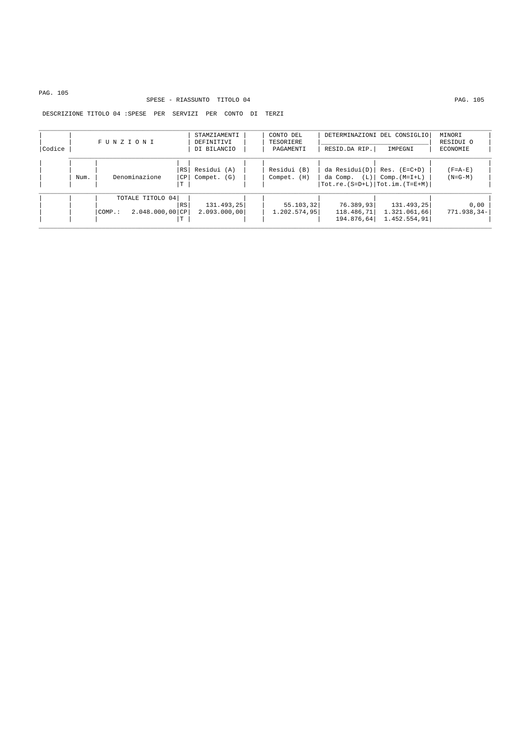SPESE - RIASSUNTO TITOLO 04

DESCRIZIONE TITOLO 04 :SPESE PER SERVIZI PER CONTO DI TERZI

| Codice | FUNZIONI Num. | Denominazione | | STAMZIAMENTI DEFINITIVI DI BILANCIO | CONTO DEL TESORIERE PAGAMENTI | DETERMINAZIONI DEL CONSIGLIO RESID.DA RIP. | IMPEGNI | MINORI RESIDUI O ECONOMIE |
|---|---|---|---|---|---|---|---|---|
| | | | RS<br>CP<br>T | Residui (A)<br>Compet. (G) | Residui (B)<br>Compet. (H) | da Residui(D)<br>da Comp. (L)<br>Tot.re.(S=D+L) | Res. (E=C+D)<br>Comp.(M=I+L)<br>Tot.im.(T=E+M) | (F=A-E)<br>(N=G-M) |
| | | TOTALE TITOLO 04<br>COMP.: 2.048.000,00 | RS<br>CP<br>T | 131.493,25<br>2.093.000,00 | 55.103,32<br>1.202.574,95 | 76.389,93<br>118.486,71<br>194.876,64 | 131.493,25<br>1.321.061,66<br>1.452.554,91 | 0,00<br>771.938,34- |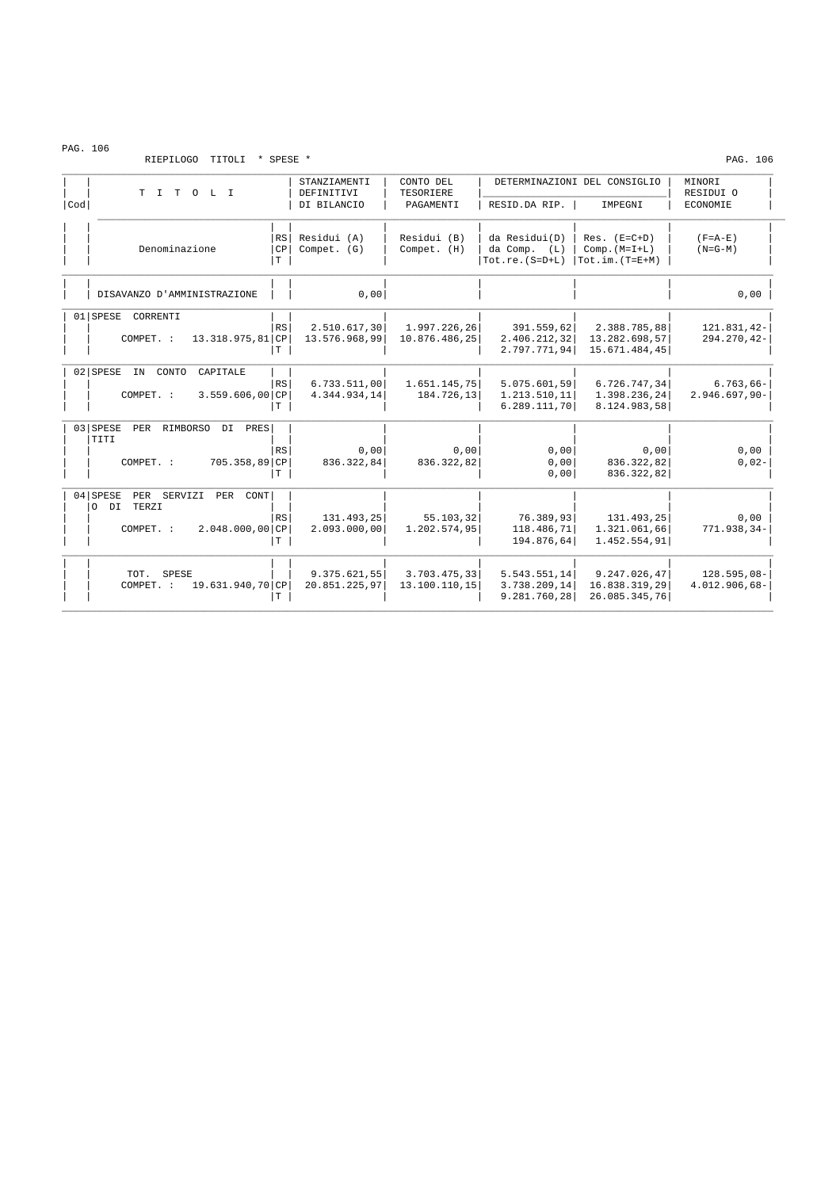RIEPILOGO TITOLI * SPESE *

| Cod | T I T O L I / Denominazione | RS/CP/T | STANZIAMENTI DEFINITIVI DI BILANCIO Residui (A) Compet. (G) | CONTO DEL TESORIERE PAGAMENTI Residui (B) Compet. (H) | DETERMINAZIONI DEL CONSIGLIO RESID.DA RIP. da Residui(D) da Comp. (L) Tot.re.(S=D+L) | DETERMINAZIONI DEL CONSIGLIO IMPEGNI Res. (E=C+D) Comp.(M=I+L) Tot.im.(T=E+M) | MINORI RESIDUI O ECONOMIE (F=A-E) (N=G-M) |
|---|---|---|---|---|---|---|---|
| | DISAVANZO D'AMMINISTRAZIONE | | 0,00 | | | | 0,00 |
| 01 | SPESE CORRENTI | RS | 2.510.617,30 | 1.997.226,26 | 391.559,62 | 2.388.785,88 | 121.831,42- |
| | COMPET. : 13.318.975,81 | CP | 13.576.968,99 | 10.876.486,25 | 2.406.212,32 | 13.282.698,57 | 294.270,42- |
| | | T | | | 2.797.771,94 | 15.671.484,45 | |
| 02 | SPESE IN CONTO CAPITALE | RS | 6.733.511,00 | 1.651.145,75 | 5.075.601,59 | 6.726.747,34 | 6.763,66- |
| | COMPET. : 3.559.606,00 | CP | 4.344.934,14 | 184.726,13 | 1.213.510,11 | 1.398.236,24 | 2.946.697,90- |
| | | T | | | 6.289.111,70 | 8.124.983,58 | |
| 03 | SPESE PER RIMBORSO DI PRESTITI | RS | 0,00 | 0,00 | 0,00 | 0,00 | 0,00 |
| | COMPET. : 705.358,89 | CP | 836.322,84 | 836.322,82 | 0,00 | 836.322,82 | 0,02- |
| | | T | | | 0,00 | 836.322,82 | |
| 04 | SPESE PER SERVIZI PER CONTO DI TERZI | RS | 131.493,25 | 55.103,32 | 76.389,93 | 131.493,25 | 0,00 |
| | COMPET. : 2.048.000,00 | CP | 2.093.000,00 | 1.202.574,95 | 118.486,71 | 1.321.061,66 | 771.938,34- |
| | | T | | | 194.876,64 | 1.452.554,91 | |
| | TOT. SPESE | RS | 9.375.621,55 | 3.703.475,33 | 5.543.551,14 | 9.247.026,47 | 128.595,08- |
| | COMPET. : 19.631.940,70 | CP | 20.851.225,97 | 13.100.110,15 | 3.738.209,14 | 16.838.319,29 | 4.012.906,68- |
| | | T | | | 9.281.760,28 | 26.085.345,76 | |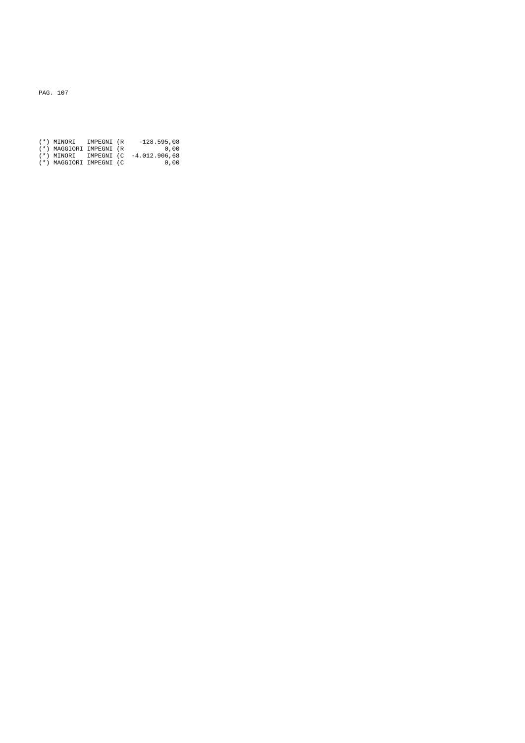```
(*) MINORI   IMPEGNI (R    -128.595,08
(*) MAGGIORI IMPEGNI (R           0,00
(*) MINORI   IMPEGNI (C  -4.012.906,68
(*) MAGGIORI IMPEGNI (C           0,00
```